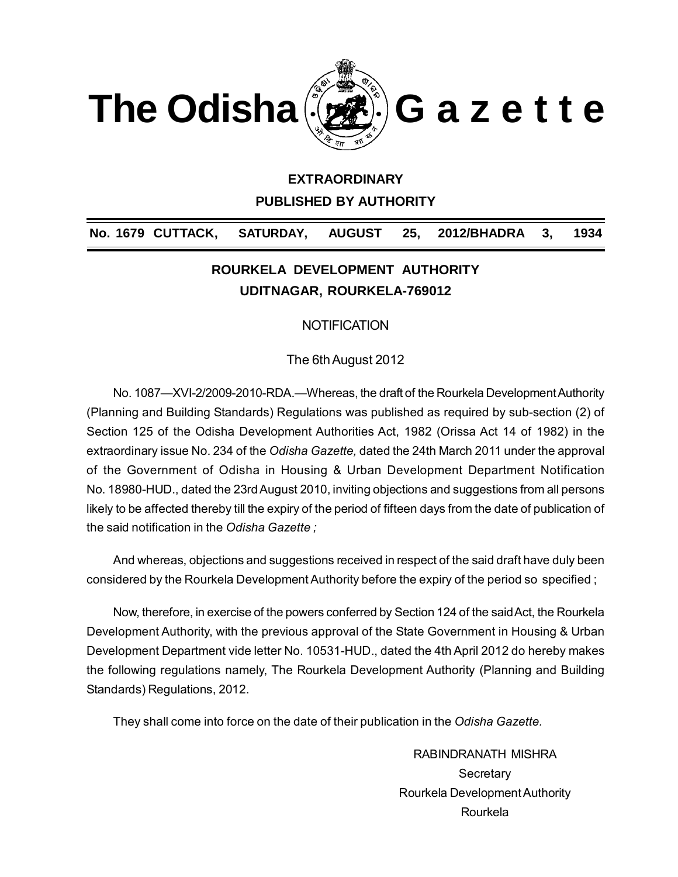# The Odisha G a z e t t e

**EXTRAORDINARY**

**PUBLISHED BY AUTHORITY**

**No. 1679 CUTTACK, SATURDAY, AUGUST 25, 2012/BHADRA 3, 1934**

## ROURKELA DEVELOPMENT AUTHORITY
## UDITNAGAR, ROURKELA-769012

NOTIFICATION

The 6th August 2012

No. 1087—XVI-2/2009-2010-RDA.—Whereas, the draft of the Rourkela Development Authority (Planning and Building Standards) Regulations was published as required by sub-section (2) of Section 125 of the Odisha Development Authorities Act, 1982 (Orissa Act 14 of 1982) in the extraordinary issue No. 234 of the *Odisha Gazette,* dated the 24th March 2011 under the approval of the Government of Odisha in Housing & Urban Development Department Notification No. 18980-HUD., dated the 23rd August 2010, inviting objections and suggestions from all persons likely to be affected thereby till the expiry of the period of fifteen days from the date of publication of the said notification in the *Odisha Gazette ;*

And whereas, objections and suggestions received in respect of the said draft have duly been considered by the Rourkela Development Authority before the expiry of the period so specified ;

Now, therefore, in exercise of the powers conferred by Section 124 of the said Act, the Rourkela Development Authority, with the previous approval of the State Government in Housing & Urban Development Department vide letter No. 10531-HUD., dated the 4th April 2012 do hereby makes the following regulations namely, The Rourkela Development Authority (Planning and Building Standards) Regulations, 2012.

They shall come into force on the date of their publication in the *Odisha Gazette.*

RABINDRANATH MISHRA
Secretary
Rourkela Development Authority
Rourkela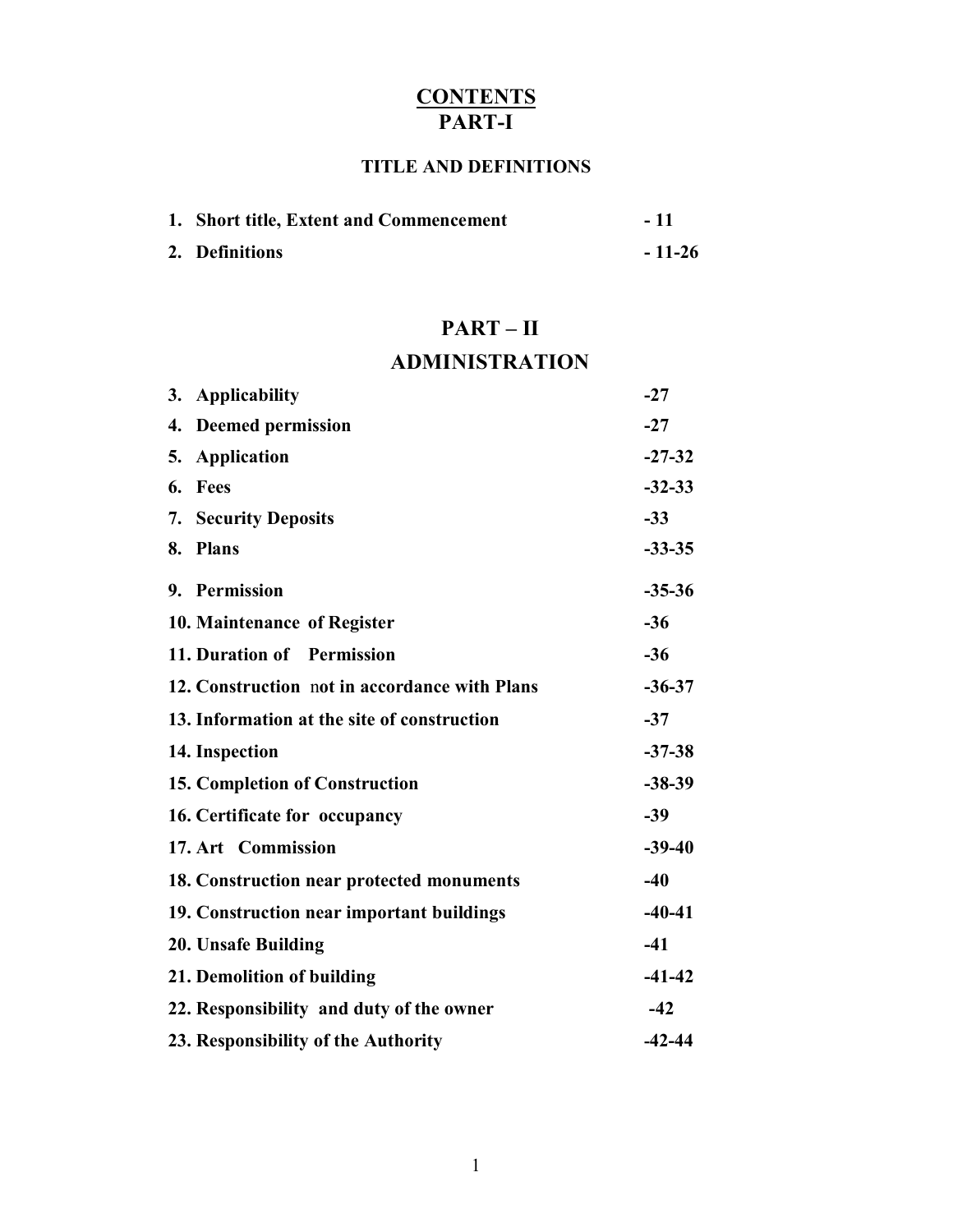# CONTENTS

## PART-I

### TITLE AND DEFINITIONS

| | |
|---|---|
| 1. Short title, Extent and Commencement | - 11 |
| 2. Definitions | - 11-26 |

## PART – II

## ADMINISTRATION

| | |
|---|---|
| 3. Applicability | -27 |
| 4. Deemed permission | -27 |
| 5. Application | -27-32 |
| 6. Fees | -32-33 |
| 7. Security Deposits | -33 |
| 8. Plans | -33-35 |
| 9. Permission | -35-36 |
| 10. Maintenance of Register | -36 |
| 11. Duration of Permission | -36 |
| 12. Construction not in accordance with Plans | -36-37 |
| 13. Information at the site of construction | -37 |
| 14. Inspection | -37-38 |
| 15. Completion of Construction | -38-39 |
| 16. Certificate for occupancy | -39 |
| 17. Art Commission | -39-40 |
| 18. Construction near protected monuments | -40 |
| 19. Construction near important buildings | -40-41 |
| 20. Unsafe Building | -41 |
| 21. Demolition of building | -41-42 |
| 22. Responsibility and duty of the owner | -42 |
| 23. Responsibility of the Authority | -42-44 |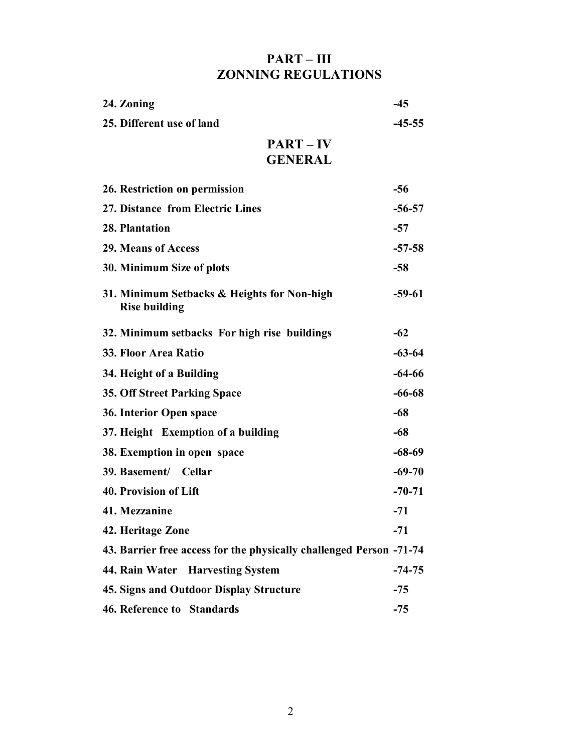# PART – III
# ZONNING REGULATIONS

| | |
|---|---|
| **24. Zoning** | **-45** |
| **25. Different use of land** | **-45-55** |

# PART – IV
# GENERAL

| | |
|---|---|
| **26. Restriction on permission** | **-56** |
| **27. Distance from Electric Lines** | **-56-57** |
| **28. Plantation** | **-57** |
| **29. Means of Access** | **-57-58** |
| **30. Minimum Size of plots** | **-58** |
| **31. Minimum Setbacks & Heights for Non-high Rise building** | **-59-61** |
| **32. Minimum setbacks For high rise buildings** | **-62** |
| **33. Floor Area Ratio** | **-63-64** |
| **34. Height of a Building** | **-64-66** |
| **35. Off Street Parking Space** | **-66-68** |
| **36. Interior Open space** | **-68** |
| **37. Height Exemption of a building** | **-68** |
| **38. Exemption in open space** | **-68-69** |
| **39. Basement/ Cellar** | **-69-70** |
| **40. Provision of Lift** | **-70-71** |
| **41. Mezzanine** | **-71** |
| **42. Heritage Zone** | **-71** |
| **43. Barrier free access for the physically challenged Person** | **-71-74** |
| **44. Rain Water Harvesting System** | **-74-75** |
| **45. Signs and Outdoor Display Structure** | **-75** |
| **46. Reference to Standards** | **-75** |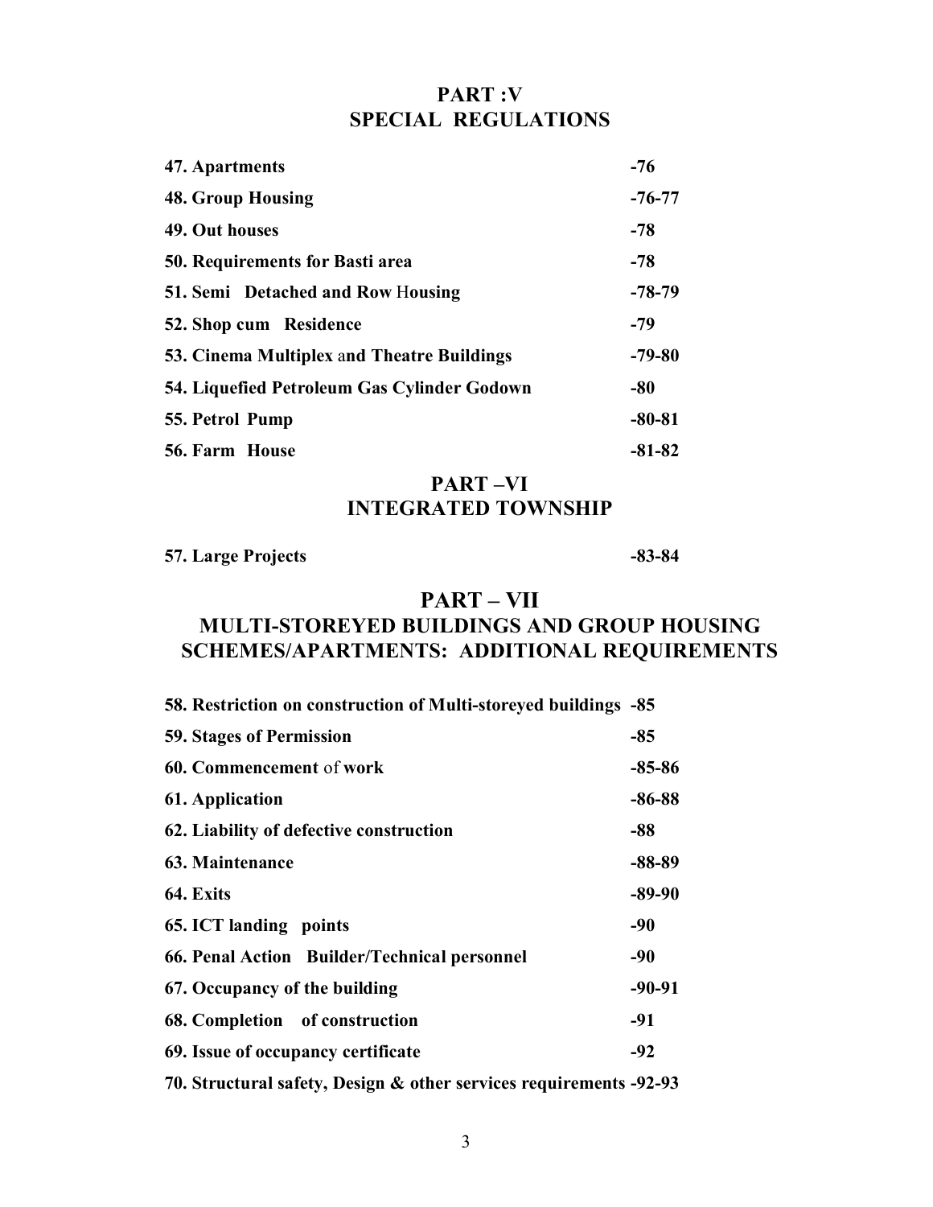## PART :V
## SPECIAL REGULATIONS

| | |
|---|---|
| **47. Apartments** | **-76** |
| **48. Group Housing** | **-76-77** |
| **49. Out houses** | **-78** |
| **50. Requirements for Basti area** | **-78** |
| **51. Semi Detached and Row Housing** | **-78-79** |
| **52. Shop cum Residence** | **-79** |
| **53. Cinema Multiplex and Theatre Buildings** | **-79-80** |
| **54. Liquefied Petroleum Gas Cylinder Godown** | **-80** |
| **55. Petrol Pump** | **-80-81** |
| **56. Farm House** | **-81-82** |

## PART –VI
## INTEGRATED TOWNSHIP

| | |
|---|---|
| **57. Large Projects** | **-83-84** |

## PART – VII
## MULTI-STOREYED BUILDINGS AND GROUP HOUSING SCHEMES/APARTMENTS: ADDITIONAL REQUIREMENTS

| | |
|---|---|
| **58. Restriction on construction of Multi-storeyed buildings** | **-85** |
| **59. Stages of Permission** | **-85** |
| **60. Commencement of work** | **-85-86** |
| **61. Application** | **-86-88** |
| **62. Liability of defective construction** | **-88** |
| **63. Maintenance** | **-88-89** |
| **64. Exits** | **-89-90** |
| **65. ICT landing points** | **-90** |
| **66. Penal Action Builder/Technical personnel** | **-90** |
| **67. Occupancy of the building** | **-90-91** |
| **68. Completion of construction** | **-91** |
| **69. Issue of occupancy certificate** | **-92** |
| **70. Structural safety, Design & other services requirements** | **-92-93** |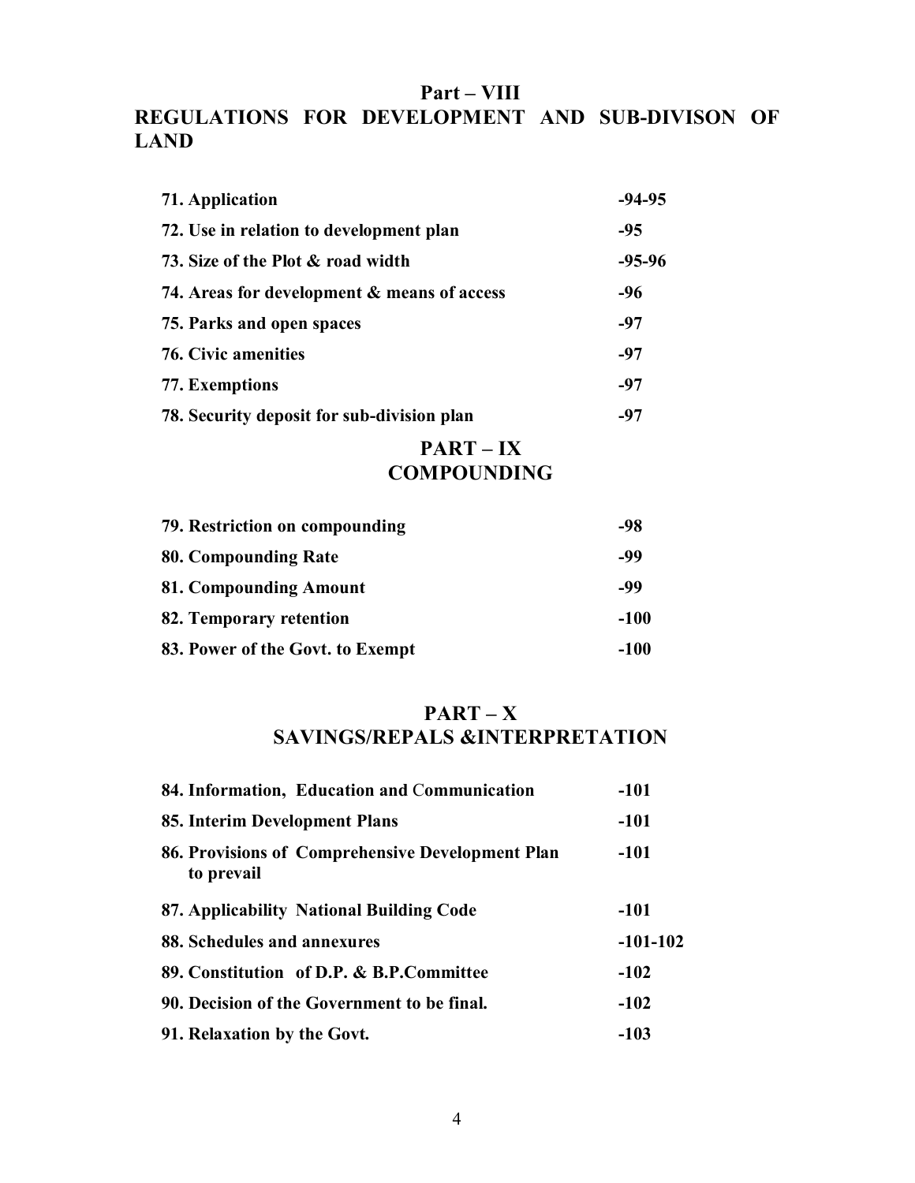## Part – VIII
## REGULATIONS FOR DEVELOPMENT AND SUB-DIVISON OF LAND

| | |
|---|---|
| **71. Application** | **-94-95** |
| **72. Use in relation to development plan** | **-95** |
| **73. Size of the Plot & road width** | **-95-96** |
| **74. Areas for development & means of access** | **-96** |
| **75. Parks and open spaces** | **-97** |
| **76. Civic amenities** | **-97** |
| **77. Exemptions** | **-97** |
| **78. Security deposit for sub-division plan** | **-97** |

## PART – IX
## COMPOUNDING

| | |
|---|---|
| **79. Restriction on compounding** | **-98** |
| **80. Compounding Rate** | **-99** |
| **81. Compounding Amount** | **-99** |
| **82. Temporary retention** | **-100** |
| **83. Power of the Govt. to Exempt** | **-100** |

## PART – X
## SAVINGS/REPALS &INTERPRETATION

| | |
|---|---|
| **84. Information, Education and Communication** | **-101** |
| **85. Interim Development Plans** | **-101** |
| **86. Provisions of Comprehensive Development Plan to prevail** | **-101** |
| **87. Applicability National Building Code** | **-101** |
| **88. Schedules and annexures** | **-101-102** |
| **89. Constitution of D.P. & B.P.Committee** | **-102** |
| **90. Decision of the Government to be final.** | **-102** |
| **91. Relaxation by the Govt.** | **-103** |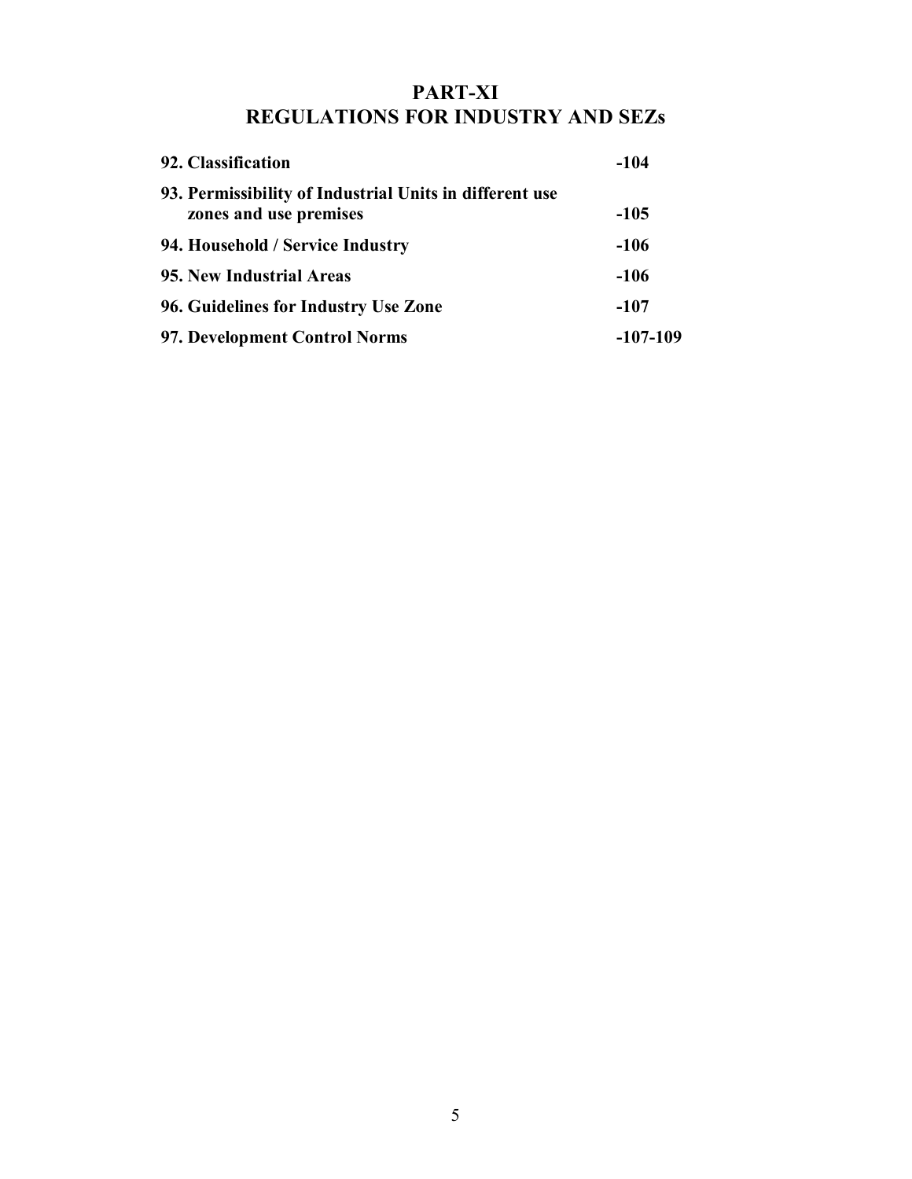# PART-XI
# REGULATIONS FOR INDUSTRY AND SEZs

| | |
|---|---|
| **92. Classification** | **-104** |
| **93. Permissibility of Industrial Units in different use zones and use premises** | **-105** |
| **94. Household / Service Industry** | **-106** |
| **95. New Industrial Areas** | **-106** |
| **96. Guidelines for Industry Use Zone** | **-107** |
| **97. Development Control Norms** | **-107-109** |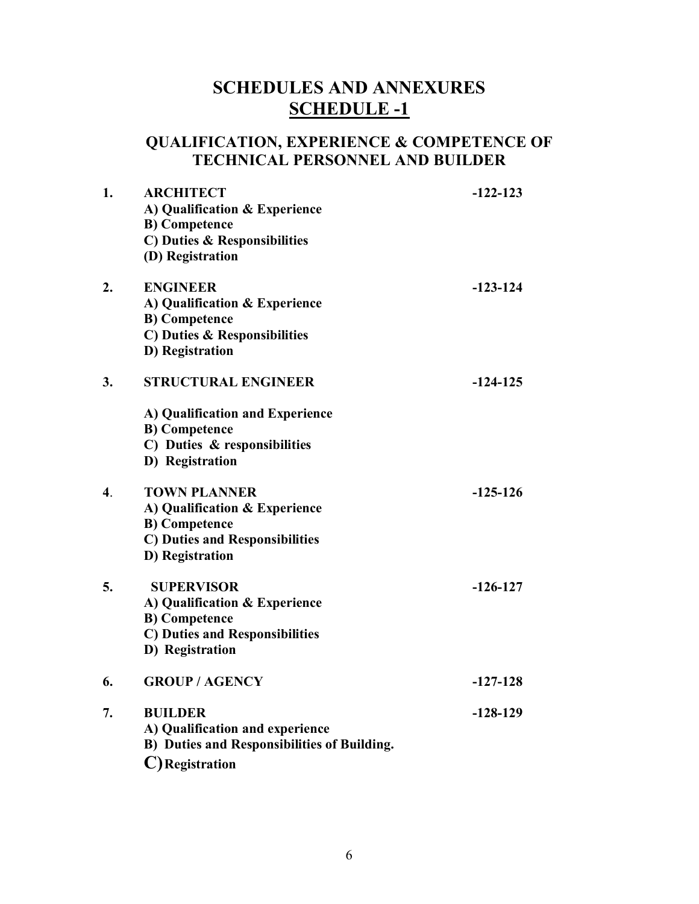# SCHEDULES AND ANNEXURES

## SCHEDULE -1

## QUALIFICATION, EXPERIENCE & COMPETENCE OF TECHNICAL PERSONNEL AND BUILDER

**1. ARCHITECT** **-122-123**

**A) Qualification & Experience**
**B) Competence**
**C) Duties & Responsibilities**
**(D) Registration**

**2. ENGINEER** **-123-124**

**A) Qualification & Experience**
**B) Competence**
**C) Duties & Responsibilities**
**D) Registration**

**3. STRUCTURAL ENGINEER** **-124-125**

**A) Qualification and Experience**
**B) Competence**
**C) Duties & responsibilities**
**D) Registration**

**4. TOWN PLANNER** **-125-126**

**A) Qualification & Experience**
**B) Competence**
**C) Duties and Responsibilities**
**D) Registration**

**5. SUPERVISOR** **-126-127**

**A) Qualification & Experience**
**B) Competence**
**C) Duties and Responsibilities**
**D) Registration**

**6. GROUP / AGENCY** **-127-128**

**7. BUILDER** **-128-129**

**A) Qualification and experience**
**B) Duties and Responsibilities of Building.**
**C) Registration**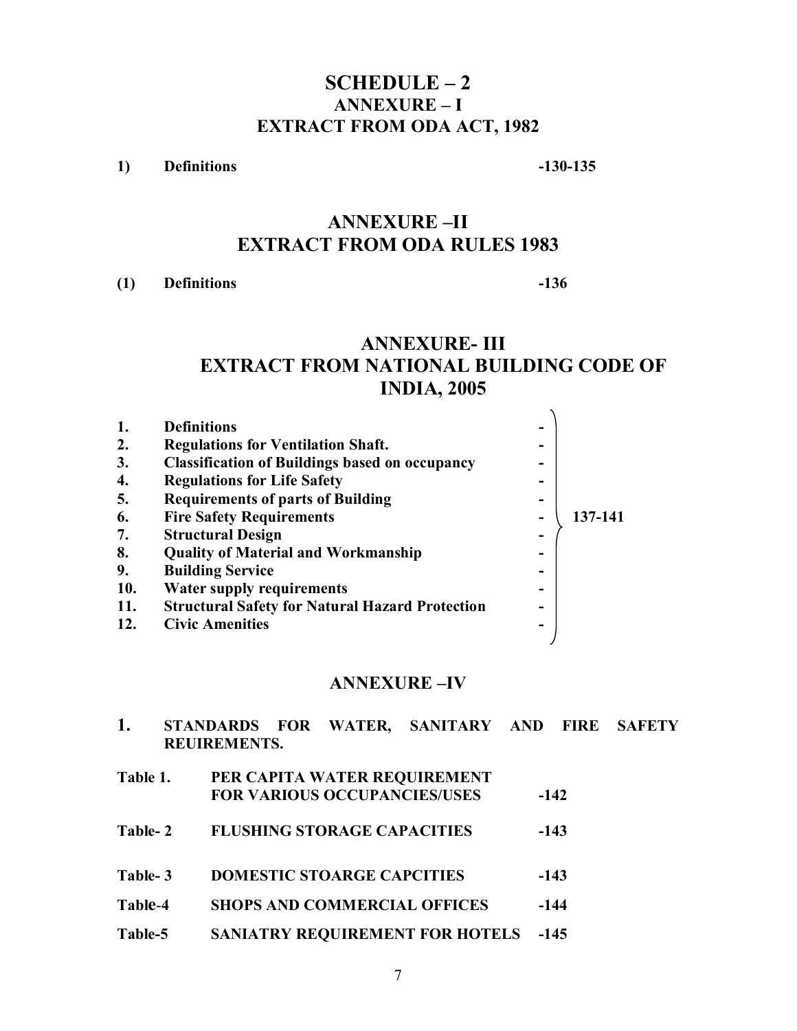# SCHEDULE – 2

## ANNEXURE – I

## EXTRACT FROM ODA ACT, 1982

**1) Definitions -130-135**

## ANNEXURE –II

## EXTRACT FROM ODA RULES 1983

**(1) Definitions -136**

## ANNEXURE- III

## EXTRACT FROM NATIONAL BUILDING CODE OF INDIA, 2005

| | | | |
|---|---|---|---|
| **1.** | **Definitions** | **-** | **137-141** |
| **2.** | **Regulations for Ventilation Shaft.** | **-** | |
| **3.** | **Classification of Buildings based on occupancy** | **-** | |
| **4.** | **Regulations for Life Safety** | **-** | |
| **5.** | **Requirements of parts of Building** | **-** | |
| **6.** | **Fire Safety Requirements** | **-** | |
| **7.** | **Structural Design** | **-** | |
| **8.** | **Quality of Material and Workmanship** | **-** | |
| **9.** | **Building Service** | **-** | |
| **10.** | **Water supply requirements** | **-** | |
| **11.** | **Structural Safety for Natural Hazard Protection** | **-** | |
| **12.** | **Civic Amenities** | **-** | |

## ANNEXURE –IV

**1. STANDARDS FOR WATER, SANITARY AND FIRE SAFETY REUIREMENTS.**

| | | |
|---|---|---|
| **Table 1.** | **PER CAPITA WATER REQUIREMENT FOR VARIOUS OCCUPANCIES/USES** | **-142** |
| **Table- 2** | **FLUSHING STORAGE CAPACITIES** | **-143** |
| **Table- 3** | **DOMESTIC STOARGE CAPCITIES** | **-143** |
| **Table-4** | **SHOPS AND COMMERCIAL OFFICES** | **-144** |
| **Table-5** | **SANIATRY REQUIREMENT FOR HOTELS** | **-145** |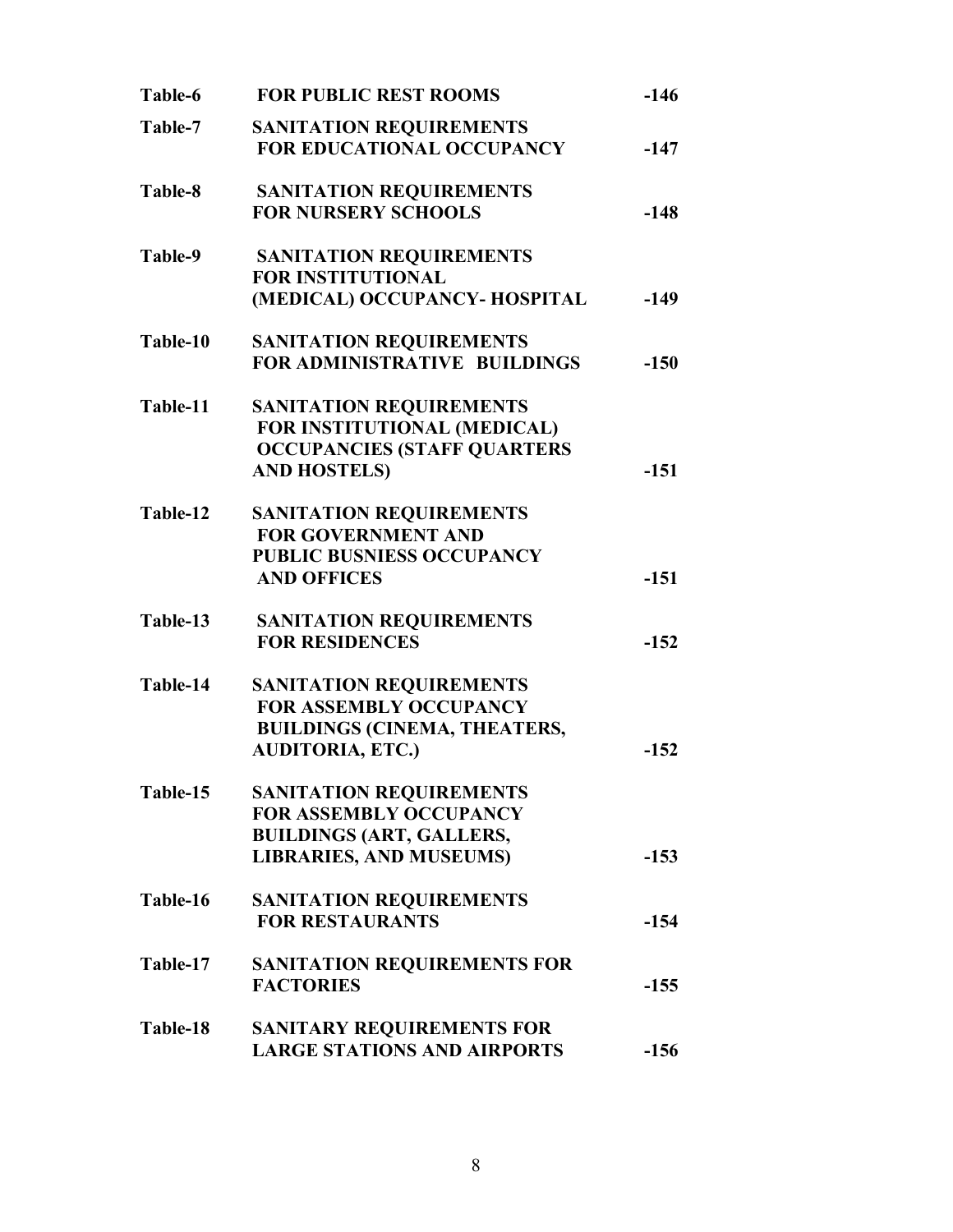| | | |
|---|---|---|
| **Table-6** | **FOR PUBLIC REST ROOMS** | **-146** |
| **Table-7** | **SANITATION REQUIREMENTS FOR EDUCATIONAL OCCUPANCY** | **-147** |
| **Table-8** | **SANITATION REQUIREMENTS FOR NURSERY SCHOOLS** | **-148** |
| **Table-9** | **SANITATION REQUIREMENTS FOR INSTITUTIONAL (MEDICAL) OCCUPANCY- HOSPITAL** | **-149** |
| **Table-10** | **SANITATION REQUIREMENTS FOR ADMINISTRATIVE BUILDINGS** | **-150** |
| **Table-11** | **SANITATION REQUIREMENTS FOR INSTITUTIONAL (MEDICAL) OCCUPANCIES (STAFF QUARTERS AND HOSTELS)** | **-151** |
| **Table-12** | **SANITATION REQUIREMENTS FOR GOVERNMENT AND PUBLIC BUSNIESS OCCUPANCY AND OFFICES** | **-151** |
| **Table-13** | **SANITATION REQUIREMENTS FOR RESIDENCES** | **-152** |
| **Table-14** | **SANITATION REQUIREMENTS FOR ASSEMBLY OCCUPANCY BUILDINGS (CINEMA, THEATERS, AUDITORIA, ETC.)** | **-152** |
| **Table-15** | **SANITATION REQUIREMENTS FOR ASSEMBLY OCCUPANCY BUILDINGS (ART, GALLERS, LIBRARIES, AND MUSEUMS)** | **-153** |
| **Table-16** | **SANITATION REQUIREMENTS FOR RESTAURANTS** | **-154** |
| **Table-17** | **SANITATION REQUIREMENTS FOR FACTORIES** | **-155** |
| **Table-18** | **SANITARY REQUIREMENTS FOR LARGE STATIONS AND AIRPORTS** | **-156** |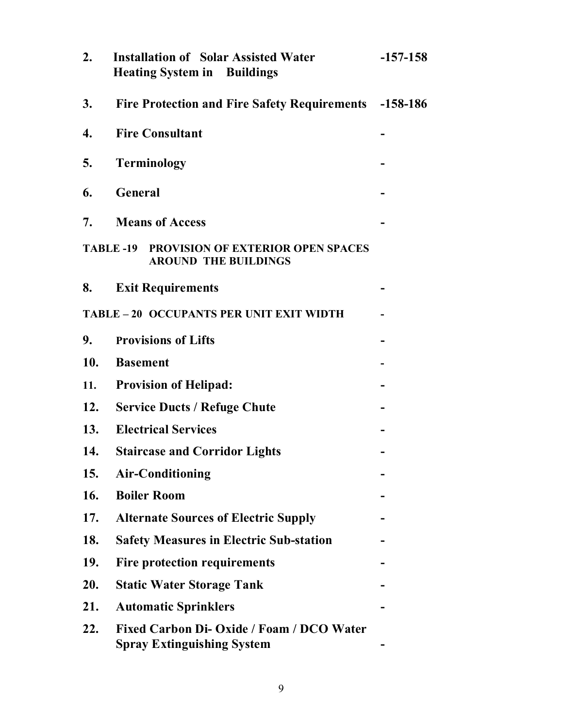| | | |
|---|---|---|
| **2.** | **Installation of Solar Assisted Water Heating System in Buildings** | **-157-158** |
| **3.** | **Fire Protection and Fire Safety Requirements** | **-158-186** |
| **4.** | **Fire Consultant** | **-** |
| **5.** | **Terminology** | **-** |
| **6.** | **General** | **-** |
| **7.** | **Means of Access** | **-** |
| **TABLE -19** | **PROVISION OF EXTERIOR OPEN SPACES AROUND THE BUILDINGS** | |
| **8.** | **Exit Requirements** | **-** |
| **TABLE – 20** | **OCCUPANTS PER UNIT EXIT WIDTH** | **-** |
| **9.** | **Provisions of Lifts** | **-** |
| **10.** | **Basement** | **-** |
| **11.** | **Provision of Helipad:** | **-** |
| **12.** | **Service Ducts / Refuge Chute** | **-** |
| **13.** | **Electrical Services** | **-** |
| **14.** | **Staircase and Corridor Lights** | **-** |
| **15.** | **Air-Conditioning** | **-** |
| **16.** | **Boiler Room** | **-** |
| **17.** | **Alternate Sources of Electric Supply** | **-** |
| **18.** | **Safety Measures in Electric Sub-station** | **-** |
| **19.** | **Fire protection requirements** | **-** |
| **20.** | **Static Water Storage Tank** | **-** |
| **21.** | **Automatic Sprinklers** | **-** |
| **22.** | **Fixed Carbon Di- Oxide / Foam / DCO Water Spray Extinguishing System** | **-** |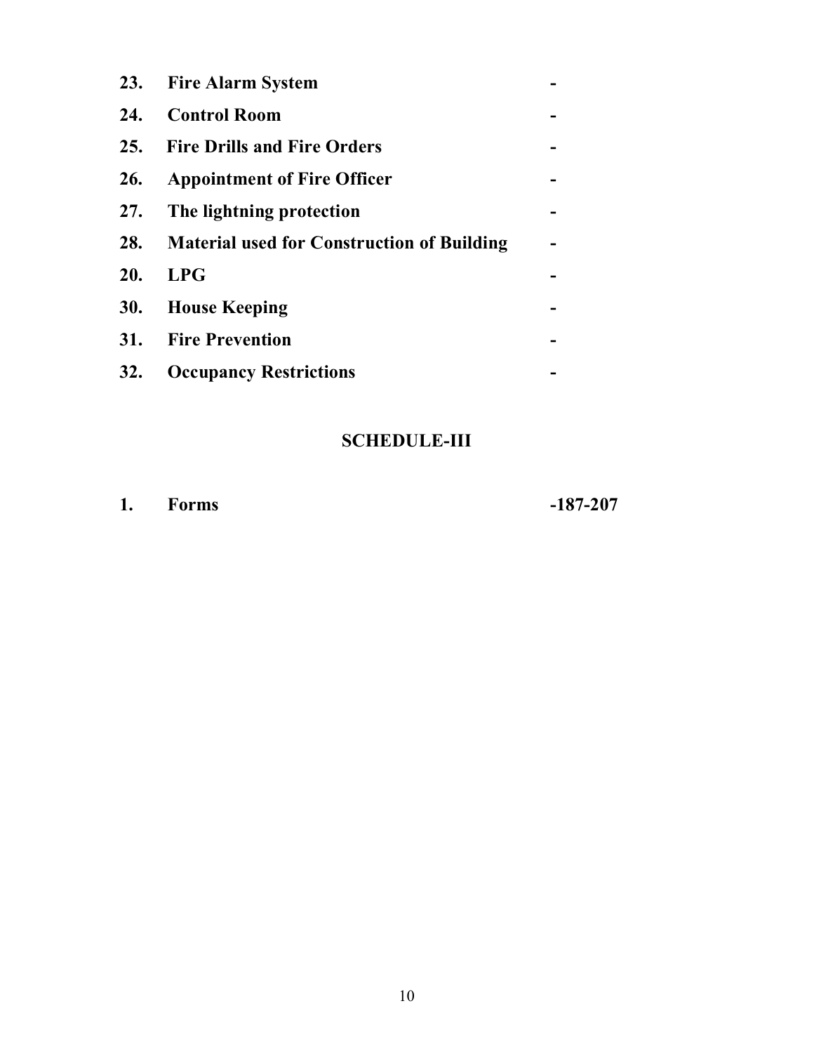| | | |
|---|---|---|
| **23.** | **Fire Alarm System** | **-** |
| **24.** | **Control Room** | **-** |
| **25.** | **Fire Drills and Fire Orders** | **-** |
| **26.** | **Appointment of Fire Officer** | **-** |
| **27.** | **The lightning protection** | **-** |
| **28.** | **Material used for Construction of Building** | **-** |
| **20.** | **LPG** | **-** |
| **30.** | **House Keeping** | **-** |
| **31.** | **Fire Prevention** | **-** |
| **32.** | **Occupancy Restrictions** | **-** |

## SCHEDULE-III

| | | |
|---|---|---|
| **1.** | **Forms** | **-187-207** |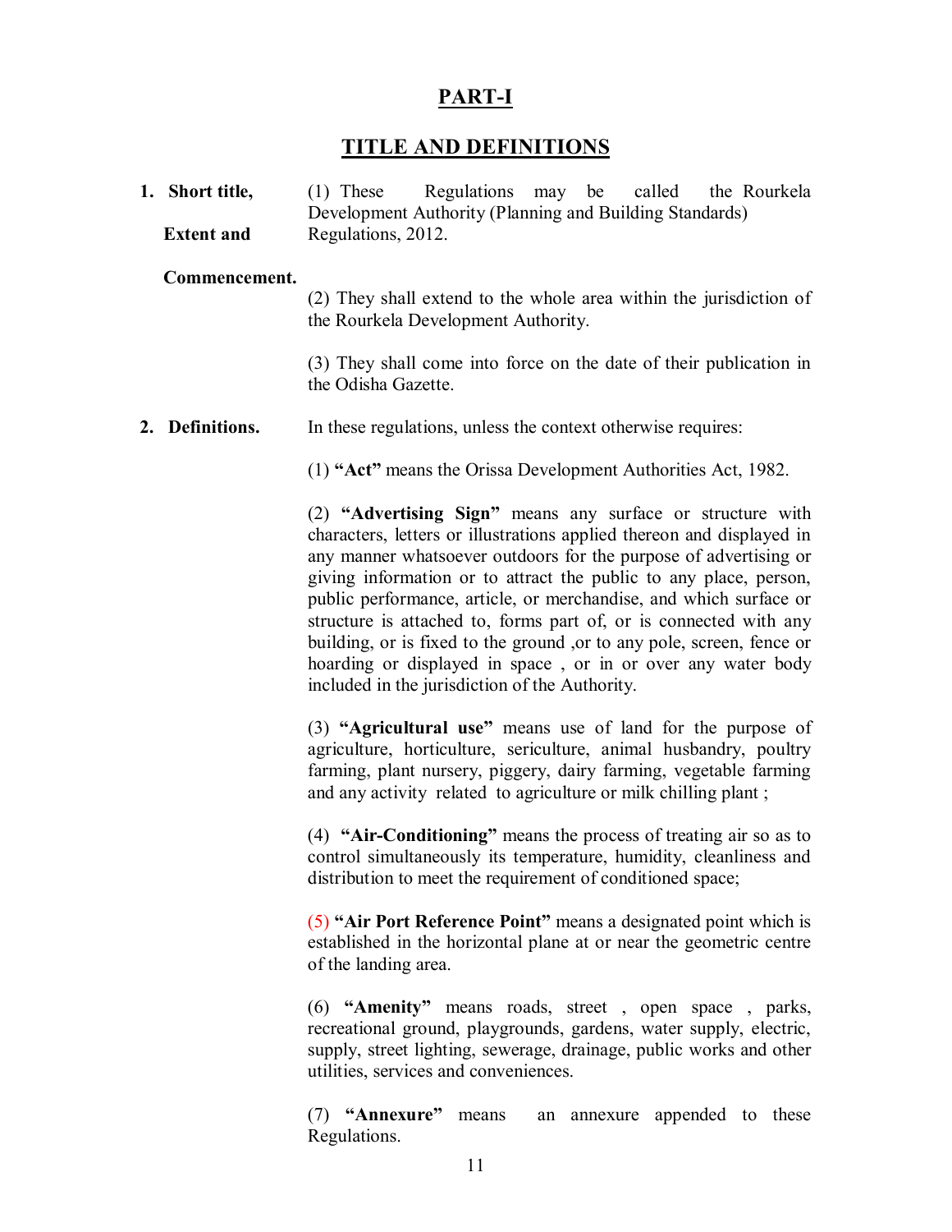# PART-I

## TITLE AND DEFINITIONS

**1. Short title, Extent and Commencement.**

(1) These Regulations may be called the Rourkela Development Authority (Planning and Building Standards) Regulations, 2012.

(2) They shall extend to the whole area within the jurisdiction of the Rourkela Development Authority.

(3) They shall come into force on the date of their publication in the Odisha Gazette.

**2. Definitions.**

In these regulations, unless the context otherwise requires:

(1) **"Act"** means the Orissa Development Authorities Act, 1982.

(2) **"Advertising Sign"** means any surface or structure with characters, letters or illustrations applied thereon and displayed in any manner whatsoever outdoors for the purpose of advertising or giving information or to attract the public to any place, person, public performance, article, or merchandise, and which surface or structure is attached to, forms part of, or is connected with any building, or is fixed to the ground ,or to any pole, screen, fence or hoarding or displayed in space , or in or over any water body included in the jurisdiction of the Authority.

(3) **"Agricultural use"** means use of land for the purpose of agriculture, horticulture, sericulture, animal husbandry, poultry farming, plant nursery, piggery, dairy farming, vegetable farming and any activity related to agriculture or milk chilling plant ;

(4) **"Air-Conditioning"** means the process of treating air so as to control simultaneously its temperature, humidity, cleanliness and distribution to meet the requirement of conditioned space;

(5) **"Air Port Reference Point"** means a designated point which is established in the horizontal plane at or near the geometric centre of the landing area.

(6) **"Amenity"** means roads, street , open space , parks, recreational ground, playgrounds, gardens, water supply, electric, supply, street lighting, sewerage, drainage, public works and other utilities, services and conveniences.

(7) **"Annexure"** means an annexure appended to these Regulations.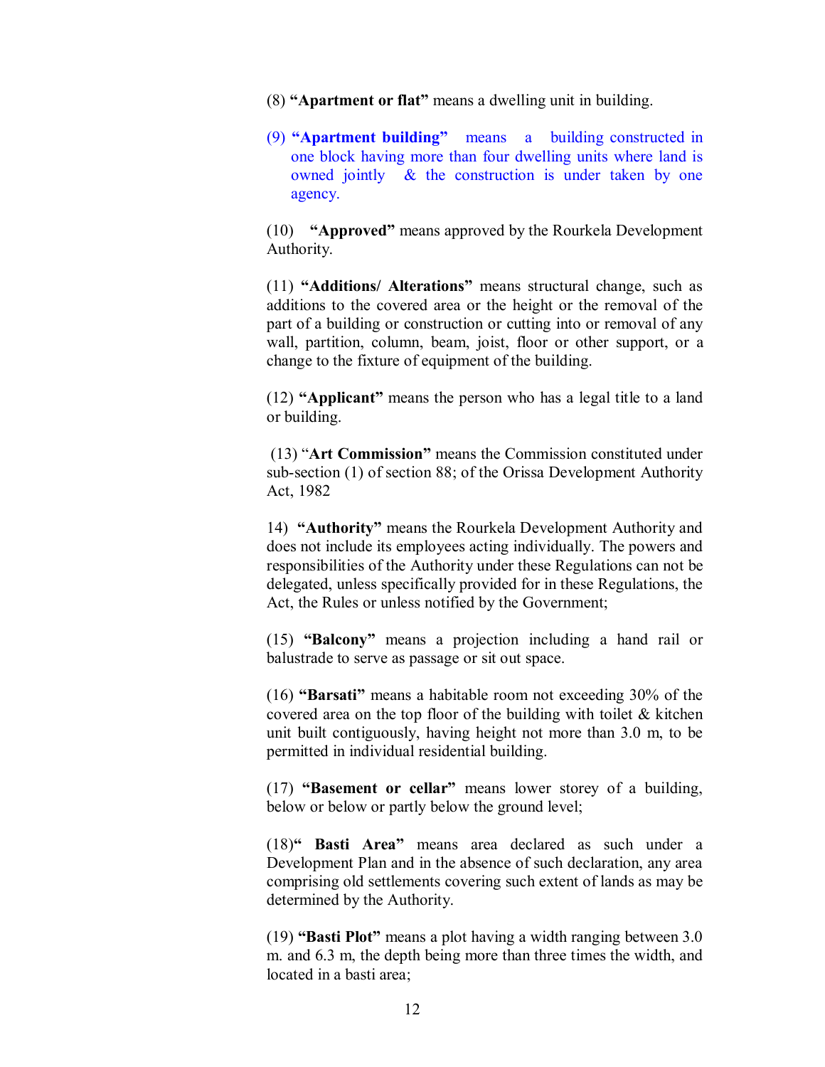(8) **"Apartment or flat"** means a dwelling unit in building.

(9) **"Apartment building"** means a building constructed in one block having more than four dwelling units where land is owned jointly & the construction is under taken by one agency.

(10) **"Approved"** means approved by the Rourkela Development Authority.

(11) **"Additions/ Alterations"** means structural change, such as additions to the covered area or the height or the removal of the part of a building or construction or cutting into or removal of any wall, partition, column, beam, joist, floor or other support, or a change to the fixture of equipment of the building.

(12) **"Applicant"** means the person who has a legal title to a land or building.

(13) "**Art Commission"** means the Commission constituted under sub-section (1) of section 88; of the Orissa Development Authority Act, 1982

14) **"Authority"** means the Rourkela Development Authority and does not include its employees acting individually. The powers and responsibilities of the Authority under these Regulations can not be delegated, unless specifically provided for in these Regulations, the Act, the Rules or unless notified by the Government;

(15) **"Balcony"** means a projection including a hand rail or balustrade to serve as passage or sit out space.

(16) **"Barsati"** means a habitable room not exceeding 30% of the covered area on the top floor of the building with toilet & kitchen unit built contiguously, having height not more than 3.0 m, to be permitted in individual residential building.

(17) **"Basement or cellar"** means lower storey of a building, below or below or partly below the ground level;

(18)**" Basti Area"** means area declared as such under a Development Plan and in the absence of such declaration, any area comprising old settlements covering such extent of lands as may be determined by the Authority.

(19) **"Basti Plot"** means a plot having a width ranging between 3.0 m. and 6.3 m, the depth being more than three times the width, and located in a basti area;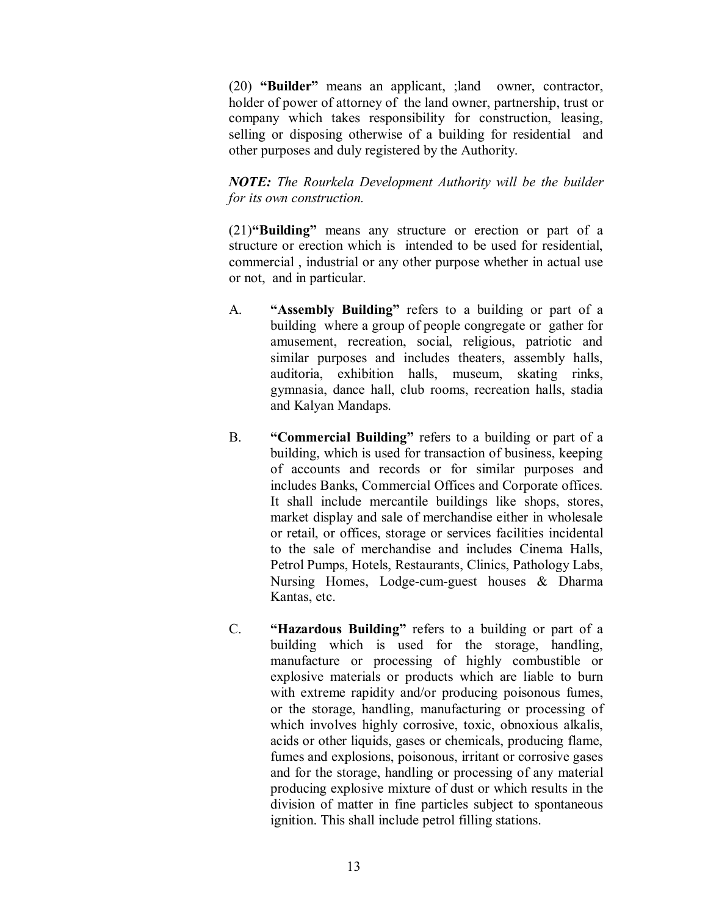(20) **"Builder"** means an applicant, ;land owner, contractor, holder of power of attorney of the land owner, partnership, trust or company which takes responsibility for construction, leasing, selling or disposing otherwise of a building for residential and other purposes and duly registered by the Authority.

***NOTE:*** *The Rourkela Development Authority will be the builder for its own construction.*

(21)**"Building"** means any structure or erection or part of a structure or erection which is intended to be used for residential, commercial , industrial or any other purpose whether in actual use or not, and in particular.

A. **"Assembly Building"** refers to a building or part of a building where a group of people congregate or gather for amusement, recreation, social, religious, patriotic and similar purposes and includes theaters, assembly halls, auditoria, exhibition halls, museum, skating rinks, gymnasia, dance hall, club rooms, recreation halls, stadia and Kalyan Mandaps.

B. **"Commercial Building"** refers to a building or part of a building, which is used for transaction of business, keeping of accounts and records or for similar purposes and includes Banks, Commercial Offices and Corporate offices. It shall include mercantile buildings like shops, stores, market display and sale of merchandise either in wholesale or retail, or offices, storage or services facilities incidental to the sale of merchandise and includes Cinema Halls, Petrol Pumps, Hotels, Restaurants, Clinics, Pathology Labs, Nursing Homes, Lodge-cum-guest houses & Dharma Kantas, etc.

C. **"Hazardous Building"** refers to a building or part of a building which is used for the storage, handling, manufacture or processing of highly combustible or explosive materials or products which are liable to burn with extreme rapidity and/or producing poisonous fumes, or the storage, handling, manufacturing or processing of which involves highly corrosive, toxic, obnoxious alkalis, acids or other liquids, gases or chemicals, producing flame, fumes and explosions, poisonous, irritant or corrosive gases and for the storage, handling or processing of any material producing explosive mixture of dust or which results in the division of matter in fine particles subject to spontaneous ignition. This shall include petrol filling stations.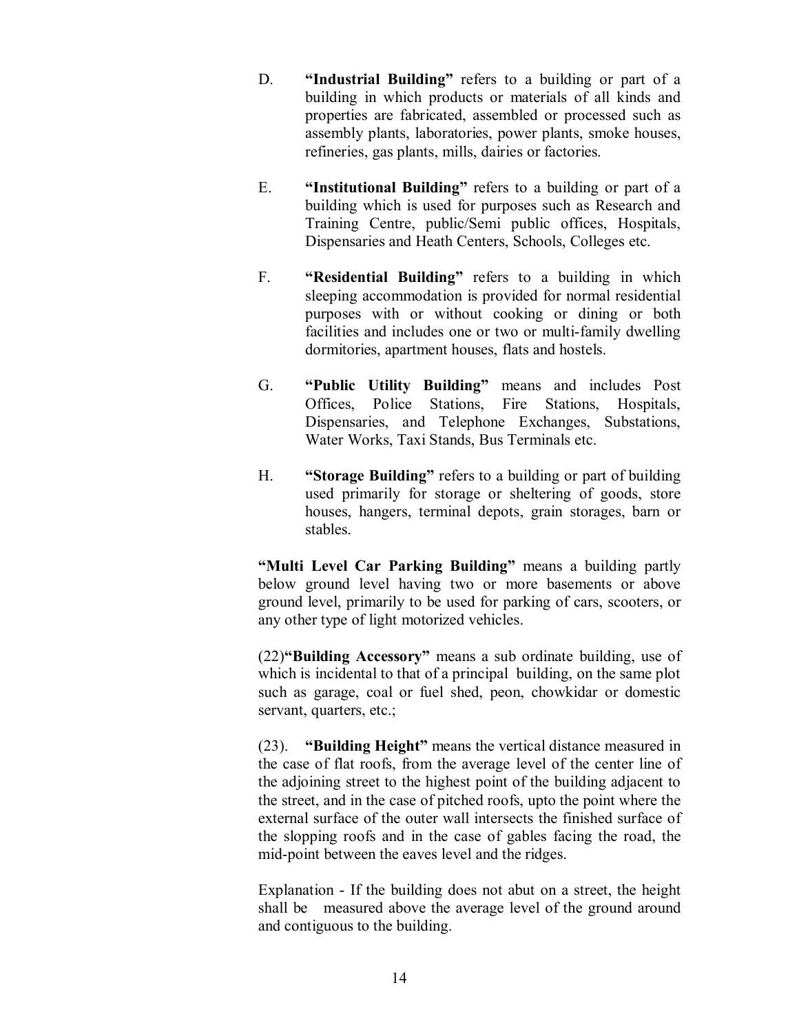D. **"Industrial Building"** refers to a building or part of a building in which products or materials of all kinds and properties are fabricated, assembled or processed such as assembly plants, laboratories, power plants, smoke houses, refineries, gas plants, mills, dairies or factories.

E. **"Institutional Building"** refers to a building or part of a building which is used for purposes such as Research and Training Centre, public/Semi public offices, Hospitals, Dispensaries and Heath Centers, Schools, Colleges etc.

F. **"Residential Building"** refers to a building in which sleeping accommodation is provided for normal residential purposes with or without cooking or dining or both facilities and includes one or two or multi-family dwelling dormitories, apartment houses, flats and hostels.

G. **"Public Utility Building"** means and includes Post Offices, Police Stations, Fire Stations, Hospitals, Dispensaries, and Telephone Exchanges, Substations, Water Works, Taxi Stands, Bus Terminals etc.

H. **"Storage Building"** refers to a building or part of building used primarily for storage or sheltering of goods, store houses, hangers, terminal depots, grain storages, barn or stables.

**"Multi Level Car Parking Building"** means a building partly below ground level having two or more basements or above ground level, primarily to be used for parking of cars, scooters, or any other type of light motorized vehicles.

(22)**"Building Accessory"** means a sub ordinate building, use of which is incidental to that of a principal building, on the same plot such as garage, coal or fuel shed, peon, chowkidar or domestic servant, quarters, etc.;

(23). **"Building Height"** means the vertical distance measured in the case of flat roofs, from the average level of the center line of the adjoining street to the highest point of the building adjacent to the street, and in the case of pitched roofs, upto the point where the external surface of the outer wall intersects the finished surface of the slopping roofs and in the case of gables facing the road, the mid-point between the eaves level and the ridges.

Explanation - If the building does not abut on a street, the height shall be measured above the average level of the ground around and contiguous to the building.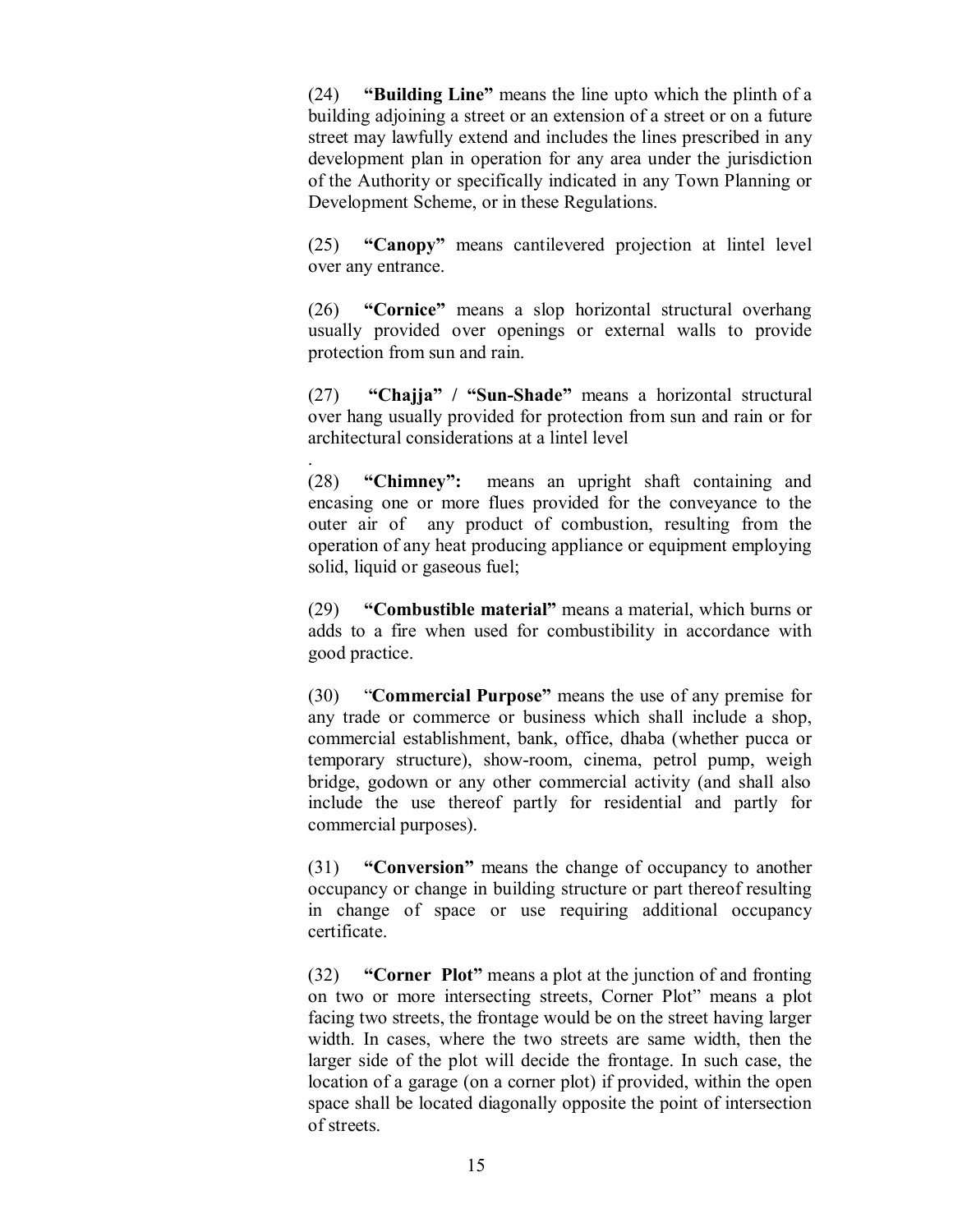(24) **"Building Line"** means the line upto which the plinth of a building adjoining a street or an extension of a street or on a future street may lawfully extend and includes the lines prescribed in any development plan in operation for any area under the jurisdiction of the Authority or specifically indicated in any Town Planning or Development Scheme, or in these Regulations.

(25) **"Canopy"** means cantilevered projection at lintel level over any entrance.

(26) **"Cornice"** means a slop horizontal structural overhang usually provided over openings or external walls to provide protection from sun and rain.

(27) **"Chajja" / "Sun-Shade"** means a horizontal structural over hang usually provided for protection from sun and rain or for architectural considerations at a lintel level

.

(28) **"Chimney":** means an upright shaft containing and encasing one or more flues provided for the conveyance to the outer air of any product of combustion, resulting from the operation of any heat producing appliance or equipment employing solid, liquid or gaseous fuel;

(29) **"Combustible material"** means a material, which burns or adds to a fire when used for combustibility in accordance with good practice.

(30) "**Commercial Purpose"** means the use of any premise for any trade or commerce or business which shall include a shop, commercial establishment, bank, office, dhaba (whether pucca or temporary structure), show-room, cinema, petrol pump, weigh bridge, godown or any other commercial activity (and shall also include the use thereof partly for residential and partly for commercial purposes).

(31) **"Conversion"** means the change of occupancy to another occupancy or change in building structure or part thereof resulting in change of space or use requiring additional occupancy certificate.

(32) **"Corner Plot"** means a plot at the junction of and fronting on two or more intersecting streets, Corner Plot" means a plot facing two streets, the frontage would be on the street having larger width. In cases, where the two streets are same width, then the larger side of the plot will decide the frontage. In such case, the location of a garage (on a corner plot) if provided, within the open space shall be located diagonally opposite the point of intersection of streets.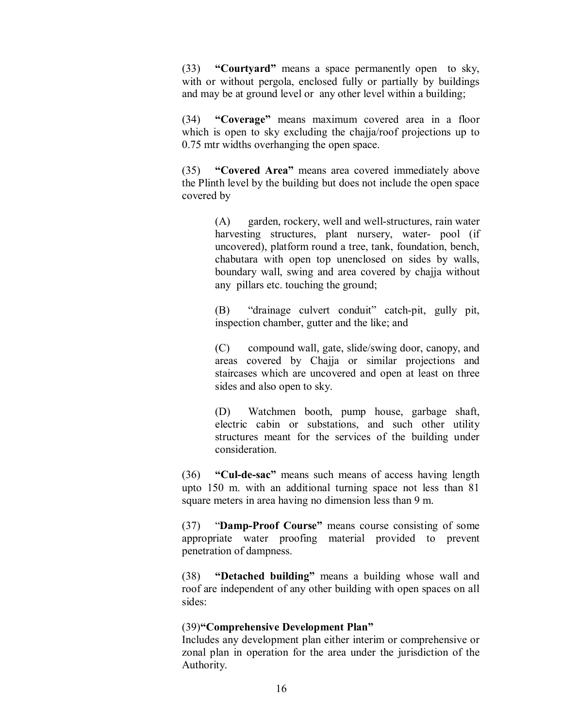(33) **"Courtyard"** means a space permanently open to sky, with or without pergola, enclosed fully or partially by buildings and may be at ground level or any other level within a building;

(34) **"Coverage"** means maximum covered area in a floor which is open to sky excluding the chajja/roof projections up to 0.75 mtr widths overhanging the open space.

(35) **"Covered Area"** means area covered immediately above the Plinth level by the building but does not include the open space covered by

> (A) garden, rockery, well and well-structures, rain water harvesting structures, plant nursery, water- pool (if uncovered), platform round a tree, tank, foundation, bench, chabutara with open top unenclosed on sides by walls, boundary wall, swing and area covered by chajja without any pillars etc. touching the ground;
>
> (B) "drainage culvert conduit" catch-pit, gully pit, inspection chamber, gutter and the like; and
>
> (C) compound wall, gate, slide/swing door, canopy, and areas covered by Chajja or similar projections and staircases which are uncovered and open at least on three sides and also open to sky.
>
> (D) Watchmen booth, pump house, garbage shaft, electric cabin or substations, and such other utility structures meant for the services of the building under consideration.

(36) **"Cul-de-sac"** means such means of access having length upto 150 m. with an additional turning space not less than 81 square meters in area having no dimension less than 9 m.

(37) "**Damp-Proof Course"** means course consisting of some appropriate water proofing material provided to prevent penetration of dampness.

(38) **"Detached building"** means a building whose wall and roof are independent of any other building with open spaces on all sides:

(39)**"Comprehensive Development Plan"**
Includes any development plan either interim or comprehensive or zonal plan in operation for the area under the jurisdiction of the Authority.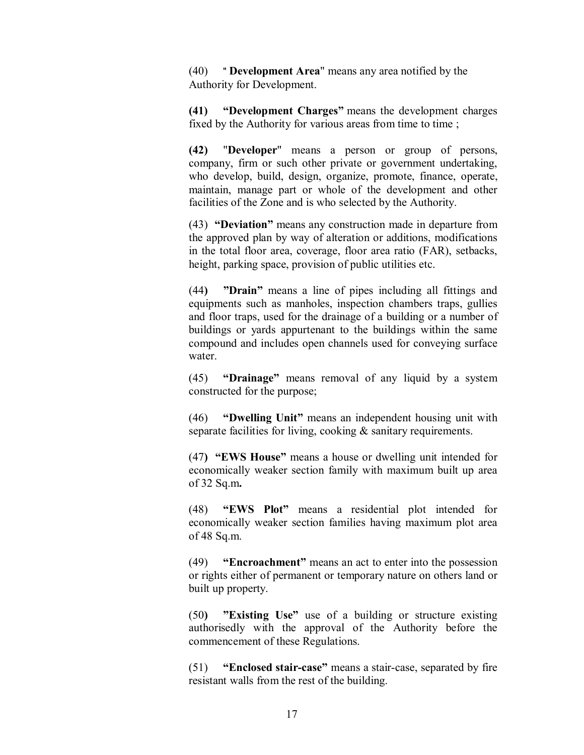(40) " **Development Area**" means any area notified by the Authority for Development.

**(41) "Development Charges"** means the development charges fixed by the Authority for various areas from time to time ;

**(42)** "**Developer**" means a person or group of persons, company, firm or such other private or government undertaking, who develop, build, design, organize, promote, finance, operate, maintain, manage part or whole of the development and other facilities of the Zone and is who selected by the Authority.

(43) **"Deviation"** means any construction made in departure from the approved plan by way of alteration or additions, modifications in the total floor area, coverage, floor area ratio (FAR), setbacks, height, parking space, provision of public utilities etc.

(44**) "Drain"** means a line of pipes including all fittings and equipments such as manholes, inspection chambers traps, gullies and floor traps, used for the drainage of a building or a number of buildings or yards appurtenant to the buildings within the same compound and includes open channels used for conveying surface water.

(45) **"Drainage"** means removal of any liquid by a system constructed for the purpose;

(46) **"Dwelling Unit"** means an independent housing unit with separate facilities for living, cooking & sanitary requirements.

(47**) "EWS House"** means a house or dwelling unit intended for economically weaker section family with maximum built up area of 32 Sq.m**.**

(48) **"EWS Plot"** means a residential plot intended for economically weaker section families having maximum plot area of 48 Sq.m.

(49) **"Encroachment"** means an act to enter into the possession or rights either of permanent or temporary nature on others land or built up property.

(50**) "Existing Use"** use of a building or structure existing authorisedly with the approval of the Authority before the commencement of these Regulations.

(51) **"Enclosed stair-case"** means a stair-case, separated by fire resistant walls from the rest of the building.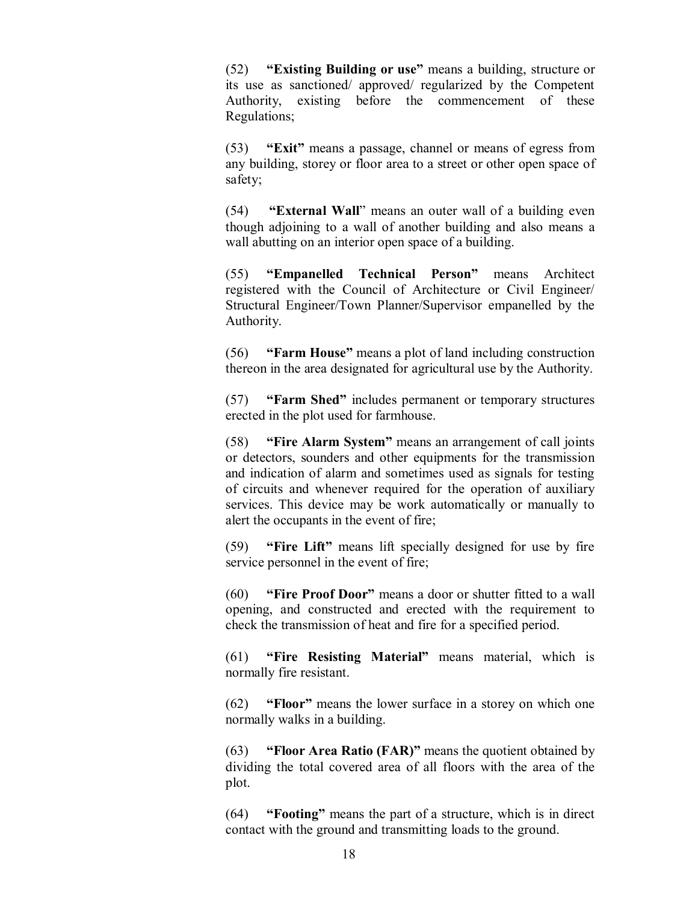(52) **"Existing Building or use"** means a building, structure or its use as sanctioned/ approved/ regularized by the Competent Authority, existing before the commencement of these Regulations;

(53) **"Exit"** means a passage, channel or means of egress from any building, storey or floor area to a street or other open space of safety;

(54) **"External Wall**" means an outer wall of a building even though adjoining to a wall of another building and also means a wall abutting on an interior open space of a building.

(55) **"Empanelled Technical Person"** means Architect registered with the Council of Architecture or Civil Engineer/ Structural Engineer/Town Planner/Supervisor empanelled by the Authority.

(56) **"Farm House"** means a plot of land including construction thereon in the area designated for agricultural use by the Authority.

(57) **"Farm Shed"** includes permanent or temporary structures erected in the plot used for farmhouse.

(58) **"Fire Alarm System"** means an arrangement of call joints or detectors, sounders and other equipments for the transmission and indication of alarm and sometimes used as signals for testing of circuits and whenever required for the operation of auxiliary services. This device may be work automatically or manually to alert the occupants in the event of fire;

(59) **"Fire Lift"** means lift specially designed for use by fire service personnel in the event of fire;

(60) **"Fire Proof Door"** means a door or shutter fitted to a wall opening, and constructed and erected with the requirement to check the transmission of heat and fire for a specified period.

(61) **"Fire Resisting Material"** means material, which is normally fire resistant.

(62) **"Floor"** means the lower surface in a storey on which one normally walks in a building.

(63) **"Floor Area Ratio (FAR)"** means the quotient obtained by dividing the total covered area of all floors with the area of the plot.

(64) **"Footing"** means the part of a structure, which is in direct contact with the ground and transmitting loads to the ground.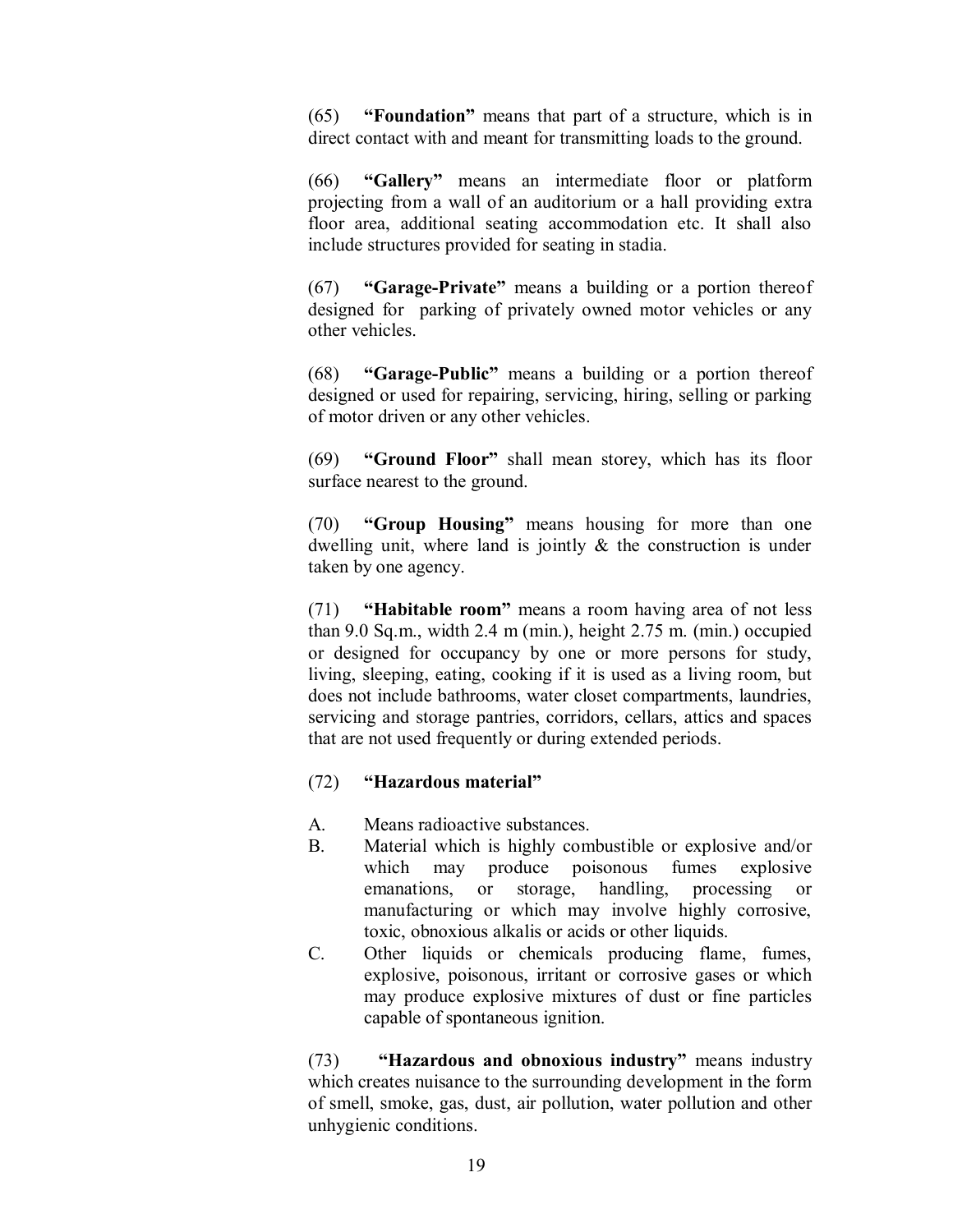(65) **"Foundation"** means that part of a structure, which is in direct contact with and meant for transmitting loads to the ground.

(66) **"Gallery"** means an intermediate floor or platform projecting from a wall of an auditorium or a hall providing extra floor area, additional seating accommodation etc. It shall also include structures provided for seating in stadia.

(67) **"Garage-Private"** means a building or a portion thereof designed for parking of privately owned motor vehicles or any other vehicles.

(68) **"Garage-Public"** means a building or a portion thereof designed or used for repairing, servicing, hiring, selling or parking of motor driven or any other vehicles.

(69) **"Ground Floor"** shall mean storey, which has its floor surface nearest to the ground.

(70) **"Group Housing"** means housing for more than one dwelling unit, where land is jointly & the construction is under taken by one agency.

(71) **"Habitable room"** means a room having area of not less than 9.0 Sq.m., width 2.4 m (min.), height 2.75 m. (min.) occupied or designed for occupancy by one or more persons for study, living, sleeping, eating, cooking if it is used as a living room, but does not include bathrooms, water closet compartments, laundries, servicing and storage pantries, corridors, cellars, attics and spaces that are not used frequently or during extended periods.

(72) **"Hazardous material"**

A. Means radioactive substances.
B. Material which is highly combustible or explosive and/or which may produce poisonous fumes explosive emanations, or storage, handling, processing or manufacturing or which may involve highly corrosive, toxic, obnoxious alkalis or acids or other liquids.
C. Other liquids or chemicals producing flame, fumes, explosive, poisonous, irritant or corrosive gases or which may produce explosive mixtures of dust or fine particles capable of spontaneous ignition.

(73) **"Hazardous and obnoxious industry"** means industry which creates nuisance to the surrounding development in the form of smell, smoke, gas, dust, air pollution, water pollution and other unhygienic conditions.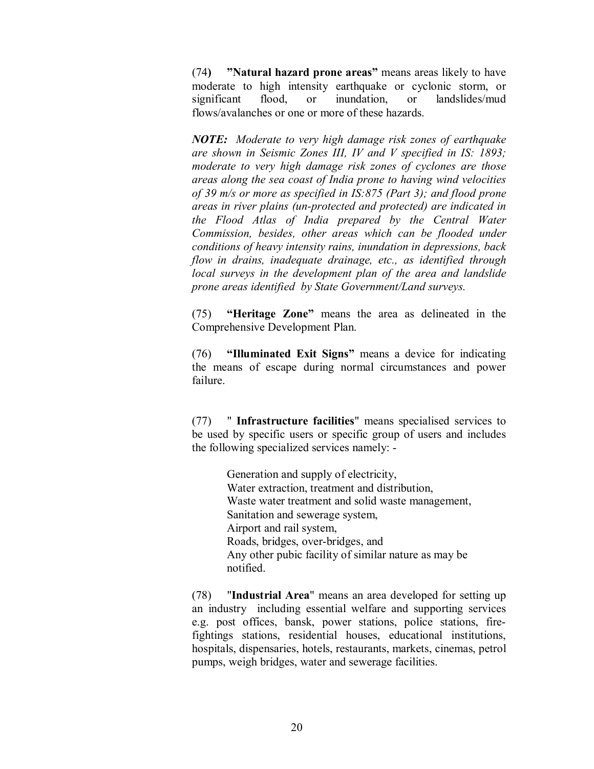(74) **"Natural hazard prone areas"** means areas likely to have moderate to high intensity earthquake or cyclonic storm, or significant flood, or inundation, or landslides/mud flows/avalanches or one or more of these hazards.

***NOTE:*** *Moderate to very high damage risk zones of earthquake are shown in Seismic Zones III, IV and V specified in IS: 1893; moderate to very high damage risk zones of cyclones are those areas along the sea coast of India prone to having wind velocities of 39 m/s or more as specified in IS:875 (Part 3); and flood prone areas in river plains (un-protected and protected) are indicated in the Flood Atlas of India prepared by the Central Water Commission, besides, other areas which can be flooded under conditions of heavy intensity rains, inundation in depressions, back flow in drains, inadequate drainage, etc., as identified through local surveys in the development plan of the area and landslide prone areas identified by State Government/Land surveys.*

(75) **"Heritage Zone"** means the area as delineated in the Comprehensive Development Plan.

(76) **"Illuminated Exit Signs"** means a device for indicating the means of escape during normal circumstances and power failure.

(77) " **Infrastructure facilities**" means specialised services to be used by specific users or specific group of users and includes the following specialized services namely: -

Generation and supply of electricity,
Water extraction, treatment and distribution,
Waste water treatment and solid waste management,
Sanitation and sewerage system,
Airport and rail system,
Roads, bridges, over-bridges, and
Any other pubic facility of similar nature as may be notified.

(78) "**Industrial Area**" means an area developed for setting up an industry including essential welfare and supporting services e.g. post offices, bansk, power stations, police stations, fire-fightings stations, residential houses, educational institutions, hospitals, dispensaries, hotels, restaurants, markets, cinemas, petrol pumps, weigh bridges, water and sewerage facilities.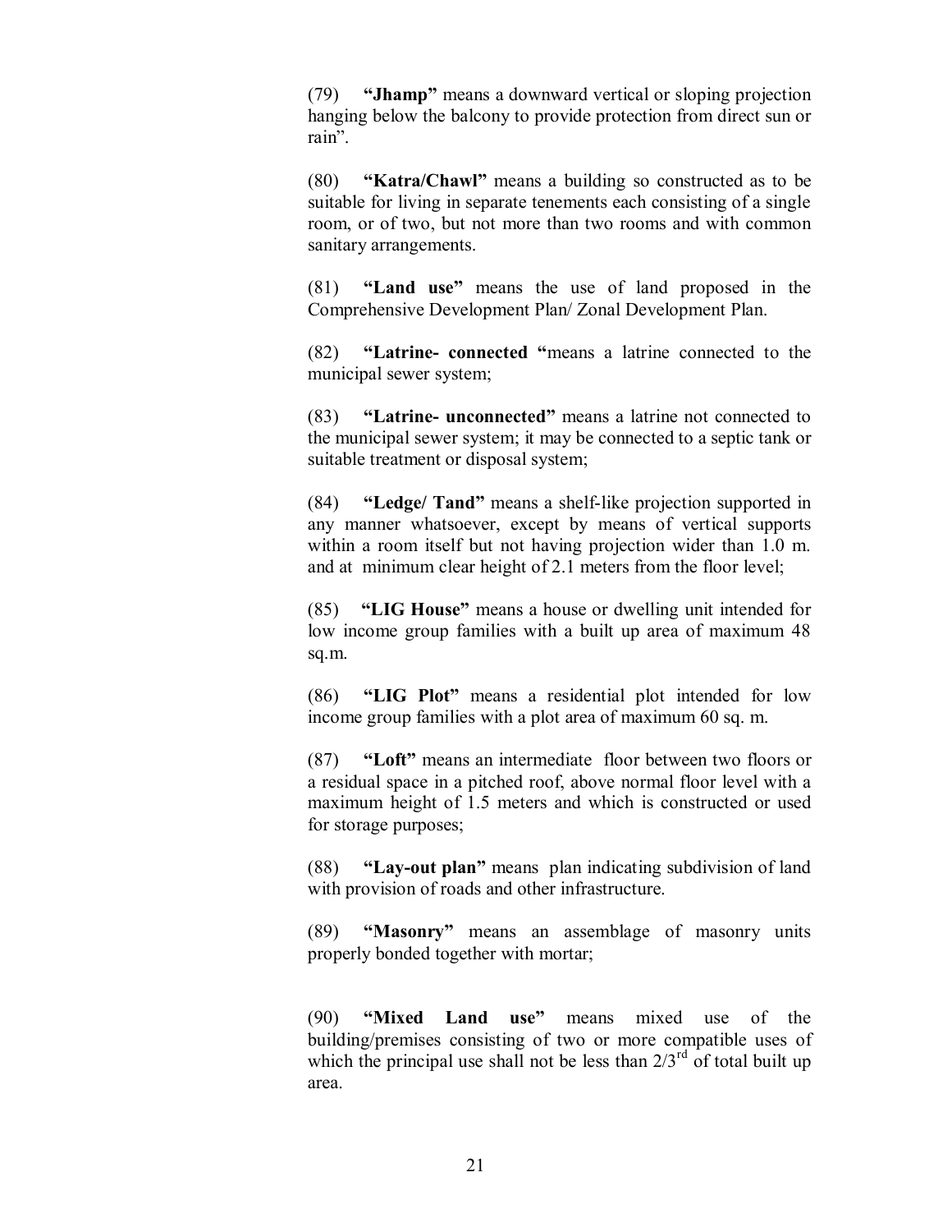(79) **"Jhamp"** means a downward vertical or sloping projection hanging below the balcony to provide protection from direct sun or rain".

(80) **"Katra/Chawl"** means a building so constructed as to be suitable for living in separate tenements each consisting of a single room, or of two, but not more than two rooms and with common sanitary arrangements.

(81) **"Land use"** means the use of land proposed in the Comprehensive Development Plan/ Zonal Development Plan.

(82) **"Latrine- connected "**means a latrine connected to the municipal sewer system;

(83) **"Latrine- unconnected"** means a latrine not connected to the municipal sewer system; it may be connected to a septic tank or suitable treatment or disposal system;

(84) **"Ledge/ Tand"** means a shelf-like projection supported in any manner whatsoever, except by means of vertical supports within a room itself but not having projection wider than 1.0 m. and at minimum clear height of 2.1 meters from the floor level;

(85) **"LIG House"** means a house or dwelling unit intended for low income group families with a built up area of maximum 48 sq.m.

(86) **"LIG Plot"** means a residential plot intended for low income group families with a plot area of maximum 60 sq. m.

(87) **"Loft"** means an intermediate floor between two floors or a residual space in a pitched roof, above normal floor level with a maximum height of 1.5 meters and which is constructed or used for storage purposes;

(88) **"Lay-out plan"** means plan indicating subdivision of land with provision of roads and other infrastructure.

(89) **"Masonry"** means an assemblage of masonry units properly bonded together with mortar;

(90) **"Mixed Land use"** means mixed use of the building/premises consisting of two or more compatible uses of which the principal use shall not be less than $2/3^{rd}$ of total built up area.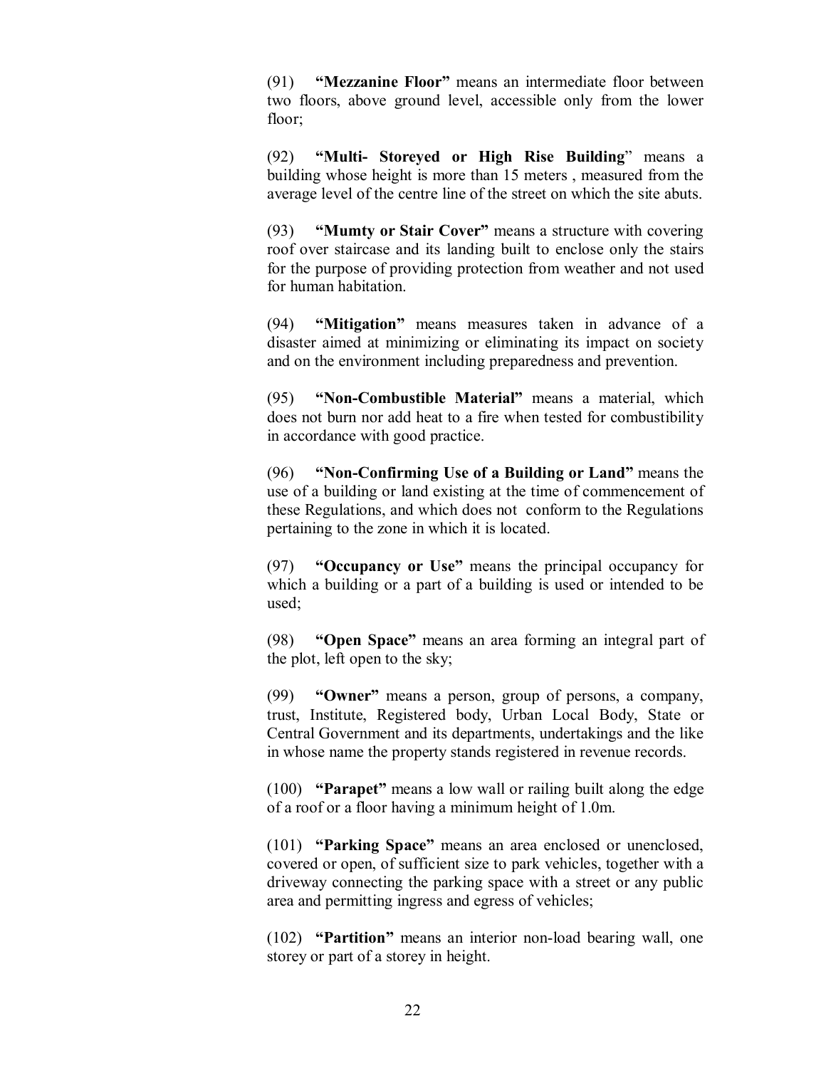(91) **"Mezzanine Floor"** means an intermediate floor between two floors, above ground level, accessible only from the lower floor;

(92) **"Multi- Storeyed or High Rise Building"** means a building whose height is more than 15 meters , measured from the average level of the centre line of the street on which the site abuts.

(93) **"Mumty or Stair Cover"** means a structure with covering roof over staircase and its landing built to enclose only the stairs for the purpose of providing protection from weather and not used for human habitation.

(94) **"Mitigation"** means measures taken in advance of a disaster aimed at minimizing or eliminating its impact on society and on the environment including preparedness and prevention.

(95) **"Non-Combustible Material"** means a material, which does not burn nor add heat to a fire when tested for combustibility in accordance with good practice.

(96) **"Non-Confirming Use of a Building or Land"** means the use of a building or land existing at the time of commencement of these Regulations, and which does not conform to the Regulations pertaining to the zone in which it is located.

(97) **"Occupancy or Use"** means the principal occupancy for which a building or a part of a building is used or intended to be used;

(98) **"Open Space"** means an area forming an integral part of the plot, left open to the sky;

(99) **"Owner"** means a person, group of persons, a company, trust, Institute, Registered body, Urban Local Body, State or Central Government and its departments, undertakings and the like in whose name the property stands registered in revenue records.

(100) **"Parapet"** means a low wall or railing built along the edge of a roof or a floor having a minimum height of 1.0m.

(101) **"Parking Space"** means an area enclosed or unenclosed, covered or open, of sufficient size to park vehicles, together with a driveway connecting the parking space with a street or any public area and permitting ingress and egress of vehicles;

(102) **"Partition"** means an interior non-load bearing wall, one storey or part of a storey in height.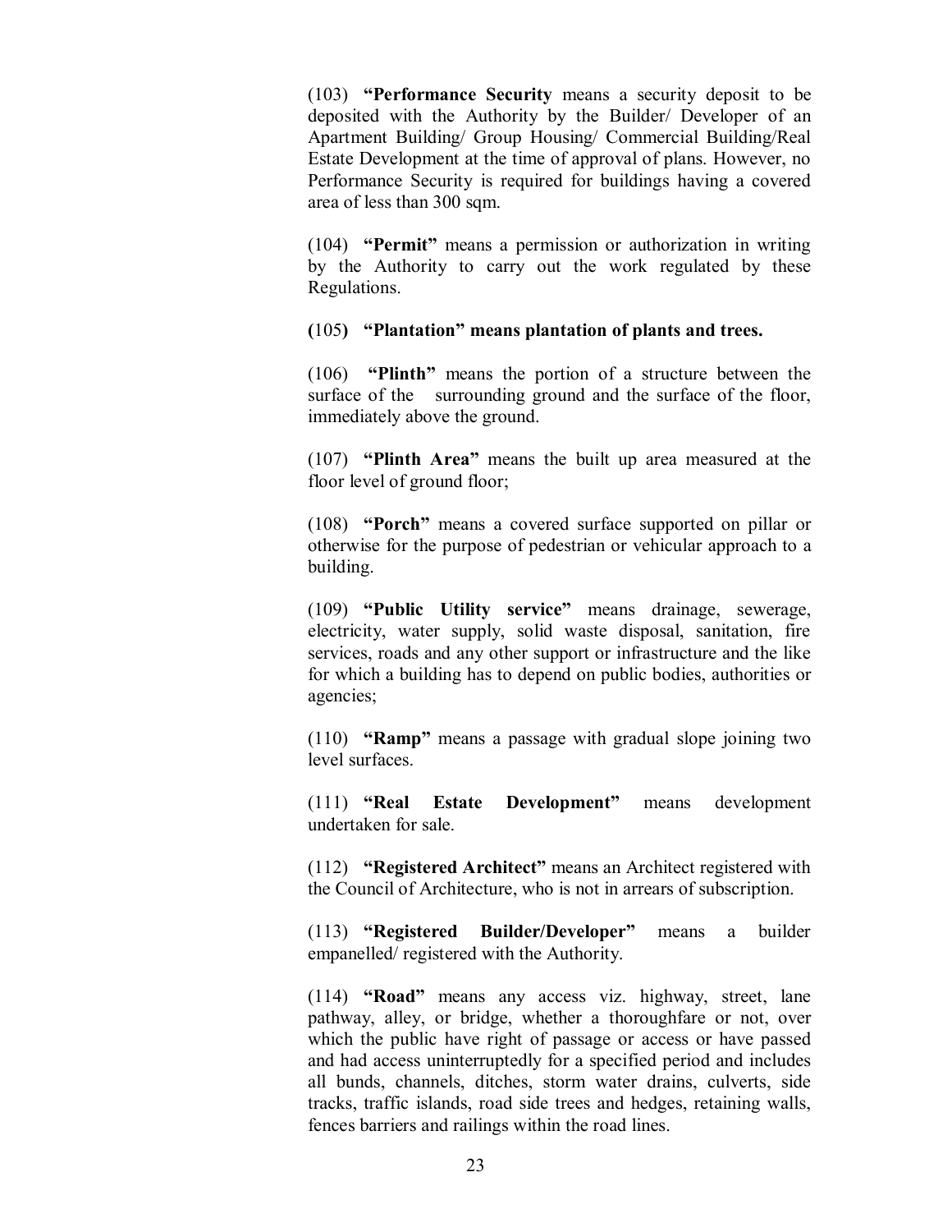(103) **"Performance Security** means a security deposit to be deposited with the Authority by the Builder/ Developer of an Apartment Building/ Group Housing/ Commercial Building/Real Estate Development at the time of approval of plans. However, no Performance Security is required for buildings having a covered area of less than 300 sqm.

(104) **"Permit"** means a permission or authorization in writing by the Authority to carry out the work regulated by these Regulations.

**(**105**) "Plantation" means plantation of plants and trees.**

(106) **"Plinth"** means the portion of a structure between the surface of the surrounding ground and the surface of the floor, immediately above the ground.

(107) **"Plinth Area"** means the built up area measured at the floor level of ground floor;

(108) **"Porch"** means a covered surface supported on pillar or otherwise for the purpose of pedestrian or vehicular approach to a building.

(109) **"Public Utility service"** means drainage, sewerage, electricity, water supply, solid waste disposal, sanitation, fire services, roads and any other support or infrastructure and the like for which a building has to depend on public bodies, authorities or agencies;

(110) **"Ramp"** means a passage with gradual slope joining two level surfaces.

(111) **"Real Estate Development"** means development undertaken for sale.

(112) **"Registered Architect"** means an Architect registered with the Council of Architecture, who is not in arrears of subscription.

(113) **"Registered Builder/Developer"** means a builder empanelled/ registered with the Authority.

(114) **"Road"** means any access viz. highway, street, lane pathway, alley, or bridge, whether a thoroughfare or not, over which the public have right of passage or access or have passed and had access uninterruptedly for a specified period and includes all bunds, channels, ditches, storm water drains, culverts, side tracks, traffic islands, road side trees and hedges, retaining walls, fences barriers and railings within the road lines.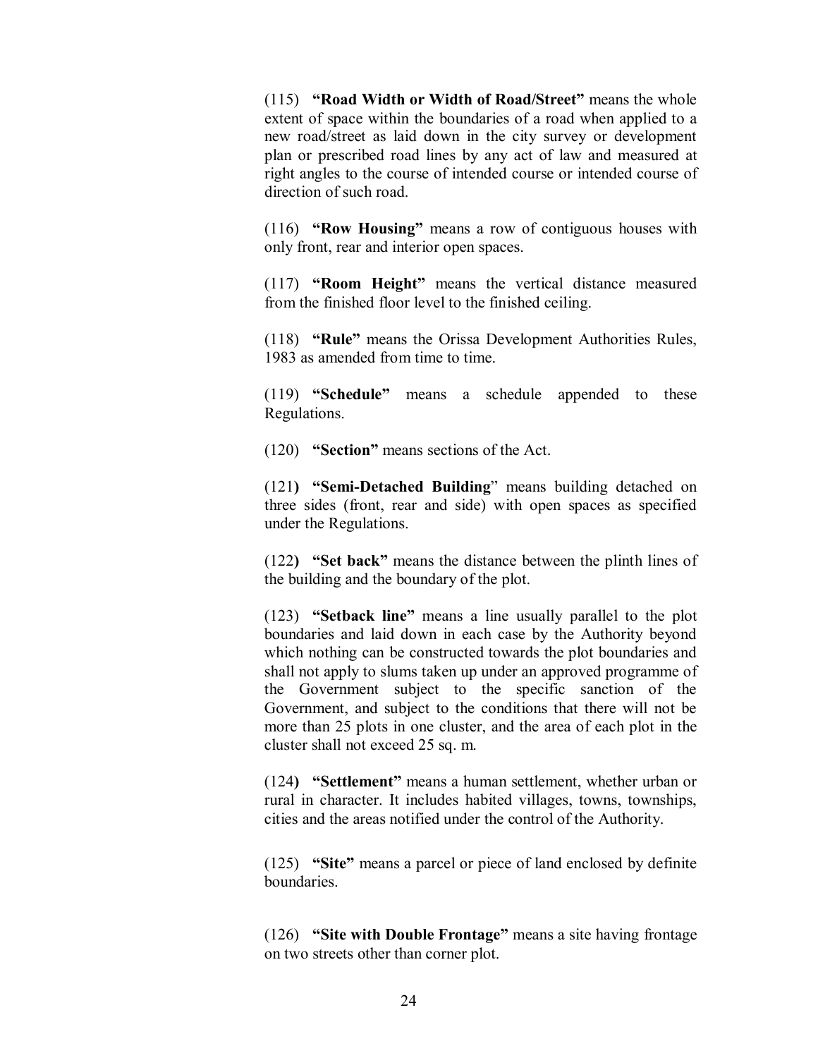(115) **"Road Width or Width of Road/Street"** means the whole extent of space within the boundaries of a road when applied to a new road/street as laid down in the city survey or development plan or prescribed road lines by any act of law and measured at right angles to the course of intended course or intended course of direction of such road.

(116) **"Row Housing"** means a row of contiguous houses with only front, rear and interior open spaces.

(117) **"Room Height"** means the vertical distance measured from the finished floor level to the finished ceiling.

(118) **"Rule"** means the Orissa Development Authorities Rules, 1983 as amended from time to time.

(119) **"Schedule"** means a schedule appended to these Regulations.

(120) **"Section"** means sections of the Act.

(121**) "Semi-Detached Building**" means building detached on three sides (front, rear and side) with open spaces as specified under the Regulations.

(122**) "Set back"** means the distance between the plinth lines of the building and the boundary of the plot.

(123) **"Setback line"** means a line usually parallel to the plot boundaries and laid down in each case by the Authority beyond which nothing can be constructed towards the plot boundaries and shall not apply to slums taken up under an approved programme of the Government subject to the specific sanction of the Government, and subject to the conditions that there will not be more than 25 plots in one cluster, and the area of each plot in the cluster shall not exceed 25 sq. m.

(124**) "Settlement"** means a human settlement, whether urban or rural in character. It includes habited villages, towns, townships, cities and the areas notified under the control of the Authority.

(125) **"Site"** means a parcel or piece of land enclosed by definite boundaries.

(126) **"Site with Double Frontage"** means a site having frontage on two streets other than corner plot.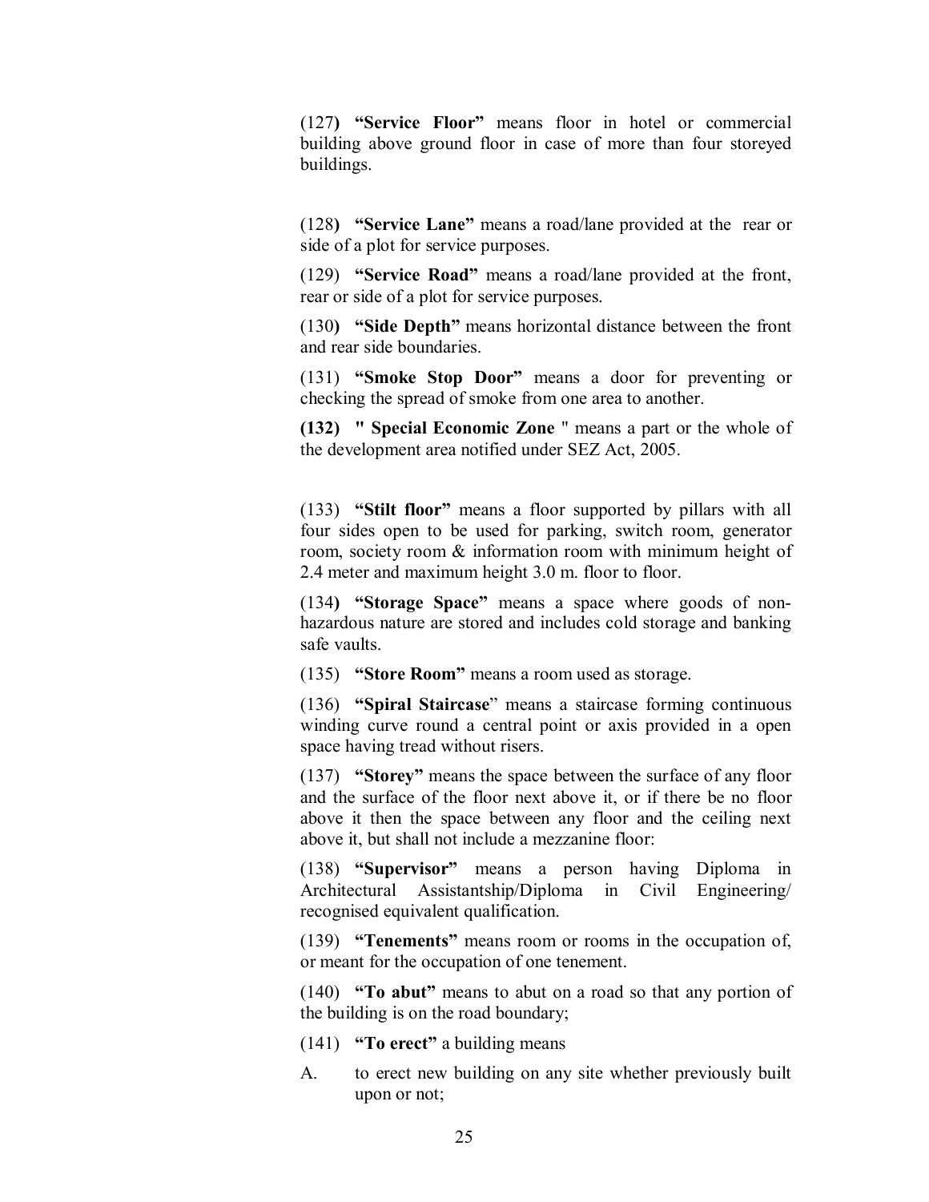(127) **"Service Floor"** means floor in hotel or commercial building above ground floor in case of more than four storeyed buildings.

(128) **"Service Lane"** means a road/lane provided at the rear or side of a plot for service purposes.

(129) **"Service Road"** means a road/lane provided at the front, rear or side of a plot for service purposes.

(130) **"Side Depth"** means horizontal distance between the front and rear side boundaries.

(131) **"Smoke Stop Door"** means a door for preventing or checking the spread of smoke from one area to another.

**(132) " Special Economic Zone "** means a part or the whole of the development area notified under SEZ Act, 2005.

(133) **"Stilt floor"** means a floor supported by pillars with all four sides open to be used for parking, switch room, generator room, society room & information room with minimum height of 2.4 meter and maximum height 3.0 m. floor to floor.

(134) **"Storage Space"** means a space where goods of non-hazardous nature are stored and includes cold storage and banking safe vaults.

(135) **"Store Room"** means a room used as storage.

(136) **"Spiral Staircase"** means a staircase forming continuous winding curve round a central point or axis provided in a open space having tread without risers.

(137) **"Storey"** means the space between the surface of any floor and the surface of the floor next above it, or if there be no floor above it then the space between any floor and the ceiling next above it, but shall not include a mezzanine floor:

(138) **"Supervisor"** means a person having Diploma in Architectural Assistantship/Diploma in Civil Engineering/ recognised equivalent qualification.

(139) **"Tenements"** means room or rooms in the occupation of, or meant for the occupation of one tenement.

(140) **"To abut"** means to abut on a road so that any portion of the building is on the road boundary;

(141) **"To erect"** a building means

A. to erect new building on any site whether previously built upon or not;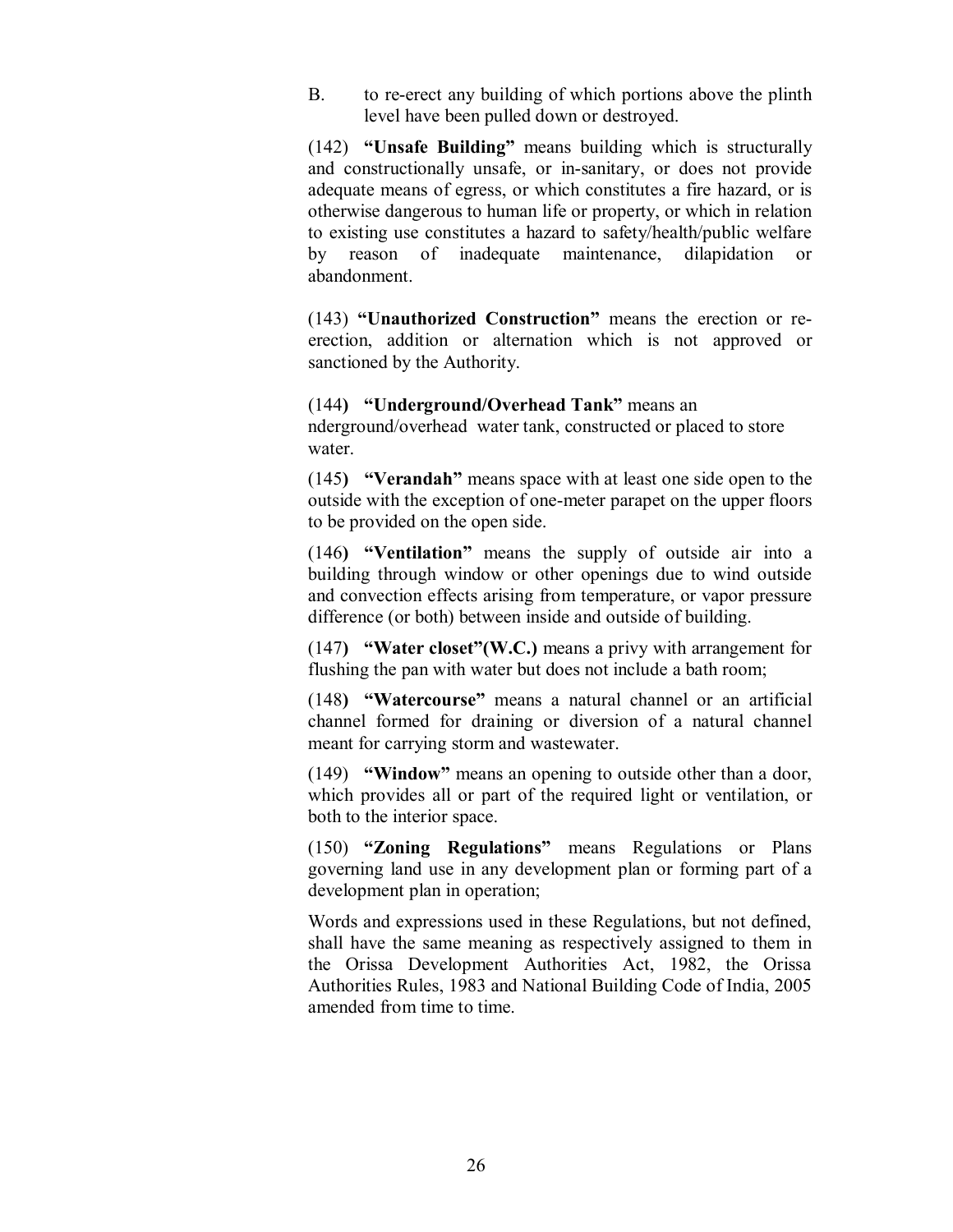B. to re-erect any building of which portions above the plinth level have been pulled down or destroyed.

(142) **"Unsafe Building"** means building which is structurally and constructionally unsafe, or in-sanitary, or does not provide adequate means of egress, or which constitutes a fire hazard, or is otherwise dangerous to human life or property, or which in relation to existing use constitutes a hazard to safety/health/public welfare by reason of inadequate maintenance, dilapidation or abandonment.

(143) **"Unauthorized Construction"** means the erection or re-erection, addition or alternation which is not approved or sanctioned by the Authority.

(144**) "Underground/Overhead Tank"** means an nderground/overhead water tank, constructed or placed to store water.

(145**) "Verandah"** means space with at least one side open to the outside with the exception of one-meter parapet on the upper floors to be provided on the open side.

(146**) "Ventilation"** means the supply of outside air into a building through window or other openings due to wind outside and convection effects arising from temperature, or vapor pressure difference (or both) between inside and outside of building.

(147**) "Water closet"(W.C.)** means a privy with arrangement for flushing the pan with water but does not include a bath room;

(148**) "Watercourse"** means a natural channel or an artificial channel formed for draining or diversion of a natural channel meant for carrying storm and wastewater.

(149) **"Window"** means an opening to outside other than a door, which provides all or part of the required light or ventilation, or both to the interior space.

(150) **"Zoning Regulations"** means Regulations or Plans governing land use in any development plan or forming part of a development plan in operation;

Words and expressions used in these Regulations, but not defined, shall have the same meaning as respectively assigned to them in the Orissa Development Authorities Act, 1982, the Orissa Authorities Rules, 1983 and National Building Code of India, 2005 amended from time to time.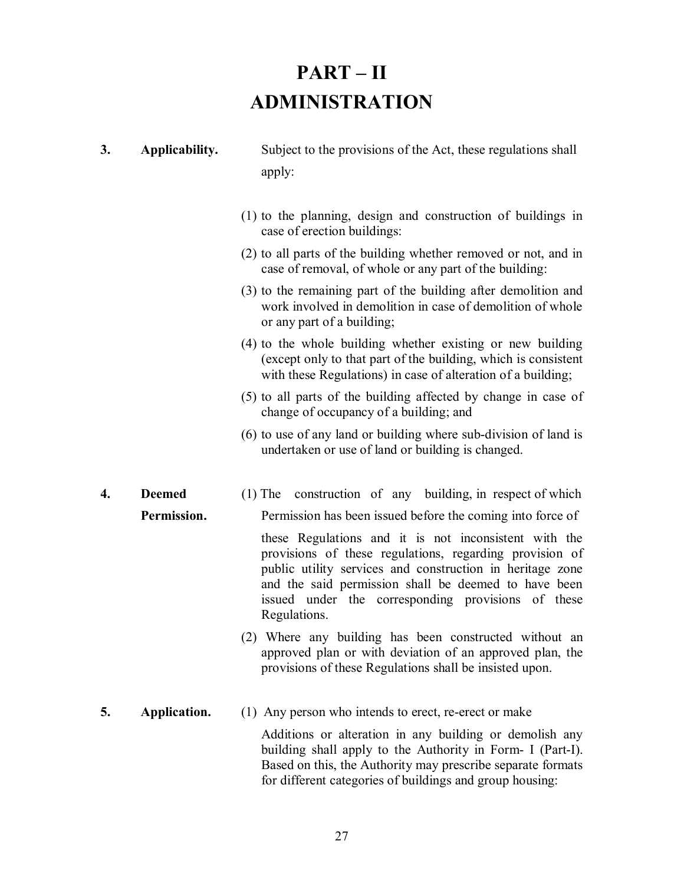# PART – II
# ADMINISTRATION

**3. Applicability.** Subject to the provisions of the Act, these regulations shall apply:

(1) to the planning, design and construction of buildings in case of erection buildings:

(2) to all parts of the building whether removed or not, and in case of removal, of whole or any part of the building:

(3) to the remaining part of the building after demolition and work involved in demolition in case of demolition of whole or any part of a building;

(4) to the whole building whether existing or new building (except only to that part of the building, which is consistent with these Regulations) in case of alteration of a building;

(5) to all parts of the building affected by change in case of change of occupancy of a building; and

(6) to use of any land or building where sub-division of land is undertaken or use of land or building is changed.

**4. Deemed Permission.** (1) The construction of any building, in respect of which Permission has been issued before the coming into force of these Regulations and it is not inconsistent with the provisions of these regulations, regarding provision of public utility services and construction in heritage zone and the said permission shall be deemed to have been issued under the corresponding provisions of these Regulations.

(2) Where any building has been constructed without an approved plan or with deviation of an approved plan, the provisions of these Regulations shall be insisted upon.

**5. Application.** (1) Any person who intends to erect, re-erect or make Additions or alteration in any building or demolish any building shall apply to the Authority in Form- I (Part-I). Based on this, the Authority may prescribe separate formats for different categories of buildings and group housing: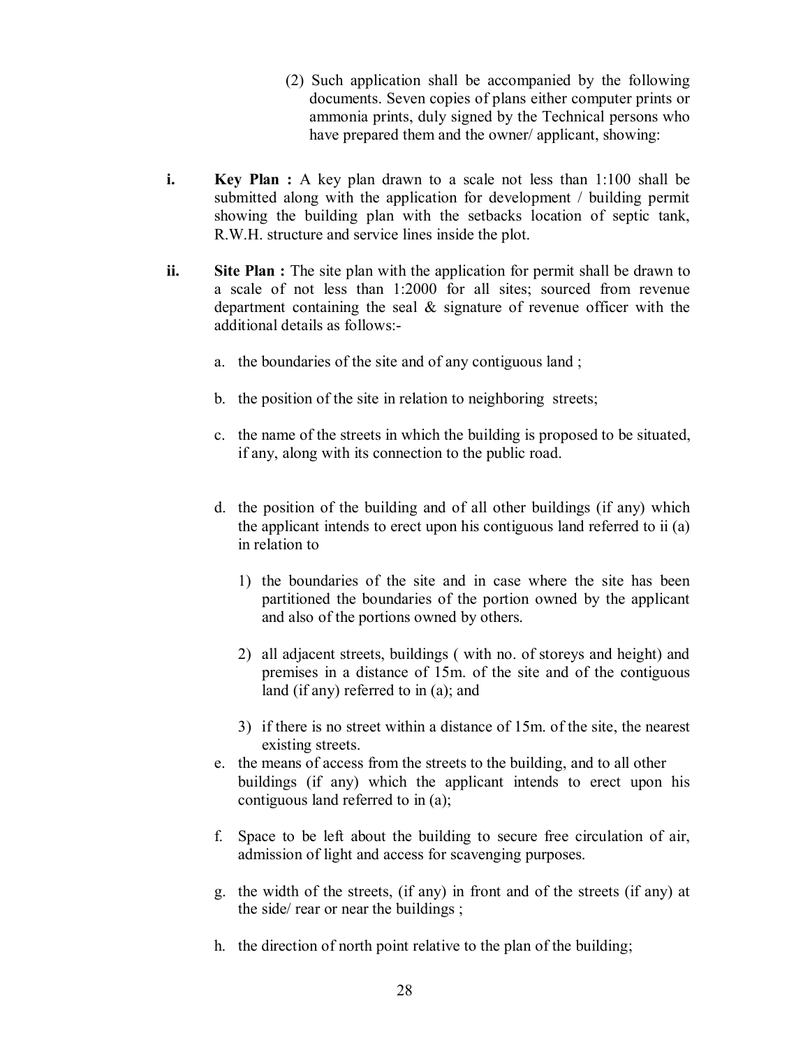(2) Such application shall be accompanied by the following documents. Seven copies of plans either computer prints or ammonia prints, duly signed by the Technical persons who have prepared them and the owner/ applicant, showing:

**i. Key Plan :** A key plan drawn to a scale not less than 1:100 shall be submitted along with the application for development / building permit showing the building plan with the setbacks location of septic tank, R.W.H. structure and service lines inside the plot.

**ii. Site Plan :** The site plan with the application for permit shall be drawn to a scale of not less than 1:2000 for all sites; sourced from revenue department containing the seal & signature of revenue officer with the additional details as follows:-

a. the boundaries of the site and of any contiguous land ;

b. the position of the site in relation to neighboring streets;

c. the name of the streets in which the building is proposed to be situated, if any, along with its connection to the public road.

d. the position of the building and of all other buildings (if any) which the applicant intends to erect upon his contiguous land referred to ii (a) in relation to

1) the boundaries of the site and in case where the site has been partitioned the boundaries of the portion owned by the applicant and also of the portions owned by others.

2) all adjacent streets, buildings ( with no. of storeys and height) and premises in a distance of 15m. of the site and of the contiguous land (if any) referred to in (a); and

3) if there is no street within a distance of 15m. of the site, the nearest existing streets.

e. the means of access from the streets to the building, and to all other buildings (if any) which the applicant intends to erect upon his contiguous land referred to in (a);

f. Space to be left about the building to secure free circulation of air, admission of light and access for scavenging purposes.

g. the width of the streets, (if any) in front and of the streets (if any) at the side/ rear or near the buildings ;

h. the direction of north point relative to the plan of the building;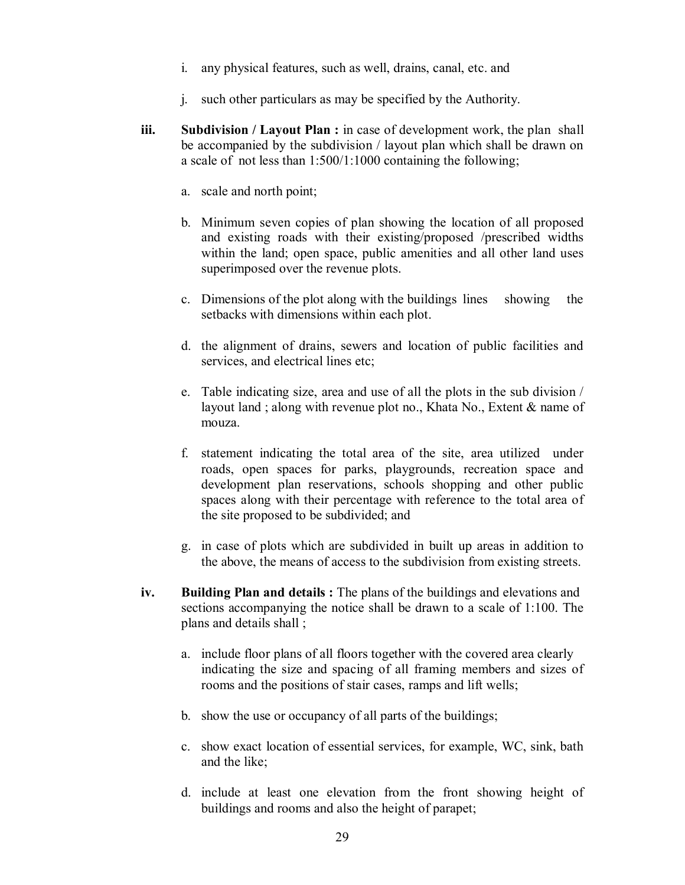i. any physical features, such as well, drains, canal, etc. and

j. such other particulars as may be specified by the Authority.

**iii. Subdivision / Layout Plan :** in case of development work, the plan shall be accompanied by the subdivision / layout plan which shall be drawn on a scale of not less than 1:500/1:1000 containing the following;

a. scale and north point;

b. Minimum seven copies of plan showing the location of all proposed and existing roads with their existing/proposed /prescribed widths within the land; open space, public amenities and all other land uses superimposed over the revenue plots.

c. Dimensions of the plot along with the buildings lines showing the setbacks with dimensions within each plot.

d. the alignment of drains, sewers and location of public facilities and services, and electrical lines etc;

e. Table indicating size, area and use of all the plots in the sub division / layout land ; along with revenue plot no., Khata No., Extent & name of mouza.

f. statement indicating the total area of the site, area utilized under roads, open spaces for parks, playgrounds, recreation space and development plan reservations, schools shopping and other public spaces along with their percentage with reference to the total area of the site proposed to be subdivided; and

g. in case of plots which are subdivided in built up areas in addition to the above, the means of access to the subdivision from existing streets.

**iv. Building Plan and details :** The plans of the buildings and elevations and sections accompanying the notice shall be drawn to a scale of 1:100. The plans and details shall ;

a. include floor plans of all floors together with the covered area clearly indicating the size and spacing of all framing members and sizes of rooms and the positions of stair cases, ramps and lift wells;

b. show the use or occupancy of all parts of the buildings;

c. show exact location of essential services, for example, WC, sink, bath and the like;

d. include at least one elevation from the front showing height of buildings and rooms and also the height of parapet;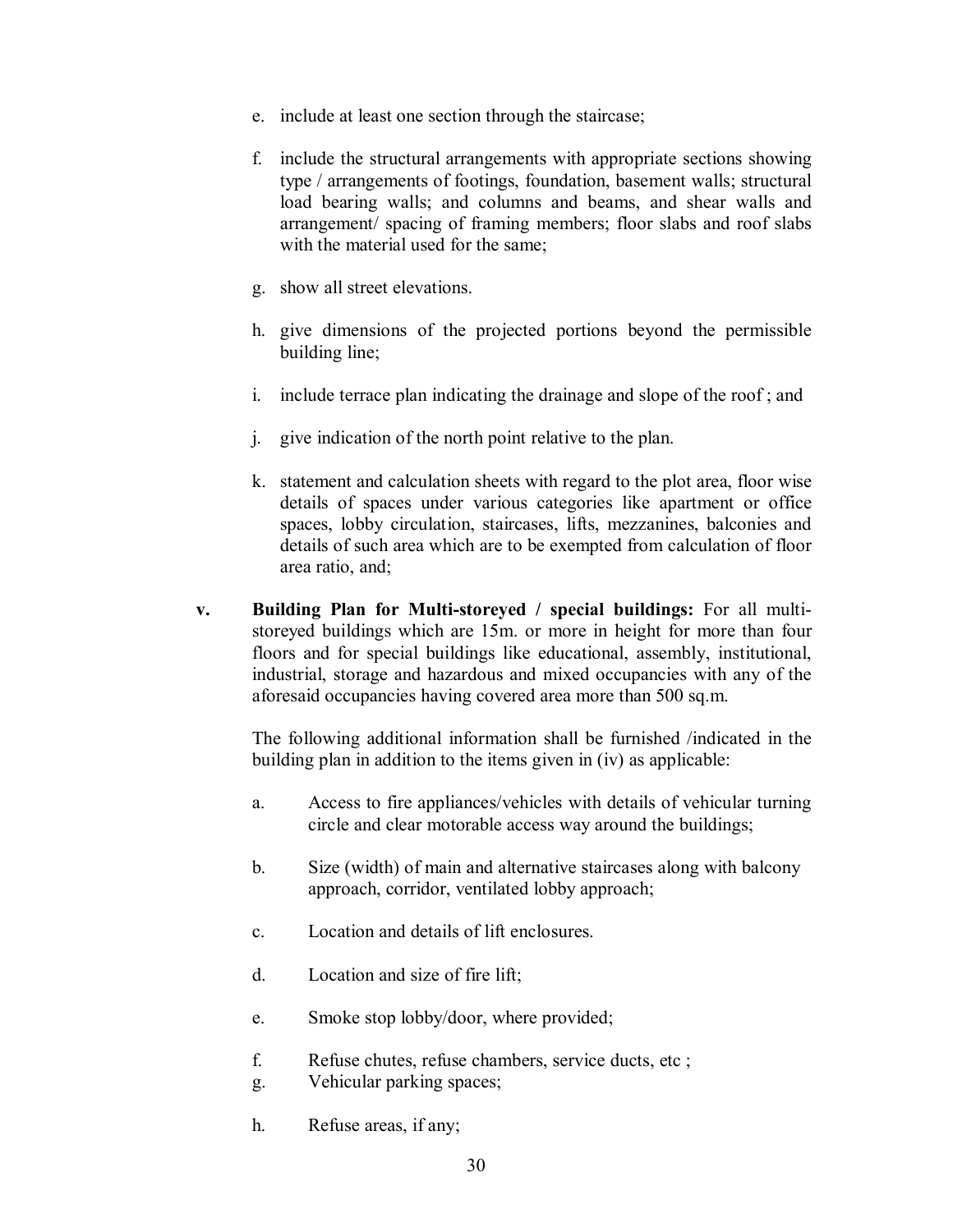e. include at least one section through the staircase;

f. include the structural arrangements with appropriate sections showing type / arrangements of footings, foundation, basement walls; structural load bearing walls; and columns and beams, and shear walls and arrangement/ spacing of framing members; floor slabs and roof slabs with the material used for the same;

g. show all street elevations.

h. give dimensions of the projected portions beyond the permissible building line;

i. include terrace plan indicating the drainage and slope of the roof ; and

j. give indication of the north point relative to the plan.

k. statement and calculation sheets with regard to the plot area, floor wise details of spaces under various categories like apartment or office spaces, lobby circulation, staircases, lifts, mezzanines, balconies and details of such area which are to be exempted from calculation of floor area ratio, and;

**v. Building Plan for Multi-storeyed / special buildings:** For all multi-storeyed buildings which are 15m. or more in height for more than four floors and for special buildings like educational, assembly, institutional, industrial, storage and hazardous and mixed occupancies with any of the aforesaid occupancies having covered area more than 500 sq.m.

The following additional information shall be furnished /indicated in the building plan in addition to the items given in (iv) as applicable:

a. Access to fire appliances/vehicles with details of vehicular turning circle and clear motorable access way around the buildings;

b. Size (width) of main and alternative staircases along with balcony approach, corridor, ventilated lobby approach;

c. Location and details of lift enclosures.

d. Location and size of fire lift;

e. Smoke stop lobby/door, where provided;

f. Refuse chutes, refuse chambers, service ducts, etc ;

g. Vehicular parking spaces;

h. Refuse areas, if any;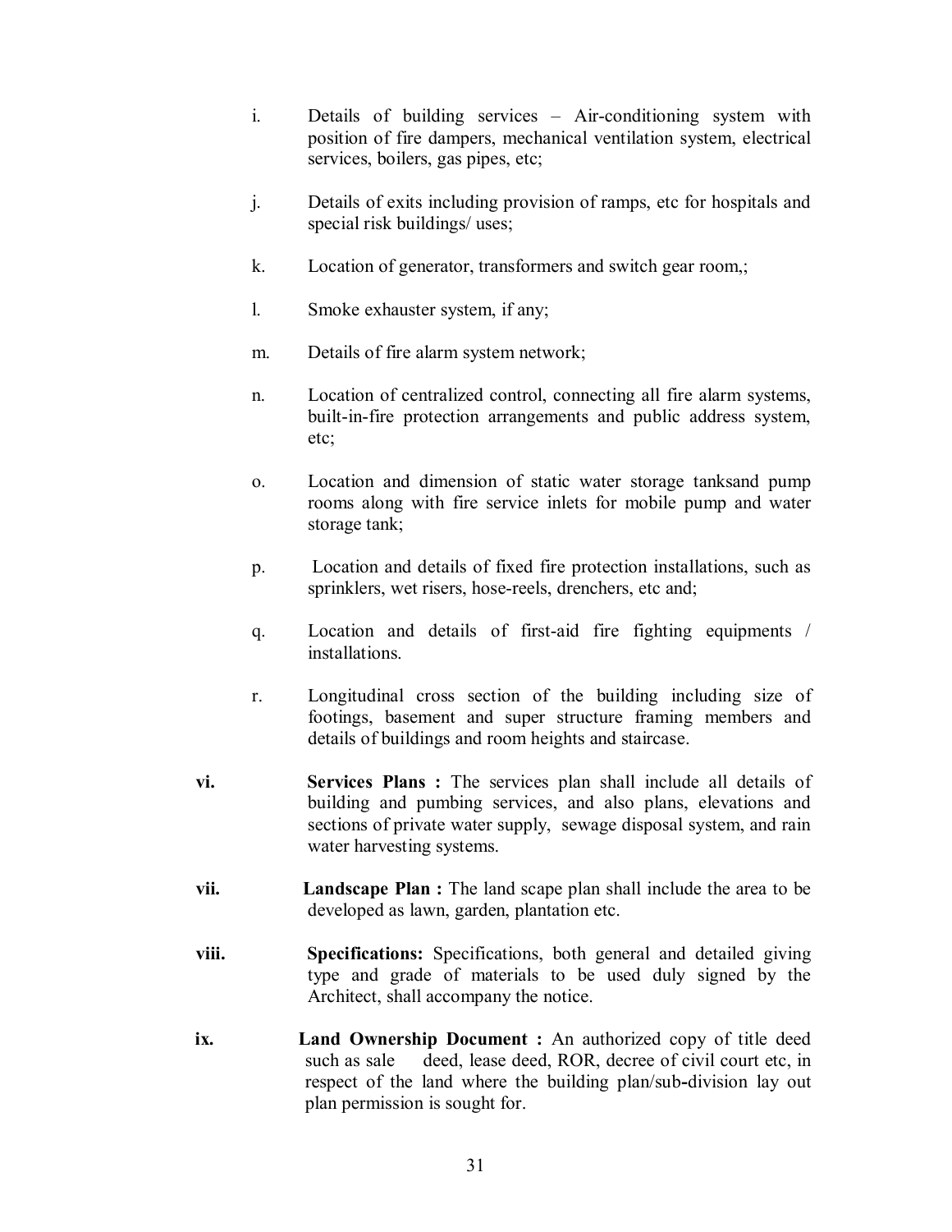i. Details of building services – Air-conditioning system with position of fire dampers, mechanical ventilation system, electrical services, boilers, gas pipes, etc;

j. Details of exits including provision of ramps, etc for hospitals and special risk buildings/ uses;

k. Location of generator, transformers and switch gear room,;

l. Smoke exhauster system, if any;

m. Details of fire alarm system network;

n. Location of centralized control, connecting all fire alarm systems, built-in-fire protection arrangements and public address system, etc;

o. Location and dimension of static water storage tanksand pump rooms along with fire service inlets for mobile pump and water storage tank;

p. Location and details of fixed fire protection installations, such as sprinklers, wet risers, hose-reels, drenchers, etc and;

q. Location and details of first-aid fire fighting equipments / installations.

r. Longitudinal cross section of the building including size of footings, basement and super structure framing members and details of buildings and room heights and staircase.

**vi.** **Services Plans :** The services plan shall include all details of building and pumbing services, and also plans, elevations and sections of private water supply, sewage disposal system, and rain water harvesting systems.

**vii.** **Landscape Plan :** The land scape plan shall include the area to be developed as lawn, garden, plantation etc.

**viii.** **Specifications:** Specifications, both general and detailed giving type and grade of materials to be used duly signed by the Architect, shall accompany the notice.

**ix.** **Land Ownership Document :** An authorized copy of title deed such as sale deed, lease deed, ROR, decree of civil court etc, in respect of the land where the building plan/sub-division lay out plan permission is sought for.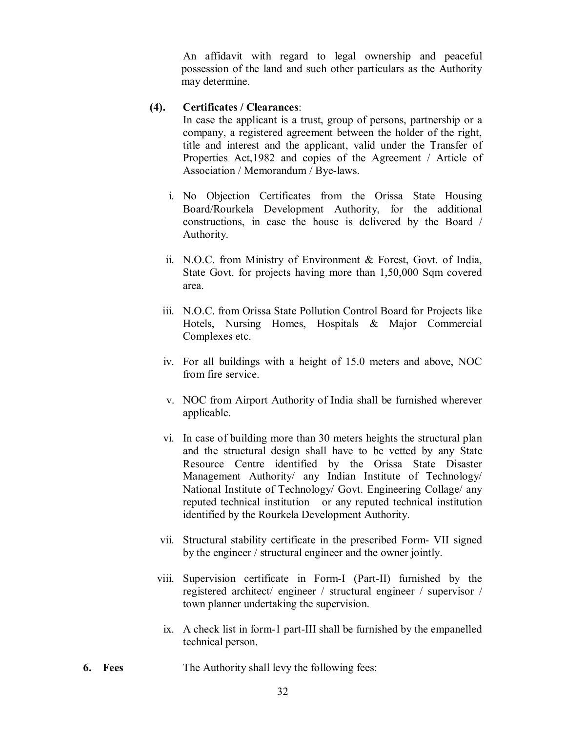An affidavit with regard to legal ownership and peaceful possession of the land and such other particulars as the Authority may determine.

**(4). Certificates / Clearances**:

In case the applicant is a trust, group of persons, partnership or a company, a registered agreement between the holder of the right, title and interest and the applicant, valid under the Transfer of Properties Act,1982 and copies of the Agreement / Article of Association / Memorandum / Bye-laws.

i. No Objection Certificates from the Orissa State Housing Board/Rourkela Development Authority, for the additional constructions, in case the house is delivered by the Board / Authority.

ii. N.O.C. from Ministry of Environment & Forest, Govt. of India, State Govt. for projects having more than 1,50,000 Sqm covered area.

iii. N.O.C. from Orissa State Pollution Control Board for Projects like Hotels, Nursing Homes, Hospitals & Major Commercial Complexes etc.

iv. For all buildings with a height of 15.0 meters and above, NOC from fire service.

v. NOC from Airport Authority of India shall be furnished wherever applicable.

vi. In case of building more than 30 meters heights the structural plan and the structural design shall have to be vetted by any State Resource Centre identified by the Orissa State Disaster Management Authority/ any Indian Institute of Technology/ National Institute of Technology/ Govt. Engineering Collage/ any reputed technical institution or any reputed technical institution identified by the Rourkela Development Authority.

vii. Structural stability certificate in the prescribed Form- VII signed by the engineer / structural engineer and the owner jointly.

viii. Supervision certificate in Form-I (Part-II) furnished by the registered architect/ engineer / structural engineer / supervisor / town planner undertaking the supervision.

ix. A check list in form-1 part-III shall be furnished by the empanelled technical person.

**6. Fees** The Authority shall levy the following fees: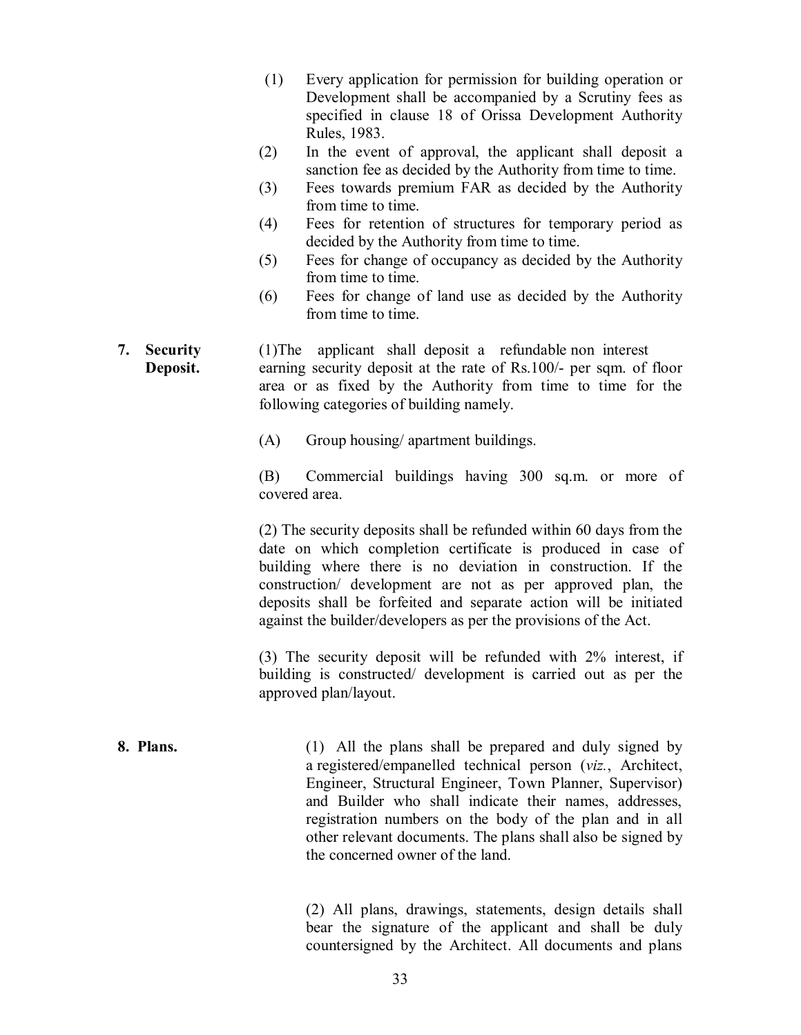(1) Every application for permission for building operation or Development shall be accompanied by a Scrutiny fees as specified in clause 18 of Orissa Development Authority Rules, 1983.

(2) In the event of approval, the applicant shall deposit a sanction fee as decided by the Authority from time to time.

(3) Fees towards premium FAR as decided by the Authority from time to time.

(4) Fees for retention of structures for temporary period as decided by the Authority from time to time.

(5) Fees for change of occupancy as decided by the Authority from time to time.

(6) Fees for change of land use as decided by the Authority from time to time.

**7. Security Deposit.**

(1) The applicant shall deposit a refundable non interest earning security deposit at the rate of Rs.100/- per sqm. of floor area or as fixed by the Authority from time to time for the following categories of building namely.

(A) Group housing/ apartment buildings.

(B) Commercial buildings having 300 sq.m. or more of covered area.

(2) The security deposits shall be refunded within 60 days from the date on which completion certificate is produced in case of building where there is no deviation in construction. If the construction/ development are not as per approved plan, the deposits shall be forfeited and separate action will be initiated against the builder/developers as per the provisions of the Act.

(3) The security deposit will be refunded with 2% interest, if building is constructed/ development is carried out as per the approved plan/layout.

**8. Plans.**

(1) All the plans shall be prepared and duly signed by a registered/empanelled technical person (*viz.*, Architect, Engineer, Structural Engineer, Town Planner, Supervisor) and Builder who shall indicate their names, addresses, registration numbers on the body of the plan and in all other relevant documents. The plans shall also be signed by the concerned owner of the land.

(2) All plans, drawings, statements, design details shall bear the signature of the applicant and shall be duly countersigned by the Architect. All documents and plans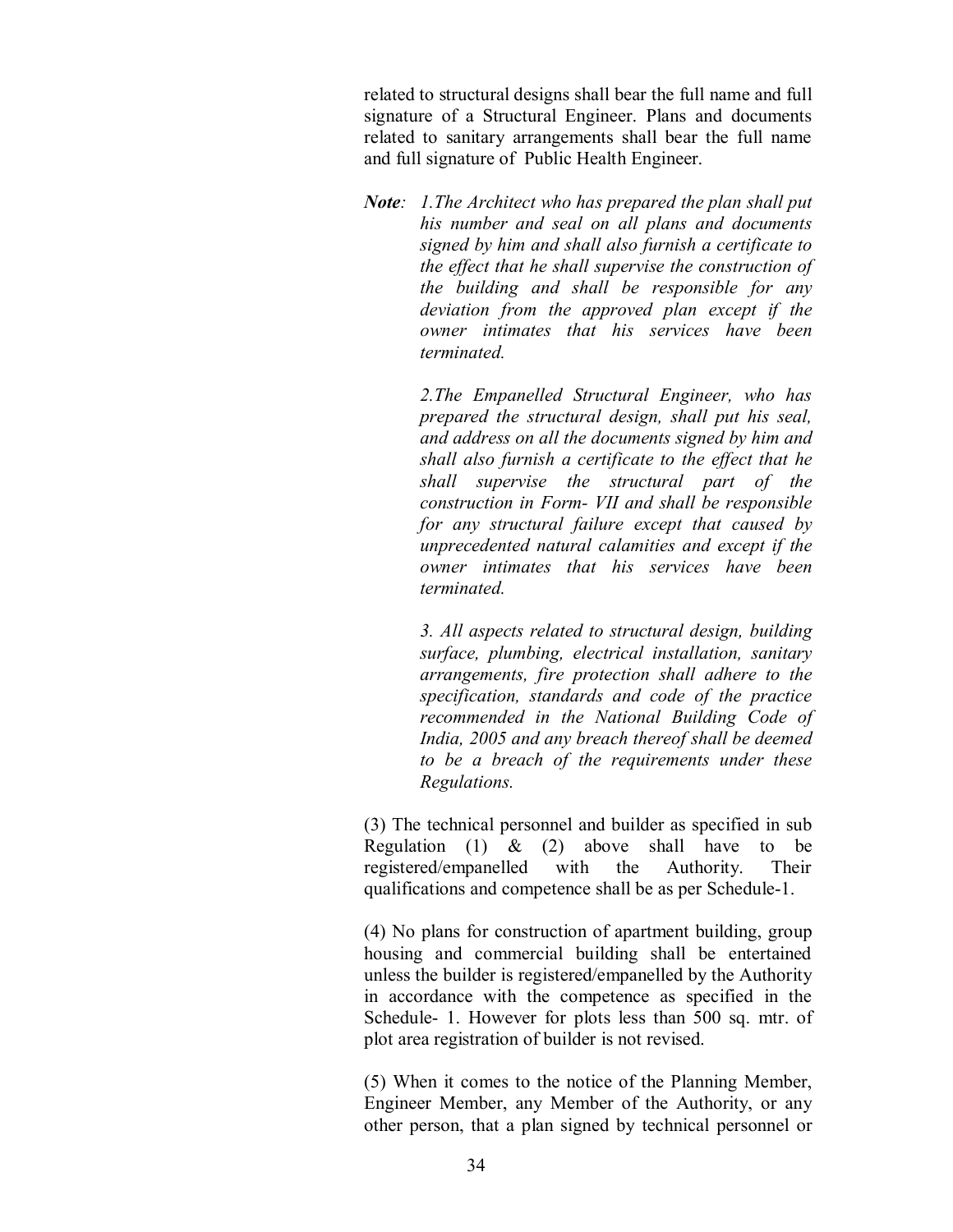related to structural designs shall bear the full name and full signature of a Structural Engineer. Plans and documents related to sanitary arrangements shall bear the full name and full signature of Public Health Engineer.

***Note**: 1.The Architect who has prepared the plan shall put his number and seal on all plans and documents signed by him and shall also furnish a certificate to the effect that he shall supervise the construction of the building and shall be responsible for any deviation from the approved plan except if the owner intimates that his services have been terminated.*

*2.The Empanelled Structural Engineer, who has prepared the structural design, shall put his seal, and address on all the documents signed by him and shall also furnish a certificate to the effect that he shall supervise the structural part of the construction in Form- VII and shall be responsible for any structural failure except that caused by unprecedented natural calamities and except if the owner intimates that his services have been terminated.*

*3. All aspects related to structural design, building surface, plumbing, electrical installation, sanitary arrangements, fire protection shall adhere to the specification, standards and code of the practice recommended in the National Building Code of India, 2005 and any breach thereof shall be deemed to be a breach of the requirements under these Regulations.*

(3) The technical personnel and builder as specified in sub Regulation (1) & (2) above shall have to be registered/empanelled with the Authority. Their qualifications and competence shall be as per Schedule-1.

(4) No plans for construction of apartment building, group housing and commercial building shall be entertained unless the builder is registered/empanelled by the Authority in accordance with the competence as specified in the Schedule- 1. However for plots less than 500 sq. mtr. of plot area registration of builder is not revised.

(5) When it comes to the notice of the Planning Member, Engineer Member, any Member of the Authority, or any other person, that a plan signed by technical personnel or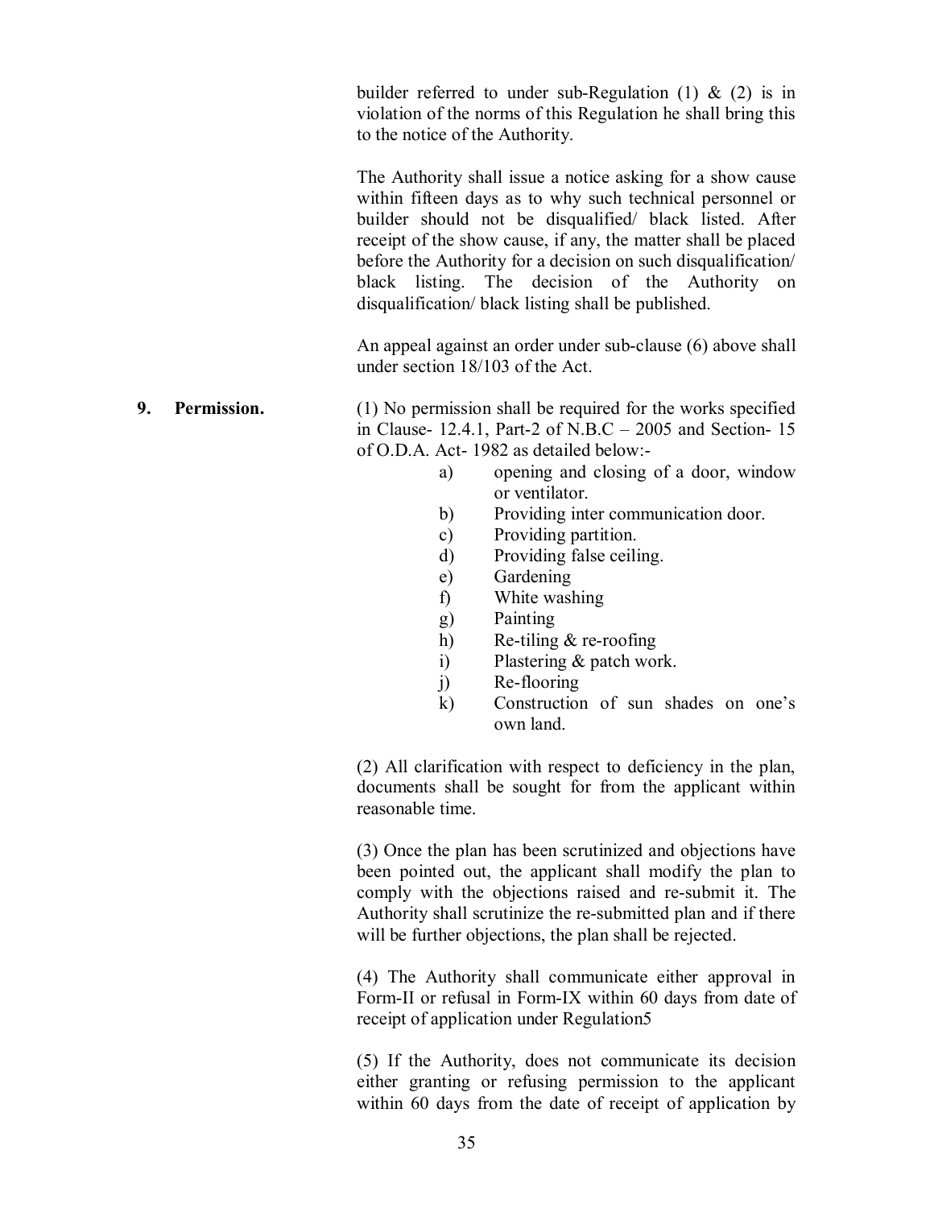builder referred to under sub-Regulation (1) & (2) is in violation of the norms of this Regulation he shall bring this to the notice of the Authority.

The Authority shall issue a notice asking for a show cause within fifteen days as to why such technical personnel or builder should not be disqualified/ black listed. After receipt of the show cause, if any, the matter shall be placed before the Authority for a decision on such disqualification/ black listing. The decision of the Authority on disqualification/ black listing shall be published.

An appeal against an order under sub-clause (6) above shall under section 18/103 of the Act.

**9. Permission.**

(1) No permission shall be required for the works specified in Clause- 12.4.1, Part-2 of N.B.C – 2005 and Section- 15 of O.D.A. Act- 1982 as detailed below:-

a) opening and closing of a door, window or ventilator.
b) Providing inter communication door.
c) Providing partition.
d) Providing false ceiling.
e) Gardening
f) White washing
g) Painting
h) Re-tiling & re-roofing
i) Plastering & patch work.
j) Re-flooring
k) Construction of sun shades on one's own land.

(2) All clarification with respect to deficiency in the plan, documents shall be sought for from the applicant within reasonable time.

(3) Once the plan has been scrutinized and objections have been pointed out, the applicant shall modify the plan to comply with the objections raised and re-submit it. The Authority shall scrutinize the re-submitted plan and if there will be further objections, the plan shall be rejected.

(4) The Authority shall communicate either approval in Form-II or refusal in Form-IX within 60 days from date of receipt of application under Regulation5

(5) If the Authority, does not communicate its decision either granting or refusing permission to the applicant within 60 days from the date of receipt of application by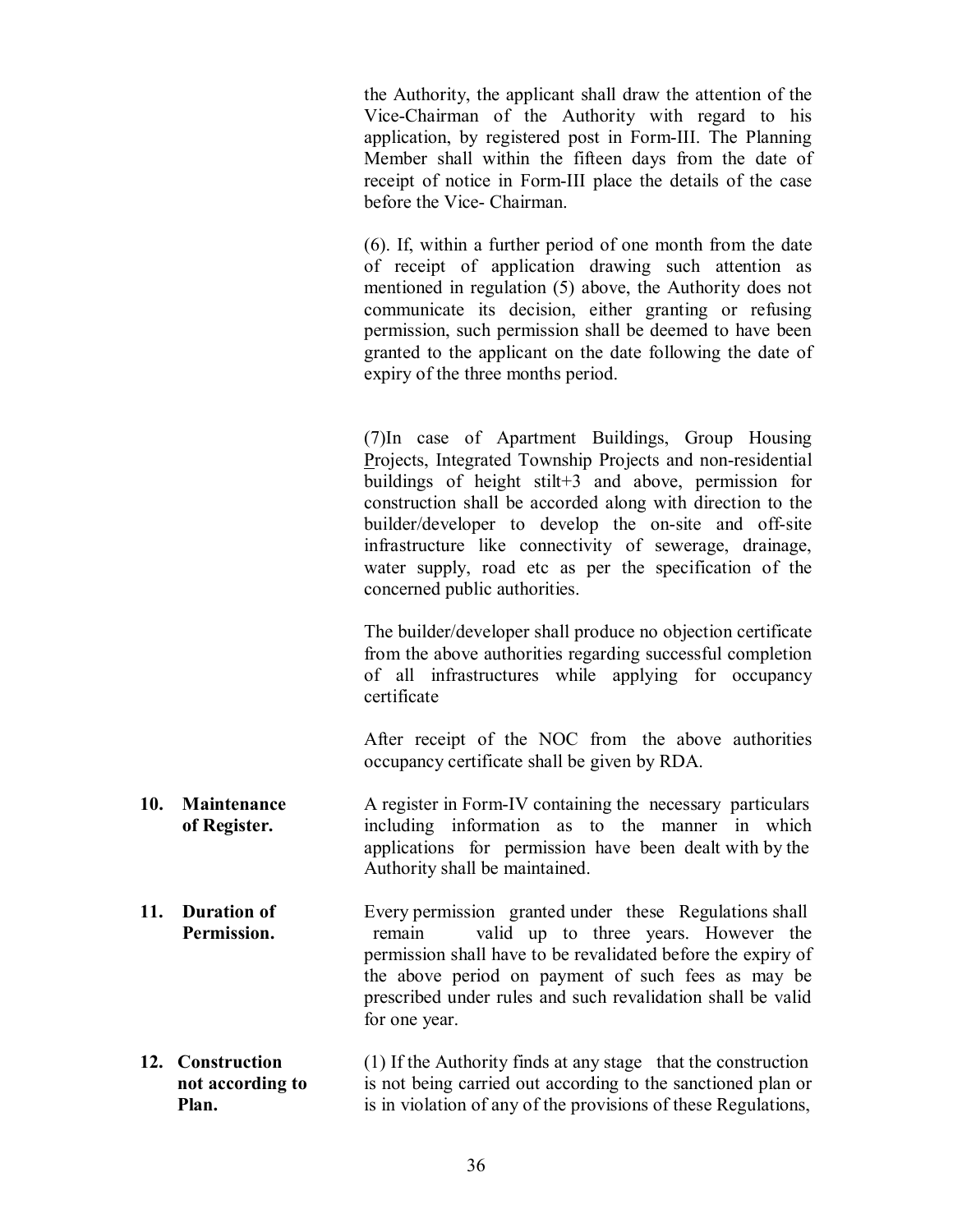the Authority, the applicant shall draw the attention of the Vice-Chairman of the Authority with regard to his application, by registered post in Form-III. The Planning Member shall within the fifteen days from the date of receipt of notice in Form-III place the details of the case before the Vice- Chairman.

(6). If, within a further period of one month from the date of receipt of application drawing such attention as mentioned in regulation (5) above, the Authority does not communicate its decision, either granting or refusing permission, such permission shall be deemed to have been granted to the applicant on the date following the date of expiry of the three months period.

(7)In case of Apartment Buildings, Group Housing Projects, Integrated Township Projects and non-residential buildings of height stilt+3 and above, permission for construction shall be accorded along with direction to the builder/developer to develop the on-site and off-site infrastructure like connectivity of sewerage, drainage, water supply, road etc as per the specification of the concerned public authorities.

The builder/developer shall produce no objection certificate from the above authorities regarding successful completion of all infrastructures while applying for occupancy certificate

After receipt of the NOC from the above authorities occupancy certificate shall be given by RDA.

**10. Maintenance of Register.** A register in Form-IV containing the necessary particulars including information as to the manner in which applications for permission have been dealt with by the Authority shall be maintained.

**11. Duration of Permission.** Every permission granted under these Regulations shall remain valid up to three years. However the permission shall have to be revalidated before the expiry of the above period on payment of such fees as may be prescribed under rules and such revalidation shall be valid for one year.

**12. Construction not according to Plan.** (1) If the Authority finds at any stage that the construction is not being carried out according to the sanctioned plan or is in violation of any of the provisions of these Regulations,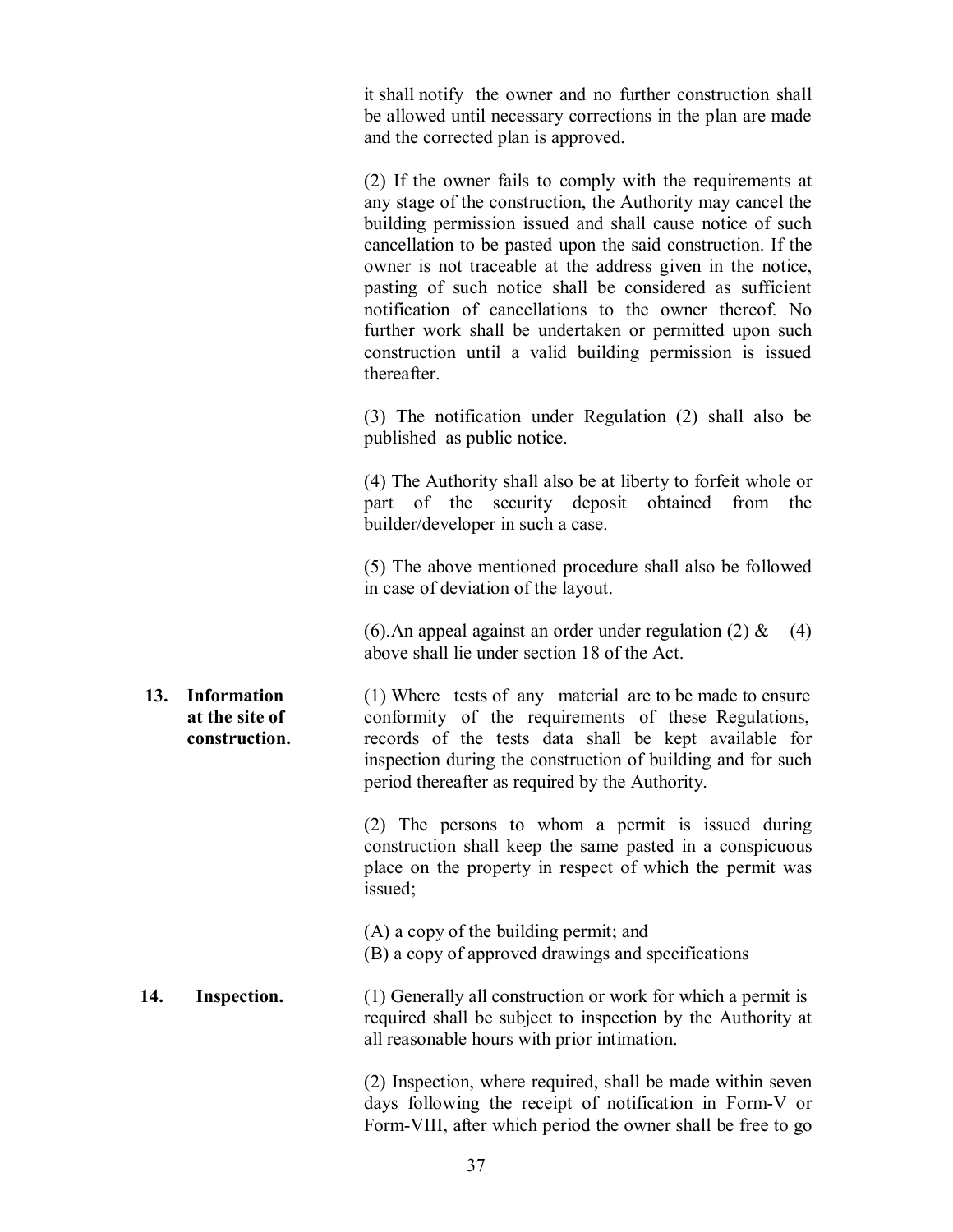it shall notify the owner and no further construction shall be allowed until necessary corrections in the plan are made and the corrected plan is approved.

(2) If the owner fails to comply with the requirements at any stage of the construction, the Authority may cancel the building permission issued and shall cause notice of such cancellation to be pasted upon the said construction. If the owner is not traceable at the address given in the notice, pasting of such notice shall be considered as sufficient notification of cancellations to the owner thereof. No further work shall be undertaken or permitted upon such construction until a valid building permission is issued thereafter.

(3) The notification under Regulation (2) shall also be published as public notice.

(4) The Authority shall also be at liberty to forfeit whole or part of the security deposit obtained from the builder/developer in such a case.

(5) The above mentioned procedure shall also be followed in case of deviation of the layout.

(6).An appeal against an order under regulation (2) & (4) above shall lie under section 18 of the Act.

**13. Information at the site of construction.**

(1) Where tests of any material are to be made to ensure conformity of the requirements of these Regulations, records of the tests data shall be kept available for inspection during the construction of building and for such period thereafter as required by the Authority.

(2) The persons to whom a permit is issued during construction shall keep the same pasted in a conspicuous place on the property in respect of which the permit was issued;

(A) a copy of the building permit; and
(B) a copy of approved drawings and specifications

**14. Inspection.**

(1) Generally all construction or work for which a permit is required shall be subject to inspection by the Authority at all reasonable hours with prior intimation.

(2) Inspection, where required, shall be made within seven days following the receipt of notification in Form-V or Form-VIII, after which period the owner shall be free to go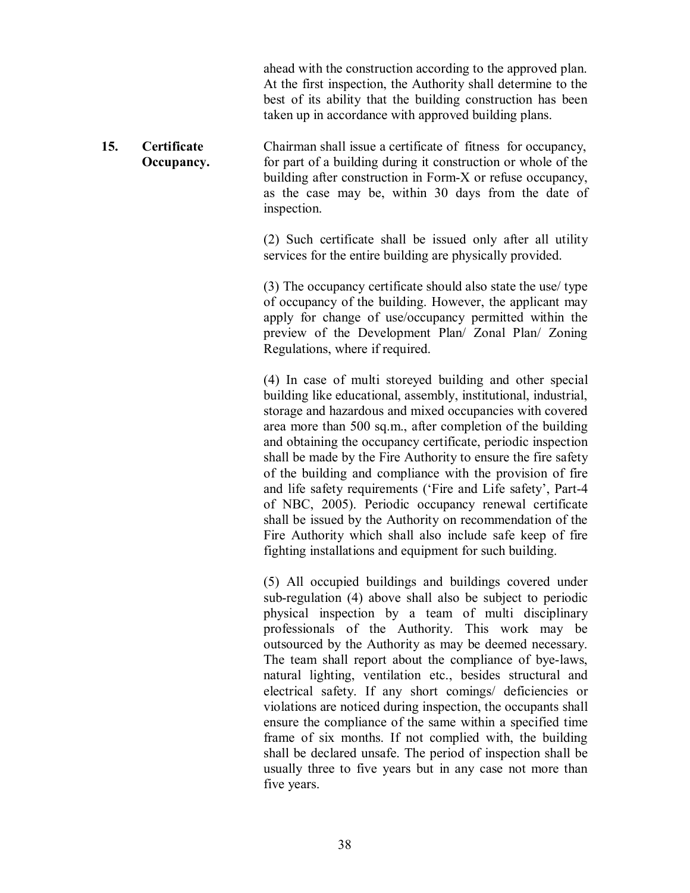ahead with the construction according to the approved plan. At the first inspection, the Authority shall determine to the best of its ability that the building construction has been taken up in accordance with approved building plans.

**15. Certificate Occupancy.**

Chairman shall issue a certificate of fitness for occupancy, for part of a building during it construction or whole of the building after construction in Form-X or refuse occupancy, as the case may be, within 30 days from the date of inspection.

(2) Such certificate shall be issued only after all utility services for the entire building are physically provided.

(3) The occupancy certificate should also state the use/ type of occupancy of the building. However, the applicant may apply for change of use/occupancy permitted within the preview of the Development Plan/ Zonal Plan/ Zoning Regulations, where if required.

(4) In case of multi storeyed building and other special building like educational, assembly, institutional, industrial, storage and hazardous and mixed occupancies with covered area more than 500 sq.m., after completion of the building and obtaining the occupancy certificate, periodic inspection shall be made by the Fire Authority to ensure the fire safety of the building and compliance with the provision of fire and life safety requirements ('Fire and Life safety', Part-4 of NBC, 2005). Periodic occupancy renewal certificate shall be issued by the Authority on recommendation of the Fire Authority which shall also include safe keep of fire fighting installations and equipment for such building.

(5) All occupied buildings and buildings covered under sub-regulation (4) above shall also be subject to periodic physical inspection by a team of multi disciplinary professionals of the Authority. This work may be outsourced by the Authority as may be deemed necessary. The team shall report about the compliance of bye-laws, natural lighting, ventilation etc., besides structural and electrical safety. If any short comings/ deficiencies or violations are noticed during inspection, the occupants shall ensure the compliance of the same within a specified time frame of six months. If not complied with, the building shall be declared unsafe. The period of inspection shall be usually three to five years but in any case not more than five years.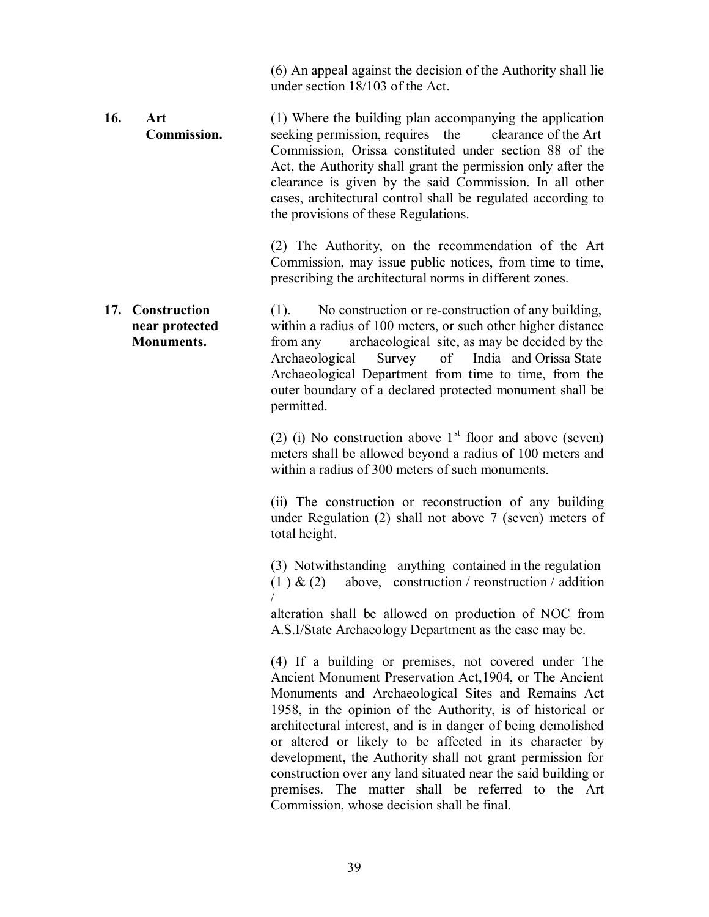(6) An appeal against the decision of the Authority shall lie under section 18/103 of the Act.

**16. Art Commission.**

(1) Where the building plan accompanying the application seeking permission, requires the clearance of the Art Commission, Orissa constituted under section 88 of the Act, the Authority shall grant the permission only after the clearance is given by the said Commission. In all other cases, architectural control shall be regulated according to the provisions of these Regulations.

(2) The Authority, on the recommendation of the Art Commission, may issue public notices, from time to time, prescribing the architectural norms in different zones.

**17. Construction near protected Monuments.**

(1). No construction or re-construction of any building, within a radius of 100 meters, or such other higher distance from any archaeological site, as may be decided by the Archaeological Survey of India and Orissa State Archaeological Department from time to time, from the outer boundary of a declared protected monument shall be permitted.

(2) (i) No construction above 1st floor and above (seven) meters shall be allowed beyond a radius of 100 meters and within a radius of 300 meters of such monuments.

(ii) The construction or reconstruction of any building under Regulation (2) shall not above 7 (seven) meters of total height.

(3) Notwithstanding anything contained in the regulation (1 ) & (2) above, construction / reonstruction / addition / alteration shall be allowed on production of NOC from A.S.I/State Archaeology Department as the case may be.

(4) If a building or premises, not covered under The Ancient Monument Preservation Act,1904, or The Ancient Monuments and Archaeological Sites and Remains Act 1958, in the opinion of the Authority, is of historical or architectural interest, and is in danger of being demolished or altered or likely to be affected in its character by development, the Authority shall not grant permission for construction over any land situated near the said building or premises. The matter shall be referred to the Art Commission, whose decision shall be final.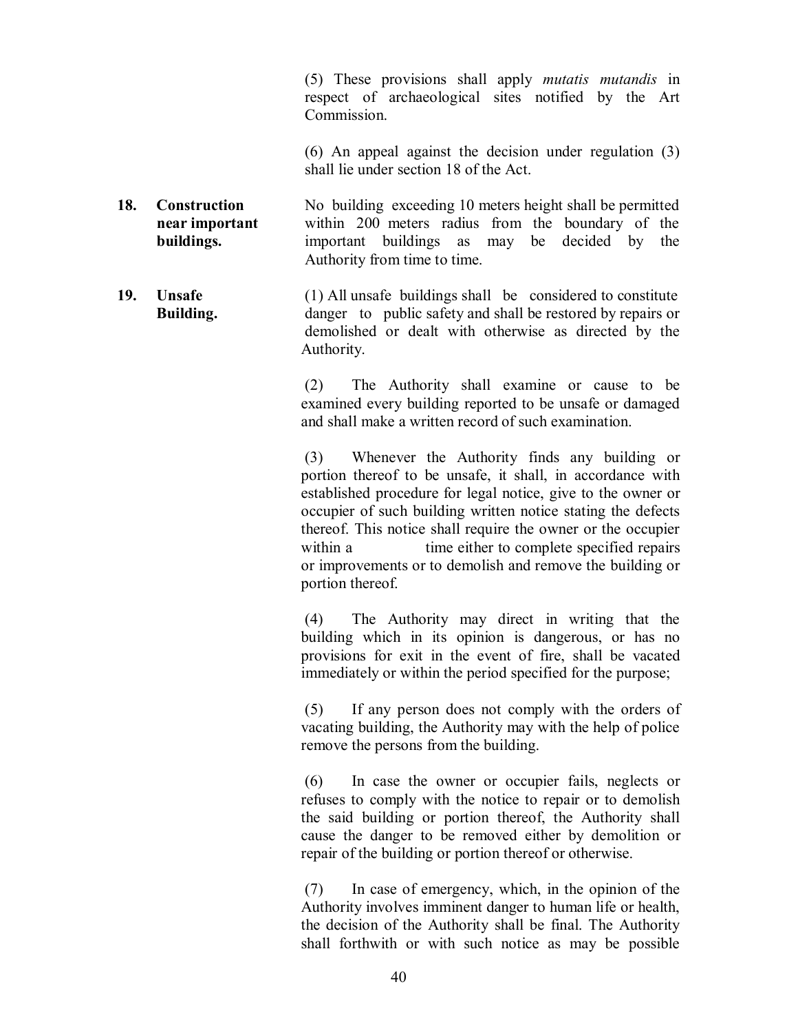(5) These provisions shall apply *mutatis mutandis* in respect of archaeological sites notified by the Art Commission.

(6) An appeal against the decision under regulation (3) shall lie under section 18 of the Act.

**18. Construction near important buildings.**

No building exceeding 10 meters height shall be permitted within 200 meters radius from the boundary of the important buildings as may be decided by the Authority from time to time.

**19. Unsafe Building.**

(1) All unsafe buildings shall be considered to constitute danger to public safety and shall be restored by repairs or demolished or dealt with otherwise as directed by the Authority.

(2) The Authority shall examine or cause to be examined every building reported to be unsafe or damaged and shall make a written record of such examination.

(3) Whenever the Authority finds any building or portion thereof to be unsafe, it shall, in accordance with established procedure for legal notice, give to the owner or occupier of such building written notice stating the defects thereof. This notice shall require the owner or the occupier within a time either to complete specified repairs or improvements or to demolish and remove the building or portion thereof.

(4) The Authority may direct in writing that the building which in its opinion is dangerous, or has no provisions for exit in the event of fire, shall be vacated immediately or within the period specified for the purpose;

(5) If any person does not comply with the orders of vacating building, the Authority may with the help of police remove the persons from the building.

(6) In case the owner or occupier fails, neglects or refuses to comply with the notice to repair or to demolish the said building or portion thereof, the Authority shall cause the danger to be removed either by demolition or repair of the building or portion thereof or otherwise.

(7) In case of emergency, which, in the opinion of the Authority involves imminent danger to human life or health, the decision of the Authority shall be final. The Authority shall forthwith or with such notice as may be possible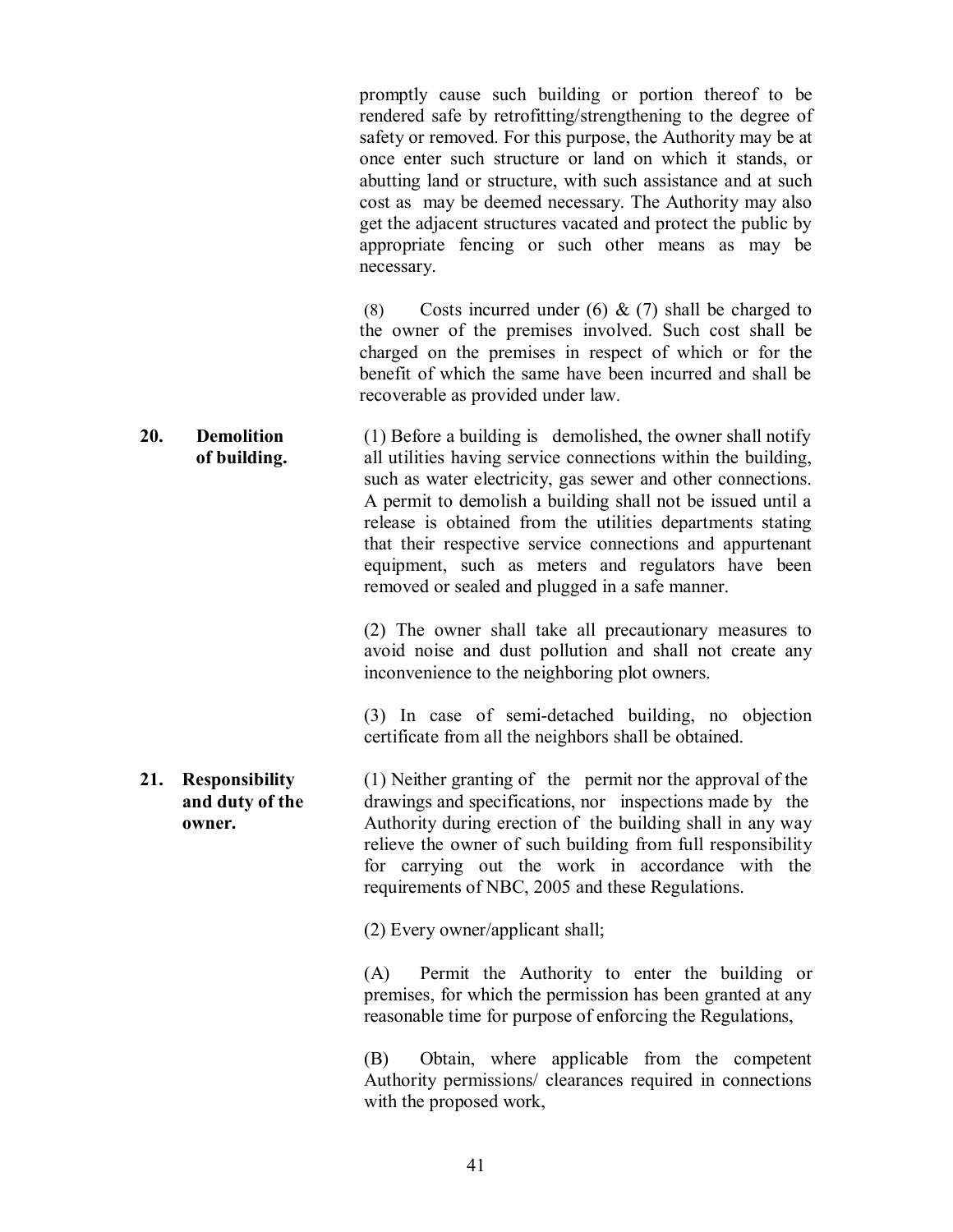promptly cause such building or portion thereof to be rendered safe by retrofitting/strengthening to the degree of safety or removed. For this purpose, the Authority may be at once enter such structure or land on which it stands, or abutting land or structure, with such assistance and at such cost as may be deemed necessary. The Authority may also get the adjacent structures vacated and protect the public by appropriate fencing or such other means as may be necessary.

(8) Costs incurred under (6) & (7) shall be charged to the owner of the premises involved. Such cost shall be charged on the premises in respect of which or for the benefit of which the same have been incurred and shall be recoverable as provided under law.

**20. Demolition of building.**

(1) Before a building is demolished, the owner shall notify all utilities having service connections within the building, such as water electricity, gas sewer and other connections. A permit to demolish a building shall not be issued until a release is obtained from the utilities departments stating that their respective service connections and appurtenant equipment, such as meters and regulators have been removed or sealed and plugged in a safe manner.

(2) The owner shall take all precautionary measures to avoid noise and dust pollution and shall not create any inconvenience to the neighboring plot owners.

(3) In case of semi-detached building, no objection certificate from all the neighbors shall be obtained.

**21. Responsibility and duty of the owner.**

(1) Neither granting of the permit nor the approval of the drawings and specifications, nor inspections made by the Authority during erection of the building shall in any way relieve the owner of such building from full responsibility for carrying out the work in accordance with the requirements of NBC, 2005 and these Regulations.

(2) Every owner/applicant shall;

(A) Permit the Authority to enter the building or premises, for which the permission has been granted at any reasonable time for purpose of enforcing the Regulations,

(B) Obtain, where applicable from the competent Authority permissions/ clearances required in connections with the proposed work,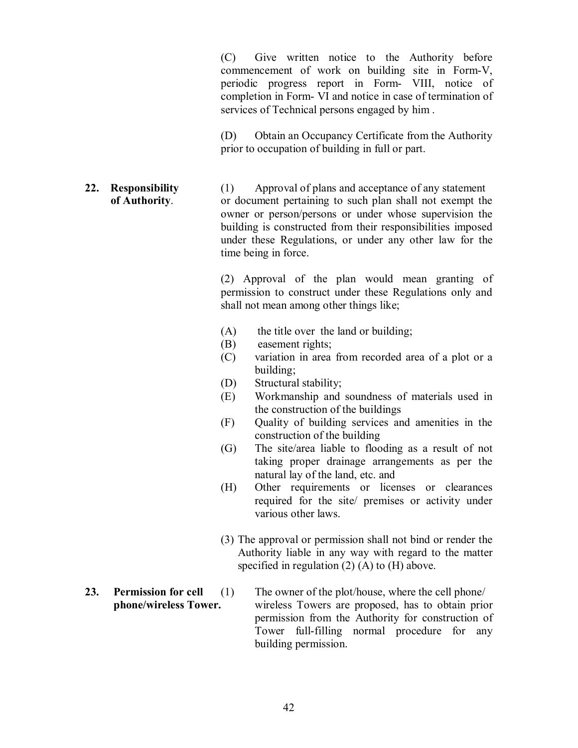(C) Give written notice to the Authority before commencement of work on building site in Form-V, periodic progress report in Form- VIII, notice of completion in Form- VI and notice in case of termination of services of Technical persons engaged by him .

(D) Obtain an Occupancy Certificate from the Authority prior to occupation of building in full or part.

**22. Responsibility of Authority**.

(1) Approval of plans and acceptance of any statement or document pertaining to such plan shall not exempt the owner or person/persons or under whose supervision the building is constructed from their responsibilities imposed under these Regulations, or under any other law for the time being in force.

(2) Approval of the plan would mean granting of permission to construct under these Regulations only and shall not mean among other things like;

- (A) the title over the land or building;
- (B) easement rights;
- (C) variation in area from recorded area of a plot or a building;
- (D) Structural stability;
- (E) Workmanship and soundness of materials used in the construction of the buildings
- (F) Quality of building services and amenities in the construction of the building
- (G) The site/area liable to flooding as a result of not taking proper drainage arrangements as per the natural lay of the land, etc. and
- (H) Other requirements or licenses or clearances required for the site/ premises or activity under various other laws.

(3) The approval or permission shall not bind or render the Authority liable in any way with regard to the matter specified in regulation (2) (A) to (H) above.

**23. Permission for cell phone/wireless Tower.**

(1) The owner of the plot/house, where the cell phone/ wireless Towers are proposed, has to obtain prior permission from the Authority for construction of Tower full-filling normal procedure for any building permission.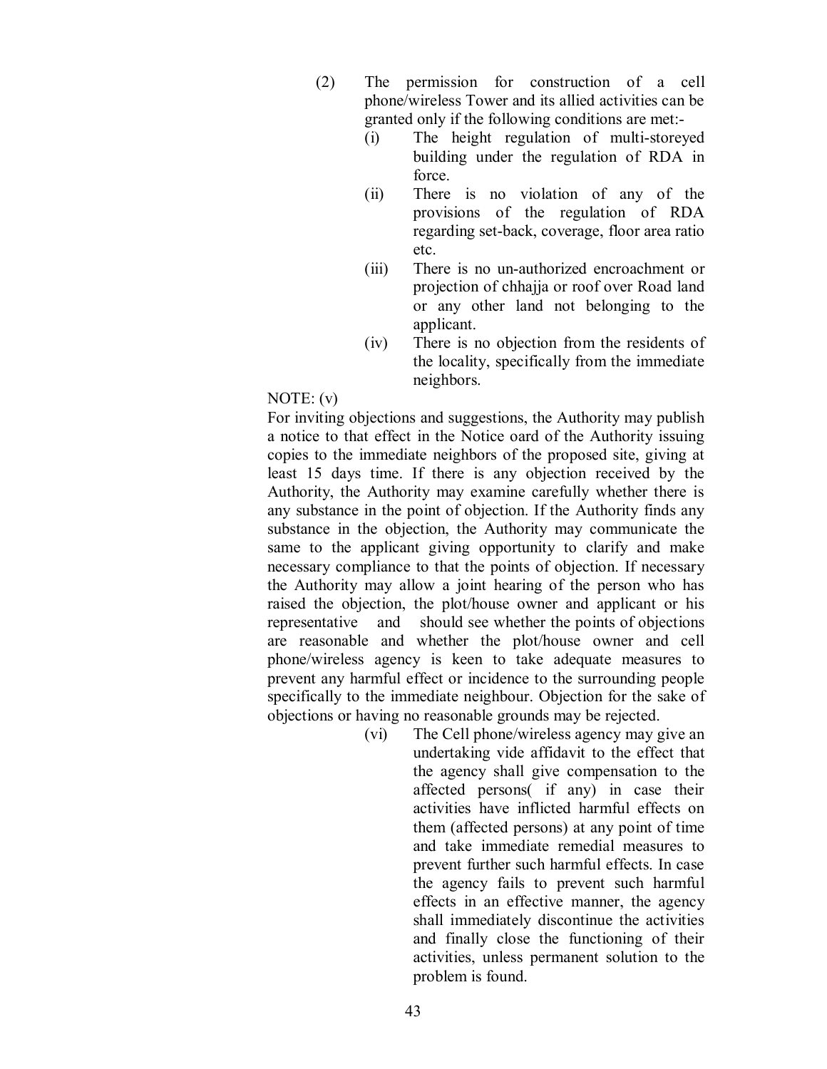(2) The permission for construction of a cell phone/wireless Tower and its allied activities can be granted only if the following conditions are met:-

   (i) The height regulation of multi-storeyed building under the regulation of RDA in force.

   (ii) There is no violation of any of the provisions of the regulation of RDA regarding set-back, coverage, floor area ratio etc.

   (iii) There is no un-authorized encroachment or projection of chhajja or roof over Road land or any other land not belonging to the applicant.

   (iv) There is no objection from the residents of the locality, specifically from the immediate neighbors.

NOTE: (v)

For inviting objections and suggestions, the Authority may publish a notice to that effect in the Notice oard of the Authority issuing copies to the immediate neighbors of the proposed site, giving at least 15 days time. If there is any objection received by the Authority, the Authority may examine carefully whether there is any substance in the point of objection. If the Authority finds any substance in the objection, the Authority may communicate the same to the applicant giving opportunity to clarify and make necessary compliance to that the points of objection. If necessary the Authority may allow a joint hearing of the person who has raised the objection, the plot/house owner and applicant or his representative and should see whether the points of objections are reasonable and whether the plot/house owner and cell phone/wireless agency is keen to take adequate measures to prevent any harmful effect or incidence to the surrounding people specifically to the immediate neighbour. Objection for the sake of objections or having no reasonable grounds may be rejected.

   (vi) The Cell phone/wireless agency may give an undertaking vide affidavit to the effect that the agency shall give compensation to the affected persons( if any) in case their activities have inflicted harmful effects on them (affected persons) at any point of time and take immediate remedial measures to prevent further such harmful effects. In case the agency fails to prevent such harmful effects in an effective manner, the agency shall immediately discontinue the activities and finally close the functioning of their activities, unless permanent solution to the problem is found.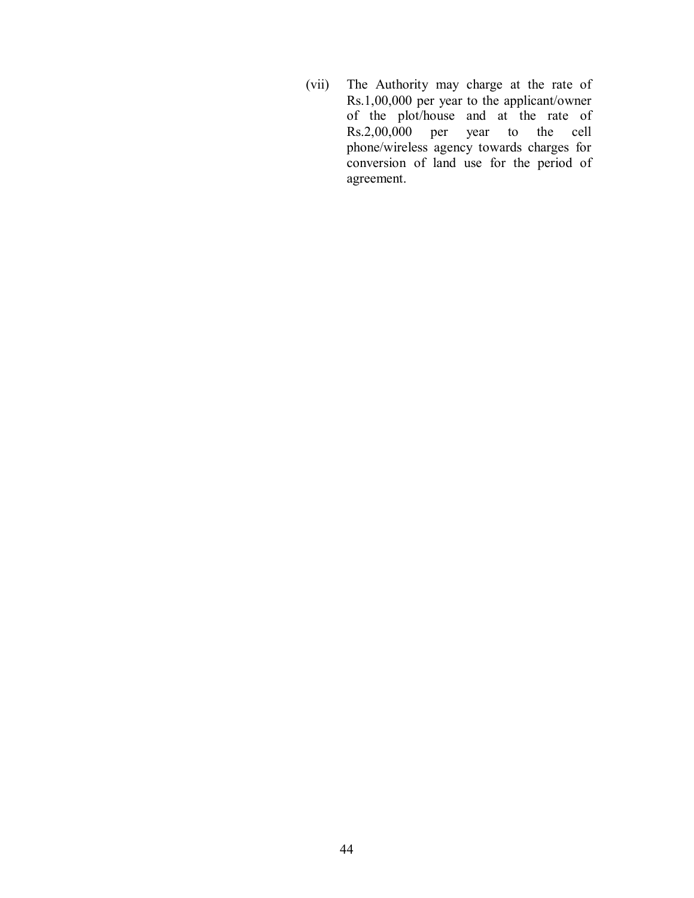(vii) The Authority may charge at the rate of Rs.1,00,000 per year to the applicant/owner of the plot/house and at the rate of Rs.2,00,000 per year to the cell phone/wireless agency towards charges for conversion of land use for the period of agreement.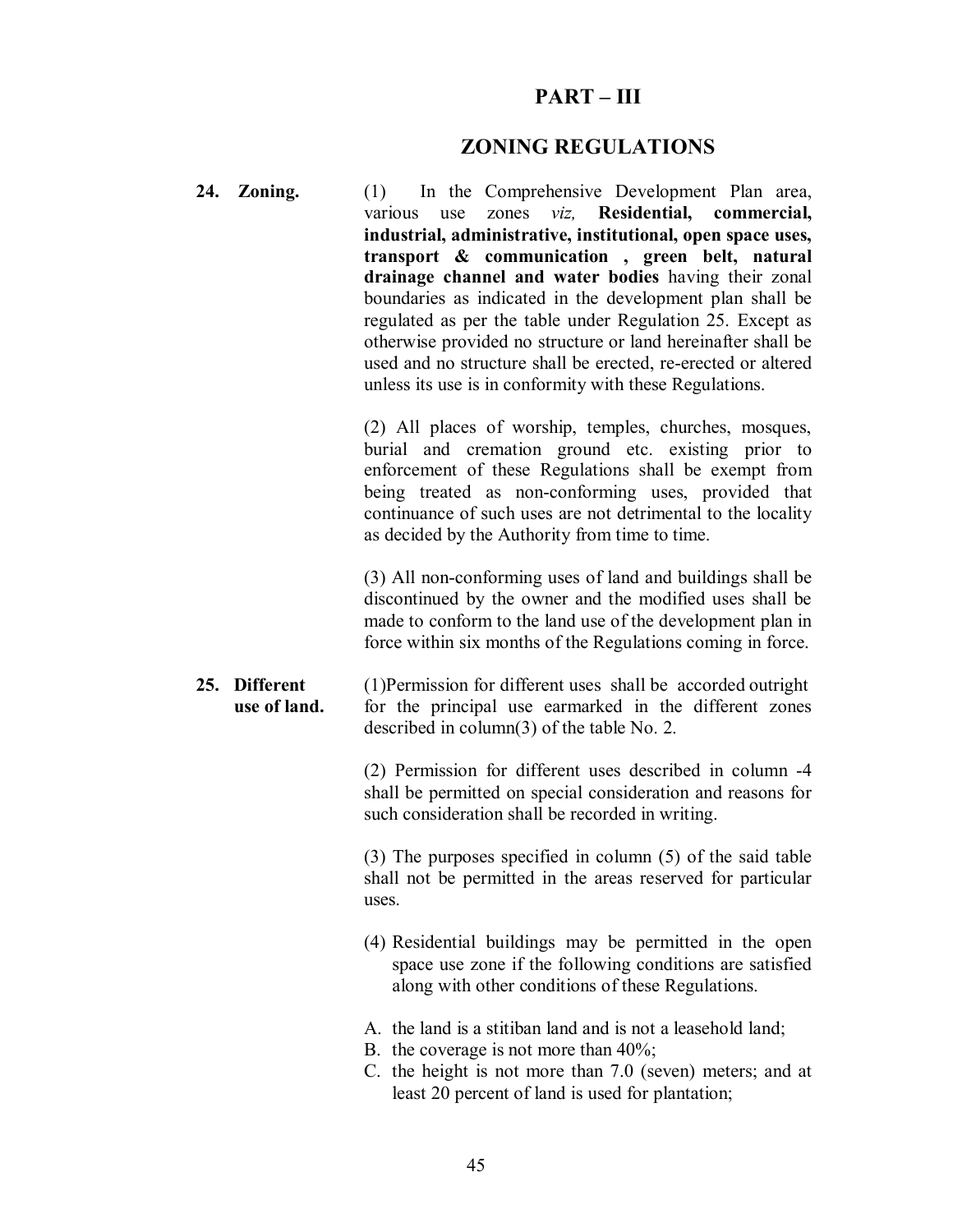# PART – III

## ZONING REGULATIONS

**24. Zoning.**

(1) In the Comprehensive Development Plan area, various use zones *viz,* **Residential, commercial, industrial, administrative, institutional, open space uses, transport & communication , green belt, natural drainage channel and water bodies** having their zonal boundaries as indicated in the development plan shall be regulated as per the table under Regulation 25. Except as otherwise provided no structure or land hereinafter shall be used and no structure shall be erected, re-erected or altered unless its use is in conformity with these Regulations.

(2) All places of worship, temples, churches, mosques, burial and cremation ground etc. existing prior to enforcement of these Regulations shall be exempt from being treated as non-conforming uses, provided that continuance of such uses are not detrimental to the locality as decided by the Authority from time to time.

(3) All non-conforming uses of land and buildings shall be discontinued by the owner and the modified uses shall be made to conform to the land use of the development plan in force within six months of the Regulations coming in force.

**25. Different use of land.**

(1)Permission for different uses shall be accorded outright for the principal use earmarked in the different zones described in column(3) of the table No. 2.

(2) Permission for different uses described in column -4 shall be permitted on special consideration and reasons for such consideration shall be recorded in writing.

(3) The purposes specified in column (5) of the said table shall not be permitted in the areas reserved for particular uses.

(4) Residential buildings may be permitted in the open space use zone if the following conditions are satisfied along with other conditions of these Regulations.

A. the land is a stitiban land and is not a leasehold land;
B. the coverage is not more than 40%;
C. the height is not more than 7.0 (seven) meters; and at least 20 percent of land is used for plantation;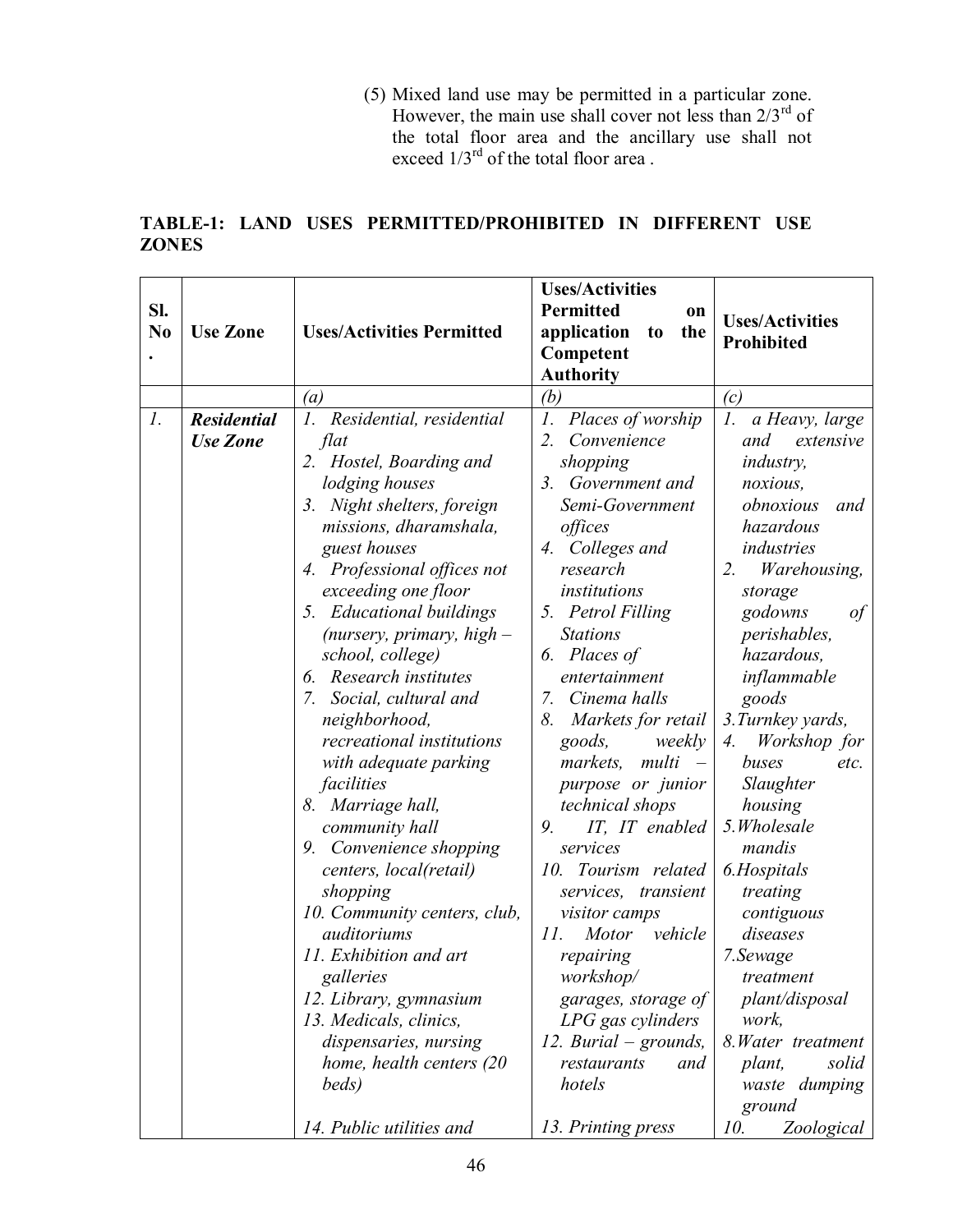(5) Mixed land use may be permitted in a particular zone. However, the main use shall cover not less than 2/3[rd] of the total floor area and the ancillary use shall not exceed 1/3[rd] of the total floor area .

**TABLE-1: LAND USES PERMITTED/PROHIBITED IN DIFFERENT USE ZONES**

| Sl. No. | Use Zone | Uses/Activities Permitted | Uses/Activities Permitted on application to the Competent Authority | Uses/Activities Prohibited |
|---|---|---|---|---|
| | | *(a)* | *(b)* | *(c)* |
| *1.* | ***Residential Use Zone*** | *1. Residential, residential flat*<br>*2. Hostel, Boarding and lodging houses*<br>*3. Night shelters, foreign missions, dharamshala, guest houses*<br>*4. Professional offices not exceeding one floor*<br>*5. Educational buildings (nursery, primary, high – school, college)*<br>*6. Research institutes*<br>*7. Social, cultural and neighborhood, recreational institutions with adequate parking facilities*<br>*8. Marriage hall, community hall*<br>*9. Convenience shopping centers, local(retail) shopping*<br>*10. Community centers, club, auditoriums*<br>*11. Exhibition and art galleries*<br>*12. Library, gymnasium*<br>*13. Medicals, clinics, dispensaries, nursing home, health centers (20 beds)*<br>*14. Public utilities and* | *1. Places of worship*<br>*2. Convenience shopping*<br>*3. Government and Semi-Government offices*<br>*4. Colleges and research institutions*<br>*5. Petrol Filling Stations*<br>*6. Places of entertainment*<br>*7. Cinema halls*<br>*8. Markets for retail goods, weekly markets, multi – purpose or junior technical shops*<br>*9. IT, IT enabled services*<br>*10. Tourism related services, transient visitor camps*<br>*11. Motor vehicle repairing workshop/ garages, storage of LPG gas cylinders*<br>*12. Burial – grounds, restaurants and hotels*<br>*13. Printing press* | *1. a Heavy, large and extensive industry, noxious, obnoxious and hazardous industries*<br>*2. Warehousing, storage godowns of perishables, hazardous, inflammable goods*<br>*3.Turnkey yards,*<br>*4. Workshop for buses etc. Slaughter housing*<br>*5.Wholesale mandis*<br>*6.Hospitals treating contiguous diseases*<br>*7.Sewage treatment plant/disposal work,*<br>*8.Water treatment plant, solid waste dumping ground*<br>*10. Zoological* |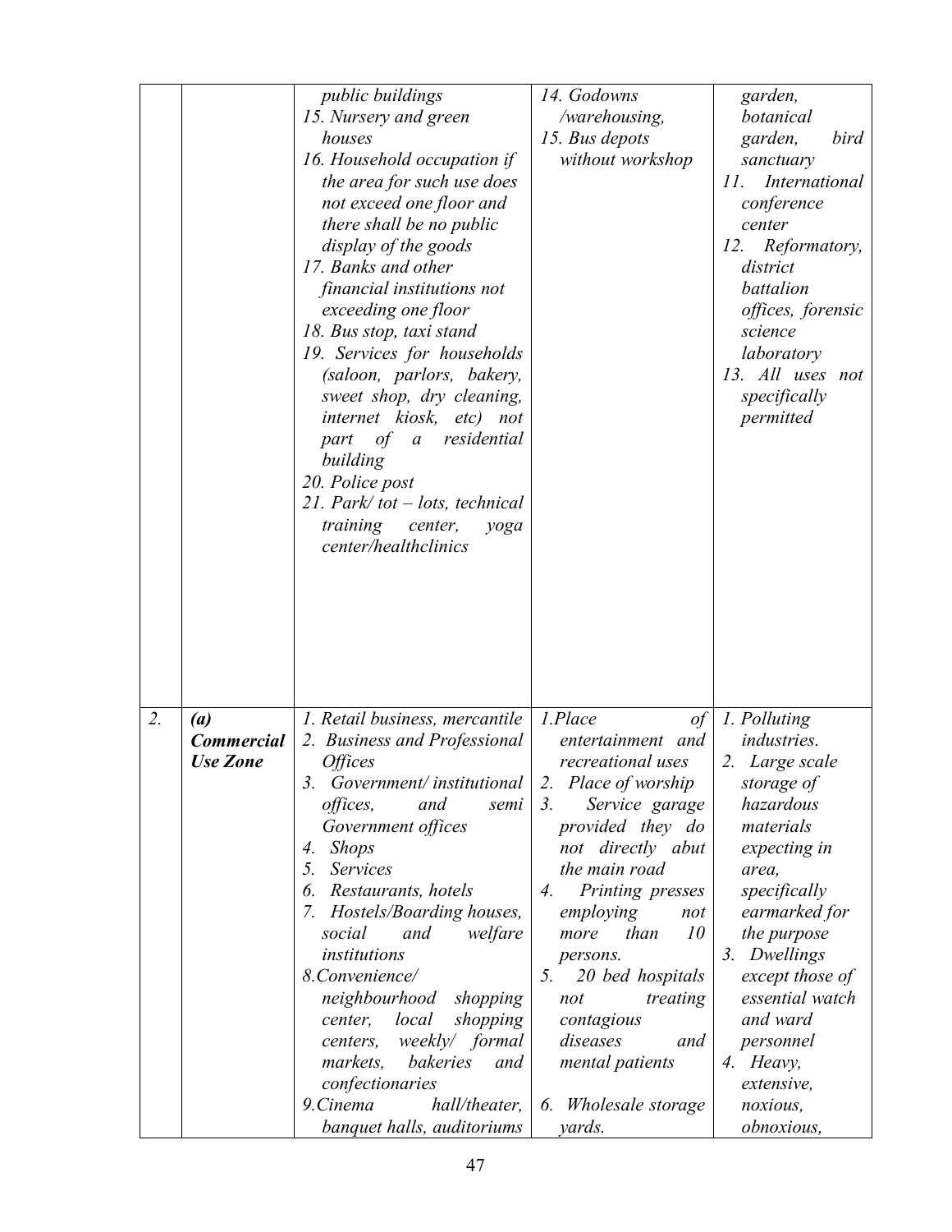| | | | | |
|---|---|---|---|---|
| | | *public buildings*<br>*15. Nursery and green houses*<br>*16. Household occupation if the area for such use does not exceed one floor and there shall be no public display of the goods*<br>*17. Banks and other financial institutions not exceeding one floor*<br>*18. Bus stop, taxi stand*<br>*19. Services for households (saloon, parlors, bakery, sweet shop, dry cleaning, internet kiosk, etc) not part of a residential building*<br>*20. Police post*<br>*21. Park/ tot – lots, technical training center, yoga center/healthclinics* | *14. Godowns /warehousing,*<br>*15. Bus depots without workshop* | *garden, botanical garden, bird sanctuary*<br>*11. International conference center*<br>*12. Reformatory, district battalion offices, forensic science laboratory*<br>*13. All uses not specifically permitted* |
| *2.* | ***(a) Commercial Use Zone*** | *1. Retail business, mercantile*<br>*2. Business and Professional Offices*<br>*3. Government/ institutional offices, and semi Government offices*<br>*4. Shops*<br>*5. Services*<br>*6. Restaurants, hotels*<br>*7. Hostels/Boarding houses, social and welfare institutions*<br>*8.Convenience/ neighbourhood shopping center, local shopping centers, weekly/ formal markets, bakeries and confectionaries*<br>*9.Cinema hall/theater, banquet halls, auditoriums* | *1.Place of entertainment and recreational uses*<br>*2. Place of worship*<br>*3. Service garage provided they do not directly abut the main road*<br>*4. Printing presses employing not more than 10 persons.*<br>*5. 20 bed hospitals not treating contagious diseases and mental patients*<br>*6. Wholesale storage yards.* | *1. Polluting industries.*<br>*2. Large scale storage of hazardous materials expecting in area, specifically earmarked for the purpose*<br>*3. Dwellings except those of essential watch and ward personnel*<br>*4. Heavy, extensive, noxious, obnoxious,* |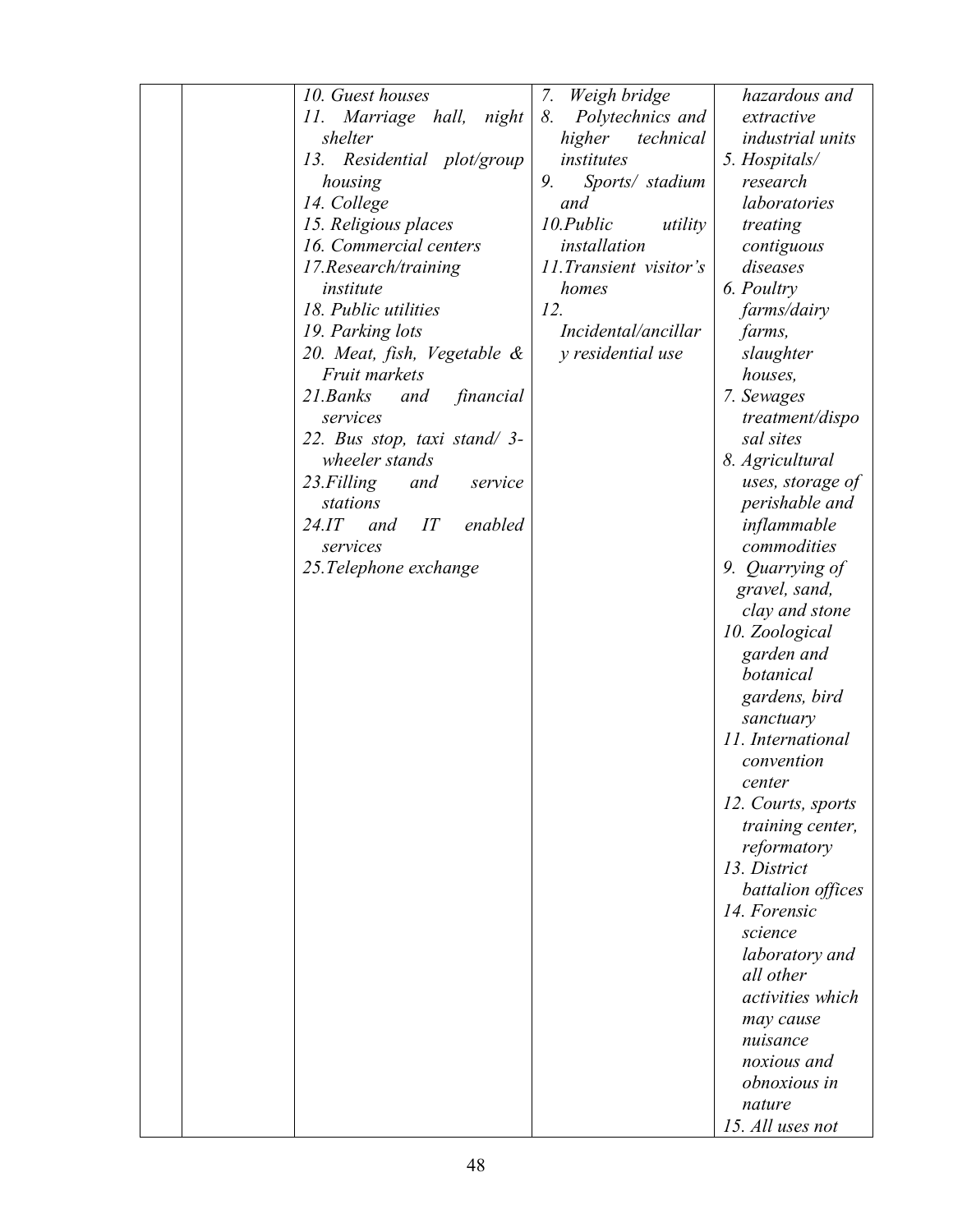| | | | | |
|---|---|---|---|---|
| | | *10. Guest houses*<br>*11. Marriage hall, night shelter*<br>*13. Residential plot/group housing*<br>*14. College*<br>*15. Religious places*<br>*16. Commercial centers*<br>*17.Research/training institute*<br>*18. Public utilities*<br>*19. Parking lots*<br>*20. Meat, fish, Vegetable & Fruit markets*<br>*21.Banks and financial services*<br>*22. Bus stop, taxi stand/ 3-wheeler stands*<br>*23.Filling and service stations*<br>*24.IT and IT enabled services*<br>*25.Telephone exchange* | *7. Weigh bridge*<br>*8. Polytechnics and higher technical institutes*<br>*9. Sports/ stadium and*<br>*10.Public utility installation*<br>*11.Transient visitor's homes*<br>*12. Incidental/ancillary residential use* | *hazardous and extractive industrial units*<br>*5. Hospitals/ research laboratories treating contiguous diseases*<br>*6. Poultry farms/dairy farms, slaughter houses,*<br>*7. Sewages treatment/disposal sites*<br>*8. Agricultural uses, storage of perishable and inflammable commodities*<br>*9. Quarrying of gravel, sand, clay and stone*<br>*10. Zoological garden and botanical gardens, bird sanctuary*<br>*11. International convention center*<br>*12. Courts, sports training center, reformatory*<br>*13. District battalion offices*<br>*14. Forensic science laboratory and all other activities which may cause nuisance noxious and obnoxious in nature*<br>*15. All uses not* |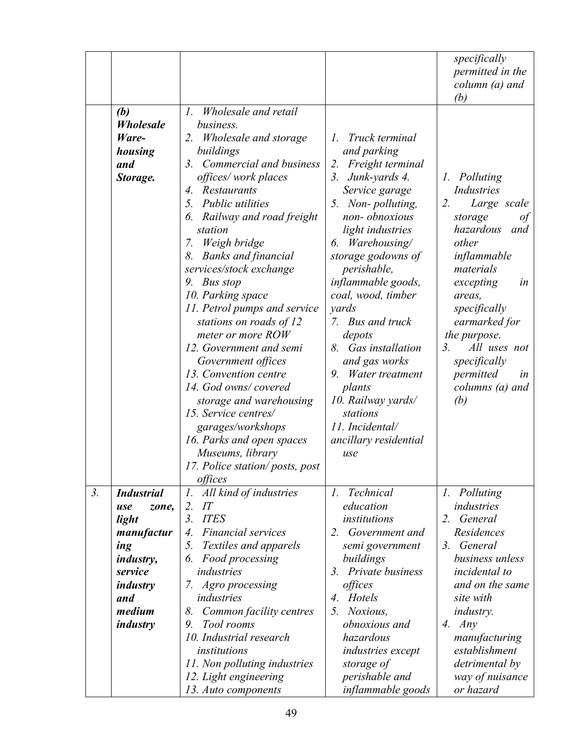|  |  |  |  | *specifically permitted in the column (a) and (b)* |
|---|---|---|---|---|
|  | ***(b) Wholesale Ware-housing and Storage.*** | *1. Wholesale and retail business.*<br>*2. Wholesale and storage buildings*<br>*3. Commercial and business offices/ work places*<br>*4. Restaurants*<br>*5. Public utilities*<br>*6. Railway and road freight station*<br>*7. Weigh bridge*<br>*8. Banks and financial services/stock exchange*<br>*9. Bus stop*<br>*10. Parking space*<br>*11. Petrol pumps and service stations on roads of 12 meter or more ROW*<br>*12. Government and semi Government offices*<br>*13. Convention centre*<br>*14. God owns/ covered storage and warehousing*<br>*15. Service centres/ garages/workshops*<br>*16. Parks and open spaces Museums, library*<br>*17. Police station/ posts, post offices* | *1. Truck terminal and parking*<br>*2. Freight terminal*<br>*3. Junk-yards 4. Service garage*<br>*5. Non- polluting, non- obnoxious light industries*<br>*6. Warehousing/ storage godowns of perishable, inflammable goods, coal, wood, timber yards*<br>*7. Bus and truck depots*<br>*8. Gas installation and gas works*<br>*9. Water treatment plants*<br>*10. Railway yards/ stations*<br>*11. Incidental/ ancillary residential use* | *1. Polluting Industries*<br>*2. Large scale storage of hazardous and other inflammable materials excepting in areas, specifically earmarked for the purpose.*<br>*3. All uses not specifically permitted in columns (a) and (b)* |
| *3.* | ***Industrial use zone, light manufacturing industry, service industry and medium industry*** | *1. All kind of industries*<br>*2. IT*<br>*3. ITES*<br>*4. Financial services*<br>*5. Textiles and apparels*<br>*6. Food processing industries*<br>*7. Agro processing industries*<br>*8. Common facility centres*<br>*9. Tool rooms*<br>*10. Industrial research institutions*<br>*11. Non polluting industries*<br>*12. Light engineering*<br>*13. Auto components* | *1. Technical education institutions*<br>*2. Government and semi government buildings*<br>*3. Private business offices*<br>*4. Hotels*<br>*5. Noxious, obnoxious and hazardous industries except storage of perishable and inflammable goods* | *1. Polluting industries*<br>*2. General Residences*<br>*3. General business unless incidental to and on the same site with industry.*<br>*4. Any manufacturing establishment detrimental by way of nuisance or hazard* |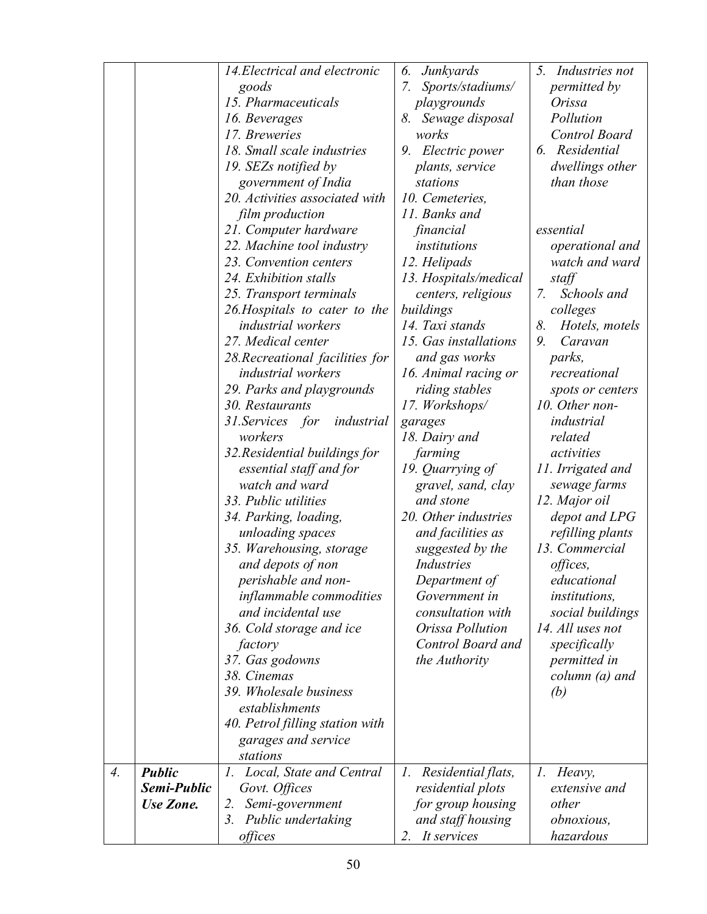|  |  | 14. Electrical and electronic goods<br>15. Pharmaceuticals<br>16. Beverages<br>17. Breweries<br>18. Small scale industries<br>19. SEZs notified by government of India<br>20. Activities associated with film production<br>21. Computer hardware<br>22. Machine tool industry<br>23. Convention centers<br>24. Exhibition stalls<br>25. Transport terminals<br>26. Hospitals to cater to the industrial workers<br>27. Medical center<br>28. Recreational facilities for industrial workers<br>29. Parks and playgrounds<br>30. Restaurants<br>31. Services for industrial workers<br>32. Residential buildings for essential staff and for watch and ward<br>33. Public utilities<br>34. Parking, loading, unloading spaces<br>35. Warehousing, storage and depots of non perishable and non-inflammable commodities and incidental use<br>36. Cold storage and ice factory<br>37. Gas godowns<br>38. Cinemas<br>39. Wholesale business establishments<br>40. Petrol filling station with garages and service stations | 6. Junkyards<br>7. Sports/stadiums/ playgrounds<br>8. Sewage disposal works<br>9. Electric power plants, service stations<br>10. Cemeteries,<br>11. Banks and financial institutions<br>12. Helipads<br>13. Hospitals/medical centers, religious buildings<br>14. Taxi stands<br>15. Gas installations and gas works<br>16. Animal racing or riding stables<br>17. Workshops/ garages<br>18. Dairy and farming<br>19. Quarrying of gravel, sand, clay and stone<br>20. Other industries and facilities as suggested by the Industries Department of Government in consultation with Orissa Pollution Control Board and the Authority | 5. Industries not permitted by Orissa Pollution Control Board<br>6. Residential dwellings other than those essential operational and watch and ward staff<br>7. Schools and colleges<br>8. Hotels, motels<br>9. Caravan parks, recreational spots or centers<br>10. Other non-industrial related activities<br>11. Irrigated and sewage farms<br>12. Major oil depot and LPG refilling plants<br>13. Commercial offices, educational institutions, social buildings<br>14. All uses not specifically permitted in column (a) and (b) |
|---|---|---|---|---|
| *4.* | ***Public Semi-Public Use Zone.*** | 1. Local, State and Central Govt. Offices<br>2. Semi-government<br>3. Public undertaking offices | 1. Residential flats, residential plots for group housing and staff housing<br>2. It services | 1. Heavy, extensive and other obnoxious, hazardous |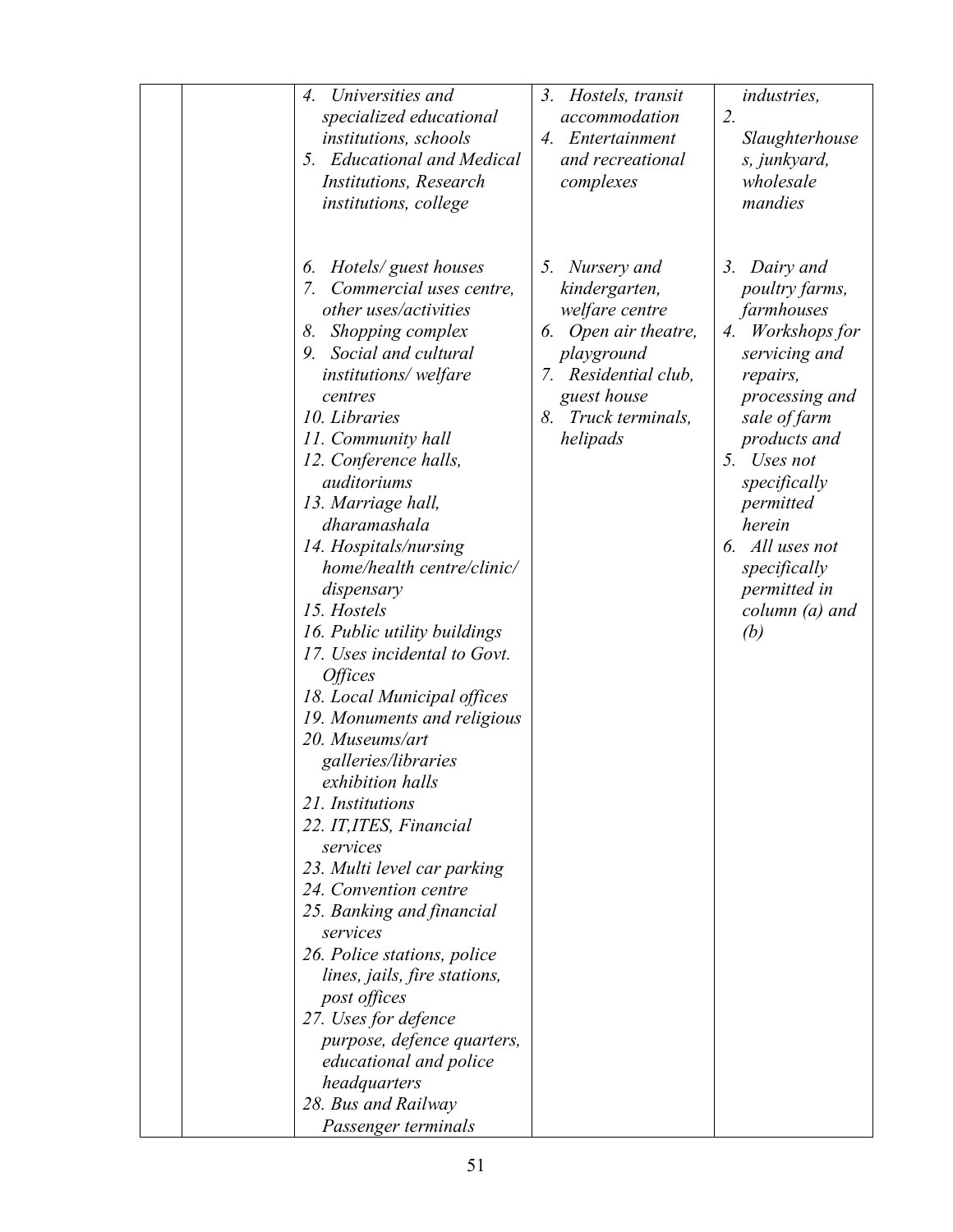| | | | | |
|---|---|---|---|---|
| | | *4. Universities and specialized educational institutions, schools*<br>*5. Educational and Medical Institutions, Research institutions, college* | *3. Hostels, transit accommodation*<br>*4. Entertainment and recreational complexes* | *industries,*<br>*2. Slaughterhouses, junkyard, wholesale mandies* |
| | | *6. Hotels/ guest houses*<br>*7. Commercial uses centre, other uses/activities*<br>*8. Shopping complex*<br>*9. Social and cultural institutions/ welfare centres*<br>*10. Libraries*<br>*11. Community hall*<br>*12. Conference halls, auditoriums*<br>*13. Marriage hall, dharamashala*<br>*14. Hospitals/nursing home/health centre/clinic/ dispensary*<br>*15. Hostels*<br>*16. Public utility buildings*<br>*17. Uses incidental to Govt. Offices*<br>*18. Local Municipal offices*<br>*19. Monuments and religious*<br>*20. Museums/art galleries/libraries exhibition halls*<br>*21. Institutions*<br>*22. IT,ITES, Financial services*<br>*23. Multi level car parking*<br>*24. Convention centre*<br>*25. Banking and financial services*<br>*26. Police stations, police lines, jails, fire stations, post offices*<br>*27. Uses for defence purpose, defence quarters, educational and police headquarters*<br>*28. Bus and Railway Passenger terminals* | *5. Nursery and kindergarten, welfare centre*<br>*6. Open air theatre, playground*<br>*7. Residential club, guest house*<br>*8. Truck terminals, helipads* | *3. Dairy and poultry farms, farmhouses*<br>*4. Workshops for servicing and repairs, processing and sale of farm products and*<br>*5. Uses not specifically permitted herein*<br>*6. All uses not specifically permitted in column (a) and (b)* |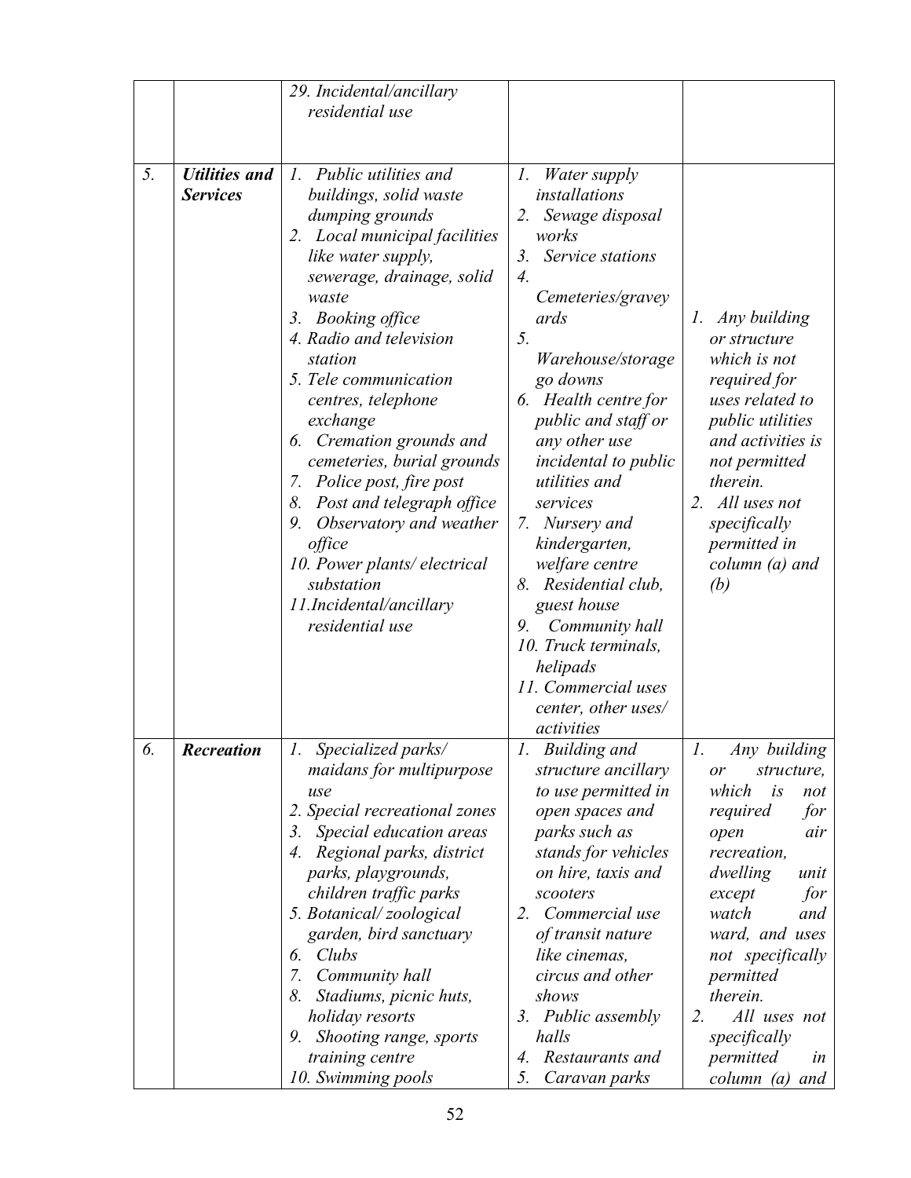|  |  |  |  |  |
|---|---|---|---|---|
|  |  | *29. Incidental/ancillary residential use* |  |  |
| *5.* | ***Utilities and Services*** | *1. Public utilities and buildings, solid waste dumping grounds*<br>*2. Local municipal facilities like water supply, sewerage, drainage, solid waste*<br>*3. Booking office*<br>*4. Radio and television station*<br>*5. Tele communication centres, telephone exchange*<br>*6. Cremation grounds and cemeteries, burial grounds*<br>*7. Police post, fire post*<br>*8. Post and telegraph office*<br>*9. Observatory and weather office*<br>*10. Power plants/ electrical substation*<br>*11.Incidental/ancillary residential use* | *1. Water supply installations*<br>*2. Sewage disposal works*<br>*3. Service stations*<br>*4. Cemeteries/graveyards*<br>*5. Warehouse/storage go downs*<br>*6. Health centre for public and staff or any other use incidental to public utilities and services*<br>*7. Nursery and kindergarten, welfare centre*<br>*8. Residential club, guest house*<br>*9. Community hall*<br>*10. Truck terminals, helipads*<br>*11. Commercial uses center, other uses/ activities* | *1. Any building or structure which is not required for uses related to public utilities and activities is not permitted therein.*<br>*2. All uses not specifically permitted in column (a) and (b)* |
| *6.* | ***Recreation*** | *1. Specialized parks/ maidans for multipurpose use*<br>*2. Special recreational zones*<br>*3. Special education areas*<br>*4. Regional parks, district parks, playgrounds, children traffic parks*<br>*5. Botanical/ zoological garden, bird sanctuary*<br>*6. Clubs*<br>*7. Community hall*<br>*8. Stadiums, picnic huts, holiday resorts*<br>*9. Shooting range, sports training centre*<br>*10. Swimming pools* | *1. Building and structure ancillary to use permitted in open spaces and parks such as stands for vehicles on hire, taxis and scooters*<br>*2. Commercial use of transit nature like cinemas, circus and other shows*<br>*3. Public assembly halls*<br>*4. Restaurants and*<br>*5. Caravan parks* | *1. Any building or structure, which is not required for open air recreation, dwelling unit except for watch and ward, and uses not specifically permitted therein.*<br>*2. All uses not specifically permitted in column (a) and* |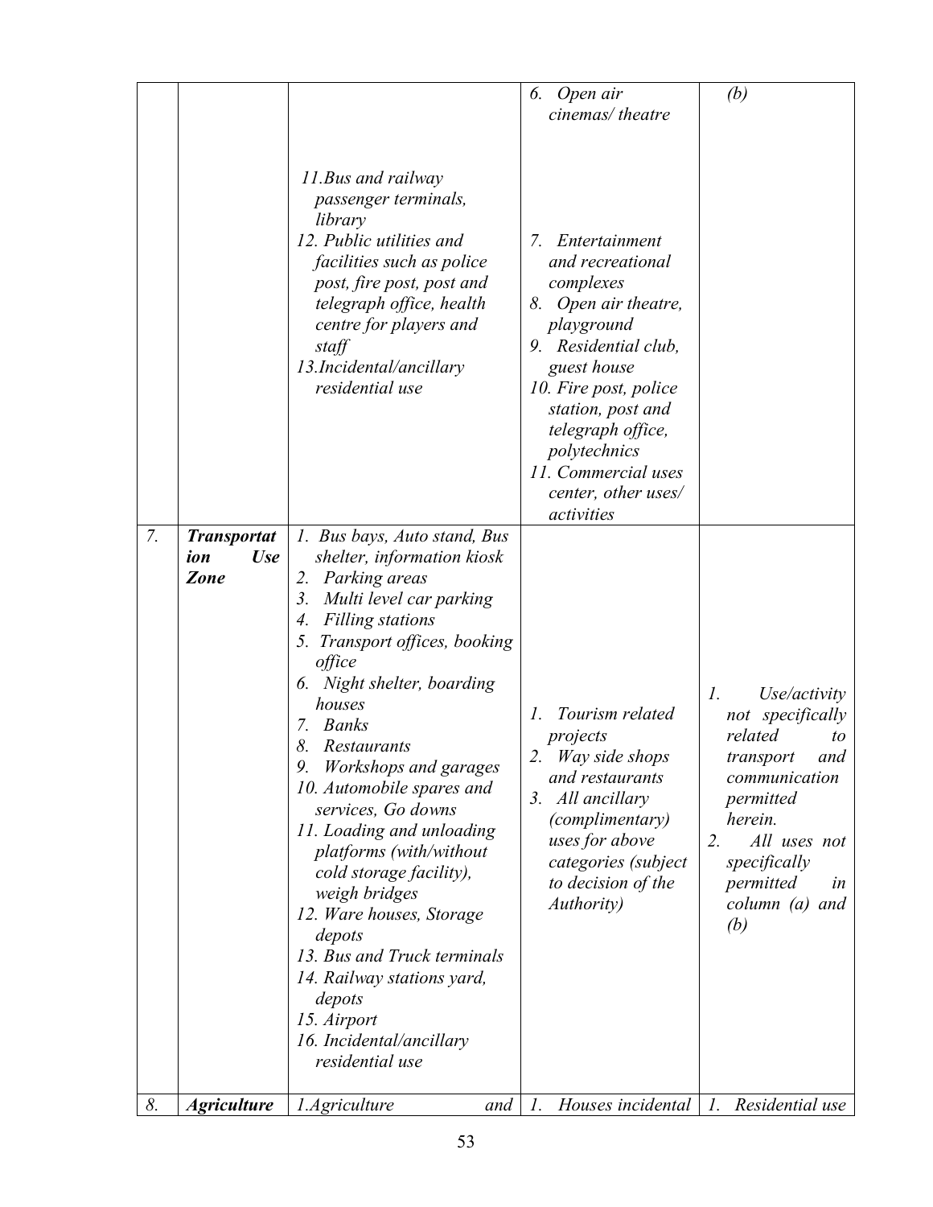| | | | | |
|---|---|---|---|---|
| | | 11. Bus and railway passenger terminals, library<br>12. Public utilities and facilities such as police post, fire post, post and telegraph office, health centre for players and staff<br>13. Incidental/ancillary residential use | 6. Open air cinemas/ theatre<br>7. Entertainment and recreational complexes<br>8. Open air theatre, playground<br>9. Residential club, guest house<br>10. Fire post, police station, post and telegraph office, polytechnics<br>11. Commercial uses center, other uses/ activities | *(b)* |
| *7.* | ***Transportation Use Zone*** | *1. Bus bays, Auto stand, Bus shelter, information kiosk*<br>*2. Parking areas*<br>*3. Multi level car parking*<br>*4. Filling stations*<br>*5. Transport offices, booking office*<br>*6. Night shelter, boarding houses*<br>*7. Banks*<br>*8. Restaurants*<br>*9. Workshops and garages*<br>*10. Automobile spares and services, Go downs*<br>*11. Loading and unloading platforms (with/without cold storage facility), weigh bridges*<br>*12. Ware houses, Storage depots*<br>*13. Bus and Truck terminals*<br>*14. Railway stations yard, depots*<br>*15. Airport*<br>*16. Incidental/ancillary residential use* | *1. Tourism related projects*<br>*2. Way side shops and restaurants*<br>*3. All ancillary (complimentary) uses for above categories (subject to decision of the Authority)* | *1. Use/activity not specifically related to transport and communication permitted herein.*<br>*2. All uses not specifically permitted in column (a) and (b)* |
| *8.* | ***Agriculture*** | *1. Agriculture and* | *1. Houses incidental* | *1. Residential use* |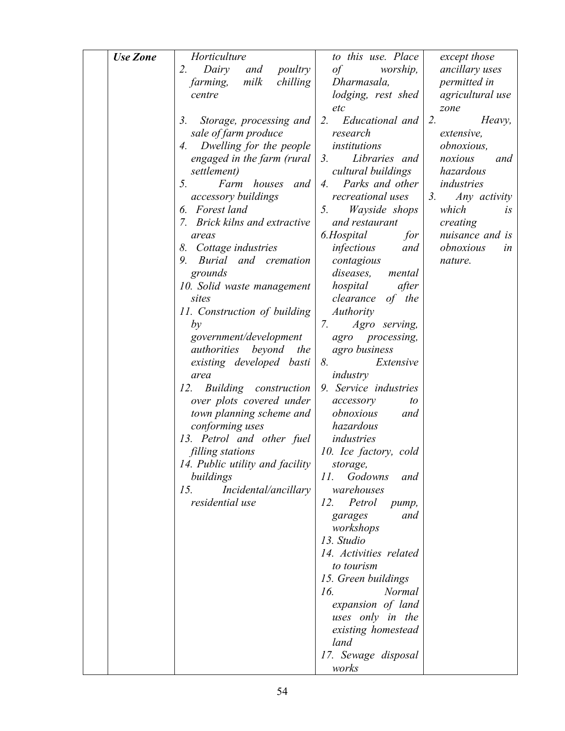| | *Use Zone* | *Horticulture*<br>*2. Dairy and poultry farming, milk chilling centre*<br>*3. Storage, processing and sale of farm produce*<br>*4. Dwelling for the people engaged in the farm (rural settlement)*<br>*5. Farm houses and accessory buildings*<br>*6. Forest land*<br>*7. Brick kilns and extractive areas*<br>*8. Cottage industries*<br>*9. Burial and cremation grounds*<br>*10. Solid waste management sites*<br>*11. Construction of building by government/development authorities beyond the existing developed basti area*<br>*12. Building construction over plots covered under town planning scheme and conforming uses*<br>*13. Petrol and other fuel filling stations*<br>*14. Public utility and facility buildings*<br>*15. Incidental/ancillary residential use* | *to this use. Place of worship, Dharmasala, lodging, rest shed etc*<br>*2. Educational and research institutions*<br>*3. Libraries and cultural buildings*<br>*4. Parks and other recreational uses*<br>*5. Wayside shops and restaurant*<br>*6.Hospital for infectious and contagious diseases, mental hospital after clearance of the Authority*<br>*7. Agro serving, agro processing, agro business*<br>*8. Extensive industry*<br>*9. Service industries accessory to obnoxious and hazardous industries*<br>*10. Ice factory, cold storage,*<br>*11. Godowns and warehouses*<br>*12. Petrol pump, garages and workshops*<br>*13. Studio*<br>*14. Activities related to tourism*<br>*15. Green buildings*<br>*16. Normal expansion of land uses only in the existing homestead land*<br>*17. Sewage disposal works* | *except those ancillary uses permitted in agricultural use zone*<br>*2. Heavy, extensive, obnoxious, noxious and hazardous industries*<br>*3. Any activity which is creating nuisance and is obnoxious in nature.* |
|---|---|---|---|---|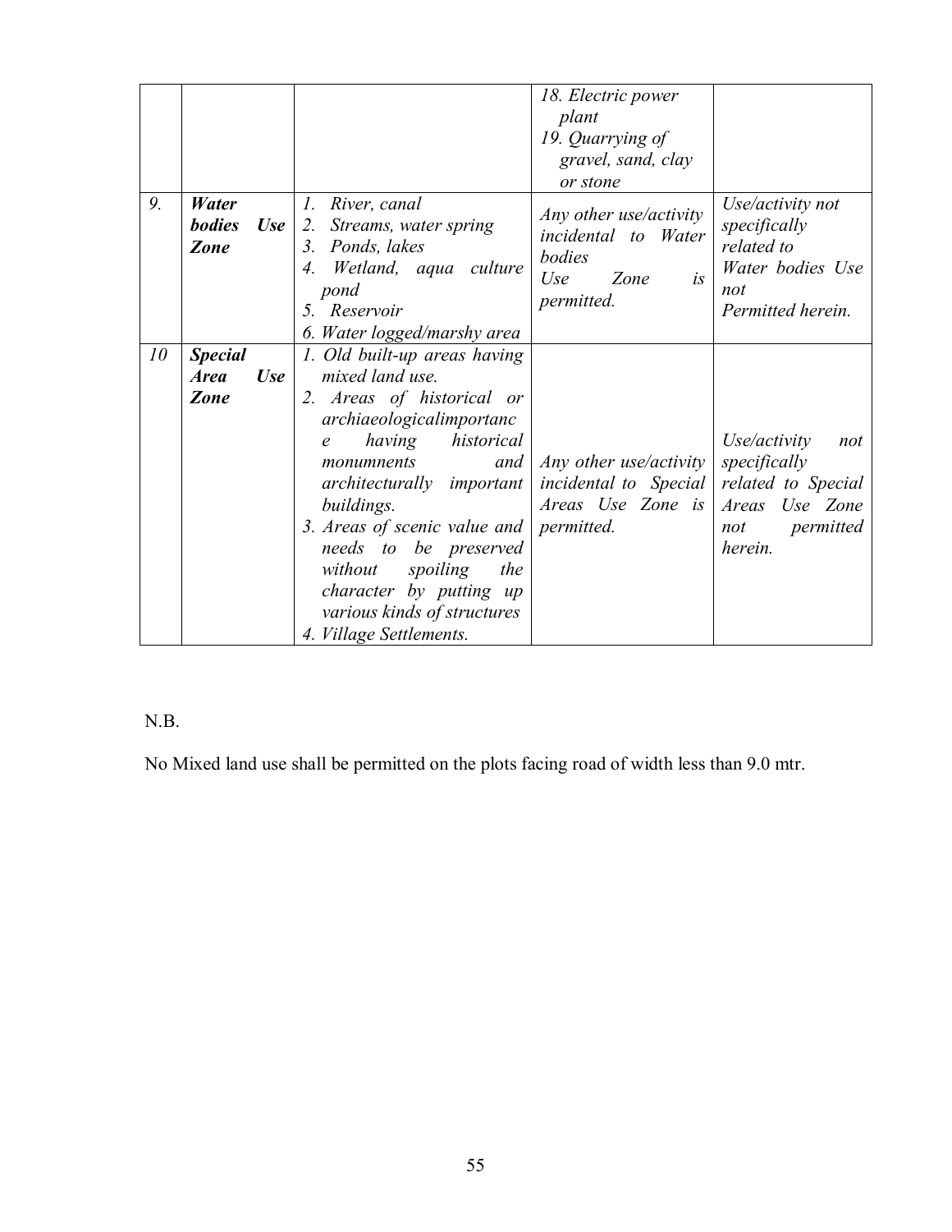| | | | | |
|---|---|---|---|---|
| | | | *18. Electric power plant*<br>*19. Quarrying of gravel, sand, clay or stone* | |
| *9.* | ***Water bodies Use Zone*** | *1. River, canal*<br>*2. Streams, water spring*<br>*3. Ponds, lakes*<br>*4. Wetland, aqua culture pond*<br>*5. Reservoir*<br>*6. Water logged/marshy area* | *Any other use/activity incidental to Water bodies Use Zone is permitted.* | *Use/activity not specifically related to Water bodies Use not Permitted herein.* |
| *10* | ***Special Area Use Zone*** | *1. Old built-up areas having mixed land use.*<br>*2. Areas of historical or archiaeologicalimportance having historical monumnents and architecturally important buildings.*<br>*3. Areas of scenic value and needs to be preserved without spoiling the character by putting up various kinds of structures*<br>*4. Village Settlements.* | *Any other use/activity incidental to Special Areas Use Zone is permitted.* | *Use/activity not specifically related to Special Areas Use Zone not permitted herein.* |

N.B.

No Mixed land use shall be permitted on the plots facing road of width less than 9.0 mtr.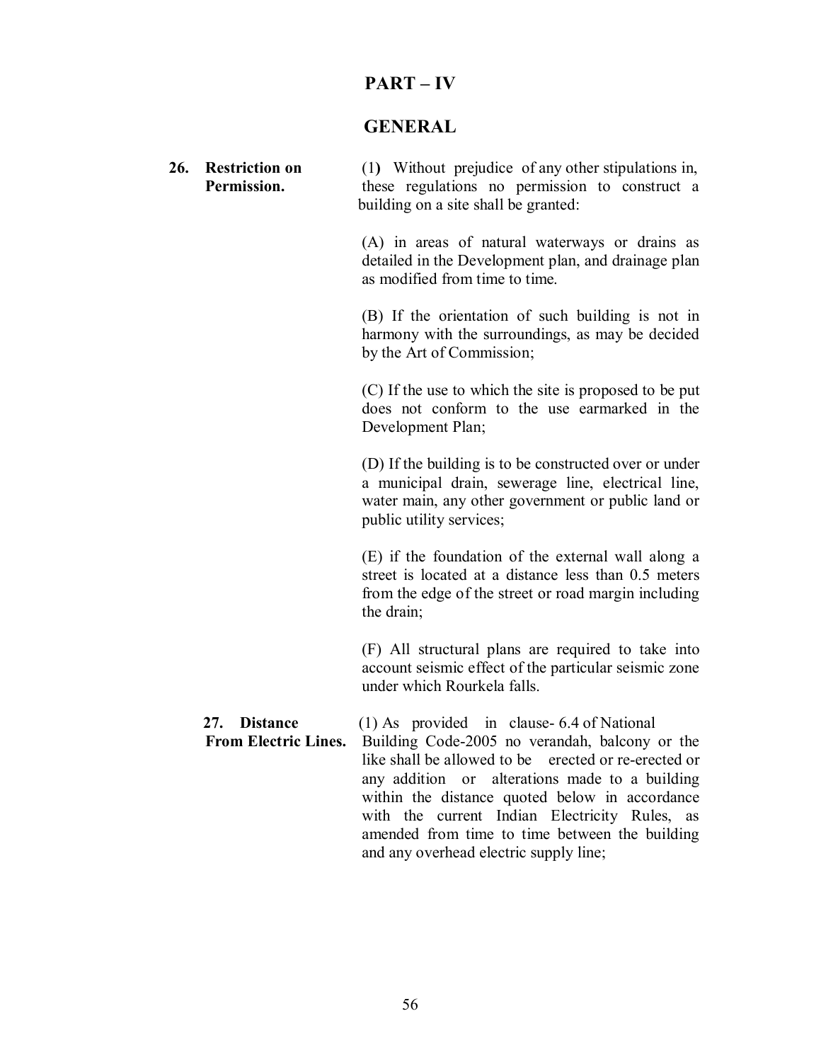# PART – IV

# GENERAL

**26. Restriction on Permission.**

(1) Without prejudice of any other stipulations in, these regulations no permission to construct a building on a site shall be granted:

(A) in areas of natural waterways or drains as detailed in the Development plan, and drainage plan as modified from time to time.

(B) If the orientation of such building is not in harmony with the surroundings, as may be decided by the Art of Commission;

(C) If the use to which the site is proposed to be put does not conform to the use earmarked in the Development Plan;

(D) If the building is to be constructed over or under a municipal drain, sewerage line, electrical line, water main, any other government or public land or public utility services;

(E) if the foundation of the external wall along a street is located at a distance less than 0.5 meters from the edge of the street or road margin including the drain;

(F) All structural plans are required to take into account seismic effect of the particular seismic zone under which Rourkela falls.

**27. Distance From Electric Lines.**

(1) As provided in clause- 6.4 of National Building Code-2005 no verandah, balcony or the like shall be allowed to be erected or re-erected or any addition or alterations made to a building within the distance quoted below in accordance with the current Indian Electricity Rules, as amended from time to time between the building and any overhead electric supply line;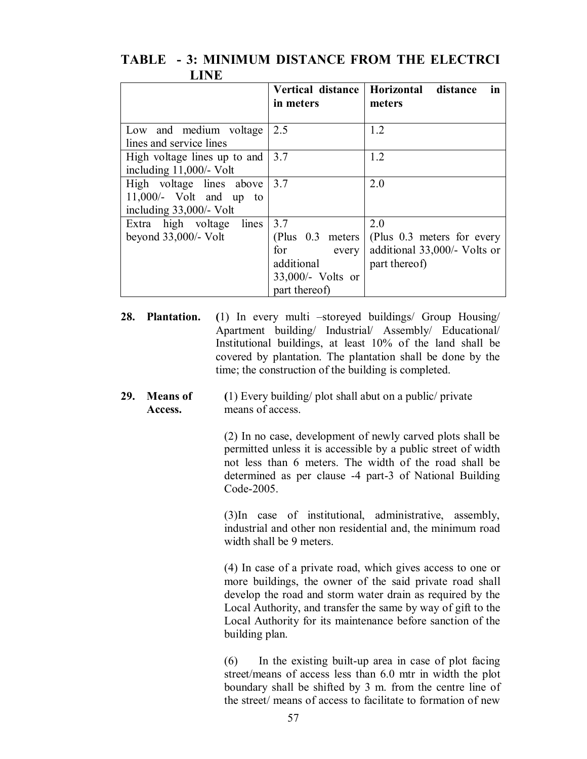## TABLE - 3: MINIMUM DISTANCE FROM THE ELECTRCI LINE

| | Vertical distance in meters | Horizontal distance in meters |
|---|---|---|
| Low and medium voltage lines and service lines | 2.5 | 1.2 |
| High voltage lines up to and including 11,000/- Volt | 3.7 | 1.2 |
| High voltage lines above 11,000/- Volt and up to including 33,000/- Volt | 3.7 | 2.0 |
| Extra high voltage lines beyond 33,000/- Volt | 3.7 (Plus 0.3 meters for every additional 33,000/- Volts or part thereof) | 2.0 (Plus 0.3 meters for every additional 33,000/- Volts or part thereof) |

**28. Plantation.** **(**1) In every multi –storeyed buildings/ Group Housing/ Apartment building/ Industrial/ Assembly/ Educational/ Institutional buildings, at least 10% of the land shall be covered by plantation. The plantation shall be done by the time; the construction of the building is completed.

**29. Means of Access.** **(**1) Every building/ plot shall abut on a public/ private means of access.

(2) In no case, development of newly carved plots shall be permitted unless it is accessible by a public street of width not less than 6 meters. The width of the road shall be determined as per clause -4 part-3 of National Building Code-2005.

(3)In case of institutional, administrative, assembly, industrial and other non residential and, the minimum road width shall be 9 meters.

(4) In case of a private road, which gives access to one or more buildings, the owner of the said private road shall develop the road and storm water drain as required by the Local Authority, and transfer the same by way of gift to the Local Authority for its maintenance before sanction of the building plan.

(6) In the existing built-up area in case of plot facing street/means of access less than 6.0 mtr in width the plot boundary shall be shifted by 3 m. from the centre line of the street/ means of access to facilitate to formation of new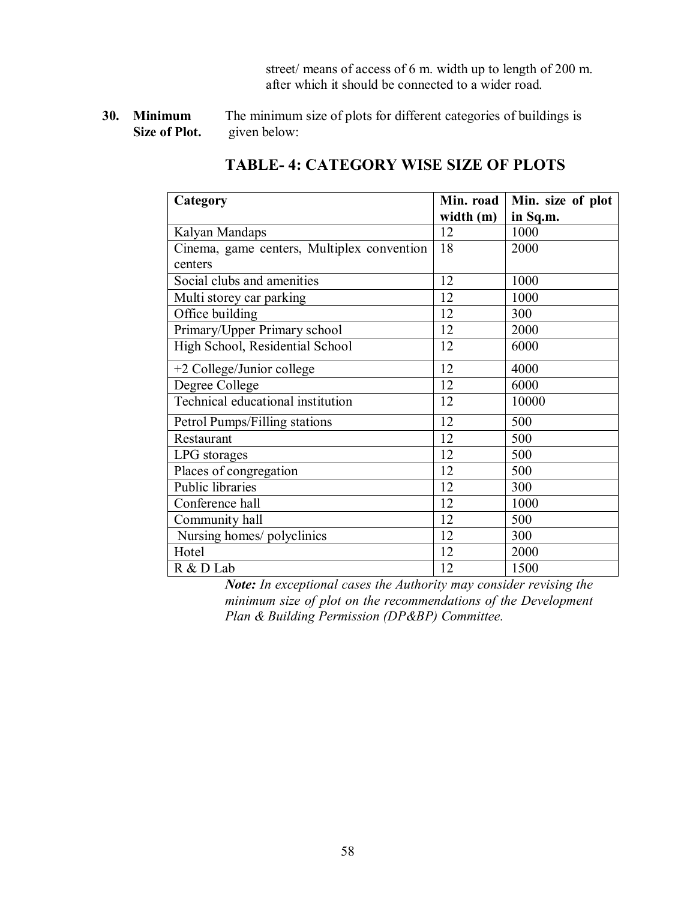street/ means of access of 6 m. width up to length of 200 m. after which it should be connected to a wider road.

**30. Minimum Size of Plot.** The minimum size of plots for different categories of buildings is given below:

## TABLE- 4: CATEGORY WISE SIZE OF PLOTS

| Category | Min. road width (m) | Min. size of plot in Sq.m. |
|---|---|---|
| Kalyan Mandaps | 12 | 1000 |
| Cinema, game centers, Multiplex convention centers | 18 | 2000 |
| Social clubs and amenities | 12 | 1000 |
| Multi storey car parking | 12 | 1000 |
| Office building | 12 | 300 |
| Primary/Upper Primary school | 12 | 2000 |
| High School, Residential School | 12 | 6000 |
| +2 College/Junior college | 12 | 4000 |
| Degree College | 12 | 6000 |
| Technical educational institution | 12 | 10000 |
| Petrol Pumps/Filling stations | 12 | 500 |
| Restaurant | 12 | 500 |
| LPG storages | 12 | 500 |
| Places of congregation | 12 | 500 |
| Public libraries | 12 | 300 |
| Conference hall | 12 | 1000 |
| Community hall | 12 | 500 |
| Nursing homes/ polyclinics | 12 | 300 |
| Hotel | 12 | 2000 |
| R & D Lab | 12 | 1500 |

***Note:** In exceptional cases the Authority may consider revising the minimum size of plot on the recommendations of the Development Plan & Building Permission (DP&BP) Committee.*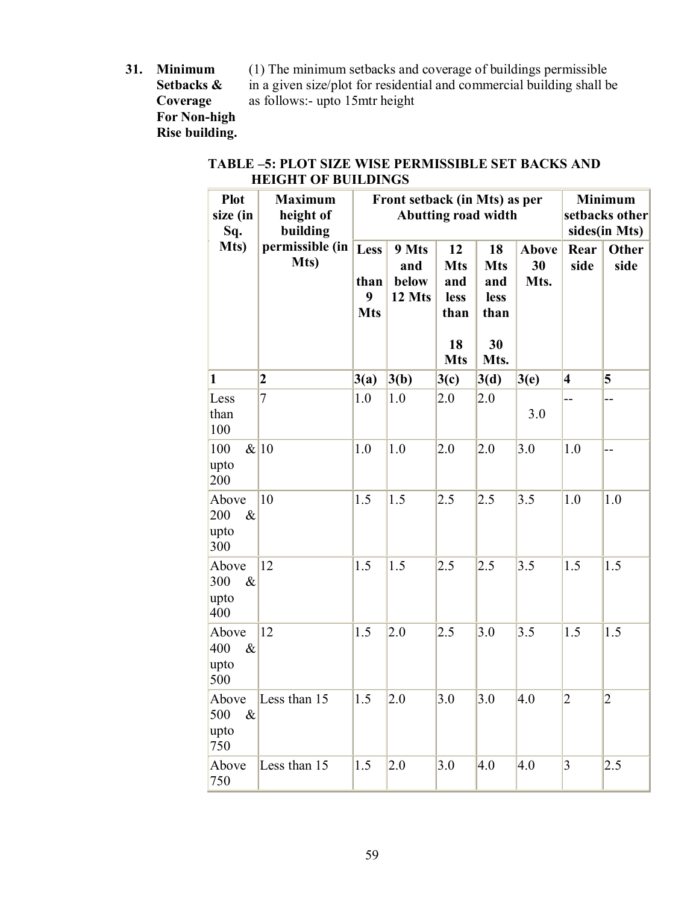**31. Minimum Setbacks & Coverage For Non-high Rise building.**

(1) The minimum setbacks and coverage of buildings permissible in a given size/plot for residential and commercial building shall be as follows:- upto 15mtr height

**TABLE –5: PLOT SIZE WISE PERMISSIBLE SET BACKS AND HEIGHT OF BUILDINGS**

| Plot size (in Sq. Mts) | Maximum height of building permissible (in Mts) | Front setback (in Mts) as per Abutting road width | | | | | Minimum setbacks other sides(in Mts) | |
|---|---|---|---|---|---|---|---|---|
| | | Less than 9 Mts | 9 Mts and below 12 Mts | 12 Mts and less than 18 Mts | 18 Mts and less than 30 Mts. | Above 30 Mts. | Rear side | Other side |
| 1 | 2 | 3(a) | 3(b) | 3(c) | 3(d) | 3(e) | 4 | 5 |
| Less than 100 | 7 | 1.0 | 1.0 | 2.0 | 2.0 | 3.0 | -- | -- |
| 100 & upto 200 | 10 | 1.0 | 1.0 | 2.0 | 2.0 | 3.0 | 1.0 | -- |
| Above 200 & upto 300 | 10 | 1.5 | 1.5 | 2.5 | 2.5 | 3.5 | 1.0 | 1.0 |
| Above 300 & upto 400 | 12 | 1.5 | 1.5 | 2.5 | 2.5 | 3.5 | 1.5 | 1.5 |
| Above 400 & upto 500 | 12 | 1.5 | 2.0 | 2.5 | 3.0 | 3.5 | 1.5 | 1.5 |
| Above 500 & upto 750 | Less than 15 | 1.5 | 2.0 | 3.0 | 3.0 | 4.0 | 2 | 2 |
| Above 750 | Less than 15 | 1.5 | 2.0 | 3.0 | 4.0 | 4.0 | 3 | 2.5 |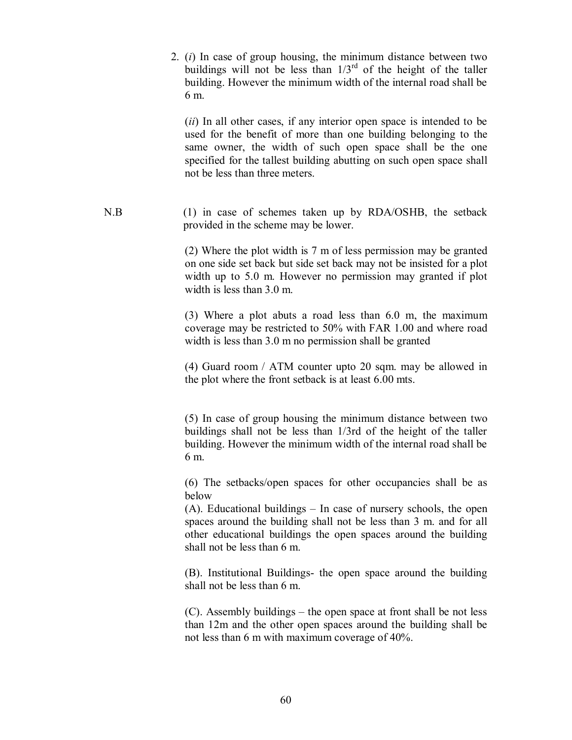2. (*i*) In case of group housing, the minimum distance between two buildings will not be less than 1/3rd of the height of the taller building. However the minimum width of the internal road shall be 6 m.

   (*ii*) In all other cases, if any interior open space is intended to be used for the benefit of more than one building belonging to the same owner, the width of such open space shall be the one specified for the tallest building abutting on such open space shall not be less than three meters.

N.B

(1) in case of schemes taken up by RDA/OSHB, the setback provided in the scheme may be lower.

(2) Where the plot width is 7 m of less permission may be granted on one side set back but side set back may not be insisted for a plot width up to 5.0 m. However no permission may granted if plot width is less than 3.0 m.

(3) Where a plot abuts a road less than 6.0 m, the maximum coverage may be restricted to 50% with FAR 1.00 and where road width is less than 3.0 m no permission shall be granted

(4) Guard room / ATM counter upto 20 sqm. may be allowed in the plot where the front setback is at least 6.00 mts.

(5) In case of group housing the minimum distance between two buildings shall not be less than 1/3rd of the height of the taller building. However the minimum width of the internal road shall be 6 m.

(6) The setbacks/open spaces for other occupancies shall be as below

(A). Educational buildings – In case of nursery schools, the open spaces around the building shall not be less than 3 m. and for all other educational buildings the open spaces around the building shall not be less than 6 m.

(B). Institutional Buildings- the open space around the building shall not be less than 6 m.

(C). Assembly buildings – the open space at front shall be not less than 12m and the other open spaces around the building shall be not less than 6 m with maximum coverage of 40%.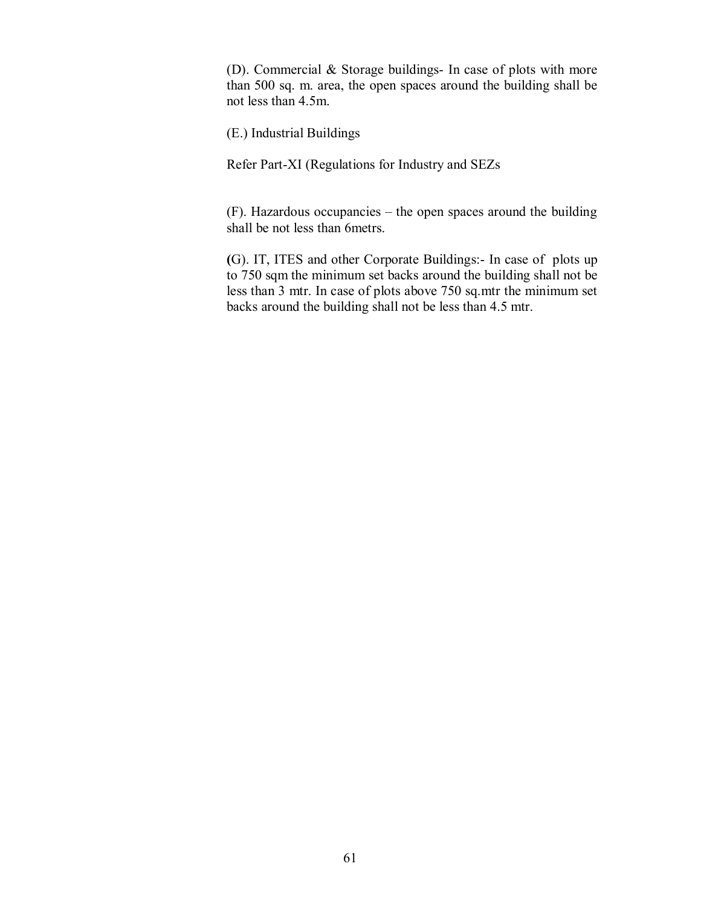(D). Commercial & Storage buildings- In case of plots with more than 500 sq. m. area, the open spaces around the building shall be not less than 4.5m.

(E.) Industrial Buildings

Refer Part-XI (Regulations for Industry and SEZs

(F). Hazardous occupancies – the open spaces around the building shall be not less than 6metrs.

**(**G). IT, ITES and other Corporate Buildings:- In case of plots up to 750 sqm the minimum set backs around the building shall not be less than 3 mtr. In case of plots above 750 sq.mtr the minimum set backs around the building shall not be less than 4.5 mtr.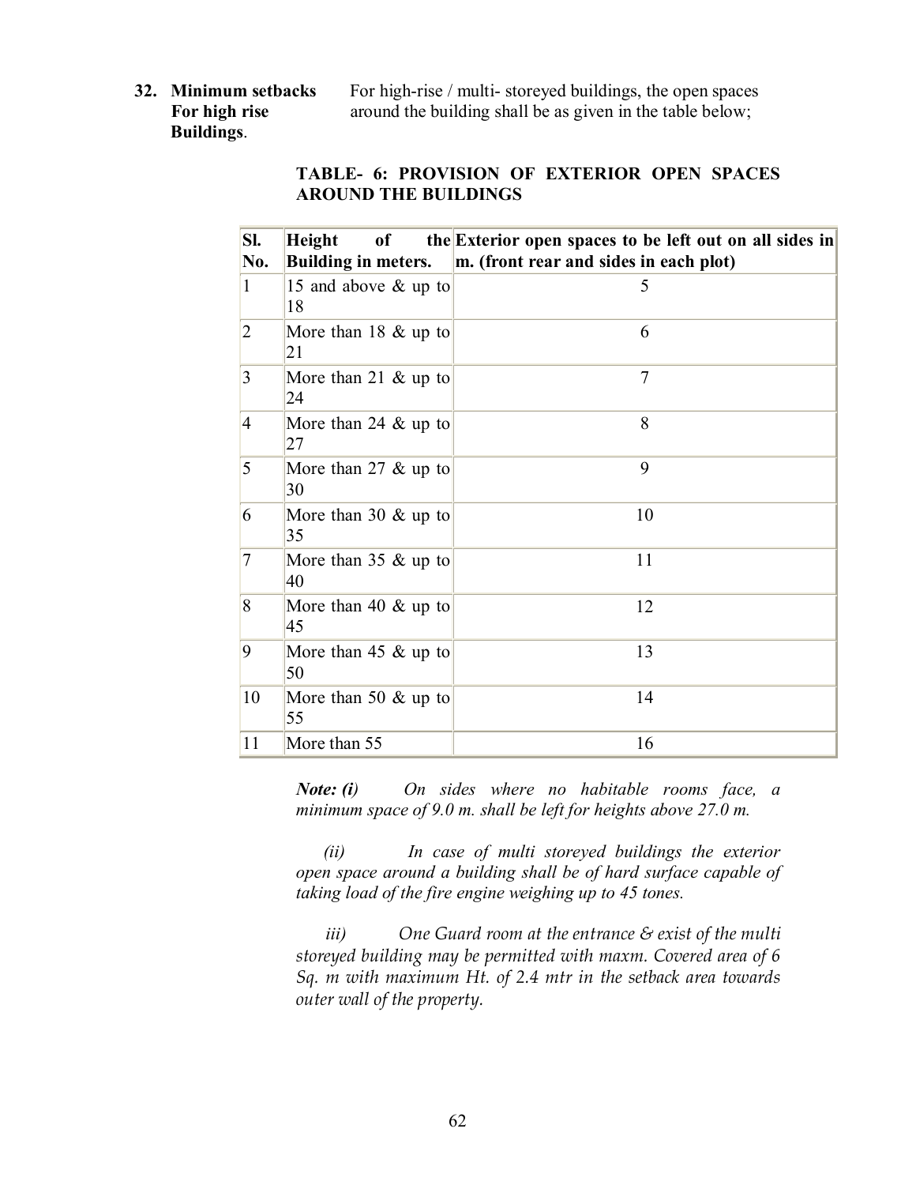**32. Minimum setbacks For high rise Buildings.** For high-rise / multi- storeyed buildings, the open spaces around the building shall be as given in the table below;

**TABLE- 6: PROVISION OF EXTERIOR OPEN SPACES AROUND THE BUILDINGS**

| Sl. No. | Height of the Building in meters. | Exterior open spaces to be left out on all sides in m. (front rear and sides in each plot) |
|---|---|---|
| 1 | 15 and above & up to 18 | 5 |
| 2 | More than 18 & up to 21 | 6 |
| 3 | More than 21 & up to 24 | 7 |
| 4 | More than 24 & up to 27 | 8 |
| 5 | More than 27 & up to 30 | 9 |
| 6 | More than 30 & up to 35 | 10 |
| 7 | More than 35 & up to 40 | 11 |
| 8 | More than 40 & up to 45 | 12 |
| 9 | More than 45 & up to 50 | 13 |
| 10 | More than 50 & up to 55 | 14 |
| 11 | More than 55 | 16 |

***Note: (i)*** *On sides where no habitable rooms face, a minimum space of 9.0 m. shall be left for heights above 27.0 m.*

*(ii) In case of multi storeyed buildings the exterior open space around a building shall be of hard surface capable of taking load of the fire engine weighing up to 45 tones.*

*iii) One Guard room at the entrance & exist of the multi storeyed building may be permitted with maxm. Covered area of 6 Sq. m with maximum Ht. of 2.4 mtr in the setback area towards outer wall of the property.*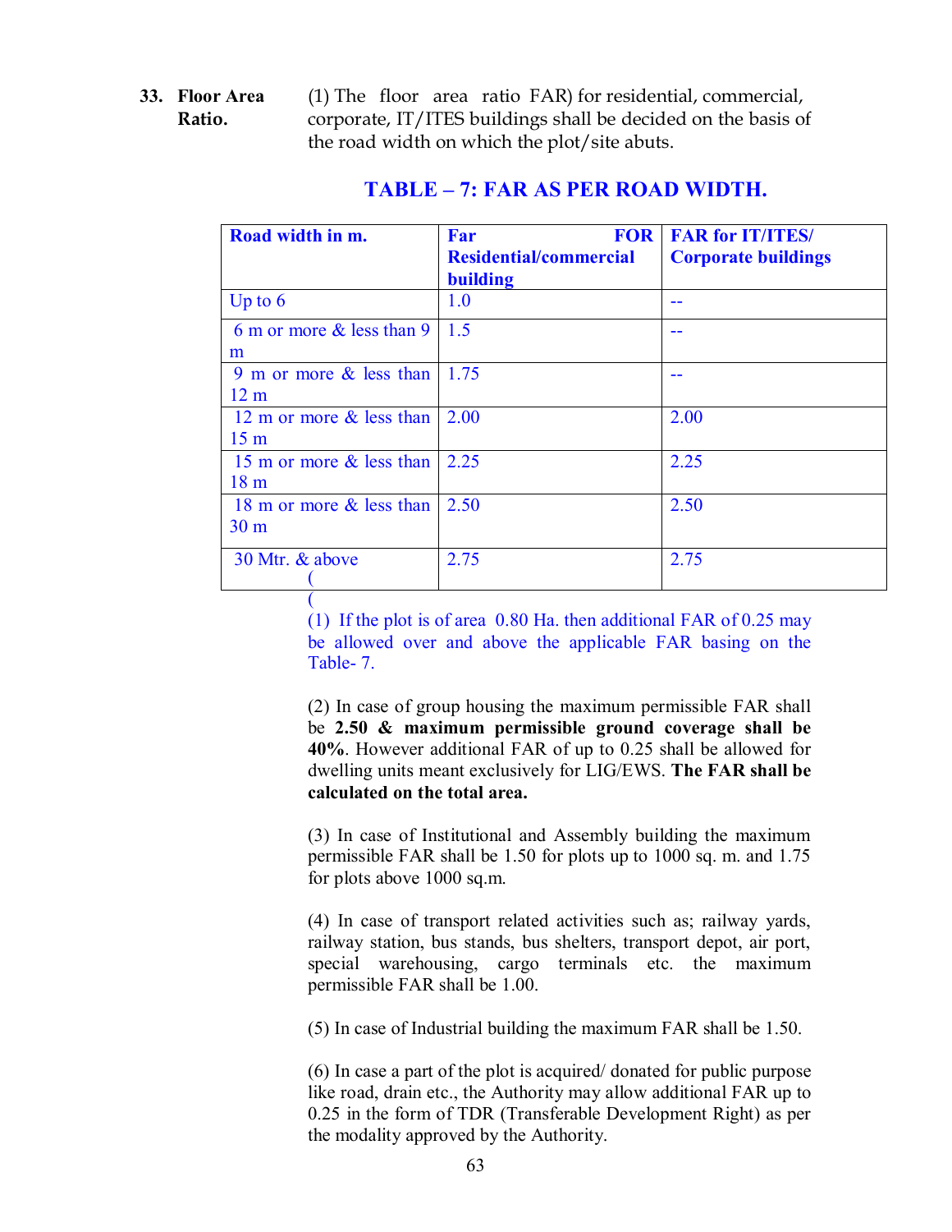**33. Floor Area Ratio.** (1) The floor area ratio FAR) for residential, commercial, corporate, IT/ITES buildings shall be decided on the basis of the road width on which the plot/site abuts.

### TABLE – 7: FAR AS PER ROAD WIDTH.

| Road width in m. | Far FOR Residential/commercial building | FAR for IT/ITES/ Corporate buildings |
|---|---|---|
| Up to 6 | 1.0 | -- |
| 6 m or more & less than 9 m | 1.5 | -- |
| 9 m or more & less than 12 m | 1.75 | -- |
| 12 m or more & less than 15 m | 2.00 | 2.00 |
| 15 m or more & less than 18 m | 2.25 | 2.25 |
| 18 m or more & less than 30 m | 2.50 | 2.50 |
| 30 Mtr. & above ( | 2.75 | 2.75 |

(

(1) If the plot is of area 0.80 Ha. then additional FAR of 0.25 may be allowed over and above the applicable FAR basing on the Table- 7.

(2) In case of group housing the maximum permissible FAR shall be **2.50 & maximum permissible ground coverage shall be 40%**. However additional FAR of up to 0.25 shall be allowed for dwelling units meant exclusively for LIG/EWS. **The FAR shall be calculated on the total area.**

(3) In case of Institutional and Assembly building the maximum permissible FAR shall be 1.50 for plots up to 1000 sq. m. and 1.75 for plots above 1000 sq.m.

(4) In case of transport related activities such as; railway yards, railway station, bus stands, bus shelters, transport depot, air port, special warehousing, cargo terminals etc. the maximum permissible FAR shall be 1.00.

(5) In case of Industrial building the maximum FAR shall be 1.50.

(6) In case a part of the plot is acquired/ donated for public purpose like road, drain etc., the Authority may allow additional FAR up to 0.25 in the form of TDR (Transferable Development Right) as per the modality approved by the Authority.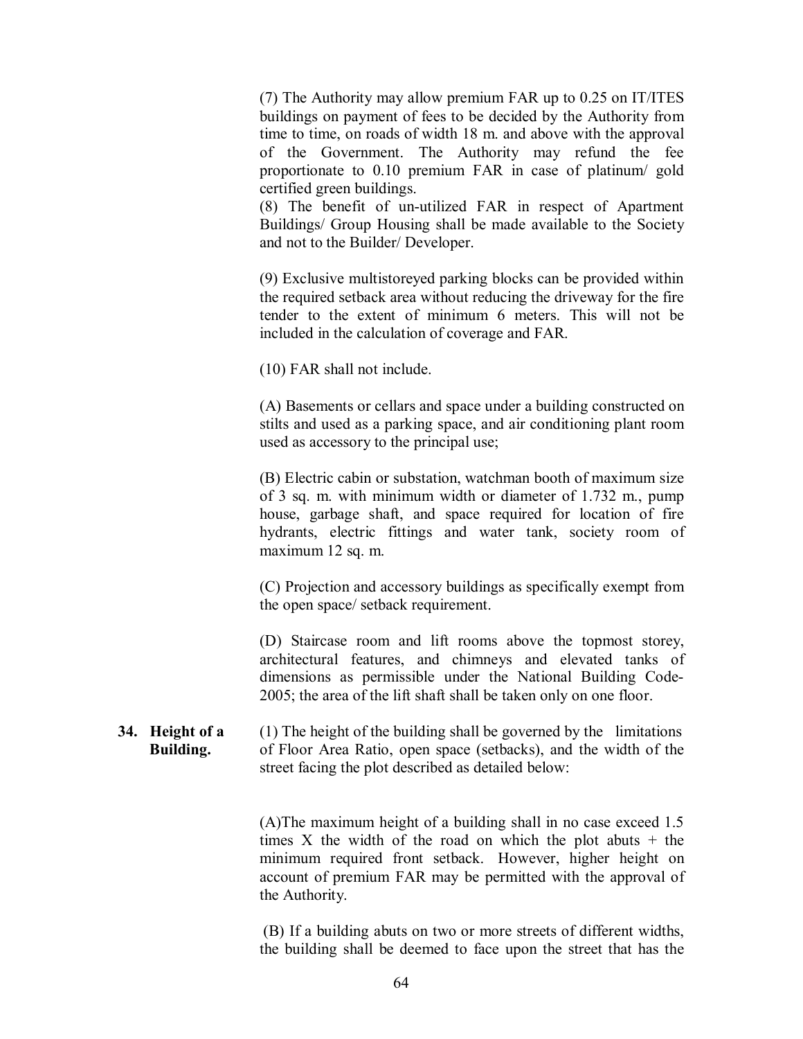(7) The Authority may allow premium FAR up to 0.25 on IT/ITES buildings on payment of fees to be decided by the Authority from time to time, on roads of width 18 m. and above with the approval of the Government. The Authority may refund the fee proportionate to 0.10 premium FAR in case of platinum/ gold certified green buildings.

(8) The benefit of un-utilized FAR in respect of Apartment Buildings/ Group Housing shall be made available to the Society and not to the Builder/ Developer.

(9) Exclusive multistoreyed parking blocks can be provided within the required setback area without reducing the driveway for the fire tender to the extent of minimum 6 meters. This will not be included in the calculation of coverage and FAR.

(10) FAR shall not include.

(A) Basements or cellars and space under a building constructed on stilts and used as a parking space, and air conditioning plant room used as accessory to the principal use;

(B) Electric cabin or substation, watchman booth of maximum size of 3 sq. m. with minimum width or diameter of 1.732 m., pump house, garbage shaft, and space required for location of fire hydrants, electric fittings and water tank, society room of maximum 12 sq. m.

(C) Projection and accessory buildings as specifically exempt from the open space/ setback requirement.

(D) Staircase room and lift rooms above the topmost storey, architectural features, and chimneys and elevated tanks of dimensions as permissible under the National Building Code-2005; the area of the lift shaft shall be taken only on one floor.

**34. Height of a Building.**

(1) The height of the building shall be governed by the limitations of Floor Area Ratio, open space (setbacks), and the width of the street facing the plot described as detailed below:

(A)The maximum height of a building shall in no case exceed 1.5 times X the width of the road on which the plot abuts + the minimum required front setback. However, higher height on account of premium FAR may be permitted with the approval of the Authority.

(B) If a building abuts on two or more streets of different widths, the building shall be deemed to face upon the street that has the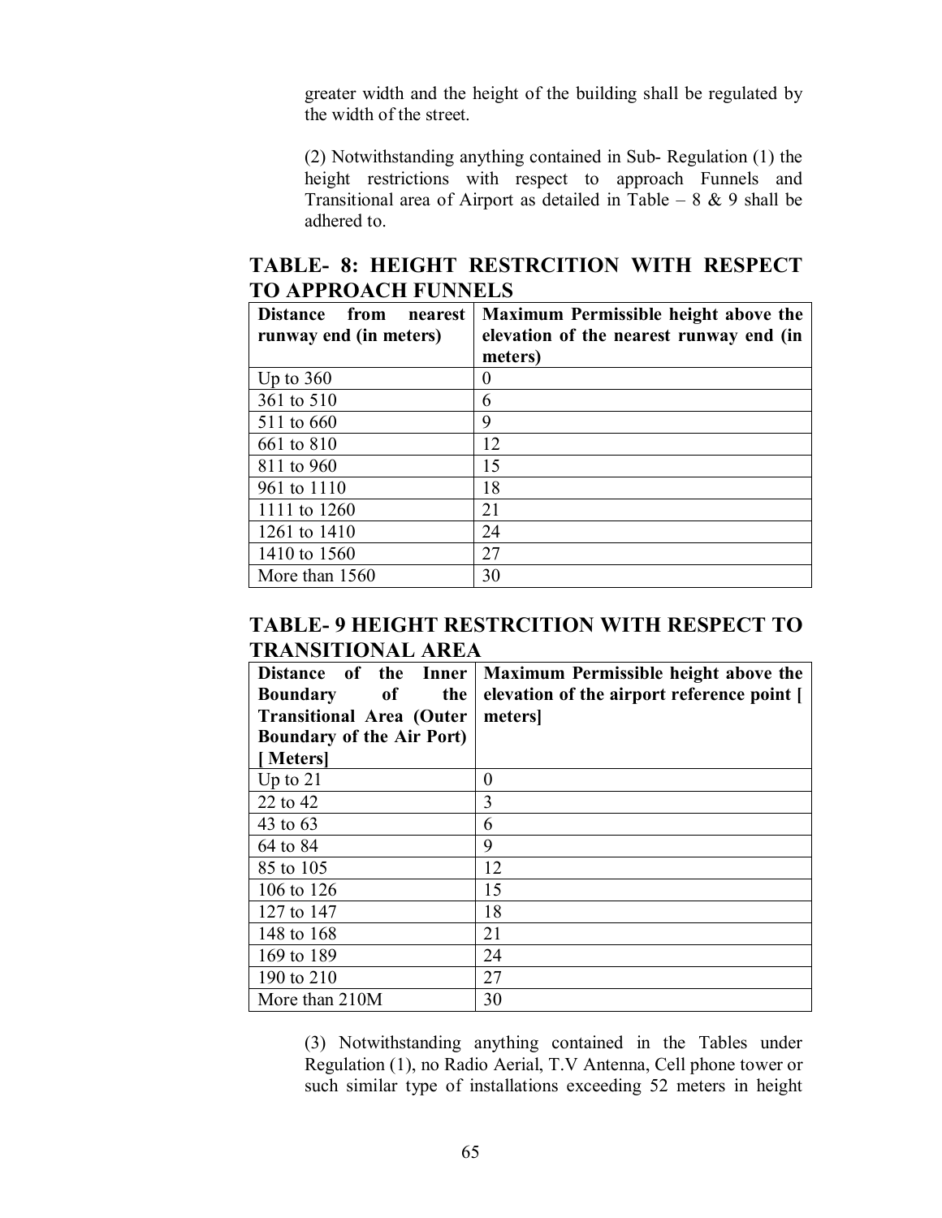greater width and the height of the building shall be regulated by the width of the street.

(2) Notwithstanding anything contained in Sub- Regulation (1) the height restrictions with respect to approach Funnels and Transitional area of Airport as detailed in Table – 8 & 9 shall be adhered to.

## TABLE- 8: HEIGHT RESTRCITION WITH RESPECT TO APPROACH FUNNELS

| Distance from nearest runway end (in meters) | Maximum Permissible height above the elevation of the nearest runway end (in meters) |
|---|---|
| Up to 360 | 0 |
| 361 to 510 | 6 |
| 511 to 660 | 9 |
| 661 to 810 | 12 |
| 811 to 960 | 15 |
| 961 to 1110 | 18 |
| 1111 to 1260 | 21 |
| 1261 to 1410 | 24 |
| 1410 to 1560 | 27 |
| More than 1560 | 30 |

## TABLE- 9 HEIGHT RESTRCITION WITH RESPECT TO TRANSITIONAL AREA

| Distance of the Inner Boundary of the Transitional Area (Outer Boundary of the Air Port) [ Meters] | Maximum Permissible height above the elevation of the airport reference point [ meters] |
|---|---|
| Up to 21 | 0 |
| 22 to 42 | 3 |
| 43 to 63 | 6 |
| 64 to 84 | 9 |
| 85 to 105 | 12 |
| 106 to 126 | 15 |
| 127 to 147 | 18 |
| 148 to 168 | 21 |
| 169 to 189 | 24 |
| 190 to 210 | 27 |
| More than 210M | 30 |

(3) Notwithstanding anything contained in the Tables under Regulation (1), no Radio Aerial, T.V Antenna, Cell phone tower or such similar type of installations exceeding 52 meters in height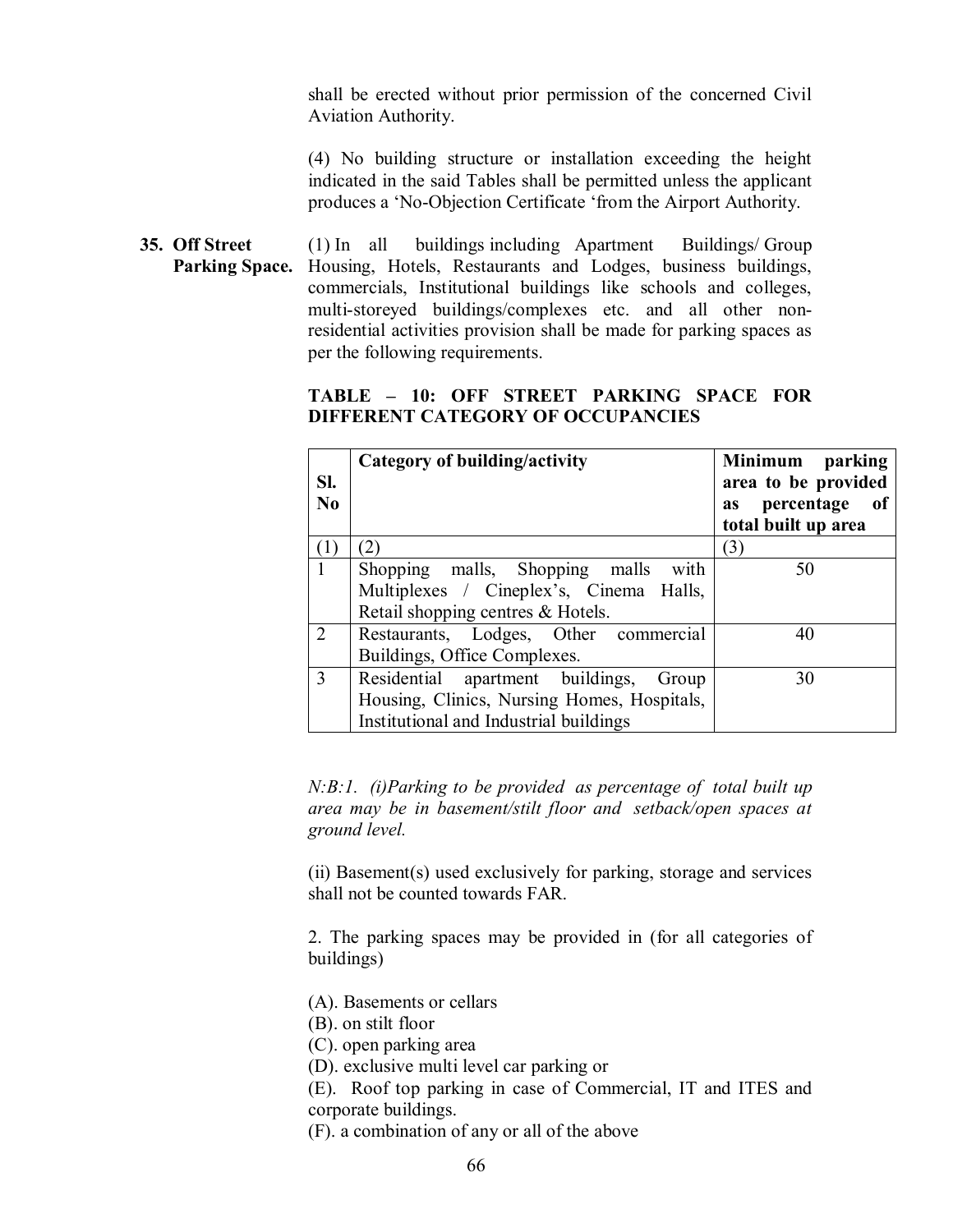shall be erected without prior permission of the concerned Civil Aviation Authority.

(4) No building structure or installation exceeding the height indicated in the said Tables shall be permitted unless the applicant produces a 'No-Objection Certificate 'from the Airport Authority.

**35. Off Street Parking Space.** (1) In all buildings including Apartment Buildings/ Group Housing, Hotels, Restaurants and Lodges, business buildings, commercials, Institutional buildings like schools and colleges, multi-storeyed buildings/complexes etc. and all other non-residential activities provision shall be made for parking spaces as per the following requirements.

**TABLE – 10: OFF STREET PARKING SPACE FOR DIFFERENT CATEGORY OF OCCUPANCIES**

| Sl. No | Category of building/activity | Minimum parking area to be provided as percentage of total built up area |
|---|---|---|
| (1) | (2) | (3) |
| 1 | Shopping malls, Shopping malls with Multiplexes / Cineplex's, Cinema Halls, Retail shopping centres & Hotels. | 50 |
| 2 | Restaurants, Lodges, Other commercial Buildings, Office Complexes. | 40 |
| 3 | Residential apartment buildings, Group Housing, Clinics, Nursing Homes, Hospitals, Institutional and Industrial buildings | 30 |

*N:B:1. (i)Parking to be provided as percentage of total built up area may be in basement/stilt floor and setback/open spaces at ground level.*

(ii) Basement(s) used exclusively for parking, storage and services shall not be counted towards FAR.

2. The parking spaces may be provided in (for all categories of buildings)

(A). Basements or cellars
(B). on stilt floor
(C). open parking area
(D). exclusive multi level car parking or
(E). Roof top parking in case of Commercial, IT and ITES and corporate buildings.
(F). a combination of any or all of the above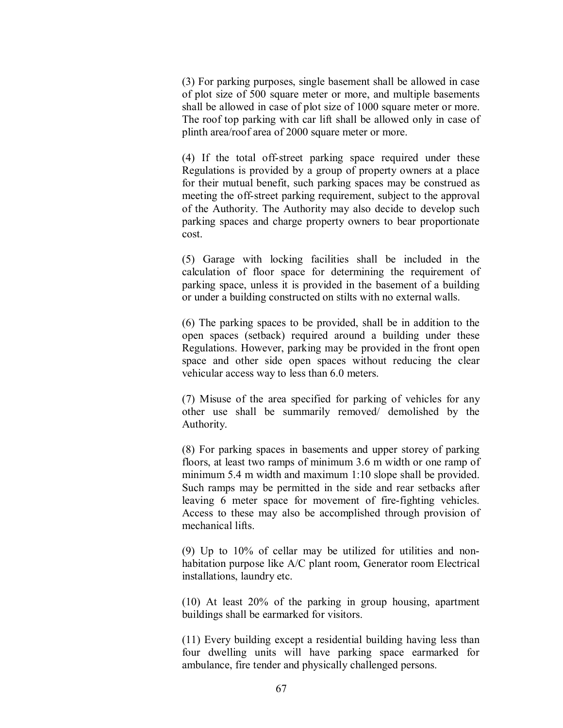(3) For parking purposes, single basement shall be allowed in case of plot size of 500 square meter or more, and multiple basements shall be allowed in case of plot size of 1000 square meter or more. The roof top parking with car lift shall be allowed only in case of plinth area/roof area of 2000 square meter or more.

(4) If the total off-street parking space required under these Regulations is provided by a group of property owners at a place for their mutual benefit, such parking spaces may be construed as meeting the off-street parking requirement, subject to the approval of the Authority. The Authority may also decide to develop such parking spaces and charge property owners to bear proportionate cost.

(5) Garage with locking facilities shall be included in the calculation of floor space for determining the requirement of parking space, unless it is provided in the basement of a building or under a building constructed on stilts with no external walls.

(6) The parking spaces to be provided, shall be in addition to the open spaces (setback) required around a building under these Regulations. However, parking may be provided in the front open space and other side open spaces without reducing the clear vehicular access way to less than 6.0 meters.

(7) Misuse of the area specified for parking of vehicles for any other use shall be summarily removed/ demolished by the Authority.

(8) For parking spaces in basements and upper storey of parking floors, at least two ramps of minimum 3.6 m width or one ramp of minimum 5.4 m width and maximum 1:10 slope shall be provided. Such ramps may be permitted in the side and rear setbacks after leaving 6 meter space for movement of fire-fighting vehicles. Access to these may also be accomplished through provision of mechanical lifts.

(9) Up to 10% of cellar may be utilized for utilities and non-habitation purpose like A/C plant room, Generator room Electrical installations, laundry etc.

(10) At least 20% of the parking in group housing, apartment buildings shall be earmarked for visitors.

(11) Every building except a residential building having less than four dwelling units will have parking space earmarked for ambulance, fire tender and physically challenged persons.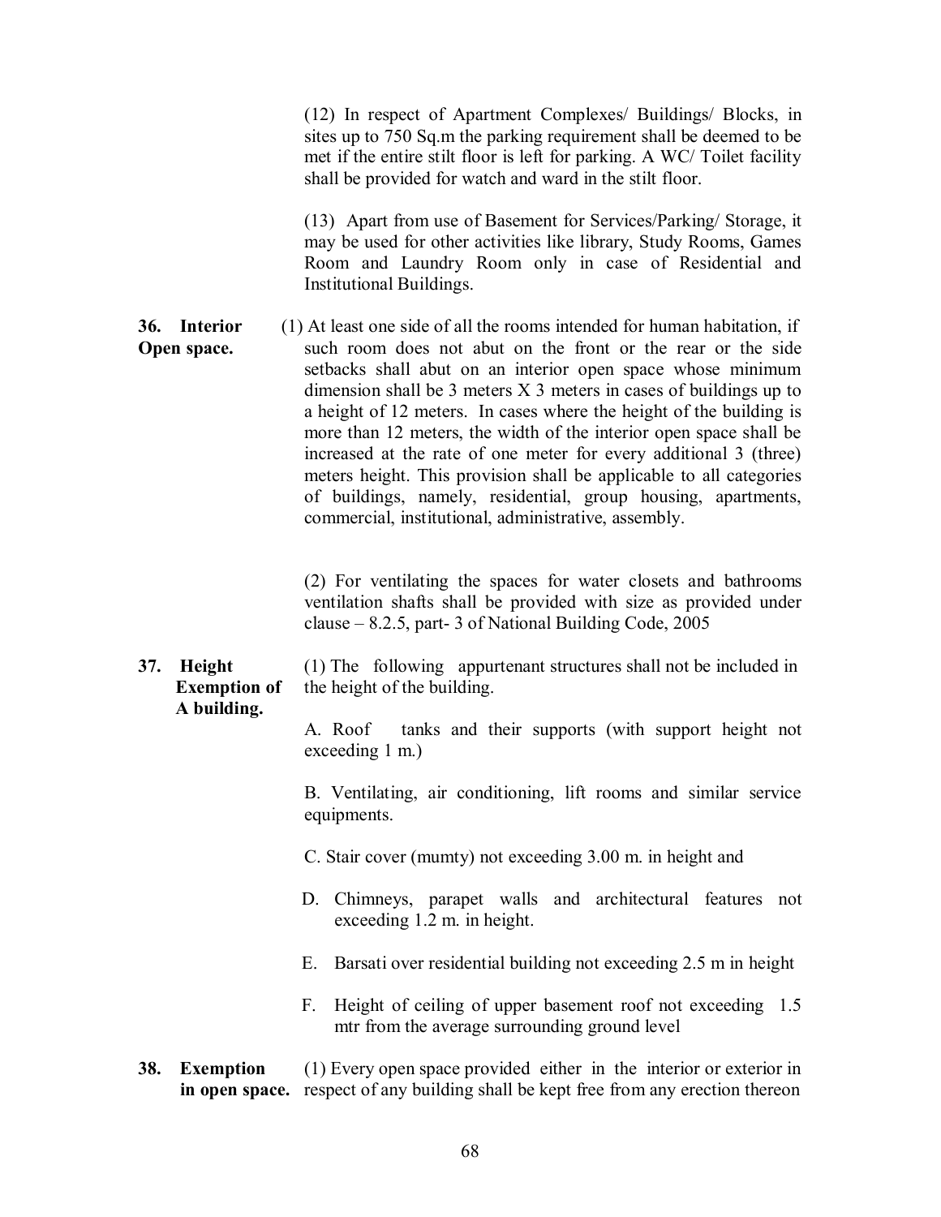(12) In respect of Apartment Complexes/ Buildings/ Blocks, in sites up to 750 Sq.m the parking requirement shall be deemed to be met if the entire stilt floor is left for parking. A WC/ Toilet facility shall be provided for watch and ward in the stilt floor.

(13) Apart from use of Basement for Services/Parking/ Storage, it may be used for other activities like library, Study Rooms, Games Room and Laundry Room only in case of Residential and Institutional Buildings.

**36. Interior Open space.**

(1) At least one side of all the rooms intended for human habitation, if such room does not abut on the front or the rear or the side setbacks shall abut on an interior open space whose minimum dimension shall be 3 meters X 3 meters in cases of buildings up to a height of 12 meters. In cases where the height of the building is more than 12 meters, the width of the interior open space shall be increased at the rate of one meter for every additional 3 (three) meters height. This provision shall be applicable to all categories of buildings, namely, residential, group housing, apartments, commercial, institutional, administrative, assembly.

(2) For ventilating the spaces for water closets and bathrooms ventilation shafts shall be provided with size as provided under clause – 8.2.5, part- 3 of National Building Code, 2005

**37. Height Exemption of A building.**

(1) The following appurtenant structures shall not be included in the height of the building.

A. Roof tanks and their supports (with support height not exceeding 1 m.)

B. Ventilating, air conditioning, lift rooms and similar service equipments.

C. Stair cover (mumty) not exceeding 3.00 m. in height and

D. Chimneys, parapet walls and architectural features not exceeding 1.2 m. in height.

E. Barsati over residential building not exceeding 2.5 m in height

F. Height of ceiling of upper basement roof not exceeding 1.5 mtr from the average surrounding ground level

**38. Exemption in open space.**

(1) Every open space provided either in the interior or exterior in respect of any building shall be kept free from any erection thereon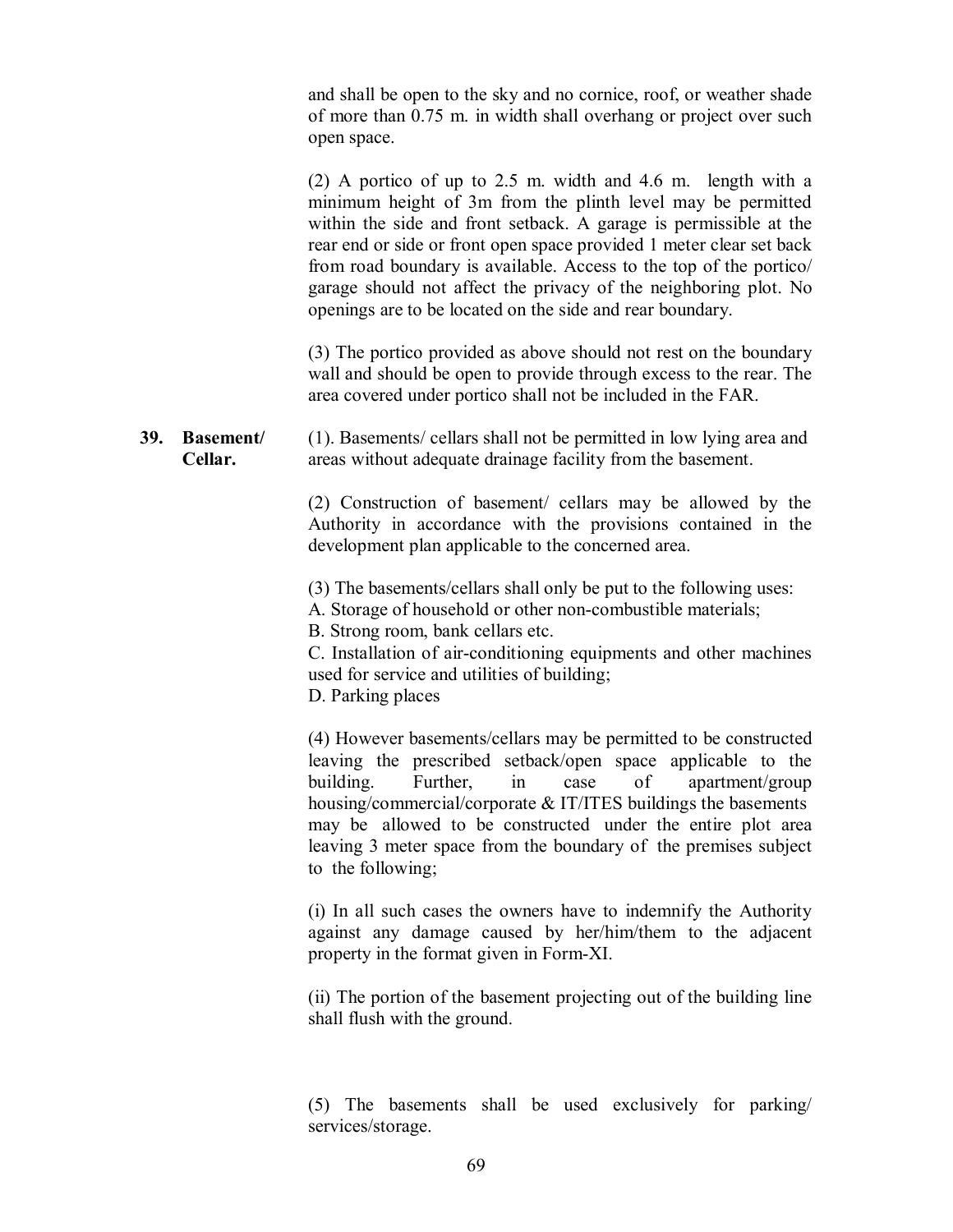and shall be open to the sky and no cornice, roof, or weather shade of more than 0.75 m. in width shall overhang or project over such open space.

(2) A portico of up to 2.5 m. width and 4.6 m. length with a minimum height of 3m from the plinth level may be permitted within the side and front setback. A garage is permissible at the rear end or side or front open space provided 1 meter clear set back from road boundary is available. Access to the top of the portico/ garage should not affect the privacy of the neighboring plot. No openings are to be located on the side and rear boundary.

(3) The portico provided as above should not rest on the boundary wall and should be open to provide through excess to the rear. The area covered under portico shall not be included in the FAR.

**39. Basement/ Cellar.**

(1). Basements/ cellars shall not be permitted in low lying area and areas without adequate drainage facility from the basement.

(2) Construction of basement/ cellars may be allowed by the Authority in accordance with the provisions contained in the development plan applicable to the concerned area.

(3) The basements/cellars shall only be put to the following uses:
A. Storage of household or other non-combustible materials;
B. Strong room, bank cellars etc.
C. Installation of air-conditioning equipments and other machines used for service and utilities of building;
D. Parking places

(4) However basements/cellars may be permitted to be constructed leaving the prescribed setback/open space applicable to the building. Further, in case of apartment/group housing/commercial/corporate & IT/ITES buildings the basements may be allowed to be constructed under the entire plot area leaving 3 meter space from the boundary of the premises subject to the following;

(i) In all such cases the owners have to indemnify the Authority against any damage caused by her/him/them to the adjacent property in the format given in Form-XI.

(ii) The portion of the basement projecting out of the building line shall flush with the ground.

(5) The basements shall be used exclusively for parking/ services/storage.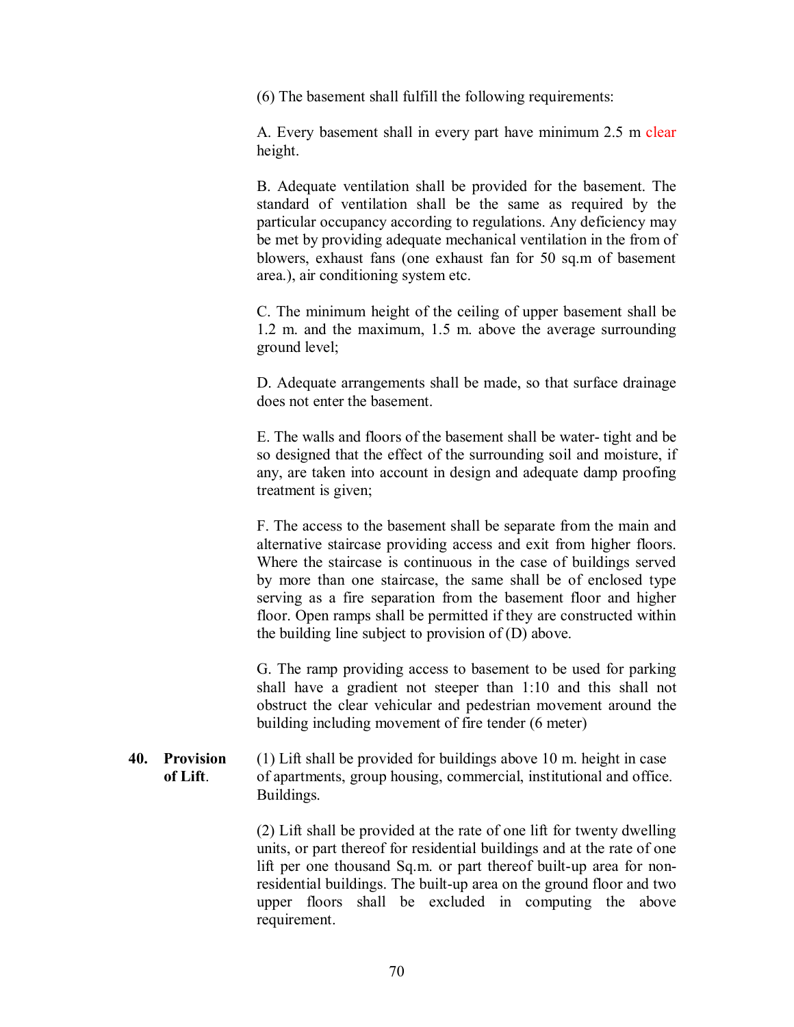(6) The basement shall fulfill the following requirements:

A. Every basement shall in every part have minimum 2.5 m clear height.

B. Adequate ventilation shall be provided for the basement. The standard of ventilation shall be the same as required by the particular occupancy according to regulations. Any deficiency may be met by providing adequate mechanical ventilation in the from of blowers, exhaust fans (one exhaust fan for 50 sq.m of basement area.), air conditioning system etc.

C. The minimum height of the ceiling of upper basement shall be 1.2 m. and the maximum, 1.5 m. above the average surrounding ground level;

D. Adequate arrangements shall be made, so that surface drainage does not enter the basement.

E. The walls and floors of the basement shall be water- tight and be so designed that the effect of the surrounding soil and moisture, if any, are taken into account in design and adequate damp proofing treatment is given;

F. The access to the basement shall be separate from the main and alternative staircase providing access and exit from higher floors. Where the staircase is continuous in the case of buildings served by more than one staircase, the same shall be of enclosed type serving as a fire separation from the basement floor and higher floor. Open ramps shall be permitted if they are constructed within the building line subject to provision of (D) above.

G. The ramp providing access to basement to be used for parking shall have a gradient not steeper than 1:10 and this shall not obstruct the clear vehicular and pedestrian movement around the building including movement of fire tender (6 meter)

**40. Provision of Lift.** (1) Lift shall be provided for buildings above 10 m. height in case of apartments, group housing, commercial, institutional and office. Buildings.

(2) Lift shall be provided at the rate of one lift for twenty dwelling units, or part thereof for residential buildings and at the rate of one lift per one thousand Sq.m. or part thereof built-up area for non-residential buildings. The built-up area on the ground floor and two upper floors shall be excluded in computing the above requirement.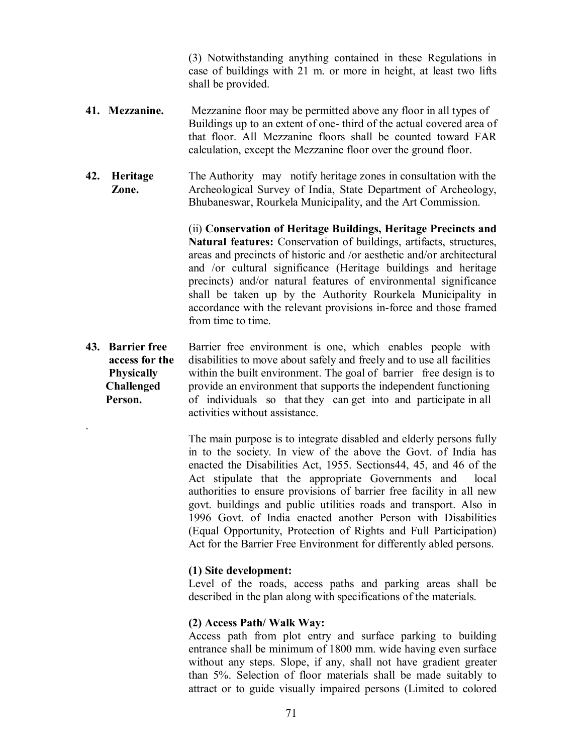(3) Notwithstanding anything contained in these Regulations in case of buildings with 21 m. or more in height, at least two lifts shall be provided.

**41. Mezzanine.** Mezzanine floor may be permitted above any floor in all types of Buildings up to an extent of one- third of the actual covered area of that floor. All Mezzanine floors shall be counted toward FAR calculation, except the Mezzanine floor over the ground floor.

**42. Heritage Zone.** The Authority may notify heritage zones in consultation with the Archeological Survey of India, State Department of Archeology, Bhubaneswar, Rourkela Municipality, and the Art Commission.

(ii) **Conservation of Heritage Buildings, Heritage Precincts and Natural features:** Conservation of buildings, artifacts, structures, areas and precincts of historic and /or aesthetic and/or architectural and /or cultural significance (Heritage buildings and heritage precincts) and/or natural features of environmental significance shall be taken up by the Authority Rourkela Municipality in accordance with the relevant provisions in-force and those framed from time to time.

**43. Barrier free access for the Physically Challenged Person.** Barrier free environment is one, which enables people with disabilities to move about safely and freely and to use all facilities within the built environment. The goal of barrier free design is to provide an environment that supports the independent functioning of individuals so that they can get into and participate in all activities without assistance.

The main purpose is to integrate disabled and elderly persons fully in to the society. In view of the above the Govt. of India has enacted the Disabilities Act, 1955. Sections44, 45, and 46 of the Act stipulate that the appropriate Governments and local authorities to ensure provisions of barrier free facility in all new govt. buildings and public utilities roads and transport. Also in 1996 Govt. of India enacted another Person with Disabilities (Equal Opportunity, Protection of Rights and Full Participation) Act for the Barrier Free Environment for differently abled persons.

**(1) Site development:**

Level of the roads, access paths and parking areas shall be described in the plan along with specifications of the materials.

**(2) Access Path/ Walk Way:**

Access path from plot entry and surface parking to building entrance shall be minimum of 1800 mm. wide having even surface without any steps. Slope, if any, shall not have gradient greater than 5%. Selection of floor materials shall be made suitably to attract or to guide visually impaired persons (Limited to colored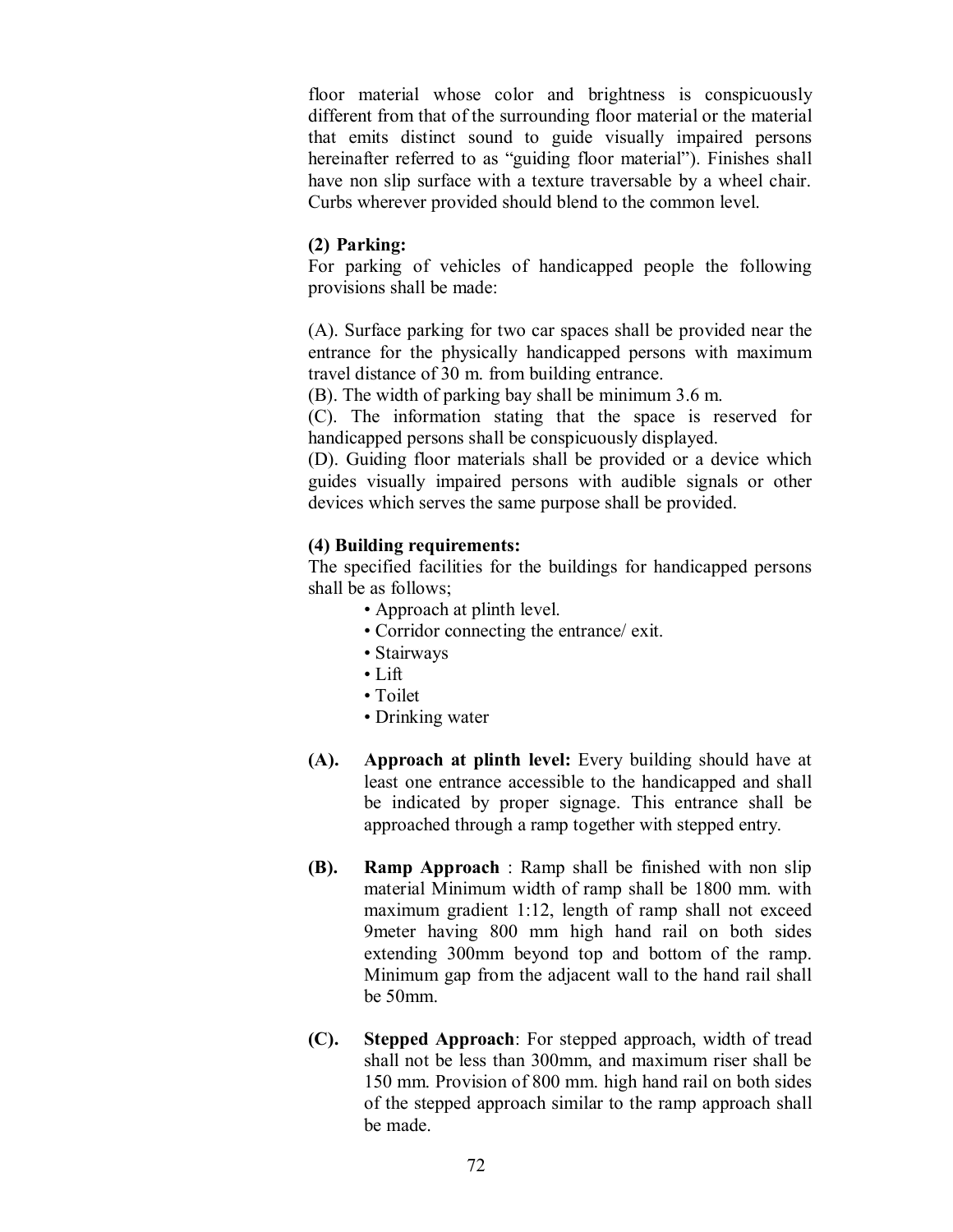floor material whose color and brightness is conspicuously different from that of the surrounding floor material or the material that emits distinct sound to guide visually impaired persons hereinafter referred to as "guiding floor material"). Finishes shall have non slip surface with a texture traversable by a wheel chair. Curbs wherever provided should blend to the common level.

**(2) Parking:**

For parking of vehicles of handicapped people the following provisions shall be made:

(A). Surface parking for two car spaces shall be provided near the entrance for the physically handicapped persons with maximum travel distance of 30 m. from building entrance.

(B). The width of parking bay shall be minimum 3.6 m.

(C). The information stating that the space is reserved for handicapped persons shall be conspicuously displayed.

(D). Guiding floor materials shall be provided or a device which guides visually impaired persons with audible signals or other devices which serves the same purpose shall be provided.

**(4) Building requirements:**

The specified facilities for the buildings for handicapped persons shall be as follows;

- Approach at plinth level.
- Corridor connecting the entrance/ exit.
- Stairways
- Lift
- Toilet
- Drinking water

**(A).** **Approach at plinth level:** Every building should have at least one entrance accessible to the handicapped and shall be indicated by proper signage. This entrance shall be approached through a ramp together with stepped entry.

**(B).** **Ramp Approach** : Ramp shall be finished with non slip material Minimum width of ramp shall be 1800 mm. with maximum gradient 1:12, length of ramp shall not exceed 9meter having 800 mm high hand rail on both sides extending 300mm beyond top and bottom of the ramp. Minimum gap from the adjacent wall to the hand rail shall be 50mm.

**(C).** **Stepped Approach**: For stepped approach, width of tread shall not be less than 300mm, and maximum riser shall be 150 mm. Provision of 800 mm. high hand rail on both sides of the stepped approach similar to the ramp approach shall be made.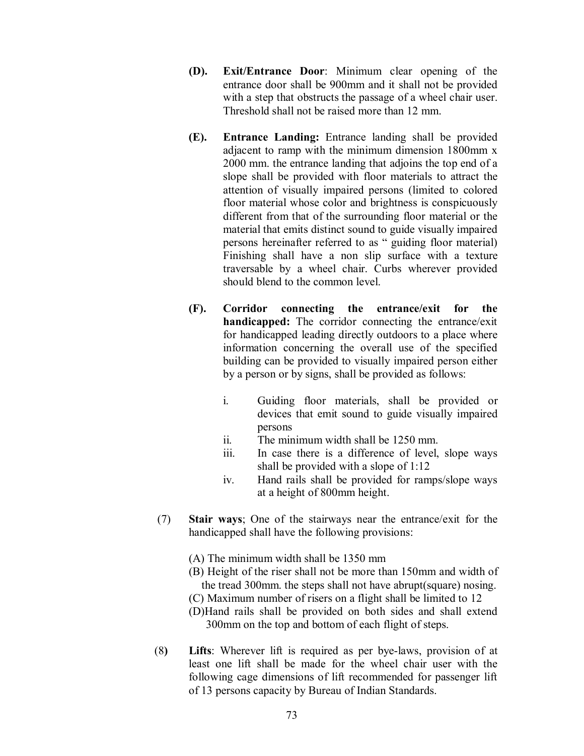**(D). Exit/Entrance Door**: Minimum clear opening of the entrance door shall be 900mm and it shall not be provided with a step that obstructs the passage of a wheel chair user. Threshold shall not be raised more than 12 mm.

**(E). Entrance Landing:** Entrance landing shall be provided adjacent to ramp with the minimum dimension 1800mm x 2000 mm. the entrance landing that adjoins the top end of a slope shall be provided with floor materials to attract the attention of visually impaired persons (limited to colored floor material whose color and brightness is conspicuously different from that of the surrounding floor material or the material that emits distinct sound to guide visually impaired persons hereinafter referred to as " guiding floor material) Finishing shall have a non slip surface with a texture traversable by a wheel chair. Curbs wherever provided should blend to the common level.

**(F). Corridor connecting the entrance/exit for the handicapped:** The corridor connecting the entrance/exit for handicapped leading directly outdoors to a place where information concerning the overall use of the specified building can be provided to visually impaired person either by a person or by signs, shall be provided as follows:

i. Guiding floor materials, shall be provided or devices that emit sound to guide visually impaired persons
ii. The minimum width shall be 1250 mm.
iii. In case there is a difference of level, slope ways shall be provided with a slope of 1:12
iv. Hand rails shall be provided for ramps/slope ways at a height of 800mm height.

(7) **Stair ways**; One of the stairways near the entrance/exit for the handicapped shall have the following provisions:

(A) The minimum width shall be 1350 mm
(B) Height of the riser shall not be more than 150mm and width of the tread 300mm. the steps shall not have abrupt(square) nosing.
(C) Maximum number of risers on a flight shall be limited to 12
(D)Hand rails shall be provided on both sides and shall extend 300mm on the top and bottom of each flight of steps.

(8) **Lifts**: Wherever lift is required as per bye-laws, provision of at least one lift shall be made for the wheel chair user with the following cage dimensions of lift recommended for passenger lift of 13 persons capacity by Bureau of Indian Standards.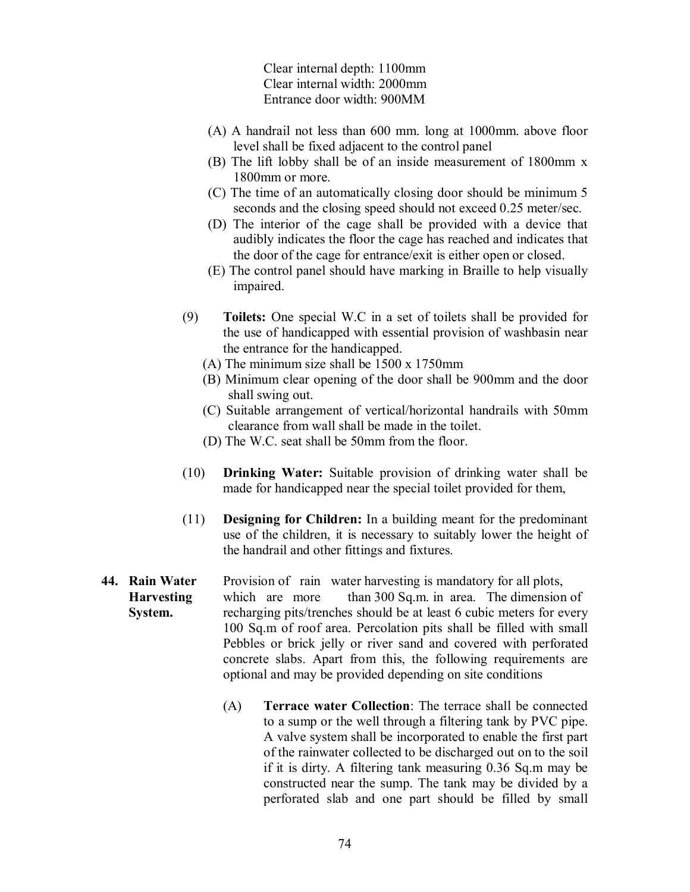Clear internal depth: 1100mm
Clear internal width: 2000mm
Entrance door width: 900MM

(A) A handrail not less than 600 mm. long at 1000mm. above floor level shall be fixed adjacent to the control panel

(B) The lift lobby shall be of an inside measurement of 1800mm x 1800mm or more.

(C) The time of an automatically closing door should be minimum 5 seconds and the closing speed should not exceed 0.25 meter/sec.

(D) The interior of the cage shall be provided with a device that audibly indicates the floor the cage has reached and indicates that the door of the cage for entrance/exit is either open or closed.

(E) The control panel should have marking in Braille to help visually impaired.

(9) **Toilets:** One special W.C in a set of toilets shall be provided for the use of handicapped with essential provision of washbasin near the entrance for the handicapped.

(A) The minimum size shall be 1500 x 1750mm

(B) Minimum clear opening of the door shall be 900mm and the door shall swing out.

(C) Suitable arrangement of vertical/horizontal handrails with 50mm clearance from wall shall be made in the toilet.

(D) The W.C. seat shall be 50mm from the floor.

(10) **Drinking Water:** Suitable provision of drinking water shall be made for handicapped near the special toilet provided for them,

(11) **Designing for Children:** In a building meant for the predominant use of the children, it is necessary to suitably lower the height of the handrail and other fittings and fixtures.

**44. Rain Water Harvesting System.**

Provision of rain water harvesting is mandatory for all plots, which are more than 300 Sq.m. in area. The dimension of recharging pits/trenches should be at least 6 cubic meters for every 100 Sq.m of roof area. Percolation pits shall be filled with small Pebbles or brick jelly or river sand and covered with perforated concrete slabs. Apart from this, the following requirements are optional and may be provided depending on site conditions

(A) **Terrace water Collection**: The terrace shall be connected to a sump or the well through a filtering tank by PVC pipe. A valve system shall be incorporated to enable the first part of the rainwater collected to be discharged out on to the soil if it is dirty. A filtering tank measuring 0.36 Sq.m may be constructed near the sump. The tank may be divided by a perforated slab and one part should be filled by small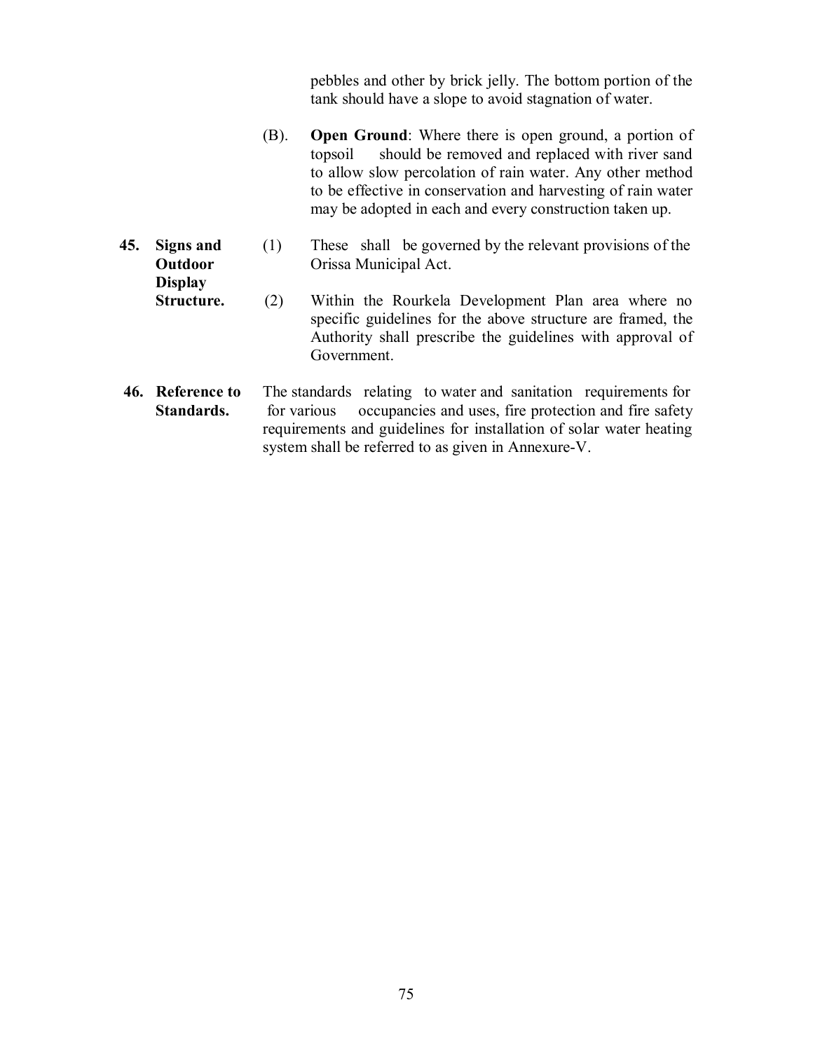pebbles and other by brick jelly. The bottom portion of the tank should have a slope to avoid stagnation of water.

(B). **Open Ground**: Where there is open ground, a portion of topsoil should be removed and replaced with river sand to allow slow percolation of rain water. Any other method to be effective in conservation and harvesting of rain water may be adopted in each and every construction taken up.

**45. Signs and Outdoor Display Structure.**

(1) These shall be governed by the relevant provisions of the Orissa Municipal Act.

(2) Within the Rourkela Development Plan area where no specific guidelines for the above structure are framed, the Authority shall prescribe the guidelines with approval of Government.

**46. Reference to Standards.**

The standards relating to water and sanitation requirements for for various occupancies and uses, fire protection and fire safety requirements and guidelines for installation of solar water heating system shall be referred to as given in Annexure-V.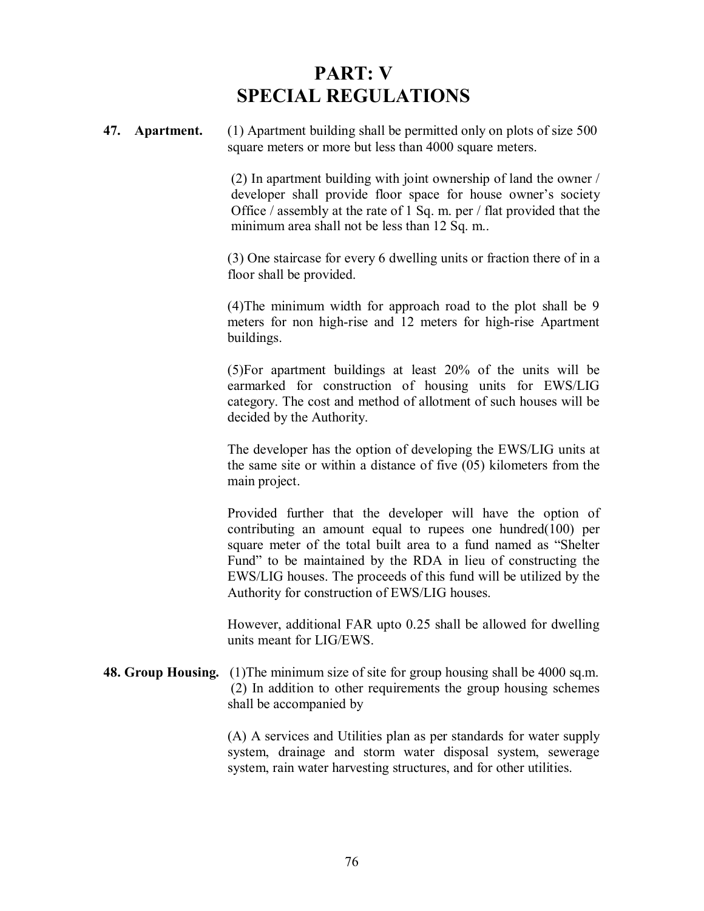# PART: V
# SPECIAL REGULATIONS

**47. Apartment.** (1) Apartment building shall be permitted only on plots of size 500 square meters or more but less than 4000 square meters.

(2) In apartment building with joint ownership of land the owner / developer shall provide floor space for house owner's society Office / assembly at the rate of 1 Sq. m. per / flat provided that the minimum area shall not be less than 12 Sq. m..

(3) One staircase for every 6 dwelling units or fraction there of in a floor shall be provided.

(4)The minimum width for approach road to the plot shall be 9 meters for non high-rise and 12 meters for high-rise Apartment buildings.

(5)For apartment buildings at least 20% of the units will be earmarked for construction of housing units for EWS/LIG category. The cost and method of allotment of such houses will be decided by the Authority.

The developer has the option of developing the EWS/LIG units at the same site or within a distance of five (05) kilometers from the main project.

Provided further that the developer will have the option of contributing an amount equal to rupees one hundred(100) per square meter of the total built area to a fund named as "Shelter Fund" to be maintained by the RDA in lieu of constructing the EWS/LIG houses. The proceeds of this fund will be utilized by the Authority for construction of EWS/LIG houses.

However, additional FAR upto 0.25 shall be allowed for dwelling units meant for LIG/EWS.

**48. Group Housing.** (1)The minimum size of site for group housing shall be 4000 sq.m.

(2) In addition to other requirements the group housing schemes shall be accompanied by

(A) A services and Utilities plan as per standards for water supply system, drainage and storm water disposal system, sewerage system, rain water harvesting structures, and for other utilities.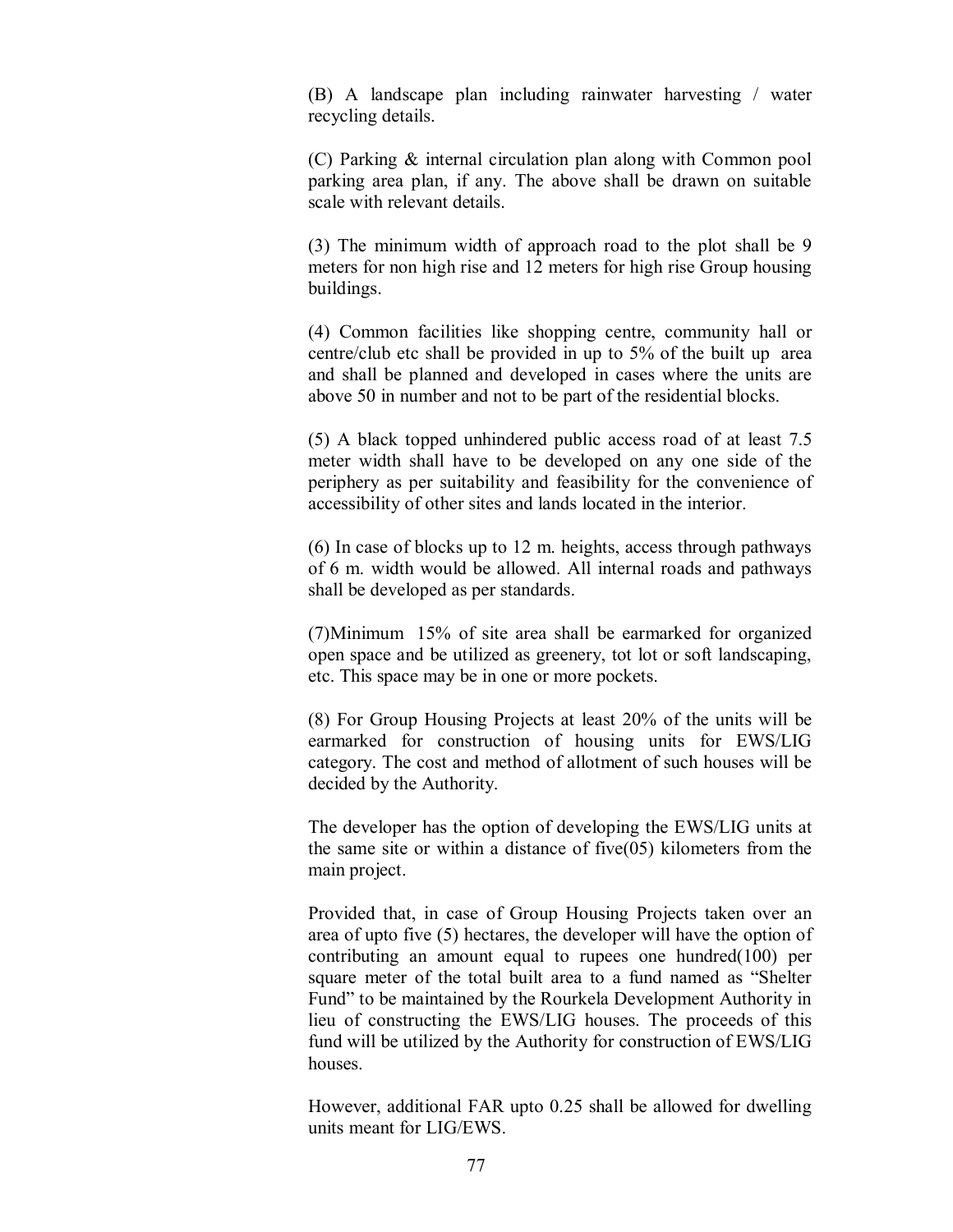(B) A landscape plan including rainwater harvesting / water recycling details.

(C) Parking & internal circulation plan along with Common pool parking area plan, if any. The above shall be drawn on suitable scale with relevant details.

(3) The minimum width of approach road to the plot shall be 9 meters for non high rise and 12 meters for high rise Group housing buildings.

(4) Common facilities like shopping centre, community hall or centre/club etc shall be provided in up to 5% of the built up area and shall be planned and developed in cases where the units are above 50 in number and not to be part of the residential blocks.

(5) A black topped unhindered public access road of at least 7.5 meter width shall have to be developed on any one side of the periphery as per suitability and feasibility for the convenience of accessibility of other sites and lands located in the interior.

(6) In case of blocks up to 12 m. heights, access through pathways of 6 m. width would be allowed. All internal roads and pathways shall be developed as per standards.

(7)Minimum 15% of site area shall be earmarked for organized open space and be utilized as greenery, tot lot or soft landscaping, etc. This space may be in one or more pockets.

(8) For Group Housing Projects at least 20% of the units will be earmarked for construction of housing units for EWS/LIG category. The cost and method of allotment of such houses will be decided by the Authority.

The developer has the option of developing the EWS/LIG units at the same site or within a distance of five(05) kilometers from the main project.

Provided that, in case of Group Housing Projects taken over an area of upto five (5) hectares, the developer will have the option of contributing an amount equal to rupees one hundred(100) per square meter of the total built area to a fund named as "Shelter Fund" to be maintained by the Rourkela Development Authority in lieu of constructing the EWS/LIG houses. The proceeds of this fund will be utilized by the Authority for construction of EWS/LIG houses.

However, additional FAR upto 0.25 shall be allowed for dwelling units meant for LIG/EWS.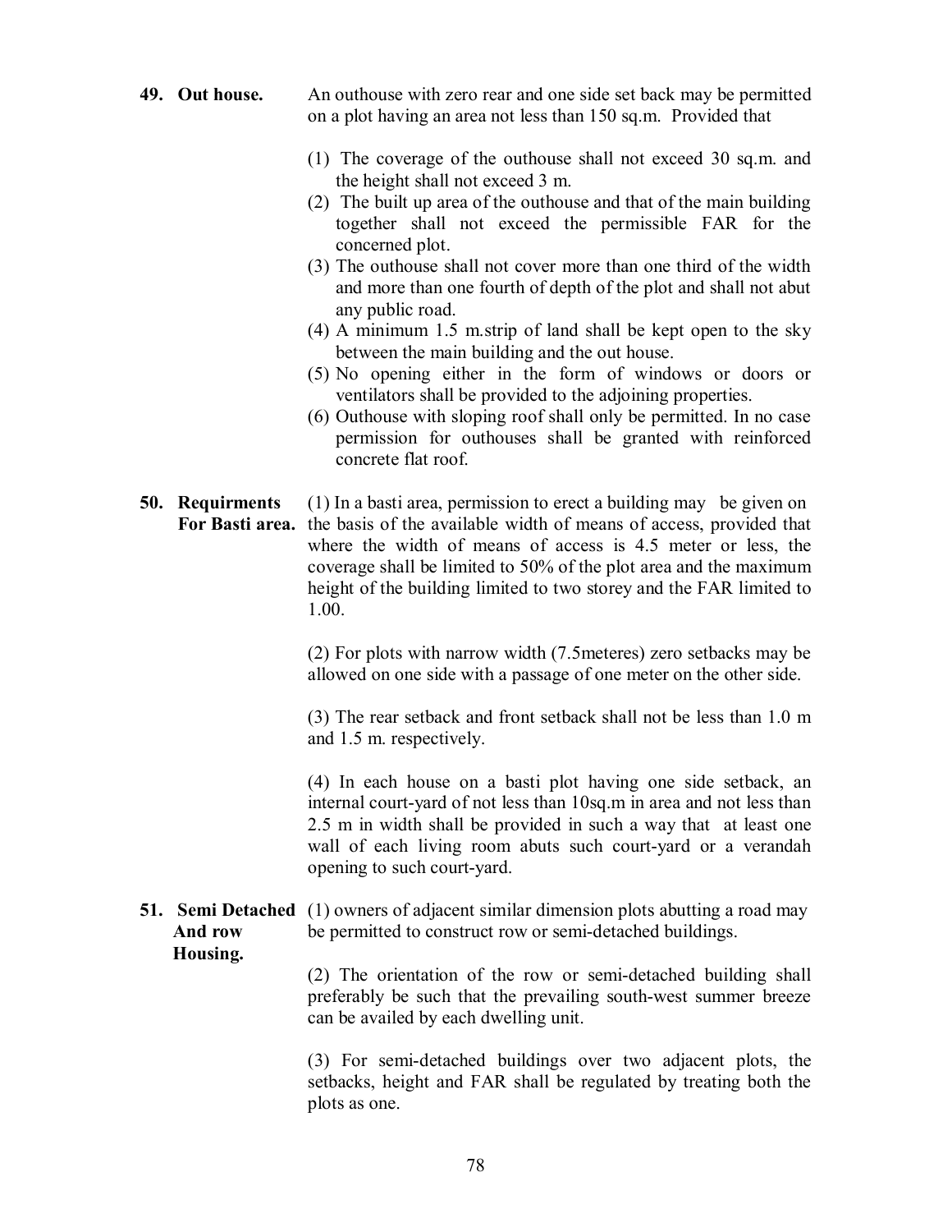**49. Out house.** An outhouse with zero rear and one side set back may be permitted on a plot having an area not less than 150 sq.m. Provided that

(1) The coverage of the outhouse shall not exceed 30 sq.m. and the height shall not exceed 3 m.
(2) The built up area of the outhouse and that of the main building together shall not exceed the permissible FAR for the concerned plot.
(3) The outhouse shall not cover more than one third of the width and more than one fourth of depth of the plot and shall not abut any public road.
(4) A minimum 1.5 m.strip of land shall be kept open to the sky between the main building and the out house.
(5) No opening either in the form of windows or doors or ventilators shall be provided to the adjoining properties.
(6) Outhouse with sloping roof shall only be permitted. In no case permission for outhouses shall be granted with reinforced concrete flat roof.

**50. Requirments For Basti area.** (1) In a basti area, permission to erect a building may be given on the basis of the available width of means of access, provided that where the width of means of access is 4.5 meter or less, the coverage shall be limited to 50% of the plot area and the maximum height of the building limited to two storey and the FAR limited to 1.00.

(2) For plots with narrow width (7.5meteres) zero setbacks may be allowed on one side with a passage of one meter on the other side.

(3) The rear setback and front setback shall not be less than 1.0 m and 1.5 m. respectively.

(4) In each house on a basti plot having one side setback, an internal court-yard of not less than 10sq.m in area and not less than 2.5 m in width shall be provided in such a way that at least one wall of each living room abuts such court-yard or a verandah opening to such court-yard.

**51. Semi Detached And row Housing.** (1) owners of adjacent similar dimension plots abutting a road may be permitted to construct row or semi-detached buildings.

(2) The orientation of the row or semi-detached building shall preferably be such that the prevailing south-west summer breeze can be availed by each dwelling unit.

(3) For semi-detached buildings over two adjacent plots, the setbacks, height and FAR shall be regulated by treating both the plots as one.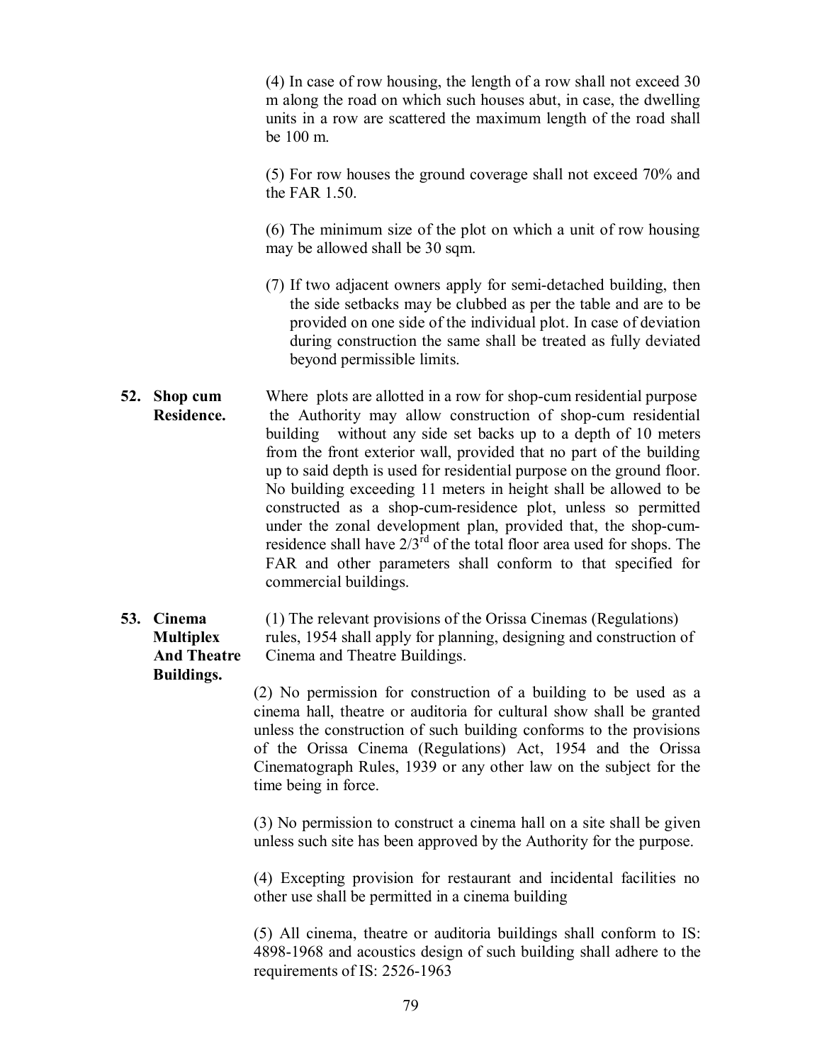(4) In case of row housing, the length of a row shall not exceed 30 m along the road on which such houses abut, in case, the dwelling units in a row are scattered the maximum length of the road shall be 100 m.

(5) For row houses the ground coverage shall not exceed 70% and the FAR 1.50.

(6) The minimum size of the plot on which a unit of row housing may be allowed shall be 30 sqm.

(7) If two adjacent owners apply for semi-detached building, then the side setbacks may be clubbed as per the table and are to be provided on one side of the individual plot. In case of deviation during construction the same shall be treated as fully deviated beyond permissible limits.

**52. Shop cum Residence.** Where plots are allotted in a row for shop-cum residential purpose the Authority may allow construction of shop-cum residential building without any side set backs up to a depth of 10 meters from the front exterior wall, provided that no part of the building up to said depth is used for residential purpose on the ground floor. No building exceeding 11 meters in height shall be allowed to be constructed as a shop-cum-residence plot, unless so permitted under the zonal development plan, provided that, the shop-cum-residence shall have 2/3rd of the total floor area used for shops. The FAR and other parameters shall conform to that specified for commercial buildings.

**53. Cinema Multiplex And Theatre Buildings.** (1) The relevant provisions of the Orissa Cinemas (Regulations) rules, 1954 shall apply for planning, designing and construction of Cinema and Theatre Buildings.

(2) No permission for construction of a building to be used as a cinema hall, theatre or auditoria for cultural show shall be granted unless the construction of such building conforms to the provisions of the Orissa Cinema (Regulations) Act, 1954 and the Orissa Cinematograph Rules, 1939 or any other law on the subject for the time being in force.

(3) No permission to construct a cinema hall on a site shall be given unless such site has been approved by the Authority for the purpose.

(4) Excepting provision for restaurant and incidental facilities no other use shall be permitted in a cinema building

(5) All cinema, theatre or auditoria buildings shall conform to IS: 4898-1968 and acoustics design of such building shall adhere to the requirements of IS: 2526-1963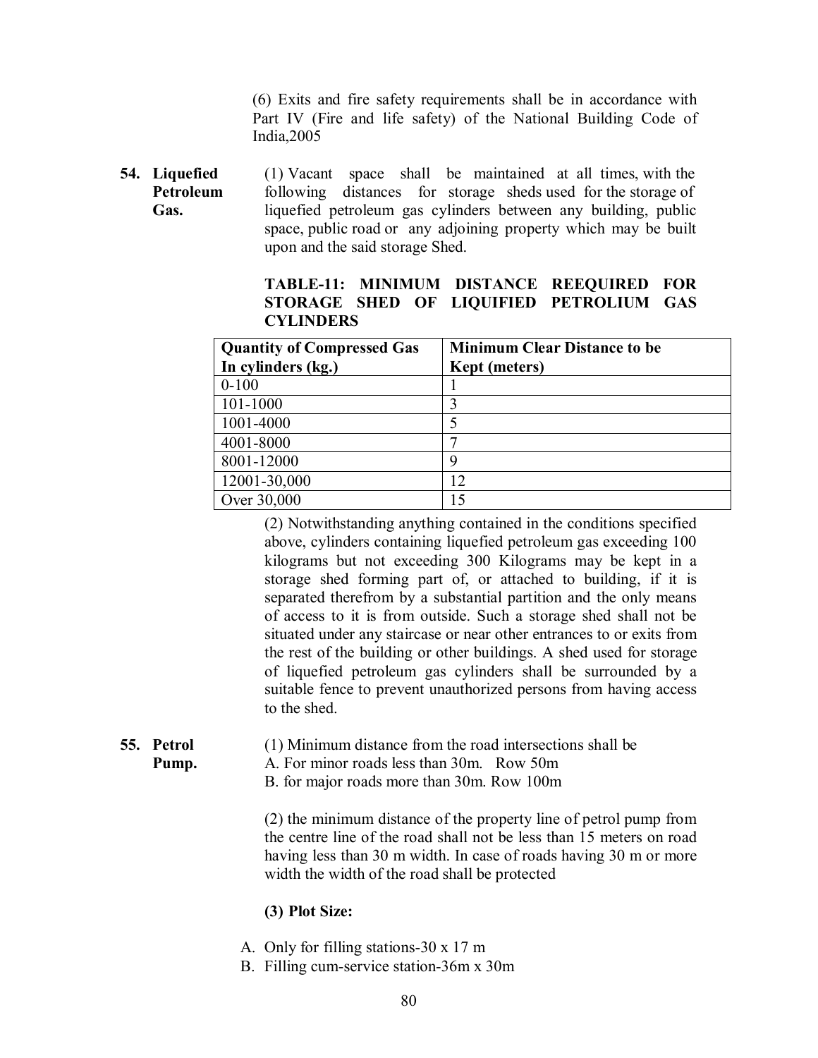(6) Exits and fire safety requirements shall be in accordance with Part IV (Fire and life safety) of the National Building Code of India,2005

**54. Liquefied Petroleum Gas.**

(1) Vacant space shall be maintained at all times, with the following distances for storage sheds used for the storage of liquefied petroleum gas cylinders between any building, public space, public road or any adjoining property which may be built upon and the said storage Shed.

**TABLE-11: MINIMUM DISTANCE REEQUIRED FOR STORAGE SHED OF LIQUIFIED PETROLIUM GAS CYLINDERS**

| Quantity of Compressed Gas In cylinders (kg.) | Minimum Clear Distance to be Kept (meters) |
|---|---|
| 0-100 | 1 |
| 101-1000 | 3 |
| 1001-4000 | 5 |
| 4001-8000 | 7 |
| 8001-12000 | 9 |
| 12001-30,000 | 12 |
| Over 30,000 | 15 |

(2) Notwithstanding anything contained in the conditions specified above, cylinders containing liquefied petroleum gas exceeding 100 kilograms but not exceeding 300 Kilograms may be kept in a storage shed forming part of, or attached to building, if it is separated therefrom by a substantial partition and the only means of access to it is from outside. Such a storage shed shall not be situated under any staircase or near other entrances to or exits from the rest of the building or other buildings. A shed used for storage of liquefied petroleum gas cylinders shall be surrounded by a suitable fence to prevent unauthorized persons from having access to the shed.

**55. Petrol Pump.**

(1) Minimum distance from the road intersections shall be
A. For minor roads less than 30m. Row 50m
B. for major roads more than 30m. Row 100m

(2) the minimum distance of the property line of petrol pump from the centre line of the road shall not be less than 15 meters on road having less than 30 m width. In case of roads having 30 m or more width the width of the road shall be protected

**(3) Plot Size:**

A. Only for filling stations-30 x 17 m
B. Filling cum-service station-36m x 30m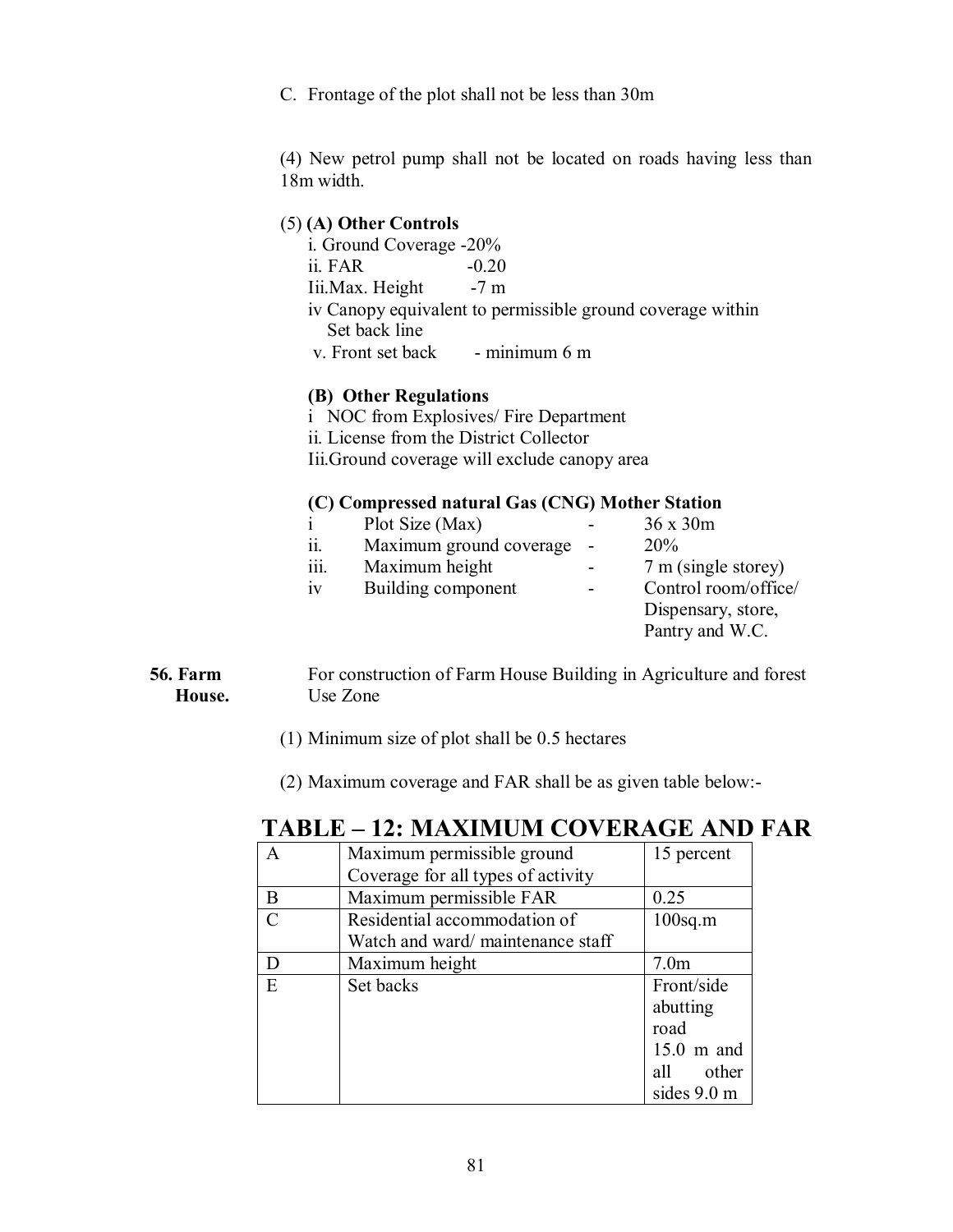C. Frontage of the plot shall not be less than 30m

(4) New petrol pump shall not be located on roads having less than 18m width.

(5) **(A) Other Controls**

i. Ground Coverage -20%
ii. FAR -0.20
Iii.Max. Height -7 m
iv Canopy equivalent to permissible ground coverage within Set back line
v. Front set back - minimum 6 m

**(B) Other Regulations**

i NOC from Explosives/ Fire Department
ii. License from the District Collector
Iii.Ground coverage will exclude canopy area

**(C) Compressed natural Gas (CNG) Mother Station**

| | | | |
|---|---|---|---|
| i | Plot Size (Max) | - | 36 x 30m |
| ii. | Maximum ground coverage | - | 20% |
| iii. | Maximum height | - | 7 m (single storey) |
| iv | Building component | - | Control room/office/ Dispensary, store, Pantry and W.C. |

**56. Farm House.** For construction of Farm House Building in Agriculture and forest Use Zone

(1) Minimum size of plot shall be 0.5 hectares

(2) Maximum coverage and FAR shall be as given table below:-

## TABLE – 12: MAXIMUM COVERAGE AND FAR

| | | |
|---|---|---|
| A | Maximum permissible ground Coverage for all types of activity | 15 percent |
| B | Maximum permissible FAR | 0.25 |
| C | Residential accommodation of Watch and ward/ maintenance staff | 100sq.m |
| D | Maximum height | 7.0m |
| E | Set backs | Front/side abutting road 15.0 m and all other sides 9.0 m |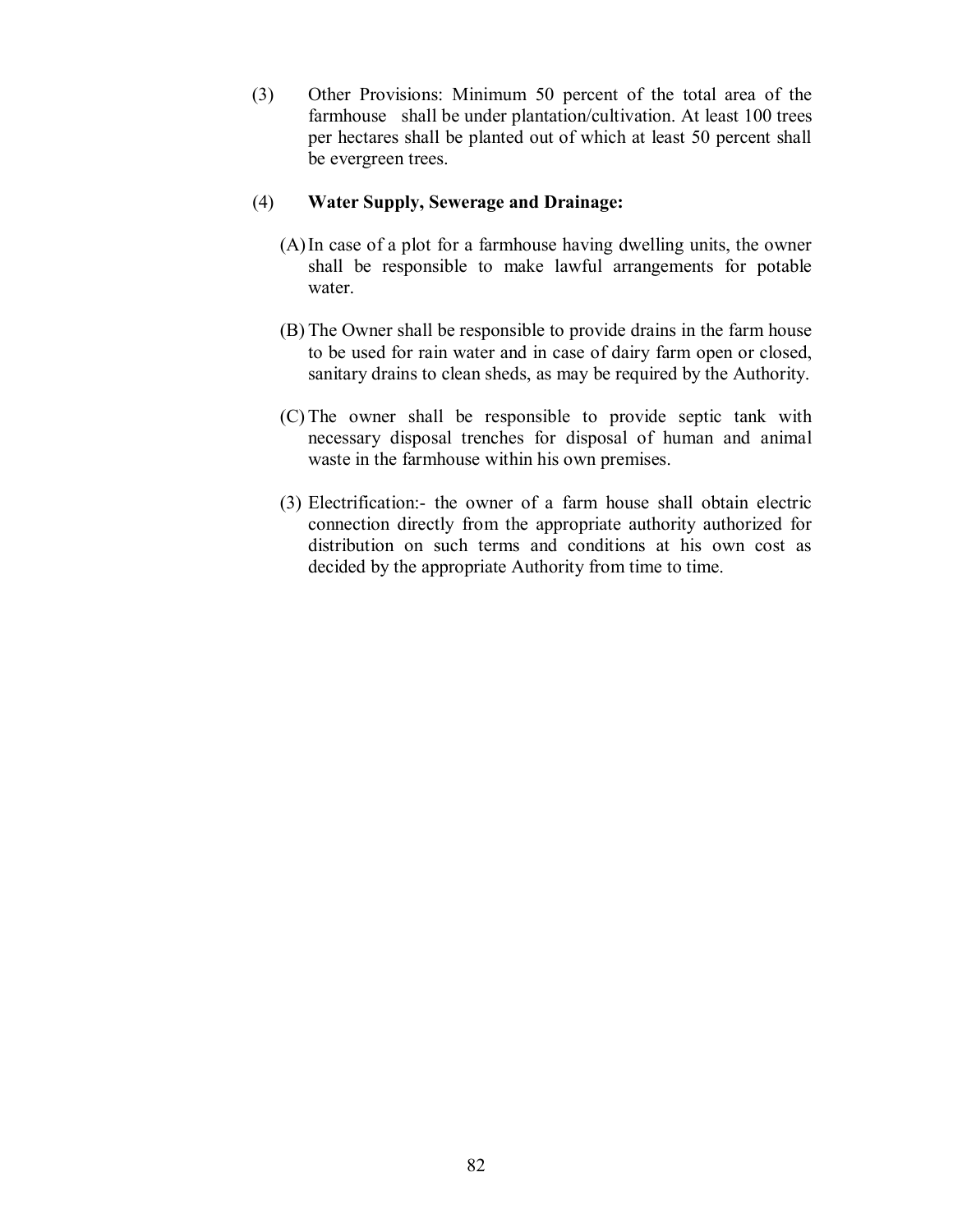(3) Other Provisions: Minimum 50 percent of the total area of the farmhouse shall be under plantation/cultivation. At least 100 trees per hectares shall be planted out of which at least 50 percent shall be evergreen trees.

(4) **Water Supply, Sewerage and Drainage:**

(A) In case of a plot for a farmhouse having dwelling units, the owner shall be responsible to make lawful arrangements for potable water.

(B) The Owner shall be responsible to provide drains in the farm house to be used for rain water and in case of dairy farm open or closed, sanitary drains to clean sheds, as may be required by the Authority.

(C) The owner shall be responsible to provide septic tank with necessary disposal trenches for disposal of human and animal waste in the farmhouse within his own premises.

(3) Electrification:- the owner of a farm house shall obtain electric connection directly from the appropriate authority authorized for distribution on such terms and conditions at his own cost as decided by the appropriate Authority from time to time.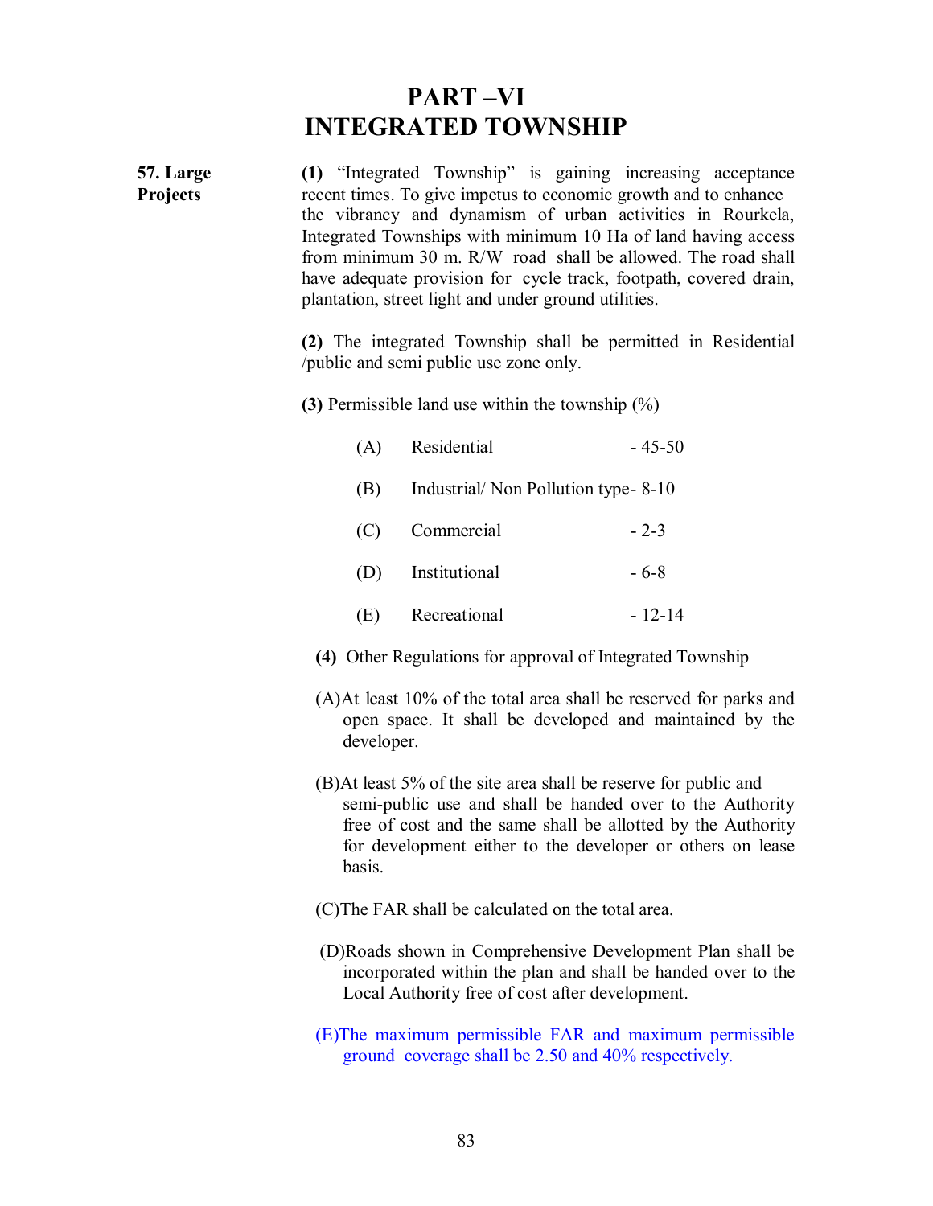# PART –VI
# INTEGRATED TOWNSHIP

**57. Large Projects**

**(1)** "Integrated Township" is gaining increasing acceptance recent times. To give impetus to economic growth and to enhance the vibrancy and dynamism of urban activities in Rourkela, Integrated Townships with minimum 10 Ha of land having access from minimum 30 m. R/W road shall be allowed. The road shall have adequate provision for cycle track, footpath, covered drain, plantation, street light and under ground utilities.

**(2)** The integrated Township shall be permitted in Residential /public and semi public use zone only.

**(3)** Permissible land use within the township (%)

(A) Residential - 45-50

(B) Industrial/ Non Pollution type- 8-10

(C) Commercial - 2-3

(D) Institutional - 6-8

(E) Recreational - 12-14

**(4)** Other Regulations for approval of Integrated Township

(A) At least 10% of the total area shall be reserved for parks and open space. It shall be developed and maintained by the developer.

(B) At least 5% of the site area shall be reserve for public and semi-public use and shall be handed over to the Authority free of cost and the same shall be allotted by the Authority for development either to the developer or others on lease basis.

(C) The FAR shall be calculated on the total area.

(D) Roads shown in Comprehensive Development Plan shall be incorporated within the plan and shall be handed over to the Local Authority free of cost after development.

(E) The maximum permissible FAR and maximum permissible ground coverage shall be 2.50 and 40% respectively.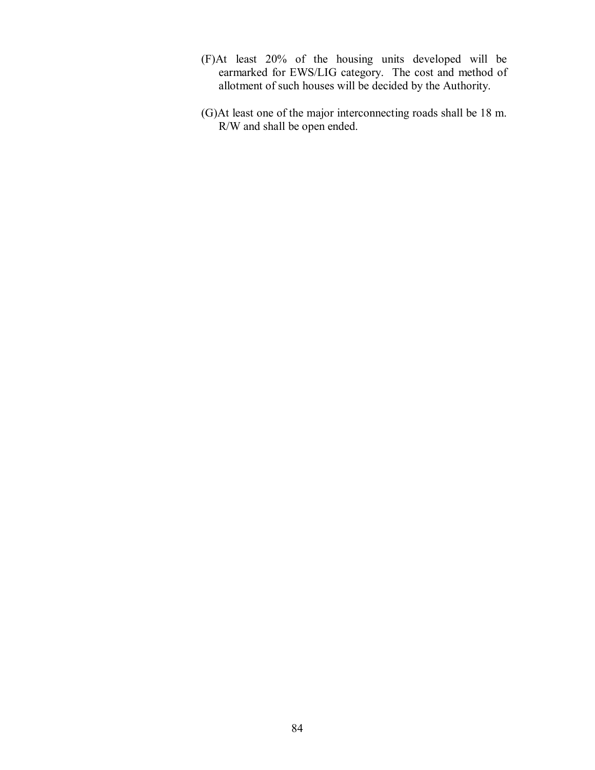(F) At least 20% of the housing units developed will be earmarked for EWS/LIG category. The cost and method of allotment of such houses will be decided by the Authority.

(G) At least one of the major interconnecting roads shall be 18 m. R/W and shall be open ended.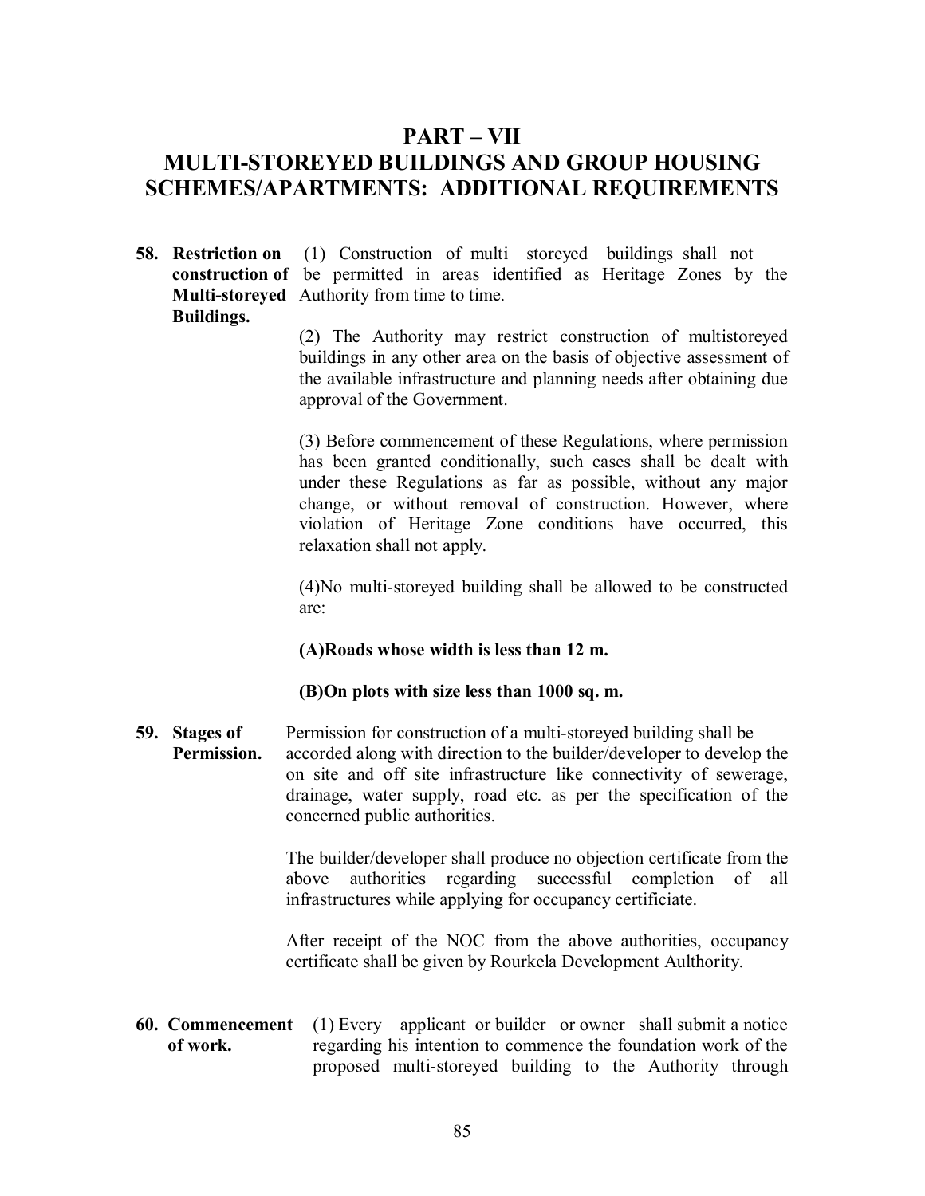# PART – VII

# MULTI-STOREYED BUILDINGS AND GROUP HOUSING SCHEMES/APARTMENTS: ADDITIONAL REQUIREMENTS

**58. Restriction on construction of Multi-storeyed Buildings.**

(1) Construction of multi storeyed buildings shall not be permitted in areas identified as Heritage Zones by the Authority from time to time.

(2) The Authority may restrict construction of multistoreyed buildings in any other area on the basis of objective assessment of the available infrastructure and planning needs after obtaining due approval of the Government.

(3) Before commencement of these Regulations, where permission has been granted conditionally, such cases shall be dealt with under these Regulations as far as possible, without any major change, or without removal of construction. However, where violation of Heritage Zone conditions have occurred, this relaxation shall not apply.

(4)No multi-storeyed building shall be allowed to be constructed are:

**(A)Roads whose width is less than 12 m.**

**(B)On plots with size less than 1000 sq. m.**

**59. Stages of Permission.**

Permission for construction of a multi-storeyed building shall be accorded along with direction to the builder/developer to develop the on site and off site infrastructure like connectivity of sewerage, drainage, water supply, road etc. as per the specification of the concerned public authorities.

The builder/developer shall produce no objection certificate from the above authorities regarding successful completion of all infrastructures while applying for occupancy certificiate.

After receipt of the NOC from the above authorities, occupancy certificate shall be given by Rourkela Development Aulthority.

**60. Commencement of work.**

(1) Every applicant or builder or owner shall submit a notice regarding his intention to commence the foundation work of the proposed multi-storeyed building to the Authority through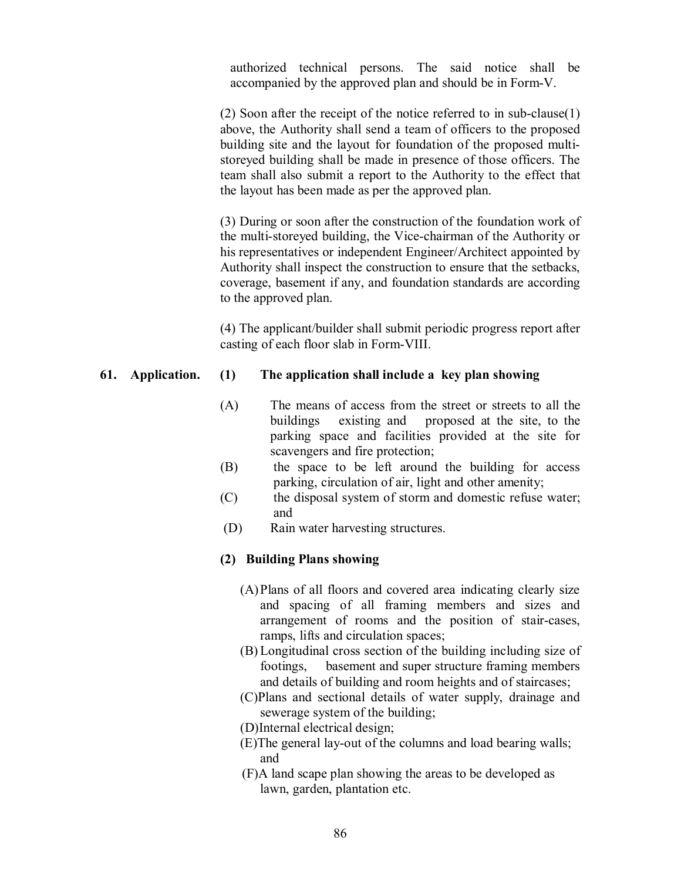authorized technical persons. The said notice shall be accompanied by the approved plan and should be in Form-V.

(2) Soon after the receipt of the notice referred to in sub-clause(1) above, the Authority shall send a team of officers to the proposed building site and the layout for foundation of the proposed multi-storeyed building shall be made in presence of those officers. The team shall also submit a report to the Authority to the effect that the layout has been made as per the approved plan.

(3) During or soon after the construction of the foundation work of the multi-storeyed building, the Vice-chairman of the Authority or his representatives or independent Engineer/Architect appointed by Authority shall inspect the construction to ensure that the setbacks, coverage, basement if any, and foundation standards are according to the approved plan.

(4) The applicant/builder shall submit periodic progress report after casting of each floor slab in Form-VIII.

**61. Application.** **(1) The application shall include a key plan showing**

(A) The means of access from the street or streets to all the buildings existing and proposed at the site, to the parking space and facilities provided at the site for scavengers and fire protection;

(B) the space to be left around the building for access parking, circulation of air, light and other amenity;

(C) the disposal system of storm and domestic refuse water; and

(D) Rain water harvesting structures.

**(2) Building Plans showing**

(A) Plans of all floors and covered area indicating clearly size and spacing of all framing members and sizes and arrangement of rooms and the position of stair-cases, ramps, lifts and circulation spaces;

(B) Longitudinal cross section of the building including size of footings, basement and super structure framing members and details of building and room heights and of staircases;

(C) Plans and sectional details of water supply, drainage and sewerage system of the building;

(D) Internal electrical design;

(E) The general lay-out of the columns and load bearing walls; and

(F) A land scape plan showing the areas to be developed as lawn, garden, plantation etc.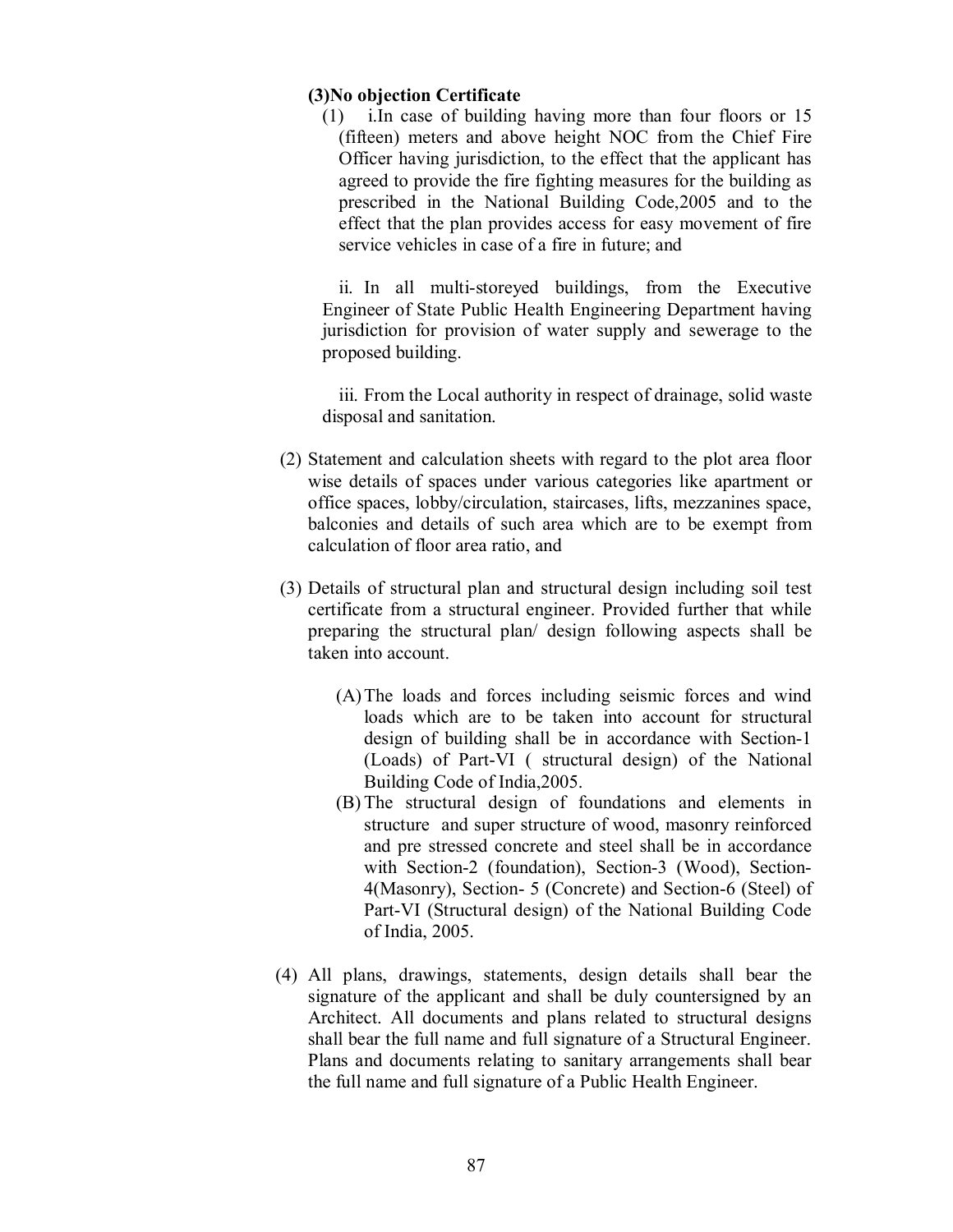**(3)No objection Certificate**

(1) i.In case of building having more than four floors or 15 (fifteen) meters and above height NOC from the Chief Fire Officer having jurisdiction, to the effect that the applicant has agreed to provide the fire fighting measures for the building as prescribed in the National Building Code,2005 and to the effect that the plan provides access for easy movement of fire service vehicles in case of a fire in future; and

ii. In all multi-storeyed buildings, from the Executive Engineer of State Public Health Engineering Department having jurisdiction for provision of water supply and sewerage to the proposed building.

iii. From the Local authority in respect of drainage, solid waste disposal and sanitation.

(2) Statement and calculation sheets with regard to the plot area floor wise details of spaces under various categories like apartment or office spaces, lobby/circulation, staircases, lifts, mezzanines space, balconies and details of such area which are to be exempt from calculation of floor area ratio, and

(3) Details of structural plan and structural design including soil test certificate from a structural engineer. Provided further that while preparing the structural plan/ design following aspects shall be taken into account.

(A) The loads and forces including seismic forces and wind loads which are to be taken into account for structural design of building shall be in accordance with Section-1 (Loads) of Part-VI ( structural design) of the National Building Code of India,2005.

(B) The structural design of foundations and elements in structure and super structure of wood, masonry reinforced and pre stressed concrete and steel shall be in accordance with Section-2 (foundation), Section-3 (Wood), Section-4(Masonry), Section- 5 (Concrete) and Section-6 (Steel) of Part-VI (Structural design) of the National Building Code of India, 2005.

(4) All plans, drawings, statements, design details shall bear the signature of the applicant and shall be duly countersigned by an Architect. All documents and plans related to structural designs shall bear the full name and full signature of a Structural Engineer. Plans and documents relating to sanitary arrangements shall bear the full name and full signature of a Public Health Engineer.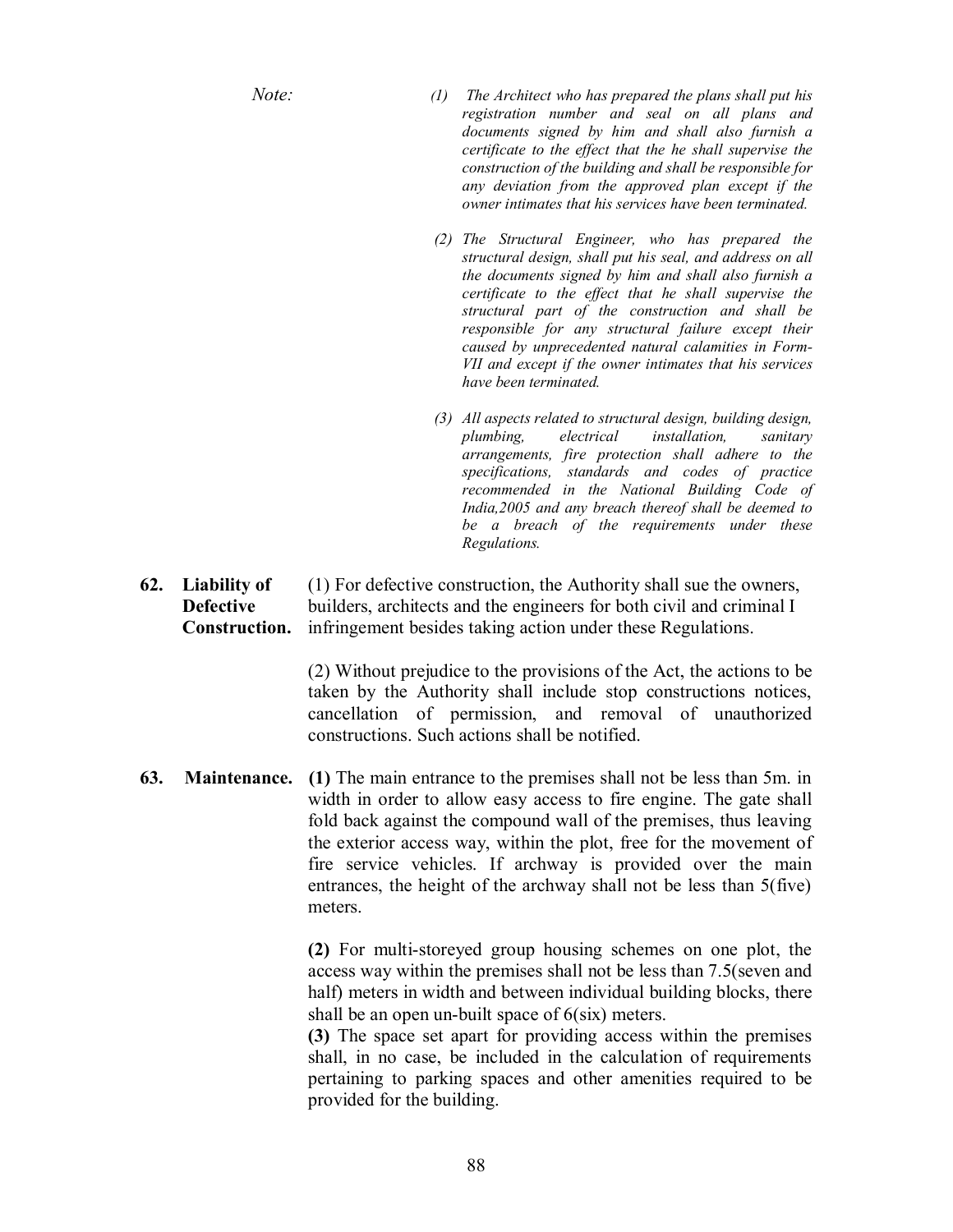*Note:*

*(1) The Architect who has prepared the plans shall put his registration number and seal on all plans and documents signed by him and shall also furnish a certificate to the effect that the he shall supervise the construction of the building and shall be responsible for any deviation from the approved plan except if the owner intimates that his services have been terminated.*

*(2) The Structural Engineer, who has prepared the structural design, shall put his seal, and address on all the documents signed by him and shall also furnish a certificate to the effect that he shall supervise the structural part of the construction and shall be responsible for any structural failure except their caused by unprecedented natural calamities in Form-VII and except if the owner intimates that his services have been terminated.*

*(3) All aspects related to structural design, building design, plumbing, electrical installation, sanitary arrangements, fire protection shall adhere to the specifications, standards and codes of practice recommended in the National Building Code of India,2005 and any breach thereof shall be deemed to be a breach of the requirements under these Regulations.*

**62. Liability of Defective Construction.** (1) For defective construction, the Authority shall sue the owners, builders, architects and the engineers for both civil and criminal I infringement besides taking action under these Regulations.

(2) Without prejudice to the provisions of the Act, the actions to be taken by the Authority shall include stop constructions notices, cancellation of permission, and removal of unauthorized constructions. Such actions shall be notified.

**63. Maintenance.** **(1)** The main entrance to the premises shall not be less than 5m. in width in order to allow easy access to fire engine. The gate shall fold back against the compound wall of the premises, thus leaving the exterior access way, within the plot, free for the movement of fire service vehicles. If archway is provided over the main entrances, the height of the archway shall not be less than 5(five) meters.

**(2)** For multi-storeyed group housing schemes on one plot, the access way within the premises shall not be less than 7.5(seven and half) meters in width and between individual building blocks, there shall be an open un-built space of 6(six) meters.

**(3)** The space set apart for providing access within the premises shall, in no case, be included in the calculation of requirements pertaining to parking spaces and other amenities required to be provided for the building.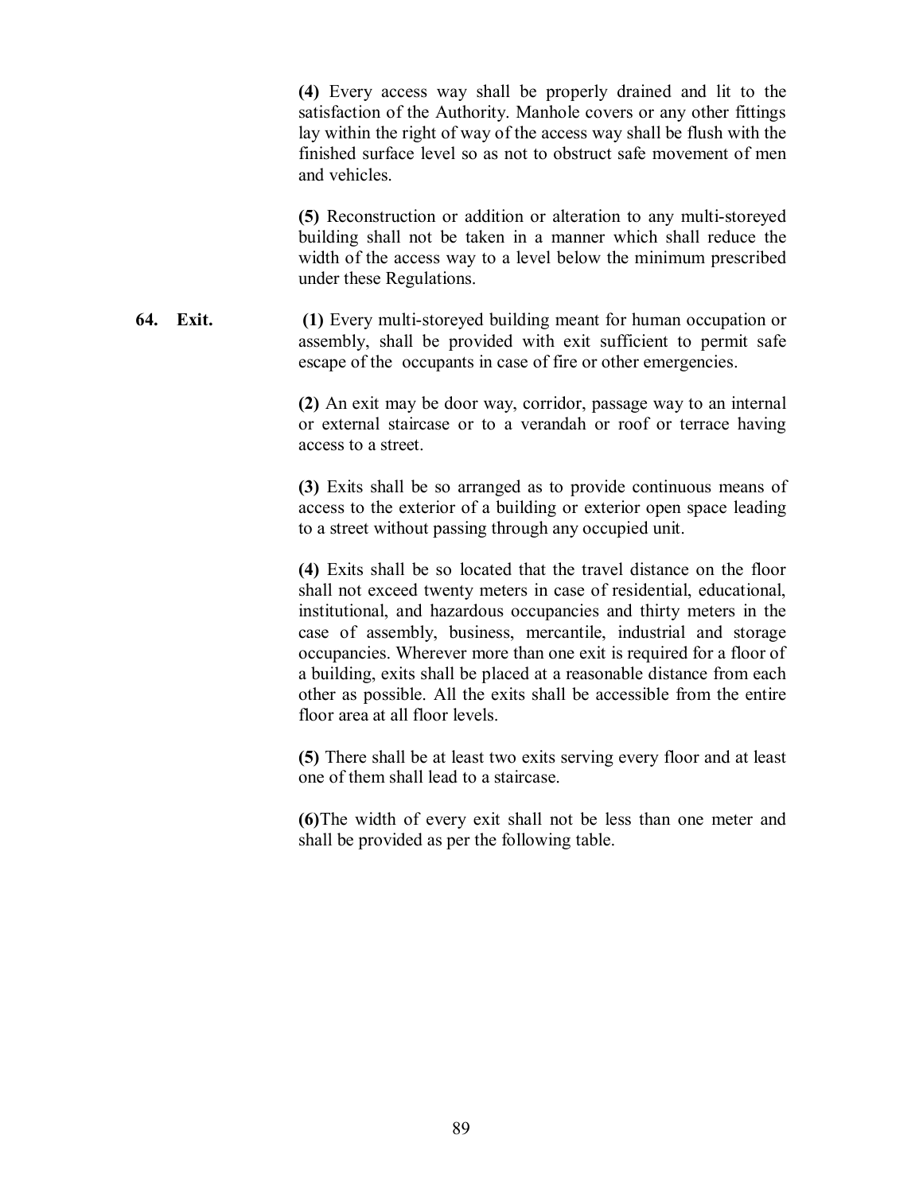**(4)** Every access way shall be properly drained and lit to the satisfaction of the Authority. Manhole covers or any other fittings lay within the right of way of the access way shall be flush with the finished surface level so as not to obstruct safe movement of men and vehicles.

**(5)** Reconstruction or addition or alteration to any multi-storeyed building shall not be taken in a manner which shall reduce the width of the access way to a level below the minimum prescribed under these Regulations.

**64. Exit.**

**(1)** Every multi-storeyed building meant for human occupation or assembly, shall be provided with exit sufficient to permit safe escape of the occupants in case of fire or other emergencies.

**(2)** An exit may be door way, corridor, passage way to an internal or external staircase or to a verandah or roof or terrace having access to a street.

**(3)** Exits shall be so arranged as to provide continuous means of access to the exterior of a building or exterior open space leading to a street without passing through any occupied unit.

**(4)** Exits shall be so located that the travel distance on the floor shall not exceed twenty meters in case of residential, educational, institutional, and hazardous occupancies and thirty meters in the case of assembly, business, mercantile, industrial and storage occupancies. Wherever more than one exit is required for a floor of a building, exits shall be placed at a reasonable distance from each other as possible. All the exits shall be accessible from the entire floor area at all floor levels.

**(5)** There shall be at least two exits serving every floor and at least one of them shall lead to a staircase.

**(6)**The width of every exit shall not be less than one meter and shall be provided as per the following table.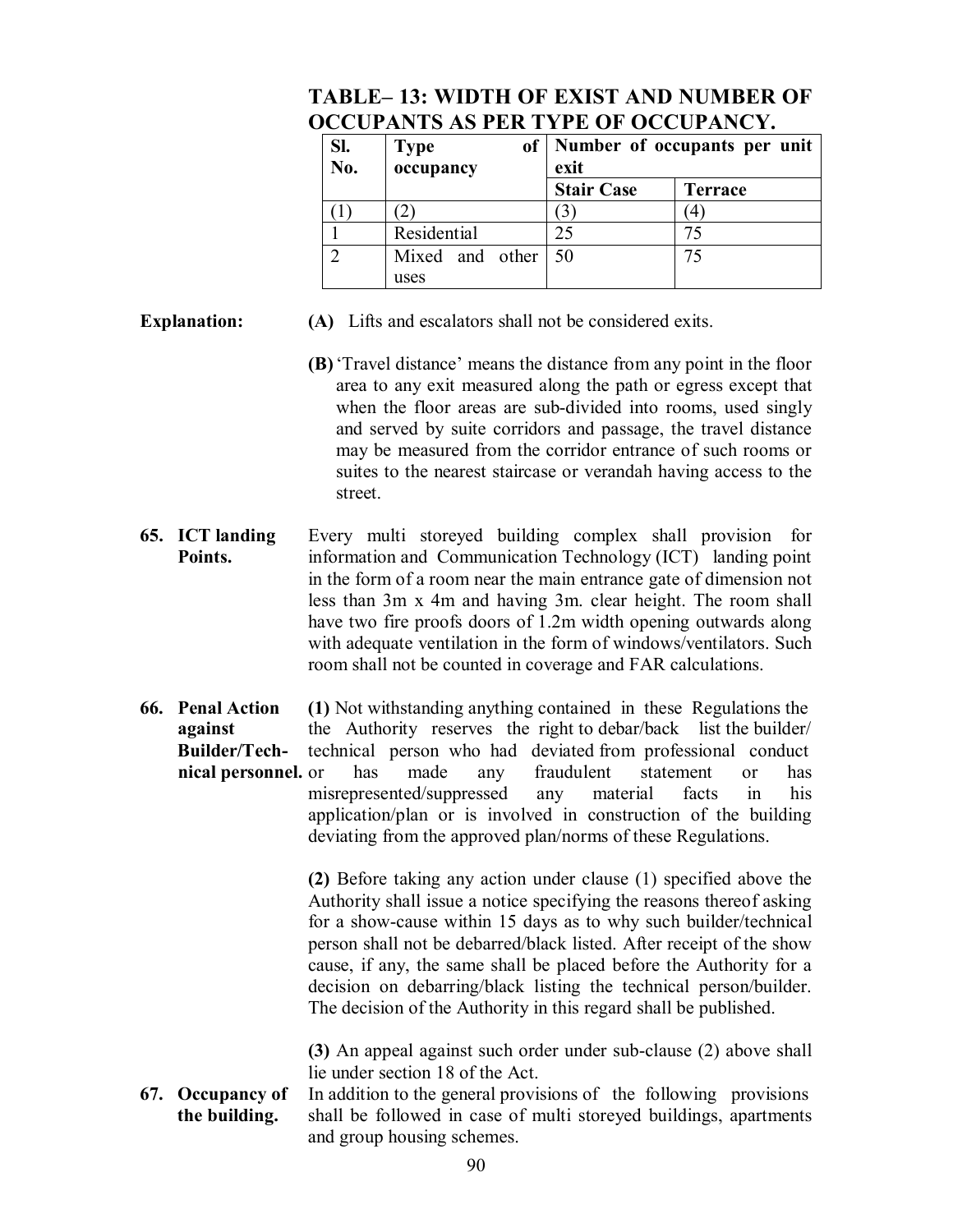## TABLE– 13: WIDTH OF EXIST AND NUMBER OF OCCUPANTS AS PER TYPE OF OCCUPANCY.

| Sl. No. | Type of occupancy | Number of occupants per unit exit | |
|---|---|---|---|
| | | Stair Case | Terrace |
| (1) | (2) | (3) | (4) |
| 1 | Residential | 25 | 75 |
| 2 | Mixed and other uses | 50 | 75 |

**Explanation:**

**(A)** Lifts and escalators shall not be considered exits.

**(B)** 'Travel distance' means the distance from any point in the floor area to any exit measured along the path or egress except that when the floor areas are sub-divided into rooms, used singly and served by suite corridors and passage, the travel distance may be measured from the corridor entrance of such rooms or suites to the nearest staircase or verandah having access to the street.

**65. ICT landing Points.**

Every multi storeyed building complex shall provision for information and Communication Technology (ICT) landing point in the form of a room near the main entrance gate of dimension not less than 3m x 4m and having 3m. clear height. The room shall have two fire proofs doors of 1.2m width opening outwards along with adequate ventilation in the form of windows/ventilators. Such room shall not be counted in coverage and FAR calculations.

**66. Penal Action against Builder/Technical personnel.**

**(1)** Not withstanding anything contained in these Regulations the the Authority reserves the right to debar/back list the builder/ technical person who had deviated from professional conduct or has made any fraudulent statement or has misrepresented/suppressed any material facts in his application/plan or is involved in construction of the building deviating from the approved plan/norms of these Regulations.

**(2)** Before taking any action under clause (1) specified above the Authority shall issue a notice specifying the reasons thereof asking for a show-cause within 15 days as to why such builder/technical person shall not be debarred/black listed. After receipt of the show cause, if any, the same shall be placed before the Authority for a decision on debarring/black listing the technical person/builder. The decision of the Authority in this regard shall be published.

**(3)** An appeal against such order under sub-clause (2) above shall lie under section 18 of the Act.

**67. Occupancy of the building.**

In addition to the general provisions of the following provisions shall be followed in case of multi storeyed buildings, apartments and group housing schemes.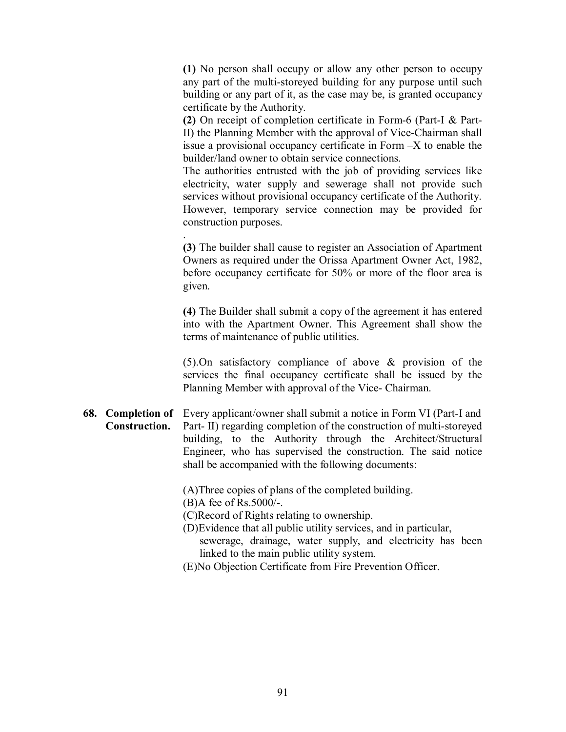**(1)** No person shall occupy or allow any other person to occupy any part of the multi-storeyed building for any purpose until such building or any part of it, as the case may be, is granted occupancy certificate by the Authority.

**(2)** On receipt of completion certificate in Form-6 (Part-I & Part-II) the Planning Member with the approval of Vice-Chairman shall issue a provisional occupancy certificate in Form –X to enable the builder/land owner to obtain service connections.

The authorities entrusted with the job of providing services like electricity, water supply and sewerage shall not provide such services without provisional occupancy certificate of the Authority. However, temporary service connection may be provided for construction purposes.

.

**(3)** The builder shall cause to register an Association of Apartment Owners as required under the Orissa Apartment Owner Act, 1982, before occupancy certificate for 50% or more of the floor area is given.

**(4)** The Builder shall submit a copy of the agreement it has entered into with the Apartment Owner. This Agreement shall show the terms of maintenance of public utilities.

(5).On satisfactory compliance of above & provision of the services the final occupancy certificate shall be issued by the Planning Member with approval of the Vice- Chairman.

**68. Completion of Construction.** Every applicant/owner shall submit a notice in Form VI (Part-I and Part- II) regarding completion of the construction of multi-storeyed building, to the Authority through the Architect/Structural Engineer, who has supervised the construction. The said notice shall be accompanied with the following documents:

(A)Three copies of plans of the completed building.

(B)A fee of Rs.5000/-.

(C)Record of Rights relating to ownership.

(D)Evidence that all public utility services, and in particular, sewerage, drainage, water supply, and electricity has been linked to the main public utility system.

(E)No Objection Certificate from Fire Prevention Officer.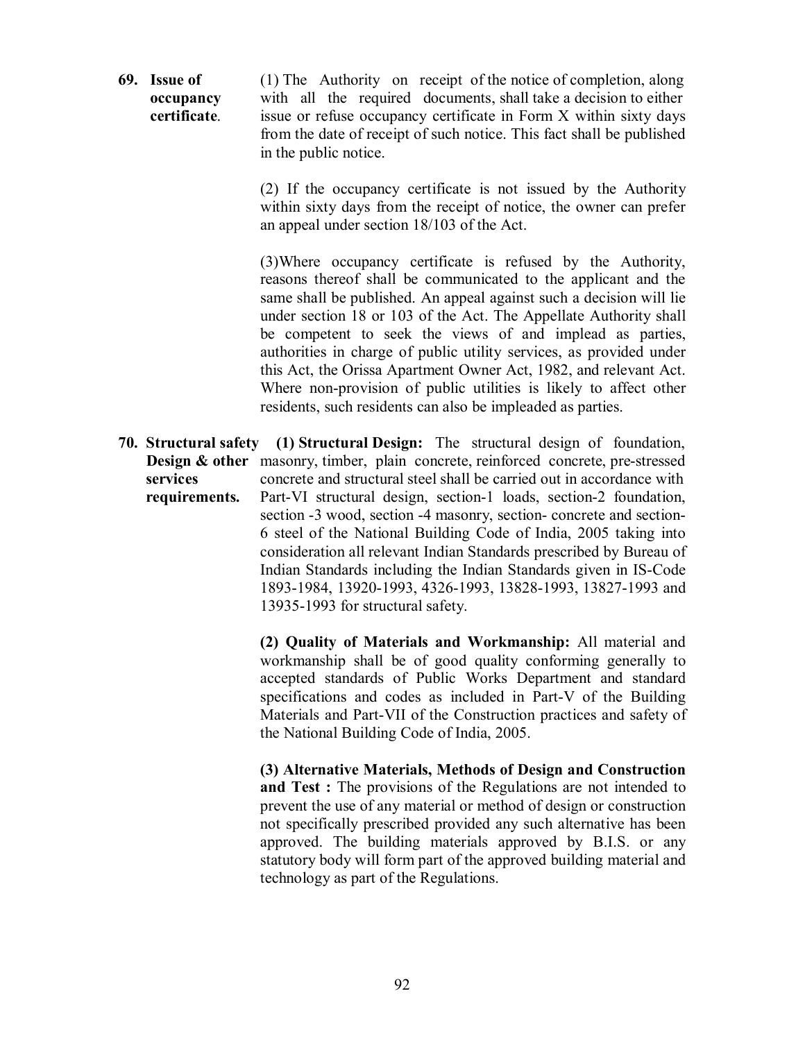**69. Issue of occupancy certificate.**

(1) The Authority on receipt of the notice of completion, along with all the required documents, shall take a decision to either issue or refuse occupancy certificate in Form X within sixty days from the date of receipt of such notice. This fact shall be published in the public notice.

(2) If the occupancy certificate is not issued by the Authority within sixty days from the receipt of notice, the owner can prefer an appeal under section 18/103 of the Act.

(3)Where occupancy certificate is refused by the Authority, reasons thereof shall be communicated to the applicant and the same shall be published. An appeal against such a decision will lie under section 18 or 103 of the Act. The Appellate Authority shall be competent to seek the views of and implead as parties, authorities in charge of public utility services, as provided under this Act, the Orissa Apartment Owner Act, 1982, and relevant Act. Where non-provision of public utilities is likely to affect other residents, such residents can also be impleaded as parties.

**70. Structural safety Design & other services requirements.**

**(1) Structural Design:** The structural design of foundation, masonry, timber, plain concrete, reinforced concrete, pre-stressed concrete and structural steel shall be carried out in accordance with Part-VI structural design, section-1 loads, section-2 foundation, section -3 wood, section -4 masonry, section- concrete and section-6 steel of the National Building Code of India, 2005 taking into consideration all relevant Indian Standards prescribed by Bureau of Indian Standards including the Indian Standards given in IS-Code 1893-1984, 13920-1993, 4326-1993, 13828-1993, 13827-1993 and 13935-1993 for structural safety.

**(2) Quality of Materials and Workmanship:** All material and workmanship shall be of good quality conforming generally to accepted standards of Public Works Department and standard specifications and codes as included in Part-V of the Building Materials and Part-VII of the Construction practices and safety of the National Building Code of India, 2005.

**(3) Alternative Materials, Methods of Design and Construction and Test :** The provisions of the Regulations are not intended to prevent the use of any material or method of design or construction not specifically prescribed provided any such alternative has been approved. The building materials approved by B.I.S. or any statutory body will form part of the approved building material and technology as part of the Regulations.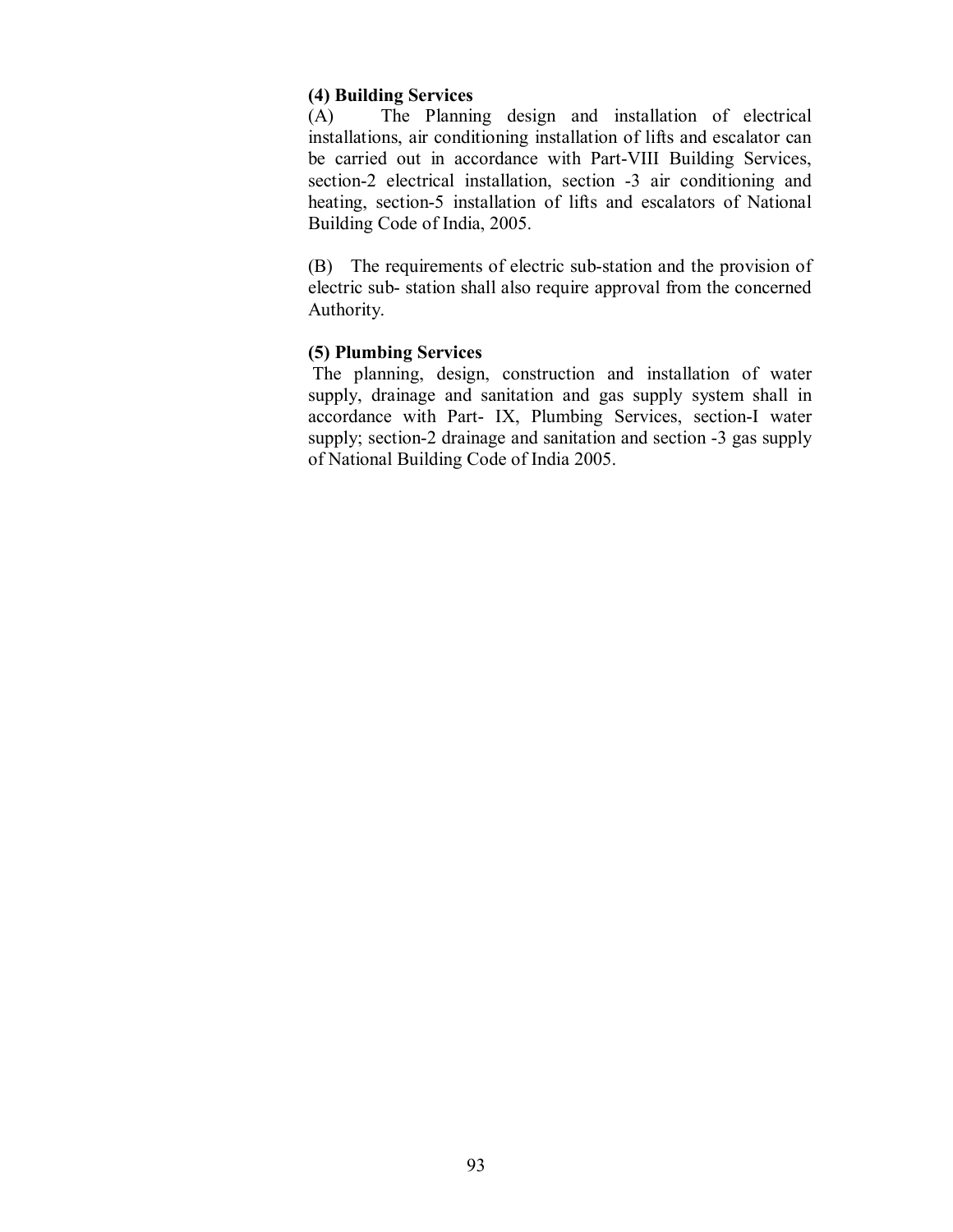**(4) Building Services**

(A) The Planning design and installation of electrical installations, air conditioning installation of lifts and escalator can be carried out in accordance with Part-VIII Building Services, section-2 electrical installation, section -3 air conditioning and heating, section-5 installation of lifts and escalators of National Building Code of India, 2005.

(B) The requirements of electric sub-station and the provision of electric sub- station shall also require approval from the concerned Authority.

**(5) Plumbing Services**

The planning, design, construction and installation of water supply, drainage and sanitation and gas supply system shall in accordance with Part- IX, Plumbing Services, section-I water supply; section-2 drainage and sanitation and section -3 gas supply of National Building Code of India 2005.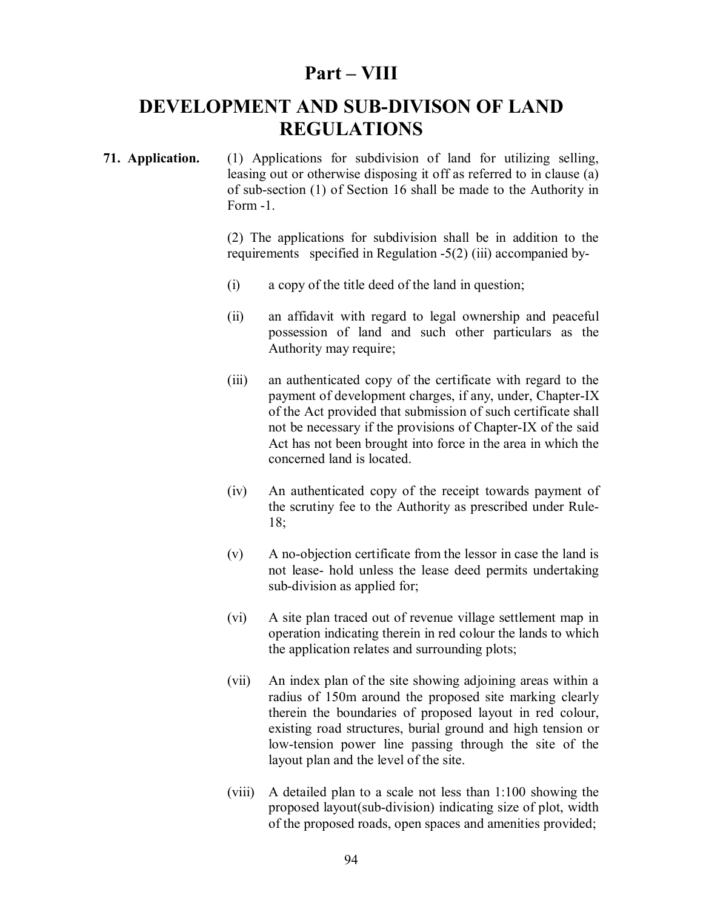# Part – VIII

# DEVELOPMENT AND SUB-DIVISON OF LAND REGULATIONS

**71. Application.** (1) Applications for subdivision of land for utilizing selling, leasing out or otherwise disposing it off as referred to in clause (a) of sub-section (1) of Section 16 shall be made to the Authority in Form -1.

(2) The applications for subdivision shall be in addition to the requirements specified in Regulation -5(2) (iii) accompanied by-

- (i) a copy of the title deed of the land in question;
- (ii) an affidavit with regard to legal ownership and peaceful possession of land and such other particulars as the Authority may require;
- (iii) an authenticated copy of the certificate with regard to the payment of development charges, if any, under, Chapter-IX of the Act provided that submission of such certificate shall not be necessary if the provisions of Chapter-IX of the said Act has not been brought into force in the area in which the concerned land is located.
- (iv) An authenticated copy of the receipt towards payment of the scrutiny fee to the Authority as prescribed under Rule-18;
- (v) A no-objection certificate from the lessor in case the land is not lease- hold unless the lease deed permits undertaking sub-division as applied for;
- (vi) A site plan traced out of revenue village settlement map in operation indicating therein in red colour the lands to which the application relates and surrounding plots;
- (vii) An index plan of the site showing adjoining areas within a radius of 150m around the proposed site marking clearly therein the boundaries of proposed layout in red colour, existing road structures, burial ground and high tension or low-tension power line passing through the site of the layout plan and the level of the site.
- (viii) A detailed plan to a scale not less than 1:100 showing the proposed layout(sub-division) indicating size of plot, width of the proposed roads, open spaces and amenities provided;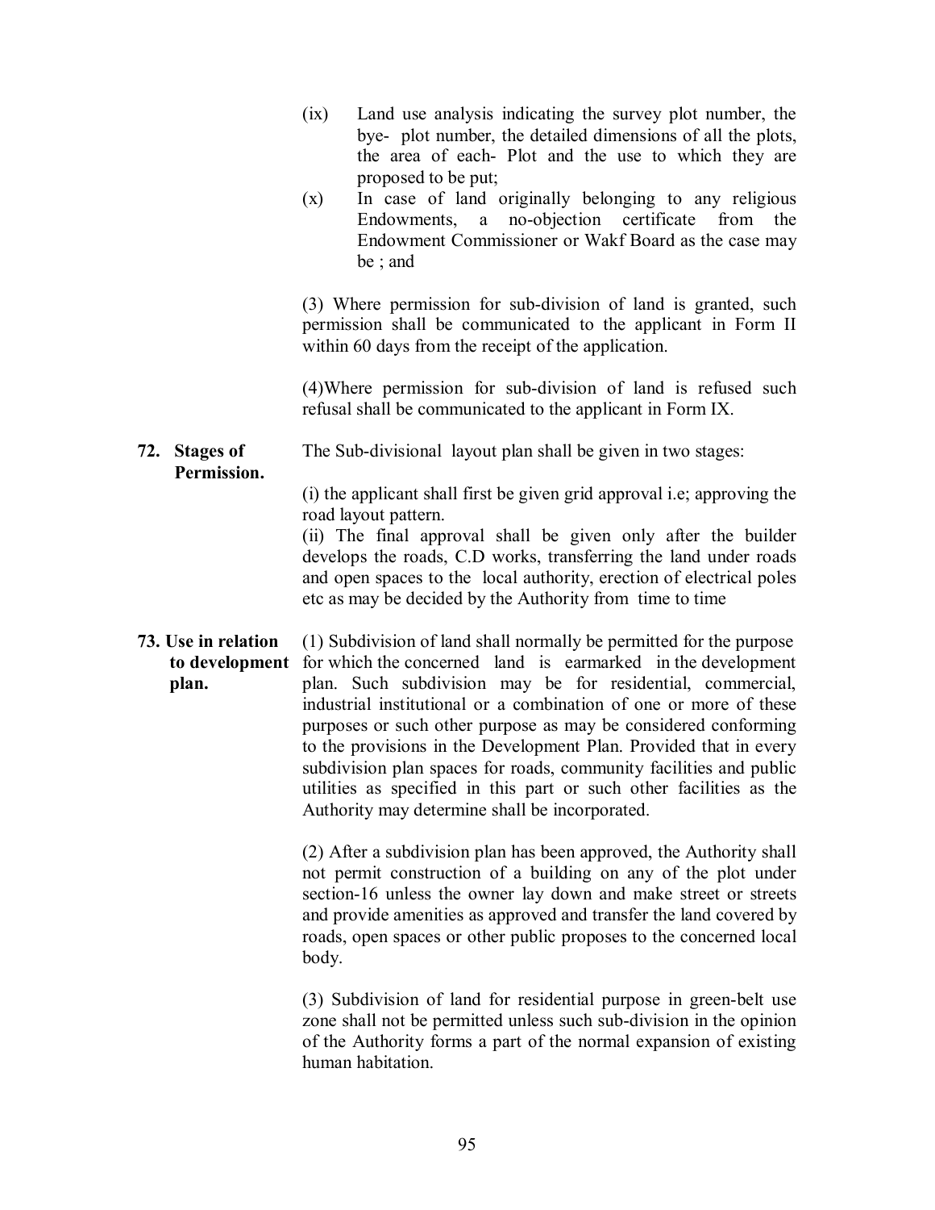(ix) Land use analysis indicating the survey plot number, the bye- plot number, the detailed dimensions of all the plots, the area of each- Plot and the use to which they are proposed to be put;

(x) In case of land originally belonging to any religious Endowments, a no-objection certificate from the Endowment Commissioner or Wakf Board as the case may be ; and

(3) Where permission for sub-division of land is granted, such permission shall be communicated to the applicant in Form II within 60 days from the receipt of the application.

(4)Where permission for sub-division of land is refused such refusal shall be communicated to the applicant in Form IX.

**72. Stages of Permission.**

The Sub-divisional layout plan shall be given in two stages:

(i) the applicant shall first be given grid approval i.e; approving the road layout pattern.

(ii) The final approval shall be given only after the builder develops the roads, C.D works, transferring the land under roads and open spaces to the local authority, erection of electrical poles etc as may be decided by the Authority from time to time

**73. Use in relation to development plan.**

(1) Subdivision of land shall normally be permitted for the purpose for which the concerned land is earmarked in the development plan. Such subdivision may be for residential, commercial, industrial institutional or a combination of one or more of these purposes or such other purpose as may be considered conforming to the provisions in the Development Plan. Provided that in every subdivision plan spaces for roads, community facilities and public utilities as specified in this part or such other facilities as the Authority may determine shall be incorporated.

(2) After a subdivision plan has been approved, the Authority shall not permit construction of a building on any of the plot under section-16 unless the owner lay down and make street or streets and provide amenities as approved and transfer the land covered by roads, open spaces or other public proposes to the concerned local body.

(3) Subdivision of land for residential purpose in green-belt use zone shall not be permitted unless such sub-division in the opinion of the Authority forms a part of the normal expansion of existing human habitation.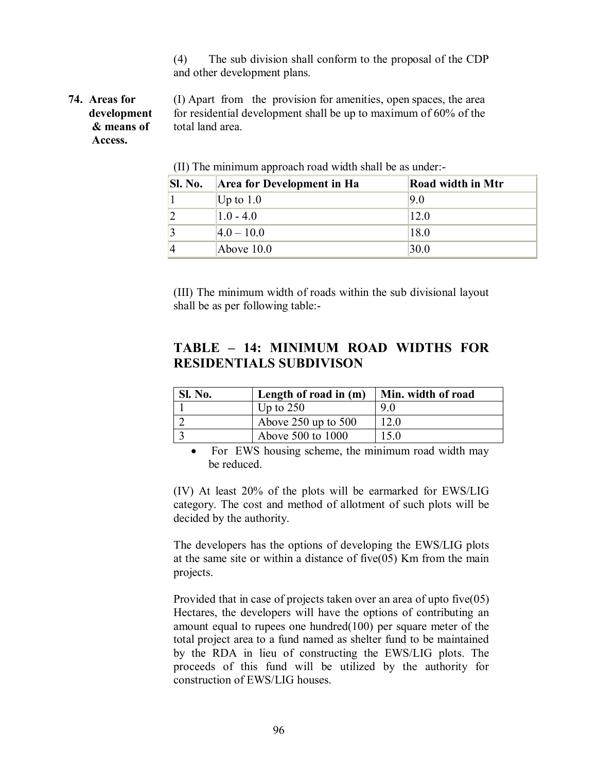(4) The sub division shall conform to the proposal of the CDP and other development plans.

**74. Areas for development & means of Access.**

(I) Apart from the provision for amenities, open spaces, the area for residential development shall be up to maximum of 60% of the total land area.

(II) The minimum approach road width shall be as under:-

| Sl. No. | Area for Development in Ha | Road width in Mtr |
|---|---|---|
| 1 | Up to 1.0 | 9.0 |
| 2 | 1.0 - 4.0 | 12.0 |
| 3 | 4.0 – 10.0 | 18.0 |
| 4 | Above 10.0 | 30.0 |

(III) The minimum width of roads within the sub divisional layout shall be as per following table:-

## TABLE – 14: MINIMUM ROAD WIDTHS FOR RESIDENTIALS SUBDIVISON

| Sl. No. | Length of road in (m) | Min. width of road |
|---|---|---|
| 1 | Up to 250 | 9.0 |
| 2 | Above 250 up to 500 | 12.0 |
| 3 | Above 500 to 1000 | 15.0 |

- For EWS housing scheme, the minimum road width may be reduced.

(IV) At least 20% of the plots will be earmarked for EWS/LIG category. The cost and method of allotment of such plots will be decided by the authority.

The developers has the options of developing the EWS/LIG plots at the same site or within a distance of five(05) Km from the main projects.

Provided that in case of projects taken over an area of upto five(05) Hectares, the developers will have the options of contributing an amount equal to rupees one hundred(100) per square meter of the total project area to a fund named as shelter fund to be maintained by the RDA in lieu of constructing the EWS/LIG plots. The proceeds of this fund will be utilized by the authority for construction of EWS/LIG houses.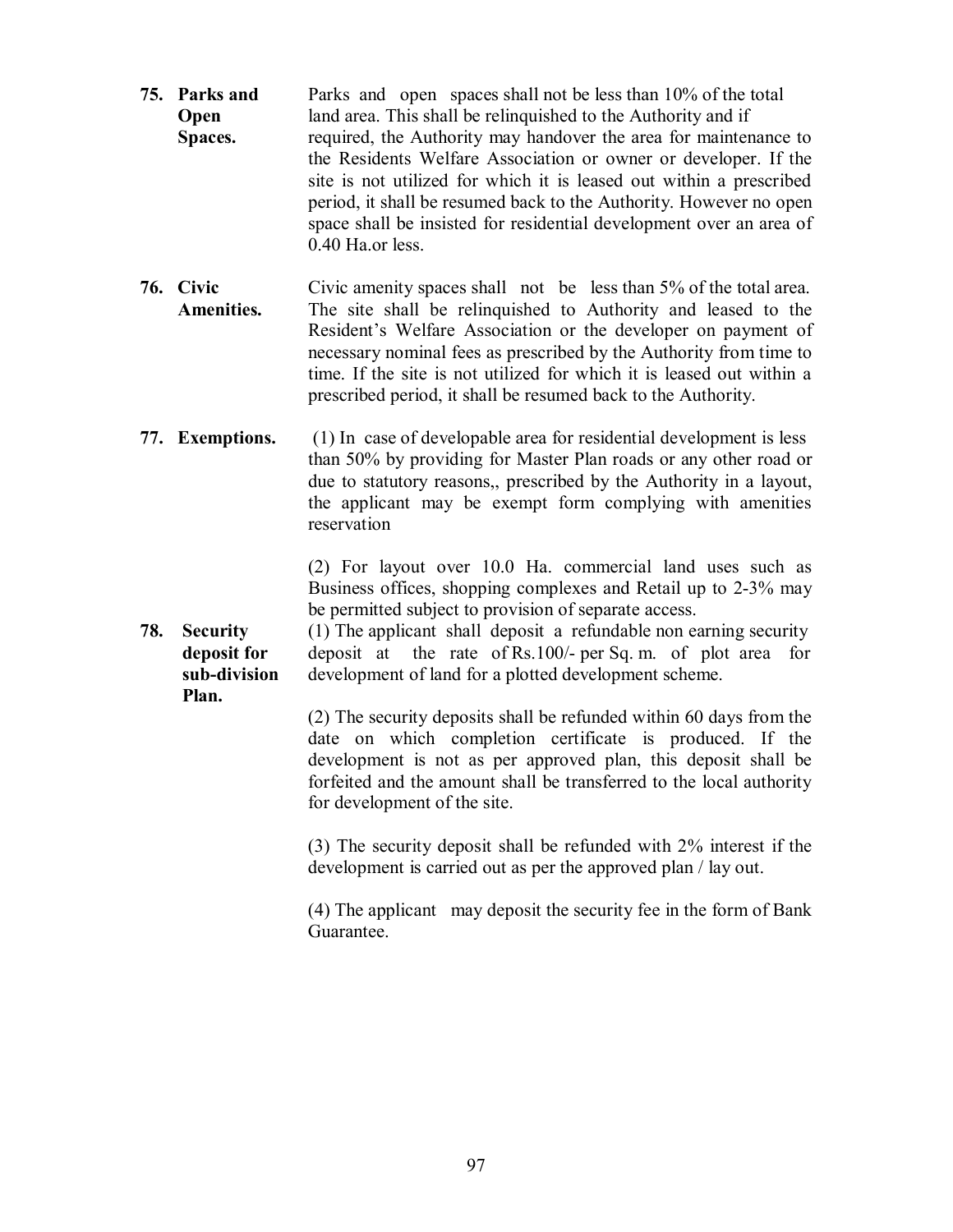**75. Parks and Open Spaces.** Parks and open spaces shall not be less than 10% of the total land area. This shall be relinquished to the Authority and if required, the Authority may handover the area for maintenance to the Residents Welfare Association or owner or developer. If the site is not utilized for which it is leased out within a prescribed period, it shall be resumed back to the Authority. However no open space shall be insisted for residential development over an area of 0.40 Ha.or less.

**76. Civic Amenities.** Civic amenity spaces shall not be less than 5% of the total area. The site shall be relinquished to Authority and leased to the Resident's Welfare Association or the developer on payment of necessary nominal fees as prescribed by the Authority from time to time. If the site is not utilized for which it is leased out within a prescribed period, it shall be resumed back to the Authority.

**77. Exemptions.** (1) In case of developable area for residential development is less than 50% by providing for Master Plan roads or any other road or due to statutory reasons,, prescribed by the Authority in a layout, the applicant may be exempt form complying with amenities reservation

(2) For layout over 10.0 Ha. commercial land uses such as Business offices, shopping complexes and Retail up to 2-3% may be permitted subject to provision of separate access.

**78. Security deposit for sub-division Plan.** (1) The applicant shall deposit a refundable non earning security deposit at the rate of Rs.100/- per Sq. m. of plot area for development of land for a plotted development scheme.

(2) The security deposits shall be refunded within 60 days from the date on which completion certificate is produced. If the development is not as per approved plan, this deposit shall be forfeited and the amount shall be transferred to the local authority for development of the site.

(3) The security deposit shall be refunded with 2% interest if the development is carried out as per the approved plan / lay out.

(4) The applicant may deposit the security fee in the form of Bank Guarantee.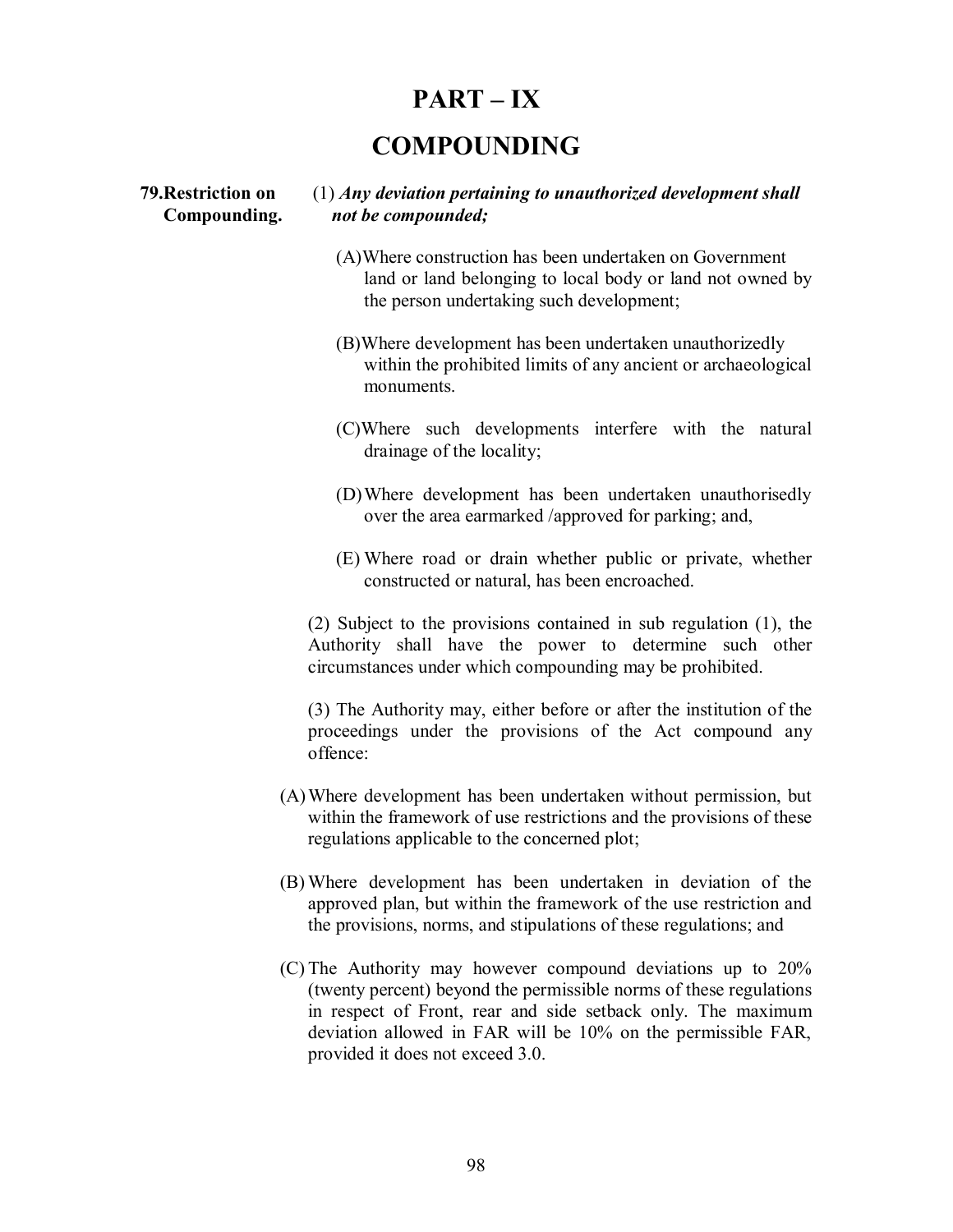# PART – IX

# COMPOUNDING

**79. Restriction on Compounding.**

(1) ***Any deviation pertaining to unauthorized development shall not be compounded;***

(A) Where construction has been undertaken on Government land or land belonging to local body or land not owned by the person undertaking such development;

(B) Where development has been undertaken unauthorizedly within the prohibited limits of any ancient or archaeological monuments.

(C) Where such developments interfere with the natural drainage of the locality;

(D) Where development has been undertaken unauthorisedly over the area earmarked /approved for parking; and,

(E) Where road or drain whether public or private, whether constructed or natural, has been encroached.

(2) Subject to the provisions contained in sub regulation (1), the Authority shall have the power to determine such other circumstances under which compounding may be prohibited.

(3) The Authority may, either before or after the institution of the proceedings under the provisions of the Act compound any offence:

(A) Where development has been undertaken without permission, but within the framework of use restrictions and the provisions of these regulations applicable to the concerned plot;

(B) Where development has been undertaken in deviation of the approved plan, but within the framework of the use restriction and the provisions, norms, and stipulations of these regulations; and

(C) The Authority may however compound deviations up to 20% (twenty percent) beyond the permissible norms of these regulations in respect of Front, rear and side setback only. The maximum deviation allowed in FAR will be 10% on the permissible FAR, provided it does not exceed 3.0.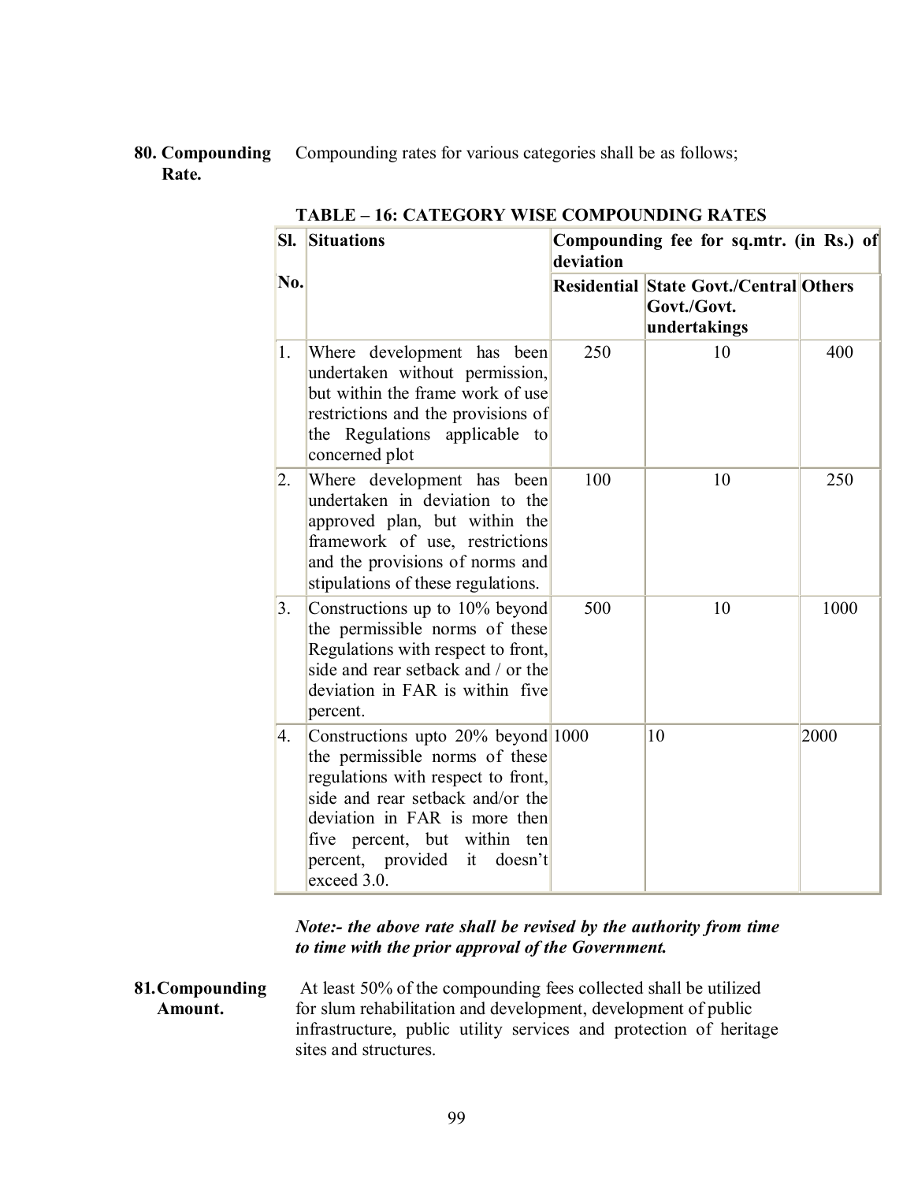**80. Compounding Rate.** Compounding rates for various categories shall be as follows;

**TABLE – 16: CATEGORY WISE COMPOUNDING RATES**

| Sl. No. | Situations | Compounding fee for sq.mtr. (in Rs.) of deviation | | |
|---|---|---|---|---|
| | | Residential | State Govt./Central Govt./Govt. undertakings | Others |
| 1. | Where development has been undertaken without permission, but within the frame work of use restrictions and the provisions of the Regulations applicable to concerned plot | 250 | 10 | 400 |
| 2. | Where development has been undertaken in deviation to the approved plan, but within the framework of use, restrictions and the provisions of norms and stipulations of these regulations. | 100 | 10 | 250 |
| 3. | Constructions up to 10% beyond the permissible norms of these Regulations with respect to front, side and rear setback and / or the deviation in FAR is within five percent. | 500 | 10 | 1000 |
| 4. | Constructions upto 20% beyond the permissible norms of these regulations with respect to front, side and rear setback and/or the deviation in FAR is more then five percent, but within ten percent, provided it doesn't exceed 3.0. | 1000 | 10 | 2000 |

***Note:- the above rate shall be revised by the authority from time to time with the prior approval of the Government.***

**81. Compounding Amount.** At least 50% of the compounding fees collected shall be utilized for slum rehabilitation and development, development of public infrastructure, public utility services and protection of heritage sites and structures.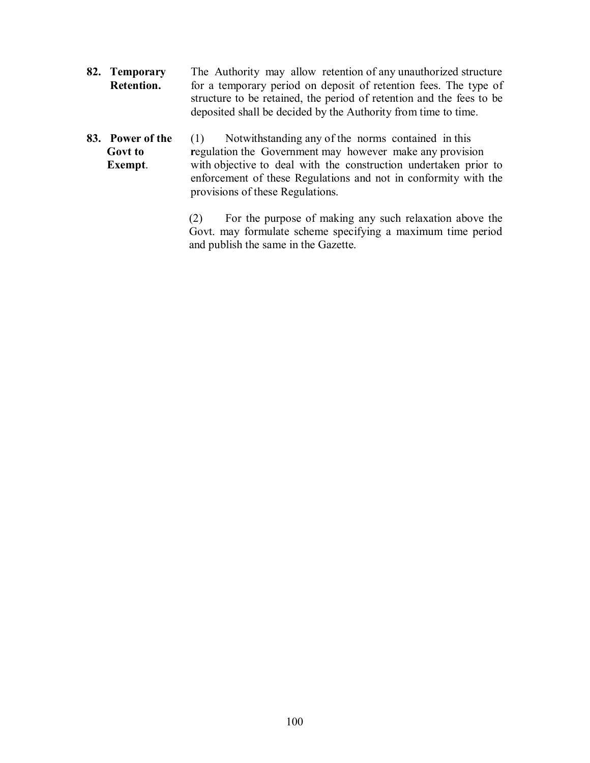**82. Temporary Retention.** The Authority may allow retention of any unauthorized structure for a temporary period on deposit of retention fees. The type of structure to be retained, the period of retention and the fees to be deposited shall be decided by the Authority from time to time.

**83. Power of the Govt to Exempt.** (1) Notwithstanding any of the norms contained in this regulation the Government may however make any provision with objective to deal with the construction undertaken prior to enforcement of these Regulations and not in conformity with the provisions of these Regulations.

(2) For the purpose of making any such relaxation above the Govt. may formulate scheme specifying a maximum time period and publish the same in the Gazette.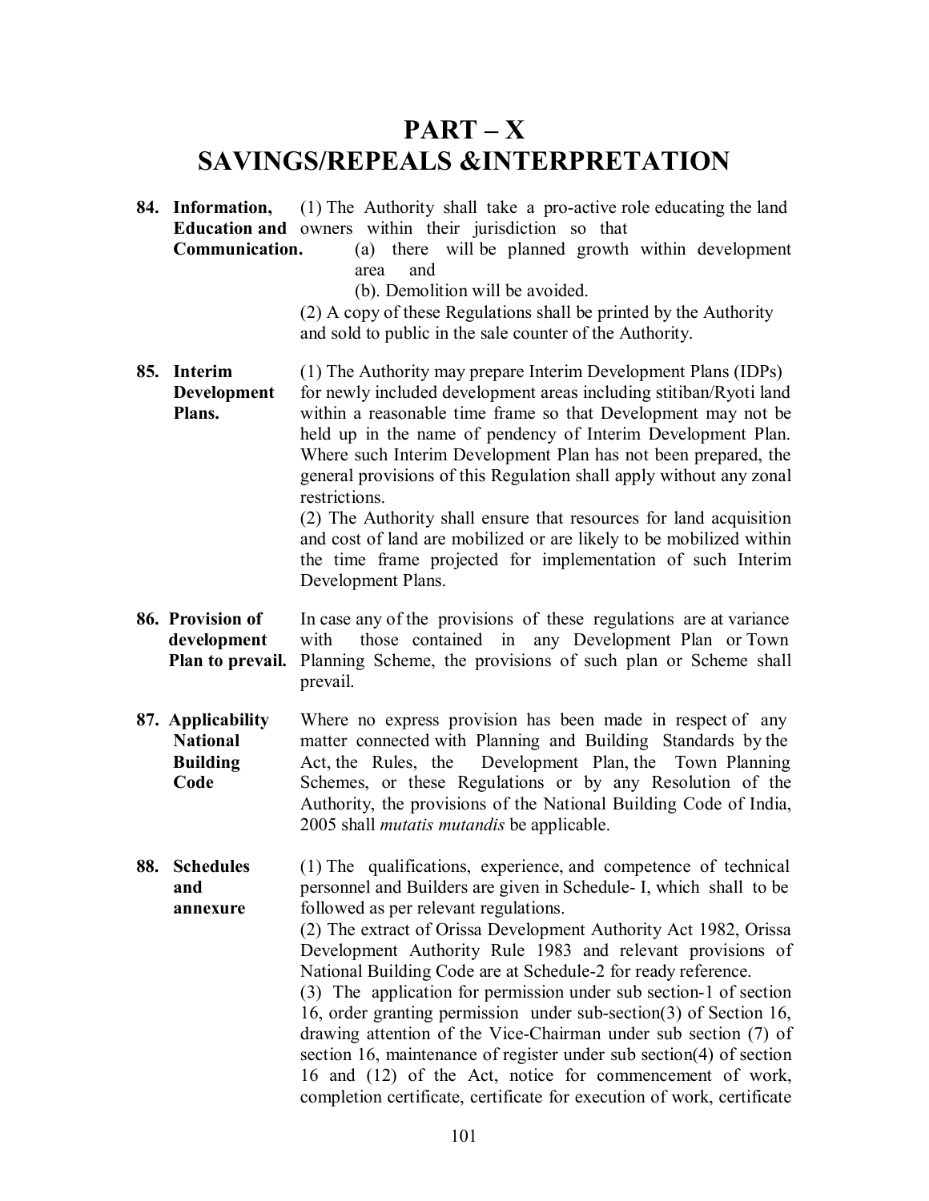# PART – X
# SAVINGS/REPEALS &INTERPRETATION

**84. Information, Education and Communication.** (1) The Authority shall take a pro-active role educating the land owners within their jurisdiction so that

(a) there will be planned growth within development area and

(b). Demolition will be avoided.

(2) A copy of these Regulations shall be printed by the Authority and sold to public in the sale counter of the Authority.

**85. Interim Development Plans.** (1) The Authority may prepare Interim Development Plans (IDPs) for newly included development areas including stitiban/Ryoti land within a reasonable time frame so that Development may not be held up in the name of pendency of Interim Development Plan. Where such Interim Development Plan has not been prepared, the general provisions of this Regulation shall apply without any zonal restrictions.

(2) The Authority shall ensure that resources for land acquisition and cost of land are mobilized or are likely to be mobilized within the time frame projected for implementation of such Interim Development Plans.

**86. Provision of development Plan to prevail.** In case any of the provisions of these regulations are at variance with those contained in any Development Plan or Town Planning Scheme, the provisions of such plan or Scheme shall prevail.

**87. Applicability National Building Code** Where no express provision has been made in respect of any matter connected with Planning and Building Standards by the Act, the Rules, the Development Plan, the Town Planning Schemes, or these Regulations or by any Resolution of the Authority, the provisions of the National Building Code of India, 2005 shall *mutatis mutandis* be applicable.

**88. Schedules and annexure** (1) The qualifications, experience, and competence of technical personnel and Builders are given in Schedule- I, which shall to be followed as per relevant regulations.

(2) The extract of Orissa Development Authority Act 1982, Orissa Development Authority Rule 1983 and relevant provisions of National Building Code are at Schedule-2 for ready reference.

(3) The application for permission under sub section-1 of section 16, order granting permission under sub-section(3) of Section 16, drawing attention of the Vice-Chairman under sub section (7) of section 16, maintenance of register under sub section(4) of section 16 and (12) of the Act, notice for commencement of work, completion certificate, certificate for execution of work, certificate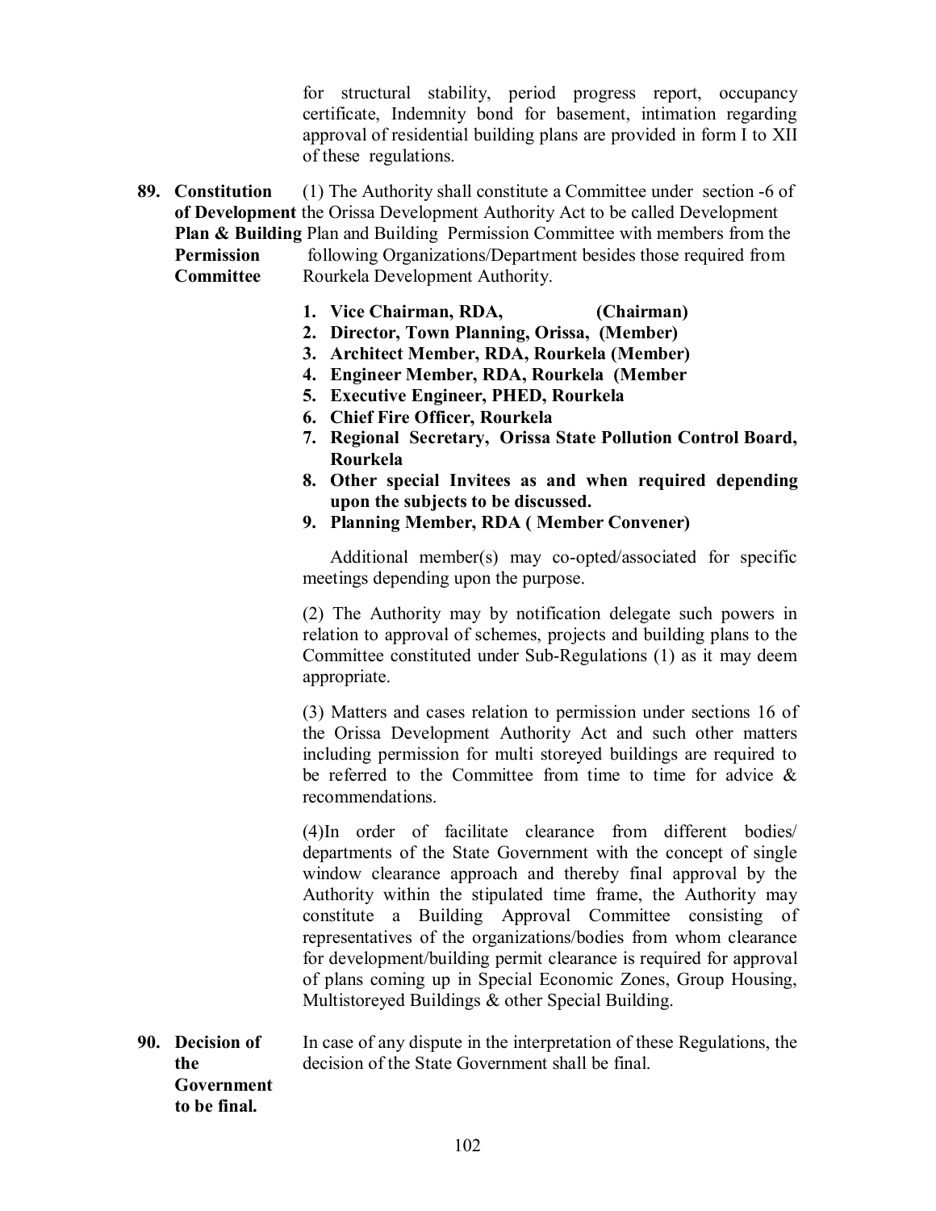for structural stability, period progress report, occupancy certificate, Indemnity bond for basement, intimation regarding approval of residential building plans are provided in form I to XII of these regulations.

**89. Constitution of Development Plan & Building Permission Committee**

(1) The Authority shall constitute a Committee under section -6 of the Orissa Development Authority Act to be called Development Plan and Building Permission Committee with members from the following Organizations/Department besides those required from Rourkela Development Authority.

1. **Vice Chairman, RDA, (Chairman)**
2. **Director, Town Planning, Orissa, (Member)**
3. **Architect Member, RDA, Rourkela (Member)**
4. **Engineer Member, RDA, Rourkela (Member**
5. **Executive Engineer, PHED, Rourkela**
6. **Chief Fire Officer, Rourkela**
7. **Regional Secretary, Orissa State Pollution Control Board, Rourkela**
8. **Other special Invitees as and when required depending upon the subjects to be discussed.**
9. **Planning Member, RDA ( Member Convener)**

Additional member(s) may co-opted/associated for specific meetings depending upon the purpose.

(2) The Authority may by notification delegate such powers in relation to approval of schemes, projects and building plans to the Committee constituted under Sub-Regulations (1) as it may deem appropriate.

(3) Matters and cases relation to permission under sections 16 of the Orissa Development Authority Act and such other matters including permission for multi storeyed buildings are required to be referred to the Committee from time to time for advice & recommendations.

(4)In order of facilitate clearance from different bodies/ departments of the State Government with the concept of single window clearance approach and thereby final approval by the Authority within the stipulated time frame, the Authority may constitute a Building Approval Committee consisting of representatives of the organizations/bodies from whom clearance for development/building permit clearance is required for approval of plans coming up in Special Economic Zones, Group Housing, Multistoreyed Buildings & other Special Building.

**90. Decision of the Government to be final.**

In case of any dispute in the interpretation of these Regulations, the decision of the State Government shall be final.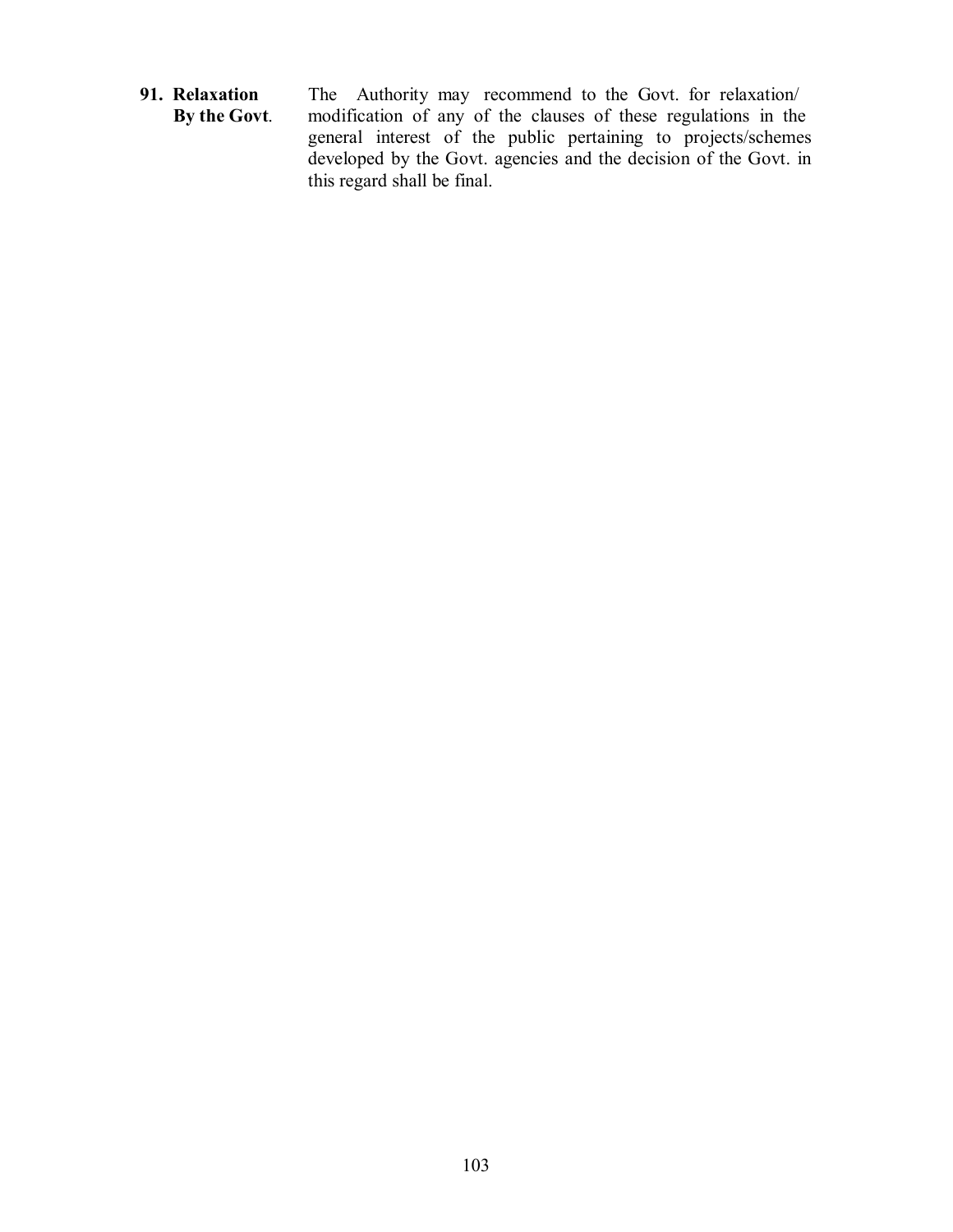**91. Relaxation By the Govt.** The Authority may recommend to the Govt. for relaxation/ modification of any of the clauses of these regulations in the general interest of the public pertaining to projects/schemes developed by the Govt. agencies and the decision of the Govt. in this regard shall be final.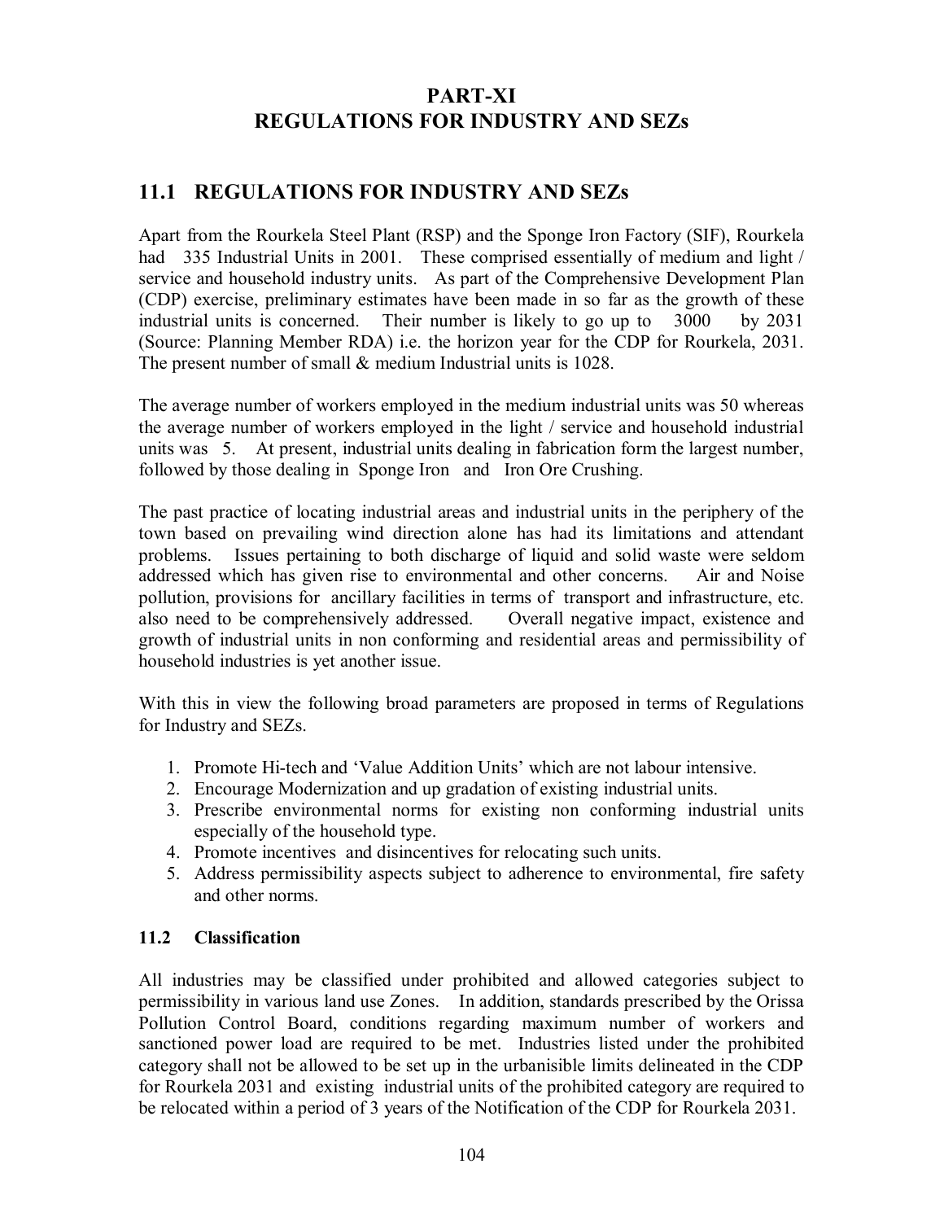# PART-XI
# REGULATIONS FOR INDUSTRY AND SEZs

## 11.1 REGULATIONS FOR INDUSTRY AND SEZs

Apart from the Rourkela Steel Plant (RSP) and the Sponge Iron Factory (SIF), Rourkela had 335 Industrial Units in 2001. These comprised essentially of medium and light / service and household industry units. As part of the Comprehensive Development Plan (CDP) exercise, preliminary estimates have been made in so far as the growth of these industrial units is concerned. Their number is likely to go up to 3000 by 2031 (Source: Planning Member RDA) i.e. the horizon year for the CDP for Rourkela, 2031. The present number of small & medium Industrial units is 1028.

The average number of workers employed in the medium industrial units was 50 whereas the average number of workers employed in the light / service and household industrial units was 5. At present, industrial units dealing in fabrication form the largest number, followed by those dealing in Sponge Iron and Iron Ore Crushing.

The past practice of locating industrial areas and industrial units in the periphery of the town based on prevailing wind direction alone has had its limitations and attendant problems. Issues pertaining to both discharge of liquid and solid waste were seldom addressed which has given rise to environmental and other concerns. Air and Noise pollution, provisions for ancillary facilities in terms of transport and infrastructure, etc. also need to be comprehensively addressed. Overall negative impact, existence and growth of industrial units in non conforming and residential areas and permissibility of household industries is yet another issue.

With this in view the following broad parameters are proposed in terms of Regulations for Industry and SEZs.

1. Promote Hi-tech and 'Value Addition Units' which are not labour intensive.
2. Encourage Modernization and up gradation of existing industrial units.
3. Prescribe environmental norms for existing non conforming industrial units especially of the household type.
4. Promote incentives and disincentives for relocating such units.
5. Address permissibility aspects subject to adherence to environmental, fire safety and other norms.

### 11.2 Classification

All industries may be classified under prohibited and allowed categories subject to permissibility in various land use Zones. In addition, standards prescribed by the Orissa Pollution Control Board, conditions regarding maximum number of workers and sanctioned power load are required to be met. Industries listed under the prohibited category shall not be allowed to be set up in the urbanisible limits delineated in the CDP for Rourkela 2031 and existing industrial units of the prohibited category are required to be relocated within a period of 3 years of the Notification of the CDP for Rourkela 2031.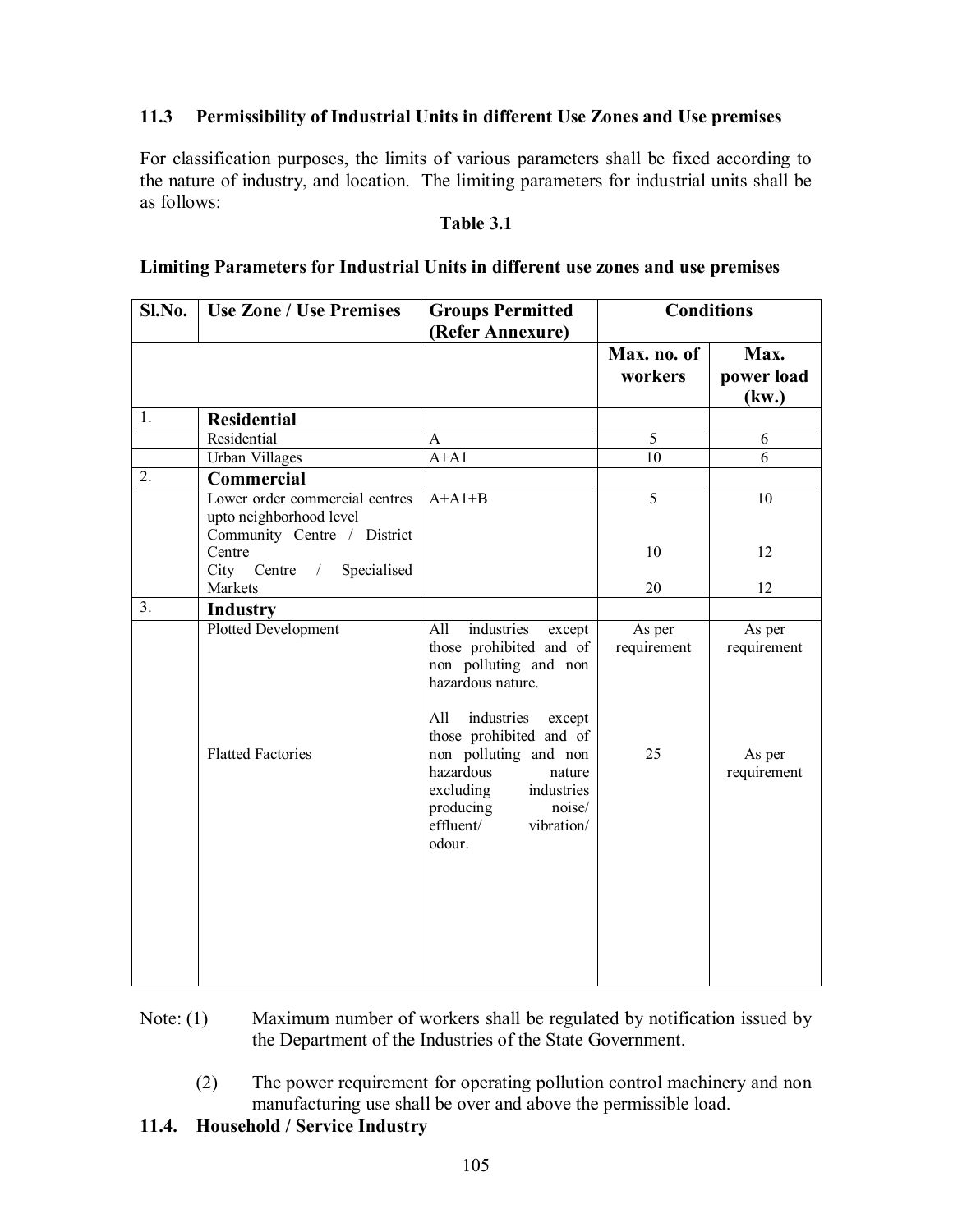### 11.3 Permissibility of Industrial Units in different Use Zones and Use premises

For classification purposes, the limits of various parameters shall be fixed according to the nature of industry, and location. The limiting parameters for industrial units shall be as follows:

**Table 3.1**

**Limiting Parameters for Industrial Units in different use zones and use premises**

| Sl.No. | Use Zone / Use Premises | Groups Permitted (Refer Annexure) | Conditions | |
|---|---|---|---|---|
| | | | Max. no. of workers | Max. power load (kw.) |
| 1. | **Residential** | | | |
| | Residential | A | 5 | 6 |
| | Urban Villages | A+A1 | 10 | 6 |
| 2. | **Commercial** | | | |
| | Lower order commercial centres upto neighborhood level | A+A1+B | 5 | 10 |
| | Community Centre / District Centre | | 10 | 12 |
| | City Centre / Specialised Markets | | 20 | 12 |
| 3. | **Industry** | | | |
| | Plotted Development | All industries except those prohibited and of non polluting and non hazardous nature. | As per requirement | As per requirement |
| | Flatted Factories | All industries except those prohibited and of non polluting and non hazardous nature excluding industries producing noise/ effluent/ vibration/ odour. | 25 | As per requirement |

Note: (1) Maximum number of workers shall be regulated by notification issued by the Department of the Industries of the State Government.

(2) The power requirement for operating pollution control machinery and non manufacturing use shall be over and above the permissible load.

### 11.4. Household / Service Industry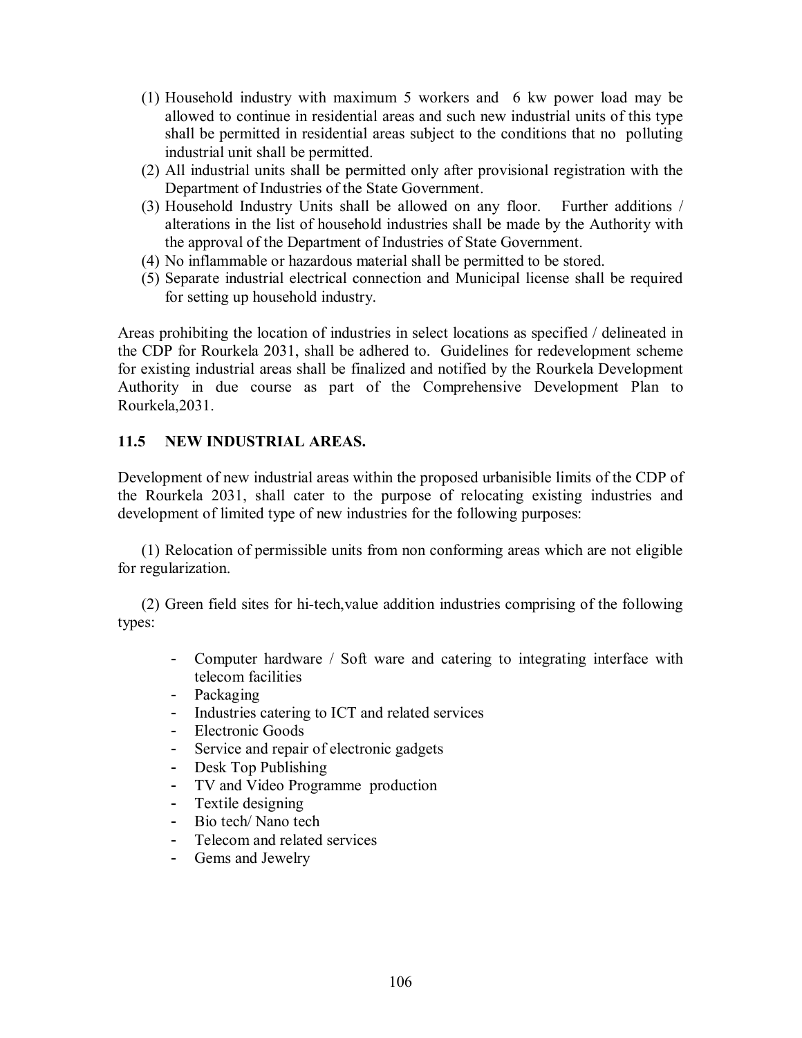(1) Household industry with maximum 5 workers and 6 kw power load may be allowed to continue in residential areas and such new industrial units of this type shall be permitted in residential areas subject to the conditions that no polluting industrial unit shall be permitted.

(2) All industrial units shall be permitted only after provisional registration with the Department of Industries of the State Government.

(3) Household Industry Units shall be allowed on any floor. Further additions / alterations in the list of household industries shall be made by the Authority with the approval of the Department of Industries of State Government.

(4) No inflammable or hazardous material shall be permitted to be stored.

(5) Separate industrial electrical connection and Municipal license shall be required for setting up household industry.

Areas prohibiting the location of industries in select locations as specified / delineated in the CDP for Rourkela 2031, shall be adhered to. Guidelines for redevelopment scheme for existing industrial areas shall be finalized and notified by the Rourkela Development Authority in due course as part of the Comprehensive Development Plan to Rourkela,2031.

## 11.5 NEW INDUSTRIAL AREAS.

Development of new industrial areas within the proposed urbanisible limits of the CDP of the Rourkela 2031, shall cater to the purpose of relocating existing industries and development of limited type of new industries for the following purposes:

(1) Relocation of permissible units from non conforming areas which are not eligible for regularization.

(2) Green field sites for hi-tech,value addition industries comprising of the following types:

- Computer hardware / Soft ware and catering to integrating interface with telecom facilities
- Packaging
- Industries catering to ICT and related services
- Electronic Goods
- Service and repair of electronic gadgets
- Desk Top Publishing
- TV and Video Programme production
- Textile designing
- Bio tech/ Nano tech
- Telecom and related services
- Gems and Jewelry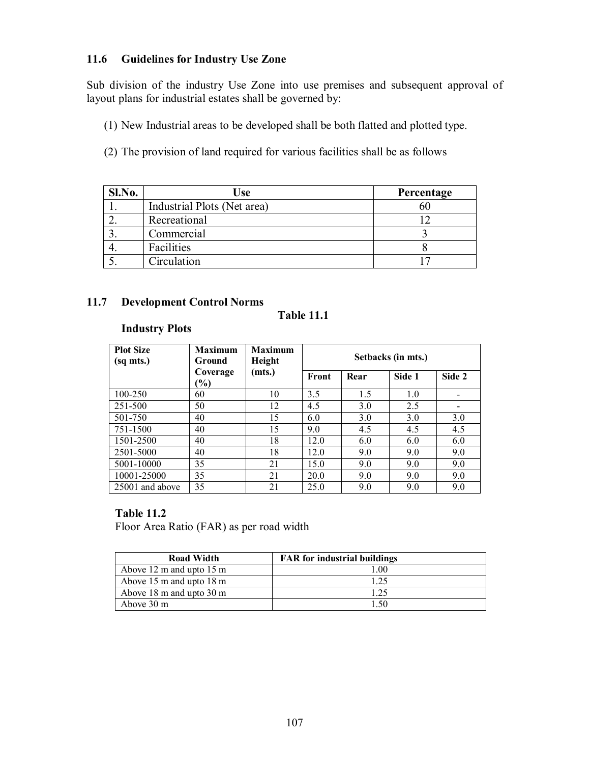## 11.6 Guidelines for Industry Use Zone

Sub division of the industry Use Zone into use premises and subsequent approval of layout plans for industrial estates shall be governed by:

(1) New Industrial areas to be developed shall be both flatted and plotted type.

(2) The provision of land required for various facilities shall be as follows

| Sl.No. | Use | Percentage |
|---|---|---|
| 1. | Industrial Plots (Net area) | 60 |
| 2. | Recreational | 12 |
| 3. | Commercial | 3 |
| 4. | Facilities | 8 |
| 5. | Circulation | 17 |

## 11.7 Development Control Norms

**Table 11.1**

**Industry Plots**

| Plot Size (sq mts.) | Maximum Ground Coverage (%) | Maximum Height (mts.) | Setbacks (in mts.) | | | |
|---|---|---|---|---|---|---|
| | | | Front | Rear | Side 1 | Side 2 |
| 100-250 | 60 | 10 | 3.5 | 1.5 | 1.0 | - |
| 251-500 | 50 | 12 | 4.5 | 3.0 | 2.5 | - |
| 501-750 | 40 | 15 | 6.0 | 3.0 | 3.0 | 3.0 |
| 751-1500 | 40 | 15 | 9.0 | 4.5 | 4.5 | 4.5 |
| 1501-2500 | 40 | 18 | 12.0 | 6.0 | 6.0 | 6.0 |
| 2501-5000 | 40 | 18 | 12.0 | 9.0 | 9.0 | 9.0 |
| 5001-10000 | 35 | 21 | 15.0 | 9.0 | 9.0 | 9.0 |
| 10001-25000 | 35 | 21 | 20.0 | 9.0 | 9.0 | 9.0 |
| 25001 and above | 35 | 21 | 25.0 | 9.0 | 9.0 | 9.0 |

**Table 11.2**

Floor Area Ratio (FAR) as per road width

| Road Width | FAR for industrial buildings |
|---|---|
| Above 12 m and upto 15 m | 1.00 |
| Above 15 m and upto 18 m | 1.25 |
| Above 18 m and upto 30 m | 1.25 |
| Above 30 m | 1.50 |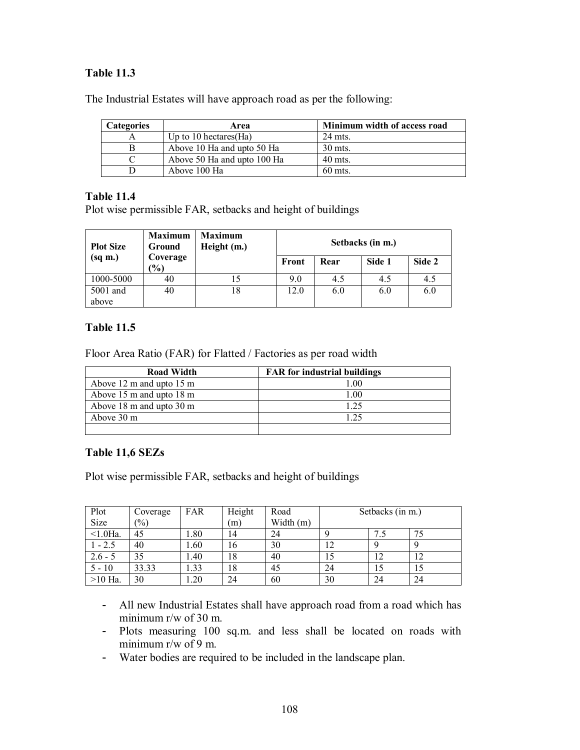### Table 11.3

The Industrial Estates will have approach road as per the following:

| Categories | Area | Minimum width of access road |
|---|---|---|
| A | Up to 10 hectares(Ha) | 24 mts. |
| B | Above 10 Ha and upto 50 Ha | 30 mts. |
| C | Above 50 Ha and upto 100 Ha | 40 mts. |
| D | Above 100 Ha | 60 mts. |

### Table 11.4

Plot wise permissible FAR, setbacks and height of buildings

| Plot Size (sq m.) | Maximum Ground Coverage (%) | Maximum Height (m.) | Setbacks (in m.) | | | |
|---|---|---|---|---|---|---|
| | | | Front | Rear | Side 1 | Side 2 |
| 1000-5000 | 40 | 15 | 9.0 | 4.5 | 4.5 | 4.5 |
| 5001 and above | 40 | 18 | 12.0 | 6.0 | 6.0 | 6.0 |

### Table 11.5

Floor Area Ratio (FAR) for Flatted / Factories as per road width

| Road Width | FAR for industrial buildings |
|---|---|
| Above 12 m and upto 15 m | 1.00 |
| Above 15 m and upto 18 m | 1.00 |
| Above 18 m and upto 30 m | 1.25 |
| Above 30 m | 1.25 |
| | |

### Table 11,6 SEZs

Plot wise permissible FAR, setbacks and height of buildings

| Plot Size | Coverage (%) | FAR | Height (m) | Road Width (m) | Setbacks (in m.) | | |
|---|---|---|---|---|---|---|---|
| <1.0Ha. | 45 | 1.80 | 14 | 24 | 9 | 7.5 | 75 |
| 1 - 2.5 | 40 | 1.60 | 16 | 30 | 12 | 9 | 9 |
| 2.6 - 5 | 35 | 1.40 | 18 | 40 | 15 | 12 | 12 |
| 5 - 10 | 33.33 | 1.33 | 18 | 45 | 24 | 15 | 15 |
| >10 Ha. | 30 | 1.20 | 24 | 60 | 30 | 24 | 24 |

- All new Industrial Estates shall have approach road from a road which has minimum r/w of 30 m.
- Plots measuring 100 sq.m. and less shall be located on roads with minimum r/w of 9 m.
- Water bodies are required to be included in the landscape plan.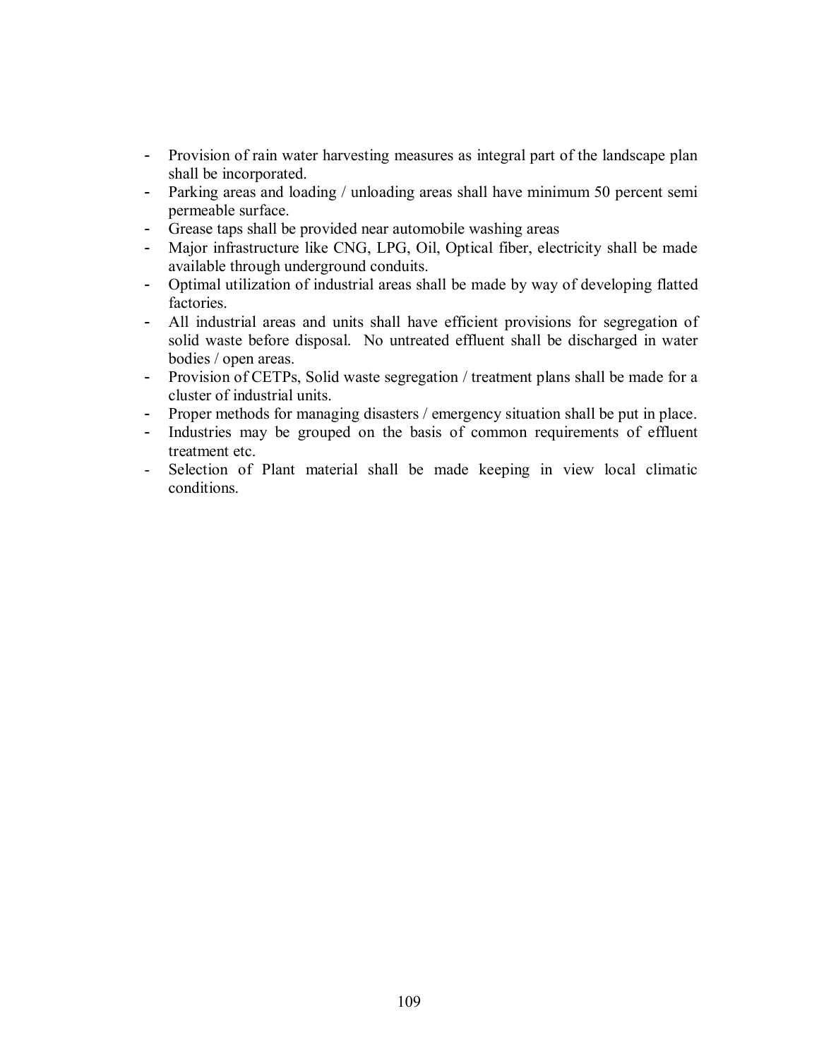- Provision of rain water harvesting measures as integral part of the landscape plan shall be incorporated.
- Parking areas and loading / unloading areas shall have minimum 50 percent semi permeable surface.
- Grease taps shall be provided near automobile washing areas
- Major infrastructure like CNG, LPG, Oil, Optical fiber, electricity shall be made available through underground conduits.
- Optimal utilization of industrial areas shall be made by way of developing flatted factories.
- All industrial areas and units shall have efficient provisions for segregation of solid waste before disposal. No untreated effluent shall be discharged in water bodies / open areas.
- Provision of CETPs, Solid waste segregation / treatment plans shall be made for a cluster of industrial units.
- Proper methods for managing disasters / emergency situation shall be put in place.
- Industries may be grouped on the basis of common requirements of effluent treatment etc.
- Selection of Plant material shall be made keeping in view local climatic conditions.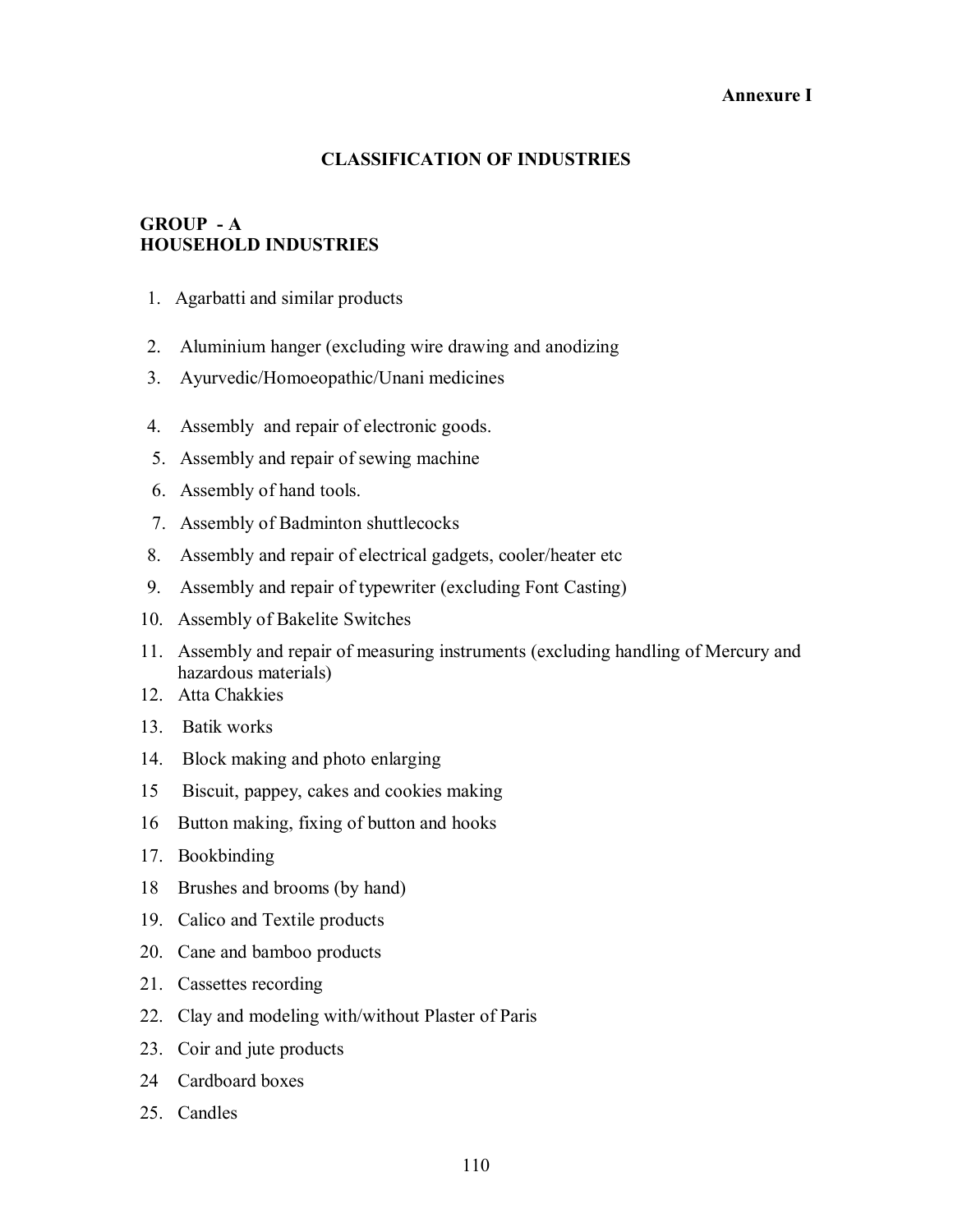**Annexure I**

## CLASSIFICATION OF INDUSTRIES

### GROUP - A
### HOUSEHOLD INDUSTRIES

1. Agarbatti and similar products
2. Aluminium hanger (excluding wire drawing and anodizing
3. Ayurvedic/Homoeopathic/Unani medicines
4. Assembly and repair of electronic goods.
5. Assembly and repair of sewing machine
6. Assembly of hand tools.
7. Assembly of Badminton shuttlecocks
8. Assembly and repair of electrical gadgets, cooler/heater etc
9. Assembly and repair of typewriter (excluding Font Casting)
10. Assembly of Bakelite Switches
11. Assembly and repair of measuring instruments (excluding handling of Mercury and hazardous materials)
12. Atta Chakkies
13. Batik works
14. Block making and photo enlarging
15. Biscuit, pappey, cakes and cookies making
16. Button making, fixing of button and hooks
17. Bookbinding
18. Brushes and brooms (by hand)
19. Calico and Textile products
20. Cane and bamboo products
21. Cassettes recording
22. Clay and modeling with/without Plaster of Paris
23. Coir and jute products
24. Cardboard boxes
25. Candles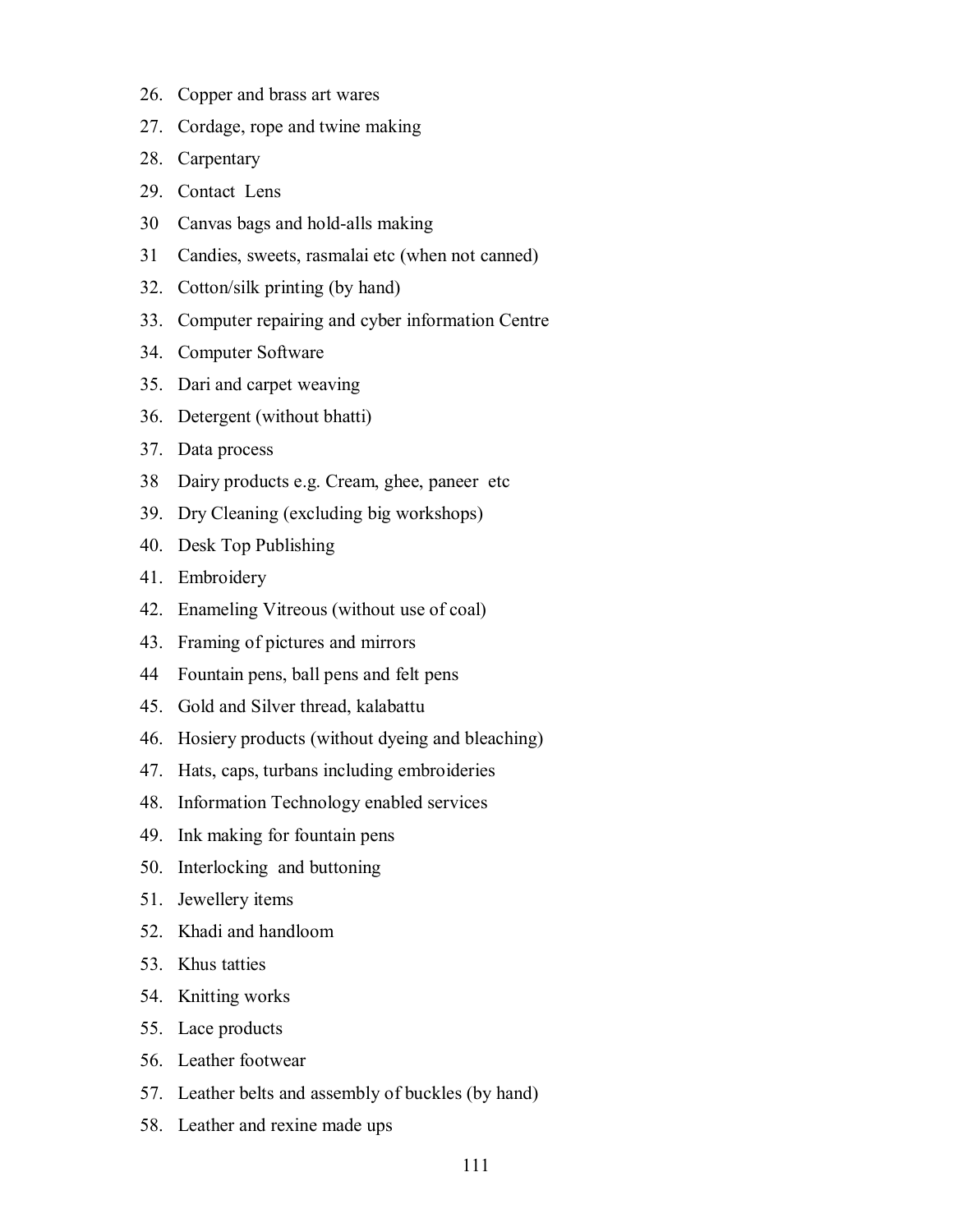26. Copper and brass art wares
27. Cordage, rope and twine making
28. Carpentary
29. Contact Lens
30 Canvas bags and hold-alls making
31 Candies, sweets, rasmalai etc (when not canned)
32. Cotton/silk printing (by hand)
33. Computer repairing and cyber information Centre
34. Computer Software
35. Dari and carpet weaving
36. Detergent (without bhatti)
37. Data process
38 Dairy products e.g. Cream, ghee, paneer etc
39. Dry Cleaning (excluding big workshops)
40. Desk Top Publishing
41. Embroidery
42. Enameling Vitreous (without use of coal)
43. Framing of pictures and mirrors
44 Fountain pens, ball pens and felt pens
45. Gold and Silver thread, kalabattu
46. Hosiery products (without dyeing and bleaching)
47. Hats, caps, turbans including embroideries
48. Information Technology enabled services
49. Ink making for fountain pens
50. Interlocking and buttoning
51. Jewellery items
52. Khadi and handloom
53. Khus tatties
54. Knitting works
55. Lace products
56. Leather footwear
57. Leather belts and assembly of buckles (by hand)
58. Leather and rexine made ups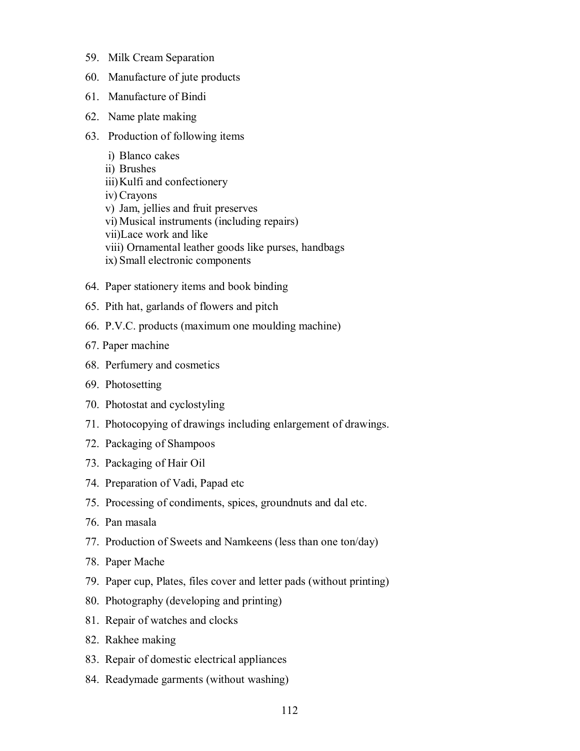59. Milk Cream Separation
60. Manufacture of jute products
61. Manufacture of Bindi
62. Name plate making
63. Production of following items

    i) Blanco cakes
    ii) Brushes
    iii) Kulfi and confectionery
    iv) Crayons
    v) Jam, jellies and fruit preserves
    vi) Musical instruments (including repairs)
    vii) Lace work and like
    viii) Ornamental leather goods like purses, handbags
    ix) Small electronic components

64. Paper stationery items and book binding
65. Pith hat, garlands of flowers and pitch
66. P.V.C. products (maximum one moulding machine)
67. Paper machine
68. Perfumery and cosmetics
69. Photosetting
70. Photostat and cyclostyling
71. Photocopying of drawings including enlargement of drawings.
72. Packaging of Shampoos
73. Packaging of Hair Oil
74. Preparation of Vadi, Papad etc
75. Processing of condiments, spices, groundnuts and dal etc.
76. Pan masala
77. Production of Sweets and Namkeens (less than one ton/day)
78. Paper Mache
79. Paper cup, Plates, files cover and letter pads (without printing)
80. Photography (developing and printing)
81. Repair of watches and clocks
82. Rakhee making
83. Repair of domestic electrical appliances
84. Readymade garments (without washing)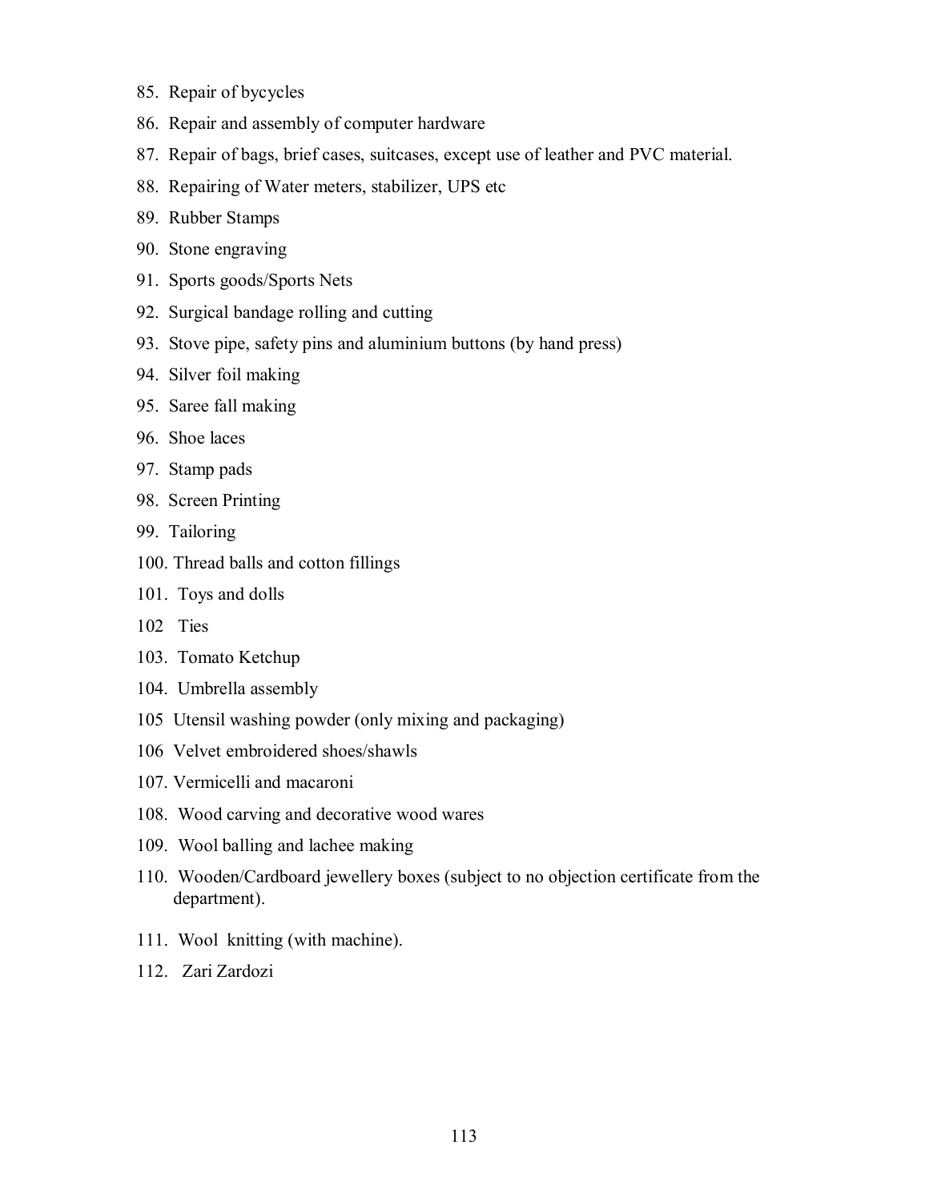85. Repair of bycycles
86. Repair and assembly of computer hardware
87. Repair of bags, brief cases, suitcases, except use of leather and PVC material.
88. Repairing of Water meters, stabilizer, UPS etc
89. Rubber Stamps
90. Stone engraving
91. Sports goods/Sports Nets
92. Surgical bandage rolling and cutting
93. Stove pipe, safety pins and aluminium buttons (by hand press)
94. Silver foil making
95. Saree fall making
96. Shoe laces
97. Stamp pads
98. Screen Printing
99. Tailoring
100. Thread balls and cotton fillings
101. Toys and dolls
102 Ties
103. Tomato Ketchup
104. Umbrella assembly
105 Utensil washing powder (only mixing and packaging)
106 Velvet embroidered shoes/shawls
107. Vermicelli and macaroni
108. Wood carving and decorative wood wares
109. Wool balling and lachee making
110. Wooden/Cardboard jewellery boxes (subject to no objection certificate from the department).
111. Wool knitting (with machine).
112. Zari Zardozi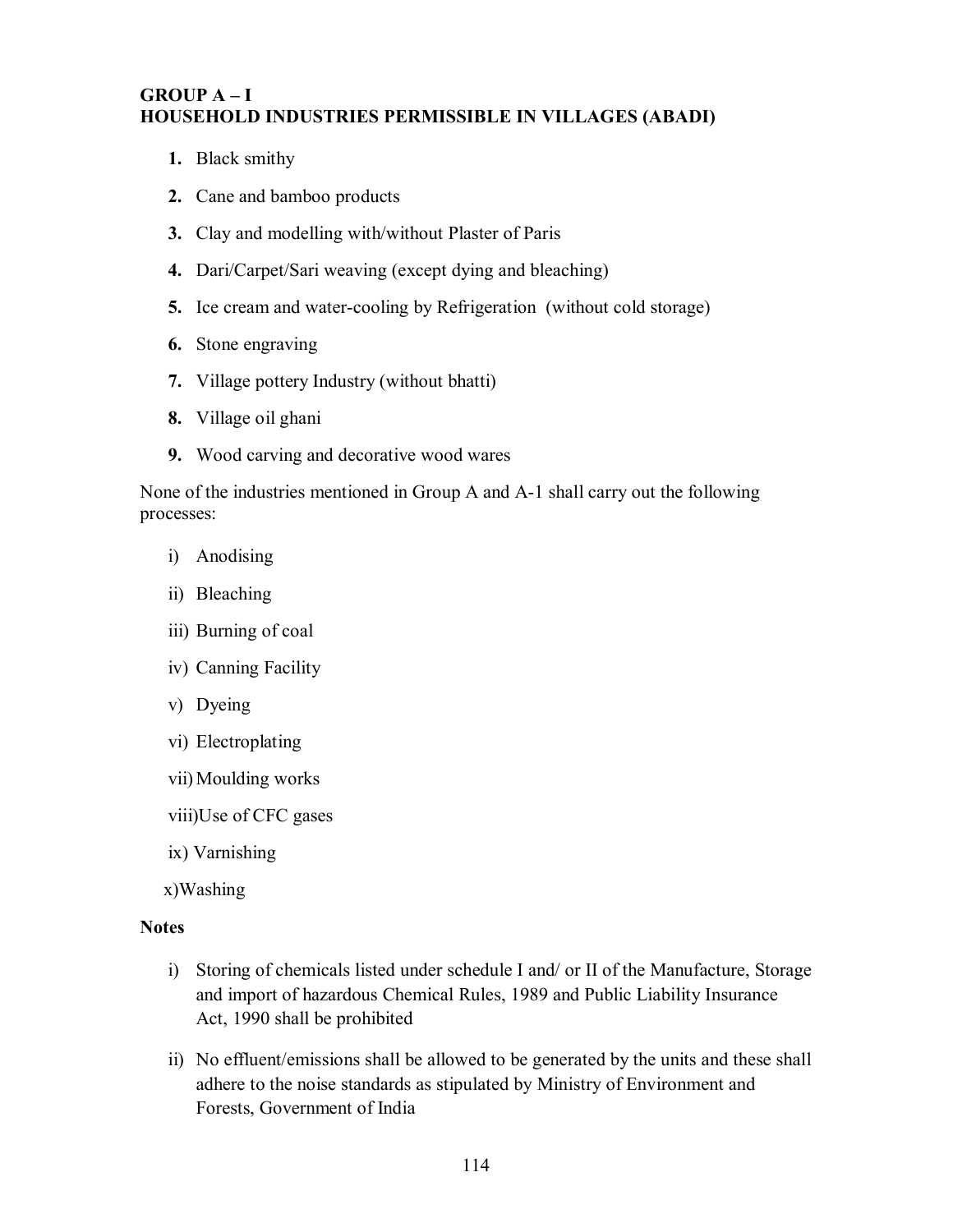## GROUP A – I
## HOUSEHOLD INDUSTRIES PERMISSIBLE IN VILLAGES (ABADI)

1. Black smithy
2. Cane and bamboo products
3. Clay and modelling with/without Plaster of Paris
4. Dari/Carpet/Sari weaving (except dying and bleaching)
5. Ice cream and water-cooling by Refrigeration (without cold storage)
6. Stone engraving
7. Village pottery Industry (without bhatti)
8. Village oil ghani
9. Wood carving and decorative wood wares

None of the industries mentioned in Group A and A-1 shall carry out the following processes:

i) Anodising
ii) Bleaching
iii) Burning of coal
iv) Canning Facility
v) Dyeing
vi) Electroplating
vii) Moulding works
viii) Use of CFC gases
ix) Varnishing
x) Washing

**Notes**

i) Storing of chemicals listed under schedule I and/ or II of the Manufacture, Storage and import of hazardous Chemical Rules, 1989 and Public Liability Insurance Act, 1990 shall be prohibited

ii) No effluent/emissions shall be allowed to be generated by the units and these shall adhere to the noise standards as stipulated by Ministry of Environment and Forests, Government of India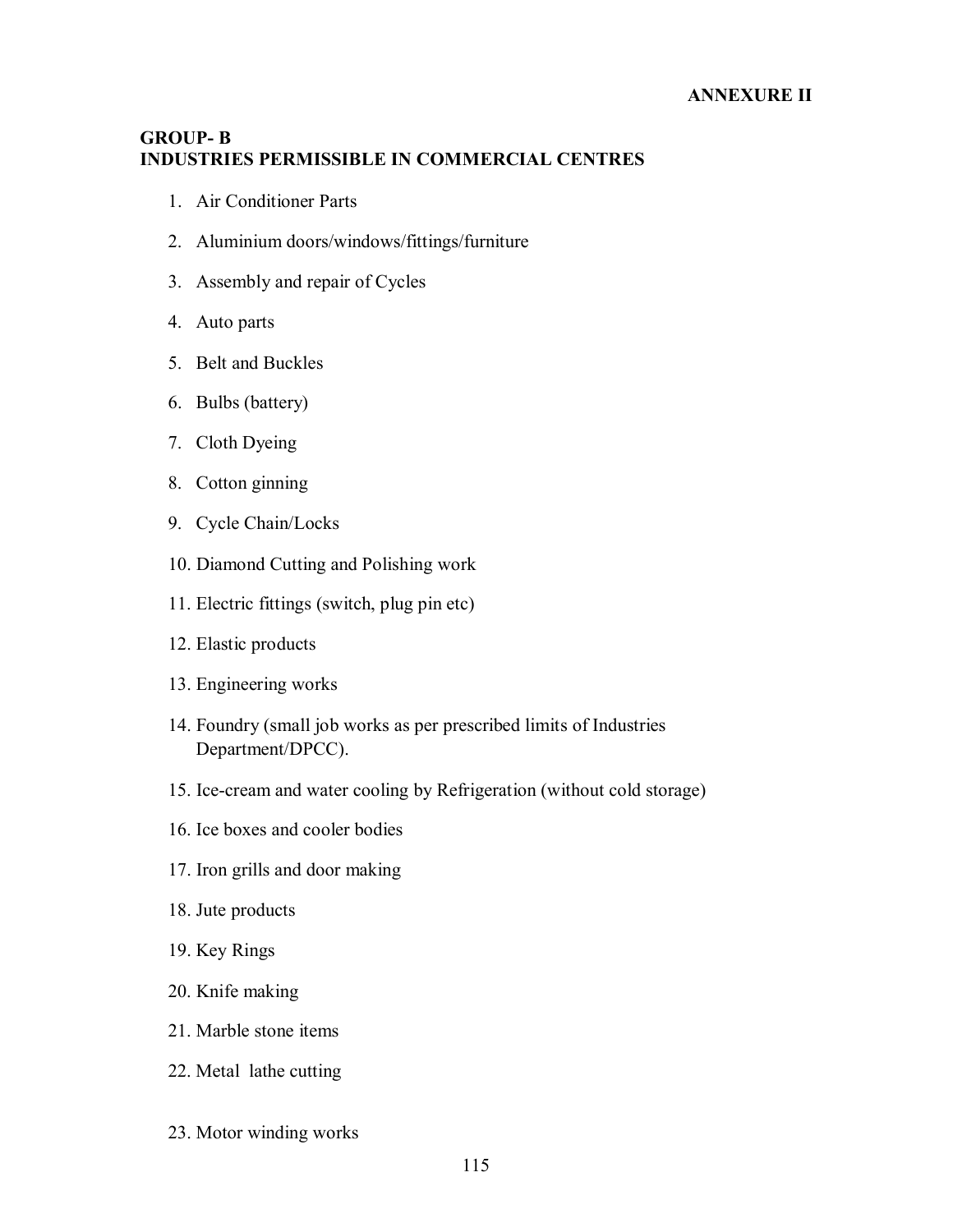**ANNEXURE II**

## GROUP- B
## INDUSTRIES PERMISSIBLE IN COMMERCIAL CENTRES

1. Air Conditioner Parts
2. Aluminium doors/windows/fittings/furniture
3. Assembly and repair of Cycles
4. Auto parts
5. Belt and Buckles
6. Bulbs (battery)
7. Cloth Dyeing
8. Cotton ginning
9. Cycle Chain/Locks
10. Diamond Cutting and Polishing work
11. Electric fittings (switch, plug pin etc)
12. Elastic products
13. Engineering works
14. Foundry (small job works as per prescribed limits of Industries Department/DPCC).
15. Ice-cream and water cooling by Refrigeration (without cold storage)
16. Ice boxes and cooler bodies
17. Iron grills and door making
18. Jute products
19. Key Rings
20. Knife making
21. Marble stone items
22. Metal lathe cutting
23. Motor winding works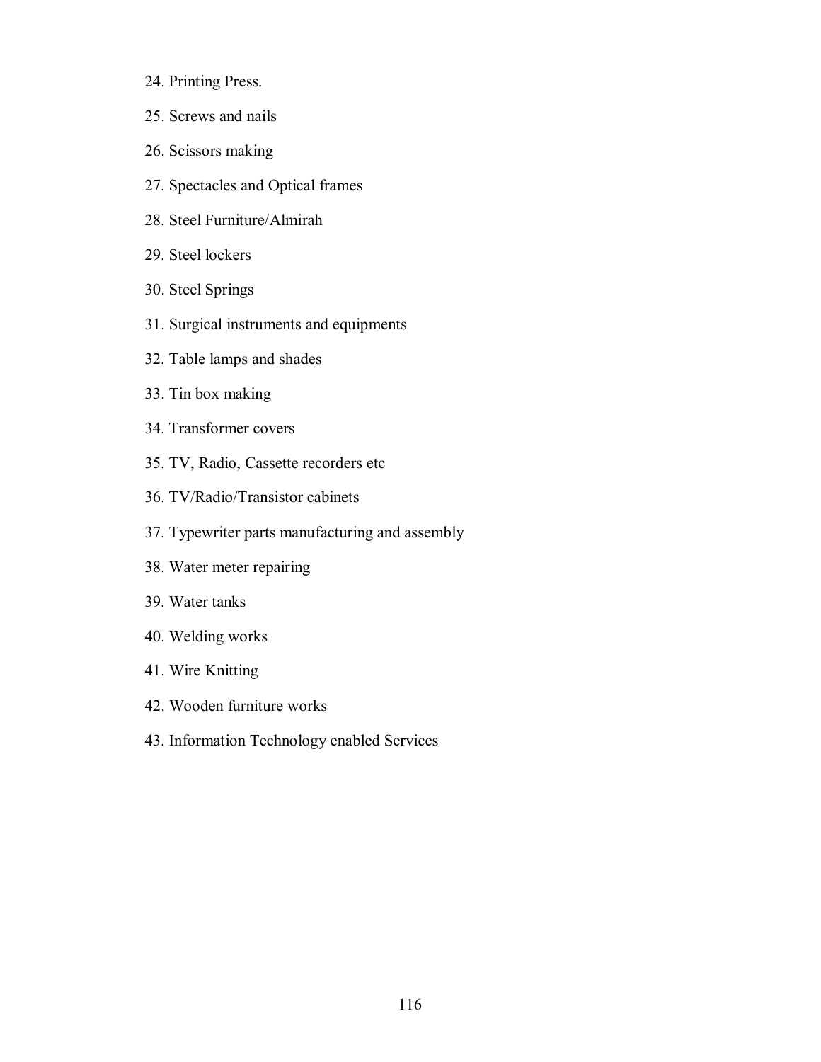24. Printing Press.
25. Screws and nails
26. Scissors making
27. Spectacles and Optical frames
28. Steel Furniture/Almirah
29. Steel lockers
30. Steel Springs
31. Surgical instruments and equipments
32. Table lamps and shades
33. Tin box making
34. Transformer covers
35. TV, Radio, Cassette recorders etc
36. TV/Radio/Transistor cabinets
37. Typewriter parts manufacturing and assembly
38. Water meter repairing
39. Water tanks
40. Welding works
41. Wire Knitting
42. Wooden furniture works
43. Information Technology enabled Services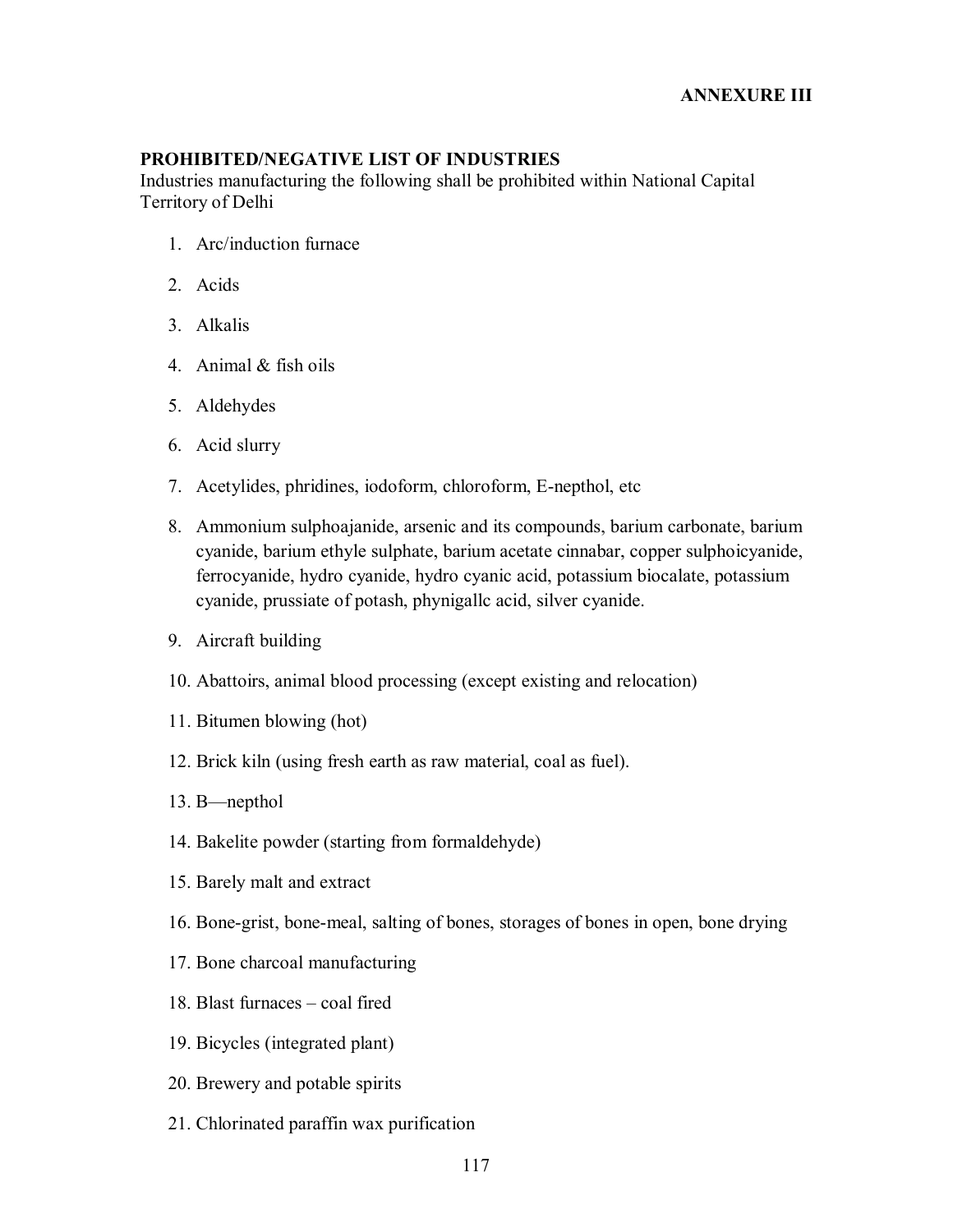**ANNEXURE III**

**PROHIBITED/NEGATIVE LIST OF INDUSTRIES**

Industries manufacturing the following shall be prohibited within National Capital Territory of Delhi

1. Arc/induction furnace
2. Acids
3. Alkalis
4. Animal & fish oils
5. Aldehydes
6. Acid slurry
7. Acetylides, phridines, iodoform, chloroform, E-nepthol, etc
8. Ammonium sulphoajanide, arsenic and its compounds, barium carbonate, barium cyanide, barium ethyle sulphate, barium acetate cinnabar, copper sulphoicyanide, ferrocyanide, hydro cyanide, hydro cyanic acid, potassium biocalate, potassium cyanide, prussiate of potash, phynigallc acid, silver cyanide.
9. Aircraft building
10. Abattoirs, animal blood processing (except existing and relocation)
11. Bitumen blowing (hot)
12. Brick kiln (using fresh earth as raw material, coal as fuel).
13. B—nepthol
14. Bakelite powder (starting from formaldehyde)
15. Barely malt and extract
16. Bone-grist, bone-meal, salting of bones, storages of bones in open, bone drying
17. Bone charcoal manufacturing
18. Blast furnaces – coal fired
19. Bicycles (integrated plant)
20. Brewery and potable spirits
21. Chlorinated paraffin wax purification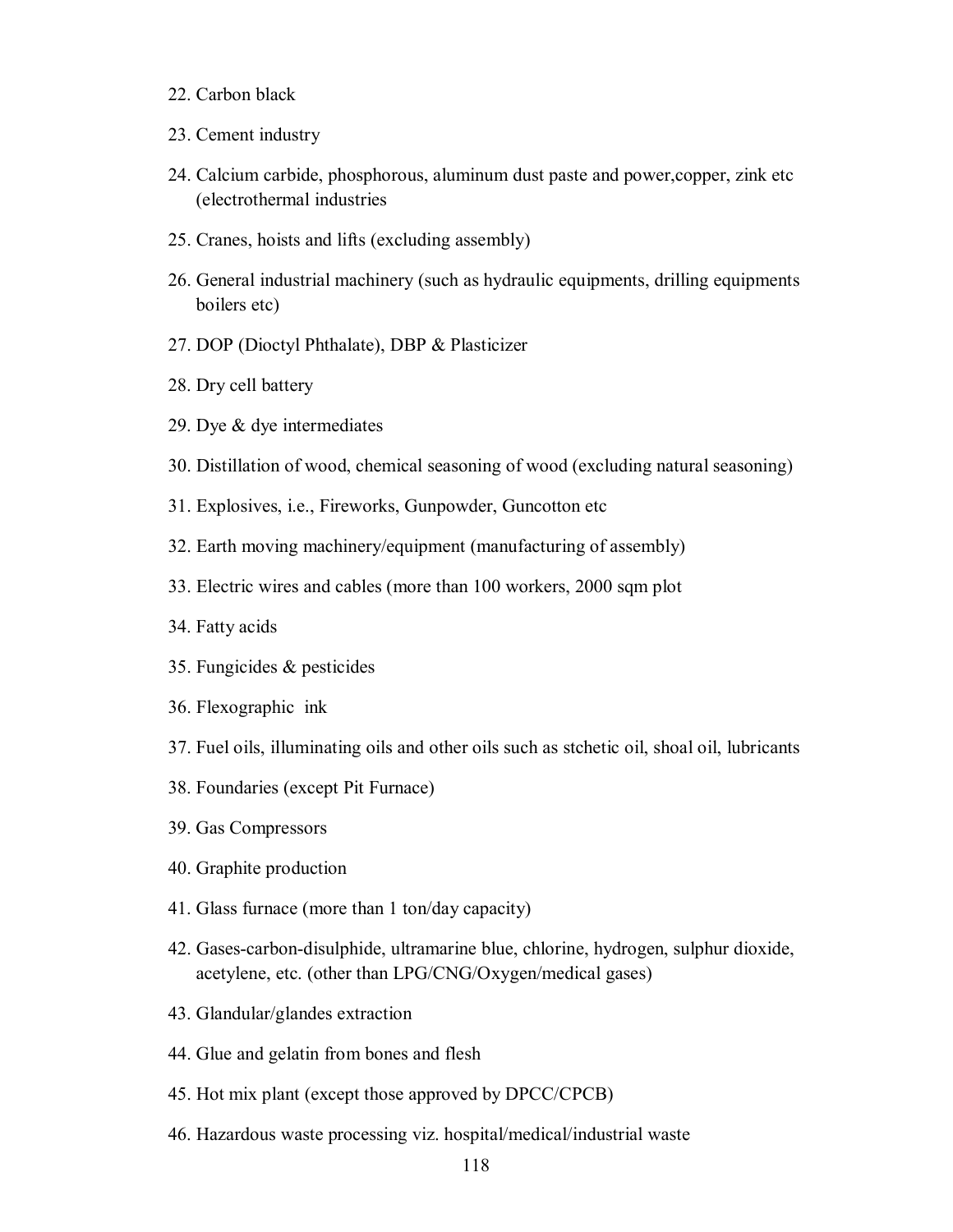22. Carbon black
23. Cement industry
24. Calcium carbide, phosphorous, aluminum dust paste and power,copper, zink etc (electrothermal industries
25. Cranes, hoists and lifts (excluding assembly)
26. General industrial machinery (such as hydraulic equipments, drilling equipments boilers etc)
27. DOP (Dioctyl Phthalate), DBP & Plasticizer
28. Dry cell battery
29. Dye & dye intermediates
30. Distillation of wood, chemical seasoning of wood (excluding natural seasoning)
31. Explosives, i.e., Fireworks, Gunpowder, Guncotton etc
32. Earth moving machinery/equipment (manufacturing of assembly)
33. Electric wires and cables (more than 100 workers, 2000 sqm plot
34. Fatty acids
35. Fungicides & pesticides
36. Flexographic ink
37. Fuel oils, illuminating oils and other oils such as stchetic oil, shoal oil, lubricants
38. Foundaries (except Pit Furnace)
39. Gas Compressors
40. Graphite production
41. Glass furnace (more than 1 ton/day capacity)
42. Gases-carbon-disulphide, ultramarine blue, chlorine, hydrogen, sulphur dioxide, acetylene, etc. (other than LPG/CNG/Oxygen/medical gases)
43. Glandular/glandes extraction
44. Glue and gelatin from bones and flesh
45. Hot mix plant (except those approved by DPCC/CPCB)
46. Hazardous waste processing viz. hospital/medical/industrial waste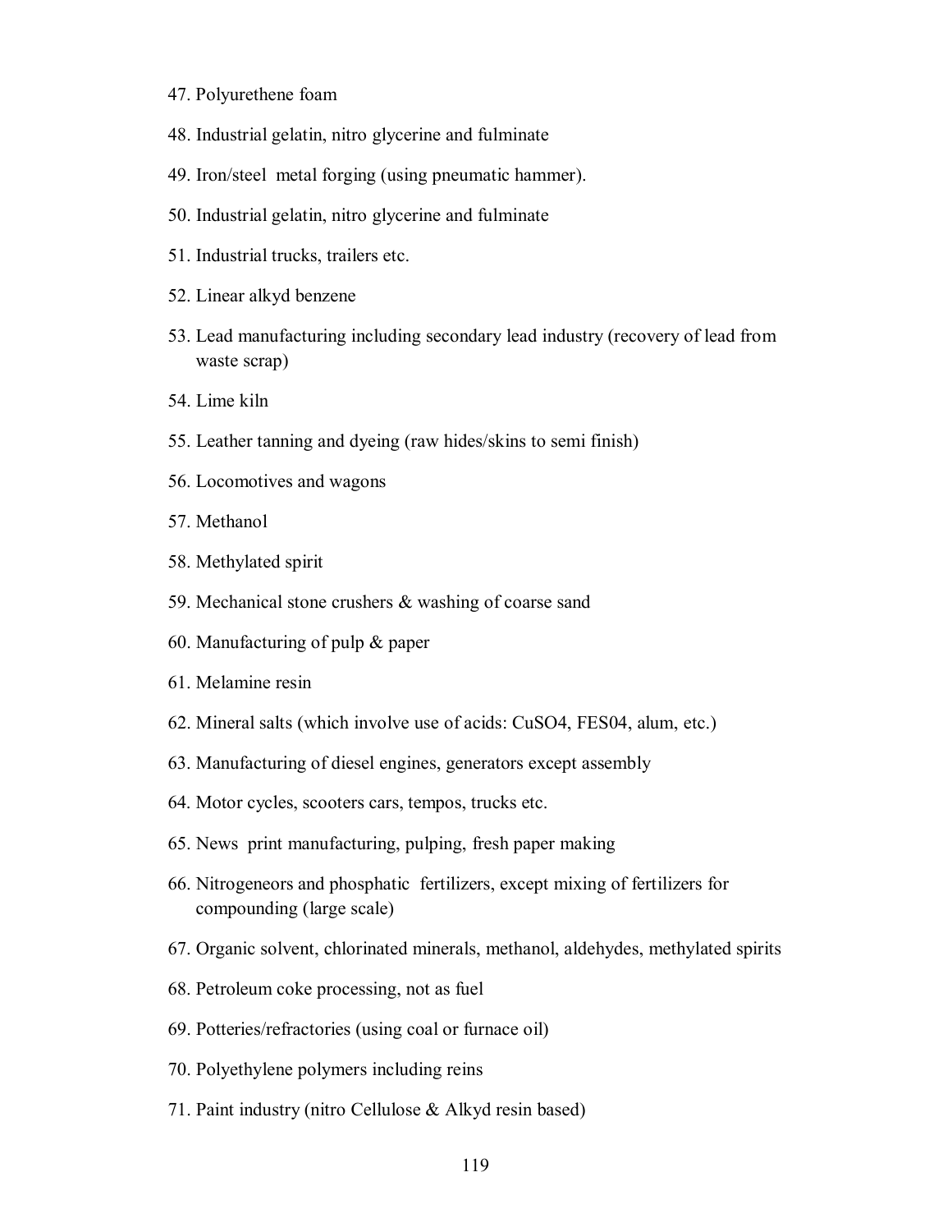47. Polyurethene foam
48. Industrial gelatin, nitro glycerine and fulminate
49. Iron/steel metal forging (using pneumatic hammer).
50. Industrial gelatin, nitro glycerine and fulminate
51. Industrial trucks, trailers etc.
52. Linear alkyd benzene
53. Lead manufacturing including secondary lead industry (recovery of lead from waste scrap)
54. Lime kiln
55. Leather tanning and dyeing (raw hides/skins to semi finish)
56. Locomotives and wagons
57. Methanol
58. Methylated spirit
59. Mechanical stone crushers & washing of coarse sand
60. Manufacturing of pulp & paper
61. Melamine resin
62. Mineral salts (which involve use of acids: $CuSO_4$, FES04, alum, etc.)
63. Manufacturing of diesel engines, generators except assembly
64. Motor cycles, scooters cars, tempos, trucks etc.
65. News print manufacturing, pulping, fresh paper making
66. Nitrogeneors and phosphatic fertilizers, except mixing of fertilizers for compounding (large scale)
67. Organic solvent, chlorinated minerals, methanol, aldehydes, methylated spirits
68. Petroleum coke processing, not as fuel
69. Potteries/refractories (using coal or furnace oil)
70. Polyethylene polymers including reins
71. Paint industry (nitro Cellulose & Alkyd resin based)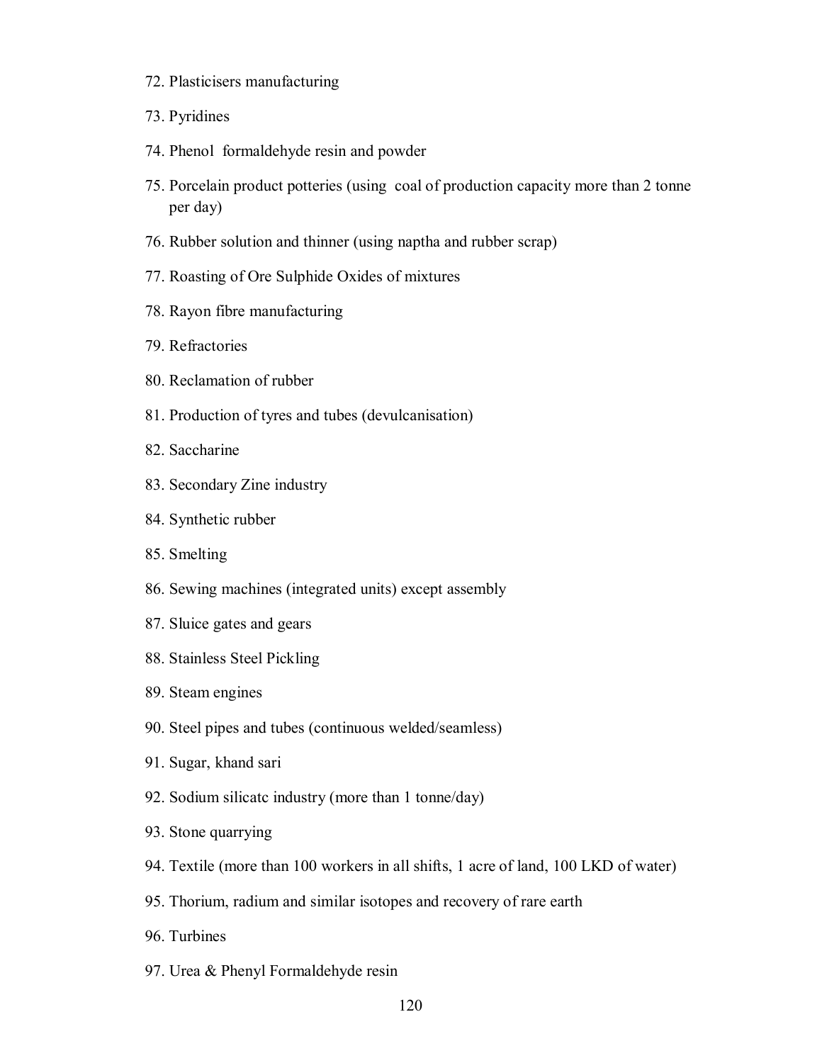72. Plasticisers manufacturing
73. Pyridines
74. Phenol formaldehyde resin and powder
75. Porcelain product potteries (using coal of production capacity more than 2 tonne per day)
76. Rubber solution and thinner (using naptha and rubber scrap)
77. Roasting of Ore Sulphide Oxides of mixtures
78. Rayon fibre manufacturing
79. Refractories
80. Reclamation of rubber
81. Production of tyres and tubes (devulcanisation)
82. Saccharine
83. Secondary Zine industry
84. Synthetic rubber
85. Smelting
86. Sewing machines (integrated units) except assembly
87. Sluice gates and gears
88. Stainless Steel Pickling
89. Steam engines
90. Steel pipes and tubes (continuous welded/seamless)
91. Sugar, khand sari
92. Sodium silicatc industry (more than 1 tonne/day)
93. Stone quarrying
94. Textile (more than 100 workers in all shifts, 1 acre of land, 100 LKD of water)
95. Thorium, radium and similar isotopes and recovery of rare earth
96. Turbines
97. Urea & Phenyl Formaldehyde resin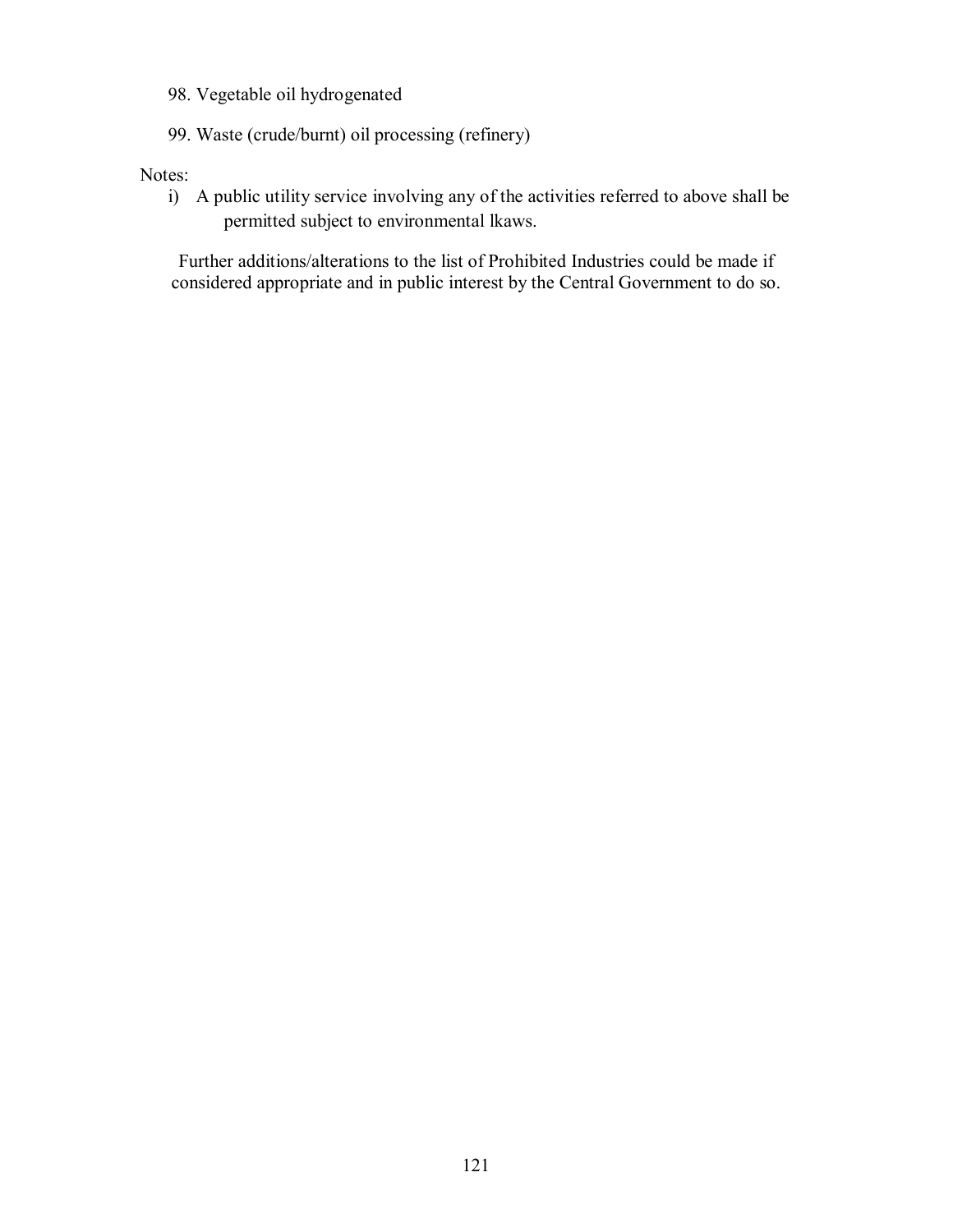98. Vegetable oil hydrogenated

99. Waste (crude/burnt) oil processing (refinery)

Notes:

i) A public utility service involving any of the activities referred to above shall be permitted subject to environmental lkaws.

Further additions/alterations to the list of Prohibited Industries could be made if considered appropriate and in public interest by the Central Government to do so.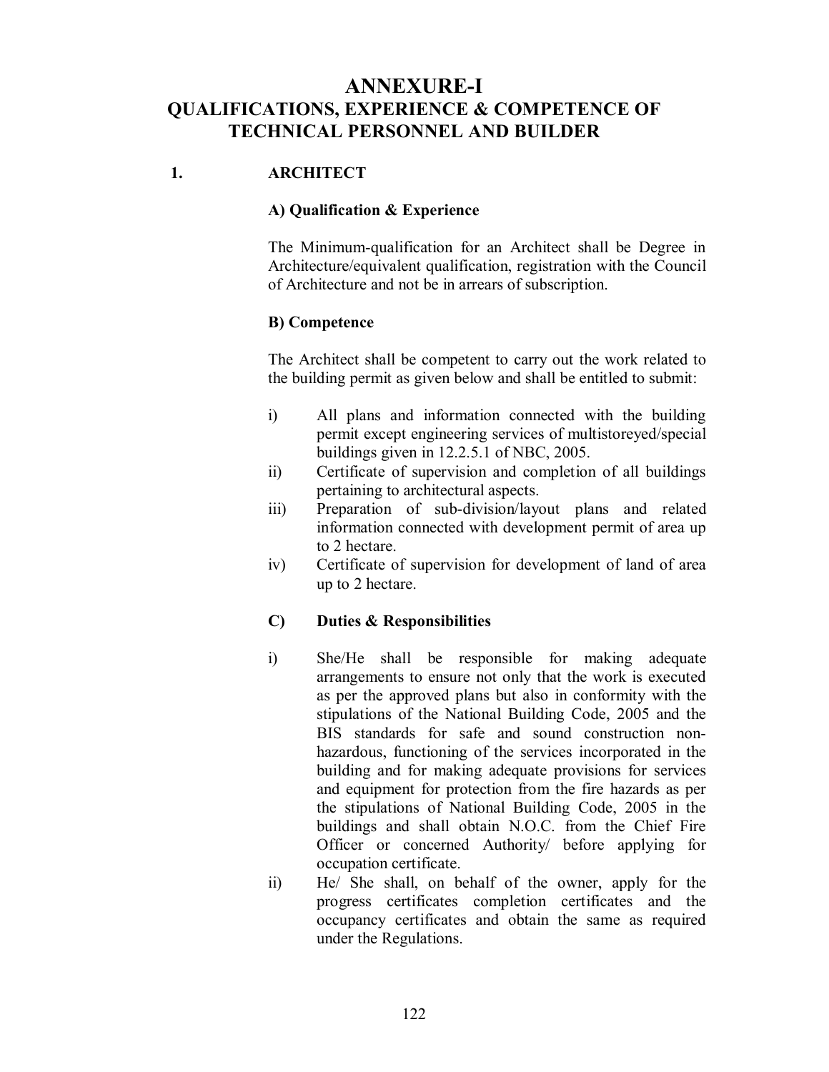# ANNEXURE-I
## QUALIFICATIONS, EXPERIENCE & COMPETENCE OF TECHNICAL PERSONNEL AND BUILDER

### 1. ARCHITECT

**A) Qualification & Experience**

The Minimum-qualification for an Architect shall be Degree in Architecture/equivalent qualification, registration with the Council of Architecture and not be in arrears of subscription.

**B) Competence**

The Architect shall be competent to carry out the work related to the building permit as given below and shall be entitled to submit:

i) All plans and information connected with the building permit except engineering services of multistoreyed/special buildings given in 12.2.5.1 of NBC, 2005.

ii) Certificate of supervision and completion of all buildings pertaining to architectural aspects.

iii) Preparation of sub-division/layout plans and related information connected with development permit of area up to 2 hectare.

iv) Certificate of supervision for development of land of area up to 2 hectare.

**C) Duties & Responsibilities**

i) She/He shall be responsible for making adequate arrangements to ensure not only that the work is executed as per the approved plans but also in conformity with the stipulations of the National Building Code, 2005 and the BIS standards for safe and sound construction non-hazardous, functioning of the services incorporated in the building and for making adequate provisions for services and equipment for protection from the fire hazards as per the stipulations of National Building Code, 2005 in the buildings and shall obtain N.O.C. from the Chief Fire Officer or concerned Authority/ before applying for occupation certificate.

ii) He/ She shall, on behalf of the owner, apply for the progress certificates completion certificates and the occupancy certificates and obtain the same as required under the Regulations.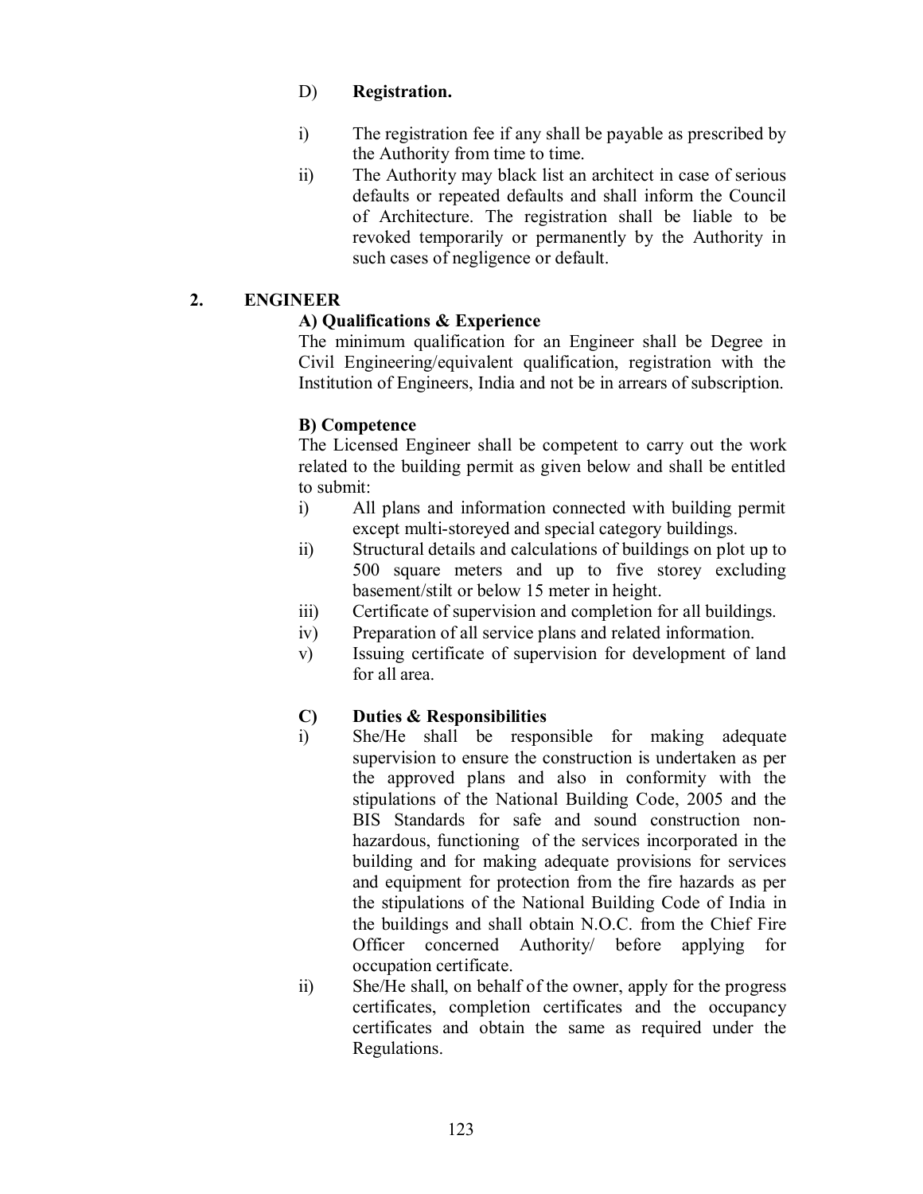D) **Registration.**

i) The registration fee if any shall be payable as prescribed by the Authority from time to time.

ii) The Authority may black list an architect in case of serious defaults or repeated defaults and shall inform the Council of Architecture. The registration shall be liable to be revoked temporarily or permanently by the Authority in such cases of negligence or default.

## 2. ENGINEER

### A) Qualifications & Experience

The minimum qualification for an Engineer shall be Degree in Civil Engineering/equivalent qualification, registration with the Institution of Engineers, India and not be in arrears of subscription.

### B) Competence

The Licensed Engineer shall be competent to carry out the work related to the building permit as given below and shall be entitled to submit:

i) All plans and information connected with building permit except multi-storeyed and special category buildings.

ii) Structural details and calculations of buildings on plot up to 500 square meters and up to five storey excluding basement/stilt or below 15 meter in height.

iii) Certificate of supervision and completion for all buildings.

iv) Preparation of all service plans and related information.

v) Issuing certificate of supervision for development of land for all area.

### C) Duties & Responsibilities

i) She/He shall be responsible for making adequate supervision to ensure the construction is undertaken as per the approved plans and also in conformity with the stipulations of the National Building Code, 2005 and the BIS Standards for safe and sound construction non-hazardous, functioning of the services incorporated in the building and for making adequate provisions for services and equipment for protection from the fire hazards as per the stipulations of the National Building Code of India in the buildings and shall obtain N.O.C. from the Chief Fire Officer concerned Authority/ before applying for occupation certificate.

ii) She/He shall, on behalf of the owner, apply for the progress certificates, completion certificates and the occupancy certificates and obtain the same as required under the Regulations.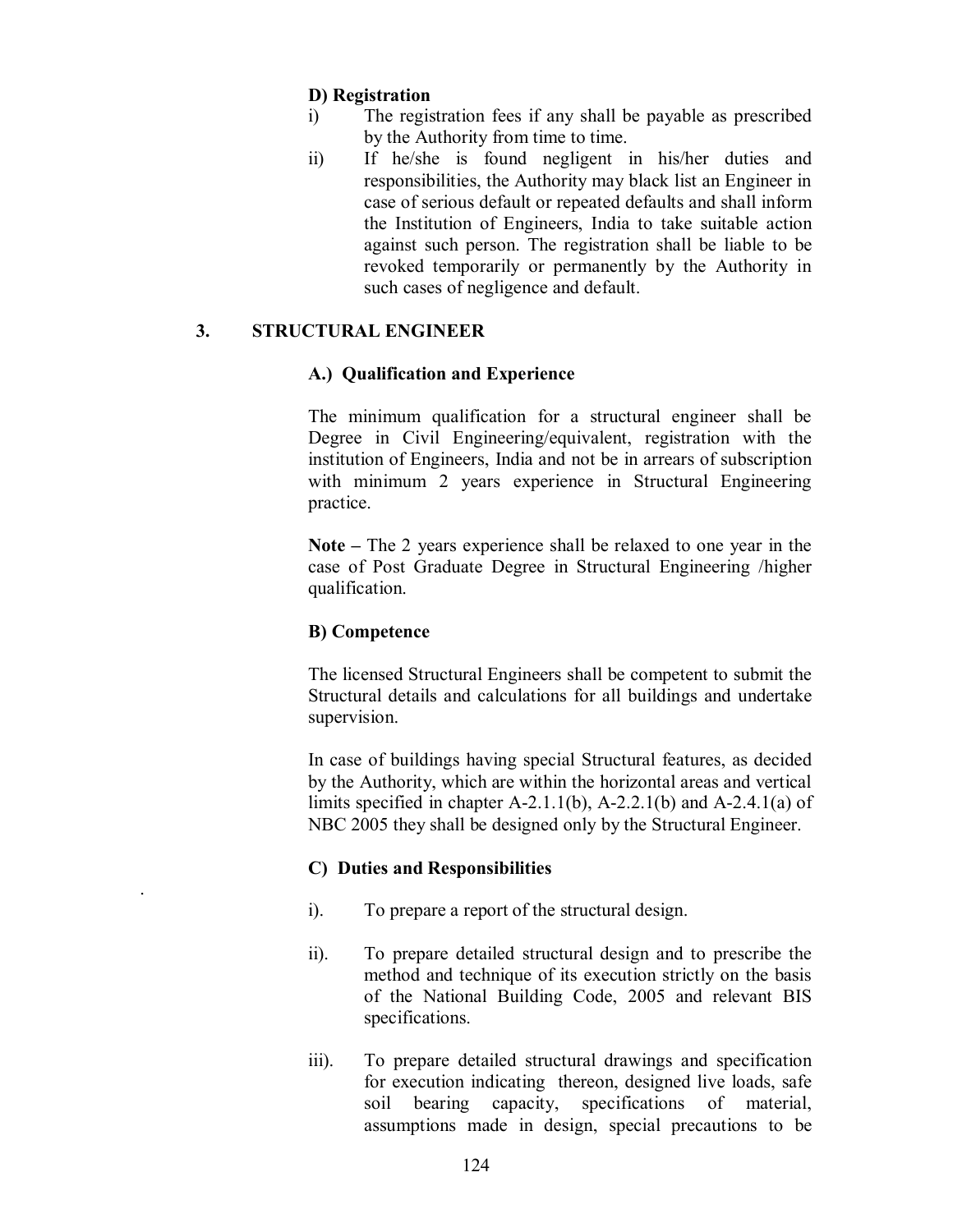**D) Registration**

i) The registration fees if any shall be payable as prescribed by the Authority from time to time.

ii) If he/she is found negligent in his/her duties and responsibilities, the Authority may black list an Engineer in case of serious default or repeated defaults and shall inform the Institution of Engineers, India to take suitable action against such person. The registration shall be liable to be revoked temporarily or permanently by the Authority in such cases of negligence and default.

## 3. STRUCTURAL ENGINEER

**A.) Qualification and Experience**

The minimum qualification for a structural engineer shall be Degree in Civil Engineering/equivalent, registration with the institution of Engineers, India and not be in arrears of subscription with minimum 2 years experience in Structural Engineering practice.

**Note –** The 2 years experience shall be relaxed to one year in the case of Post Graduate Degree in Structural Engineering /higher qualification.

**B) Competence**

The licensed Structural Engineers shall be competent to submit the Structural details and calculations for all buildings and undertake supervision.

In case of buildings having special Structural features, as decided by the Authority, which are within the horizontal areas and vertical limits specified in chapter A-2.1.1(b), A-2.2.1(b) and A-2.4.1(a) of NBC 2005 they shall be designed only by the Structural Engineer.

**C) Duties and Responsibilities**

i). To prepare a report of the structural design.

ii). To prepare detailed structural design and to prescribe the method and technique of its execution strictly on the basis of the National Building Code, 2005 and relevant BIS specifications.

iii). To prepare detailed structural drawings and specification for execution indicating thereon, designed live loads, safe soil bearing capacity, specifications of material, assumptions made in design, special precautions to be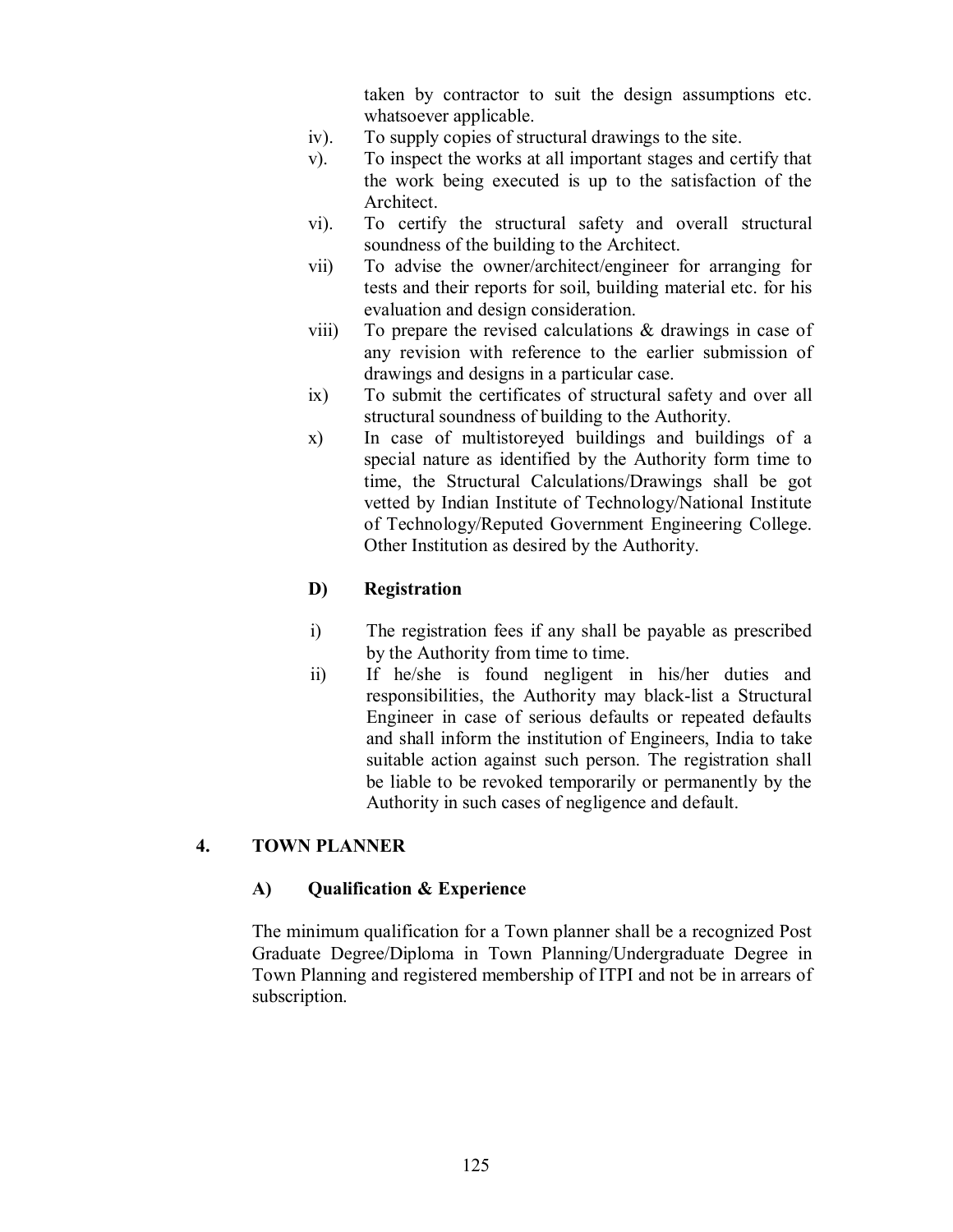taken by contractor to suit the design assumptions etc. whatsoever applicable.

iv). To supply copies of structural drawings to the site.

v). To inspect the works at all important stages and certify that the work being executed is up to the satisfaction of the Architect.

vi). To certify the structural safety and overall structural soundness of the building to the Architect.

vii) To advise the owner/architect/engineer for arranging for tests and their reports for soil, building material etc. for his evaluation and design consideration.

viii) To prepare the revised calculations & drawings in case of any revision with reference to the earlier submission of drawings and designs in a particular case.

ix) To submit the certificates of structural safety and over all structural soundness of building to the Authority.

x) In case of multistoreyed buildings and buildings of a special nature as identified by the Authority form time to time, the Structural Calculations/Drawings shall be got vetted by Indian Institute of Technology/National Institute of Technology/Reputed Government Engineering College. Other Institution as desired by the Authority.

**D) Registration**

i) The registration fees if any shall be payable as prescribed by the Authority from time to time.

ii) If he/she is found negligent in his/her duties and responsibilities, the Authority may black-list a Structural Engineer in case of serious defaults or repeated defaults and shall inform the institution of Engineers, India to take suitable action against such person. The registration shall be liable to be revoked temporarily or permanently by the Authority in such cases of negligence and default.

## 4. TOWN PLANNER

**A) Qualification & Experience**

The minimum qualification for a Town planner shall be a recognized Post Graduate Degree/Diploma in Town Planning/Undergraduate Degree in Town Planning and registered membership of ITPI and not be in arrears of subscription.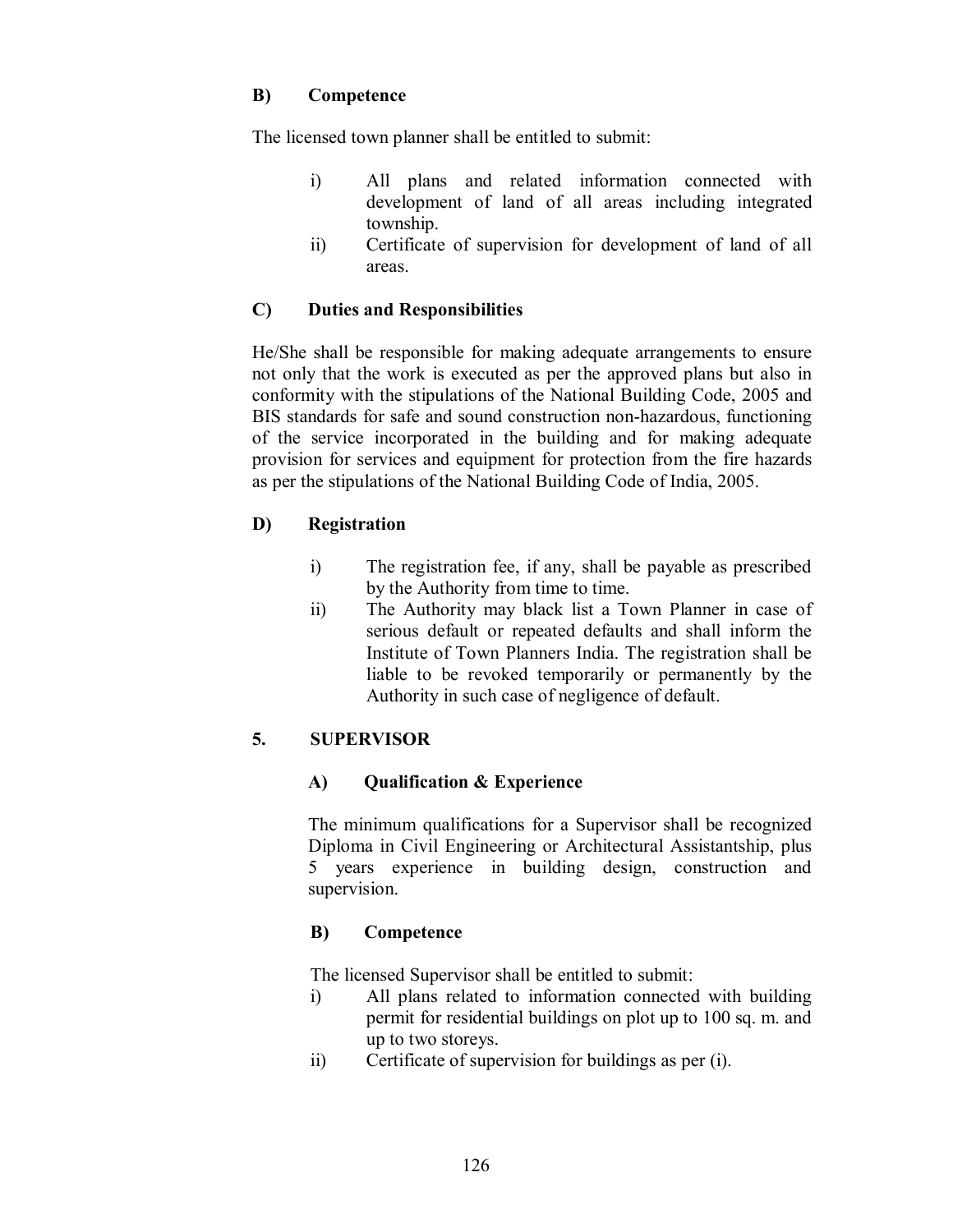### B) Competence

The licensed town planner shall be entitled to submit:

- i) All plans and related information connected with development of land of all areas including integrated township.
- ii) Certificate of supervision for development of land of all areas.

### C) Duties and Responsibilities

He/She shall be responsible for making adequate arrangements to ensure not only that the work is executed as per the approved plans but also in conformity with the stipulations of the National Building Code, 2005 and BIS standards for safe and sound construction non-hazardous, functioning of the service incorporated in the building and for making adequate provision for services and equipment for protection from the fire hazards as per the stipulations of the National Building Code of India, 2005.

### D) Registration

- i) The registration fee, if any, shall be payable as prescribed by the Authority from time to time.
- ii) The Authority may black list a Town Planner in case of serious default or repeated defaults and shall inform the Institute of Town Planners India. The registration shall be liable to be revoked temporarily or permanently by the Authority in such case of negligence of default.

## 5. SUPERVISOR

### A) Qualification & Experience

The minimum qualifications for a Supervisor shall be recognized Diploma in Civil Engineering or Architectural Assistantship, plus 5 years experience in building design, construction and supervision.

### B) Competence

The licensed Supervisor shall be entitled to submit:

- i) All plans related to information connected with building permit for residential buildings on plot up to 100 sq. m. and up to two storeys.
- ii) Certificate of supervision for buildings as per (i).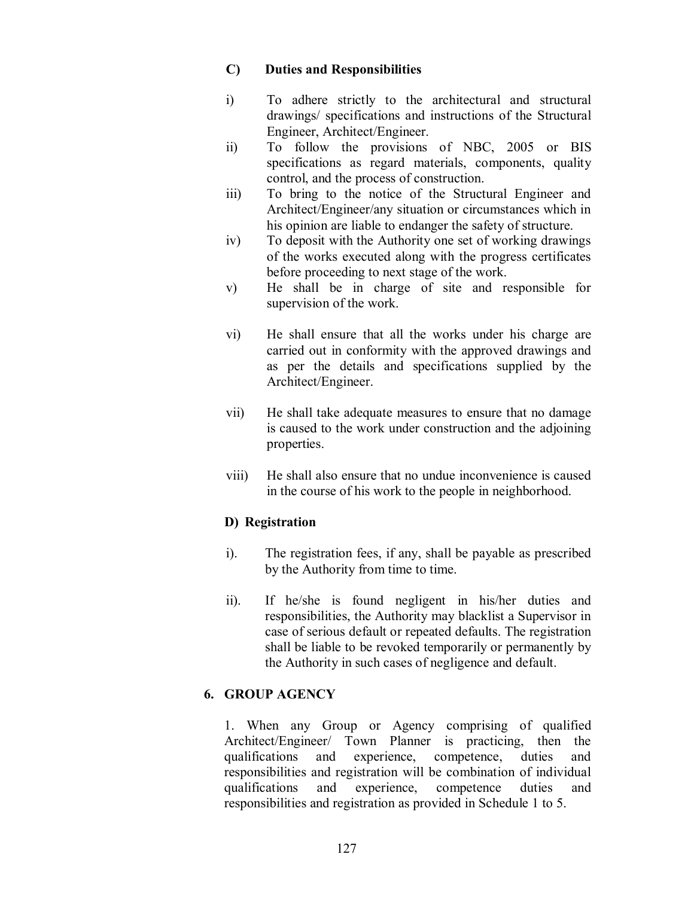### C) Duties and Responsibilities

i) To adhere strictly to the architectural and structural drawings/ specifications and instructions of the Structural Engineer, Architect/Engineer.

ii) To follow the provisions of NBC, 2005 or BIS specifications as regard materials, components, quality control, and the process of construction.

iii) To bring to the notice of the Structural Engineer and Architect/Engineer/any situation or circumstances which in his opinion are liable to endanger the safety of structure.

iv) To deposit with the Authority one set of working drawings of the works executed along with the progress certificates before proceeding to next stage of the work.

v) He shall be in charge of site and responsible for supervision of the work.

vi) He shall ensure that all the works under his charge are carried out in conformity with the approved drawings and as per the details and specifications supplied by the Architect/Engineer.

vii) He shall take adequate measures to ensure that no damage is caused to the work under construction and the adjoining properties.

viii) He shall also ensure that no undue inconvenience is caused in the course of his work to the people in neighborhood.

### D) Registration

i). The registration fees, if any, shall be payable as prescribed by the Authority from time to time.

ii). If he/she is found negligent in his/her duties and responsibilities, the Authority may blacklist a Supervisor in case of serious default or repeated defaults. The registration shall be liable to be revoked temporarily or permanently by the Authority in such cases of negligence and default.

## 6. GROUP AGENCY

1. When any Group or Agency comprising of qualified Architect/Engineer/ Town Planner is practicing, then the qualifications and experience, competence, duties and responsibilities and registration will be combination of individual qualifications and experience, competence duties and responsibilities and registration as provided in Schedule 1 to 5.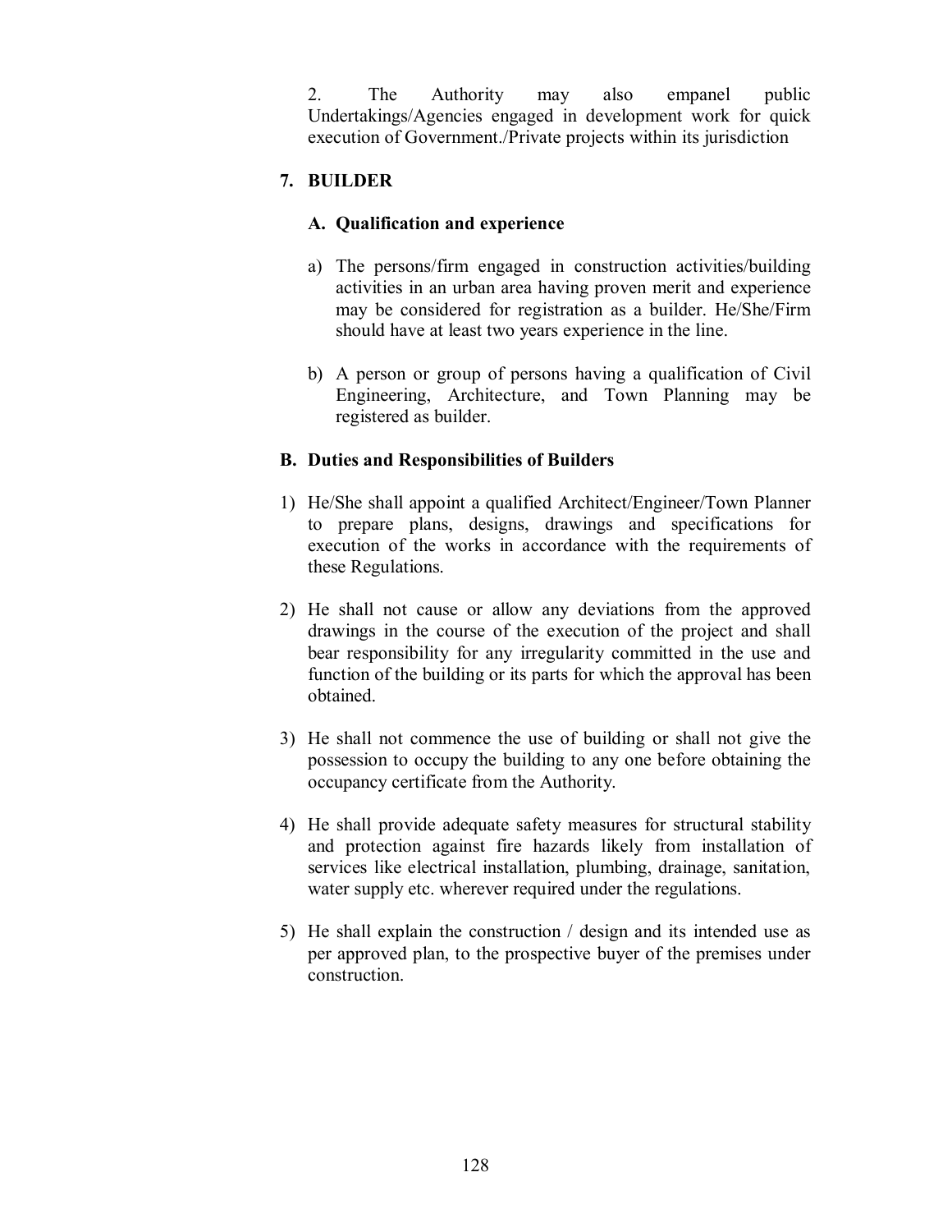2. The Authority may also empanel public Undertakings/Agencies engaged in development work for quick execution of Government./Private projects within its jurisdiction

## 7. BUILDER

### A. Qualification and experience

a) The persons/firm engaged in construction activities/building activities in an urban area having proven merit and experience may be considered for registration as a builder. He/She/Firm should have at least two years experience in the line.

b) A person or group of persons having a qualification of Civil Engineering, Architecture, and Town Planning may be registered as builder.

### B. Duties and Responsibilities of Builders

1) He/She shall appoint a qualified Architect/Engineer/Town Planner to prepare plans, designs, drawings and specifications for execution of the works in accordance with the requirements of these Regulations.

2) He shall not cause or allow any deviations from the approved drawings in the course of the execution of the project and shall bear responsibility for any irregularity committed in the use and function of the building or its parts for which the approval has been obtained.

3) He shall not commence the use of building or shall not give the possession to occupy the building to any one before obtaining the occupancy certificate from the Authority.

4) He shall provide adequate safety measures for structural stability and protection against fire hazards likely from installation of services like electrical installation, plumbing, drainage, sanitation, water supply etc. wherever required under the regulations.

5) He shall explain the construction / design and its intended use as per approved plan, to the prospective buyer of the premises under construction.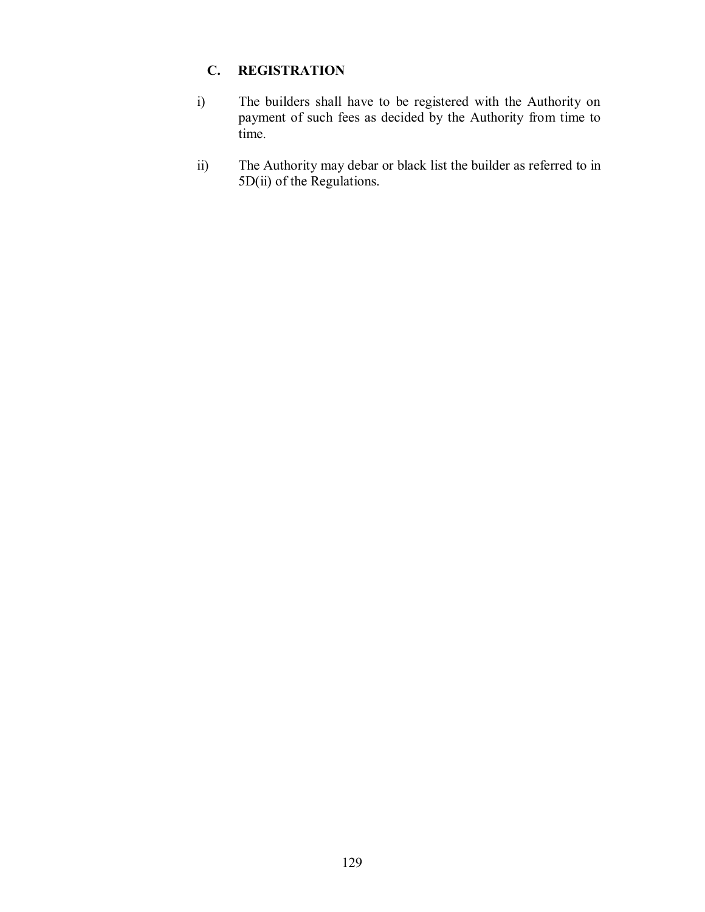## C. REGISTRATION

i) The builders shall have to be registered with the Authority on payment of such fees as decided by the Authority from time to time.

ii) The Authority may debar or black list the builder as referred to in 5D(ii) of the Regulations.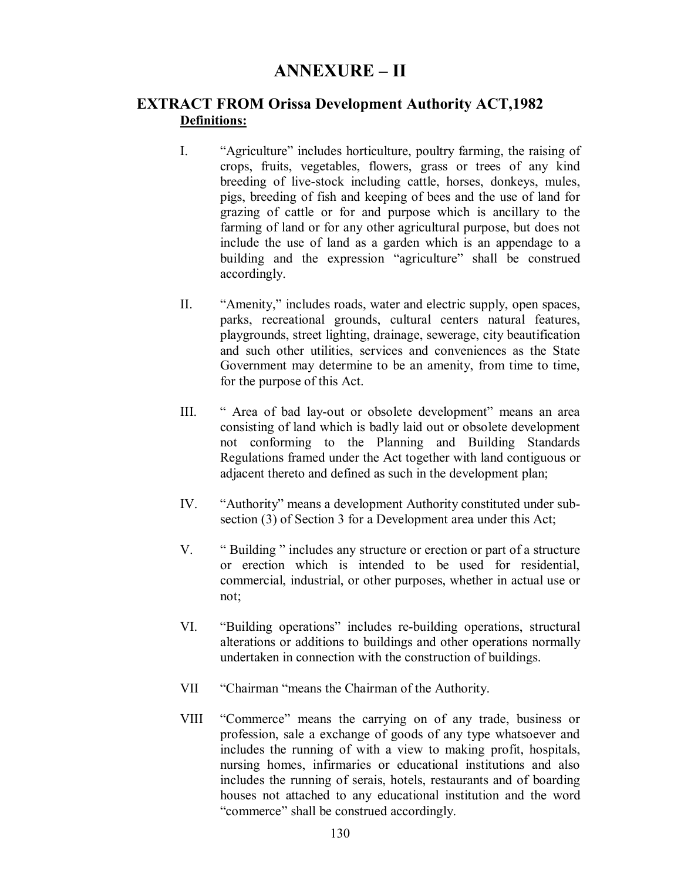# ANNEXURE – II

## EXTRACT FROM Orissa Development Authority ACT,1982

**Definitions:**

I. "Agriculture" includes horticulture, poultry farming, the raising of crops, fruits, vegetables, flowers, grass or trees of any kind breeding of live-stock including cattle, horses, donkeys, mules, pigs, breeding of fish and keeping of bees and the use of land for grazing of cattle or for and purpose which is ancillary to the farming of land or for any other agricultural purpose, but does not include the use of land as a garden which is an appendage to a building and the expression "agriculture" shall be construed accordingly.

II. "Amenity," includes roads, water and electric supply, open spaces, parks, recreational grounds, cultural centers natural features, playgrounds, street lighting, drainage, sewerage, city beautification and such other utilities, services and conveniences as the State Government may determine to be an amenity, from time to time, for the purpose of this Act.

III. " Area of bad lay-out or obsolete development" means an area consisting of land which is badly laid out or obsolete development not conforming to the Planning and Building Standards Regulations framed under the Act together with land contiguous or adjacent thereto and defined as such in the development plan;

IV. "Authority" means a development Authority constituted under sub-section (3) of Section 3 for a Development area under this Act;

V. " Building " includes any structure or erection or part of a structure or erection which is intended to be used for residential, commercial, industrial, or other purposes, whether in actual use or not;

VI. "Building operations" includes re-building operations, structural alterations or additions to buildings and other operations normally undertaken in connection with the construction of buildings.

VII "Chairman "means the Chairman of the Authority.

VIII "Commerce" means the carrying on of any trade, business or profession, sale a exchange of goods of any type whatsoever and includes the running of with a view to making profit, hospitals, nursing homes, infirmaries or educational institutions and also includes the running of serais, hotels, restaurants and of boarding houses not attached to any educational institution and the word "commerce" shall be construed accordingly.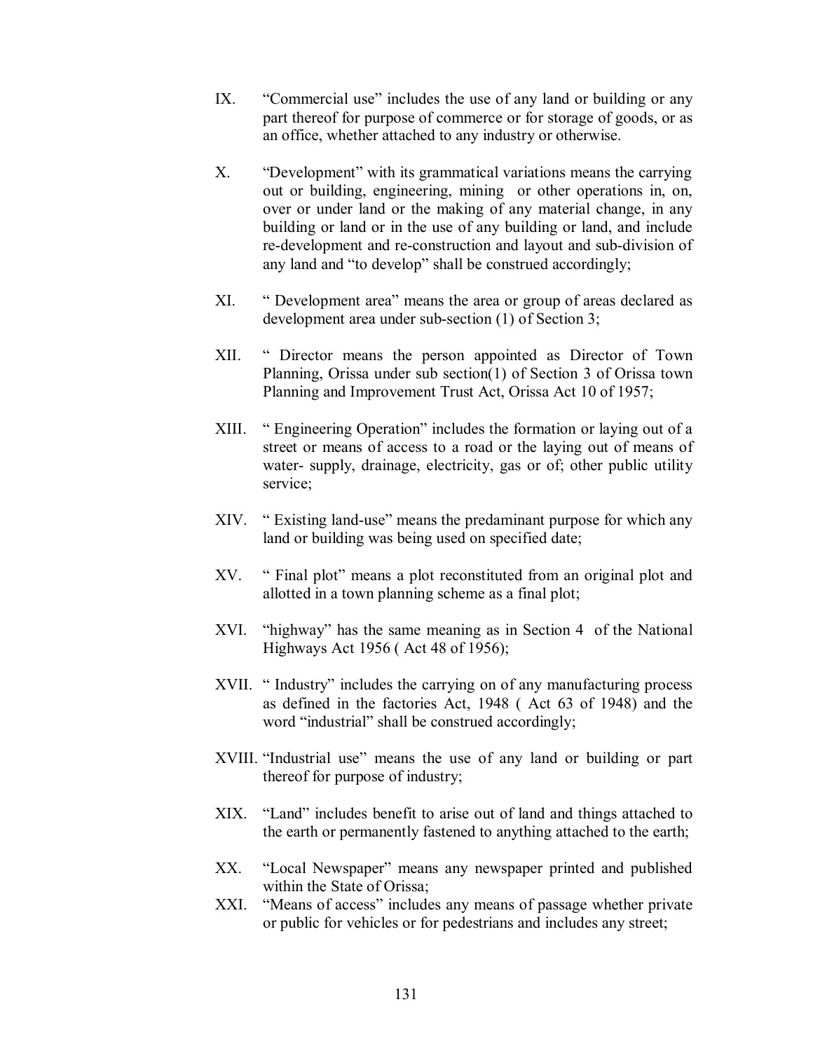IX. "Commercial use" includes the use of any land or building or any part thereof for purpose of commerce or for storage of goods, or as an office, whether attached to any industry or otherwise.

X. "Development" with its grammatical variations means the carrying out or building, engineering, mining or other operations in, on, over or under land or the making of any material change, in any building or land or in the use of any building or land, and include re-development and re-construction and layout and sub-division of any land and "to develop" shall be construed accordingly;

XI. " Development area" means the area or group of areas declared as development area under sub-section (1) of Section 3;

XII. " Director means the person appointed as Director of Town Planning, Orissa under sub section(1) of Section 3 of Orissa town Planning and Improvement Trust Act, Orissa Act 10 of 1957;

XIII. " Engineering Operation" includes the formation or laying out of a street or means of access to a road or the laying out of means of water- supply, drainage, electricity, gas or of; other public utility service;

XIV. " Existing land-use" means the predaminant purpose for which any land or building was being used on specified date;

XV. " Final plot" means a plot reconstituted from an original plot and allotted in a town planning scheme as a final plot;

XVI. "highway" has the same meaning as in Section 4 of the National Highways Act 1956 ( Act 48 of 1956);

XVII. " Industry" includes the carrying on of any manufacturing process as defined in the factories Act, 1948 ( Act 63 of 1948) and the word "industrial" shall be construed accordingly;

XVIII. "Industrial use" means the use of any land or building or part thereof for purpose of industry;

XIX. "Land" includes benefit to arise out of land and things attached to the earth or permanently fastened to anything attached to the earth;

XX. "Local Newspaper" means any newspaper printed and published within the State of Orissa;

XXI. "Means of access" includes any means of passage whether private or public for vehicles or for pedestrians and includes any street;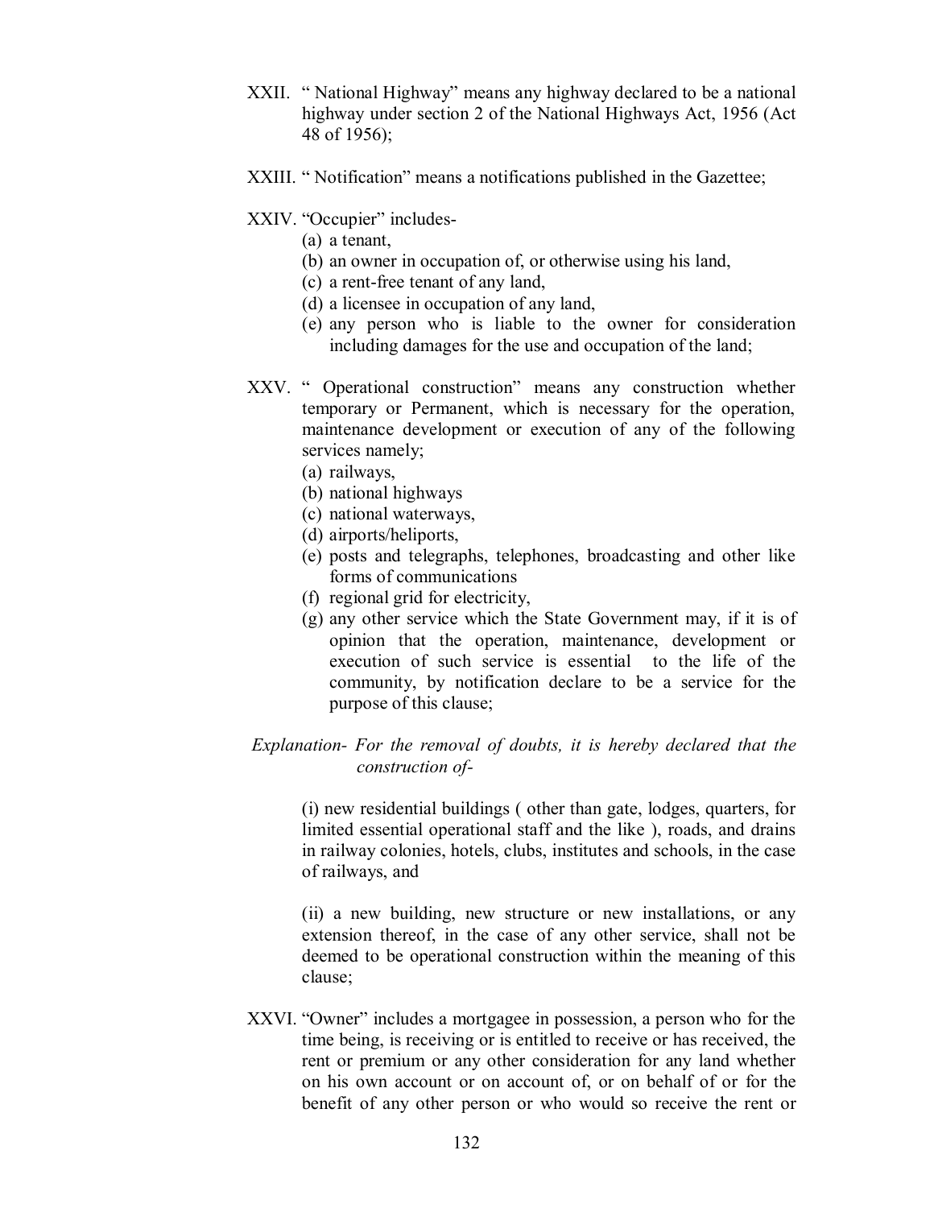XXII. " National Highway" means any highway declared to be a national highway under section 2 of the National Highways Act, 1956 (Act 48 of 1956);

XXIII. " Notification" means a notifications published in the Gazettee;

XXIV. "Occupier" includes-

(a) a tenant,
(b) an owner in occupation of, or otherwise using his land,
(c) a rent-free tenant of any land,
(d) a licensee in occupation of any land,
(e) any person who is liable to the owner for consideration including damages for the use and occupation of the land;

XXV. " Operational construction" means any construction whether temporary or Permanent, which is necessary for the operation, maintenance development or execution of any of the following services namely;

(a) railways,
(b) national highways
(c) national waterways,
(d) airports/heliports,
(e) posts and telegraphs, telephones, broadcasting and other like forms of communications
(f) regional grid for electricity,
(g) any other service which the State Government may, if it is of opinion that the operation, maintenance, development or execution of such service is essential to the life of the community, by notification declare to be a service for the purpose of this clause;

*Explanation- For the removal of doubts, it is hereby declared that the construction of-*

(i) new residential buildings ( other than gate, lodges, quarters, for limited essential operational staff and the like ), roads, and drains in railway colonies, hotels, clubs, institutes and schools, in the case of railways, and

(ii) a new building, new structure or new installations, or any extension thereof, in the case of any other service, shall not be deemed to be operational construction within the meaning of this clause;

XXVI. "Owner" includes a mortgagee in possession, a person who for the time being, is receiving or is entitled to receive or has received, the rent or premium or any other consideration for any land whether on his own account or on account of, or on behalf of or for the benefit of any other person or who would so receive the rent or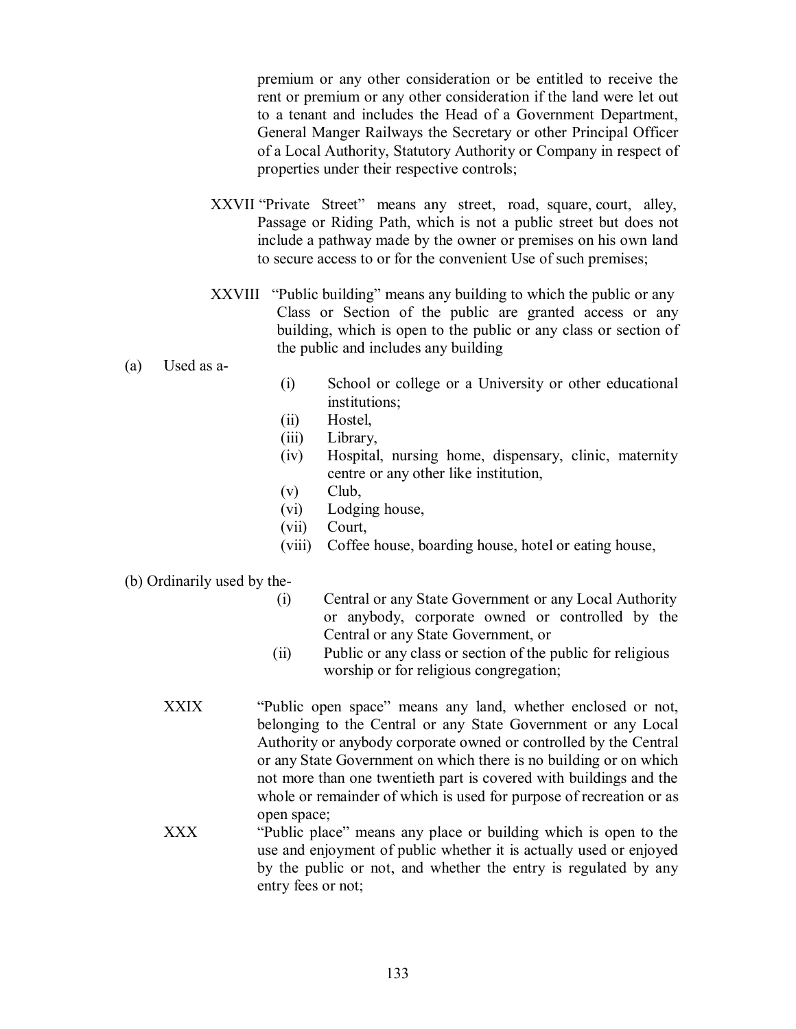premium or any other consideration or be entitled to receive the rent or premium or any other consideration if the land were let out to a tenant and includes the Head of a Government Department, General Manger Railways the Secretary or other Principal Officer of a Local Authority, Statutory Authority or Company in respect of properties under their respective controls;

XXVII "Private Street" means any street, road, square, court, alley, Passage or Riding Path, which is not a public street but does not include a pathway made by the owner or premises on his own land to secure access to or for the convenient Use of such premises;

XXVIII "Public building" means any building to which the public or any Class or Section of the public are granted access or any building, which is open to the public or any class or section of the public and includes any building

(a) Used as a-

- (i) School or college or a University or other educational institutions;
- (ii) Hostel,
- (iii) Library,
- (iv) Hospital, nursing home, dispensary, clinic, maternity centre or any other like institution,
- (v) Club,
- (vi) Lodging house,
- (vii) Court,
- (viii) Coffee house, boarding house, hotel or eating house,

(b) Ordinarily used by the-

- (i) Central or any State Government or any Local Authority or anybody, corporate owned or controlled by the Central or any State Government, or
- (ii) Public or any class or section of the public for religious worship or for religious congregation;

XXIX "Public open space" means any land, whether enclosed or not, belonging to the Central or any State Government or any Local Authority or anybody corporate owned or controlled by the Central or any State Government on which there is no building or on which not more than one twentieth part is covered with buildings and the whole or remainder of which is used for purpose of recreation or as open space;

XXX "Public place" means any place or building which is open to the use and enjoyment of public whether it is actually used or enjoyed by the public or not, and whether the entry is regulated by any entry fees or not;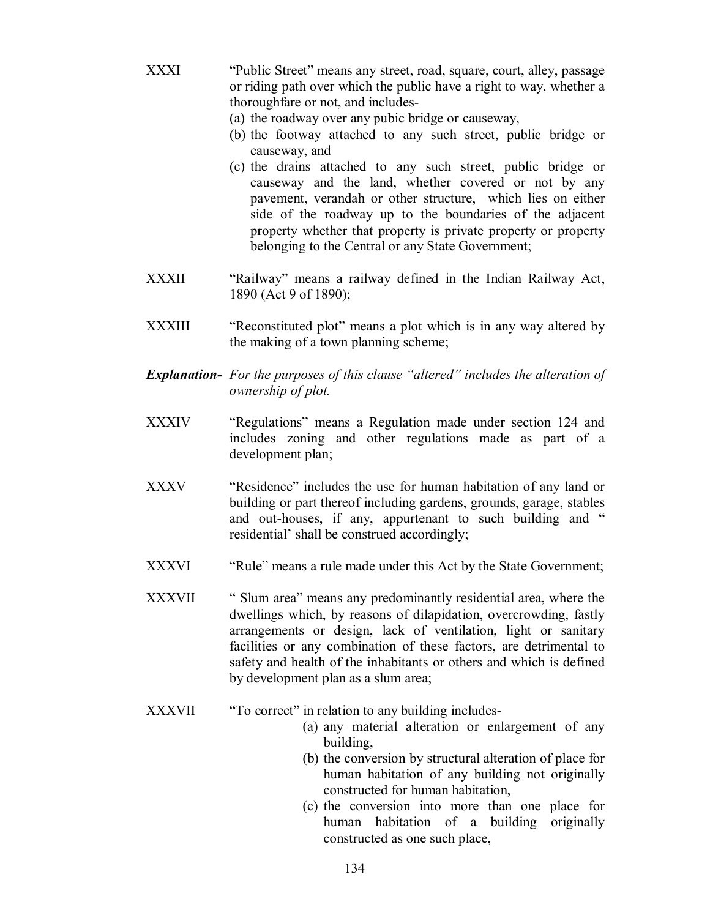XXXI "Public Street" means any street, road, square, court, alley, passage or riding path over which the public have a right to way, whether a thoroughfare or not, and includes-

(a) the roadway over any pubic bridge or causeway,
(b) the footway attached to any such street, public bridge or causeway, and
(c) the drains attached to any such street, public bridge or causeway and the land, whether covered or not by any pavement, verandah or other structure, which lies on either side of the roadway up to the boundaries of the adjacent property whether that property is private property or property belonging to the Central or any State Government;

XXXII "Railway" means a railway defined in the Indian Railway Act, 1890 (Act 9 of 1890);

XXXIII "Reconstituted plot" means a plot which is in any way altered by the making of a town planning scheme;

***Explanation-*** *For the purposes of this clause "altered" includes the alteration of ownership of plot.*

XXXIV "Regulations" means a Regulation made under section 124 and includes zoning and other regulations made as part of a development plan;

XXXV "Residence" includes the use for human habitation of any land or building or part thereof including gardens, grounds, garage, stables and out-houses, if any, appurtenant to such building and " residential' shall be construed accordingly;

XXXVI "Rule" means a rule made under this Act by the State Government;

XXXVII " Slum area" means any predominantly residential area, where the dwellings which, by reasons of dilapidation, overcrowding, fastly arrangements or design, lack of ventilation, light or sanitary facilities or any combination of these factors, are detrimental to safety and health of the inhabitants or others and which is defined by development plan as a slum area;

XXXVII "To correct" in relation to any building includes-

(a) any material alteration or enlargement of any building,
(b) the conversion by structural alteration of place for human habitation of any building not originally constructed for human habitation,
(c) the conversion into more than one place for human habitation of a building originally constructed as one such place,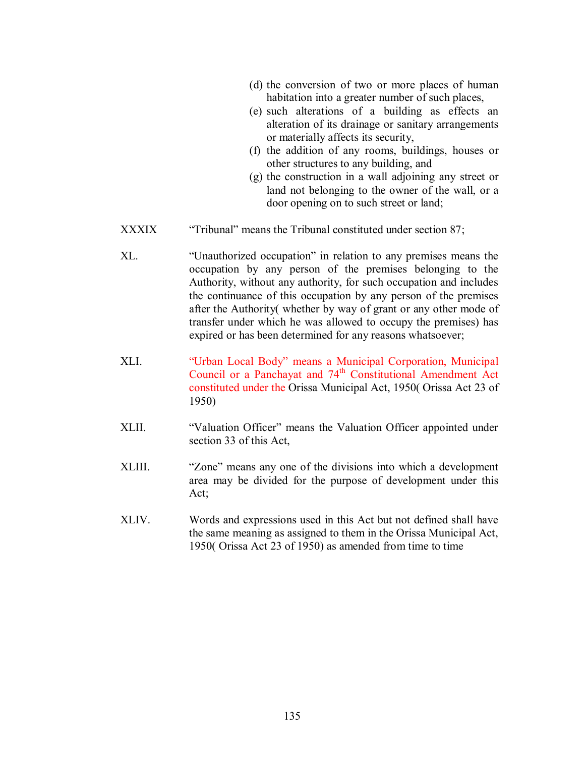(d) the conversion of two or more places of human habitation into a greater number of such places,

(e) such alterations of a building as effects an alteration of its drainage or sanitary arrangements or materially affects its security,

(f) the addition of any rooms, buildings, houses or other structures to any building, and

(g) the construction in a wall adjoining any street or land not belonging to the owner of the wall, or a door opening on to such street or land;

XXXIX "Tribunal" means the Tribunal constituted under section 87;

XL. "Unauthorized occupation" in relation to any premises means the occupation by any person of the premises belonging to the Authority, without any authority, for such occupation and includes the continuance of this occupation by any person of the premises after the Authority( whether by way of grant or any other mode of transfer under which he was allowed to occupy the premises) has expired or has been determined for any reasons whatsoever;

XLI. "Urban Local Body" means a Municipal Corporation, Municipal Council or a Panchayat and 74th Constitutional Amendment Act constituted under the Orissa Municipal Act, 1950( Orissa Act 23 of 1950)

XLII. "Valuation Officer" means the Valuation Officer appointed under section 33 of this Act,

XLIII. "Zone" means any one of the divisions into which a development area may be divided for the purpose of development under this Act;

XLIV. Words and expressions used in this Act but not defined shall have the same meaning as assigned to them in the Orissa Municipal Act, 1950( Orissa Act 23 of 1950) as amended from time to time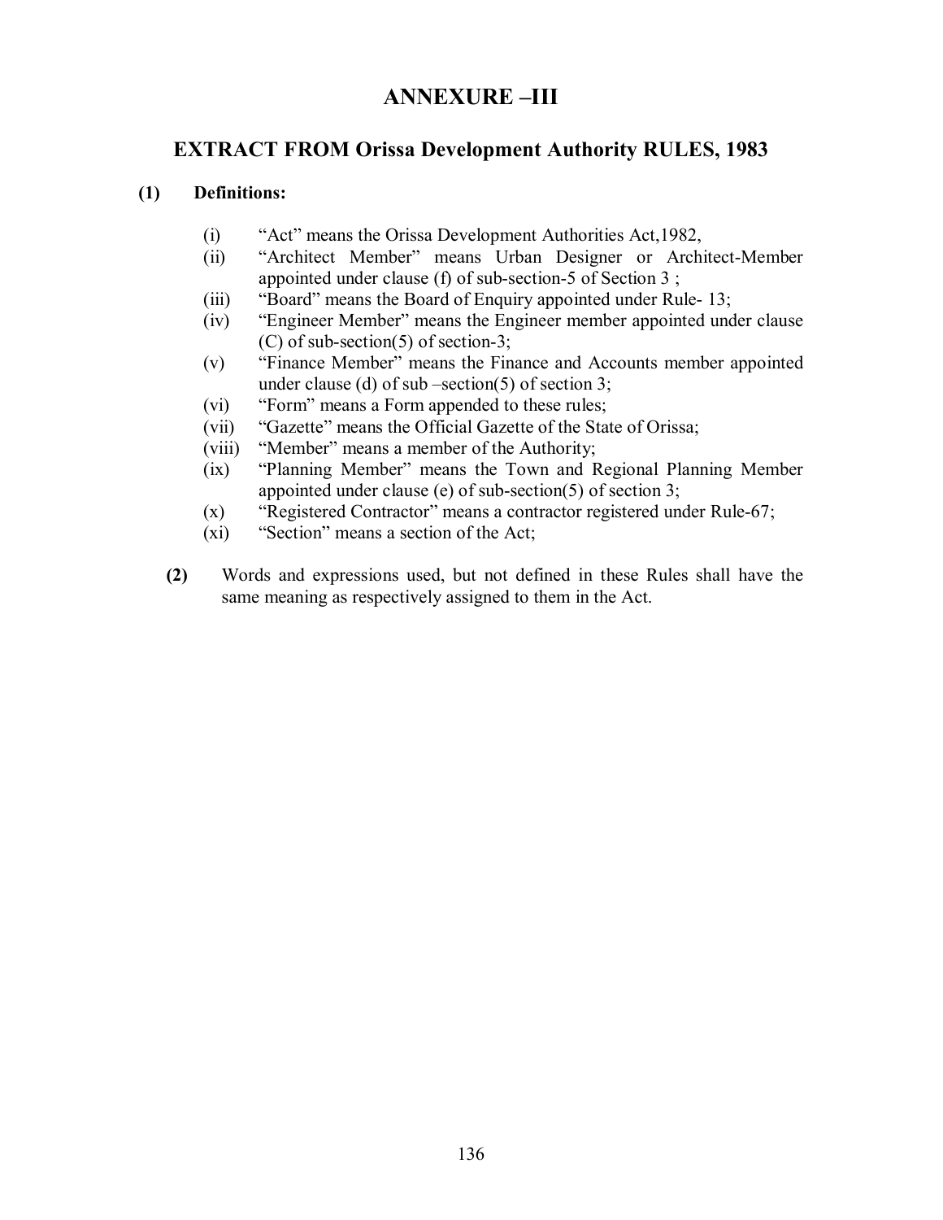# ANNEXURE –III

## EXTRACT FROM Orissa Development Authority RULES, 1983

**(1) Definitions:**

(i) "Act" means the Orissa Development Authorities Act,1982,

(ii) "Architect Member" means Urban Designer or Architect-Member appointed under clause (f) of sub-section-5 of Section 3 ;

(iii) "Board" means the Board of Enquiry appointed under Rule- 13;

(iv) "Engineer Member" means the Engineer member appointed under clause (C) of sub-section(5) of section-3;

(v) "Finance Member" means the Finance and Accounts member appointed under clause (d) of sub –section(5) of section 3;

(vi) "Form" means a Form appended to these rules;

(vii) "Gazette" means the Official Gazette of the State of Orissa;

(viii) "Member" means a member of the Authority;

(ix) "Planning Member" means the Town and Regional Planning Member appointed under clause (e) of sub-section(5) of section 3;

(x) "Registered Contractor" means a contractor registered under Rule-67;

(xi) "Section" means a section of the Act;

**(2)** Words and expressions used, but not defined in these Rules shall have the same meaning as respectively assigned to them in the Act.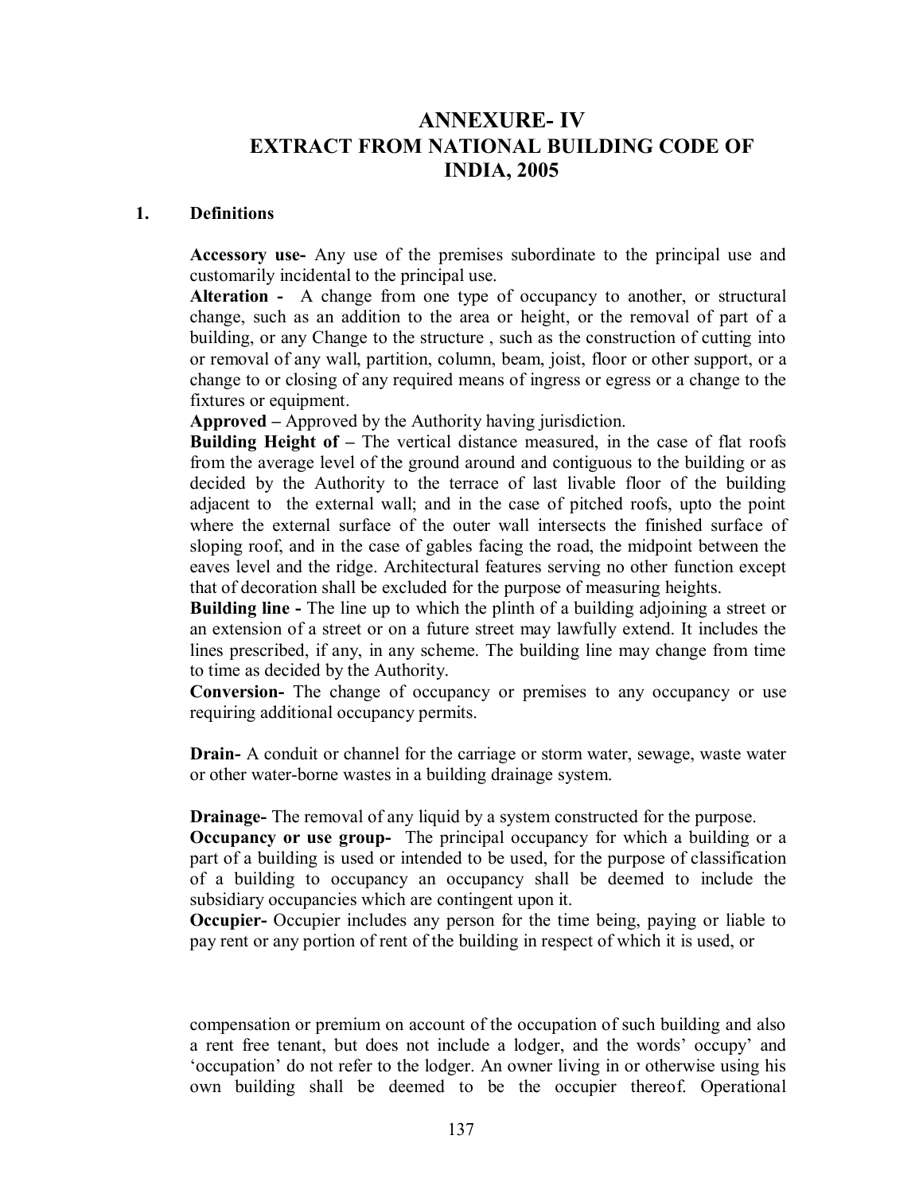# ANNEXURE- IV
# EXTRACT FROM NATIONAL BUILDING CODE OF INDIA, 2005

## 1. Definitions

**Accessory use-** Any use of the premises subordinate to the principal use and customarily incidental to the principal use.

**Alteration -** A change from one type of occupancy to another, or structural change, such as an addition to the area or height, or the removal of part of a building, or any Change to the structure , such as the construction of cutting into or removal of any wall, partition, column, beam, joist, floor or other support, or a change to or closing of any required means of ingress or egress or a change to the fixtures or equipment.

**Approved –** Approved by the Authority having jurisdiction.

**Building Height of –** The vertical distance measured, in the case of flat roofs from the average level of the ground around and contiguous to the building or as decided by the Authority to the terrace of last livable floor of the building adjacent to the external wall; and in the case of pitched roofs, upto the point where the external surface of the outer wall intersects the finished surface of sloping roof, and in the case of gables facing the road, the midpoint between the eaves level and the ridge. Architectural features serving no other function except that of decoration shall be excluded for the purpose of measuring heights.

**Building line -** The line up to which the plinth of a building adjoining a street or an extension of a street or on a future street may lawfully extend. It includes the lines prescribed, if any, in any scheme. The building line may change from time to time as decided by the Authority.

**Conversion-** The change of occupancy or premises to any occupancy or use requiring additional occupancy permits.

**Drain-** A conduit or channel for the carriage or storm water, sewage, waste water or other water-borne wastes in a building drainage system.

**Drainage-** The removal of any liquid by a system constructed for the purpose.

**Occupancy or use group-** The principal occupancy for which a building or a part of a building is used or intended to be used, for the purpose of classification of a building to occupancy an occupancy shall be deemed to include the subsidiary occupancies which are contingent upon it.

**Occupier-** Occupier includes any person for the time being, paying or liable to pay rent or any portion of rent of the building in respect of which it is used, or compensation or premium on account of the occupation of such building and also a rent free tenant, but does not include a lodger, and the words' occupy' and 'occupation' do not refer to the lodger. An owner living in or otherwise using his own building shall be deemed to be the occupier thereof. Operational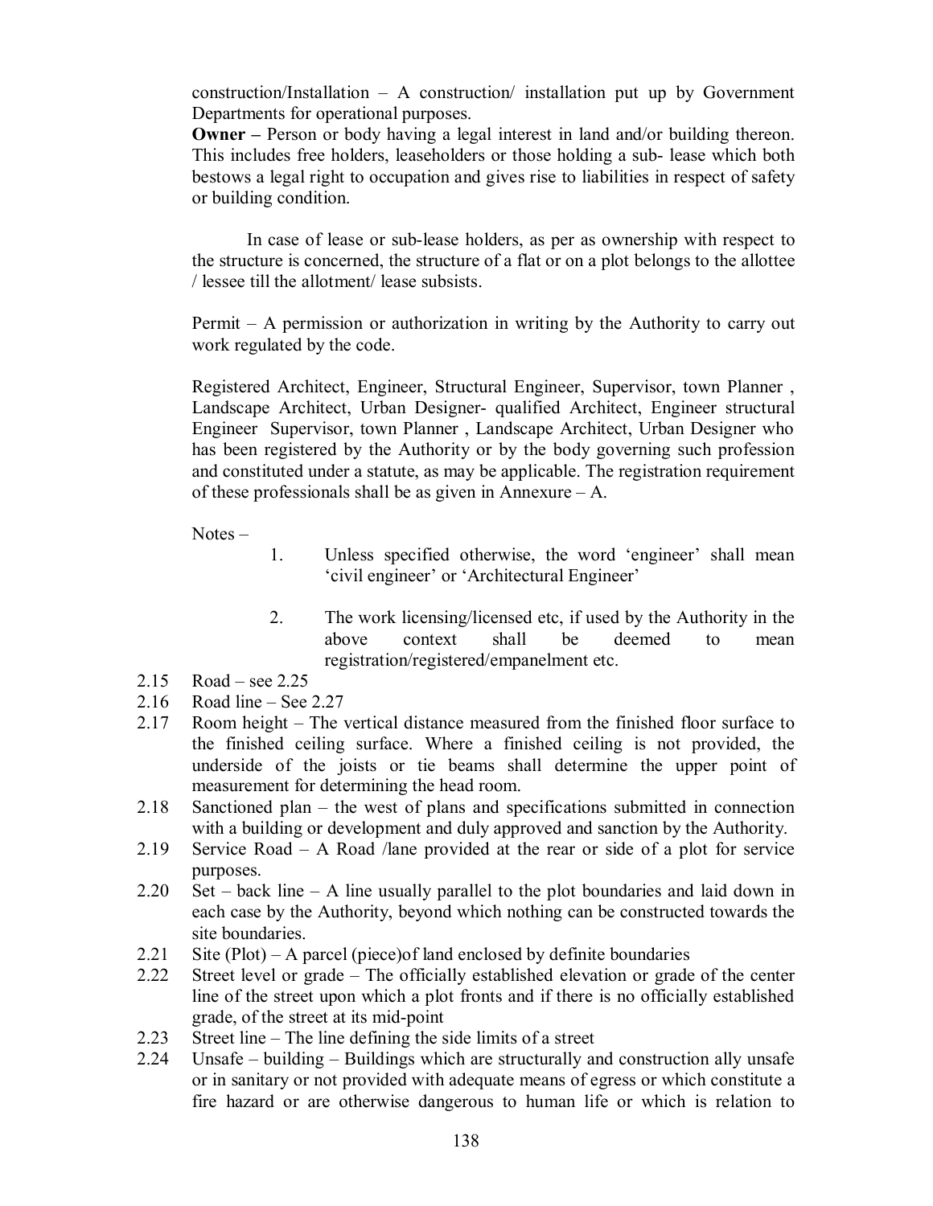construction/Installation – A construction/ installation put up by Government Departments for operational purposes.

**Owner –** Person or body having a legal interest in land and/or building thereon. This includes free holders, leaseholders or those holding a sub- lease which both bestows a legal right to occupation and gives rise to liabilities in respect of safety or building condition.

In case of lease or sub-lease holders, as per as ownership with respect to the structure is concerned, the structure of a flat or on a plot belongs to the allottee / lessee till the allotment/ lease subsists.

Permit – A permission or authorization in writing by the Authority to carry out work regulated by the code.

Registered Architect, Engineer, Structural Engineer, Supervisor, town Planner , Landscape Architect, Urban Designer- qualified Architect, Engineer structural Engineer Supervisor, town Planner , Landscape Architect, Urban Designer who has been registered by the Authority or by the body governing such profession and constituted under a statute, as may be applicable. The registration requirement of these professionals shall be as given in Annexure – A.

Notes –

1. Unless specified otherwise, the word 'engineer' shall mean 'civil engineer' or 'Architectural Engineer'

2. The work licensing/licensed etc, if used by the Authority in the above context shall be deemed to mean registration/registered/empanelment etc.

2.15 Road – see 2.25

2.16 Road line – See 2.27

2.17 Room height – The vertical distance measured from the finished floor surface to the finished ceiling surface. Where a finished ceiling is not provided, the underside of the joists or tie beams shall determine the upper point of measurement for determining the head room.

2.18 Sanctioned plan – the west of plans and specifications submitted in connection with a building or development and duly approved and sanction by the Authority.

2.19 Service Road – A Road /lane provided at the rear or side of a plot for service purposes.

2.20 Set – back line – A line usually parallel to the plot boundaries and laid down in each case by the Authority, beyond which nothing can be constructed towards the site boundaries.

2.21 Site (Plot) – A parcel (piece)of land enclosed by definite boundaries

2.22 Street level or grade – The officially established elevation or grade of the center line of the street upon which a plot fronts and if there is no officially established grade, of the street at its mid-point

2.23 Street line – The line defining the side limits of a street

2.24 Unsafe – building – Buildings which are structurally and construction ally unsafe or in sanitary or not provided with adequate means of egress or which constitute a fire hazard or are otherwise dangerous to human life or which is relation to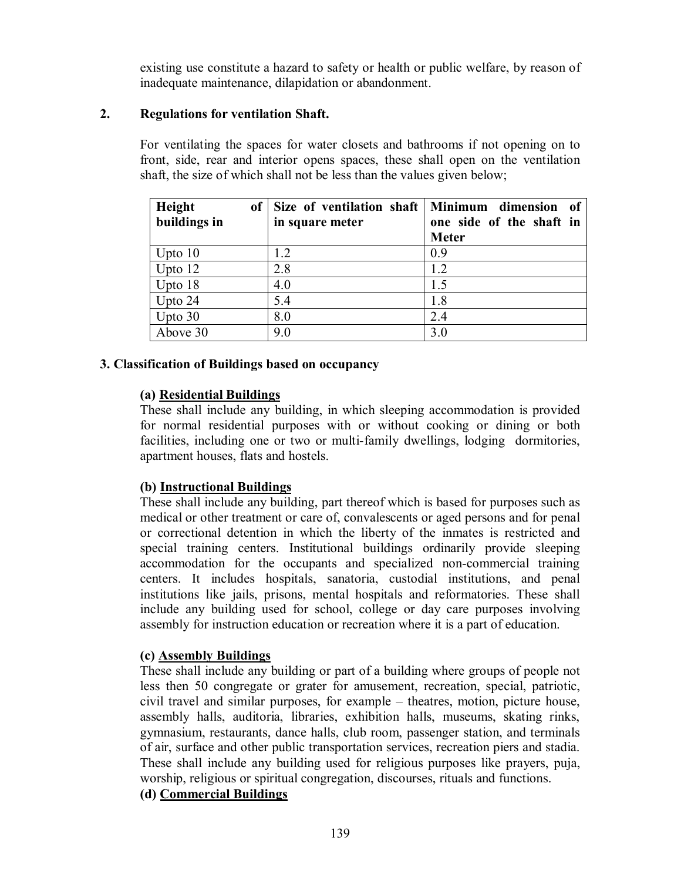existing use constitute a hazard to safety or health or public welfare, by reason of inadequate maintenance, dilapidation or abandonment.

## 2. Regulations for ventilation Shaft.

For ventilating the spaces for water closets and bathrooms if not opening on to front, side, rear and interior opens spaces, these shall open on the ventilation shaft, the size of which shall not be less than the values given below;

| Height of buildings in | Size of ventilation shaft in square meter | Minimum dimension of one side of the shaft in Meter |
|---|---|---|
| Upto 10 | 1.2 | 0.9 |
| Upto 12 | 2.8 | 1.2 |
| Upto 18 | 4.0 | 1.5 |
| Upto 24 | 5.4 | 1.8 |
| Upto 30 | 8.0 | 2.4 |
| Above 30 | 9.0 | 3.0 |

## 3. Classification of Buildings based on occupancy

### (a) Residential Buildings

These shall include any building, in which sleeping accommodation is provided for normal residential purposes with or without cooking or dining or both facilities, including one or two or multi-family dwellings, lodging dormitories, apartment houses, flats and hostels.

### (b) Instructional Buildings

These shall include any building, part thereof which is based for purposes such as medical or other treatment or care of, convalescents or aged persons and for penal or correctional detention in which the liberty of the inmates is restricted and special training centers. Institutional buildings ordinarily provide sleeping accommodation for the occupants and specialized non-commercial training centers. It includes hospitals, sanatoria, custodial institutions, and penal institutions like jails, prisons, mental hospitals and reformatories. These shall include any building used for school, college or day care purposes involving assembly for instruction education or recreation where it is a part of education.

### (c) Assembly Buildings

These shall include any building or part of a building where groups of people not less then 50 congregate or grater for amusement, recreation, special, patriotic, civil travel and similar purposes, for example – theatres, motion, picture house, assembly halls, auditoria, libraries, exhibition halls, museums, skating rinks, gymnasium, restaurants, dance halls, club room, passenger station, and terminals of air, surface and other public transportation services, recreation piers and stadia. These shall include any building used for religious purposes like prayers, puja, worship, religious or spiritual congregation, discourses, rituals and functions.

### (d) Commercial Buildings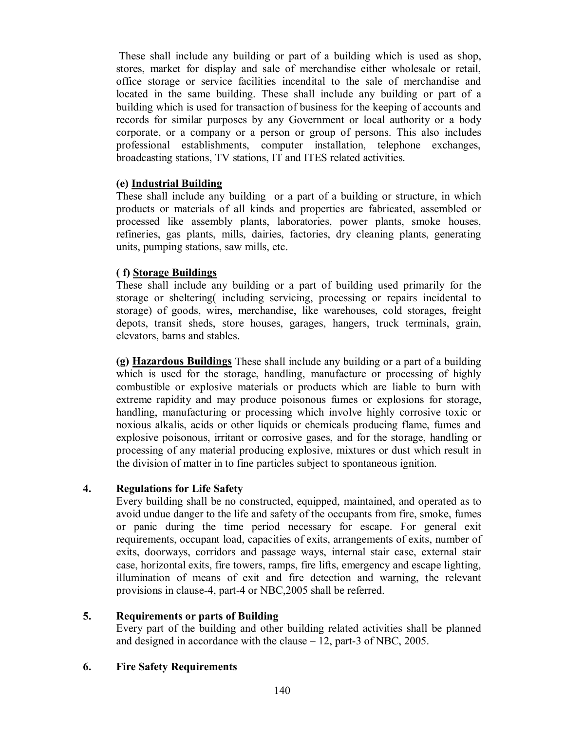These shall include any building or part of a building which is used as shop, stores, market for display and sale of merchandise either wholesale or retail, office storage or service facilities incendital to the sale of merchandise and located in the same building. These shall include any building or part of a building which is used for transaction of business for the keeping of accounts and records for similar purposes by any Government or local authority or a body corporate, or a company or a person or group of persons. This also includes professional establishments, computer installation, telephone exchanges, broadcasting stations, TV stations, IT and ITES related activities.

**(e) Industrial Building**

These shall include any building or a part of a building or structure, in which products or materials of all kinds and properties are fabricated, assembled or processed like assembly plants, laboratories, power plants, smoke houses, refineries, gas plants, mills, dairies, factories, dry cleaning plants, generating units, pumping stations, saw mills, etc.

**( f) Storage Buildings**

These shall include any building or a part of building used primarily for the storage or sheltering( including servicing, processing or repairs incidental to storage) of goods, wires, merchandise, like warehouses, cold storages, freight depots, transit sheds, store houses, garages, hangers, truck terminals, grain, elevators, barns and stables.

**(g) Hazardous Buildings** These shall include any building or a part of a building which is used for the storage, handling, manufacture or processing of highly combustible or explosive materials or products which are liable to burn with extreme rapidity and may produce poisonous fumes or explosions for storage, handling, manufacturing or processing which involve highly corrosive toxic or noxious alkalis, acids or other liquids or chemicals producing flame, fumes and explosive poisonous, irritant or corrosive gases, and for the storage, handling or processing of any material producing explosive, mixtures or dust which result in the division of matter in to fine particles subject to spontaneous ignition.

**4. Regulations for Life Safety**

Every building shall be no constructed, equipped, maintained, and operated as to avoid undue danger to the life and safety of the occupants from fire, smoke, fumes or panic during the time period necessary for escape. For general exit requirements, occupant load, capacities of exits, arrangements of exits, number of exits, doorways, corridors and passage ways, internal stair case, external stair case, horizontal exits, fire towers, ramps, fire lifts, emergency and escape lighting, illumination of means of exit and fire detection and warning, the relevant provisions in clause-4, part-4 or NBC,2005 shall be referred.

**5. Requirements or parts of Building**

Every part of the building and other building related activities shall be planned and designed in accordance with the clause – 12, part-3 of NBC, 2005.

**6. Fire Safety Requirements**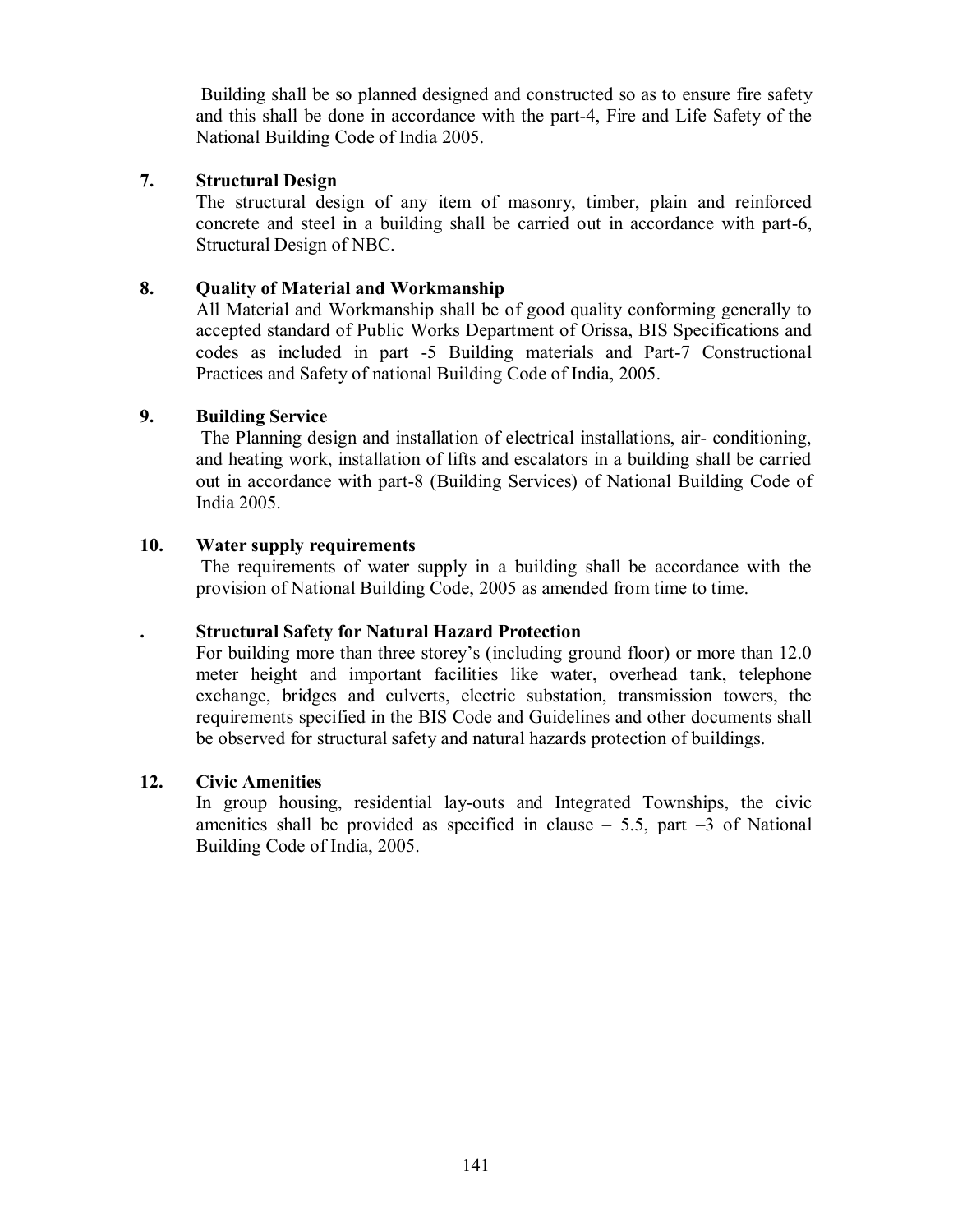Building shall be so planned designed and constructed so as to ensure fire safety and this shall be done in accordance with the part-4, Fire and Life Safety of the National Building Code of India 2005.

**7. Structural Design**

The structural design of any item of masonry, timber, plain and reinforced concrete and steel in a building shall be carried out in accordance with part-6, Structural Design of NBC.

**8. Quality of Material and Workmanship**

All Material and Workmanship shall be of good quality conforming generally to accepted standard of Public Works Department of Orissa, BIS Specifications and codes as included in part -5 Building materials and Part-7 Constructional Practices and Safety of national Building Code of India, 2005.

**9. Building Service**

The Planning design and installation of electrical installations, air- conditioning, and heating work, installation of lifts and escalators in a building shall be carried out in accordance with part-8 (Building Services) of National Building Code of India 2005.

**10. Water supply requirements**

The requirements of water supply in a building shall be accordance with the provision of National Building Code, 2005 as amended from time to time.

**. Structural Safety for Natural Hazard Protection**

For building more than three storey's (including ground floor) or more than 12.0 meter height and important facilities like water, overhead tank, telephone exchange, bridges and culverts, electric substation, transmission towers, the requirements specified in the BIS Code and Guidelines and other documents shall be observed for structural safety and natural hazards protection of buildings.

**12. Civic Amenities**

In group housing, residential lay-outs and Integrated Townships, the civic amenities shall be provided as specified in clause – 5.5, part –3 of National Building Code of India, 2005.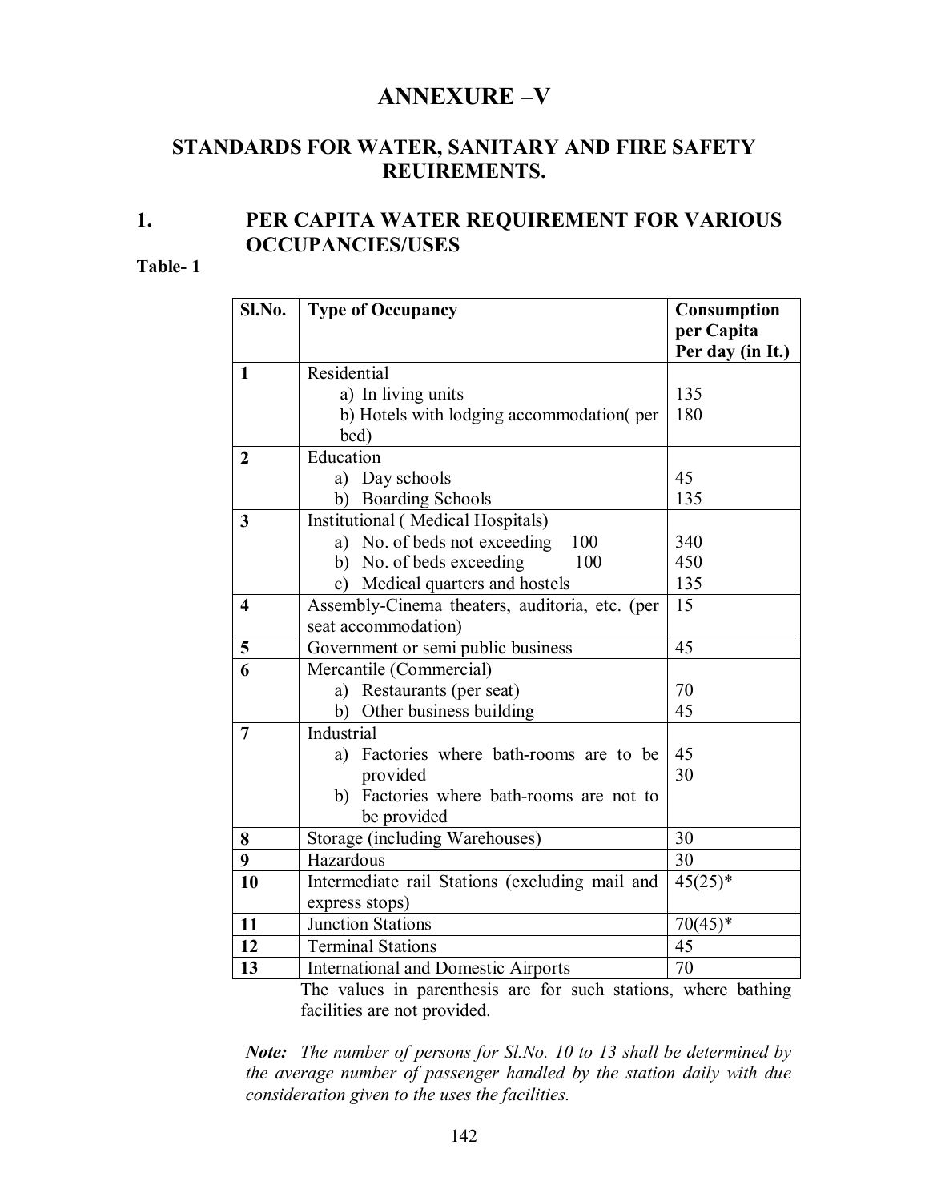# ANNEXURE –V

## STANDARDS FOR WATER, SANITARY AND FIRE SAFETY REUIREMENTS.

## 1. PER CAPITA WATER REQUIREMENT FOR VARIOUS OCCUPANCIES/USES

**Table- 1**

| Sl.No. | Type of Occupancy | Consumption per Capita Per day (in lt.) |
|---|---|---|
| **1** | Residential | |
| | a) In living units | 135 |
| | b) Hotels with lodging accommodation( per bed) | 180 |
| **2** | Education | |
| | a) Day schools | 45 |
| | b) Boarding Schools | 135 |
| **3** | Institutional ( Medical Hospitals) | |
| | a) No. of beds not exceeding 100 | 340 |
| | b) No. of beds exceeding 100 | 450 |
| | c) Medical quarters and hostels | 135 |
| **4** | Assembly-Cinema theaters, auditoria, etc. (per seat accommodation) | 15 |
| **5** | Government or semi public business | 45 |
| **6** | Mercantile (Commercial) | |
| | a) Restaurants (per seat) | 70 |
| | b) Other business building | 45 |
| **7** | Industrial | |
| | a) Factories where bath-rooms are to be provided | 45 |
| | b) Factories where bath-rooms are not to be provided | 30 |
| **8** | Storage (including Warehouses) | 30 |
| **9** | Hazardous | 30 |
| **10** | Intermediate rail Stations (excluding mail and express stops) | 45(25)* |
| **11** | Junction Stations | 70(45)* |
| **12** | Terminal Stations | 45 |
| **13** | International and Domestic Airports | 70 |

The values in parenthesis are for such stations, where bathing facilities are not provided.

***Note:*** *The number of persons for Sl.No. 10 to 13 shall be determined by the average number of passenger handled by the station daily with due consideration given to the uses the facilities.*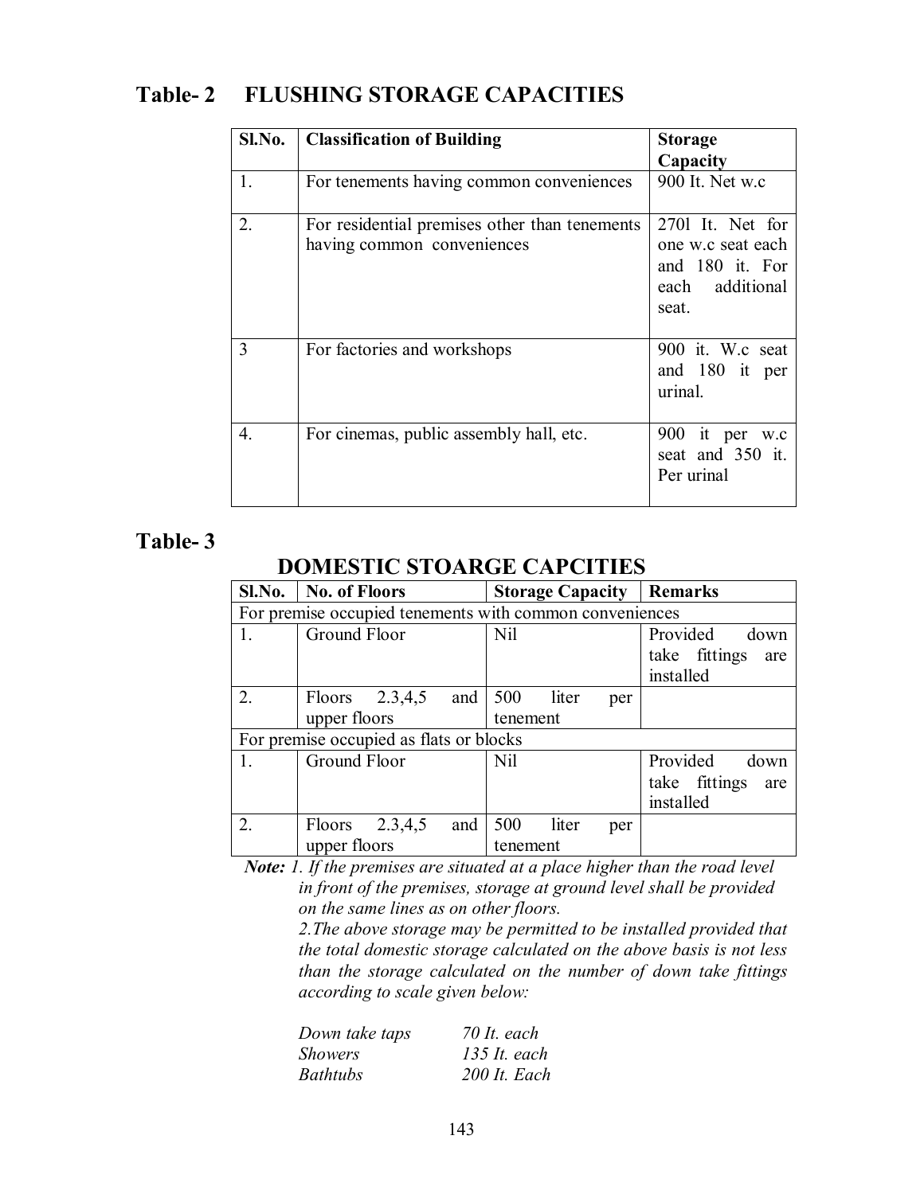## Table- 2 FLUSHING STORAGE CAPACITIES

| Sl.No. | Classification of Building | Storage Capacity |
|---|---|---|
| 1. | For tenements having common conveniences | 900 It. Net w.c |
| 2. | For residential premises other than tenements having common conveniences | 270l It. Net for one w.c seat each and 180 it. For each additional seat. |
| 3 | For factories and workshops | 900 it. W.c seat and 180 it per urinal. |
| 4. | For cinemas, public assembly hall, etc. | 900 it per w.c seat and 350 it. Per urinal |

## Table- 3

### DOMESTIC STOARGE CAPCITIES

| Sl.No. | No. of Floors | Storage Capacity | Remarks |
|---|---|---|---|
| For premise occupied tenements with common conveniences | | | |
| 1. | Ground Floor | Nil | Provided down take fittings are installed |
| 2. | Floors 2.3,4,5 and upper floors | 500 liter per tenement | |
| For premise occupied as flats or blocks | | | |
| 1. | Ground Floor | Nil | Provided down take fittings are installed |
| 2. | Floors 2.3,4,5 and upper floors | 500 liter per tenement | |

***Note:*** *1. If the premises are situated at a place higher than the road level in front of the premises, storage at ground level shall be provided on the same lines as on other floors.*

*2.The above storage may be permitted to be installed provided that the total domestic storage calculated on the above basis is not less than the storage calculated on the number of down take fittings according to scale given below:*

| | |
|---|---|
| *Down take taps* | *70 It. each* |
| *Showers* | *135 It. each* |
| *Bathtubs* | *200 It. Each* |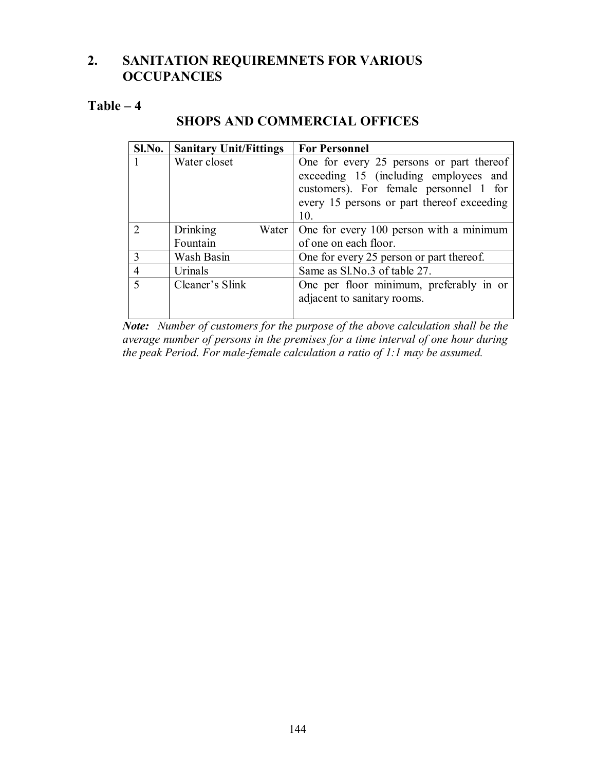## 2. SANITATION REQUIREMNETS FOR VARIOUS OCCUPANCIES

### Table – 4

### SHOPS AND COMMERCIAL OFFICES

| Sl.No. | Sanitary Unit/Fittings | For Personnel |
|---|---|---|
| 1 | Water closet | One for every 25 persons or part thereof exceeding 15 (including employees and customers). For female personnel 1 for every 15 persons or part thereof exceeding 10. |
| 2 | Drinking Water Fountain | One for every 100 person with a minimum of one on each floor. |
| 3 | Wash Basin | One for every 25 person or part thereof. |
| 4 | Urinals | Same as Sl.No.3 of table 27. |
| 5 | Cleaner's Slink | One per floor minimum, preferably in or adjacent to sanitary rooms. |

***Note:*** *Number of customers for the purpose of the above calculation shall be the average number of persons in the premises for a time interval of one hour during the peak Period. For male-female calculation a ratio of 1:1 may be assumed.*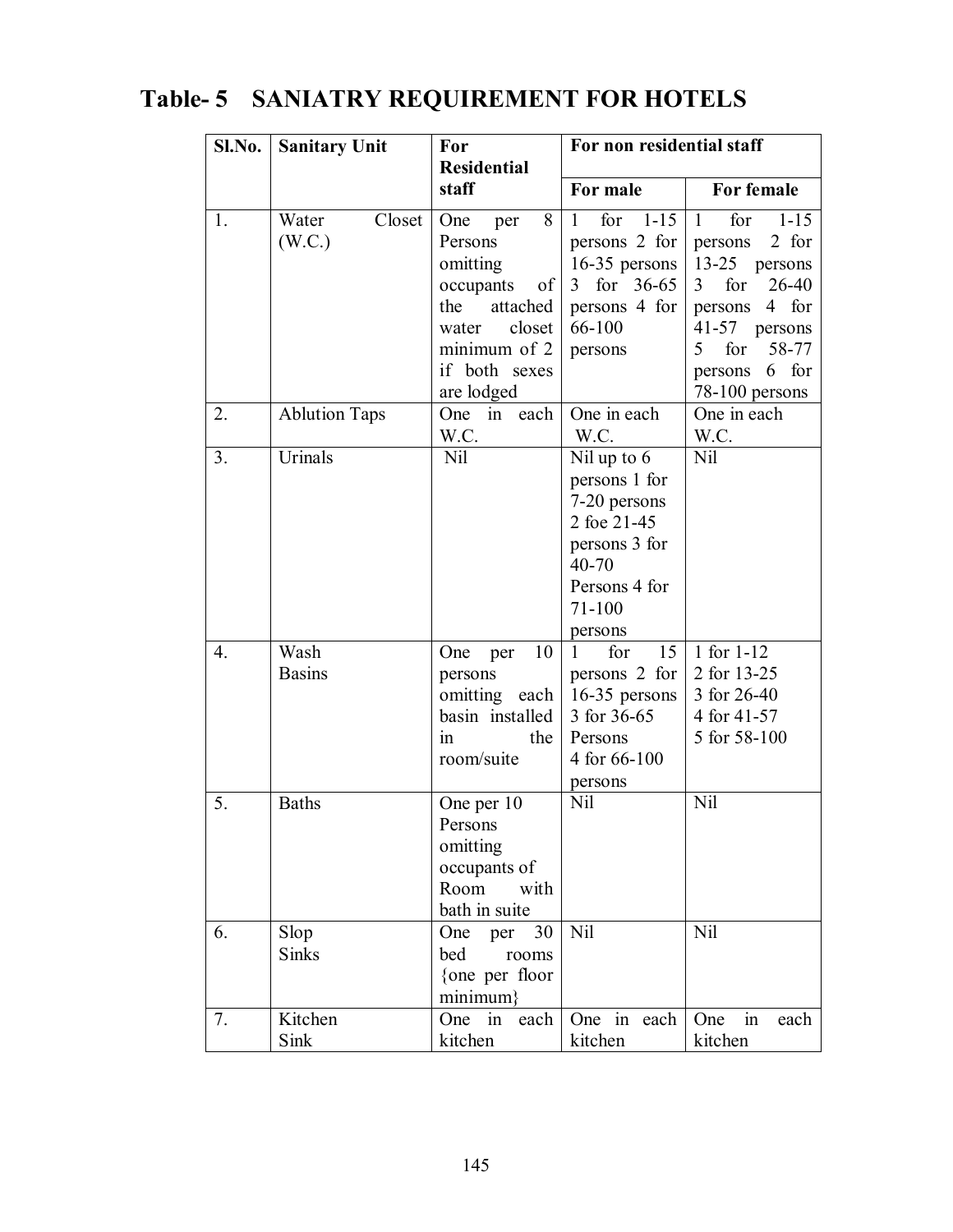## Table- 5 SANIATRY REQUIREMENT FOR HOTELS

| Sl.No. | Sanitary Unit | For Residential staff | For non residential staff | |
|---|---|---|---|---|
| | | | For male | For female |
| 1. | Water Closet (W.C.) | One per 8 Persons omitting occupants of the attached water closet minimum of 2 if both sexes are lodged | 1 for 1-15 persons 2 for 16-35 persons 3 for 36-65 persons 4 for 66-100 persons | 1 for 1-15 persons 2 for 13-25 persons 3 for 26-40 persons 4 for 41-57 persons 5 for 58-77 persons 6 for 78-100 persons |
| 2. | Ablution Taps | One in each W.C. | One in each W.C. | One in each W.C. |
| 3. | Urinals | Nil | Nil up to 6 persons 1 for 7-20 persons 2 foe 21-45 persons 3 for 40-70 Persons 4 for 71-100 persons | Nil |
| 4. | Wash Basins | One per 10 persons omitting each basin installed in the room/suite | 1 for 15 persons 2 for 16-35 persons 3 for 36-65 Persons 4 for 66-100 persons | 1 for 1-12 2 for 13-25 3 for 26-40 4 for 41-57 5 for 58-100 |
| 5. | Baths | One per 10 Persons omitting occupants of Room with bath in suite | Nil | Nil |
| 6. | Slop Sinks | One per 30 bed rooms {one per floor minimum} | Nil | Nil |
| 7. | Kitchen Sink | One in each kitchen | One in each kitchen | One in each kitchen |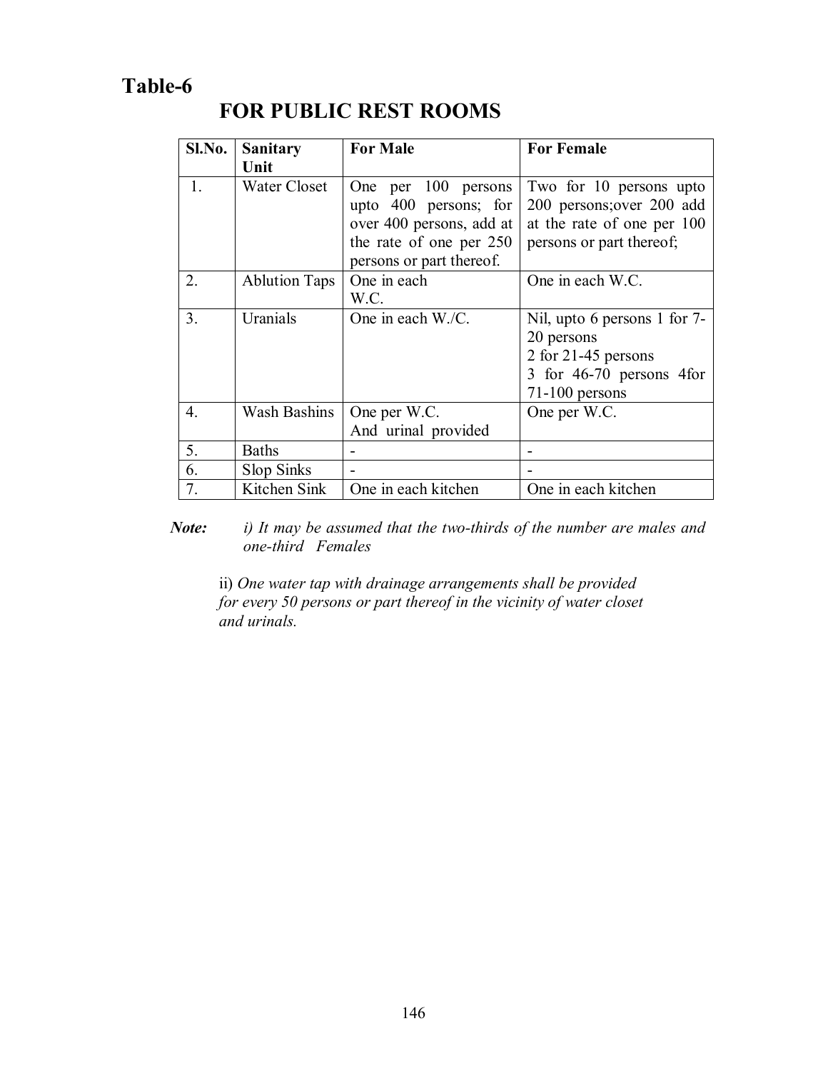## Table-6

### FOR PUBLIC REST ROOMS

| Sl.No. | Sanitary Unit | For Male | For Female |
|---|---|---|---|
| 1. | Water Closet | One per 100 persons upto 400 persons; for over 400 persons, add at the rate of one per 250 persons or part thereof. | Two for 10 persons upto 200 persons;over 200 add at the rate of one per 100 persons or part thereof; |
| 2. | Ablution Taps | One in each W.C. | One in each W.C. |
| 3. | Uranials | One in each W./C. | Nil, upto 6 persons 1 for 7-20 persons<br>2 for 21-45 persons<br>3 for 46-70 persons 4for 71-100 persons |
| 4. | Wash Bashins | One per W.C. And urinal provided | One per W.C. |
| 5. | Baths | - | - |
| 6. | Slop Sinks | - | - |
| 7. | Kitchen Sink | One in each kitchen | One in each kitchen |

***Note:*** *i) It may be assumed that the two-thirds of the number are males and one-third Females*

ii) *One water tap with drainage arrangements shall be provided for every 50 persons or part thereof in the vicinity of water closet and urinals.*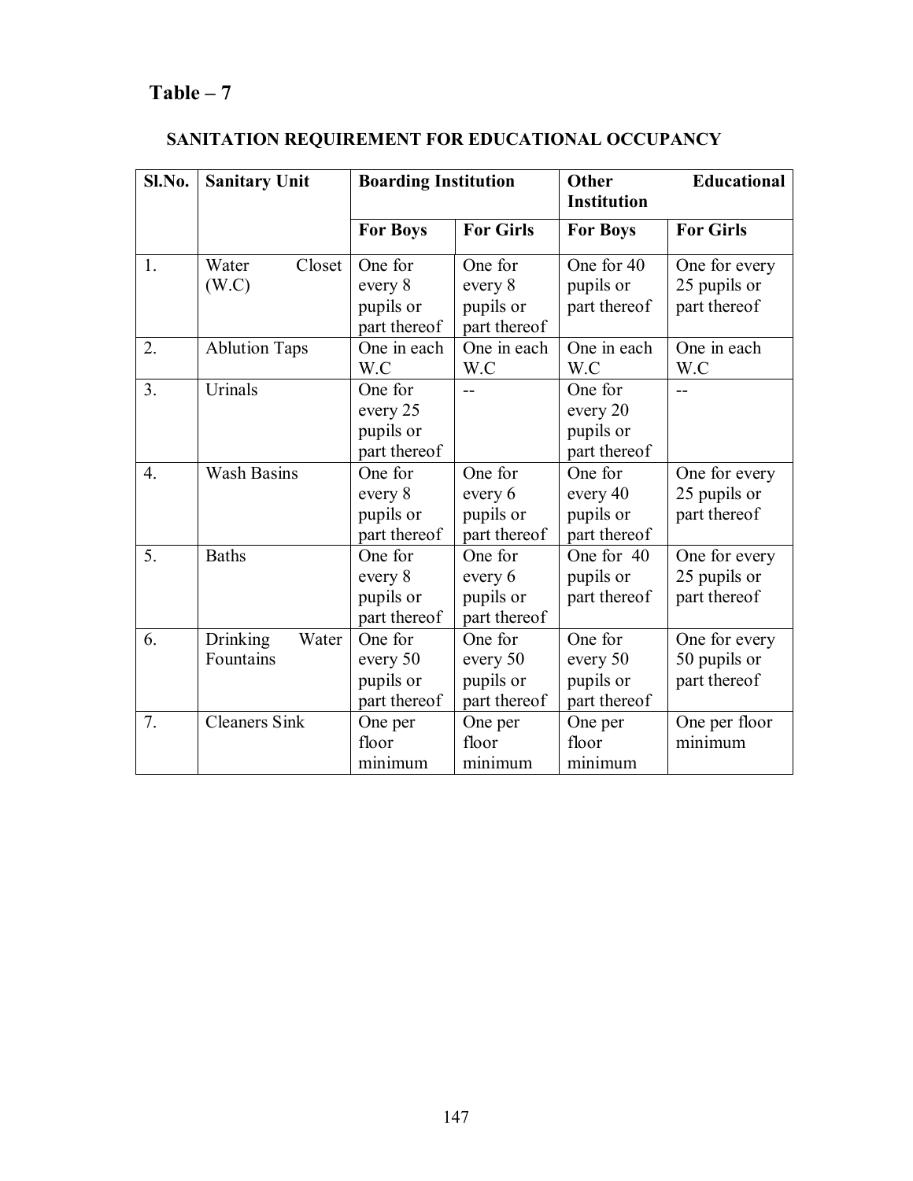## Table – 7

### SANITATION REQUIREMENT FOR EDUCATIONAL OCCUPANCY

| Sl.No. | Sanitary Unit | Boarding Institution | | Other Educational Institution | |
|---|---|---|---|---|---|
| | | For Boys | For Girls | For Boys | For Girls |
| 1. | Water Closet (W.C) | One for every 8 pupils or part thereof | One for every 8 pupils or part thereof | One for 40 pupils or part thereof | One for every 25 pupils or part thereof |
| 2. | Ablution Taps | One in each W.C | One in each W.C | One in each W.C | One in each W.C |
| 3. | Urinals | One for every 25 pupils or part thereof | -- | One for every 20 pupils or part thereof | -- |
| 4. | Wash Basins | One for every 8 pupils or part thereof | One for every 6 pupils or part thereof | One for every 40 pupils or part thereof | One for every 25 pupils or part thereof |
| 5. | Baths | One for every 8 pupils or part thereof | One for every 6 pupils or part thereof | One for 40 pupils or part thereof | One for every 25 pupils or part thereof |
| 6. | Drinking Water Fountains | One for every 50 pupils or part thereof | One for every 50 pupils or part thereof | One for every 50 pupils or part thereof | One for every 50 pupils or part thereof |
| 7. | Cleaners Sink | One per floor minimum | One per floor minimum | One per floor minimum | One per floor minimum |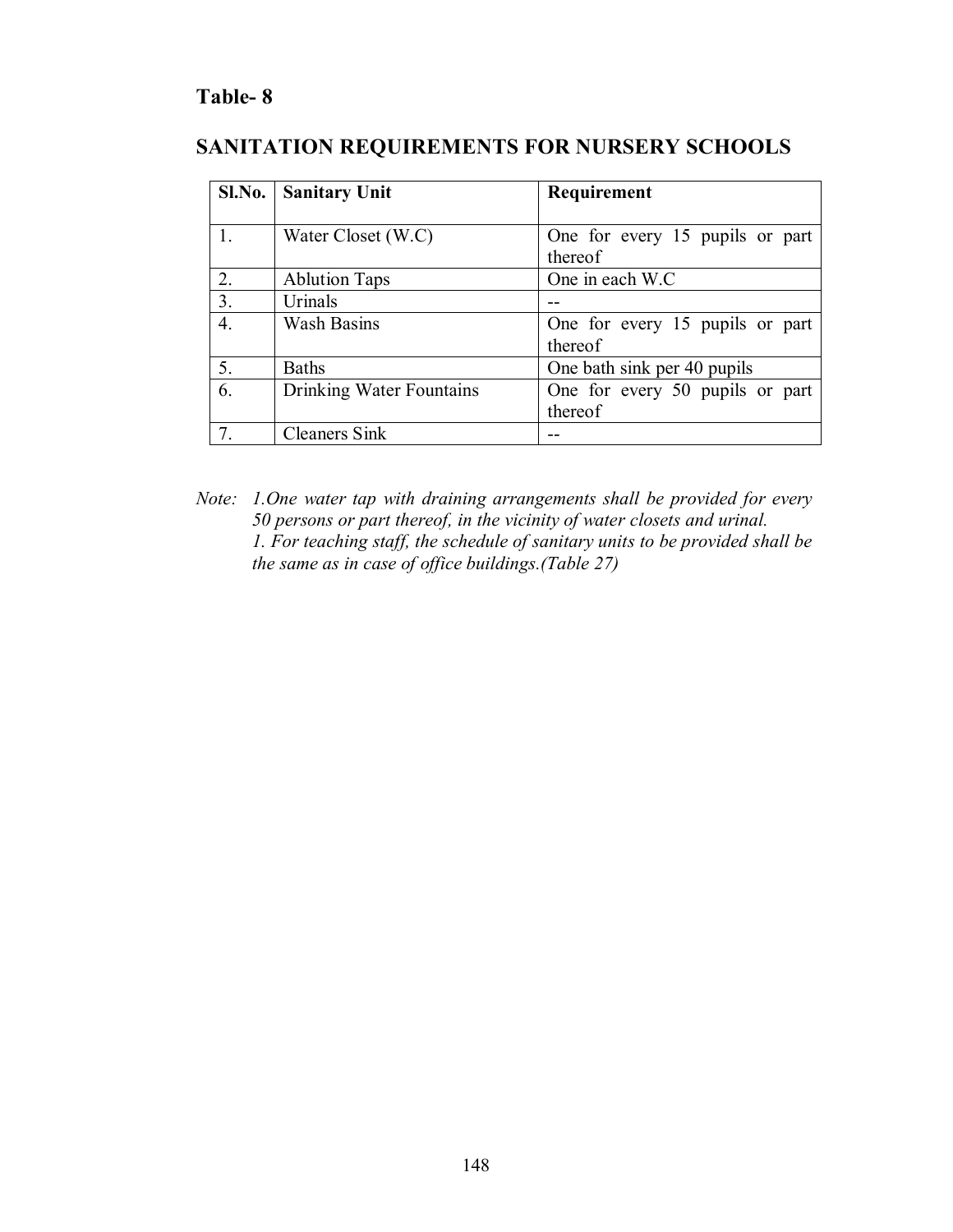## Table- 8

## SANITATION REQUIREMENTS FOR NURSERY SCHOOLS

| Sl.No. | Sanitary Unit | Requirement |
|---|---|---|
| 1. | Water Closet (W.C) | One for every 15 pupils or part thereof |
| 2. | Ablution Taps | One in each W.C |
| 3. | Urinals | -- |
| 4. | Wash Basins | One for every 15 pupils or part thereof |
| 5. | Baths | One bath sink per 40 pupils |
| 6. | Drinking Water Fountains | One for every 50 pupils or part thereof |
| 7. | Cleaners Sink | -- |

*Note: 1.One water tap with draining arrangements shall be provided for every 50 persons or part thereof, in the vicinity of water closets and urinal.*
*1. For teaching staff, the schedule of sanitary units to be provided shall be the same as in case of office buildings.(Table 27)*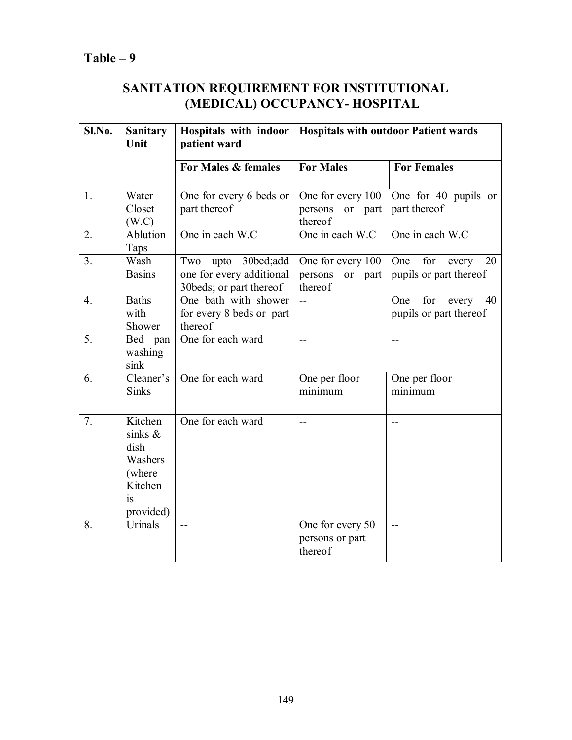**Table – 9**

## SANITATION REQUIREMENT FOR INSTITUTIONAL (MEDICAL) OCCUPANCY- HOSPITAL

| Sl.No. | Sanitary Unit | Hospitals with indoor patient ward | Hospitals with outdoor Patient wards | |
|---|---|---|---|---|
| | | **For Males & females** | **For Males** | **For Females** |
| 1. | Water Closet (W.C) | One for every 6 beds or part thereof | One for every 100 persons or part thereof | One for 40 pupils or part thereof |
| 2. | Ablution Taps | One in each W.C | One in each W.C | One in each W.C |
| 3. | Wash Basins | Two upto 30bed;add one for every additional 30beds; or part thereof | One for every 100 persons or part thereof | One for every 20 pupils or part thereof |
| 4. | Baths with Shower | One bath with shower for every 8 beds or part thereof | -- | One for every 40 pupils or part thereof |
| 5. | Bed pan washing sink | One for each ward | -- | -- |
| 6. | Cleaner's Sinks | One for each ward | One per floor minimum | One per floor minimum |
| 7. | Kitchen sinks & dish Washers (where Kitchen is provided) | One for each ward | -- | -- |
| 8. | Urinals | -- | One for every 50 persons or part thereof | -- |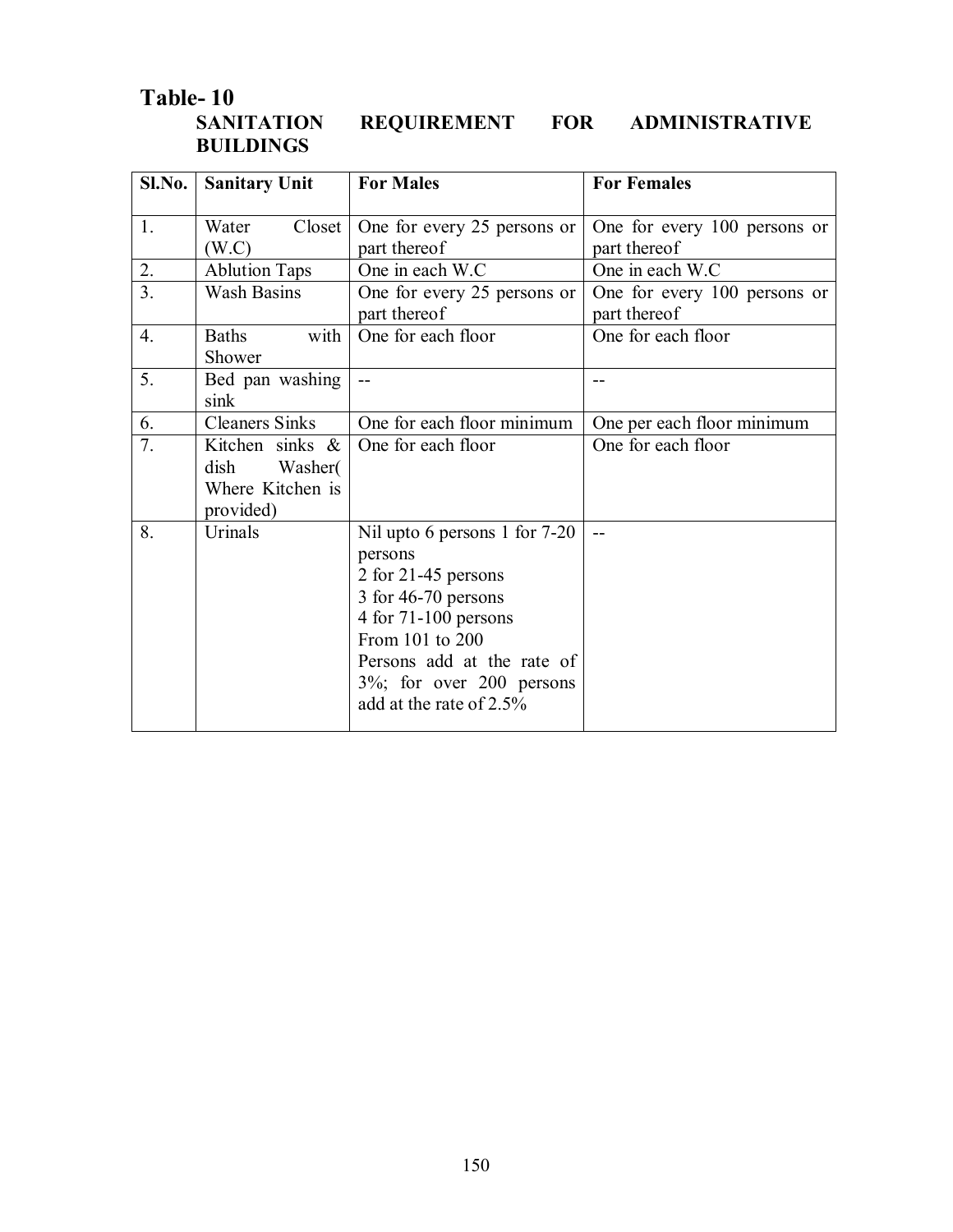## Table- 10

### SANITATION REQUIREMENT FOR ADMINISTRATIVE BUILDINGS

| Sl.No. | Sanitary Unit | For Males | For Females |
|---|---|---|---|
| 1. | Water Closet (W.C) | One for every 25 persons or part thereof | One for every 100 persons or part thereof |
| 2. | Ablution Taps | One in each W.C | One in each W.C |
| 3. | Wash Basins | One for every 25 persons or part thereof | One for every 100 persons or part thereof |
| 4. | Baths with Shower | One for each floor | One for each floor |
| 5. | Bed pan washing sink | -- | -- |
| 6. | Cleaners Sinks | One for each floor minimum | One per each floor minimum |
| 7. | Kitchen sinks & dish Washer( Where Kitchen is provided) | One for each floor | One for each floor |
| 8. | Urinals | Nil upto 6 persons 1 for 7-20 persons<br>2 for 21-45 persons<br>3 for 46-70 persons<br>4 for 71-100 persons<br>From 101 to 200 Persons add at the rate of 3%; for over 200 persons add at the rate of 2.5% | -- |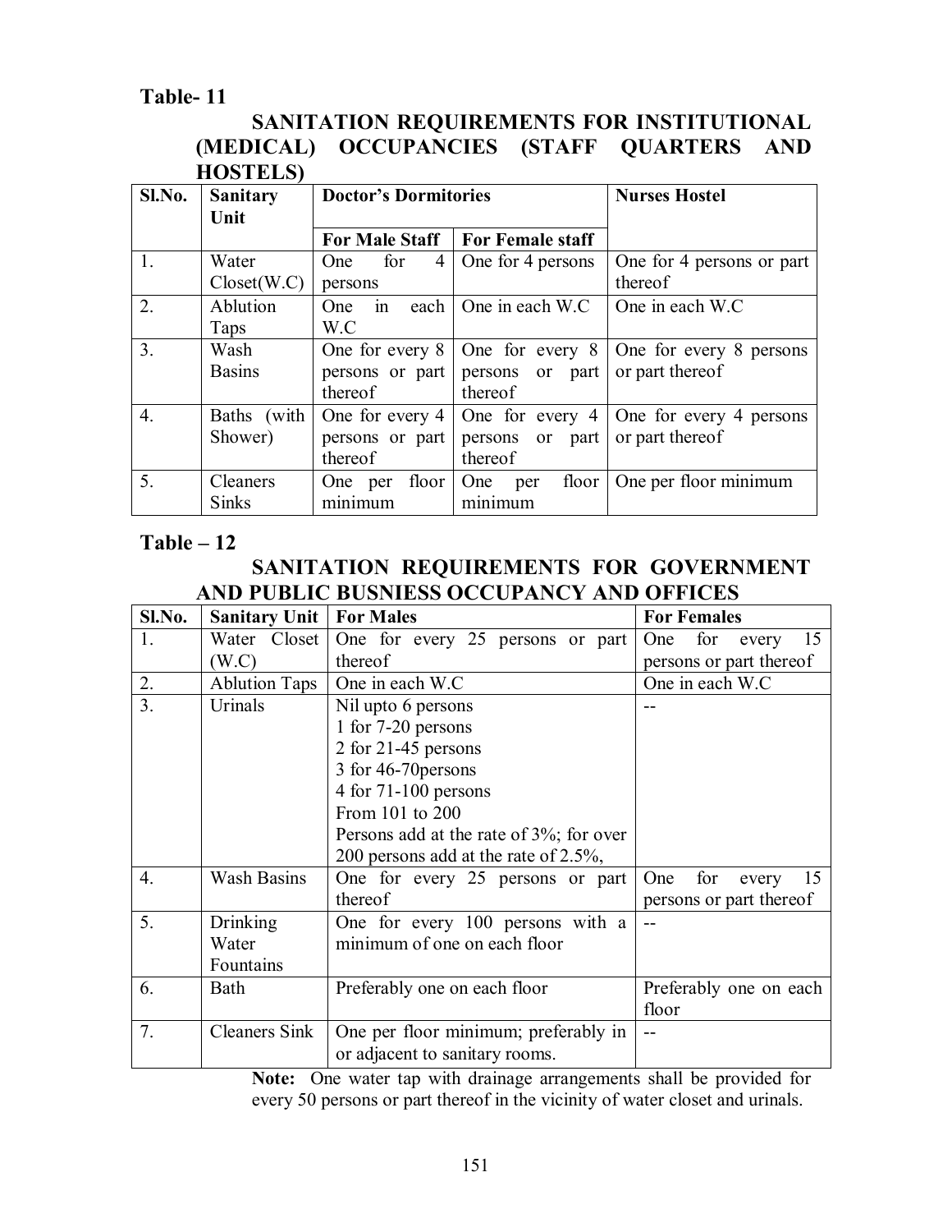**Table- 11**

**SANITATION REQUIREMENTS FOR INSTITUTIONAL (MEDICAL) OCCUPANCIES (STAFF QUARTERS AND HOSTELS)**

| Sl.No. | Sanitary Unit | Doctor's Dormitories | | Nurses Hostel |
|---|---|---|---|---|
| | | For Male Staff | For Female staff | |
| 1. | Water Closet(W.C) | One for 4 persons | One for 4 persons | One for 4 persons or part thereof |
| 2. | Ablution Taps | One in each W.C | One in each W.C | One in each W.C |
| 3. | Wash Basins | One for every 8 persons or part thereof | One for every 8 persons or part thereof | One for every 8 persons or part thereof |
| 4. | Baths (with Shower) | One for every 4 persons or part thereof | One for every 4 persons or part thereof | One for every 4 persons or part thereof |
| 5. | Cleaners Sinks | One per floor minimum | One per floor minimum | One per floor minimum |

**Table – 12**

**SANITATION REQUIREMENTS FOR GOVERNMENT AND PUBLIC BUSNIESS OCCUPANCY AND OFFICES**

| Sl.No. | Sanitary Unit | For Males | For Females |
|---|---|---|---|
| 1. | Water Closet (W.C) | One for every 25 persons or part thereof | One for every 15 persons or part thereof |
| 2. | Ablution Taps | One in each W.C | One in each W.C |
| 3. | Urinals | Nil upto 6 persons<br>1 for 7-20 persons<br>2 for 21-45 persons<br>3 for 46-70persons<br>4 for 71-100 persons<br>From 101 to 200<br>Persons add at the rate of 3%; for over 200 persons add at the rate of 2.5%, | -- |
| 4. | Wash Basins | One for every 25 persons or part thereof | One for every 15 persons or part thereof |
| 5. | Drinking Water Fountains | One for every 100 persons with a minimum of one on each floor | -- |
| 6. | Bath | Preferably one on each floor | Preferably one on each floor |
| 7. | Cleaners Sink | One per floor minimum; preferably in or adjacent to sanitary rooms. | -- |

**Note:** One water tap with drainage arrangements shall be provided for every 50 persons or part thereof in the vicinity of water closet and urinals.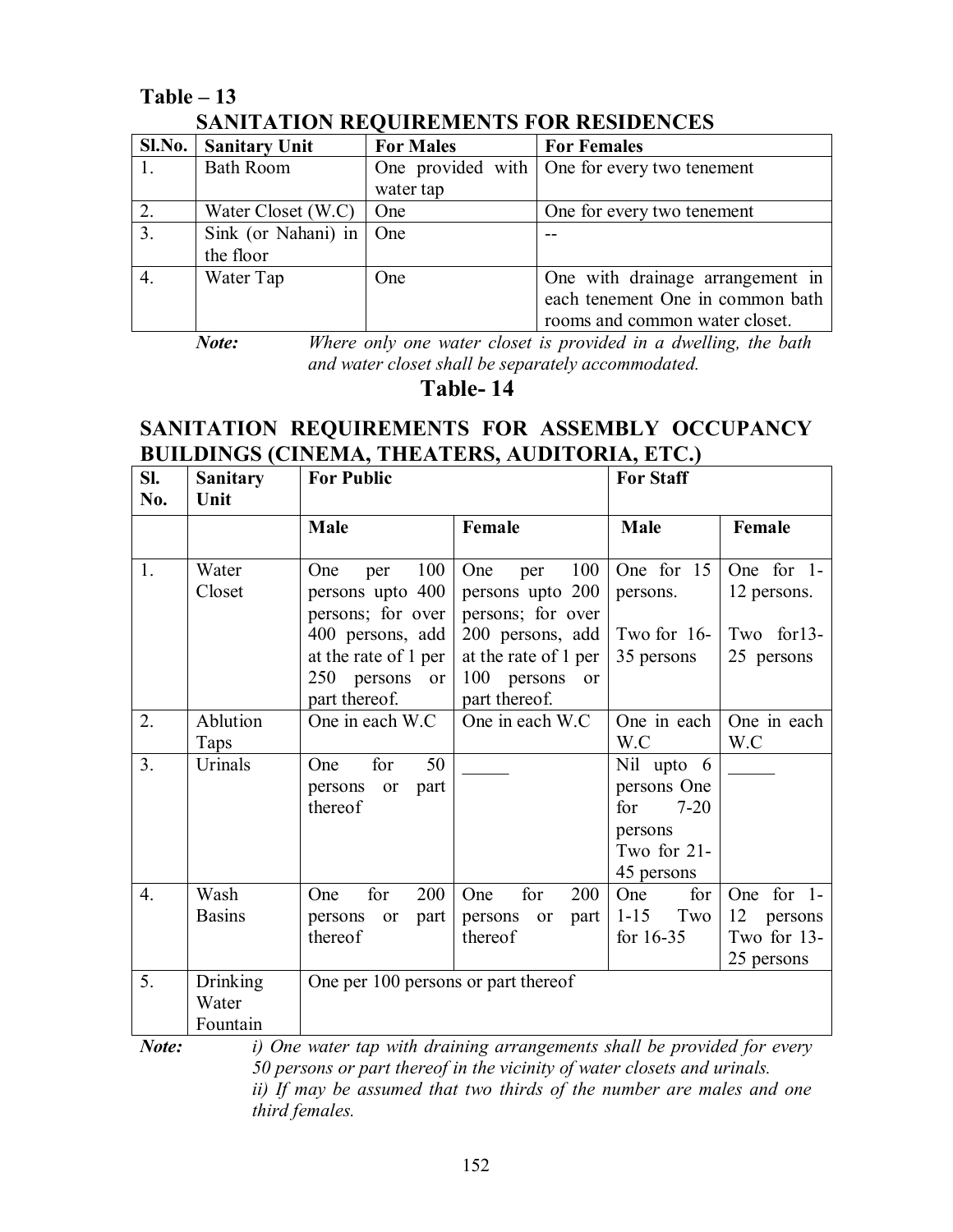**Table – 13**

**SANITATION REQUIREMENTS FOR RESIDENCES**

| Sl.No. | Sanitary Unit | For Males | For Females |
|---|---|---|---|
| 1. | Bath Room | One provided with water tap | One for every two tenement |
| 2. | Water Closet (W.C) | One | One for every two tenement |
| 3. | Sink (or Nahani) in the floor | One | -- |
| 4. | Water Tap | One | One with drainage arrangement in each tenement One in common bath rooms and common water closet. |

***Note:*** *Where only one water closet is provided in a dwelling, the bath and water closet shall be separately accommodated.*

**Table- 14**

**SANITATION REQUIREMENTS FOR ASSEMBLY OCCUPANCY BUILDINGS (CINEMA, THEATERS, AUDITORIA, ETC.)**

| Sl. No. | Sanitary Unit | For Public | | For Staff | |
|---|---|---|---|---|---|
| | | **Male** | **Female** | **Male** | **Female** |
| 1. | Water Closet | One per 100 persons upto 400 persons; for over 400 persons, add at the rate of 1 per 250 persons or part thereof. | One per 100 persons upto 200 persons; for over 200 persons, add at the rate of 1 per 100 persons or part thereof. | One for 15 persons. Two for 16-35 persons | One for 1-12 persons. Two for13-25 persons |
| 2. | Ablution Taps | One in each W.C | One in each W.C | One in each W.C | One in each W.C |
| 3. | Urinals | One for 50 persons or part thereof | _____ | Nil upto 6 persons One for 7-20 persons Two for 21-45 persons | _____ |
| 4. | Wash Basins | One for 200 persons or part thereof | One for 200 persons or part thereof | One for 1-15 Two for 16-35 | One for 1-12 persons Two for 13-25 persons |
| 5. | Drinking Water Fountain | One per 100 persons or part thereof | | | |

***Note:*** *i) One water tap with draining arrangements shall be provided for every 50 persons or part thereof in the vicinity of water closets and urinals.*
*ii) If may be assumed that two thirds of the number are males and one third females.*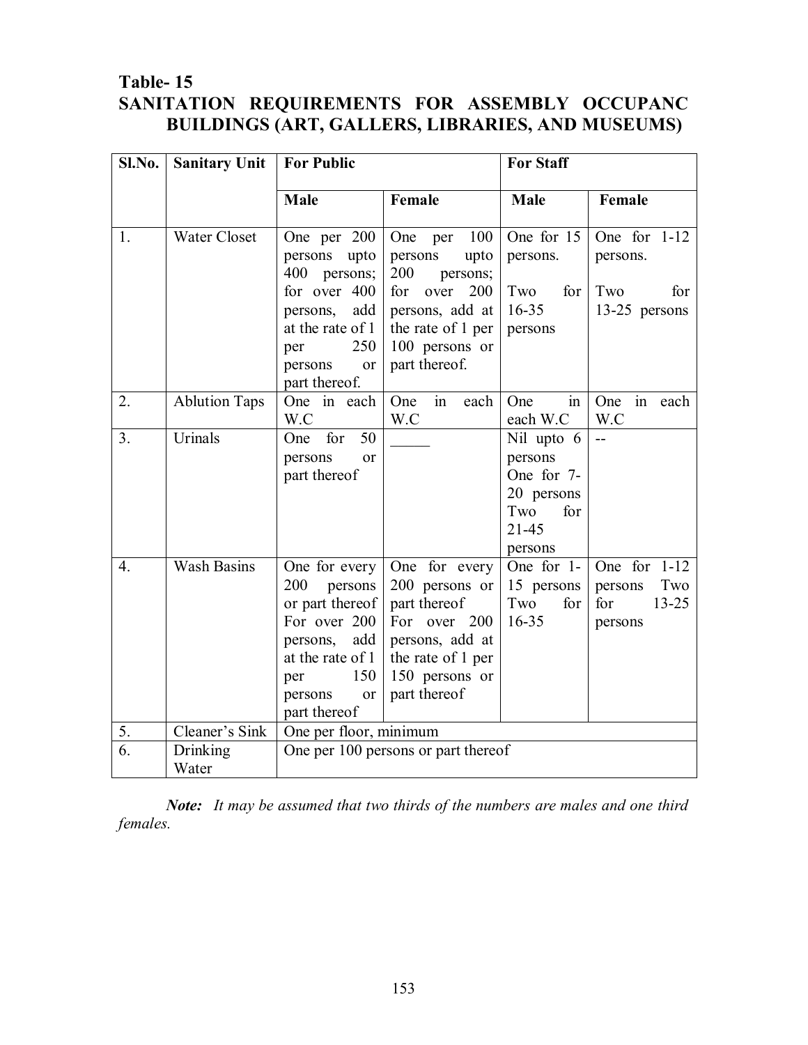## Table- 15
## SANITATION REQUIREMENTS FOR ASSEMBLY OCCUPANC BUILDINGS (ART, GALLERS, LIBRARIES, AND MUSEUMS)

| Sl.No. | Sanitary Unit | For Public | | For Staff | |
|---|---|---|---|---|---|
| | | Male | Female | Male | Female |
| 1. | Water Closet | One per 200 persons upto 400 persons; for over 400 persons, add at the rate of 1 per 250 persons or part thereof. | One per 100 persons upto 200 persons; for over 200 persons, add at the rate of 1 per 100 persons or part thereof. | One for 15 persons. Two for 16-35 persons | One for 1-12 persons. Two for 13-25 persons |
| 2. | Ablution Taps | One in each W.C | One in each W.C | One in each W.C | One in each W.C |
| 3. | Urinals | One for 50 persons or part thereof | _____ | Nil upto 6 persons One for 7-20 persons Two for 21-45 persons | -- |
| 4. | Wash Basins | One for every 200 persons or part thereof For over 200 persons, add at the rate of 1 per 150 persons or part thereof | One for every 200 persons or part thereof For over 200 persons, add at the rate of 1 per 150 persons or part thereof | One for 1-15 persons Two for 16-35 | One for 1-12 persons Two for 13-25 persons |
| 5. | Cleaner's Sink | One per floor, minimum | | | |
| 6. | Drinking Water | One per 100 persons or part thereof | | | |

***Note:*** *It may be assumed that two thirds of the numbers are males and one third females.*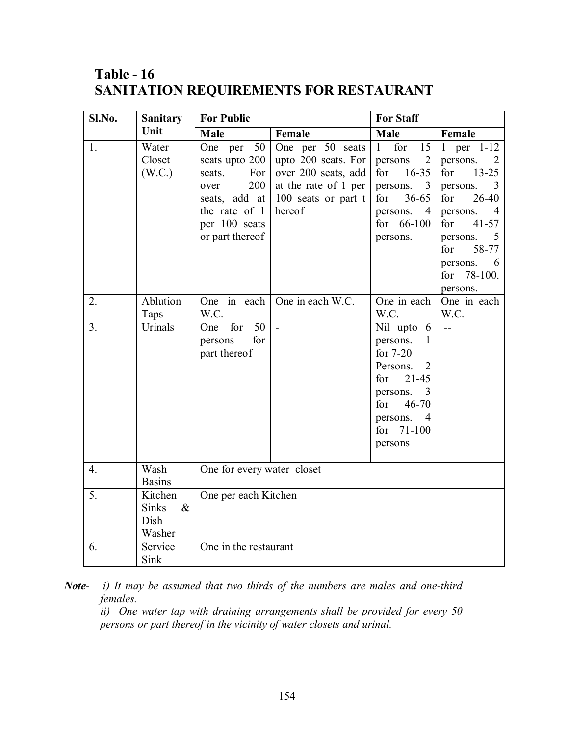## Table - 16
## SANITATION REQUIREMENTS FOR RESTAURANT

| Sl.No. | Sanitary Unit | For Public | | For Staff | |
|---|---|---|---|---|---|
| | | Male | Female | Male | Female |
| 1. | Water Closet (W.C.) | One per 50 seats upto 200 seats. For over 200 seats, add at the rate of 1 per 100 seats or part thereof | One per 50 seats upto 200 seats. For over 200 seats, add at the rate of 1 per 100 seats or part t hereof | 1 for 15 persons 2 for 16-35 persons. 3 for 36-65 persons. 4 for 66-100 persons. | 1 per 1-12 persons. 2 for 13-25 persons. 3 for 26-40 persons. 4 for 41-57 persons. 5 for 58-77 persons. 6 for 78-100. persons. |
| 2. | Ablution Taps | One in each W.C. | One in each W.C. | One in each W.C. | One in each W.C. |
| 3. | Urinals | One for 50 persons for part thereof | - | Nil upto 6 persons. 1 for 7-20 Persons. 2 for 21-45 persons. 3 for 46-70 persons. 4 for 71-100 persons | -- |
| 4. | Wash Basins | One for every water closet | | | |
| 5. | Kitchen Sinks & Dish Washer | One per each Kitchen | | | |
| 6. | Service Sink | One in the restaurant | | | |

***Note***- *i) It may be assumed that two thirds of the numbers are males and one-third females.*

*ii) One water tap with draining arrangements shall be provided for every 50 persons or part thereof in the vicinity of water closets and urinal.*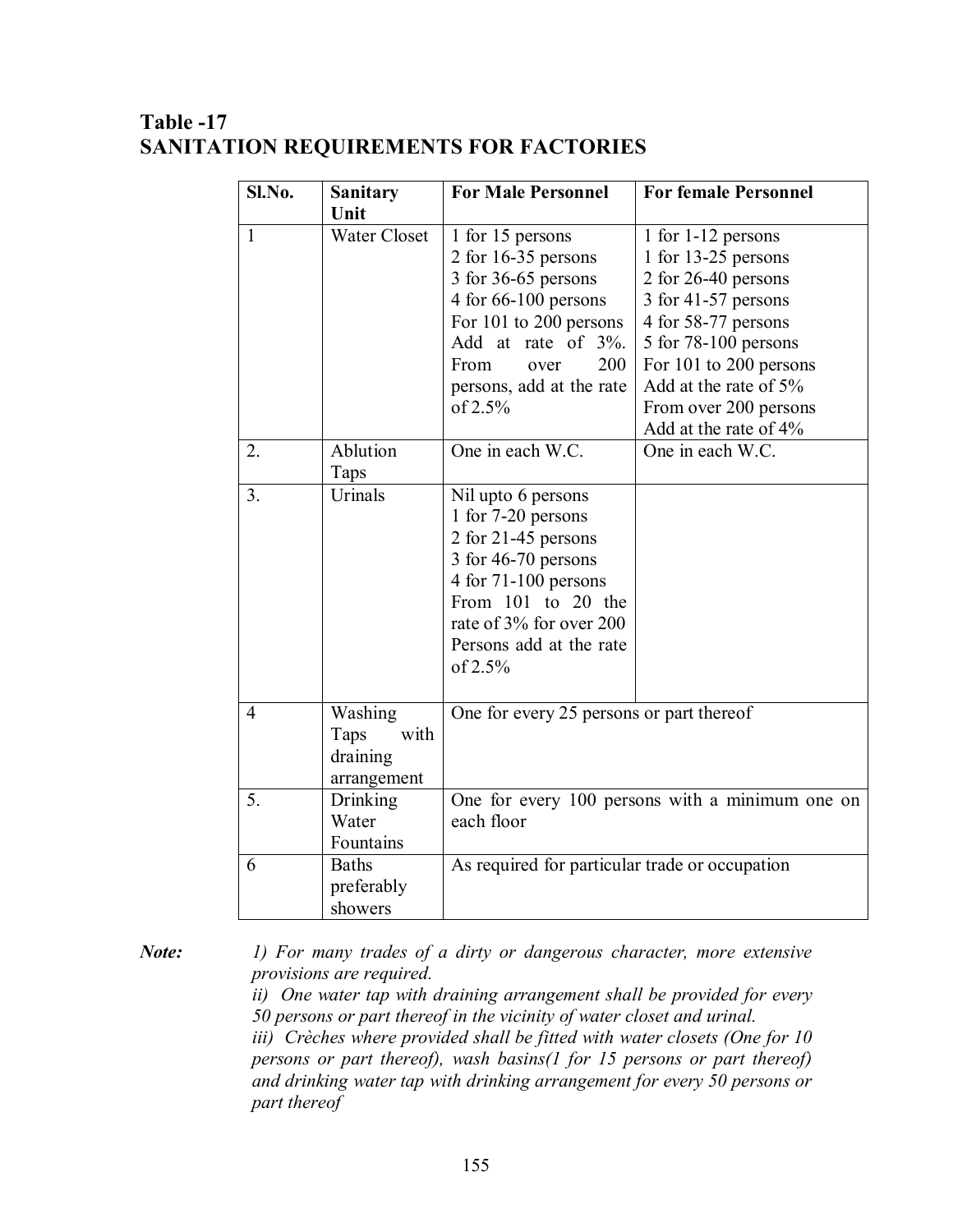## Table -17
## SANITATION REQUIREMENTS FOR FACTORIES

| Sl.No. | Sanitary Unit | For Male Personnel | For female Personnel |
|---|---|---|---|
| 1 | Water Closet | 1 for 15 persons<br>2 for 16-35 persons<br>3 for 36-65 persons<br>4 for 66-100 persons<br>For 101 to 200 persons Add at rate of 3%. From over 200 persons, add at the rate of 2.5% | 1 for 1-12 persons<br>1 for 13-25 persons<br>2 for 26-40 persons<br>3 for 41-57 persons<br>4 for 58-77 persons<br>5 for 78-100 persons<br>For 101 to 200 persons Add at the rate of 5%<br>From over 200 persons Add at the rate of 4% |
| 2. | Ablution Taps | One in each W.C. | One in each W.C. |
| 3. | Urinals | Nil upto 6 persons<br>1 for 7-20 persons<br>2 for 21-45 persons<br>3 for 46-70 persons<br>4 for 71-100 persons<br>From 101 to 20 the rate of 3% for over 200 Persons add at the rate of 2.5% | |
| 4 | Washing Taps with draining arrangement | One for every 25 persons or part thereof | |
| 5. | Drinking Water Fountains | One for every 100 persons with a minimum one on each floor | |
| 6 | Baths preferably showers | As required for particular trade or occupation | |

***Note:*** *1) For many trades of a dirty or dangerous character, more extensive provisions are required.*

*ii) One water tap with draining arrangement shall be provided for every 50 persons or part thereof in the vicinity of water closet and urinal.*

*iii) Crèches where provided shall be fitted with water closets (One for 10 persons or part thereof), wash basins(1 for 15 persons or part thereof) and drinking water tap with drinking arrangement for every 50 persons or part thereof*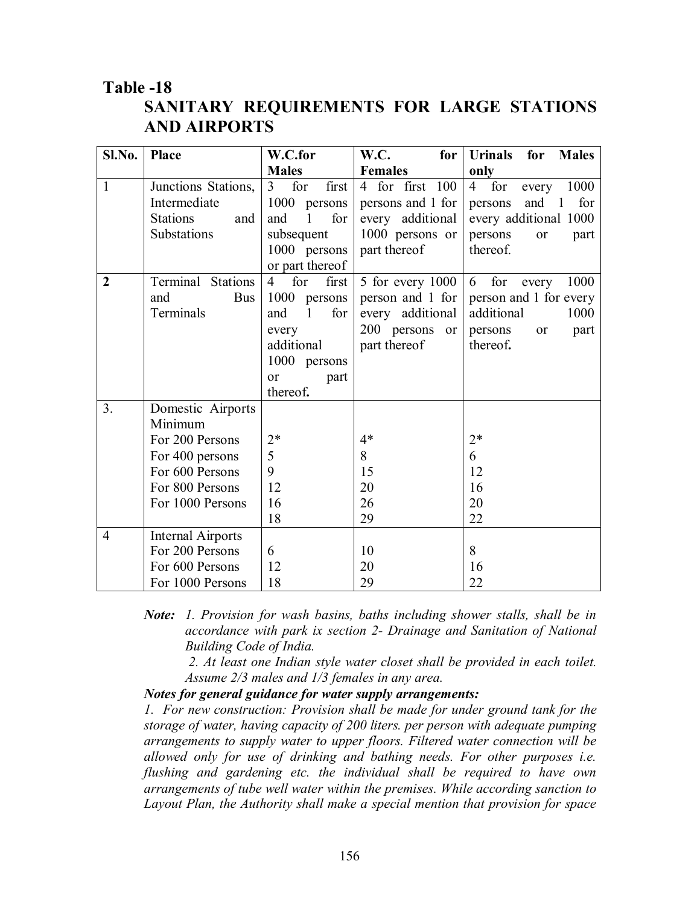# Table -18

## SANITARY REQUIREMENTS FOR LARGE STATIONS AND AIRPORTS

| Sl.No. | Place | W.C.for Males | W.C. for Females | Urinals for Males only |
|---|---|---|---|---|
| 1 | Junctions Stations, Intermediate Stations and Substations | 3 for first 1000 persons and 1 for subsequent 1000 persons or part thereof | 4 for first 100 persons and 1 for every additional 1000 persons or part thereof | 4 for every 1000 persons and 1 for every additional 1000 persons or part thereof. |
| **2** | Terminal Stations and Bus Terminals | 4 for first 1000 persons and 1 for every additional 1000 persons or part thereof**.** | 5 for every 1000 person and 1 for every additional 200 persons or part thereof | 6 for every 1000 person and 1 for every additional 1000 persons or part thereof**.** |
| 3. | Domestic Airports Minimum | | | |
| | For 200 Persons | 2* | 4* | 2* |
| | For 400 persons | 5 | 8 | 6 |
| | For 600 Persons | 9 | 15 | 12 |
| | For 800 Persons | 12 | 20 | 16 |
| | For 1000 Persons | 16 | 26 | 20 |
| | | 18 | 29 | 22 |
| 4 | Internal Airports | | | |
| | For 200 Persons | 6 | 10 | 8 |
| | For 600 Persons | 12 | 20 | 16 |
| | For 1000 Persons | 18 | 29 | 22 |

***Note:*** *1. Provision for wash basins, baths including shower stalls, shall be in accordance with park ix section 2- Drainage and Sanitation of National Building Code of India.*

*2. At least one Indian style water closet shall be provided in each toilet. Assume 2/3 males and 1/3 females in any area.*

***Notes for general guidance for water supply arrangements:***

*1. For new construction: Provision shall be made for under ground tank for the storage of water, having capacity of 200 liters. per person with adequate pumping arrangements to supply water to upper floors. Filtered water connection will be allowed only for use of drinking and bathing needs. For other purposes i.e. flushing and gardening etc. the individual shall be required to have own arrangements of tube well water within the premises. While according sanction to Layout Plan, the Authority shall make a special mention that provision for space*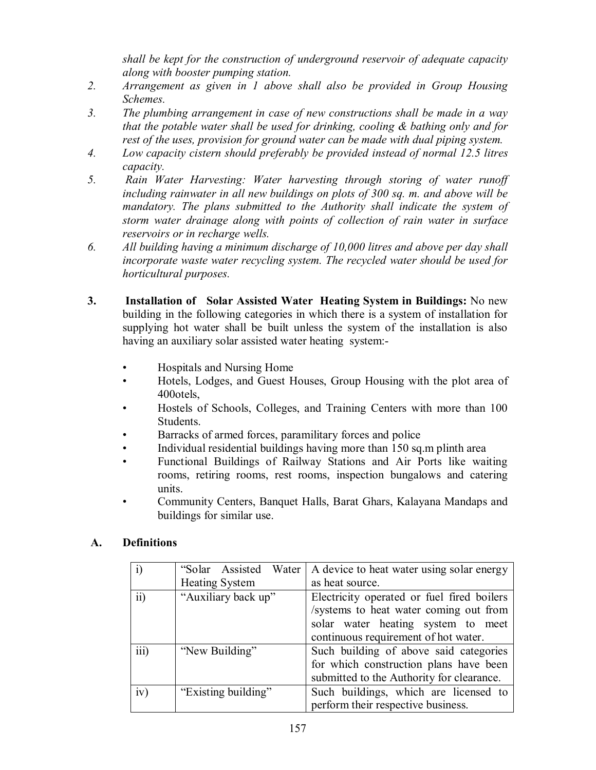*shall be kept for the construction of underground reservoir of adequate capacity along with booster pumping station.*

2. *Arrangement as given in 1 above shall also be provided in Group Housing Schemes.*
3. *The plumbing arrangement in case of new constructions shall be made in a way that the potable water shall be used for drinking, cooling & bathing only and for rest of the uses, provision for ground water can be made with dual piping system.*
4. *Low capacity cistern should preferably be provided instead of normal 12.5 litres capacity.*
5. *Rain Water Harvesting: Water harvesting through storing of water runoff including rainwater in all new buildings on plots of 300 sq. m. and above will be mandatory. The plans submitted to the Authority shall indicate the system of storm water drainage along with points of collection of rain water in surface reservoirs or in recharge wells.*
6. *All building having a minimum discharge of 10,000 litres and above per day shall incorporate waste water recycling system. The recycled water should be used for horticultural purposes.*

**3. Installation of Solar Assisted Water Heating System in Buildings:** No new building in the following categories in which there is a system of installation for supplying hot water shall be built unless the system of the installation is also having an auxiliary solar assisted water heating system:-

- Hospitals and Nursing Home
- Hotels, Lodges, and Guest Houses, Group Housing with the plot area of 400otels,
- Hostels of Schools, Colleges, and Training Centers with more than 100 Students.
- Barracks of armed forces, paramilitary forces and police
- Individual residential buildings having more than 150 sq.m plinth area
- Functional Buildings of Railway Stations and Air Ports like waiting rooms, retiring rooms, rest rooms, inspection bungalows and catering units.
- Community Centers, Banquet Halls, Barat Ghars, Kalayana Mandaps and buildings for similar use.

**A. Definitions**

| | | |
|---|---|---|
| i) | "Solar Assisted Water Heating System | A device to heat water using solar energy as heat source. |
| ii) | "Auxiliary back up" | Electricity operated or fuel fired boilers /systems to heat water coming out from solar water heating system to meet continuous requirement of hot water. |
| iii) | "New Building" | Such building of above said categories for which construction plans have been submitted to the Authority for clearance. |
| iv) | "Existing building" | Such buildings, which are licensed to perform their respective business. |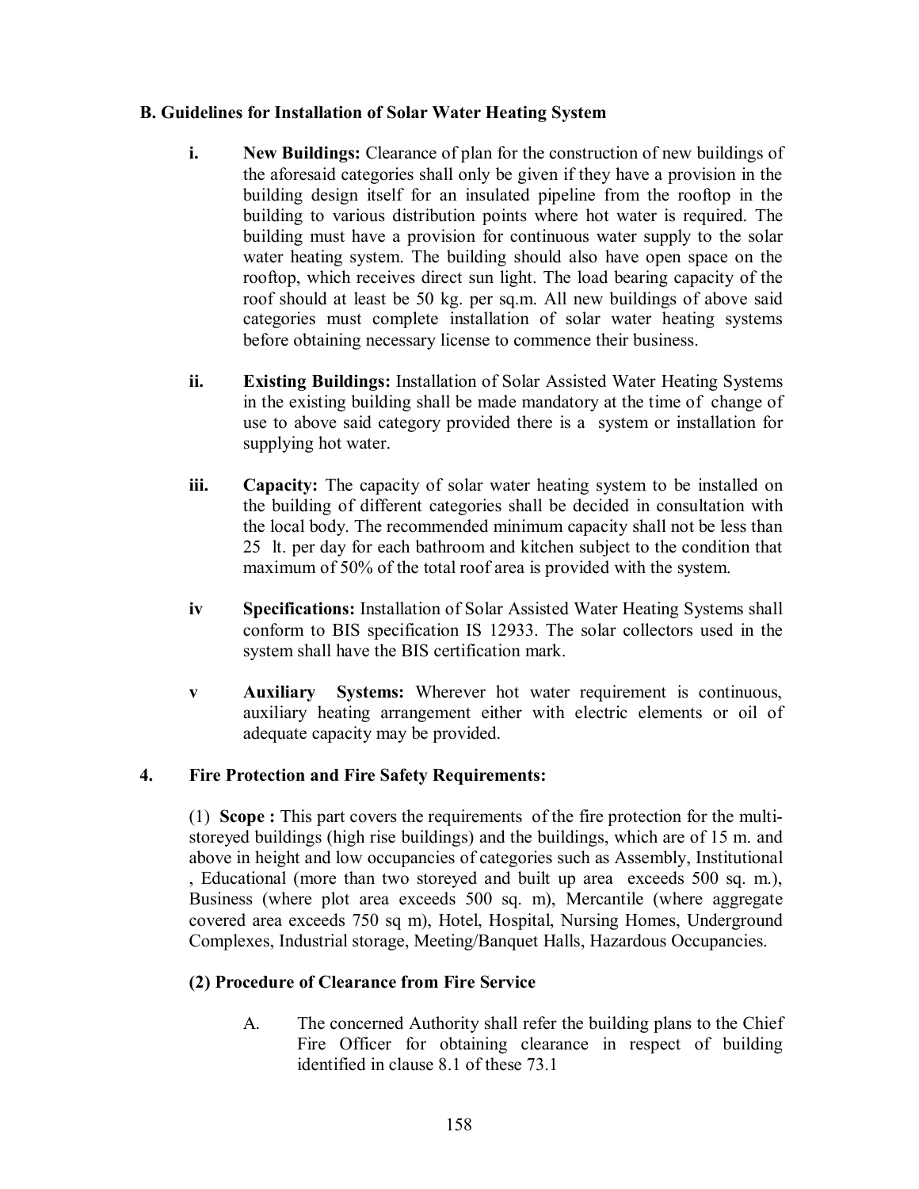### B. Guidelines for Installation of Solar Water Heating System

i. **New Buildings:** Clearance of plan for the construction of new buildings of the aforesaid categories shall only be given if they have a provision in the building design itself for an insulated pipeline from the rooftop in the building to various distribution points where hot water is required. The building must have a provision for continuous water supply to the solar water heating system. The building should also have open space on the rooftop, which receives direct sun light. The load bearing capacity of the roof should at least be 50 kg. per sq.m. All new buildings of above said categories must complete installation of solar water heating systems before obtaining necessary license to commence their business.

ii. **Existing Buildings:** Installation of Solar Assisted Water Heating Systems in the existing building shall be made mandatory at the time of change of use to above said category provided there is a system or installation for supplying hot water.

iii. **Capacity:** The capacity of solar water heating system to be installed on the building of different categories shall be decided in consultation with the local body. The recommended minimum capacity shall not be less than 25 lt. per day for each bathroom and kitchen subject to the condition that maximum of 50% of the total roof area is provided with the system.

iv **Specifications:** Installation of Solar Assisted Water Heating Systems shall conform to BIS specification IS 12933. The solar collectors used in the system shall have the BIS certification mark.

v **Auxiliary Systems:** Wherever hot water requirement is continuous, auxiliary heating arrangement either with electric elements or oil of adequate capacity may be provided.

### 4. Fire Protection and Fire Safety Requirements:

(1) **Scope :** This part covers the requirements of the fire protection for the multi-storeyed buildings (high rise buildings) and the buildings, which are of 15 m. and above in height and low occupancies of categories such as Assembly, Institutional , Educational (more than two storeyed and built up area exceeds 500 sq. m.), Business (where plot area exceeds 500 sq. m), Mercantile (where aggregate covered area exceeds 750 sq m), Hotel, Hospital, Nursing Homes, Underground Complexes, Industrial storage, Meeting/Banquet Halls, Hazardous Occupancies.

**(2) Procedure of Clearance from Fire Service**

A. The concerned Authority shall refer the building plans to the Chief Fire Officer for obtaining clearance in respect of building identified in clause 8.1 of these 73.1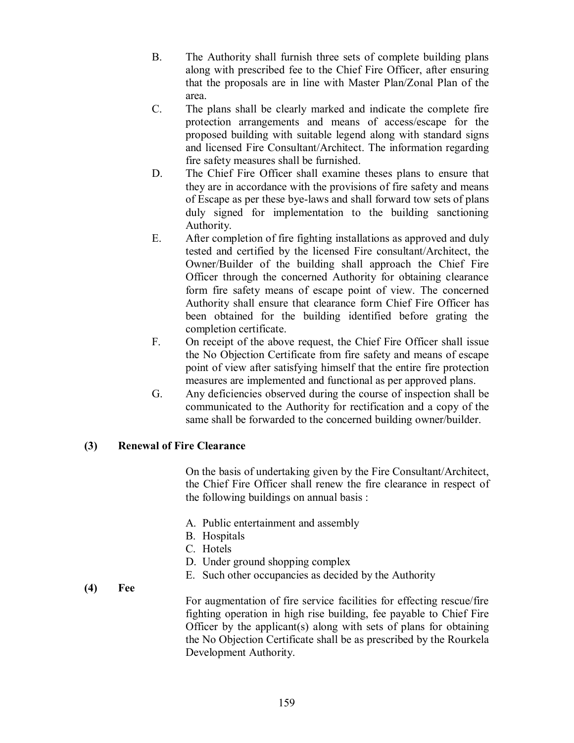B. The Authority shall furnish three sets of complete building plans along with prescribed fee to the Chief Fire Officer, after ensuring that the proposals are in line with Master Plan/Zonal Plan of the area.

C. The plans shall be clearly marked and indicate the complete fire protection arrangements and means of access/escape for the proposed building with suitable legend along with standard signs and licensed Fire Consultant/Architect. The information regarding fire safety measures shall be furnished.

D. The Chief Fire Officer shall examine theses plans to ensure that they are in accordance with the provisions of fire safety and means of Escape as per these bye-laws and shall forward tow sets of plans duly signed for implementation to the building sanctioning Authority.

E. After completion of fire fighting installations as approved and duly tested and certified by the licensed Fire consultant/Architect, the Owner/Builder of the building shall approach the Chief Fire Officer through the concerned Authority for obtaining clearance form fire safety means of escape point of view. The concerned Authority shall ensure that clearance form Chief Fire Officer has been obtained for the building identified before grating the completion certificate.

F. On receipt of the above request, the Chief Fire Officer shall issue the No Objection Certificate from fire safety and means of escape point of view after satisfying himself that the entire fire protection measures are implemented and functional as per approved plans.

G. Any deficiencies observed during the course of inspection shall be communicated to the Authority for rectification and a copy of the same shall be forwarded to the concerned building owner/builder.

**(3) Renewal of Fire Clearance**

On the basis of undertaking given by the Fire Consultant/Architect, the Chief Fire Officer shall renew the fire clearance in respect of the following buildings on annual basis :

A. Public entertainment and assembly
B. Hospitals
C. Hotels
D. Under ground shopping complex
E. Such other occupancies as decided by the Authority

**(4) Fee**

For augmentation of fire service facilities for effecting rescue/fire fighting operation in high rise building, fee payable to Chief Fire Officer by the applicant(s) along with sets of plans for obtaining the No Objection Certificate shall be as prescribed by the Rourkela Development Authority.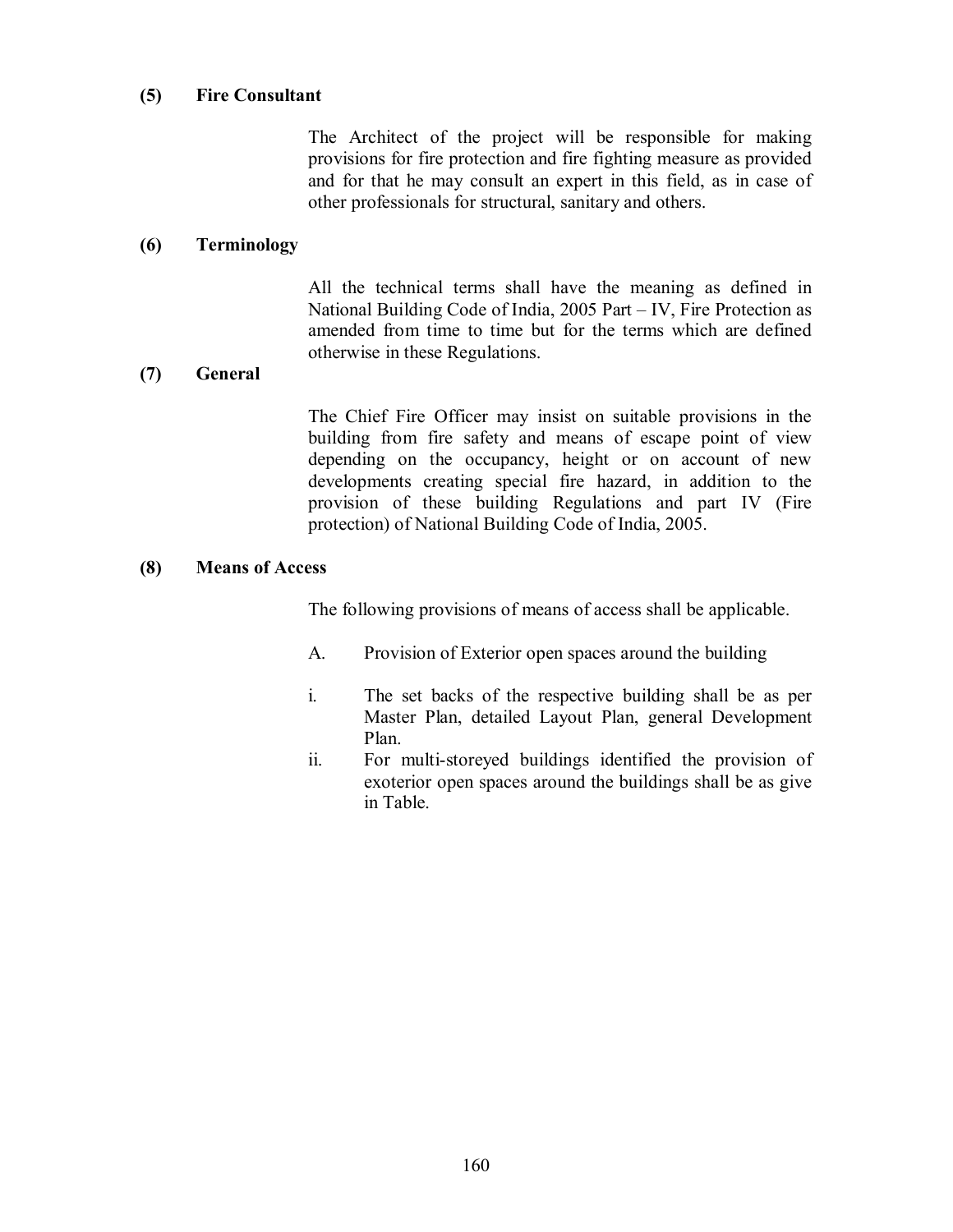**(5) Fire Consultant**

The Architect of the project will be responsible for making provisions for fire protection and fire fighting measure as provided and for that he may consult an expert in this field, as in case of other professionals for structural, sanitary and others.

**(6) Terminology**

All the technical terms shall have the meaning as defined in National Building Code of India, 2005 Part – IV, Fire Protection as amended from time to time but for the terms which are defined otherwise in these Regulations.

**(7) General**

The Chief Fire Officer may insist on suitable provisions in the building from fire safety and means of escape point of view depending on the occupancy, height or on account of new developments creating special fire hazard, in addition to the provision of these building Regulations and part IV (Fire protection) of National Building Code of India, 2005.

**(8) Means of Access**

The following provisions of means of access shall be applicable.

A. Provision of Exterior open spaces around the building

i. The set backs of the respective building shall be as per Master Plan, detailed Layout Plan, general Development Plan.

ii. For multi-storeyed buildings identified the provision of exoterior open spaces around the buildings shall be as give in Table.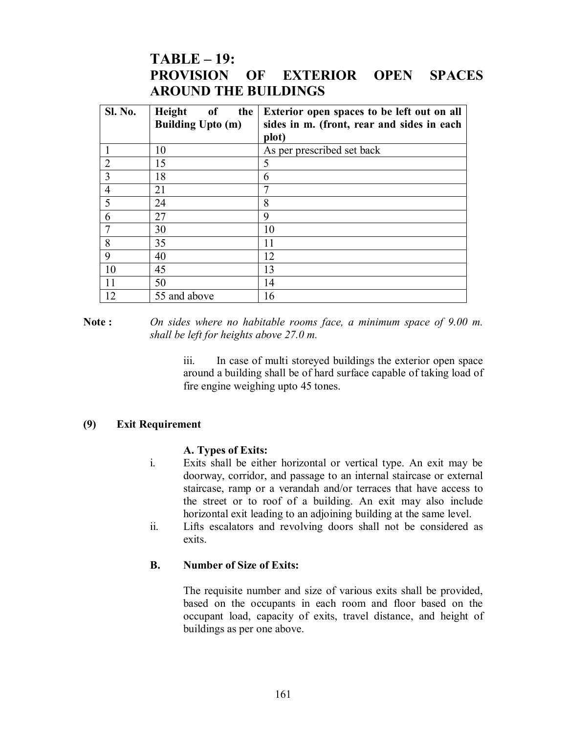## TABLE – 19: PROVISION OF EXTERIOR OPEN SPACES AROUND THE BUILDINGS

| Sl. No. | Height of the Building Upto (m) | Exterior open spaces to be left out on all sides in m. (front, rear and sides in each plot) |
|---|---|---|
| 1 | 10 | As per prescribed set back |
| 2 | 15 | 5 |
| 3 | 18 | 6 |
| 4 | 21 | 7 |
| 5 | 24 | 8 |
| 6 | 27 | 9 |
| 7 | 30 | 10 |
| 8 | 35 | 11 |
| 9 | 40 | 12 |
| 10 | 45 | 13 |
| 11 | 50 | 14 |
| 12 | 55 and above | 16 |

**Note :** *On sides where no habitable rooms face, a minimum space of 9.00 m. shall be left for heights above 27.0 m.*

iii. In case of multi storeyed buildings the exterior open space around a building shall be of hard surface capable of taking load of fire engine weighing upto 45 tones.

### (9) Exit Requirement

**A. Types of Exits:**

i. Exits shall be either horizontal or vertical type. An exit may be doorway, corridor, and passage to an internal staircase or external staircase, ramp or a verandah and/or terraces that have access to the street or to roof of a building. An exit may also include horizontal exit leading to an adjoining building at the same level.

ii. Lifts escalators and revolving doors shall not be considered as exits.

**B. Number of Size of Exits:**

The requisite number and size of various exits shall be provided, based on the occupants in each room and floor based on the occupant load, capacity of exits, travel distance, and height of buildings as per one above.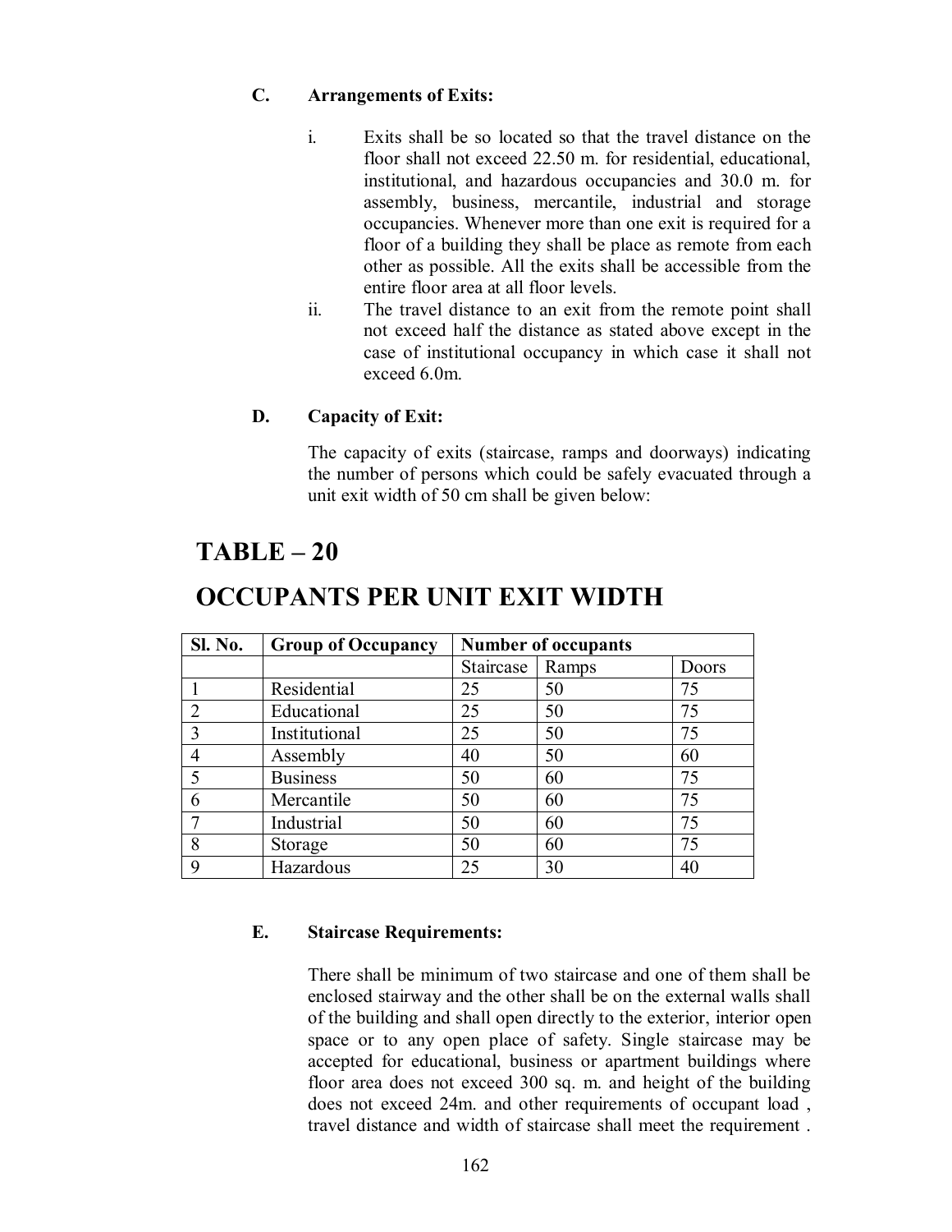**C. Arrangements of Exits:**

i. Exits shall be so located so that the travel distance on the floor shall not exceed 22.50 m. for residential, educational, institutional, and hazardous occupancies and 30.0 m. for assembly, business, mercantile, industrial and storage occupancies. Whenever more than one exit is required for a floor of a building they shall be place as remote from each other as possible. All the exits shall be accessible from the entire floor area at all floor levels.

ii. The travel distance to an exit from the remote point shall not exceed half the distance as stated above except in the case of institutional occupancy in which case it shall not exceed 6.0m.

**D. Capacity of Exit:**

The capacity of exits (staircase, ramps and doorways) indicating the number of persons which could be safely evacuated through a unit exit width of 50 cm shall be given below:

# TABLE – 20

# OCCUPANTS PER UNIT EXIT WIDTH

| Sl. No. | Group of Occupancy | Number of occupants | | |
|---|---|---|---|---|
| | | Staircase | Ramps | Doors |
| 1 | Residential | 25 | 50 | 75 |
| 2 | Educational | 25 | 50 | 75 |
| 3 | Institutional | 25 | 50 | 75 |
| 4 | Assembly | 40 | 50 | 60 |
| 5 | Business | 50 | 60 | 75 |
| 6 | Mercantile | 50 | 60 | 75 |
| 7 | Industrial | 50 | 60 | 75 |
| 8 | Storage | 50 | 60 | 75 |
| 9 | Hazardous | 25 | 30 | 40 |

**E. Staircase Requirements:**

There shall be minimum of two staircase and one of them shall be enclosed stairway and the other shall be on the external walls shall of the building and shall open directly to the exterior, interior open space or to any open place of safety. Single staircase may be accepted for educational, business or apartment buildings where floor area does not exceed 300 sq. m. and height of the building does not exceed 24m. and other requirements of occupant load , travel distance and width of staircase shall meet the requirement .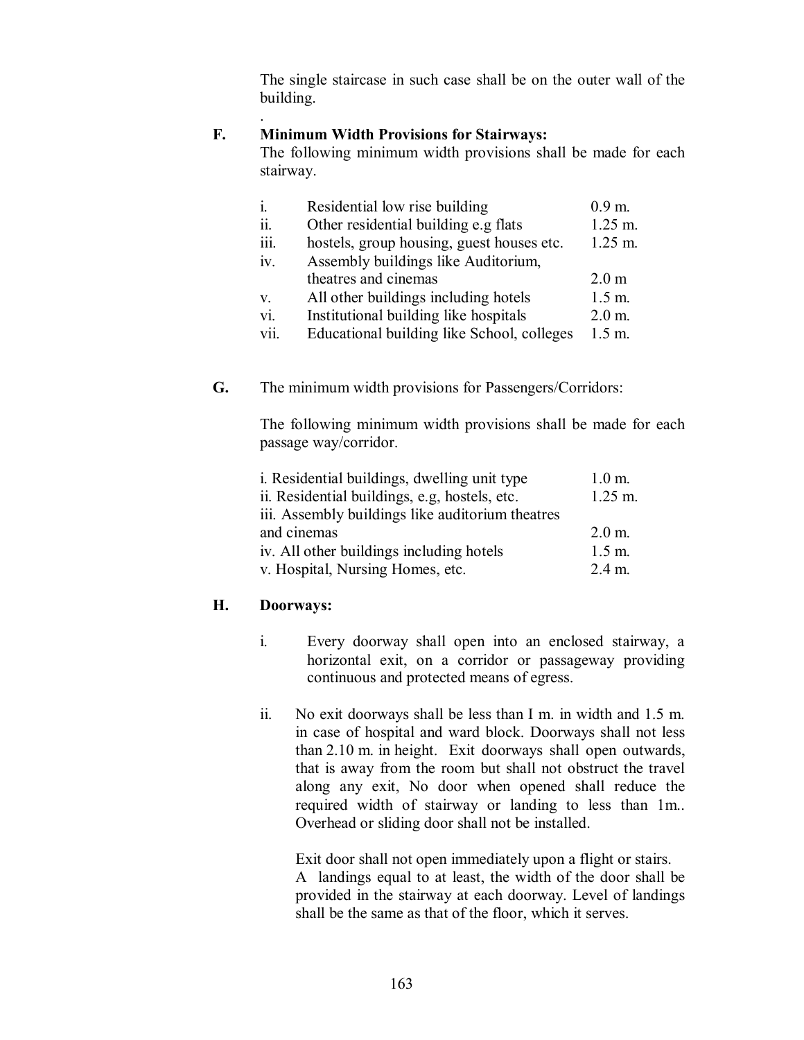The single staircase in such case shall be on the outer wall of the building.

.

**F. Minimum Width Provisions for Stairways:**

The following minimum width provisions shall be made for each stairway.

| | | |
|---|---|---|
| i. | Residential low rise building | 0.9 m. |
| ii. | Other residential building e.g flats | 1.25 m. |
| iii. | hostels, group housing, guest houses etc. | 1.25 m. |
| iv. | Assembly buildings like Auditorium, theatres and cinemas | 2.0 m |
| v. | All other buildings including hotels | 1.5 m. |
| vi. | Institutional building like hospitals | 2.0 m. |
| vii. | Educational building like School, colleges | 1.5 m. |

**G.** The minimum width provisions for Passengers/Corridors:

The following minimum width provisions shall be made for each passage way/corridor.

| | |
|---|---|
| i. Residential buildings, dwelling unit type | 1.0 m. |
| ii. Residential buildings, e.g, hostels, etc. | 1.25 m. |
| iii. Assembly buildings like auditorium theatres and cinemas | 2.0 m. |
| iv. All other buildings including hotels | 1.5 m. |
| v. Hospital, Nursing Homes, etc. | 2.4 m. |

**H. Doorways:**

i. Every doorway shall open into an enclosed stairway, a horizontal exit, on a corridor or passageway providing continuous and protected means of egress.

ii. No exit doorways shall be less than I m. in width and 1.5 m. in case of hospital and ward block. Doorways shall not less than 2.10 m. in height. Exit doorways shall open outwards, that is away from the room but shall not obstruct the travel along any exit, No door when opened shall reduce the required width of stairway or landing to less than 1m.. Overhead or sliding door shall not be installed.

Exit door shall not open immediately upon a flight or stairs. A landings equal to at least, the width of the door shall be provided in the stairway at each doorway. Level of landings shall be the same as that of the floor, which it serves.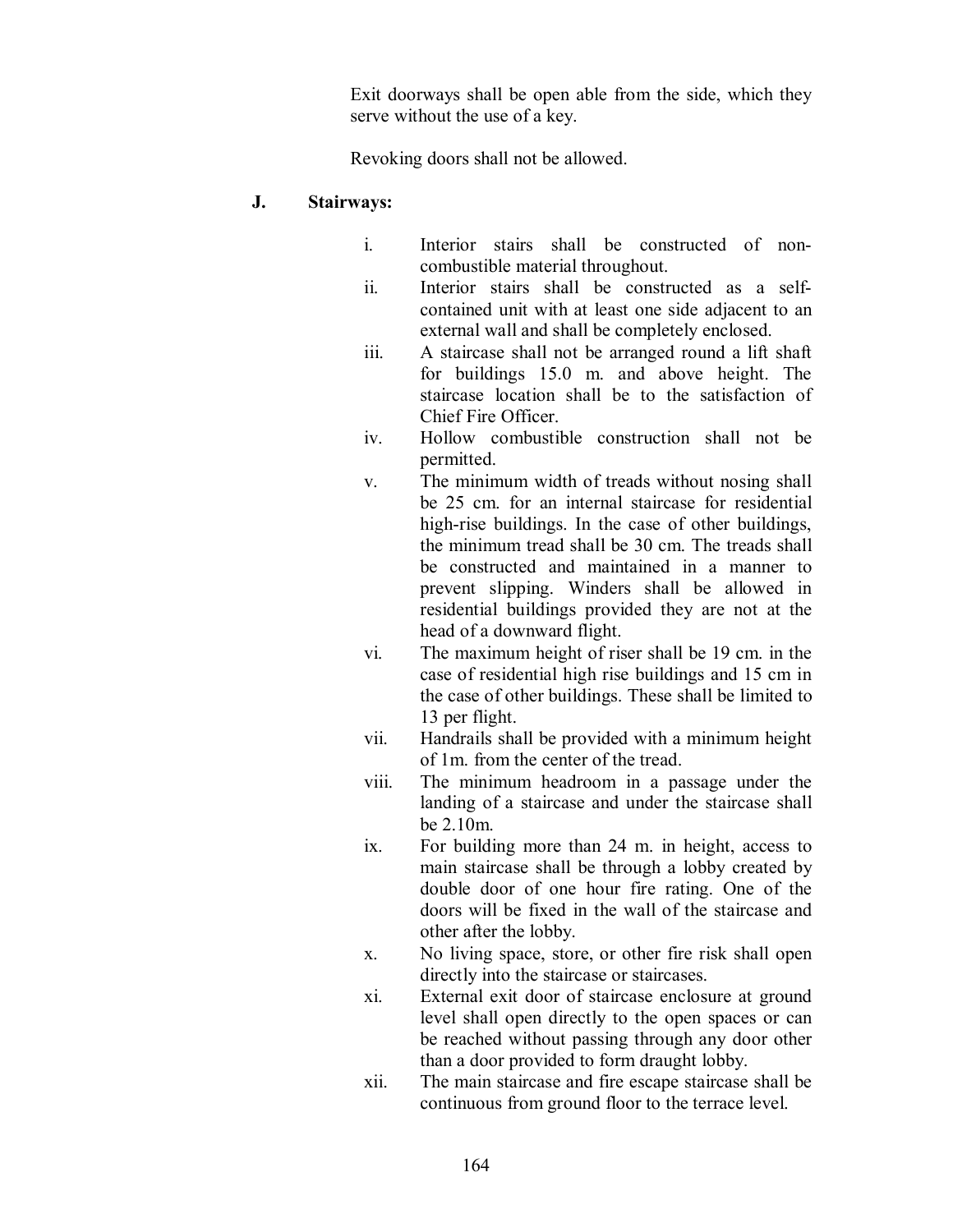Exit doorways shall be open able from the side, which they serve without the use of a key.

Revoking doors shall not be allowed.

**J. Stairways:**

i. Interior stairs shall be constructed of non-combustible material throughout.

ii. Interior stairs shall be constructed as a self-contained unit with at least one side adjacent to an external wall and shall be completely enclosed.

iii. A staircase shall not be arranged round a lift shaft for buildings 15.0 m. and above height. The staircase location shall be to the satisfaction of Chief Fire Officer.

iv. Hollow combustible construction shall not be permitted.

v. The minimum width of treads without nosing shall be 25 cm. for an internal staircase for residential high-rise buildings. In the case of other buildings, the minimum tread shall be 30 cm. The treads shall be constructed and maintained in a manner to prevent slipping. Winders shall be allowed in residential buildings provided they are not at the head of a downward flight.

vi. The maximum height of riser shall be 19 cm. in the case of residential high rise buildings and 15 cm in the case of other buildings. These shall be limited to 13 per flight.

vii. Handrails shall be provided with a minimum height of 1m. from the center of the tread.

viii. The minimum headroom in a passage under the landing of a staircase and under the staircase shall be 2.10m.

ix. For building more than 24 m. in height, access to main staircase shall be through a lobby created by double door of one hour fire rating. One of the doors will be fixed in the wall of the staircase and other after the lobby.

x. No living space, store, or other fire risk shall open directly into the staircase or staircases.

xi. External exit door of staircase enclosure at ground level shall open directly to the open spaces or can be reached without passing through any door other than a door provided to form draught lobby.

xii. The main staircase and fire escape staircase shall be continuous from ground floor to the terrace level.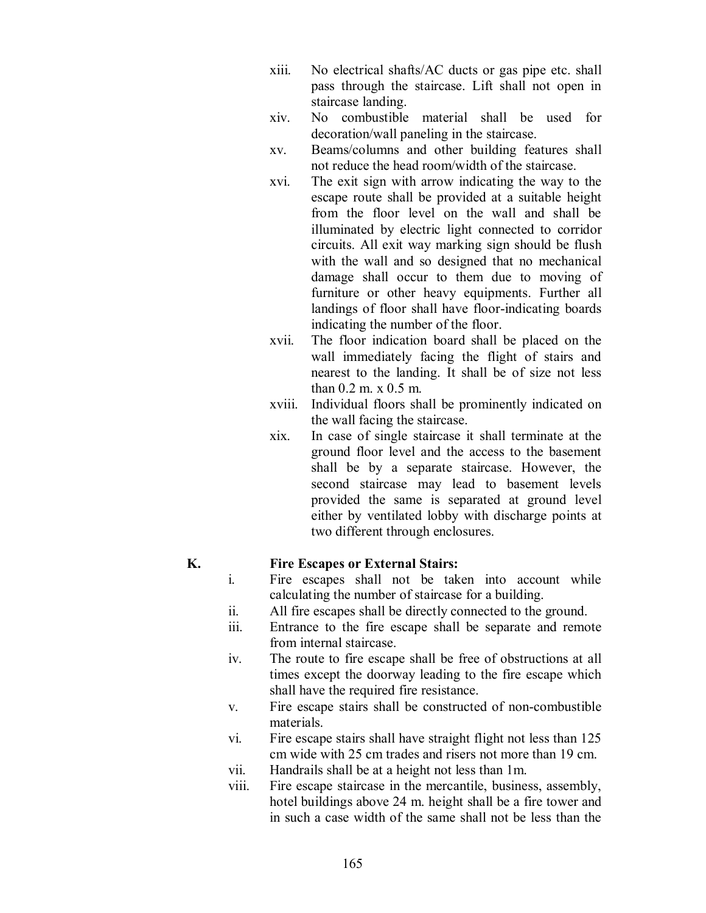xiii. No electrical shafts/AC ducts or gas pipe etc. shall pass through the staircase. Lift shall not open in staircase landing.

xiv. No combustible material shall be used for decoration/wall paneling in the staircase.

xv. Beams/columns and other building features shall not reduce the head room/width of the staircase.

xvi. The exit sign with arrow indicating the way to the escape route shall be provided at a suitable height from the floor level on the wall and shall be illuminated by electric light connected to corridor circuits. All exit way marking sign should be flush with the wall and so designed that no mechanical damage shall occur to them due to moving of furniture or other heavy equipments. Further all landings of floor shall have floor-indicating boards indicating the number of the floor.

xvii. The floor indication board shall be placed on the wall immediately facing the flight of stairs and nearest to the landing. It shall be of size not less than 0.2 m. x 0.5 m.

xviii. Individual floors shall be prominently indicated on the wall facing the staircase.

xix. In case of single staircase it shall terminate at the ground floor level and the access to the basement shall be by a separate staircase. However, the second staircase may lead to basement levels provided the same is separated at ground level either by ventilated lobby with discharge points at two different through enclosures.

**K. Fire Escapes or External Stairs:**

i. Fire escapes shall not be taken into account while calculating the number of staircase for a building.

ii. All fire escapes shall be directly connected to the ground.

iii. Entrance to the fire escape shall be separate and remote from internal staircase.

iv. The route to fire escape shall be free of obstructions at all times except the doorway leading to the fire escape which shall have the required fire resistance.

v. Fire escape stairs shall be constructed of non-combustible materials.

vi. Fire escape stairs shall have straight flight not less than 125 cm wide with 25 cm trades and risers not more than 19 cm.

vii. Handrails shall be at a height not less than 1m.

viii. Fire escape staircase in the mercantile, business, assembly, hotel buildings above 24 m. height shall be a fire tower and in such a case width of the same shall not be less than the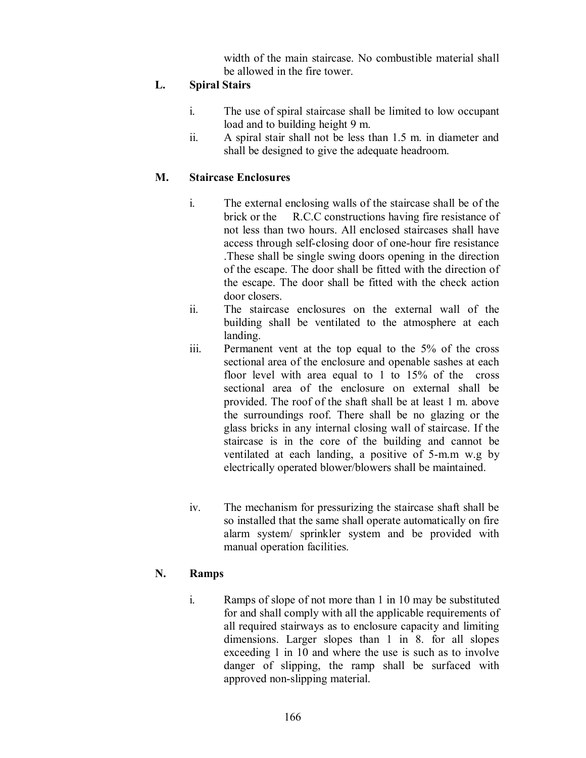width of the main staircase. No combustible material shall be allowed in the fire tower.

**L. Spiral Stairs**

i. The use of spiral staircase shall be limited to low occupant load and to building height 9 m.

ii. A spiral stair shall not be less than 1.5 m. in diameter and shall be designed to give the adequate headroom.

**M. Staircase Enclosures**

i. The external enclosing walls of the staircase shall be of the brick or the R.C.C constructions having fire resistance of not less than two hours. All enclosed staircases shall have access through self-closing door of one-hour fire resistance .These shall be single swing doors opening in the direction of the escape. The door shall be fitted with the direction of the escape. The door shall be fitted with the check action door closers.

ii. The staircase enclosures on the external wall of the building shall be ventilated to the atmosphere at each landing.

iii. Permanent vent at the top equal to the 5% of the cross sectional area of the enclosure and openable sashes at each floor level with area equal to 1 to 15% of the cross sectional area of the enclosure on external shall be provided. The roof of the shaft shall be at least 1 m. above the surroundings roof. There shall be no glazing or the glass bricks in any internal closing wall of staircase. If the staircase is in the core of the building and cannot be ventilated at each landing, a positive of 5-m.m w.g by electrically operated blower/blowers shall be maintained.

iv. The mechanism for pressurizing the staircase shaft shall be so installed that the same shall operate automatically on fire alarm system/ sprinkler system and be provided with manual operation facilities.

**N. Ramps**

i. Ramps of slope of not more than 1 in 10 may be substituted for and shall comply with all the applicable requirements of all required stairways as to enclosure capacity and limiting dimensions. Larger slopes than 1 in 8. for all slopes exceeding 1 in 10 and where the use is such as to involve danger of slipping, the ramp shall be surfaced with approved non-slipping material.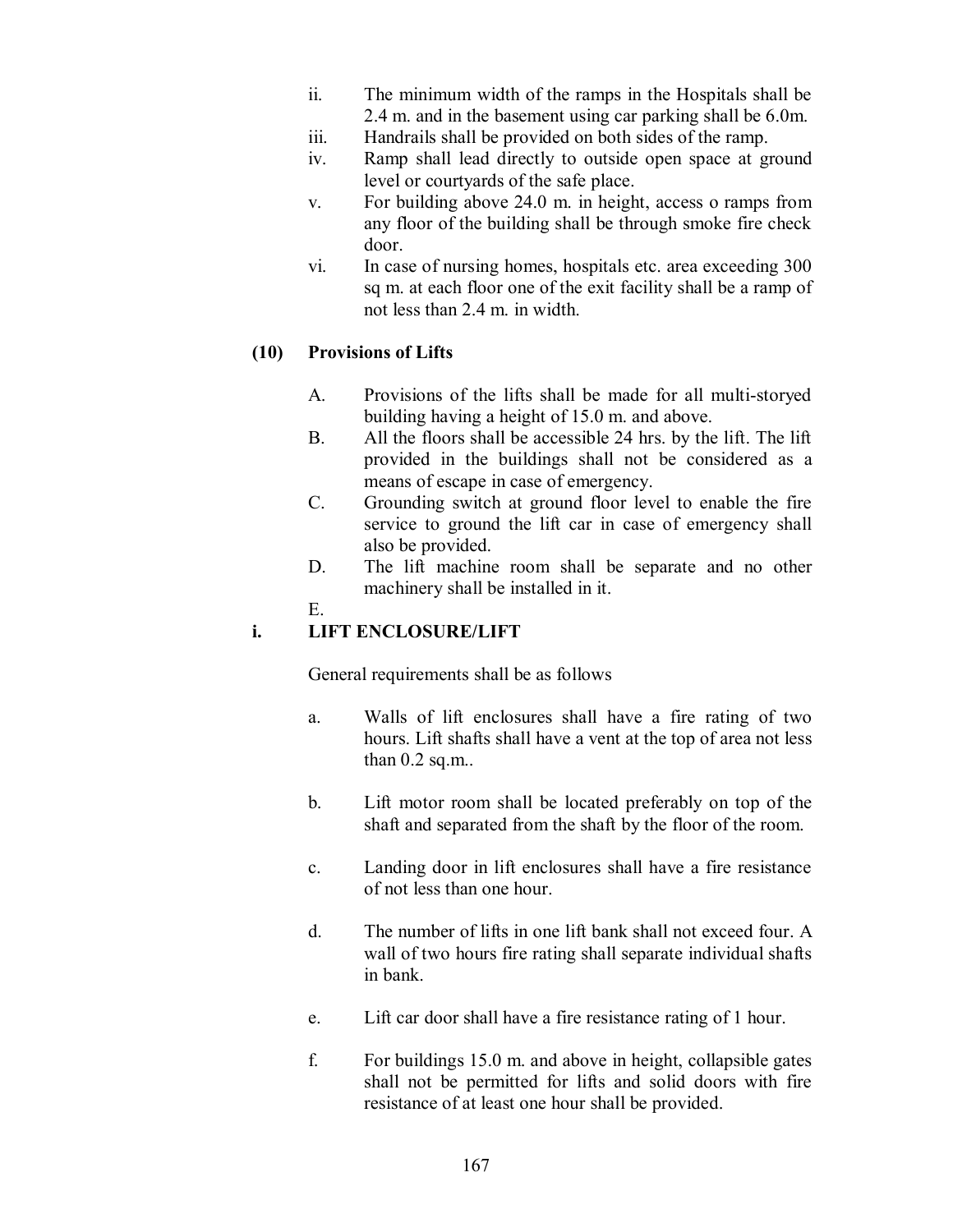ii. The minimum width of the ramps in the Hospitals shall be 2.4 m. and in the basement using car parking shall be 6.0m.
iii. Handrails shall be provided on both sides of the ramp.
iv. Ramp shall lead directly to outside open space at ground level or courtyards of the safe place.
v. For building above 24.0 m. in height, access o ramps from any floor of the building shall be through smoke fire check door.
vi. In case of nursing homes, hospitals etc. area exceeding 300 sq m. at each floor one of the exit facility shall be a ramp of not less than 2.4 m. in width.

### (10) Provisions of Lifts

A. Provisions of the lifts shall be made for all multi-storyed building having a height of 15.0 m. and above.

B. All the floors shall be accessible 24 hrs. by the lift. The lift provided in the buildings shall not be considered as a means of escape in case of emergency.

C. Grounding switch at ground floor level to enable the fire service to ground the lift car in case of emergency shall also be provided.

D. The lift machine room shall be separate and no other machinery shall be installed in it.

E.

#### i. LIFT ENCLOSURE/LIFT

General requirements shall be as follows

a. Walls of lift enclosures shall have a fire rating of two hours. Lift shafts shall have a vent at the top of area not less than 0.2 sq.m..

b. Lift motor room shall be located preferably on top of the shaft and separated from the shaft by the floor of the room.

c. Landing door in lift enclosures shall have a fire resistance of not less than one hour.

d. The number of lifts in one lift bank shall not exceed four. A wall of two hours fire rating shall separate individual shafts in bank.

e. Lift car door shall have a fire resistance rating of 1 hour.

f. For buildings 15.0 m. and above in height, collapsible gates shall not be permitted for lifts and solid doors with fire resistance of at least one hour shall be provided.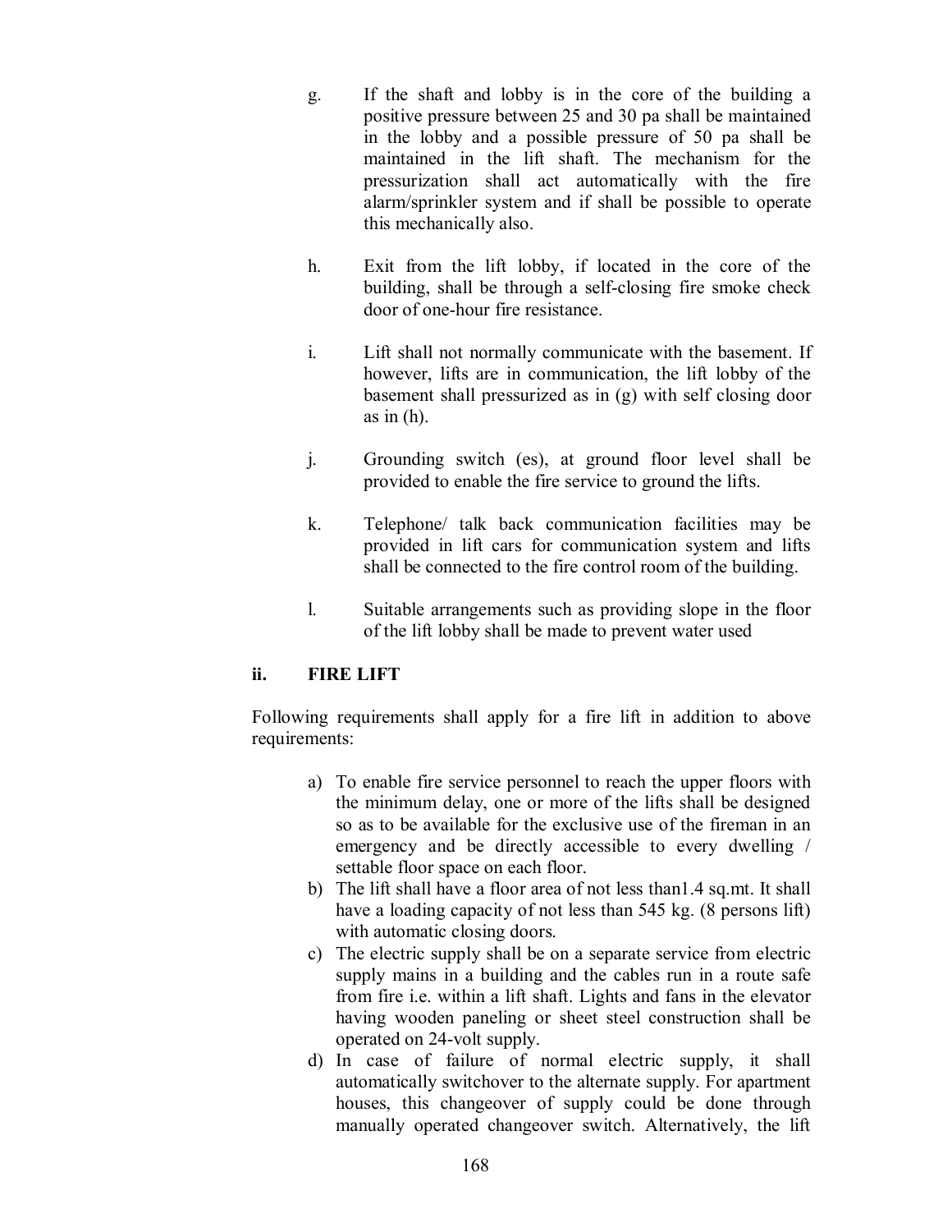g. If the shaft and lobby is in the core of the building a positive pressure between 25 and 30 pa shall be maintained in the lobby and a possible pressure of 50 pa shall be maintained in the lift shaft. The mechanism for the pressurization shall act automatically with the fire alarm/sprinkler system and if shall be possible to operate this mechanically also.

h. Exit from the lift lobby, if located in the core of the building, shall be through a self-closing fire smoke check door of one-hour fire resistance.

i. Lift shall not normally communicate with the basement. If however, lifts are in communication, the lift lobby of the basement shall pressurized as in (g) with self closing door as in (h).

j. Grounding switch (es), at ground floor level shall be provided to enable the fire service to ground the lifts.

k. Telephone/ talk back communication facilities may be provided in lift cars for communication system and lifts shall be connected to the fire control room of the building.

l. Suitable arrangements such as providing slope in the floor of the lift lobby shall be made to prevent water used

### ii. FIRE LIFT

Following requirements shall apply for a fire lift in addition to above requirements:

a) To enable fire service personnel to reach the upper floors with the minimum delay, one or more of the lifts shall be designed so as to be available for the exclusive use of the fireman in an emergency and be directly accessible to every dwelling / settable floor space on each floor.
b) The lift shall have a floor area of not less than1.4 sq.mt. It shall have a loading capacity of not less than 545 kg. (8 persons lift) with automatic closing doors.
c) The electric supply shall be on a separate service from electric supply mains in a building and the cables run in a route safe from fire i.e. within a lift shaft. Lights and fans in the elevator having wooden paneling or sheet steel construction shall be operated on 24-volt supply.
d) In case of failure of normal electric supply, it shall automatically switchover to the alternate supply. For apartment houses, this changeover of supply could be done through manually operated changeover switch. Alternatively, the lift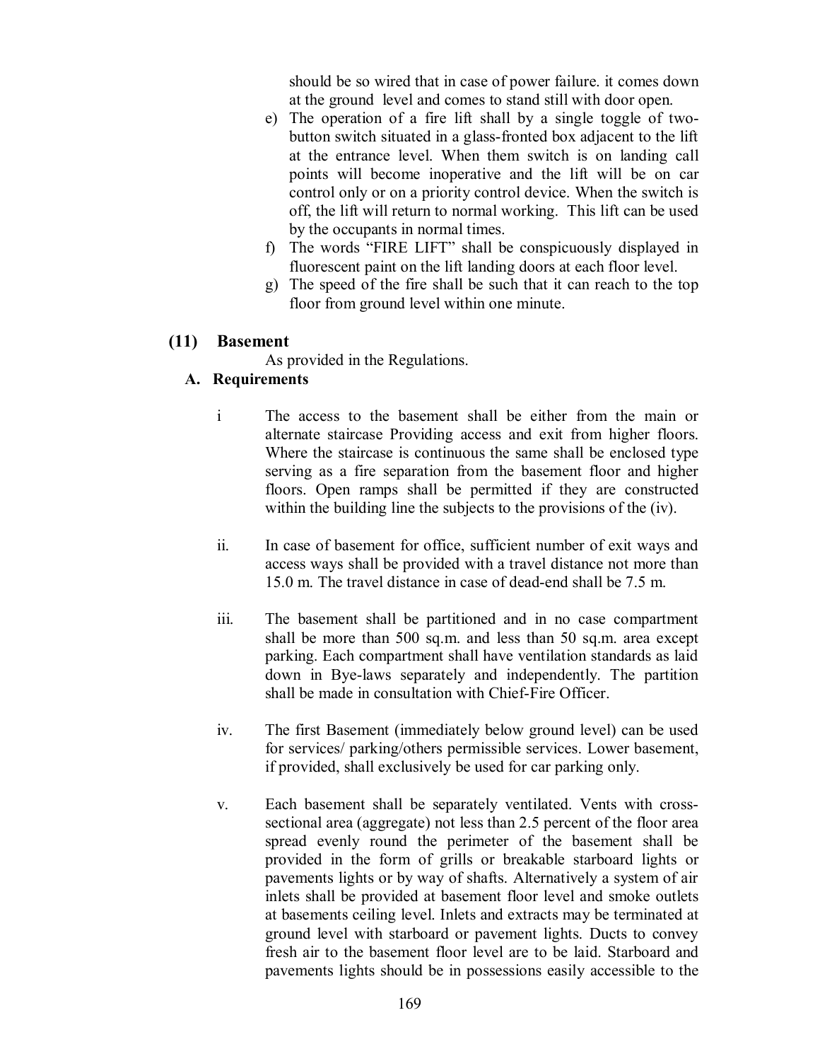should be so wired that in case of power failure. it comes down at the ground level and comes to stand still with door open.

e) The operation of a fire lift shall by a single toggle of two-button switch situated in a glass-fronted box adjacent to the lift at the entrance level. When them switch is on landing call points will become inoperative and the lift will be on car control only or on a priority control device. When the switch is off, the lift will return to normal working. This lift can be used by the occupants in normal times.

f) The words "FIRE LIFT" shall be conspicuously displayed in fluorescent paint on the lift landing doors at each floor level.

g) The speed of the fire shall be such that it can reach to the top floor from ground level within one minute.

**(11) Basement**

As provided in the Regulations.

**A. Requirements**

i The access to the basement shall be either from the main or alternate staircase Providing access and exit from higher floors. Where the staircase is continuous the same shall be enclosed type serving as a fire separation from the basement floor and higher floors. Open ramps shall be permitted if they are constructed within the building line the subjects to the provisions of the (iv).

ii. In case of basement for office, sufficient number of exit ways and access ways shall be provided with a travel distance not more than 15.0 m. The travel distance in case of dead-end shall be 7.5 m.

iii. The basement shall be partitioned and in no case compartment shall be more than 500 sq.m. and less than 50 sq.m. area except parking. Each compartment shall have ventilation standards as laid down in Bye-laws separately and independently. The partition shall be made in consultation with Chief-Fire Officer.

iv. The first Basement (immediately below ground level) can be used for services/ parking/others permissible services. Lower basement, if provided, shall exclusively be used for car parking only.

v. Each basement shall be separately ventilated. Vents with cross-sectional area (aggregate) not less than 2.5 percent of the floor area spread evenly round the perimeter of the basement shall be provided in the form of grills or breakable starboard lights or pavements lights or by way of shafts. Alternatively a system of air inlets shall be provided at basement floor level and smoke outlets at basements ceiling level. Inlets and extracts may be terminated at ground level with starboard or pavement lights. Ducts to convey fresh air to the basement floor level are to be laid. Starboard and pavements lights should be in possessions easily accessible to the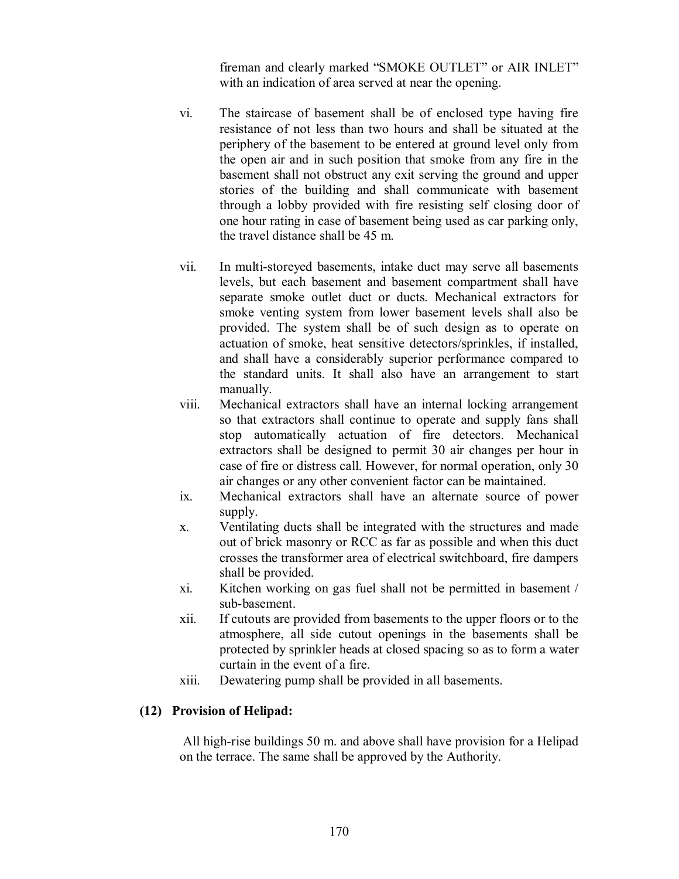fireman and clearly marked "SMOKE OUTLET" or AIR INLET" with an indication of area served at near the opening.

vi. The staircase of basement shall be of enclosed type having fire resistance of not less than two hours and shall be situated at the periphery of the basement to be entered at ground level only from the open air and in such position that smoke from any fire in the basement shall not obstruct any exit serving the ground and upper stories of the building and shall communicate with basement through a lobby provided with fire resisting self closing door of one hour rating in case of basement being used as car parking only, the travel distance shall be 45 m.

vii. In multi-storeyed basements, intake duct may serve all basements levels, but each basement and basement compartment shall have separate smoke outlet duct or ducts. Mechanical extractors for smoke venting system from lower basement levels shall also be provided. The system shall be of such design as to operate on actuation of smoke, heat sensitive detectors/sprinkles, if installed, and shall have a considerably superior performance compared to the standard units. It shall also have an arrangement to start manually.

viii. Mechanical extractors shall have an internal locking arrangement so that extractors shall continue to operate and supply fans shall stop automatically actuation of fire detectors. Mechanical extractors shall be designed to permit 30 air changes per hour in case of fire or distress call. However, for normal operation, only 30 air changes or any other convenient factor can be maintained.

ix. Mechanical extractors shall have an alternate source of power supply.

x. Ventilating ducts shall be integrated with the structures and made out of brick masonry or RCC as far as possible and when this duct crosses the transformer area of electrical switchboard, fire dampers shall be provided.

xi. Kitchen working on gas fuel shall not be permitted in basement / sub-basement.

xii. If cutouts are provided from basements to the upper floors or to the atmosphere, all side cutout openings in the basements shall be protected by sprinkler heads at closed spacing so as to form a water curtain in the event of a fire.

xiii. Dewatering pump shall be provided in all basements.

**(12) Provision of Helipad:**

All high-rise buildings 50 m. and above shall have provision for a Helipad on the terrace. The same shall be approved by the Authority.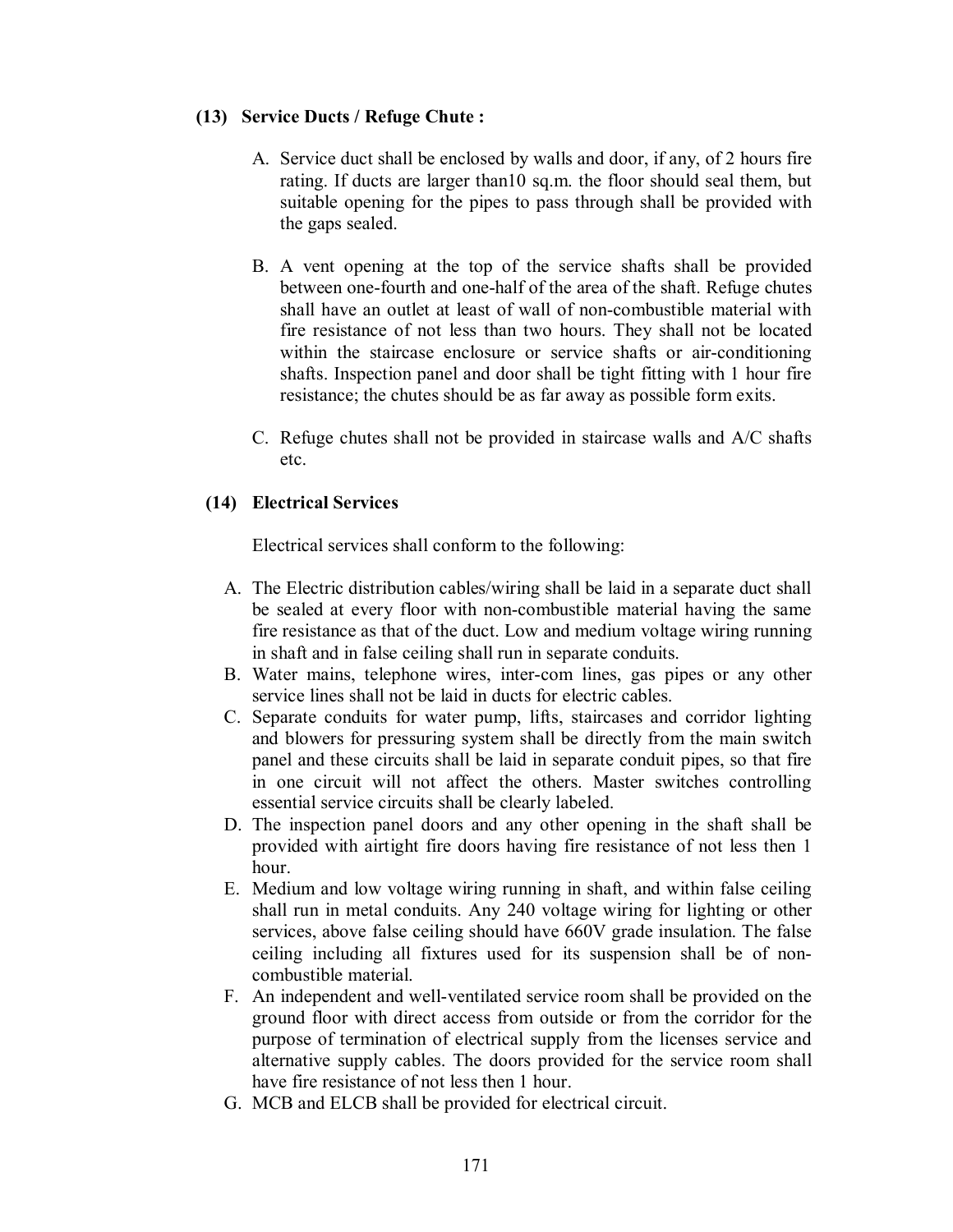**(13) Service Ducts / Refuge Chute :**

A. Service duct shall be enclosed by walls and door, if any, of 2 hours fire rating. If ducts are larger than10 sq.m. the floor should seal them, but suitable opening for the pipes to pass through shall be provided with the gaps sealed.

B. A vent opening at the top of the service shafts shall be provided between one-fourth and one-half of the area of the shaft. Refuge chutes shall have an outlet at least of wall of non-combustible material with fire resistance of not less than two hours. They shall not be located within the staircase enclosure or service shafts or air-conditioning shafts. Inspection panel and door shall be tight fitting with 1 hour fire resistance; the chutes should be as far away as possible form exits.

C. Refuge chutes shall not be provided in staircase walls and A/C shafts etc.

**(14) Electrical Services**

Electrical services shall conform to the following:

A. The Electric distribution cables/wiring shall be laid in a separate duct shall be sealed at every floor with non-combustible material having the same fire resistance as that of the duct. Low and medium voltage wiring running in shaft and in false ceiling shall run in separate conduits.
B. Water mains, telephone wires, inter-com lines, gas pipes or any other service lines shall not be laid in ducts for electric cables.
C. Separate conduits for water pump, lifts, staircases and corridor lighting and blowers for pressuring system shall be directly from the main switch panel and these circuits shall be laid in separate conduit pipes, so that fire in one circuit will not affect the others. Master switches controlling essential service circuits shall be clearly labeled.
D. The inspection panel doors and any other opening in the shaft shall be provided with airtight fire doors having fire resistance of not less then 1 hour.
E. Medium and low voltage wiring running in shaft, and within false ceiling shall run in metal conduits. Any 240 voltage wiring for lighting or other services, above false ceiling should have 660V grade insulation. The false ceiling including all fixtures used for its suspension shall be of non-combustible material.
F. An independent and well-ventilated service room shall be provided on the ground floor with direct access from outside or from the corridor for the purpose of termination of electrical supply from the licenses service and alternative supply cables. The doors provided for the service room shall have fire resistance of not less then 1 hour.
G. MCB and ELCB shall be provided for electrical circuit.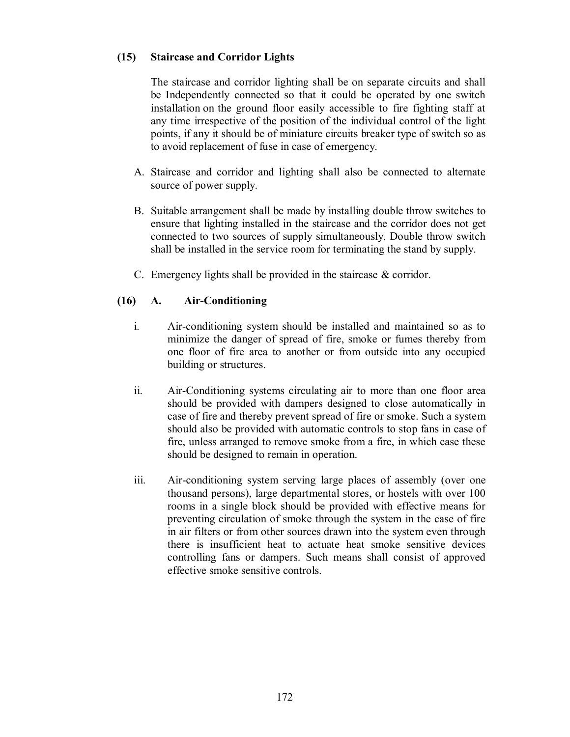**(15) Staircase and Corridor Lights**

The staircase and corridor lighting shall be on separate circuits and shall be Independently connected so that it could be operated by one switch installation on the ground floor easily accessible to fire fighting staff at any time irrespective of the position of the individual control of the light points, if any it should be of miniature circuits breaker type of switch so as to avoid replacement of fuse in case of emergency.

A. Staircase and corridor and lighting shall also be connected to alternate source of power supply.

B. Suitable arrangement shall be made by installing double throw switches to ensure that lighting installed in the staircase and the corridor does not get connected to two sources of supply simultaneously. Double throw switch shall be installed in the service room for terminating the stand by supply.

C. Emergency lights shall be provided in the staircase & corridor.

**(16) A. Air-Conditioning**

i. Air-conditioning system should be installed and maintained so as to minimize the danger of spread of fire, smoke or fumes thereby from one floor of fire area to another or from outside into any occupied building or structures.

ii. Air-Conditioning systems circulating air to more than one floor area should be provided with dampers designed to close automatically in case of fire and thereby prevent spread of fire or smoke. Such a system should also be provided with automatic controls to stop fans in case of fire, unless arranged to remove smoke from a fire, in which case these should be designed to remain in operation.

iii. Air-conditioning system serving large places of assembly (over one thousand persons), large departmental stores, or hostels with over 100 rooms in a single block should be provided with effective means for preventing circulation of smoke through the system in the case of fire in air filters or from other sources drawn into the system even through there is insufficient heat to actuate heat smoke sensitive devices controlling fans or dampers. Such means shall consist of approved effective smoke sensitive controls.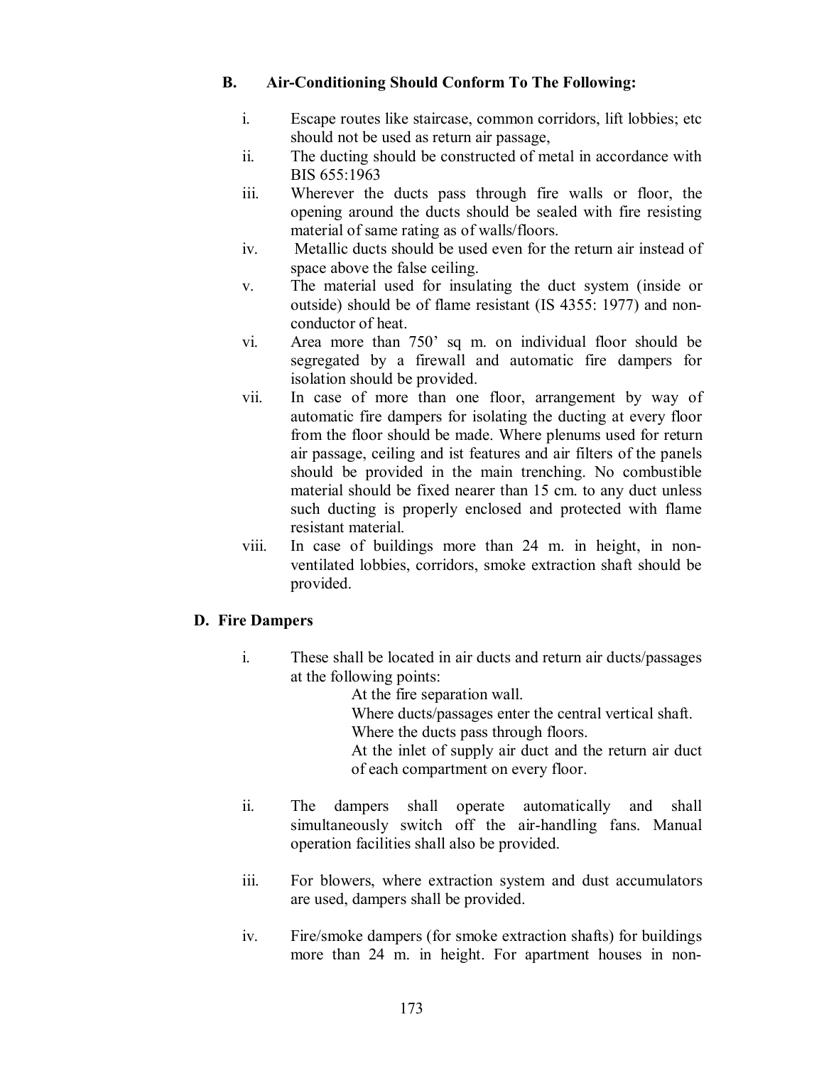### B. Air-Conditioning Should Conform To The Following:

i. Escape routes like staircase, common corridors, lift lobbies; etc should not be used as return air passage,

ii. The ducting should be constructed of metal in accordance with BIS 655:1963

iii. Wherever the ducts pass through fire walls or floor, the opening around the ducts should be sealed with fire resisting material of same rating as of walls/floors.

iv. Metallic ducts should be used even for the return air instead of space above the false ceiling.

v. The material used for insulating the duct system (inside or outside) should be of flame resistant (IS 4355: 1977) and non-conductor of heat.

vi. Area more than 750' sq m. on individual floor should be segregated by a firewall and automatic fire dampers for isolation should be provided.

vii. In case of more than one floor, arrangement by way of automatic fire dampers for isolating the ducting at every floor from the floor should be made. Where plenums used for return air passage, ceiling and ist features and air filters of the panels should be provided in the main trenching. No combustible material should be fixed nearer than 15 cm. to any duct unless such ducting is properly enclosed and protected with flame resistant material.

viii. In case of buildings more than 24 m. in height, in non-ventilated lobbies, corridors, smoke extraction shaft should be provided.

### D. Fire Dampers

i. These shall be located in air ducts and return air ducts/passages at the following points:

  At the fire separation wall.
  Where ducts/passages enter the central vertical shaft.
  Where the ducts pass through floors.
  At the inlet of supply air duct and the return air duct of each compartment on every floor.

ii. The dampers shall operate automatically and shall simultaneously switch off the air-handling fans. Manual operation facilities shall also be provided.

iii. For blowers, where extraction system and dust accumulators are used, dampers shall be provided.

iv. Fire/smoke dampers (for smoke extraction shafts) for buildings more than 24 m. in height. For apartment houses in non-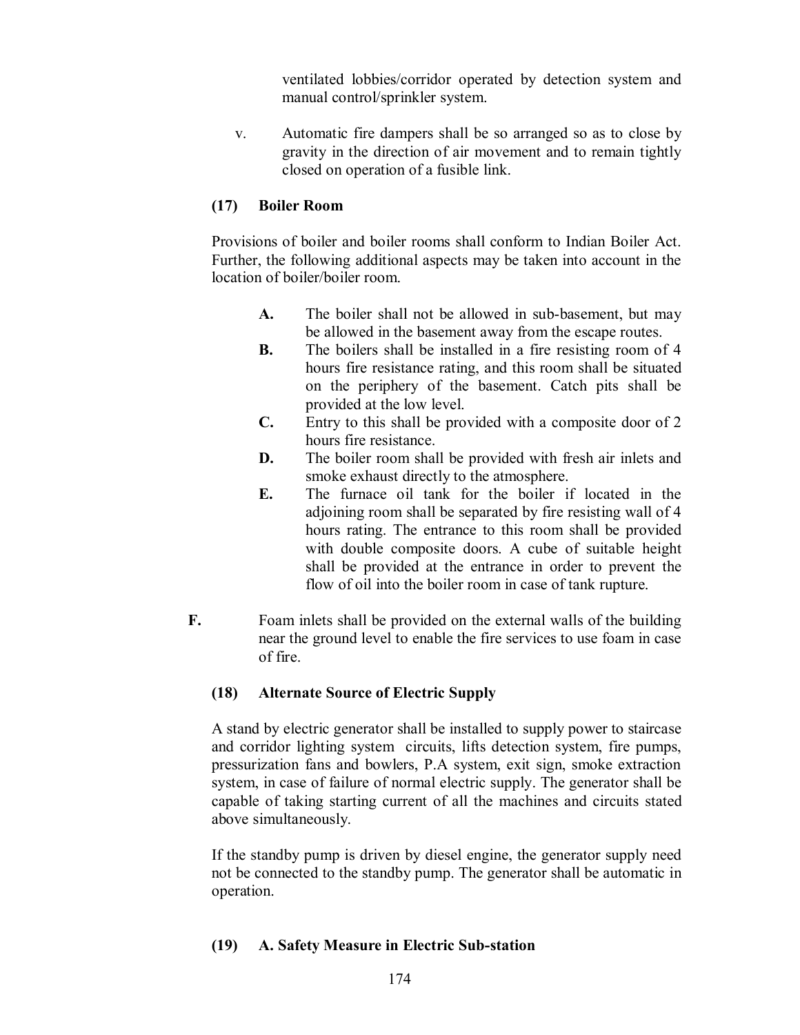ventilated lobbies/corridor operated by detection system and manual control/sprinkler system.

v. Automatic fire dampers shall be so arranged so as to close by gravity in the direction of air movement and to remain tightly closed on operation of a fusible link.

**(17) Boiler Room**

Provisions of boiler and boiler rooms shall conform to Indian Boiler Act. Further, the following additional aspects may be taken into account in the location of boiler/boiler room.

- **A.** The boiler shall not be allowed in sub-basement, but may be allowed in the basement away from the escape routes.
- **B.** The boilers shall be installed in a fire resisting room of 4 hours fire resistance rating, and this room shall be situated on the periphery of the basement. Catch pits shall be provided at the low level.
- **C.** Entry to this shall be provided with a composite door of 2 hours fire resistance.
- **D.** The boiler room shall be provided with fresh air inlets and smoke exhaust directly to the atmosphere.
- **E.** The furnace oil tank for the boiler if located in the adjoining room shall be separated by fire resisting wall of 4 hours rating. The entrance to this room shall be provided with double composite doors. A cube of suitable height shall be provided at the entrance in order to prevent the flow of oil into the boiler room in case of tank rupture.

**F.** Foam inlets shall be provided on the external walls of the building near the ground level to enable the fire services to use foam in case of fire.

**(18) Alternate Source of Electric Supply**

A stand by electric generator shall be installed to supply power to staircase and corridor lighting system circuits, lifts detection system, fire pumps, pressurization fans and bowlers, P.A system, exit sign, smoke extraction system, in case of failure of normal electric supply. The generator shall be capable of taking starting current of all the machines and circuits stated above simultaneously.

If the standby pump is driven by diesel engine, the generator supply need not be connected to the standby pump. The generator shall be automatic in operation.

**(19) A. Safety Measure in Electric Sub-station**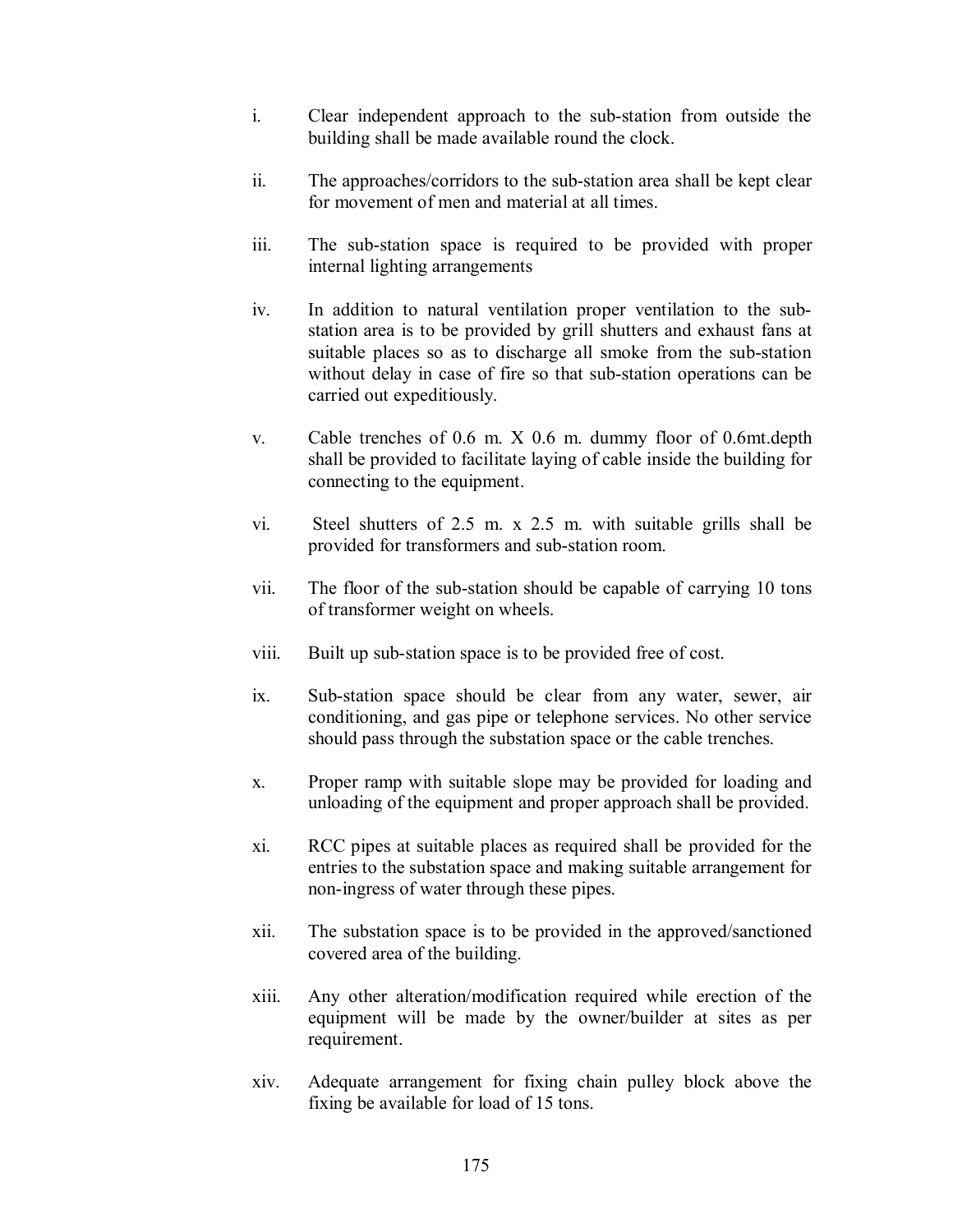i. Clear independent approach to the sub-station from outside the building shall be made available round the clock.

ii. The approaches/corridors to the sub-station area shall be kept clear for movement of men and material at all times.

iii. The sub-station space is required to be provided with proper internal lighting arrangements

iv. In addition to natural ventilation proper ventilation to the sub-station area is to be provided by grill shutters and exhaust fans at suitable places so as to discharge all smoke from the sub-station without delay in case of fire so that sub-station operations can be carried out expeditiously.

v. Cable trenches of 0.6 m. X 0.6 m. dummy floor of 0.6mt.depth shall be provided to facilitate laying of cable inside the building for connecting to the equipment.

vi. Steel shutters of 2.5 m. x 2.5 m. with suitable grills shall be provided for transformers and sub-station room.

vii. The floor of the sub-station should be capable of carrying 10 tons of transformer weight on wheels.

viii. Built up sub-station space is to be provided free of cost.

ix. Sub-station space should be clear from any water, sewer, air conditioning, and gas pipe or telephone services. No other service should pass through the substation space or the cable trenches.

x. Proper ramp with suitable slope may be provided for loading and unloading of the equipment and proper approach shall be provided.

xi. RCC pipes at suitable places as required shall be provided for the entries to the substation space and making suitable arrangement for non-ingress of water through these pipes.

xii. The substation space is to be provided in the approved/sanctioned covered area of the building.

xiii. Any other alteration/modification required while erection of the equipment will be made by the owner/builder at sites as per requirement.

xiv. Adequate arrangement for fixing chain pulley block above the fixing be available for load of 15 tons.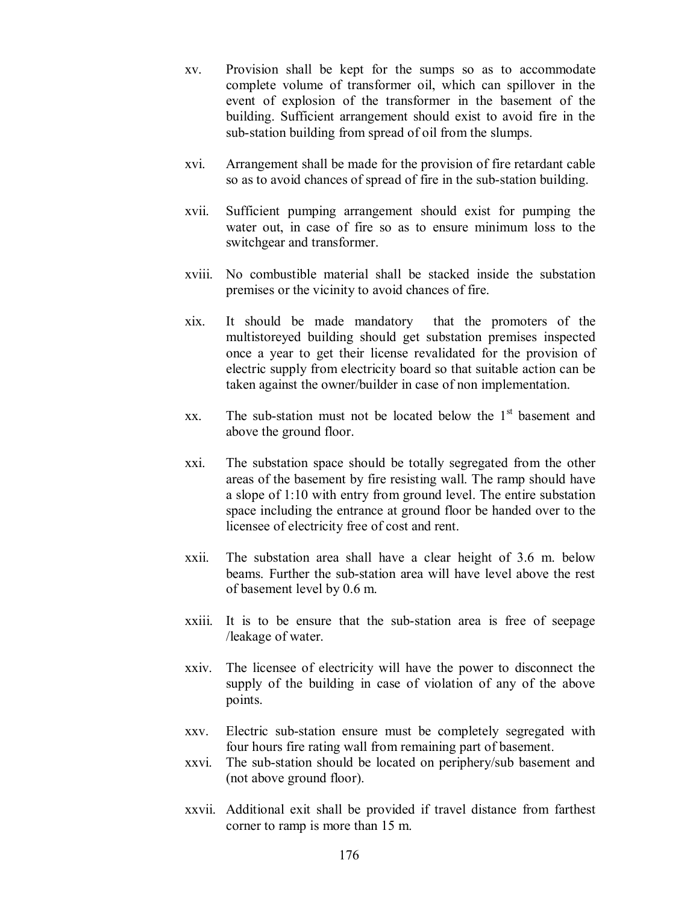xv. Provision shall be kept for the sumps so as to accommodate complete volume of transformer oil, which can spillover in the event of explosion of the transformer in the basement of the building. Sufficient arrangement should exist to avoid fire in the sub-station building from spread of oil from the slumps.

xvi. Arrangement shall be made for the provision of fire retardant cable so as to avoid chances of spread of fire in the sub-station building.

xvii. Sufficient pumping arrangement should exist for pumping the water out, in case of fire so as to ensure minimum loss to the switchgear and transformer.

xviii. No combustible material shall be stacked inside the substation premises or the vicinity to avoid chances of fire.

xix. It should be made mandatory that the promoters of the multistoreyed building should get substation premises inspected once a year to get their license revalidated for the provision of electric supply from electricity board so that suitable action can be taken against the owner/builder in case of non implementation.

xx. The sub-station must not be located below the 1st basement and above the ground floor.

xxi. The substation space should be totally segregated from the other areas of the basement by fire resisting wall. The ramp should have a slope of 1:10 with entry from ground level. The entire substation space including the entrance at ground floor be handed over to the licensee of electricity free of cost and rent.

xxii. The substation area shall have a clear height of 3.6 m. below beams. Further the sub-station area will have level above the rest of basement level by 0.6 m.

xxiii. It is to be ensure that the sub-station area is free of seepage /leakage of water.

xxiv. The licensee of electricity will have the power to disconnect the supply of the building in case of violation of any of the above points.

xxv. Electric sub-station ensure must be completely segregated with four hours fire rating wall from remaining part of basement.

xxvi. The sub-station should be located on periphery/sub basement and (not above ground floor).

xxvii. Additional exit shall be provided if travel distance from farthest corner to ramp is more than 15 m.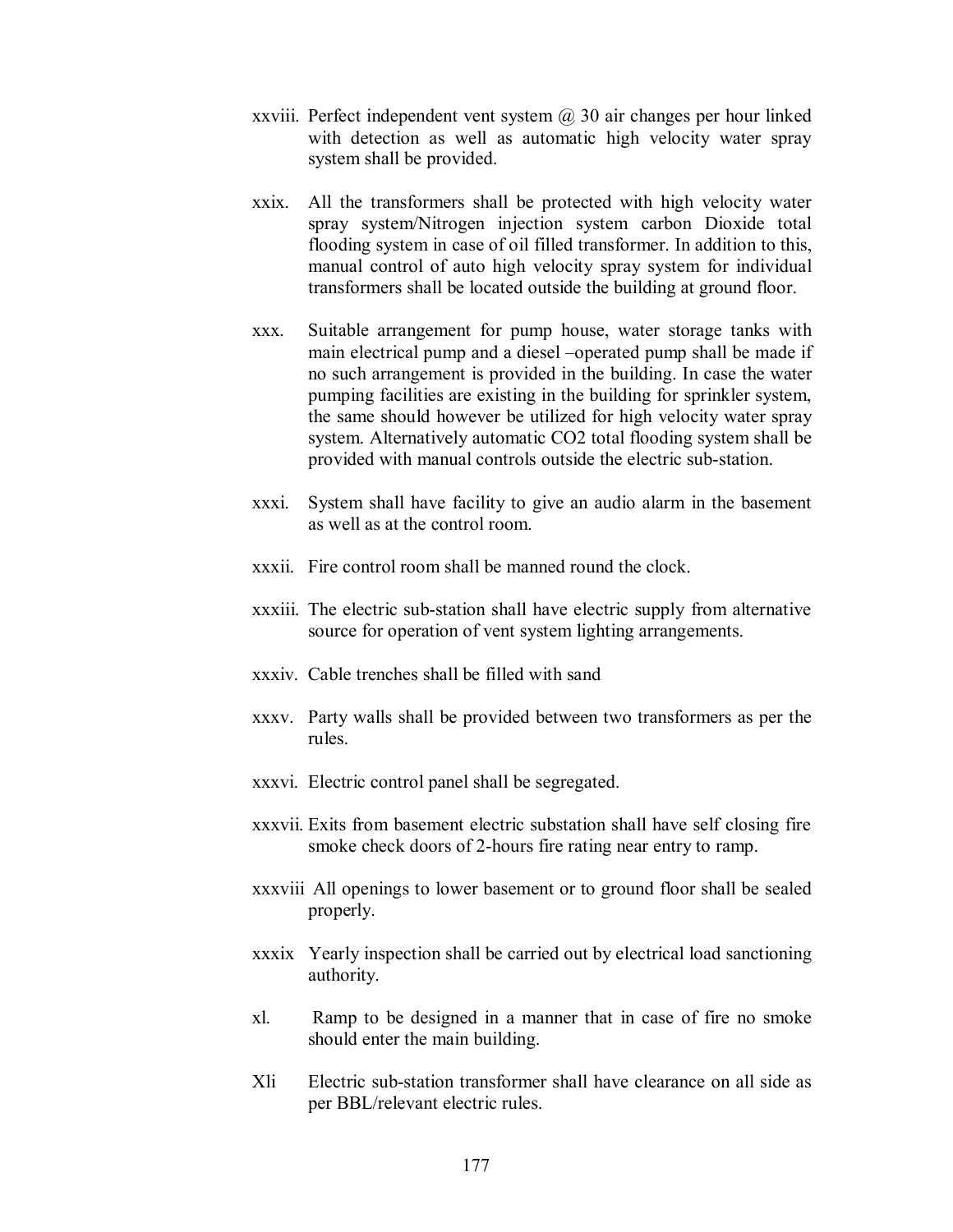xxviii. Perfect independent vent system @ 30 air changes per hour linked with detection as well as automatic high velocity water spray system shall be provided.

xxix. All the transformers shall be protected with high velocity water spray system/Nitrogen injection system carbon Dioxide total flooding system in case of oil filled transformer. In addition to this, manual control of auto high velocity spray system for individual transformers shall be located outside the building at ground floor.

xxx. Suitable arrangement for pump house, water storage tanks with main electrical pump and a diesel –operated pump shall be made if no such arrangement is provided in the building. In case the water pumping facilities are existing in the building for sprinkler system, the same should however be utilized for high velocity water spray system. Alternatively automatic $CO_2$ total flooding system shall be provided with manual controls outside the electric sub-station.

xxxi. System shall have facility to give an audio alarm in the basement as well as at the control room.

xxxii. Fire control room shall be manned round the clock.

xxxiii. The electric sub-station shall have electric supply from alternative source for operation of vent system lighting arrangements.

xxxiv. Cable trenches shall be filled with sand

xxxv. Party walls shall be provided between two transformers as per the rules.

xxxvi. Electric control panel shall be segregated.

xxxvii. Exits from basement electric substation shall have self closing fire smoke check doors of 2-hours fire rating near entry to ramp.

xxxviii All openings to lower basement or to ground floor shall be sealed properly.

xxxix Yearly inspection shall be carried out by electrical load sanctioning authority.

xl. Ramp to be designed in a manner that in case of fire no smoke should enter the main building.

Xli Electric sub-station transformer shall have clearance on all side as per BBL/relevant electric rules.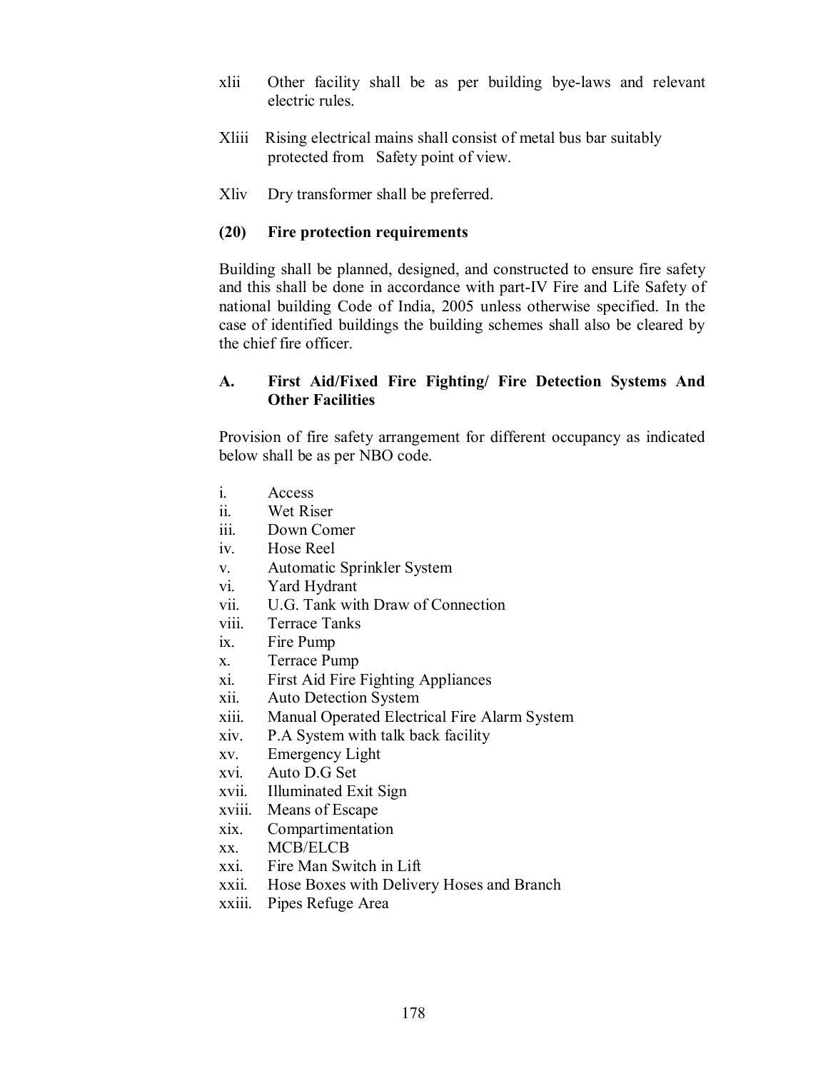xlii Other facility shall be as per building bye-laws and relevant electric rules.

Xliii Rising electrical mains shall consist of metal bus bar suitably protected from Safety point of view.

Xliv Dry transformer shall be preferred.

**(20) Fire protection requirements**

Building shall be planned, designed, and constructed to ensure fire safety and this shall be done in accordance with part-IV Fire and Life Safety of national building Code of India, 2005 unless otherwise specified. In the case of identified buildings the building schemes shall also be cleared by the chief fire officer.

**A. First Aid/Fixed Fire Fighting/ Fire Detection Systems And Other Facilities**

Provision of fire safety arrangement for different occupancy as indicated below shall be as per NBO code.

i. Access
ii. Wet Riser
iii. Down Comer
iv. Hose Reel
v. Automatic Sprinkler System
vi. Yard Hydrant
vii. U.G. Tank with Draw of Connection
viii. Terrace Tanks
ix. Fire Pump
x. Terrace Pump
xi. First Aid Fire Fighting Appliances
xii. Auto Detection System
xiii. Manual Operated Electrical Fire Alarm System
xiv. P.A System with talk back facility
xv. Emergency Light
xvi. Auto D.G Set
xvii. Illuminated Exit Sign
xviii. Means of Escape
xix. Compartimentation
xx. MCB/ELCB
xxi. Fire Man Switch in Lift
xxii. Hose Boxes with Delivery Hoses and Branch
xxiii. Pipes Refuge Area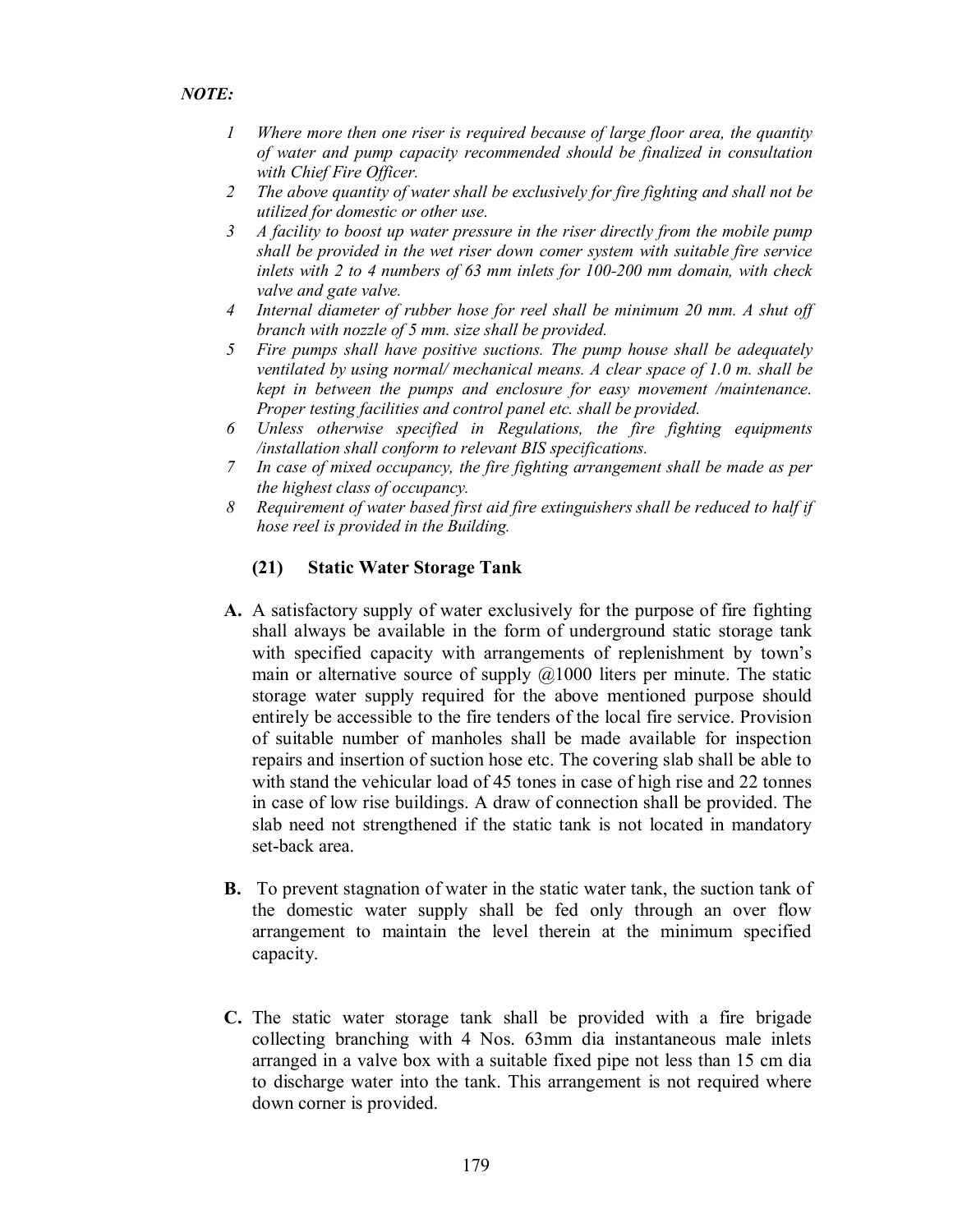***NOTE:***

1. *Where more then one riser is required because of large floor area, the quantity of water and pump capacity recommended should be finalized in consultation with Chief Fire Officer.*
2. *The above quantity of water shall be exclusively for fire fighting and shall not be utilized for domestic or other use.*
3. *A facility to boost up water pressure in the riser directly from the mobile pump shall be provided in the wet riser down comer system with suitable fire service inlets with 2 to 4 numbers of 63 mm inlets for 100-200 mm domain, with check valve and gate valve.*
4. *Internal diameter of rubber hose for reel shall be minimum 20 mm. A shut off branch with nozzle of 5 mm. size shall be provided.*
5. *Fire pumps shall have positive suctions. The pump house shall be adequately ventilated by using normal/ mechanical means. A clear space of 1.0 m. shall be kept in between the pumps and enclosure for easy movement /maintenance. Proper testing facilities and control panel etc. shall be provided.*
6. *Unless otherwise specified in Regulations, the fire fighting equipments /installation shall conform to relevant BIS specifications.*
7. *In case of mixed occupancy, the fire fighting arrangement shall be made as per the highest class of occupancy.*
8. *Requirement of water based first aid fire extinguishers shall be reduced to half if hose reel is provided in the Building.*

### (21) Static Water Storage Tank

**A.** A satisfactory supply of water exclusively for the purpose of fire fighting shall always be available in the form of underground static storage tank with specified capacity with arrangements of replenishment by town's main or alternative source of supply @1000 liters per minute. The static storage water supply required for the above mentioned purpose should entirely be accessible to the fire tenders of the local fire service. Provision of suitable number of manholes shall be made available for inspection repairs and insertion of suction hose etc. The covering slab shall be able to with stand the vehicular load of 45 tones in case of high rise and 22 tonnes in case of low rise buildings. A draw of connection shall be provided. The slab need not strengthened if the static tank is not located in mandatory set-back area.

**B.** To prevent stagnation of water in the static water tank, the suction tank of the domestic water supply shall be fed only through an over flow arrangement to maintain the level therein at the minimum specified capacity.

**C.** The static water storage tank shall be provided with a fire brigade collecting branching with 4 Nos. 63mm dia instantaneous male inlets arranged in a valve box with a suitable fixed pipe not less than 15 cm dia to discharge water into the tank. This arrangement is not required where down corner is provided.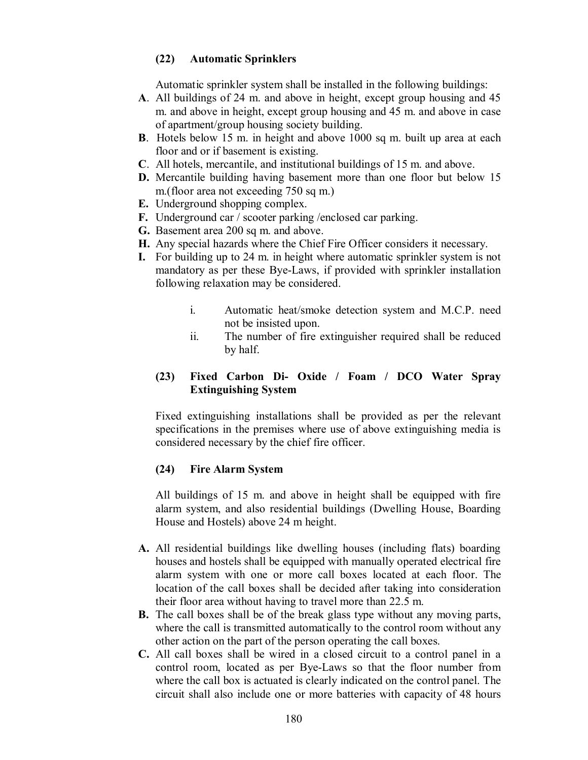### (22) Automatic Sprinklers

Automatic sprinkler system shall be installed in the following buildings:

**A**. All buildings of 24 m. and above in height, except group housing and 45 m. and above in height, except group housing and 45 m. and above in case of apartment/group housing society building.

**B**. Hotels below 15 m. in height and above 1000 sq m. built up area at each floor and or if basement is existing.

**C**. All hotels, mercantile, and institutional buildings of 15 m. and above.

**D.** Mercantile building having basement more than one floor but below 15 m.(floor area not exceeding 750 sq m.)

**E.** Underground shopping complex.

**F.** Underground car / scooter parking /enclosed car parking.

**G.** Basement area 200 sq m. and above.

**H.** Any special hazards where the Chief Fire Officer considers it necessary.

**I.** For building up to 24 m. in height where automatic sprinkler system is not mandatory as per these Bye-Laws, if provided with sprinkler installation following relaxation may be considered.

i. Automatic heat/smoke detection system and M.C.P. need not be insisted upon.

ii. The number of fire extinguisher required shall be reduced by half.

### (23) Fixed Carbon Di- Oxide / Foam / DCO Water Spray Extinguishing System

Fixed extinguishing installations shall be provided as per the relevant specifications in the premises where use of above extinguishing media is considered necessary by the chief fire officer.

### (24) Fire Alarm System

All buildings of 15 m. and above in height shall be equipped with fire alarm system, and also residential buildings (Dwelling House, Boarding House and Hostels) above 24 m height.

**A.** All residential buildings like dwelling houses (including flats) boarding houses and hostels shall be equipped with manually operated electrical fire alarm system with one or more call boxes located at each floor. The location of the call boxes shall be decided after taking into consideration their floor area without having to travel more than 22.5 m.

**B.** The call boxes shall be of the break glass type without any moving parts, where the call is transmitted automatically to the control room without any other action on the part of the person operating the call boxes.

**C.** All call boxes shall be wired in a closed circuit to a control panel in a control room, located as per Bye-Laws so that the floor number from where the call box is actuated is clearly indicated on the control panel. The circuit shall also include one or more batteries with capacity of 48 hours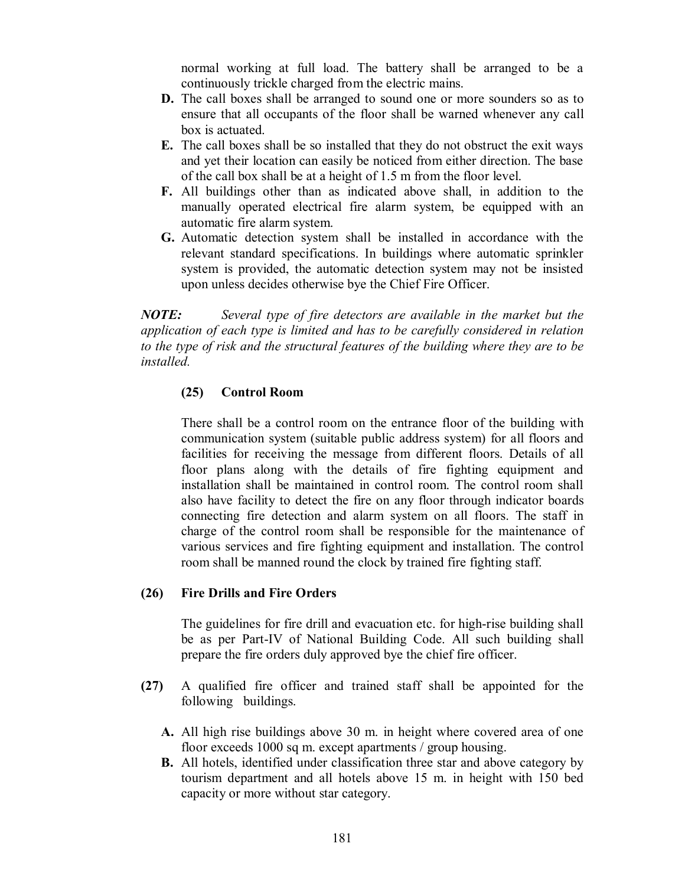normal working at full load. The battery shall be arranged to be a continuously trickle charged from the electric mains.

**D.** The call boxes shall be arranged to sound one or more sounders so as to ensure that all occupants of the floor shall be warned whenever any call box is actuated.

**E.** The call boxes shall be so installed that they do not obstruct the exit ways and yet their location can easily be noticed from either direction. The base of the call box shall be at a height of 1.5 m from the floor level.

**F.** All buildings other than as indicated above shall, in addition to the manually operated electrical fire alarm system, be equipped with an automatic fire alarm system.

**G.** Automatic detection system shall be installed in accordance with the relevant standard specifications. In buildings where automatic sprinkler system is provided, the automatic detection system may not be insisted upon unless decides otherwise bye the Chief Fire Officer.

***NOTE:*** *Several type of fire detectors are available in the market but the application of each type is limited and has to be carefully considered in relation to the type of risk and the structural features of the building where they are to be installed.*

**(25) Control Room**

There shall be a control room on the entrance floor of the building with communication system (suitable public address system) for all floors and facilities for receiving the message from different floors. Details of all floor plans along with the details of fire fighting equipment and installation shall be maintained in control room. The control room shall also have facility to detect the fire on any floor through indicator boards connecting fire detection and alarm system on all floors. The staff in charge of the control room shall be responsible for the maintenance of various services and fire fighting equipment and installation. The control room shall be manned round the clock by trained fire fighting staff.

**(26) Fire Drills and Fire Orders**

The guidelines for fire drill and evacuation etc. for high-rise building shall be as per Part-IV of National Building Code. All such building shall prepare the fire orders duly approved bye the chief fire officer.

**(27)** A qualified fire officer and trained staff shall be appointed for the following buildings.

**A.** All high rise buildings above 30 m. in height where covered area of one floor exceeds 1000 sq m. except apartments / group housing.

**B.** All hotels, identified under classification three star and above category by tourism department and all hotels above 15 m. in height with 150 bed capacity or more without star category.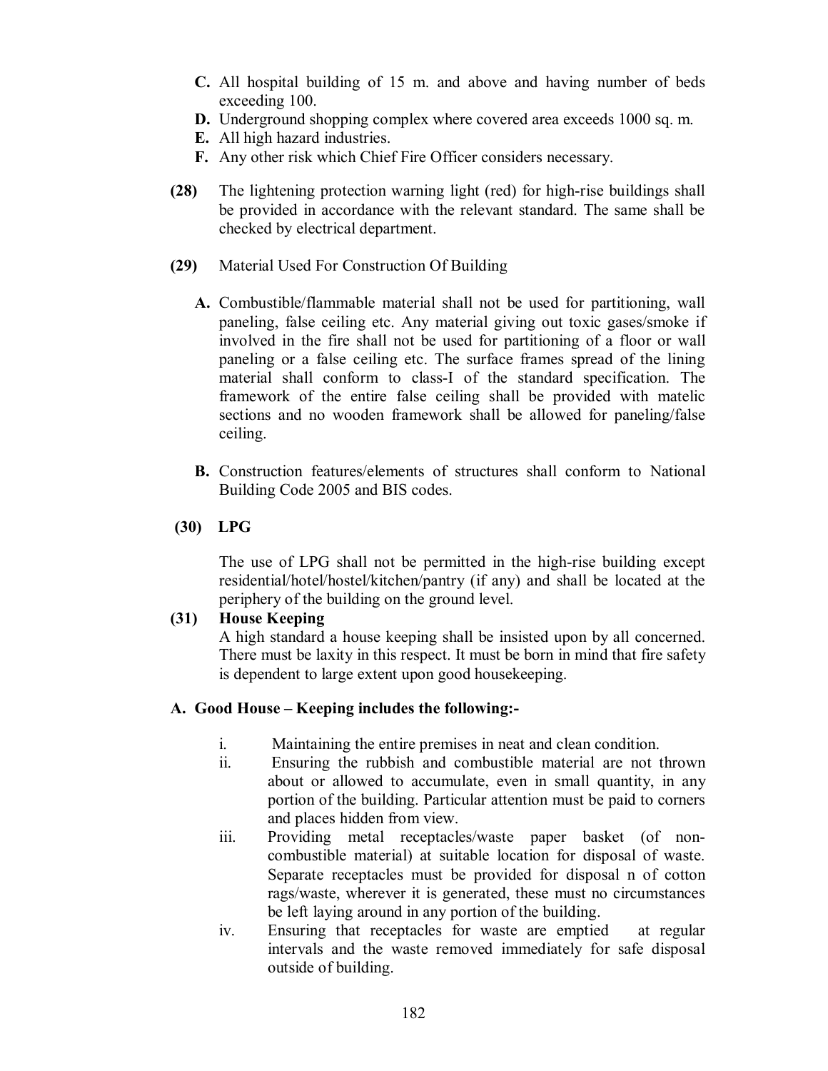**C.** All hospital building of 15 m. and above and having number of beds exceeding 100.

**D.** Underground shopping complex where covered area exceeds 1000 sq. m.

**E.** All high hazard industries.

**F.** Any other risk which Chief Fire Officer considers necessary.

**(28)** The lightening protection warning light (red) for high-rise buildings shall be provided in accordance with the relevant standard. The same shall be checked by electrical department.

**(29)** Material Used For Construction Of Building

**A.** Combustible/flammable material shall not be used for partitioning, wall paneling, false ceiling etc. Any material giving out toxic gases/smoke if involved in the fire shall not be used for partitioning of a floor or wall paneling or a false ceiling etc. The surface frames spread of the lining material shall conform to class-I of the standard specification. The framework of the entire false ceiling shall be provided with matelic sections and no wooden framework shall be allowed for paneling/false ceiling.

**B.** Construction features/elements of structures shall conform to National Building Code 2005 and BIS codes.

**(30) LPG**

The use of LPG shall not be permitted in the high-rise building except residential/hotel/hostel/kitchen/pantry (if any) and shall be located at the periphery of the building on the ground level.

**(31) House Keeping**

A high standard a house keeping shall be insisted upon by all concerned. There must be laxity in this respect. It must be born in mind that fire safety is dependent to large extent upon good housekeeping.

**A. Good House – Keeping includes the following:-**

i. Maintaining the entire premises in neat and clean condition.

ii. Ensuring the rubbish and combustible material are not thrown about or allowed to accumulate, even in small quantity, in any portion of the building. Particular attention must be paid to corners and places hidden from view.

iii. Providing metal receptacles/waste paper basket (of non-combustible material) at suitable location for disposal of waste. Separate receptacles must be provided for disposal n of cotton rags/waste, wherever it is generated, these must no circumstances be left laying around in any portion of the building.

iv. Ensuring that receptacles for waste are emptied at regular intervals and the waste removed immediately for safe disposal outside of building.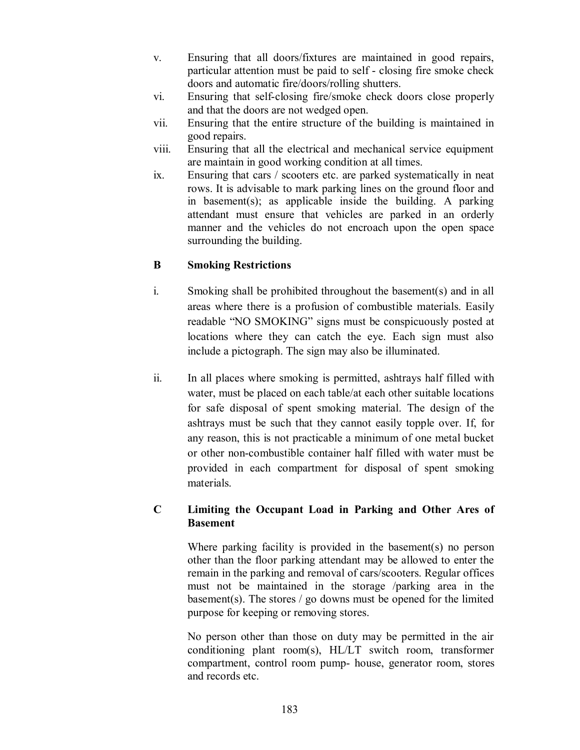v. Ensuring that all doors/fixtures are maintained in good repairs, particular attention must be paid to self - closing fire smoke check doors and automatic fire/doors/rolling shutters.

vi. Ensuring that self-closing fire/smoke check doors close properly and that the doors are not wedged open.

vii. Ensuring that the entire structure of the building is maintained in good repairs.

viii. Ensuring that all the electrical and mechanical service equipment are maintain in good working condition at all times.

ix. Ensuring that cars / scooters etc. are parked systematically in neat rows. It is advisable to mark parking lines on the ground floor and in basement(s); as applicable inside the building. A parking attendant must ensure that vehicles are parked in an orderly manner and the vehicles do not encroach upon the open space surrounding the building.

**B Smoking Restrictions**

i. Smoking shall be prohibited throughout the basement(s) and in all areas where there is a profusion of combustible materials. Easily readable "NO SMOKING" signs must be conspicuously posted at locations where they can catch the eye. Each sign must also include a pictograph. The sign may also be illuminated.

ii. In all places where smoking is permitted, ashtrays half filled with water, must be placed on each table/at each other suitable locations for safe disposal of spent smoking material. The design of the ashtrays must be such that they cannot easily topple over. If, for any reason, this is not practicable a minimum of one metal bucket or other non-combustible container half filled with water must be provided in each compartment for disposal of spent smoking materials.

**C Limiting the Occupant Load in Parking and Other Ares of Basement**

Where parking facility is provided in the basement(s) no person other than the floor parking attendant may be allowed to enter the remain in the parking and removal of cars/scooters. Regular offices must not be maintained in the storage /parking area in the basement(s). The stores / go downs must be opened for the limited purpose for keeping or removing stores.

No person other than those on duty may be permitted in the air conditioning plant room(s), HL/LT switch room, transformer compartment, control room pump- house, generator room, stores and records etc.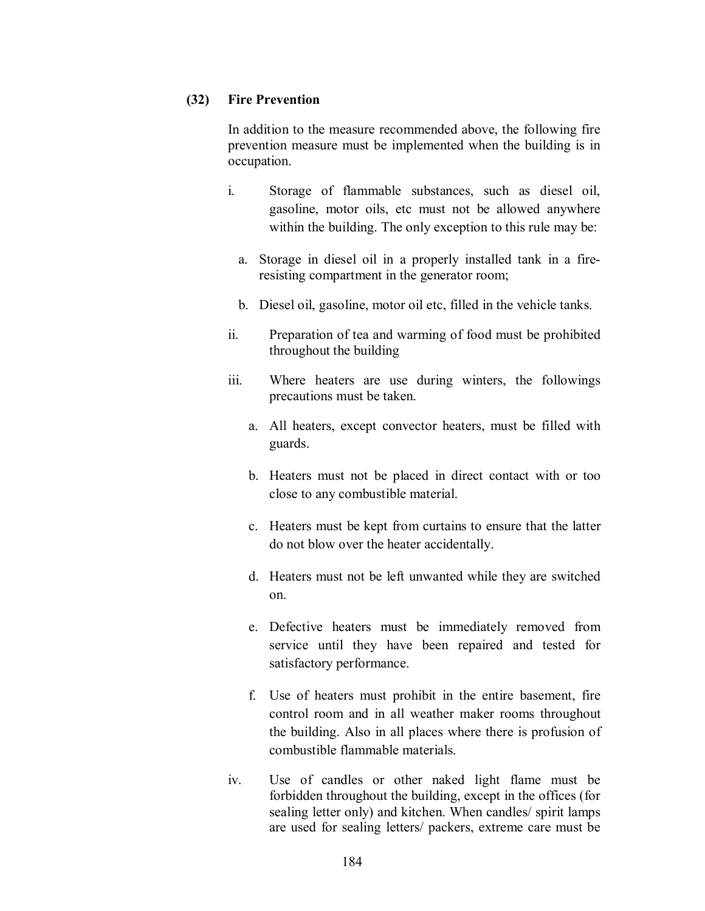**(32) Fire Prevention**

In addition to the measure recommended above, the following fire prevention measure must be implemented when the building is in occupation.

i. Storage of flammable substances, such as diesel oil, gasoline, motor oils, etc must not be allowed anywhere within the building. The only exception to this rule may be:

   a. Storage in diesel oil in a properly installed tank in a fire-resisting compartment in the generator room;

   b. Diesel oil, gasoline, motor oil etc, filled in the vehicle tanks.

ii. Preparation of tea and warming of food must be prohibited throughout the building

iii. Where heaters are use during winters, the followings precautions must be taken.

   a. All heaters, except convector heaters, must be filled with guards.

   b. Heaters must not be placed in direct contact with or too close to any combustible material.

   c. Heaters must be kept from curtains to ensure that the latter do not blow over the heater accidentally.

   d. Heaters must not be left unwanted while they are switched on.

   e. Defective heaters must be immediately removed from service until they have been repaired and tested for satisfactory performance.

   f. Use of heaters must prohibit in the entire basement, fire control room and in all weather maker rooms throughout the building. Also in all places where there is profusion of combustible flammable materials.

iv. Use of candles or other naked light flame must be forbidden throughout the building, except in the offices (for sealing letter only) and kitchen. When candles/ spirit lamps are used for sealing letters/ packers, extreme care must be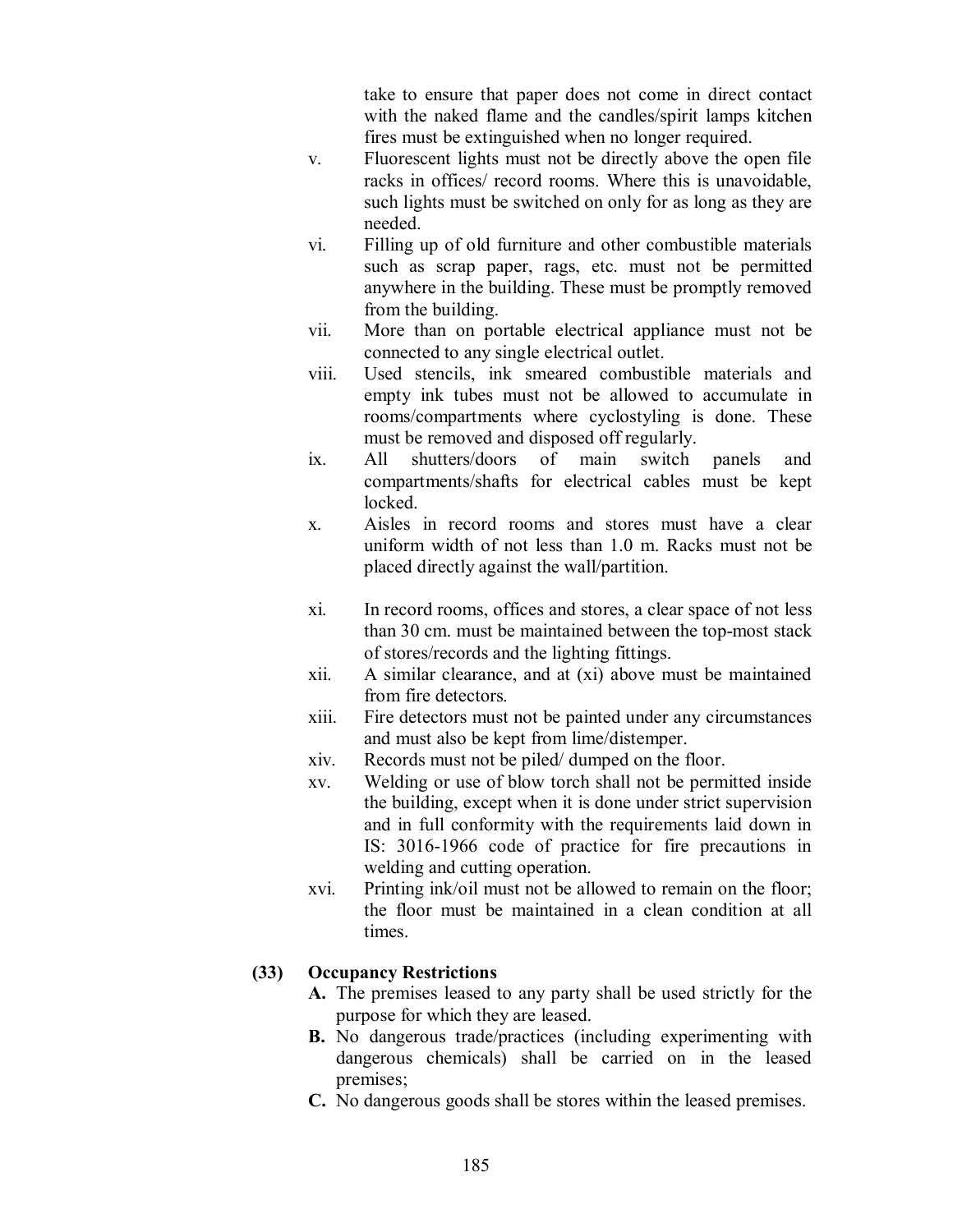take to ensure that paper does not come in direct contact with the naked flame and the candles/spirit lamps kitchen fires must be extinguished when no longer required.

v. Fluorescent lights must not be directly above the open file racks in offices/ record rooms. Where this is unavoidable, such lights must be switched on only for as long as they are needed.

vi. Filling up of old furniture and other combustible materials such as scrap paper, rags, etc. must not be permitted anywhere in the building. These must be promptly removed from the building.

vii. More than on portable electrical appliance must not be connected to any single electrical outlet.

viii. Used stencils, ink smeared combustible materials and empty ink tubes must not be allowed to accumulate in rooms/compartments where cyclostyling is done. These must be removed and disposed off regularly.

ix. All shutters/doors of main switch panels and compartments/shafts for electrical cables must be kept locked.

x. Aisles in record rooms and stores must have a clear uniform width of not less than 1.0 m. Racks must not be placed directly against the wall/partition.

xi. In record rooms, offices and stores, a clear space of not less than 30 cm. must be maintained between the top-most stack of stores/records and the lighting fittings.

xii. A similar clearance, and at (xi) above must be maintained from fire detectors.

xiii. Fire detectors must not be painted under any circumstances and must also be kept from lime/distemper.

xiv. Records must not be piled/ dumped on the floor.

xv. Welding or use of blow torch shall not be permitted inside the building, except when it is done under strict supervision and in full conformity with the requirements laid down in IS: 3016-1966 code of practice for fire precautions in welding and cutting operation.

xvi. Printing ink/oil must not be allowed to remain on the floor; the floor must be maintained in a clean condition at all times.

**(33) Occupancy Restrictions**

**A.** The premises leased to any party shall be used strictly for the purpose for which they are leased.

**B.** No dangerous trade/practices (including experimenting with dangerous chemicals) shall be carried on in the leased premises;

**C.** No dangerous goods shall be stores within the leased premises.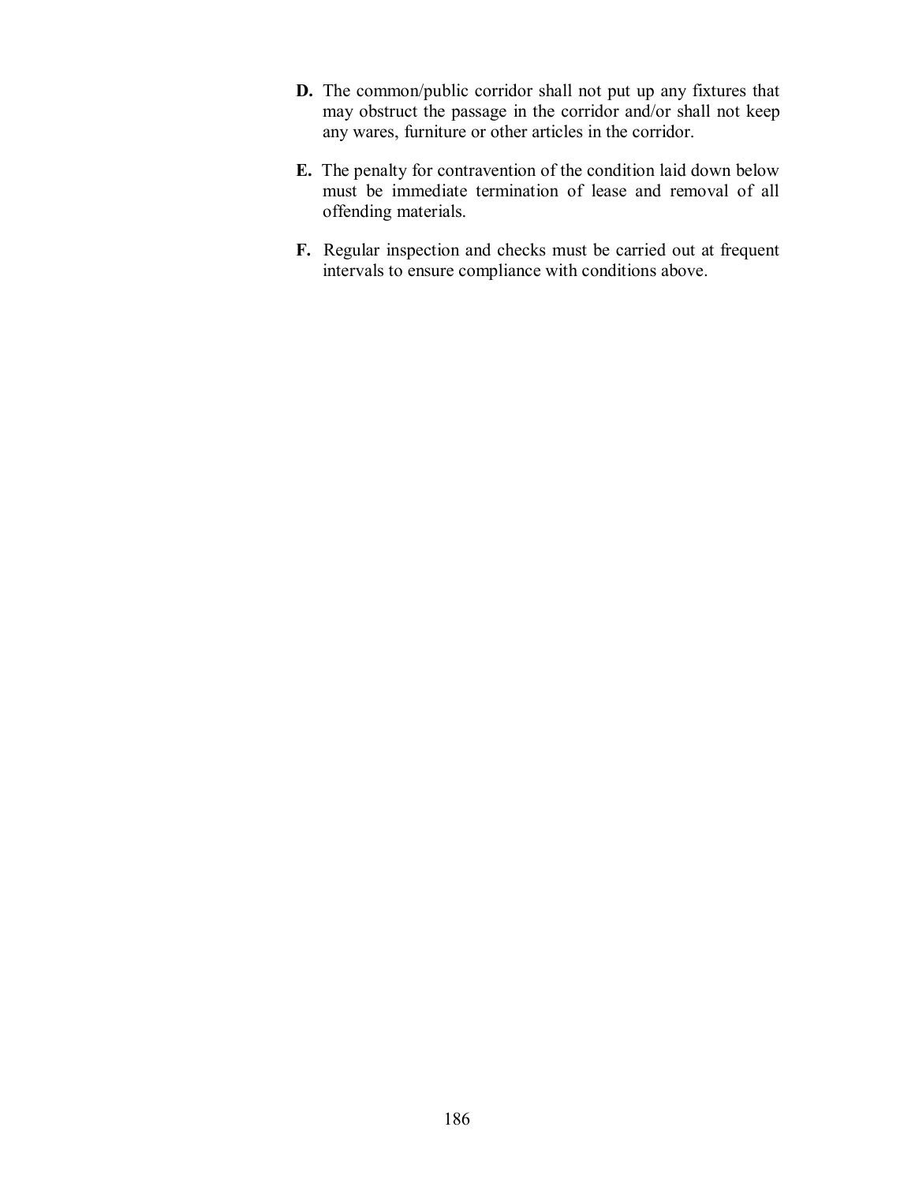**D.** The common/public corridor shall not put up any fixtures that may obstruct the passage in the corridor and/or shall not keep any wares, furniture or other articles in the corridor.

**E.** The penalty for contravention of the condition laid down below must be immediate termination of lease and removal of all offending materials.

**F.** Regular inspection and checks must be carried out at frequent intervals to ensure compliance with conditions above.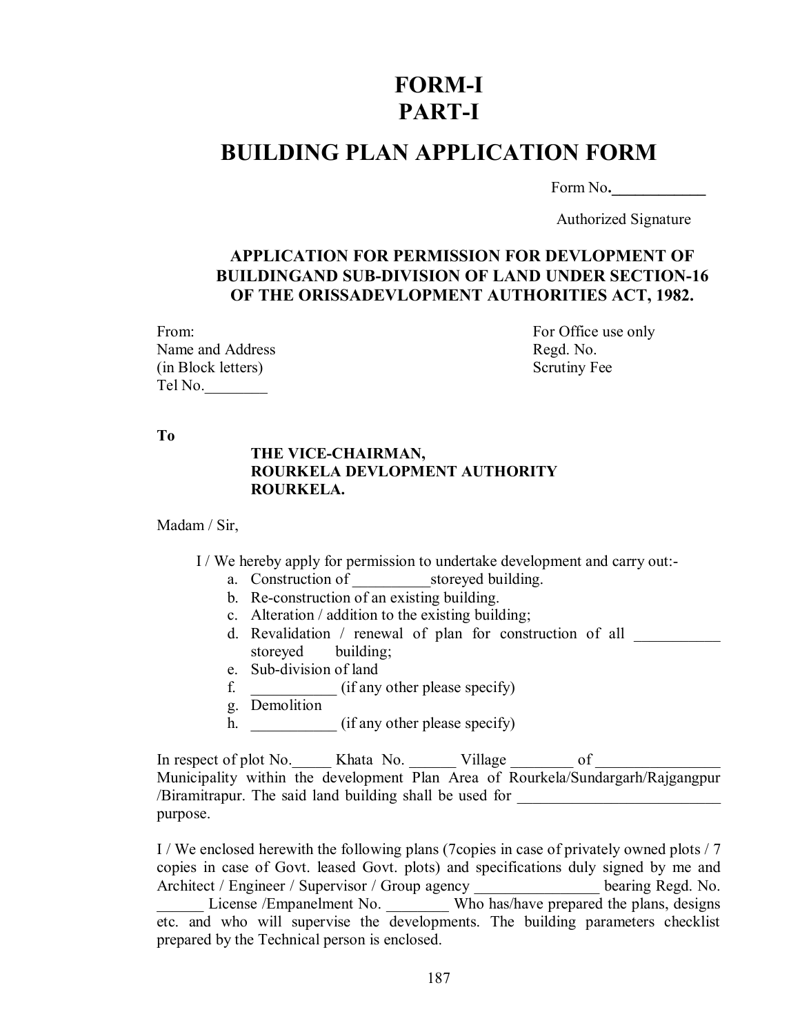# FORM-I
# PART-I

## BUILDING PLAN APPLICATION FORM

Form No.____________

Authorized Signature

### APPLICATION FOR PERMISSION FOR DEVLOPMENT OF BUILDINGAND SUB-DIVISION OF LAND UNDER SECTION-16 OF THE ORISSADEVLOPMENT AUTHORITIES ACT, 1982.

From:
Name and Address
(in Block letters)
Tel No.________

For Office use only
Regd. No.
Scrutiny Fee

**To**

**THE VICE-CHAIRMAN,**
**ROURKELA DEVLOPMENT AUTHORITY**
**ROURKELA.**

Madam / Sir,

I / We hereby apply for permission to undertake development and carry out:-

a. Construction of __________storeyed building.
b. Re-construction of an existing building.
c. Alteration / addition to the existing building;
d. Revalidation / renewal of plan for construction of all ___________ storeyed building;
e. Sub-division of land
f. ___________ (if any other please specify)
g. Demolition
h. ___________ (if any other please specify)

In respect of plot No._____ Khata No. ______ Village ________ of ________________ Municipality within the development Plan Area of Rourkela/Sundargarh/Rajgangpur /Biramitrapur. The said land building shall be used for __________________________ purpose.

I / We enclosed herewith the following plans (7copies in case of privately owned plots / 7 copies in case of Govt. leased Govt. plots) and specifications duly signed by me and Architect / Engineer / Supervisor / Group agency ________________ bearing Regd. No. ______ License /Empanelment No. ________ Who has/have prepared the plans, designs etc. and who will supervise the developments. The building parameters checklist prepared by the Technical person is enclosed.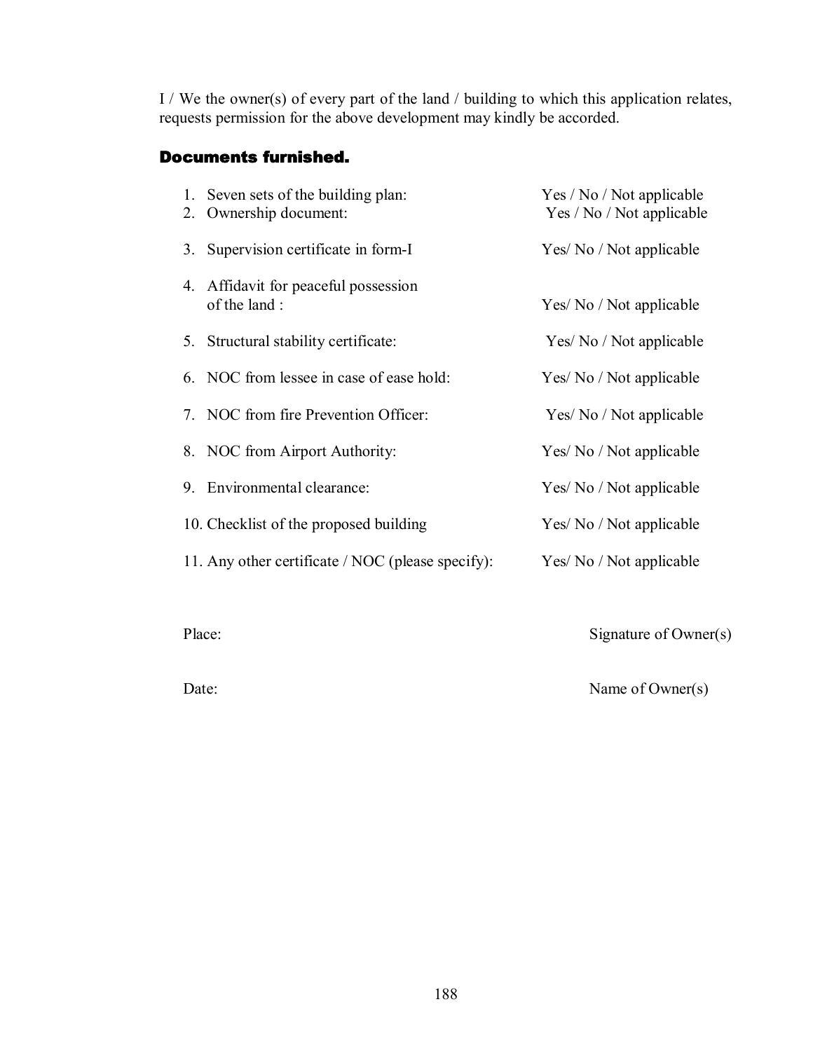I / We the owner(s) of every part of the land / building to which this application relates, requests permission for the above development may kindly be accorded.

### Documents furnished.

1. Seven sets of the building plan: Yes / No / Not applicable
2. Ownership document: Yes / No / Not applicable
3. Supervision certificate in form-I Yes/ No / Not applicable
4. Affidavit for peaceful possession of the land : Yes/ No / Not applicable
5. Structural stability certificate: Yes/ No / Not applicable
6. NOC from lessee in case of ease hold: Yes/ No / Not applicable
7. NOC from fire Prevention Officer: Yes/ No / Not applicable
8. NOC from Airport Authority: Yes/ No / Not applicable
9. Environmental clearance: Yes/ No / Not applicable
10. Checklist of the proposed building Yes/ No / Not applicable
11. Any other certificate / NOC (please specify): Yes/ No / Not applicable

Place: Signature of Owner(s)

Date: Name of Owner(s)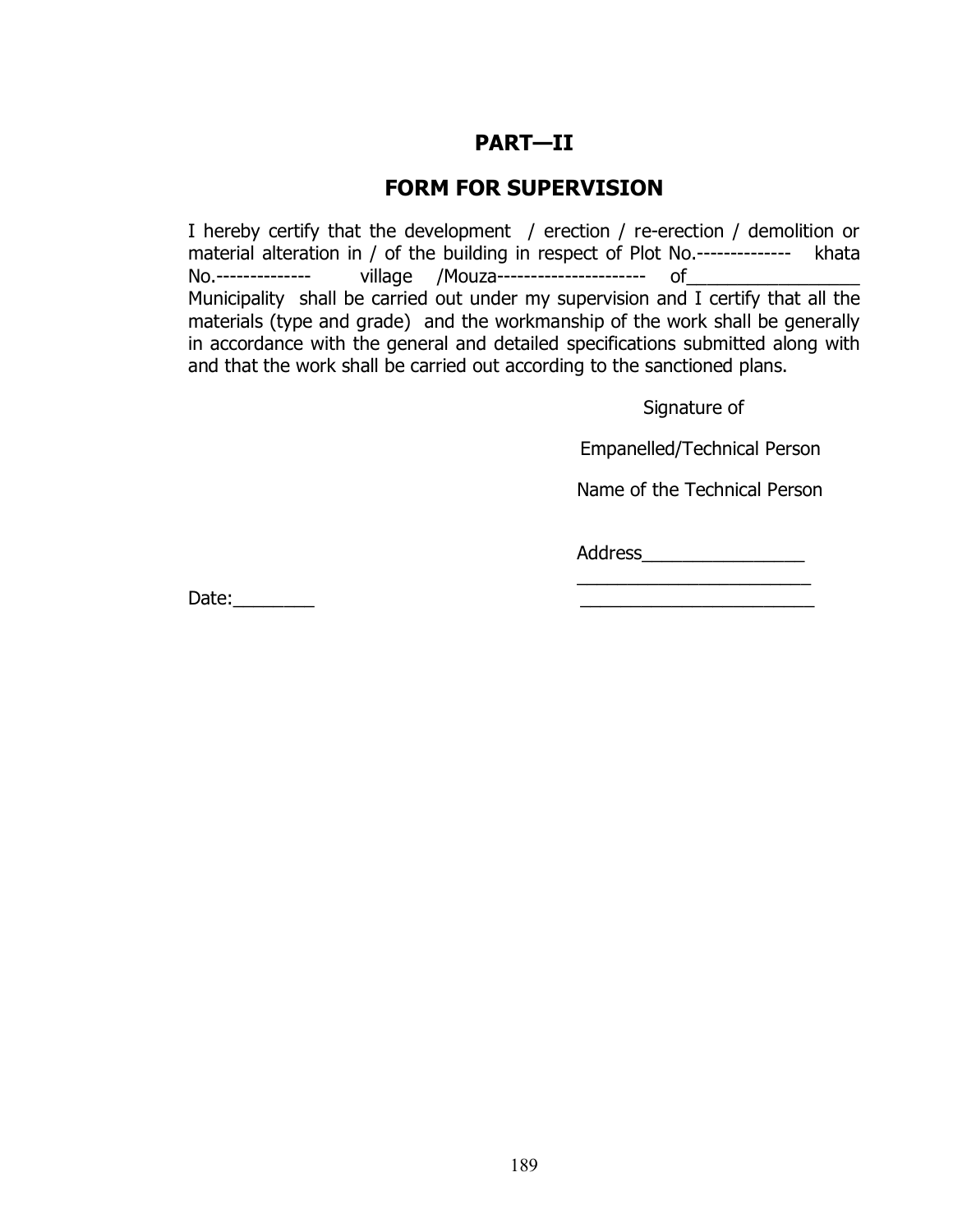## PART—II

## FORM FOR SUPERVISION

I hereby certify that the development / erection / re-erection / demolition or material alteration in / of the building in respect of Plot No.-------------- khata No.-------------- village /Mouza---------------------- of_________________ Municipality shall be carried out under my supervision and I certify that all the materials (type and grade) and the workmanship of the work shall be generally in accordance with the general and detailed specifications submitted along with and that the work shall be carried out according to the sanctioned plans.

Signature of

Empanelled/Technical Person

Name of the Technical Person

Address________________

_______________________

Date:________ _______________________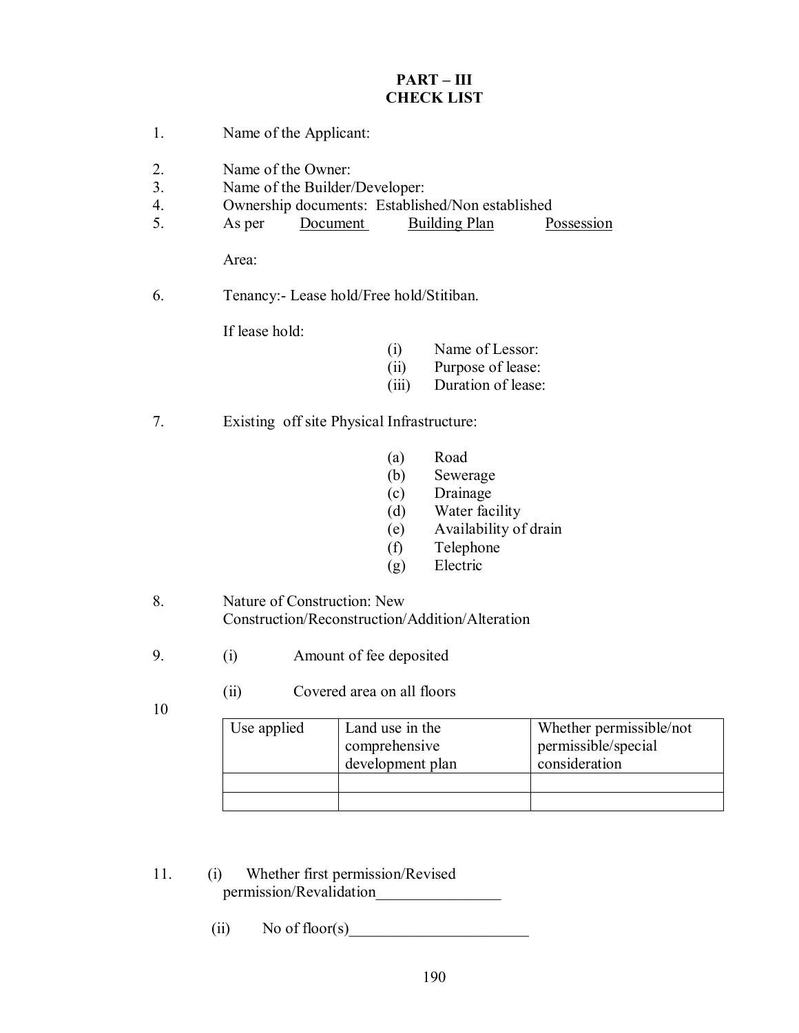# PART – III
# CHECK LIST

1. Name of the Applicant:

2. Name of the Owner:
3. Name of the Builder/Developer:
4. Ownership documents: Established/Non established
5. As per Document Building Plan Possession

   Area:

6. Tenancy:- Lease hold/Free hold/Stitiban.

   If lease hold:
   - (i) Name of Lessor:
   - (ii) Purpose of lease:
   - (iii) Duration of lease:

7. Existing off site Physical Infrastructure:
   - (a) Road
   - (b) Sewerage
   - (c) Drainage
   - (d) Water facility
   - (e) Availability of drain
   - (f) Telephone
   - (g) Electric

8. Nature of Construction: New Construction/Reconstruction/Addition/Alteration

9. (i) Amount of fee deposited

   (ii) Covered area on all floors

10.

| Use applied | Land use in the comprehensive development plan | Whether permissible/not permissible/special consideration |
|---|---|---|
| | | |
| | | |

11. (i) Whether first permission/Revised permission/Revalidation________________

    (ii) No of floor(s)_______________________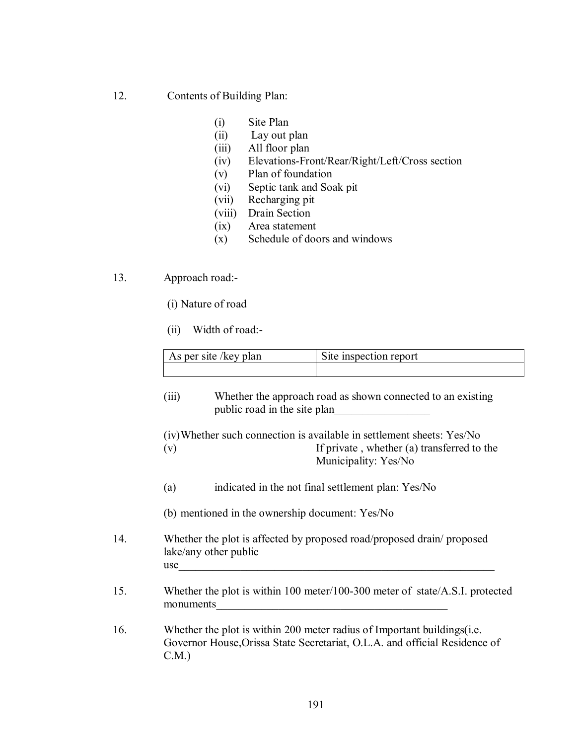12. Contents of Building Plan:

    (i) Site Plan
    (ii) Lay out plan
    (iii) All floor plan
    (iv) Elevations-Front/Rear/Right/Left/Cross section
    (v) Plan of foundation
    (vi) Septic tank and Soak pit
    (vii) Recharging pit
    (viii) Drain Section
    (ix) Area statement
    (x) Schedule of doors and windows

13. Approach road:-

    (i) Nature of road

    (ii) Width of road:-

| As per site /key plan | Site inspection report |
|---|---|
| | |

    (iii) Whether the approach road as shown connected to an existing public road in the site plan_________________

    (iv) Whether such connection is available in settlement sheets: Yes/No

    (v) If private , whether (a) transferred to the Municipality: Yes/No

    (a) indicated in the not final settlement plan: Yes/No

    (b) mentioned in the ownership document: Yes/No

14. Whether the plot is affected by proposed road/proposed drain/ proposed lake/any other public use___________________________________________________________

15. Whether the plot is within 100 meter/100-300 meter of state/A.S.I. protected monuments___________________________________________

16. Whether the plot is within 200 meter radius of Important buildings(i.e. Governor House,Orissa State Secretariat, O.L.A. and official Residence of C.M.)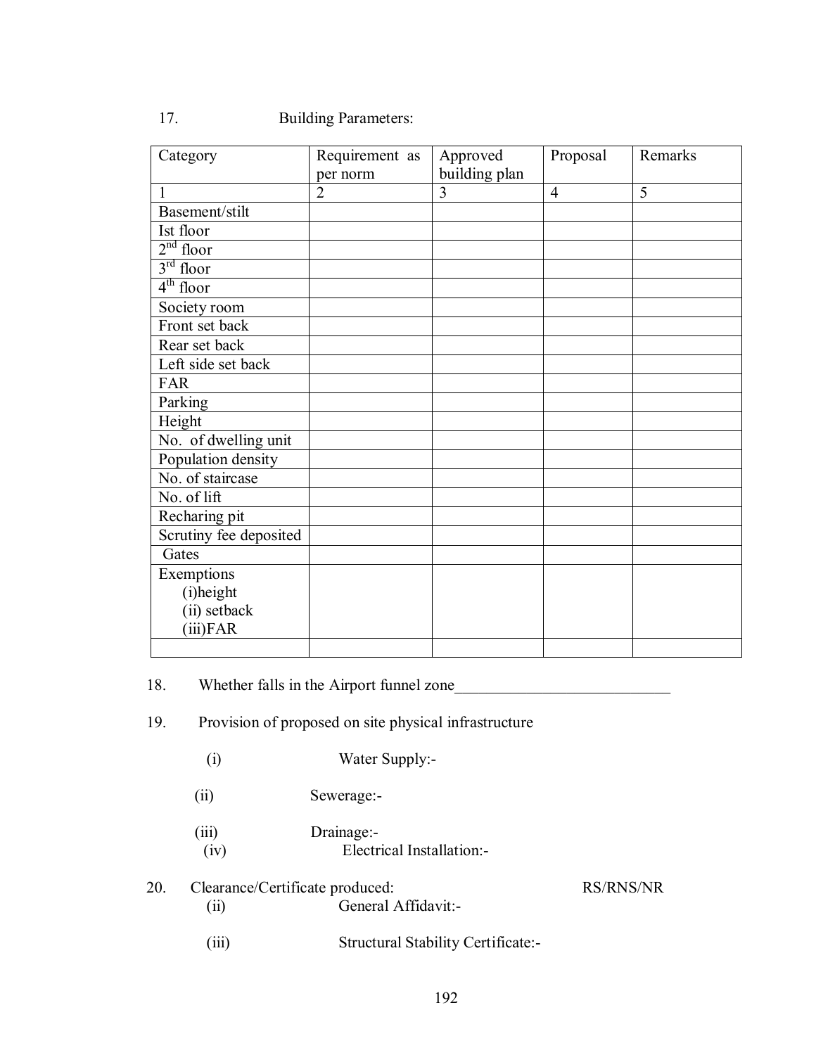17. Building Parameters:

| Category | Requirement as per norm | Approved building plan | Proposal | Remarks |
|---|---|---|---|---|
| 1 | 2 | 3 | 4 | 5 |
| Basement/stilt | | | | |
| Ist floor | | | | |
| 2nd floor | | | | |
| 3rd floor | | | | |
| 4th floor | | | | |
| Society room | | | | |
| Front set back | | | | |
| Rear set back | | | | |
| Left side set back | | | | |
| FAR | | | | |
| Parking | | | | |
| Height | | | | |
| No. of dwelling unit | | | | |
| Population density | | | | |
| No. of staircase | | | | |
| No. of lift | | | | |
| Recharing pit | | | | |
| Scrutiny fee deposited | | | | |
| Gates | | | | |
| Exemptions (i)height (ii) setback (iii)FAR | | | | |
| | | | | |

18. Whether falls in the Airport funnel zone___________________________

19. Provision of proposed on site physical infrastructure

   (i) Water Supply:-

   (ii) Sewerage:-

   (iii) Drainage:-
   (iv) Electrical Installation:-

20. Clearance/Certificate produced: RS/RNS/NR
   (ii) General Affidavit:-

   (iii) Structural Stability Certificate:-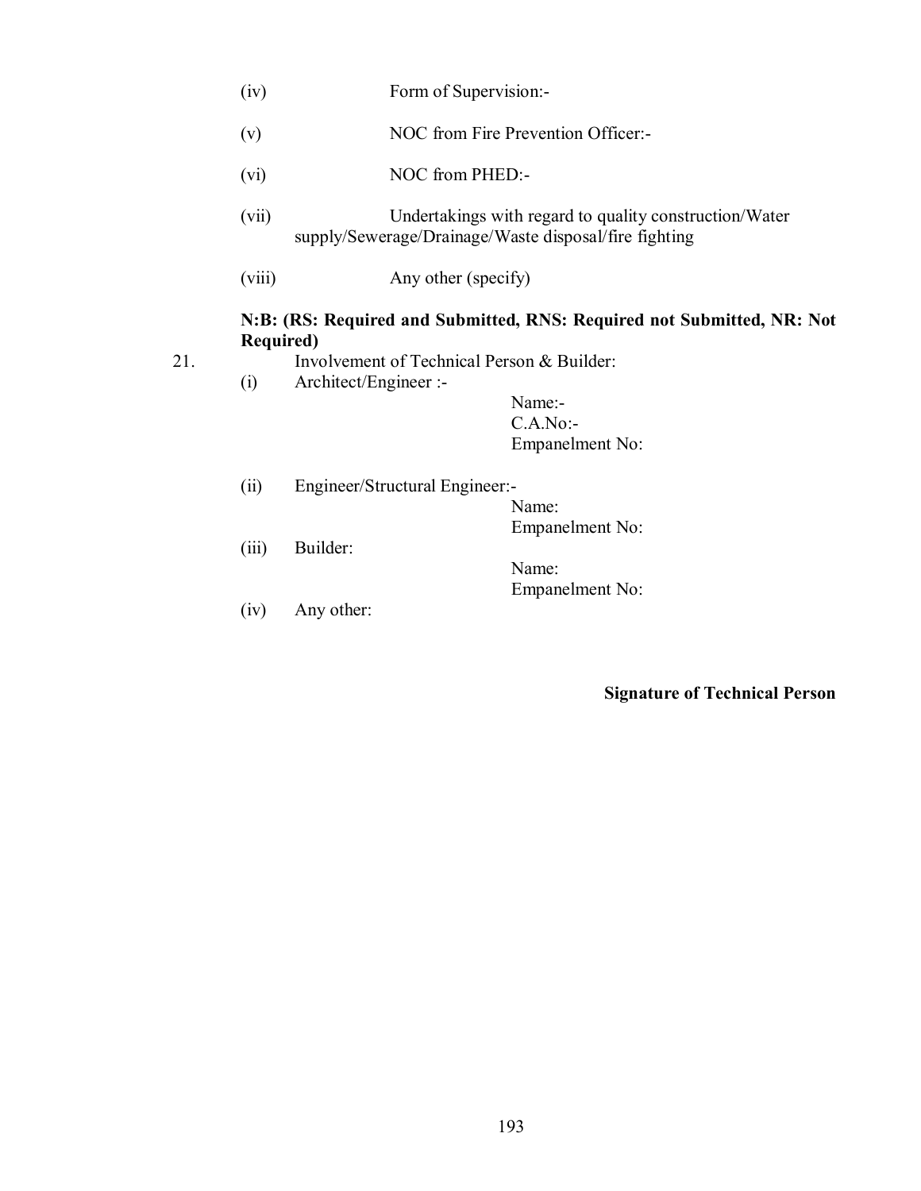(iv) Form of Supervision:-

(v) NOC from Fire Prevention Officer:-

(vi) NOC from PHED:-

(vii) Undertakings with regard to quality construction/Water supply/Sewerage/Drainage/Waste disposal/fire fighting

(viii) Any other (specify)

**N:B: (RS: Required and Submitted, RNS: Required not Submitted, NR: Not Required)**

21. Involvement of Technical Person & Builder:

(i) Architect/Engineer :-

Name:-
C.A.No:-
Empanelment No:

(ii) Engineer/Structural Engineer:-

Name:
Empanelment No:

(iii) Builder:

Name:
Empanelment No:

(iv) Any other:

**Signature of Technical Person**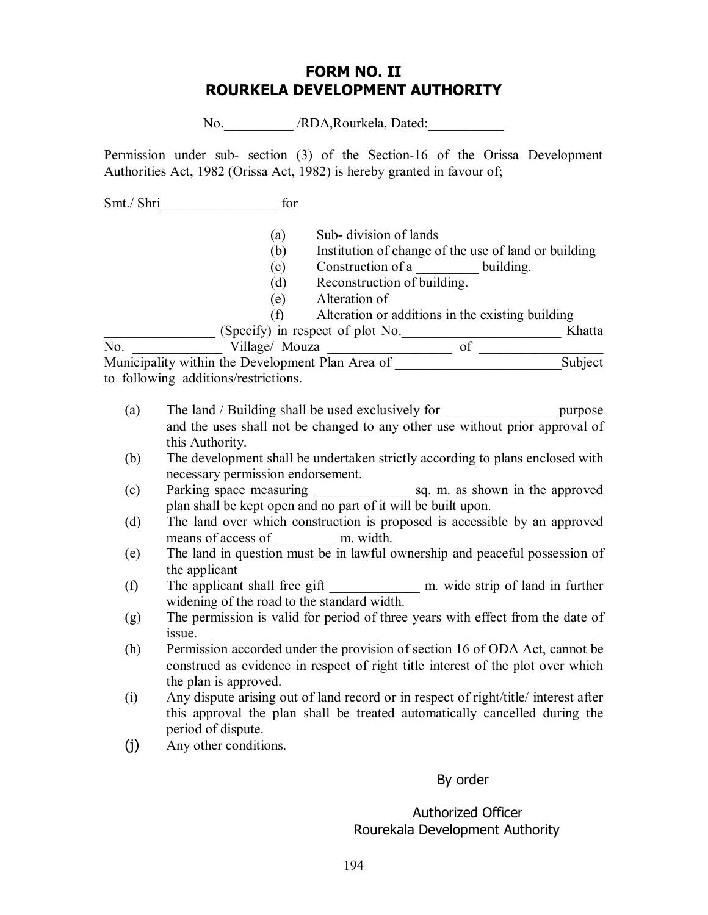# FORM NO. II
# ROURKELA DEVELOPMENT AUTHORITY

No.__________ /RDA,Rourkela, Dated:___________

Permission under sub- section (3) of the Section-16 of the Orissa Development Authorities Act, 1982 (Orissa Act, 1982) is hereby granted in favour of;

Smt./ Shri_________________ for

- (a) Sub- division of lands
- (b) Institution of change of the use of land or building
- (c) Construction of a _________ building.
- (d) Reconstruction of building.
- (e) Alteration of
- (f) Alteration or additions in the existing building

________________ (Specify) in respect of plot No.________________________ Khatta No. _____________ Village/ Mouza __________________ of __________________ Municipality within the Development Plan Area of _________________________Subject to following additions/restrictions.

- (a) The land / Building shall be used exclusively for ________________ purpose and the uses shall not be changed to any other use without prior approval of this Authority.
- (b) The development shall be undertaken strictly according to plans enclosed with necessary permission endorsement.
- (c) Parking space measuring ______________ sq. m. as shown in the approved plan shall be kept open and no part of it will be built upon.
- (d) The land over which construction is proposed is accessible by an approved means of access of _________ m. width.
- (e) The land in question must be in lawful ownership and peaceful possession of the applicant
- (f) The applicant shall free gift _____________ m. wide strip of land in further widening of the road to the standard width.
- (g) The permission is valid for period of three years with effect from the date of issue.
- (h) Permission accorded under the provision of section 16 of ODA Act, cannot be construed as evidence in respect of right title interest of the plot over which the plan is approved.
- (i) Any dispute arising out of land record or in respect of right/title/ interest after this approval the plan shall be treated automatically cancelled during the period of dispute.
- (j) Any other conditions.

By order

Authorized Officer
Rourekala Development Authority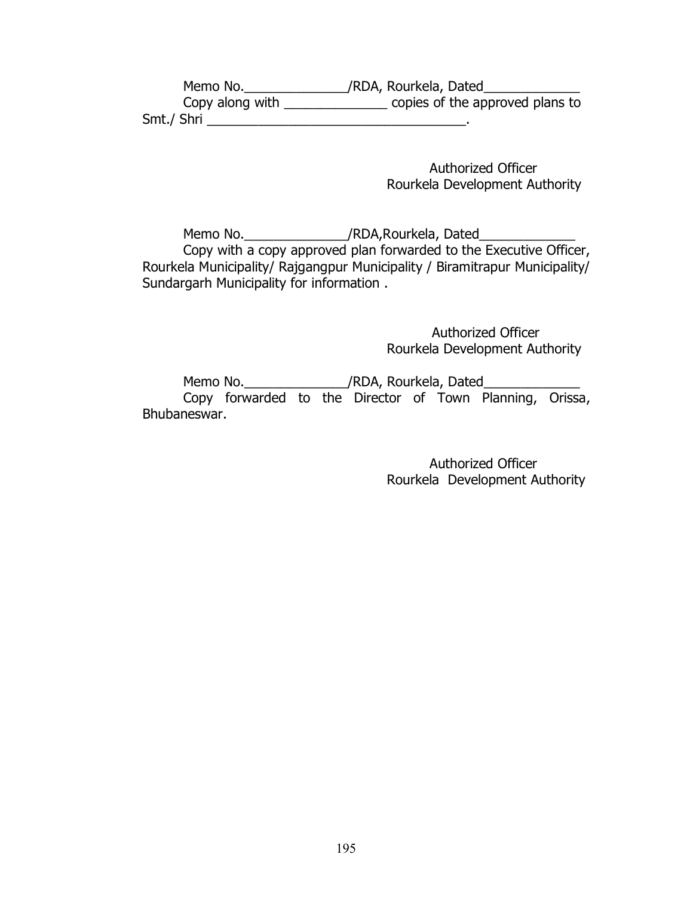Memo No.______________/RDA, Rourkela, Dated_____________
Copy along with ______________ copies of the approved plans to Smt./ Shri ___________________________________.

Authorized Officer
Rourkela Development Authority

Memo No.______________/RDA,Rourkela, Dated_____________
Copy with a copy approved plan forwarded to the Executive Officer, Rourkela Municipality/ Rajgangpur Municipality / Biramitrapur Municipality/ Sundargarh Municipality for information .

Authorized Officer
Rourkela Development Authority

Memo No.______________/RDA, Rourkela, Dated_____________
Copy forwarded to the Director of Town Planning, Orissa, Bhubaneswar.

Authorized Officer
Rourkela Development Authority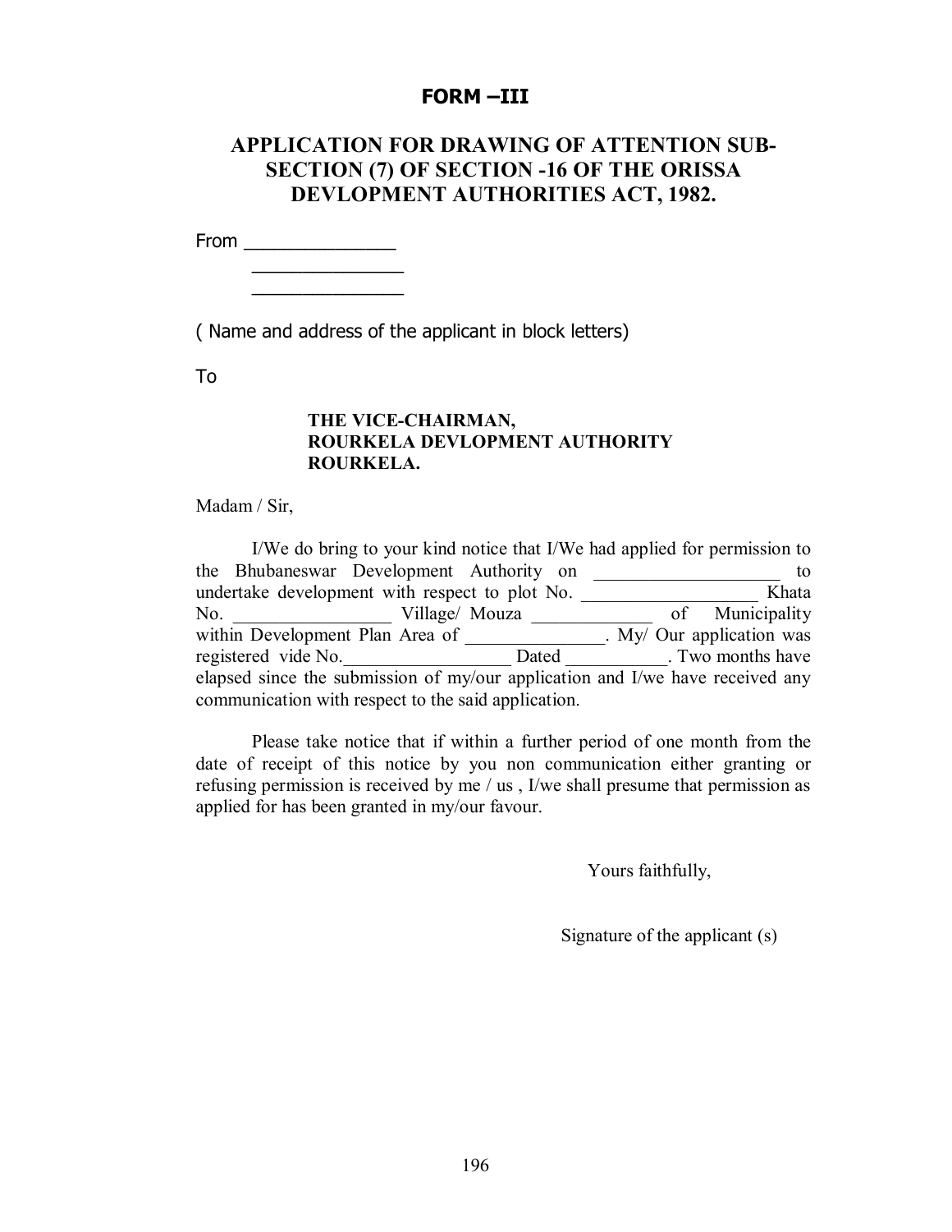**FORM –III**

## APPLICATION FOR DRAWING OF ATTENTION SUB-SECTION (7) OF SECTION -16 OF THE ORISSA DEVLOPMENT AUTHORITIES ACT, 1982.

From _______________
_______________
_______________

( Name and address of the applicant in block letters)

To

**THE VICE-CHAIRMAN,**
**ROURKELA DEVLOPMENT AUTHORITY**
**ROURKELA.**

Madam / Sir,

I/We do bring to your kind notice that I/We had applied for permission to the Bhubaneswar Development Authority on ____________________ to undertake development with respect to plot No. ___________________ Khata No. _________________ Village/ Mouza _____________ of Municipality within Development Plan Area of _______________. My/ Our application was registered vide No.__________________ Dated ___________. Two months have elapsed since the submission of my/our application and I/we have received any communication with respect to the said application.

Please take notice that if within a further period of one month from the date of receipt of this notice by you non communication either granting or refusing permission is received by me / us , I/we shall presume that permission as applied for has been granted in my/our favour.

Yours faithfully,

Signature of the applicant (s)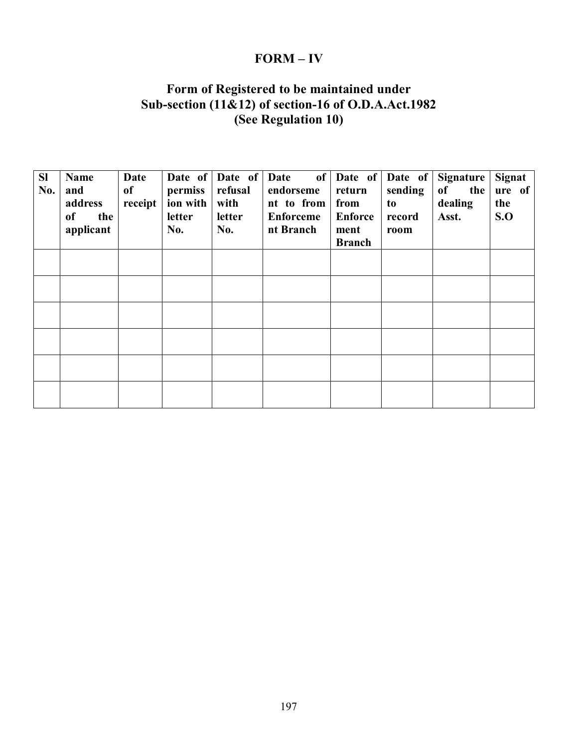# FORM – IV

## Form of Registered to be maintained under Sub-section (11&12) of section-16 of O.D.A.Act.1982 (See Regulation 10)

| Sl No. | Name and address of the applicant | Date of receipt | Date of permission with letter No. | Date of refusal with letter No. | Date of endorsement to from Enforcement Branch | Date of return from Enforcement Branch | Date of sending to record room | Signature of the dealing Asst. | Signature of the S.O |
|---|---|---|---|---|---|---|---|---|---|
| | | | | | | | | | |
| | | | | | | | | | |
| | | | | | | | | | |
| | | | | | | | | | |
| | | | | | | | | | |
| | | | | | | | | | |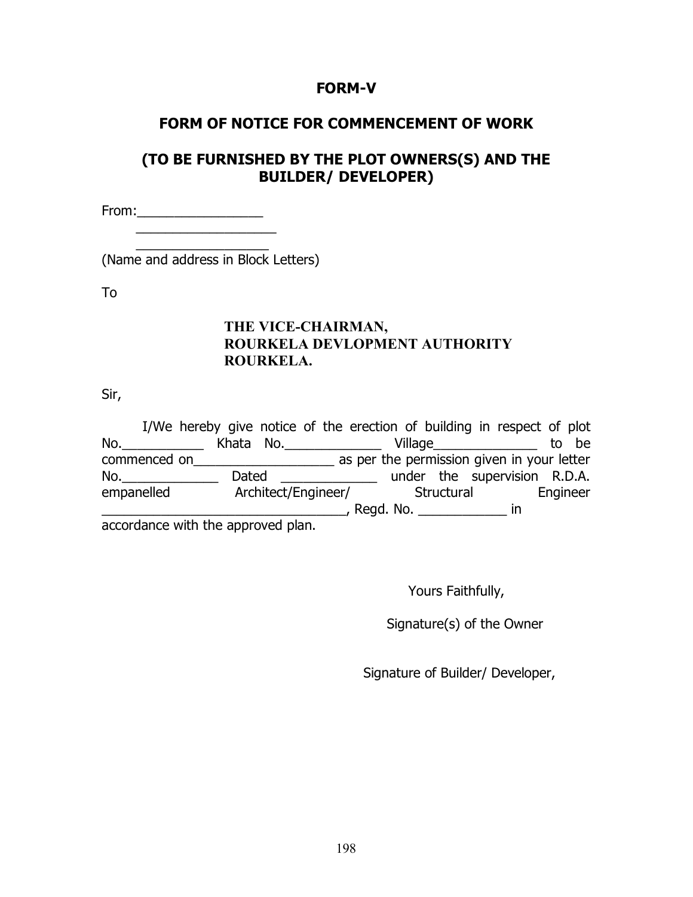# FORM-V

## FORM OF NOTICE FOR COMMENCEMENT OF WORK

## (TO BE FURNISHED BY THE PLOT OWNERS(S) AND THE BUILDER/ DEVELOPER)

From:_________________

_________________

_________________

(Name and address in Block Letters)

To

**THE VICE-CHAIRMAN,**
**ROURKELA DEVLOPMENT AUTHORITY**
**ROURKELA.**

Sir,

I/We hereby give notice of the erection of building in respect of plot No.___________ Khata No._____________ Village______________ to be commenced on___________________ as per the permission given in your letter No._____________ Dated _____________ under the supervision R.D.A. empanelled Architect/Engineer/ Structural Engineer _________________________________, Regd. No. ____________ in accordance with the approved plan.

Yours Faithfully,

Signature(s) of the Owner

Signature of Builder/ Developer,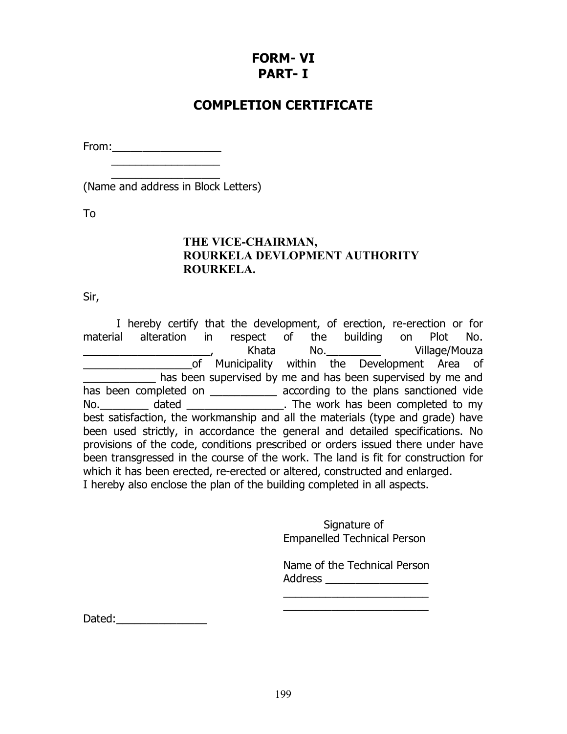# FORM- VI
# PART- I

## COMPLETION CERTIFICATE

From:__________________
__________________
__________________
(Name and address in Block Letters)

To

**THE VICE-CHAIRMAN,**
**ROURKELA DEVLOPMENT AUTHORITY**
**ROURKELA.**

Sir,

I hereby certify that the development, of erection, re-erection or for material alteration in respect of the building on Plot No. _____________________, Khata No._________ Village/Mouza __________________of Municipality within the Development Area of ____________ has been supervised by me and has been supervised by me and has been completed on ___________ according to the plans sanctioned vide No.________ dated ________________. The work has been completed to my best satisfaction, the workmanship and all the materials (type and grade) have been used strictly, in accordance the general and detailed specifications. No provisions of the code, conditions prescribed or orders issued there under have been transgressed in the course of the work. The land is fit for construction for which it has been erected, re-erected or altered, constructed and enlarged.
I hereby also enclose the plan of the building completed in all aspects.

Signature of
Empanelled Technical Person

Name of the Technical Person
Address _________________
_________________________
_________________________

Dated:_______________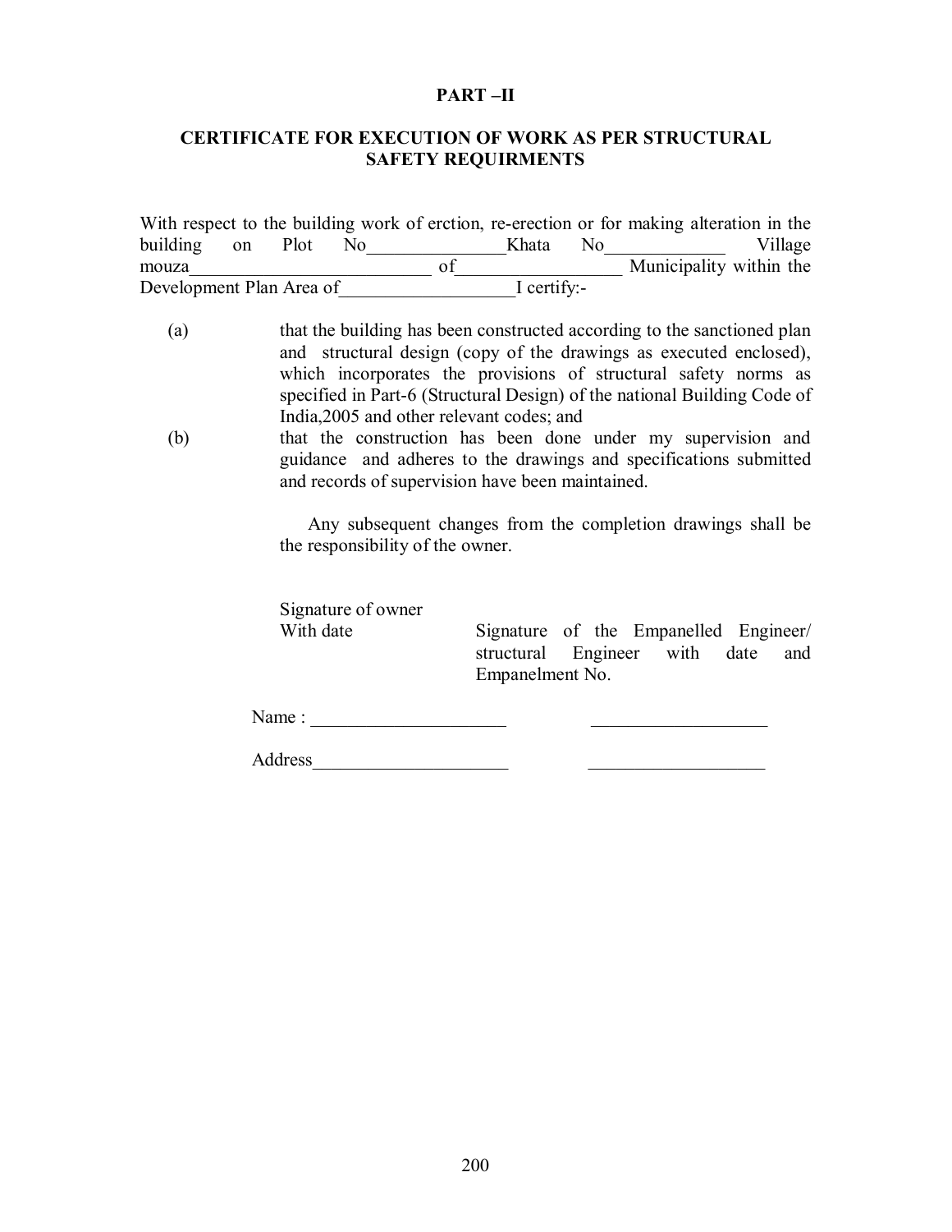## PART –II

## CERTIFICATE FOR EXECUTION OF WORK AS PER STRUCTURAL SAFETY REQUIRMENTS

With respect to the building work of erction, re-erection or for making alteration in the building on Plot No_______________Khata No_____________ Village mouza__________________________ of_________________ Municipality within the Development Plan Area of__________________I certify:-

(a) that the building has been constructed according to the sanctioned plan and structural design (copy of the drawings as executed enclosed), which incorporates the provisions of structural safety norms as specified in Part-6 (Structural Design) of the national Building Code of India,2005 and other relevant codes; and

(b) that the construction has been done under my supervision and guidance and adheres to the drawings and specifications submitted and records of supervision have been maintained.

Any subsequent changes from the completion drawings shall be the responsibility of the owner.

Signature of owner
With date

Signature of the Empanelled Engineer/ structural Engineer with date and Empanelment No.

Name : _____________________ ___________________

Address_____________________ ___________________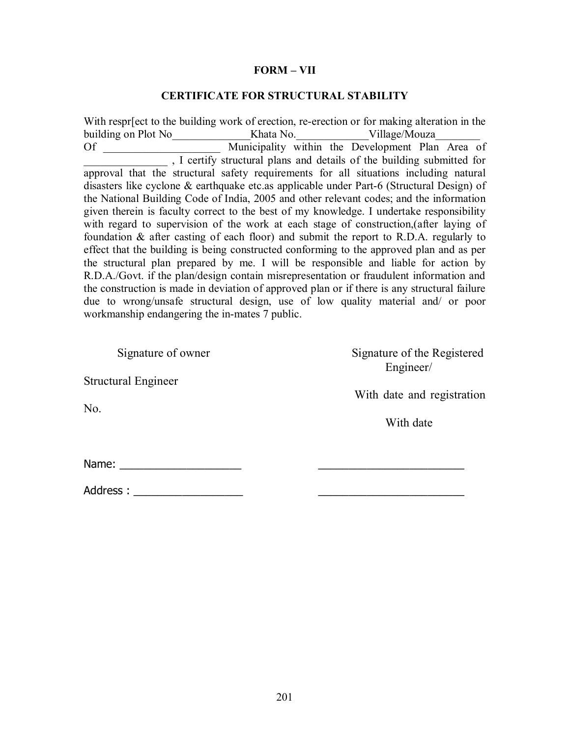**FORM – VII**

**CERTIFICATE FOR STRUCTURAL STABILITY**

With respr[ect to the building work of erection, re-erection or for making alteration in the building on Plot No______________Khata No.____________Village/Mouza________ Of ____________________ Municipality within the Development Plan Area of _______________ , I certify structural plans and details of the building submitted for approval that the structural safety requirements for all situations including natural disasters like cyclone & earthquake etc.as applicable under Part-6 (Structural Design) of the National Building Code of India, 2005 and other relevant codes; and the information given therein is faculty correct to the best of my knowledge. I undertake responsibility with regard to supervision of the work at each stage of construction,(after laying of foundation & after casting of each floor) and submit the report to R.D.A. regularly to effect that the building is being constructed conforming to the approved plan and as per the structural plan prepared by me. I will be responsible and liable for action by R.D.A./Govt. if the plan/design contain misrepresentation or fraudulent information and the construction is made in deviation of approved plan or if there is any structural failure due to wrong/unsafe structural design, use of low quality material and/ or poor workmanship endangering the in-mates 7 public.

Signature of owner

Signature of the Registered Engineer/

Structural Engineer

With date and registration

No.

With date

Name: ____________________ ________________________

Address : __________________ ________________________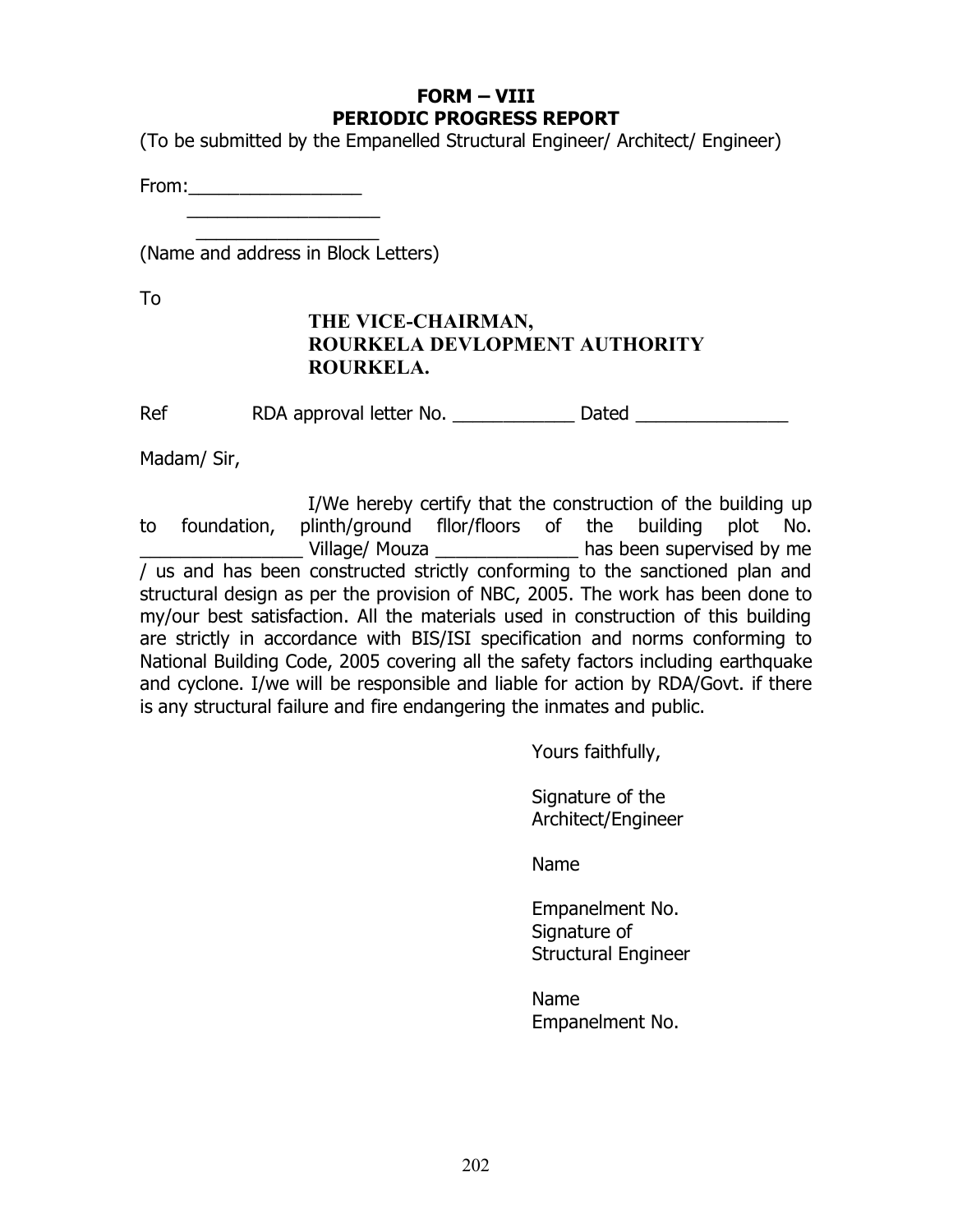**FORM – VIII**
**PERIODIC PROGRESS REPORT**

(To be submitted by the Empanelled Structural Engineer/ Architect/ Engineer)

From:_________________
___________________
__________________
(Name and address in Block Letters)

To

**THE VICE-CHAIRMAN,**
**ROURKELA DEVLOPMENT AUTHORITY**
**ROURKELA.**

Ref RDA approval letter No. ____________ Dated _______________

Madam/ Sir,

I/We hereby certify that the construction of the building up to foundation, plinth/ground fllor/floors of the building plot No. ________________ Village/ Mouza ______________ has been supervised by me / us and has been constructed strictly conforming to the sanctioned plan and structural design as per the provision of NBC, 2005. The work has been done to my/our best satisfaction. All the materials used in construction of this building are strictly in accordance with BIS/ISI specification and norms conforming to National Building Code, 2005 covering all the safety factors including earthquake and cyclone. I/we will be responsible and liable for action by RDA/Govt. if there is any structural failure and fire endangering the inmates and public.

Yours faithfully,

Signature of the
Architect/Engineer

Name

Empanelment No.
Signature of
Structural Engineer

Name
Empanelment No.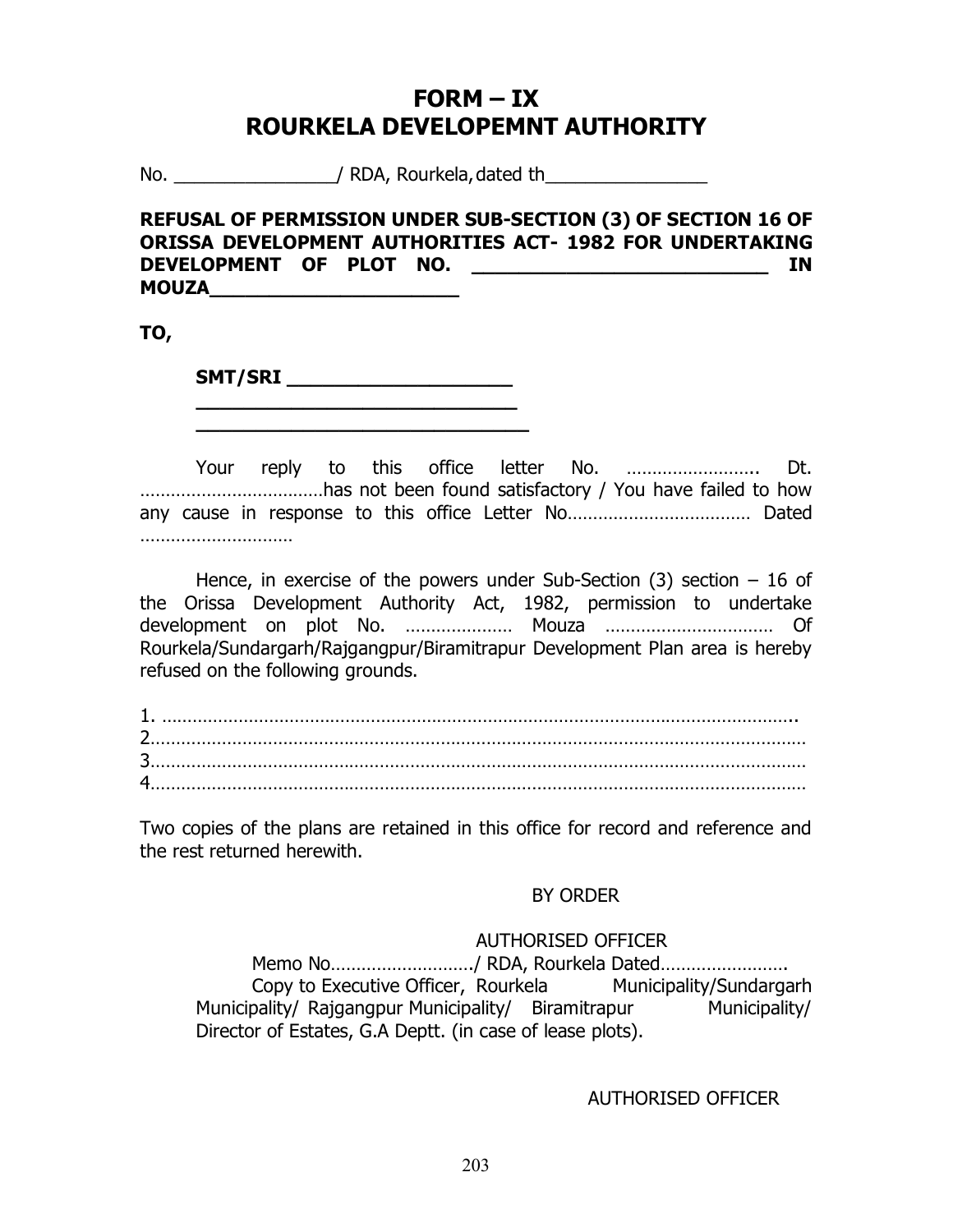# FORM – IX
# ROURKELA DEVELOPEMNT AUTHORITY

No. _______________/ RDA, Rourkela, dated th_______________

**REFUSAL OF PERMISSION UNDER SUB-SECTION (3) OF SECTION 16 OF ORISSA DEVELOPMENT AUTHORITIES ACT- 1982 FOR UNDERTAKING DEVELOPMENT OF PLOT NO. _________________________ IN MOUZA_____________________**

**TO,**

**SMT/SRI ___________________**
**____________________________**
**_____________________________**

Your reply to this office letter No. …………………….. Dt. ………………………………has not been found satisfactory / You have failed to how any cause in response to this office Letter No……………………………… Dated ………………………

Hence, in exercise of the powers under Sub-Section (3) section – 16 of the Orissa Development Authority Act, 1982, permission to undertake development on plot No. ………………… Mouza …………………………… Of Rourkela/Sundargarh/Rajgangpur/Biramitrapur Development Plan area is hereby refused on the following grounds.

1. ……………………………………………………………………………………………………..
2.……………………………………………………………………………………………………
3.……………………………………………………………………………………………………
4.……………………………………………………………………………………………………

Two copies of the plans are retained in this office for record and reference and the rest returned herewith.

BY ORDER

AUTHORISED OFFICER

Memo No………………………./ RDA, Rourkela Dated…………………….

Copy to Executive Officer, Rourkela Municipality/Sundargarh Municipality/ Rajgangpur Municipality/ Biramitrapur Municipality/ Director of Estates, G.A Deptt. (in case of lease plots).

AUTHORISED OFFICER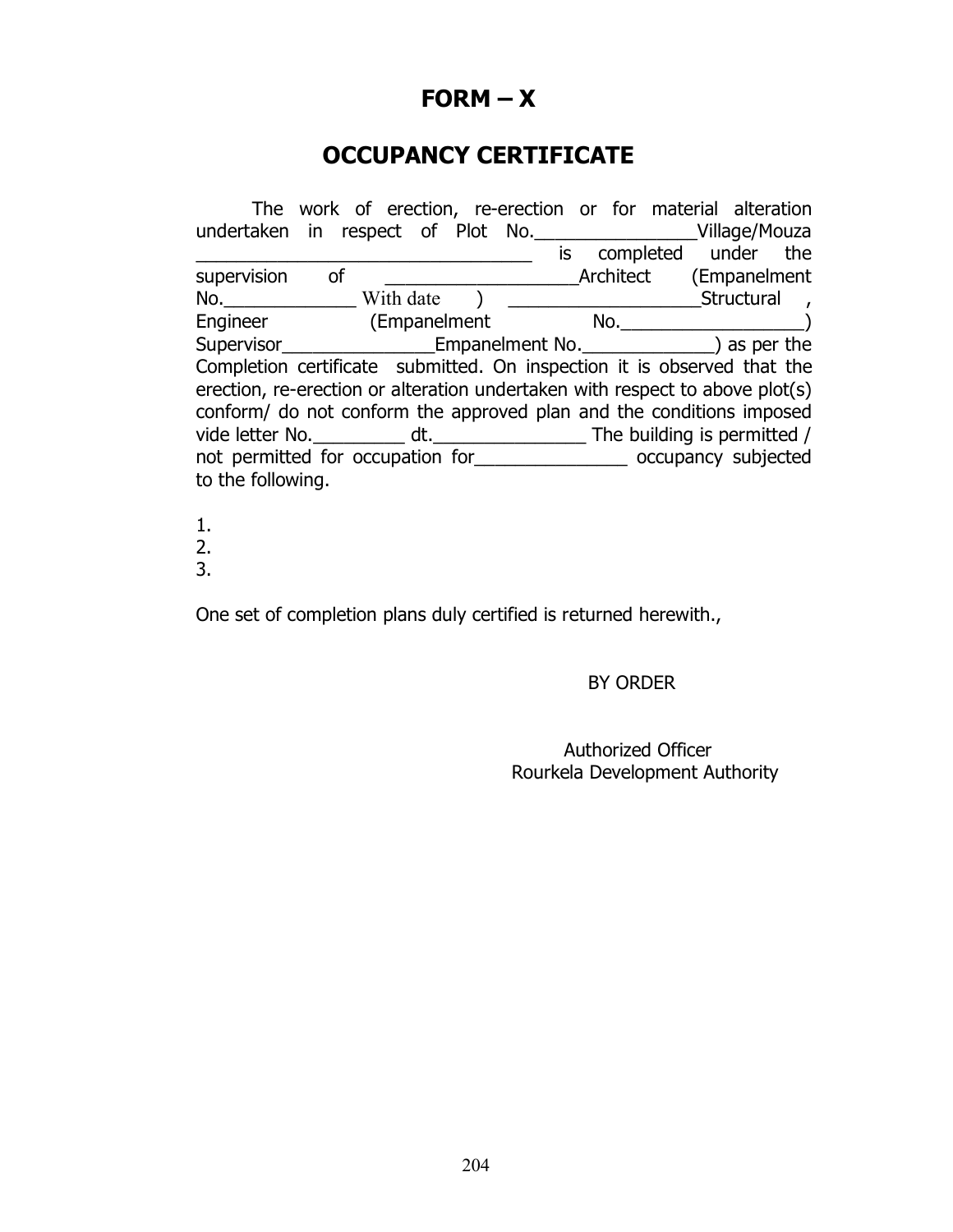# FORM – X

## OCCUPANCY CERTIFICATE

The work of erection, re-erection or for material alteration undertaken in respect of Plot No.________________Village/Mouza __________________________________ is completed under the supervision of ___________________Architect (Empanelment No._____________ With date ) ___________________Structural , Engineer (Empanelment No.__________________) Supervisor_______________Empanelment No._____________) as per the Completion certificate submitted. On inspection it is observed that the erection, re-erection or alteration undertaken with respect to above plot(s) conform/ do not conform the approved plan and the conditions imposed vide letter No._________ dt._______________ The building is permitted / not permitted for occupation for_______________ occupancy subjected to the following.

1.
2.
3.

One set of completion plans duly certified is returned herewith.,

BY ORDER

Authorized Officer
Rourkela Development Authority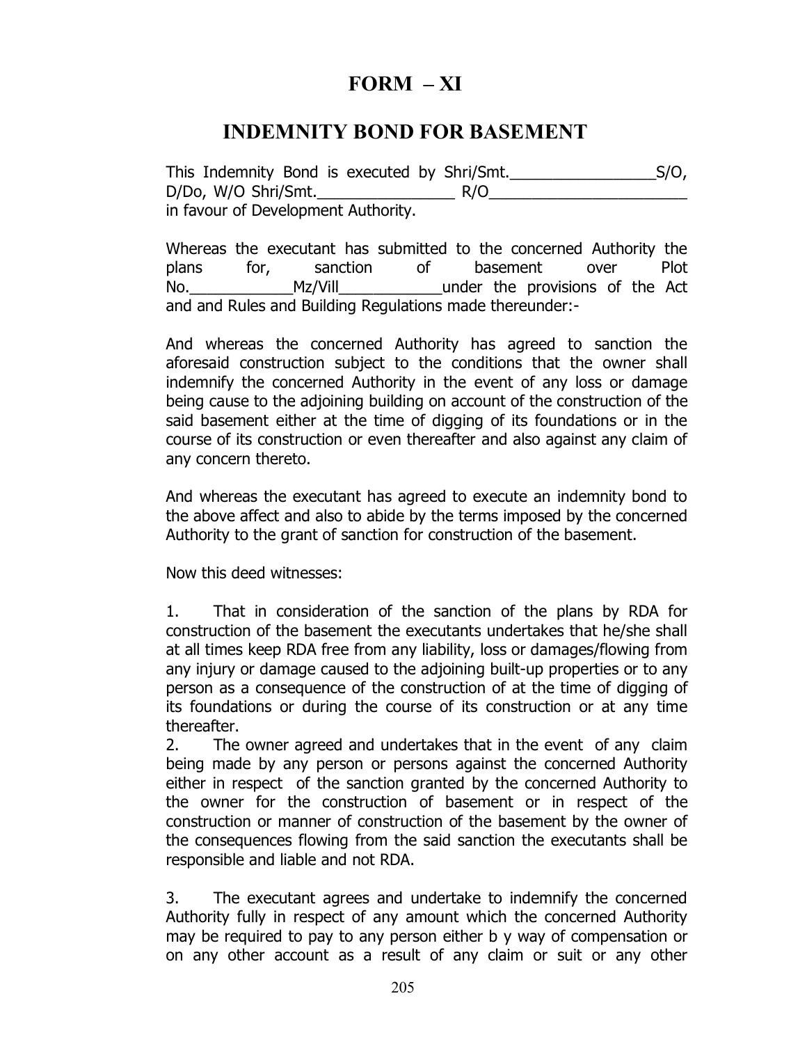# FORM – XI

## INDEMNITY BOND FOR BASEMENT

This Indemnity Bond is executed by Shri/Smt.________________S/O, D/Do, W/O Shri/Smt.________________ R/O________________________ in favour of Development Authority.

Whereas the executant has submitted to the concerned Authority the plans for, sanction of basement over Plot No.____________Mz/Vill____________under the provisions of the Act and and Rules and Building Regulations made thereunder:-

And whereas the concerned Authority has agreed to sanction the aforesaid construction subject to the conditions that the owner shall indemnify the concerned Authority in the event of any loss or damage being cause to the adjoining building on account of the construction of the said basement either at the time of digging of its foundations or in the course of its construction or even thereafter and also against any claim of any concern thereto.

And whereas the executant has agreed to execute an indemnity bond to the above affect and also to abide by the terms imposed by the concerned Authority to the grant of sanction for construction of the basement.

Now this deed witnesses:

1. That in consideration of the sanction of the plans by RDA for construction of the basement the executants undertakes that he/she shall at all times keep RDA free from any liability, loss or damages/flowing from any injury or damage caused to the adjoining built-up properties or to any person as a consequence of the construction of at the time of digging of its foundations or during the course of its construction or at any time thereafter.
2. The owner agreed and undertakes that in the event of any claim being made by any person or persons against the concerned Authority either in respect of the sanction granted by the concerned Authority to the owner for the construction of basement or in respect of the construction or manner of construction of the basement by the owner of the consequences flowing from the said sanction the executants shall be responsible and liable and not RDA.

3. The executant agrees and undertake to indemnify the concerned Authority fully in respect of any amount which the concerned Authority may be required to pay to any person either b y way of compensation or on any other account as a result of any claim or suit or any other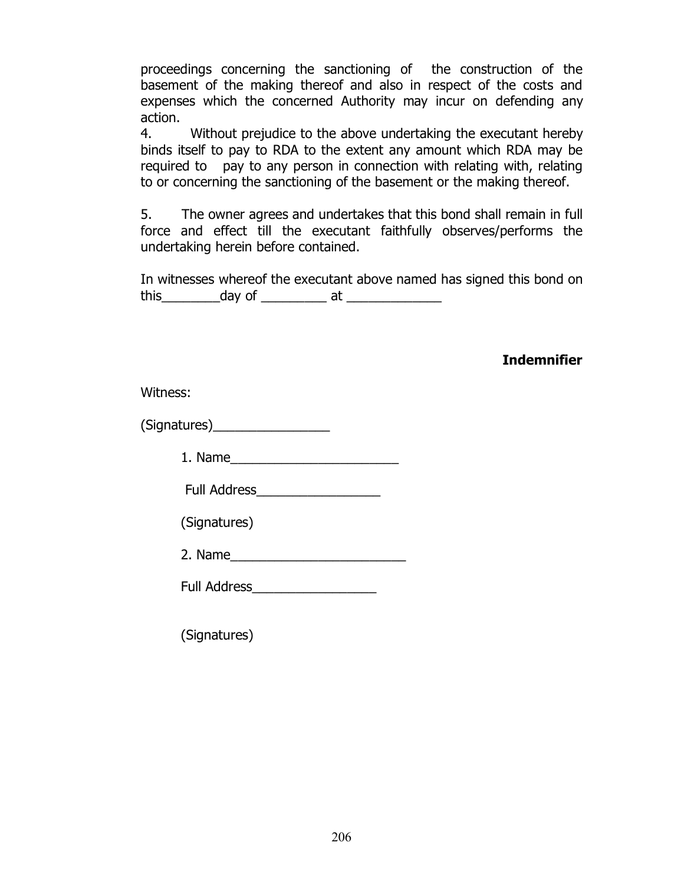proceedings concerning the sanctioning of the construction of the basement of the making thereof and also in respect of the costs and expenses which the concerned Authority may incur on defending any action.

4. Without prejudice to the above undertaking the executant hereby binds itself to pay to RDA to the extent any amount which RDA may be required to pay to any person in connection with relating with, relating to or concerning the sanctioning of the basement or the making thereof.

5. The owner agrees and undertakes that this bond shall remain in full force and effect till the executant faithfully observes/performs the undertaking herein before contained.

In witnesses whereof the executant above named has signed this bond on this________day of _________ at _____________

**Indemnifier**

Witness:

(Signatures)________________

1. Name________________________

Full Address_________________

(Signatures)

2. Name________________________

Full Address_________________

(Signatures)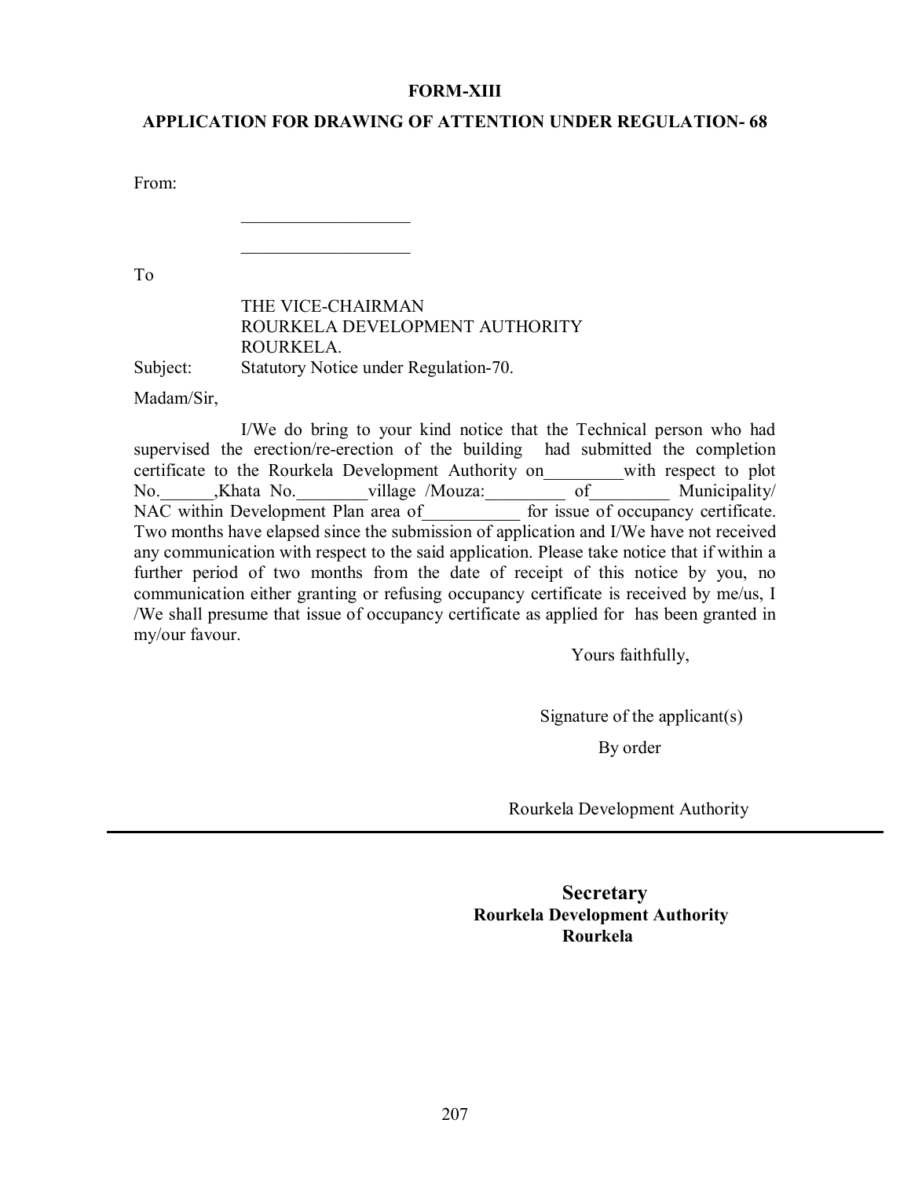**FORM-XIII**

**APPLICATION FOR DRAWING OF ATTENTION UNDER REGULATION- 68**

From:

___________________

___________________

To

THE VICE-CHAIRMAN
ROURKELA DEVELOPMENT AUTHORITY
ROURKELA.

Subject: Statutory Notice under Regulation-70.

Madam/Sir,

I/We do bring to your kind notice that the Technical person who had supervised the erection/re-erection of the building had submitted the completion certificate to the Rourkela Development Authority on_________with respect to plot No.______,Khata No.________village /Mouza:_________ of_________ Municipality/ NAC within Development Plan area of___________ for issue of occupancy certificate. Two months have elapsed since the submission of application and I/We have not received any communication with respect to the said application. Please take notice that if within a further period of two months from the date of receipt of this notice by you, no communication either granting or refusing occupancy certificate is received by me/us, I /We shall presume that issue of occupancy certificate as applied for has been granted in my/our favour.

Yours faithfully,

Signature of the applicant(s)

By order

Rourkela Development Authority

---

**Secretary**
**Rourkela Development Authority**
**Rourkela**